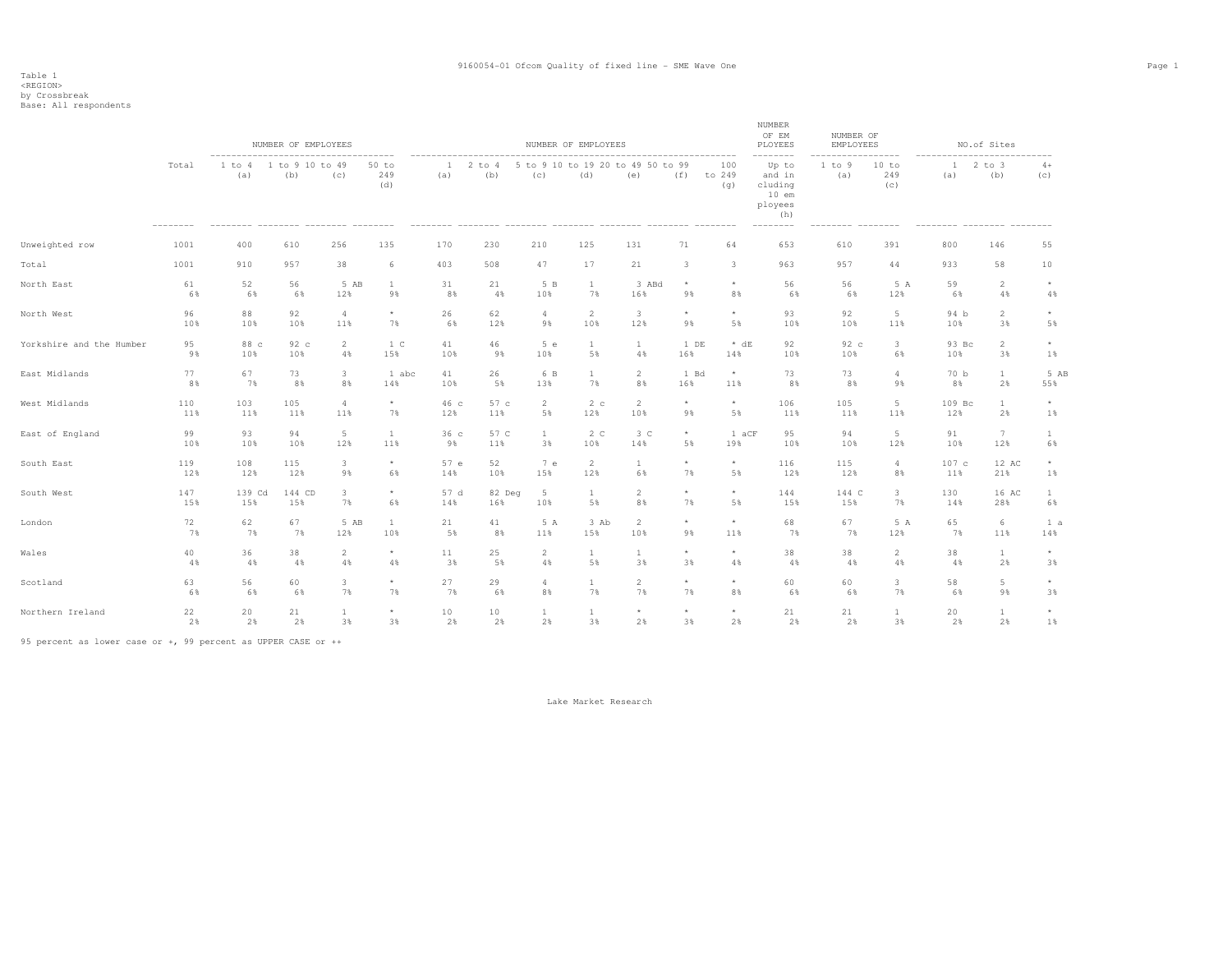Table 1
<REGION>
by Crossbreak
Base: All respondents

| | Total | NUMBER OF EMPLOYEES | | | | NUMBER OF EMPLOYEES | | | | | | | NUMBER OF EMPLOYEES | NUMBER OF EMPLOYEES | | NO.of Sites | | |
|---|---|---|---|---|---|---|---|---|---|---|---|---|---|---|---|---|---|---|
| | | 1 to 4 (a) | 1 to 9 (b) | 10 to 49 (c) | 50 to 249 (d) | 1 (a) | 2 to 4 (b) | 5 to 9 (c) | 10 to 19 (d) | 20 to 49 (e) | 50 to 99 (f) | 100 to 249 (g) | Up to and including 10 employees (h) | 1 to 9 (a) | 10 to 249 (c) | 1 (a) | 2 to 3 (b) | 4+ (c) |
| Unweighted row | 1001 | 400 | 610 | 256 | 135 | 170 | 230 | 210 | 125 | 131 | 71 | 64 | 653 | 610 | 391 | 800 | 146 | 55 |
| Total | 1001 | 910 | 957 | 38 | 6 | 403 | 508 | 47 | 17 | 21 | 3 | 3 | 963 | 957 | 44 | 933 | 58 | 10 |
| North East | 61<br>6% | 52<br>6% | 56<br>6% | 5 AB<br>12% | 1<br>9% | 31<br>8% | 21<br>4% | 5 B<br>10% | 1<br>7% | 3 ABd<br>16% | *<br>9% | *<br>8% | 56<br>6% | 56<br>6% | 5 A<br>12% | 59<br>6% | 2<br>4% | *<br>4% |
| North West | 96<br>10% | 88<br>10% | 92<br>10% | 4<br>11% | *<br>7% | 26<br>6% | 62<br>12% | 4<br>9% | 2<br>10% | 3<br>12% | *<br>9% | *<br>5% | 93<br>10% | 92<br>10% | 5<br>11% | 94 b<br>10% | 2<br>3% | *<br>5% |
| Yorkshire and the Humber | 95<br>9% | 88 c<br>10% | 92 c<br>10% | 2<br>4% | 1 C<br>15% | 41<br>10% | 46<br>9% | 5 e<br>10% | 1<br>5% | 1<br>4% | 1 DE<br>16% | * dE<br>14% | 92<br>10% | 92 c<br>10% | 3<br>6% | 93 Bc<br>10% | 2<br>3% | *<br>1% |
| East Midlands | 77<br>8% | 67<br>7% | 73<br>8% | 3<br>8% | 1 abc<br>14% | 41<br>10% | 26<br>5% | 6 B<br>13% | 1<br>7% | 2<br>8% | 1 Bd<br>16% | *<br>11% | 73<br>8% | 73<br>8% | 4<br>9% | 70 b<br>8% | 1<br>2% | 5 AB<br>55% |
| West Midlands | 110<br>11% | 103<br>11% | 105<br>11% | 4<br>11% | *<br>7% | 46 c<br>12% | 57 c<br>11% | 2<br>5% | 2 c<br>12% | 2<br>10% | *<br>9% | *<br>5% | 106<br>11% | 105<br>11% | 5<br>11% | 109 Bc<br>12% | 1<br>2% | *<br>1% |
| East of England | 99<br>10% | 93<br>10% | 94<br>10% | 5<br>12% | 1<br>11% | 36 c<br>9% | 57 C<br>11% | 1<br>3% | 2 C<br>10% | 3 C<br>14% | *<br>5% | 1 aCF<br>19% | 95<br>10% | 94<br>10% | 5<br>12% | 91<br>10% | 7<br>12% | 1<br>6% |
| South East | 119<br>12% | 108<br>12% | 115<br>12% | 3<br>9% | *<br>6% | 57 e<br>14% | 52<br>10% | 7 e<br>15% | 2<br>12% | 1<br>6% | *<br>7% | *<br>5% | 116<br>12% | 115<br>12% | 4<br>8% | 107 c<br>11% | 12 AC<br>21% | *<br>1% |
| South West | 147<br>15% | 139 Cd<br>15% | 144 CD<br>15% | 3<br>7% | *<br>6% | 57 d<br>14% | 82 Deg<br>16% | 5<br>10% | 1<br>5% | 2<br>8% | *<br>7% | *<br>5% | 144<br>15% | 144 C<br>15% | 3<br>7% | 130<br>14% | 16 AC<br>28% | 1<br>6% |
| London | 72<br>7% | 62<br>7% | 67<br>7% | 5 AB<br>12% | 1<br>10% | 21<br>5% | 41<br>8% | 5 A<br>11% | 3 Ab<br>15% | 2<br>10% | *<br>9% | *<br>11% | 68<br>7% | 67<br>7% | 5 A<br>12% | 65<br>7% | 6<br>11% | 1 a<br>14% |
| Wales | 40<br>4% | 36<br>4% | 38<br>4% | 2<br>4% | *<br>4% | 11<br>3% | 25<br>5% | 2<br>4% | 1<br>5% | 1<br>3% | *<br>3% | *<br>4% | 38<br>4% | 38<br>4% | 2<br>4% | 38<br>4% | 1<br>2% | *<br>3% |
| Scotland | 63<br>6% | 56<br>6% | 60<br>6% | 3<br>7% | *<br>7% | 27<br>7% | 29<br>6% | 4<br>8% | 1<br>7% | 2<br>7% | *<br>7% | *<br>8% | 60<br>6% | 60<br>6% | 3<br>7% | 58<br>6% | 5<br>9% | *<br>3% |
| Northern Ireland | 22<br>2% | 20<br>2% | 21<br>2% | 1<br>3% | *<br>3% | 10<br>2% | 10<br>2% | 1<br>2% | 1<br>3% | *<br>2% | *<br>3% | *<br>2% | 21<br>2% | 21<br>2% | 1<br>3% | 20<br>2% | 1<br>2% | *<br>1% |

95 percent as lower case or +, 99 percent as UPPER CASE or ++

Lake Market Research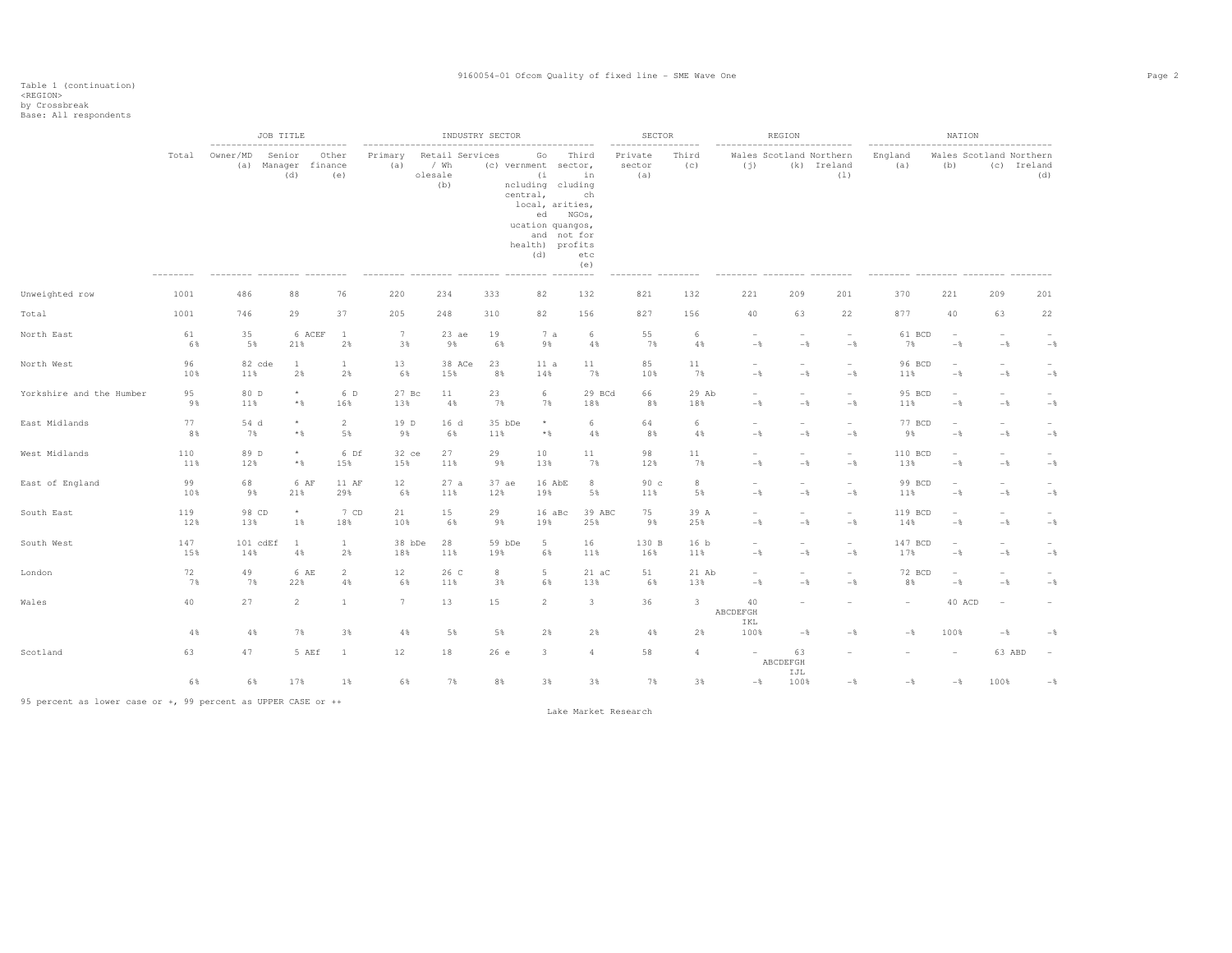Table 1 (continuation)
<REGION>
by Crossbreak
Base: All respondents

| | Total | JOB TITLE: Owner/MD (a) | JOB TITLE: Senior Manager (d) | JOB TITLE: Other finance (e) | INDUSTRY SECTOR: Primary (a) | INDUSTRY SECTOR: Retail / Wholesale (b) | INDUSTRY SECTOR: Services (c) | INDUSTRY SECTOR: Government (including central, local, education and health) (d) | INDUSTRY SECTOR: Third sector, including charities, NGOs, quangos, not for profits etc (e) | SECTOR: Private sector (a) | SECTOR: Third (c) | REGION: Wales (j) | REGION: Scotland (k) | REGION: Northern Ireland (l) | NATION: England (a) | NATION: Wales (b) | NATION: Scotland (c) | NATION: Northern Ireland (d) |
|---|---|---|---|---|---|---|---|---|---|---|---|---|---|---|---|---|---|---|
| Unweighted row | 1001 | 486 | 88 | 76 | 220 | 234 | 333 | 82 | 132 | 821 | 132 | 221 | 209 | 201 | 370 | 221 | 209 | 201 |
| Total | 1001 | 746 | 29 | 37 | 205 | 248 | 310 | 82 | 156 | 827 | 156 | 40 | 63 | 22 | 877 | 40 | 63 | 22 |
| North East | 61 | 35 | 6 ACEF | 1 | 7 | 23 ae | 19 | 7 a | 6 | 55 | 6 | - | - | - | 61 BCD | - | - | - |
| | 6% | 5% | 21% | 2% | 3% | 9% | 6% | 9% | 4% | 7% | 4% | -% | -% | -% | 7% | -% | -% | -% |
| North West | 96 | 82 cde | 1 | 1 | 13 | 38 ACe | 23 | 11 a | 11 | 85 | 11 | - | - | - | 96 BCD | - | - | - |
| | 10% | 11% | 2% | 2% | 6% | 15% | 8% | 14% | 7% | 10% | 7% | -% | -% | -% | 11% | -% | -% | -% |
| Yorkshire and the Humber | 95 | 80 D | * | 6 D | 27 Bc | 11 | 23 | 6 | 29 BCd | 66 | 29 Ab | - | - | - | 95 BCD | - | - | - |
| | 9% | 11% | *% | 16% | 13% | 4% | 7% | 7% | 18% | 8% | 18% | -% | -% | -% | 11% | -% | -% | -% |
| East Midlands | 77 | 54 d | * | 2 | 19 D | 16 d | 35 bDe | * | 6 | 64 | 6 | - | - | - | 77 BCD | - | - | - |
| | 8% | 7% | *% | 5% | 9% | 6% | 11% | *% | 4% | 8% | 4% | -% | -% | -% | 9% | -% | -% | -% |
| West Midlands | 110 | 89 D | * | 6 Df | 32 ce | 27 | 29 | 10 | 11 | 98 | 11 | - | - | - | 110 BCD | - | - | - |
| | 11% | 12% | *% | 15% | 15% | 11% | 9% | 13% | 7% | 12% | 7% | -% | -% | -% | 13% | -% | -% | -% |
| East of England | 99 | 68 | 6 AF | 11 AF | 12 | 27 a | 37 ae | 16 AbE | 8 | 90 c | 8 | - | - | - | 99 BCD | - | - | - |
| | 10% | 9% | 21% | 29% | 6% | 11% | 12% | 19% | 5% | 11% | 5% | -% | -% | -% | 11% | -% | -% | -% |
| South East | 119 | 98 CD | * | 7 CD | 21 | 15 | 29 | 16 aBc | 39 ABC | 75 | 39 A | - | - | - | 119 BCD | - | - | - |
| | 12% | 13% | 1% | 18% | 10% | 6% | 9% | 19% | 25% | 9% | 25% | -% | -% | -% | 14% | -% | -% | -% |
| South West | 147 | 101 cdEf | 1 | 1 | 38 bDe | 28 | 59 bDe | 5 | 16 | 130 B | 16 b | - | - | - | 147 BCD | - | - | - |
| | 15% | 14% | 4% | 2% | 18% | 11% | 19% | 6% | 11% | 16% | 11% | -% | -% | -% | 17% | -% | -% | -% |
| London | 72 | 49 | 6 AE | 2 | 12 | 26 C | 8 | 5 | 21 aC | 51 | 21 Ab | - | - | - | 72 BCD | - | - | - |
| | 7% | 7% | 22% | 4% | 6% | 11% | 3% | 6% | 13% | 6% | 13% | -% | -% | -% | 8% | -% | -% | -% |
| Wales | 40 | 27 | 2 | 1 | 7 | 13 | 15 | 2 | 3 | 36 | 3 | 40 ABCDEFGH IKL | - | - | - | 40 ACD | - | - |
| | 4% | 4% | 7% | 3% | 4% | 5% | 5% | 2% | 2% | 4% | 2% | 100% | -% | -% | -% | 100% | -% | -% |
| Scotland | 63 | 47 | 5 AEf | 1 | 12 | 18 | 26 e | 3 | 4 | 58 | 4 | - | 63 ABCDEFGH IJL | - | - | - | 63 ABD | - |
| | 6% | 6% | 17% | 1% | 6% | 7% | 8% | 3% | 3% | 7% | 3% | -% | 100% | -% | -% | -% | 100% | -% |

95 percent as lower case or +, 99 percent as UPPER CASE or ++

Lake Market Research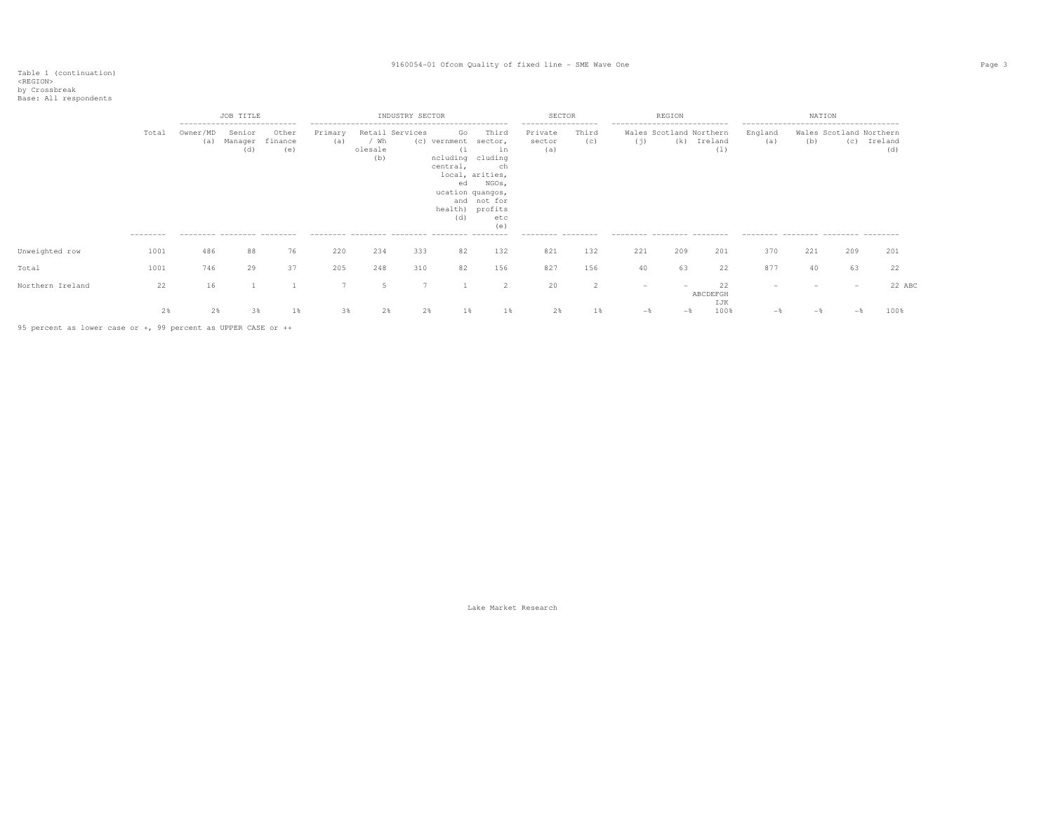Table 1 (continuation)
<REGION>
by Crossbreak
Base: All respondents

| | Total | JOB TITLE | | | INDUSTRY SECTOR | | | | | SECTOR | | REGION | | | NATION | | | |
|---|---|---|---|---|---|---|---|---|---|---|---|---|---|---|---|---|---|---|
| | | Owner/MD (a) | Senior Manager (d) | Other finance (e) | Primary (a) | Retail / Wholesale (b) | Services (c) | Government (including central, local, education and health) (d) | Third sector, including charities, NGOs, quangos, not for profits etc (e) | Private sector (a) | Third (c) | Wales (j) | Scotland (k) | Northern Ireland (l) | England (a) | Wales (b) | Scotland (c) | Northern Ireland (d) |
| Unweighted row | 1001 | 486 | 88 | 76 | 220 | 234 | 333 | 82 | 132 | 821 | 132 | 221 | 209 | 201 | 370 | 221 | 209 | 201 |
| Total | 1001 | 746 | 29 | 37 | 205 | 248 | 310 | 82 | 156 | 827 | 156 | 40 | 63 | 22 | 877 | 40 | 63 | 22 |
| Northern Ireland | 22 | 16 | 1 | 1 | 7 | 5 | 7 | 1 | 2 | 20 | 2 | - | - | 22 ABCDEFGHIJK | - | - | - | 22 ABC |
| | 2% | 2% | 3% | 1% | 3% | 2% | 2% | 1% | 1% | 2% | 1% | -% | -% | 100% | -% | -% | -% | 100% |

95 percent as lower case or +, 99 percent as UPPER CASE or ++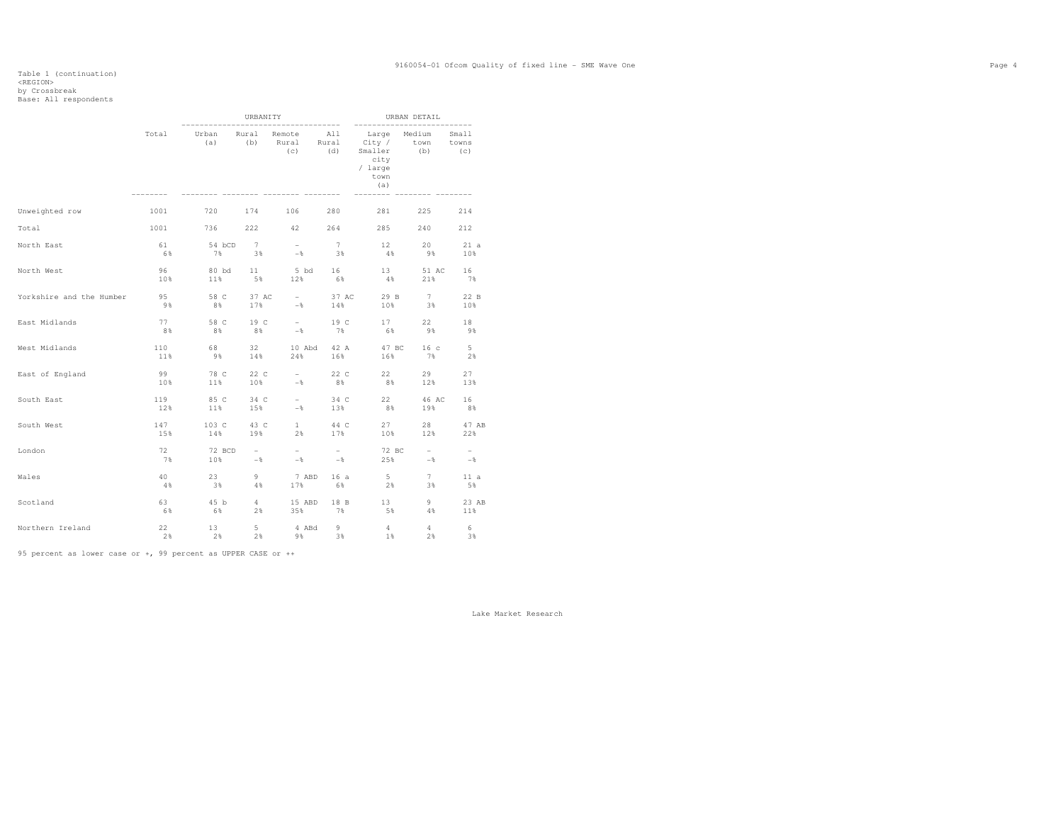Table 1 (continuation)
<REGION>
by Crossbreak
Base: All respondents

| | Total | URBANITY | | | | URBAN DETAIL | | |
|---|---|---|---|---|---|---|---|---|
| | | Urban (a) | Rural (b) | Remote Rural (c) | All Rural (d) | Large City / Smaller city / large town (a) | Medium town (b) | Small towns (c) |
| Unweighted row | 1001 | 720 | 174 | 106 | 280 | 281 | 225 | 214 |
| Total | 1001 | 736 | 222 | 42 | 264 | 285 | 240 | 212 |
| North East | 61 | 54 bCD | 7 | - | 7 | 12 | 20 | 21 a |
| | 6% | 7% | 3% | -% | 3% | 4% | 9% | 10% |
| North West | 96 | 80 bd | 11 | 5 bd | 16 | 13 | 51 AC | 16 |
| | 10% | 11% | 5% | 12% | 6% | 4% | 21% | 7% |
| Yorkshire and the Humber | 95 | 58 C | 37 AC | - | 37 AC | 29 B | 7 | 22 B |
| | 9% | 8% | 17% | -% | 14% | 10% | 3% | 10% |
| East Midlands | 77 | 58 C | 19 C | - | 19 C | 17 | 22 | 18 |
| | 8% | 8% | 8% | -% | 7% | 6% | 9% | 9% |
| West Midlands | 110 | 68 | 32 | 10 Abd | 42 A | 47 BC | 16 c | 5 |
| | 11% | 9% | 14% | 24% | 16% | 16% | 7% | 2% |
| East of England | 99 | 78 C | 22 C | - | 22 C | 22 | 29 | 27 |
| | 10% | 11% | 10% | -% | 8% | 8% | 12% | 13% |
| South East | 119 | 85 C | 34 C | - | 34 C | 22 | 46 AC | 16 |
| | 12% | 11% | 15% | -% | 13% | 8% | 19% | 8% |
| South West | 147 | 103 C | 43 C | 1 | 44 C | 27 | 28 | 47 AB |
| | 15% | 14% | 19% | 2% | 17% | 10% | 12% | 22% |
| London | 72 | 72 BCD | - | - | - | 72 BC | - | - |
| | 7% | 10% | -% | -% | -% | 25% | -% | -% |
| Wales | 40 | 23 | 9 | 7 ABD | 16 a | 5 | 7 | 11 a |
| | 4% | 3% | 4% | 17% | 6% | 2% | 3% | 5% |
| Scotland | 63 | 45 b | 4 | 15 ABD | 18 B | 13 | 9 | 23 AB |
| | 6% | 6% | 2% | 35% | 7% | 5% | 4% | 11% |
| Northern Ireland | 22 | 13 | 5 | 4 ABd | 9 | 4 | 4 | 6 |
| | 2% | 2% | 2% | 9% | 3% | 1% | 2% | 3% |

95 percent as lower case or +, 99 percent as UPPER CASE or ++

Lake Market Research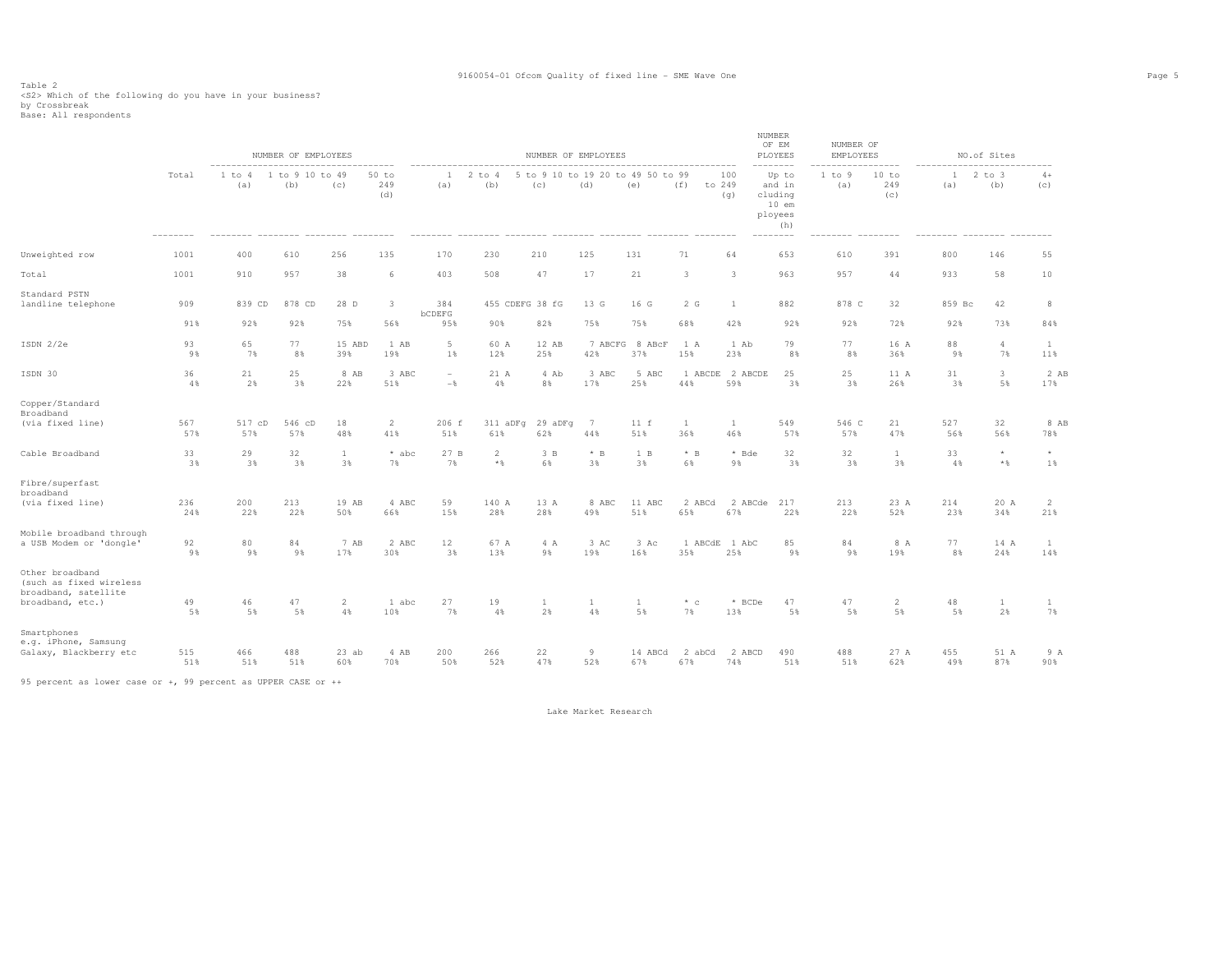Table 2
<S2> Which of the following do you have in your business?
by Crossbreak
Base: All respondents

| | Total | NUMBER OF EMPLOYEES 1 to 4 (a) | 1 to 9 (b) | 10 to 49 (c) | 50 to 249 (d) | NUMBER OF EMPLOYEES 1 (a) | 2 to 4 (b) | 5 to 9 (c) | 10 to 19 (d) | 20 to 49 (e) | 50 to 99 (f) | 100 to 249 (g) | NUMBER OF EMPLOYEES Up to and including 10 employees (h) | NUMBER OF EMPLOYEES 1 to 9 (a) | 10 to 249 (c) | NO.of Sites 1 (a) | 2 to 3 (b) | 4+ (c) |
|---|---|---|---|---|---|---|---|---|---|---|---|---|---|---|---|---|---|---|
| Unweighted row | 1001 | 400 | 610 | 256 | 135 | 170 | 230 | 210 | 125 | 131 | 71 | 64 | 653 | 610 | 391 | 800 | 146 | 55 |
| Total | 1001 | 910 | 957 | 38 | 6 | 403 | 508 | 47 | 17 | 21 | 3 | 3 | 963 | 957 | 44 | 933 | 58 | 10 |
| Standard PSTN landline telephone | 909 | 839 CD | 878 CD | 28 D | 3 | 384 bCDEFG | 455 CDEFG | 38 fG | 13 G | 16 G | 2 G | 1 | 882 | 878 C | 32 | 859 Bc | 42 | 8 |
| | 91% | 92% | 92% | 75% | 56% | 95% | 90% | 82% | 75% | 75% | 68% | 42% | 92% | 92% | 72% | 92% | 73% | 84% |
| ISDN 2/2e | 93 | 65 | 77 | 15 ABD | 1 AB | 5 | 60 A | 12 AB | 7 ABCFG | 8 ABcF | 1 A | 1 Ab | 79 | 77 | 16 A | 88 | 4 | 1 |
| | 9% | 7% | 8% | 39% | 19% | 1% | 12% | 25% | 42% | 37% | 15% | 23% | 8% | 8% | 36% | 9% | 7% | 11% |
| ISDN 30 | 36 | 21 | 25 | 8 AB | 3 ABC | - | 21 A | 4 Ab | 3 ABC | 5 ABC | 1 ABCDE | 2 ABCDE | 25 | 25 | 11 A | 31 | 3 | 2 AB |
| | 4% | 2% | 3% | 22% | 51% | -% | 4% | 8% | 17% | 25% | 44% | 59% | 3% | 3% | 26% | 3% | 5% | 17% |
| Copper/Standard Broadband (via fixed line) | 567 | 517 cD | 546 cD | 18 | 2 | 206 f | 311 aDFg | 29 aDFg | 7 | 11 f | 1 | 1 | 549 | 546 C | 21 | 527 | 32 | 8 AB |
| | 57% | 57% | 57% | 48% | 41% | 51% | 61% | 62% | 44% | 51% | 36% | 46% | 57% | 57% | 47% | 56% | 56% | 78% |
| Cable Broadband | 33 | 29 | 32 | 1 | * abc | 27 B | 2 | 3 B | * B | 1 B | * B | * Bde | 32 | 32 | 1 | 33 | * | * |
| | 3% | 3% | 3% | 3% | 7% | 7% | *% | 6% | 3% | 3% | 6% | 9% | 3% | 3% | 3% | 4% | *% | 1% |
| Fibre/superfast broadband (via fixed line) | 236 | 200 | 213 | 19 AB | 4 ABC | 59 | 140 A | 13 A | 8 ABC | 11 ABC | 2 ABCd | 2 ABCde | 217 | 213 | 23 A | 214 | 20 A | 2 |
| | 24% | 22% | 22% | 50% | 66% | 15% | 28% | 28% | 49% | 51% | 65% | 67% | 22% | 22% | 52% | 23% | 34% | 21% |
| Mobile broadband through a USB Modem or 'dongle' | 92 | 80 | 84 | 7 AB | 2 ABC | 12 | 67 A | 4 A | 3 AC | 3 Ac | 1 ABCdE | 1 AbC | 85 | 84 | 8 A | 77 | 14 A | 1 |
| | 9% | 9% | 9% | 17% | 30% | 3% | 13% | 9% | 19% | 16% | 35% | 25% | 9% | 9% | 19% | 8% | 24% | 14% |
| Other broadband (such as fixed wireless broadband, satellite broadband, etc.) | 49 | 46 | 47 | 2 | 1 abc | 27 | 19 | 1 | 1 | 1 | * c | * BCDe | 47 | 47 | 2 | 48 | 1 | 1 |
| | 5% | 5% | 5% | 4% | 10% | 7% | 4% | 2% | 4% | 5% | 7% | 13% | 5% | 5% | 5% | 5% | 2% | 7% |
| Smartphones e.g. iPhone, Samsung Galaxy, Blackberry etc | 515 | 466 | 488 | 23 ab | 4 AB | 200 | 266 | 22 | 9 | 14 ABCd | 2 abCd | 2 ABCD | 490 | 488 | 27 A | 455 | 51 A | 9 A |
| | 51% | 51% | 51% | 60% | 70% | 50% | 52% | 47% | 52% | 67% | 67% | 74% | 51% | 51% | 62% | 49% | 87% | 90% |

95 percent as lower case or +, 99 percent as UPPER CASE or ++

Lake Market Research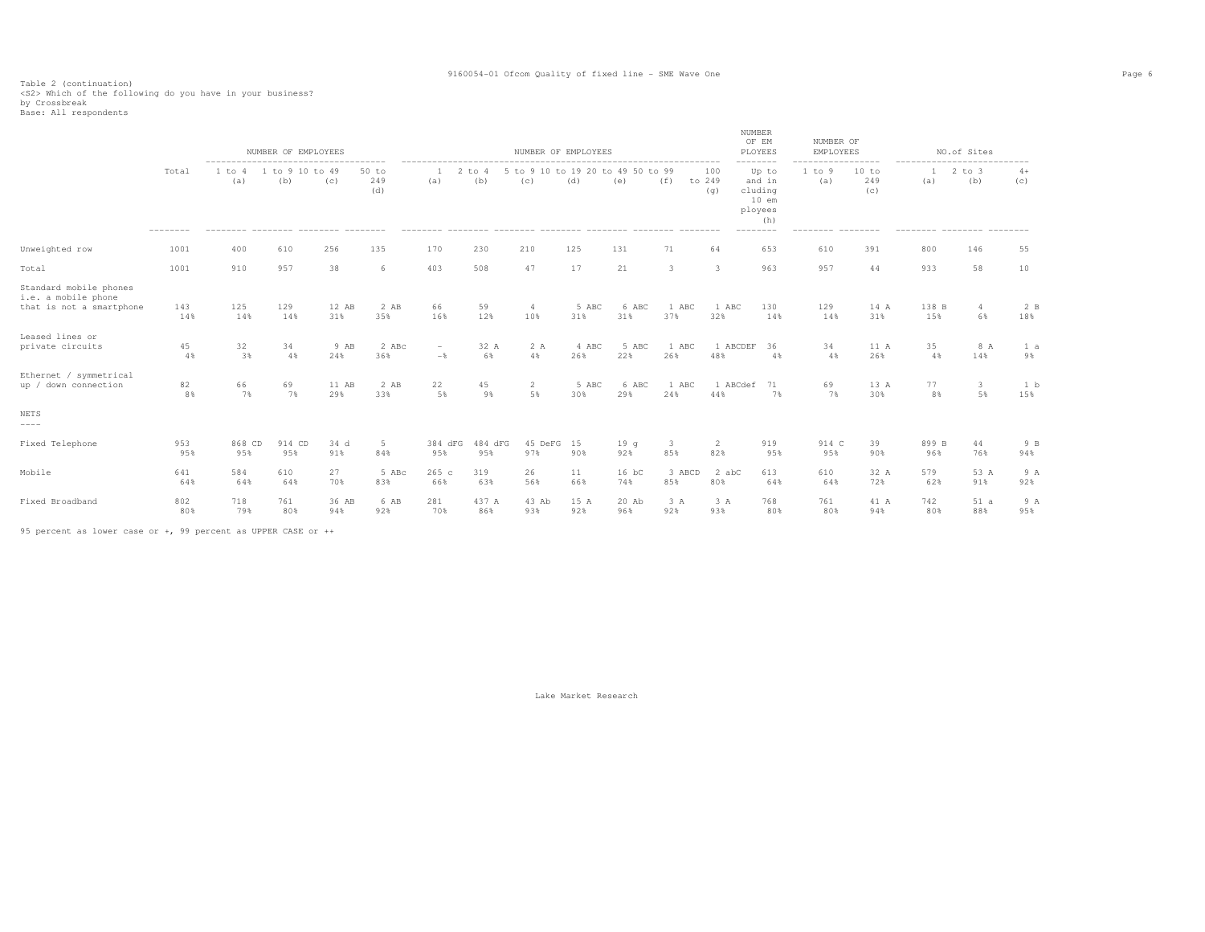Table 2 (continuation)
<S2> Which of the following do you have in your business?
by Crossbreak
Base: All respondents

| | Total | NUMBER OF EMPLOYEES 1 to 4 (a) | 1 to 9 (b) | 10 to 49 (c) | 50 to 249 (d) | NUMBER OF EMPLOYEES 1 (a) | 2 to 4 (b) | 5 to 9 (c) | 10 to 19 (d) | 20 to 49 (e) | 50 to 99 (f) | 100 to 249 (g) | NUMBER OF EMPLOYEES Up to and including 10 employees (h) | NUMBER OF EMPLOYEES 1 to 9 (a) | 10 to 249 (c) | NO.of Sites 1 (a) | 2 to 3 (b) | 4+ (c) |
|---|---|---|---|---|---|---|---|---|---|---|---|---|---|---|---|---|---|---|
| Unweighted row | 1001 | 400 | 610 | 256 | 135 | 170 | 230 | 210 | 125 | 131 | 71 | 64 | 653 | 610 | 391 | 800 | 146 | 55 |
| Total | 1001 | 910 | 957 | 38 | 6 | 403 | 508 | 47 | 17 | 21 | 3 | 3 | 963 | 957 | 44 | 933 | 58 | 10 |
| Standard mobile phones i.e. a mobile phone that is not a smartphone | 143<br>14% | 125<br>14% | 129<br>14% | 12 AB<br>31% | 2 AB<br>35% | 66<br>16% | 59<br>12% | 4<br>10% | 5 ABC<br>31% | 6 ABC<br>31% | 1 ABC<br>37% | 1 ABC<br>32% | 130<br>14% | 129<br>14% | 14 A<br>31% | 138 B<br>15% | 4<br>6% | 2 B<br>18% |
| Leased lines or private circuits | 45<br>4% | 32<br>3% | 34<br>4% | 9 AB<br>24% | 2 ABc<br>36% | -<br>-% | 32 A<br>6% | 2 A<br>4% | 4 ABC<br>26% | 5 ABC<br>22% | 1 ABC<br>26% | 1 ABCDEF<br>48% | 36<br>4% | 34<br>4% | 11 A<br>26% | 35<br>4% | 8 A<br>14% | 1 a<br>9% |
| Ethernet / symmetrical up / down connection | 82<br>8% | 66<br>7% | 69<br>7% | 11 AB<br>29% | 2 AB<br>33% | 22<br>5% | 45<br>9% | 2<br>5% | 5 ABC<br>30% | 6 ABC<br>29% | 1 ABC<br>24% | 1 ABCdef<br>44% | 71<br>7% | 69<br>7% | 13 A<br>30% | 77<br>8% | 3<br>5% | 1 b<br>15% |
| **NETS** | | | | | | | | | | | | | | | | | | |
| Fixed Telephone | 953<br>95% | 868 CD<br>95% | 914 CD<br>95% | 34 d<br>91% | 5<br>84% | 384 dFG<br>95% | 484 dFG<br>95% | 45 DeFG<br>97% | 15<br>90% | 19 g<br>92% | 3<br>85% | 2<br>82% | 919<br>95% | 914 C<br>95% | 39<br>90% | 899 B<br>96% | 44<br>76% | 9 B<br>94% |
| Mobile | 641<br>64% | 584<br>64% | 610<br>64% | 27<br>70% | 5 ABc<br>83% | 265 c<br>66% | 319<br>63% | 26<br>56% | 11<br>66% | 16 bC<br>74% | 3 ABCD<br>85% | 2 abC<br>80% | 613<br>64% | 610<br>64% | 32 A<br>72% | 579<br>62% | 53 A<br>91% | 9 A<br>92% |
| Fixed Broadband | 802<br>80% | 718<br>79% | 761<br>80% | 36 AB<br>94% | 6 AB<br>92% | 281<br>70% | 437 A<br>86% | 43 Ab<br>93% | 15 A<br>92% | 20 Ab<br>96% | 3 A<br>92% | 3 A<br>93% | 768<br>80% | 761<br>80% | 41 A<br>94% | 742<br>80% | 51 a<br>88% | 9 A<br>95% |

95 percent as lower case or +, 99 percent as UPPER CASE or ++

Lake Market Research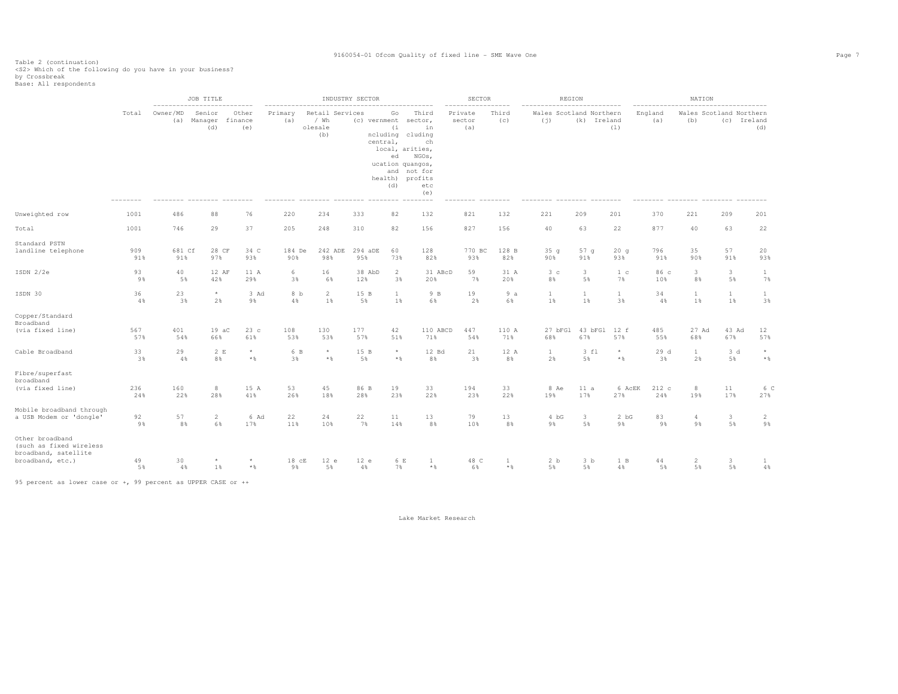9160054-01 Ofcom Quality of fixed line - SME Wave One

Table 2 (continuation)
<S2> Which of the following do you have in your business?
by Crossbreak
Base: All respondents

| | Total | JOB TITLE | | | INDUSTRY SECTOR | | | | | SECTOR | | REGION | | | NATION | | | |
|---|---|---|---|---|---|---|---|---|---|---|---|---|---|---|---|---|---|---|
| | | Owner/MD (a) | Senior Manager (d) | Other finance (e) | Primary (a) | Retail / Wholesale (b) | Services (c) | Government (including central, local, education and health) (d) | Third sector, including charities, NGOs, quangos, not for profits etc (e) | Private sector (a) | Third (c) | Wales (j) | Scotland (k) | Northern Ireland (l) | England (a) | Wales (b) | Scotland (c) | Northern Ireland (d) |
| Unweighted row | 1001 | 486 | 88 | 76 | 220 | 234 | 333 | 82 | 132 | 821 | 132 | 221 | 209 | 201 | 370 | 221 | 209 | 201 |
| Total | 1001 | 746 | 29 | 37 | 205 | 248 | 310 | 82 | 156 | 827 | 156 | 40 | 63 | 22 | 877 | 40 | 63 | 22 |
| Standard PSTN landline telephone | 909 | 681 Cf | 28 CF | 34 C | 184 De | 242 ADE | 294 aDE | 60 | 128 | 770 BC | 128 B | 35 g | 57 g | 20 g | 796 | 35 | 57 | 20 |
| | 91% | 91% | 97% | 93% | 90% | 98% | 95% | 73% | 82% | 93% | 82% | 90% | 91% | 93% | 91% | 90% | 91% | 93% |
| ISDN 2/2e | 93 | 40 | 12 AF | 11 A | 6 | 16 | 38 AbD | 2 | 31 ABcD | 59 | 31 A | 3 c | 3 | 1 c | 86 c | 3 | 3 | 1 |
| | 9% | 5% | 42% | 29% | 3% | 6% | 12% | 3% | 20% | 7% | 20% | 8% | 5% | 7% | 10% | 8% | 5% | 7% |
| ISDN 30 | 36 | 23 | * | 3 Ad | 8 b | 2 | 15 B | 1 | 9 B | 19 | 9 a | 1 | 1 | 1 | 34 | 1 | 1 | 1 |
| | 4% | 3% | 2% | 9% | 4% | 1% | 5% | 1% | 6% | 2% | 6% | 1% | 1% | 3% | 4% | 1% | 1% | 3% |
| Copper/Standard Broadband (via fixed line) | 567 | 401 | 19 aC | 23 c | 108 | 130 | 177 | 42 | 110 ABCD | 447 | 110 A | 27 bFGl | 43 bFGl | 12 f | 485 | 27 Ad | 43 Ad | 12 |
| | 57% | 54% | 66% | 61% | 53% | 53% | 57% | 51% | 71% | 54% | 71% | 68% | 67% | 57% | 55% | 68% | 67% | 57% |
| Cable Broadband | 33 | 29 | 2 E | * | 6 B | * | 15 B | * | 12 Bd | 21 | 12 A | 1 | 3 fl | * | 29 d | 1 | 3 d | * |
| | 3% | 4% | 8% | *% | 3% | *% | 5% | *% | 8% | 3% | 8% | 2% | 5% | *% | 3% | 2% | 5% | *% |
| Fibre/superfast broadband (via fixed line) | 236 | 160 | 8 | 15 A | 53 | 45 | 86 B | 19 | 33 | 194 | 33 | 8 Ae | 11 a | 6 AcEK | 212 c | 8 | 11 | 6 C |
| | 24% | 22% | 28% | 41% | 26% | 18% | 28% | 23% | 22% | 23% | 22% | 19% | 17% | 27% | 24% | 19% | 17% | 27% |
| Mobile broadband through a USB Modem or 'dongle' | 92 | 57 | 2 | 6 Ad | 22 | 24 | 22 | 11 | 13 | 79 | 13 | 4 bG | 3 | 2 bG | 83 | 4 | 3 | 2 |
| | 9% | 8% | 6% | 17% | 11% | 10% | 7% | 14% | 8% | 10% | 8% | 9% | 5% | 9% | 9% | 9% | 5% | 9% |
| Other broadband (such as fixed wireless broadband, satellite broadband, etc.) | 49 | 30 | * | * | 18 cE | 12 e | 12 e | 6 E | 1 | 48 C | 1 | 2 b | 3 b | 1 B | 44 | 2 | 3 | 1 |
| | 5% | 4% | 1% | *% | 9% | 5% | 4% | 7% | *% | 6% | *% | 5% | 5% | 4% | 5% | 5% | 5% | 4% |

95 percent as lower case or +, 99 percent as UPPER CASE or ++

Lake Market Research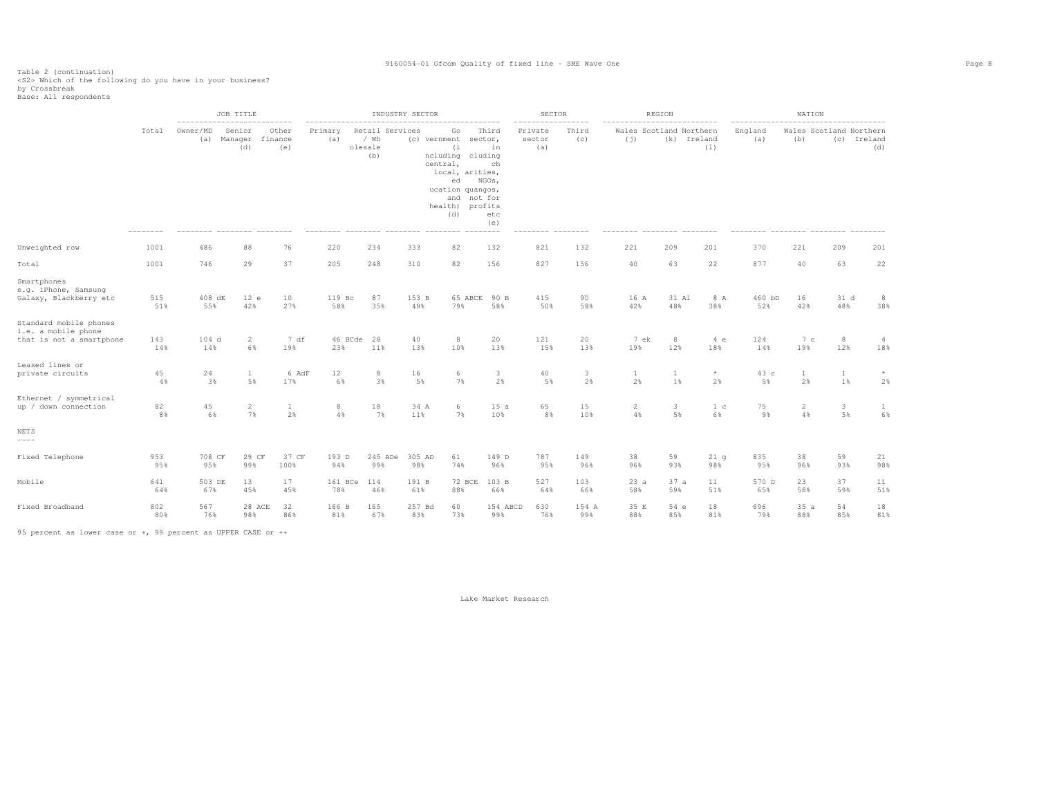Table 2 (continuation)
<S2> Which of the following do you have in your business?
by Crossbreak
Base: All respondents

| | Total | JOB TITLE | | | INDUSTRY SECTOR | | | | | SECTOR | | REGION | | | NATION | | | |
|---|---|---|---|---|---|---|---|---|---|---|---|---|---|---|---|---|---|---|
| | | Owner/MD (a) | Senior Manager (d) | Other finance (e) | Primary (a) | Retail / Wholesale (b) | Services (c) | Government (including central, local, education and health) (d) | Third sector, including charities, NGOs, quangos, not for profits etc (e) | Private sector (a) | Third (c) | Wales (j) | Scotland (k) | Northern Ireland (l) | England (a) | Wales (b) | Scotland (c) | Northern Ireland (d) |
| Unweighted row | 1001 | 486 | 88 | 76 | 220 | 234 | 333 | 82 | 132 | 821 | 132 | 221 | 209 | 201 | 370 | 221 | 209 | 201 |
| Total | 1001 | 746 | 29 | 37 | 205 | 248 | 310 | 82 | 156 | 827 | 156 | 40 | 63 | 22 | 877 | 40 | 63 | 22 |
| Smartphones e.g. iPhone, Samsung Galaxy, Blackberry etc | 515 | 408 dE | 12 e | 10 | 119 Bc | 87 | 153 B | 65 ABCE | 90 B | 415 | 90 | 16 A | 31 Al | 8 A | 460 bD | 16 | 31 d | 8 |
| | 51% | 55% | 42% | 27% | 58% | 35% | 49% | 79% | 58% | 50% | 58% | 42% | 48% | 38% | 52% | 42% | 48% | 38% |
| Standard mobile phones i.e. a mobile phone that is not a smartphone | 143 | 104 d | 2 | 7 df | 46 BCde | 28 | 40 | 8 | 20 | 121 | 20 | 7 ek | 8 | 4 e | 124 | 7 c | 8 | 4 |
| | 14% | 14% | 6% | 19% | 23% | 11% | 13% | 10% | 13% | 15% | 13% | 19% | 12% | 18% | 14% | 19% | 12% | 18% |
| Leased lines or private circuits | 45 | 24 | 1 | 6 AdF | 12 | 8 | 16 | 6 | 3 | 40 | 3 | 1 | 1 | * | 43 c | 1 | 1 | * |
| | 4% | 3% | 5% | 17% | 6% | 3% | 5% | 7% | 2% | 5% | 2% | 2% | 1% | 2% | 5% | 2% | 1% | 2% |
| Ethernet / symmetrical up / down connection | 82 | 45 | 2 | 1 | 8 | 18 | 34 A | 6 | 15 a | 65 | 15 | 2 | 3 | 1 c | 75 | 2 | 3 | 1 |
| | 8% | 6% | 7% | 2% | 4% | 7% | 11% | 7% | 10% | 8% | 10% | 4% | 5% | 6% | 9% | 4% | 5% | 6% |
| NETS | | | | | | | | | | | | | | | | | | |
| Fixed Telephone | 953 | 708 CF | 29 CF | 37 CF | 193 D | 245 ADe | 305 AD | 61 | 149 D | 787 | 149 | 38 | 59 | 21 g | 835 | 38 | 59 | 21 |
| | 95% | 95% | 99% | 100% | 94% | 99% | 98% | 74% | 96% | 95% | 96% | 96% | 93% | 98% | 95% | 96% | 93% | 98% |
| Mobile | 641 | 503 DE | 13 | 17 | 161 BCe | 114 | 191 B | 72 BCE | 103 B | 527 | 103 | 23 a | 37 a | 11 | 570 D | 23 | 37 | 11 |
| | 64% | 67% | 45% | 45% | 78% | 46% | 61% | 88% | 66% | 64% | 66% | 58% | 59% | 51% | 65% | 58% | 59% | 51% |
| Fixed Broadband | 802 | 567 | 28 ACE | 32 | 166 B | 165 | 257 Bd | 60 | 154 ABCD | 630 | 154 A | 35 E | 54 e | 18 | 696 | 35 a | 54 | 18 |
| | 80% | 76% | 98% | 86% | 81% | 67% | 83% | 73% | 99% | 76% | 99% | 88% | 85% | 81% | 79% | 88% | 85% | 81% |

95 percent as lower case or +, 99 percent as UPPER CASE or ++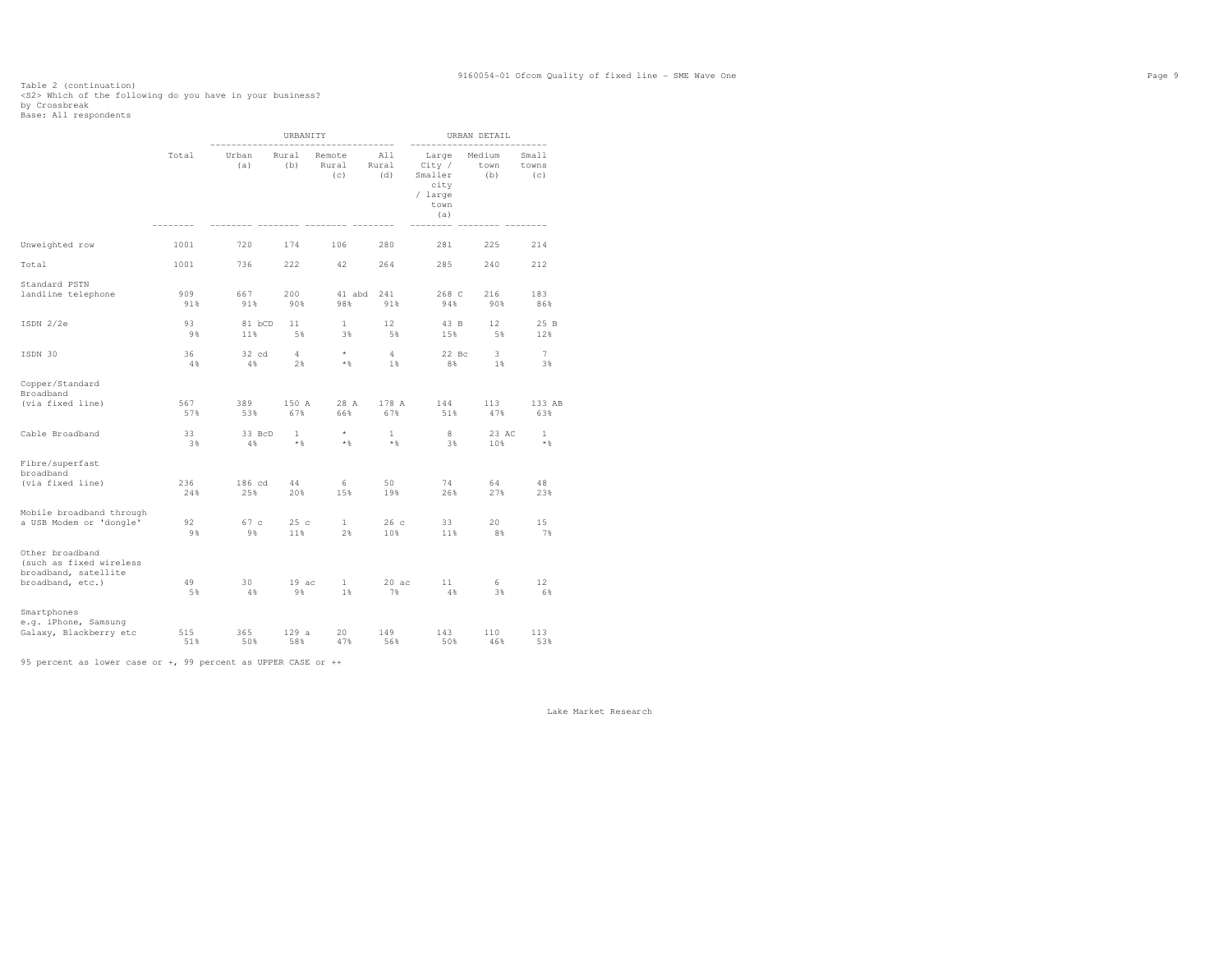Table 2 (continuation)
<S2> Which of the following do you have in your business?
by Crossbreak
Base: All respondents

| | Total | URBANITY | | | | URBAN DETAIL | | |
|---|---|---|---|---|---|---|---|---|
| | | Urban (a) | Rural (b) | Remote Rural (c) | All Rural (d) | Large City / Smaller city / large town (a) | Medium town (b) | Small towns (c) |
| Unweighted row | 1001 | 720 | 174 | 106 | 280 | 281 | 225 | 214 |
| Total | 1001 | 736 | 222 | 42 | 264 | 285 | 240 | 212 |
| Standard PSTN landline telephone | 909 | 667 | 200 | 41 abd | 241 | 268 C | 216 | 183 |
| | 91% | 91% | 90% | 98% | 91% | 94% | 90% | 86% |
| ISDN 2/2e | 93 | 81 bCD | 11 | 1 | 12 | 43 B | 12 | 25 B |
| | 9% | 11% | 5% | 3% | 5% | 15% | 5% | 12% |
| ISDN 30 | 36 | 32 cd | 4 | * | 4 | 22 Bc | 3 | 7 |
| | 4% | 4% | 2% | *% | 1% | 8% | 1% | 3% |
| Copper/Standard Broadband (via fixed line) | 567 | 389 | 150 A | 28 A | 178 A | 144 | 113 | 133 AB |
| | 57% | 53% | 67% | 66% | 67% | 51% | 47% | 63% |
| Cable Broadband | 33 | 33 BcD | 1 | * | 1 | 8 | 23 AC | 1 |
| | 3% | 4% | *% | *% | *% | 3% | 10% | *% |
| Fibre/superfast broadband (via fixed line) | 236 | 186 cd | 44 | 6 | 50 | 74 | 64 | 48 |
| | 24% | 25% | 20% | 15% | 19% | 26% | 27% | 23% |
| Mobile broadband through a USB Modem or 'dongle' | 92 | 67 c | 25 c | 1 | 26 c | 33 | 20 | 15 |
| | 9% | 9% | 11% | 2% | 10% | 11% | 8% | 7% |
| Other broadband (such as fixed wireless broadband, satellite broadband, etc.) | 49 | 30 | 19 ac | 1 | 20 ac | 11 | 6 | 12 |
| | 5% | 4% | 9% | 1% | 7% | 4% | 3% | 6% |
| Smartphones e.g. iPhone, Samsung Galaxy, Blackberry etc | 515 | 365 | 129 a | 20 | 149 | 143 | 110 | 113 |
| | 51% | 50% | 58% | 47% | 56% | 50% | 46% | 53% |

95 percent as lower case or +, 99 percent as UPPER CASE or ++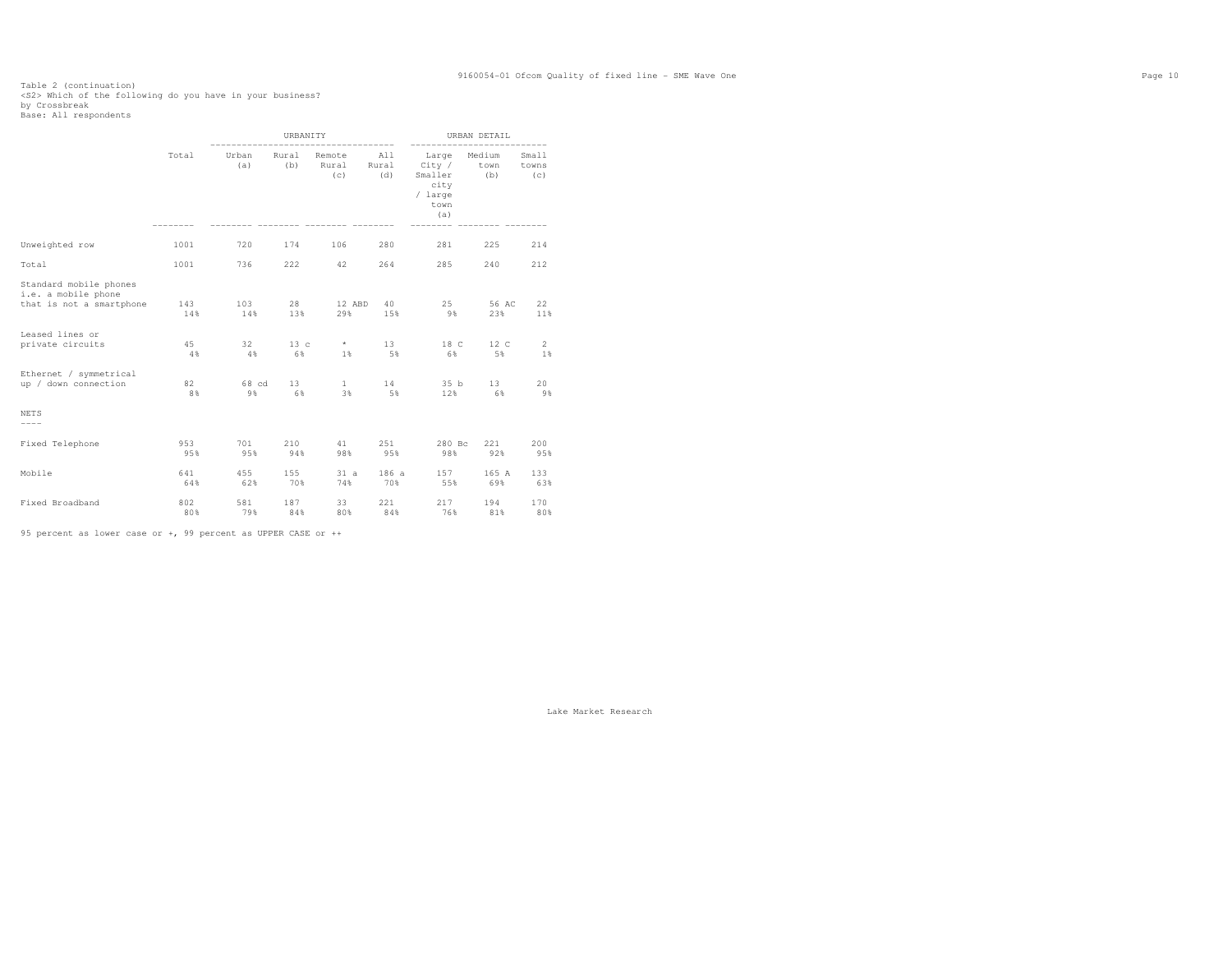Table 2 (continuation)
<S2> Which of the following do you have in your business?
by Crossbreak
Base: All respondents

| | Total | URBANITY | | | | URBAN DETAIL | | |
|---|---|---|---|---|---|---|---|---|
| | | Urban (a) | Rural (b) | Remote Rural (c) | All Rural (d) | Large City / Smaller city / large town (a) | Medium town (b) | Small towns (c) |
| Unweighted row | 1001 | 720 | 174 | 106 | 280 | 281 | 225 | 214 |
| Total | 1001 | 736 | 222 | 42 | 264 | 285 | 240 | 212 |
| Standard mobile phones i.e. a mobile phone that is not a smartphone | 143 | 103 | 28 | 12 ABD | 40 | 25 | 56 AC | 22 |
| | 14% | 14% | 13% | 29% | 15% | 9% | 23% | 11% |
| Leased lines or private circuits | 45 | 32 | 13 c | * | 13 | 18 C | 12 C | 2 |
| | 4% | 4% | 6% | 1% | 5% | 6% | 5% | 1% |
| Ethernet / symmetrical up / down connection | 82 | 68 cd | 13 | 1 | 14 | 35 b | 13 | 20 |
| | 8% | 9% | 6% | 3% | 5% | 12% | 6% | 9% |
| **NETS** | | | | | | | | |
| Fixed Telephone | 953 | 701 | 210 | 41 | 251 | 280 Bc | 221 | 200 |
| | 95% | 95% | 94% | 98% | 95% | 98% | 92% | 95% |
| Mobile | 641 | 455 | 155 | 31 a | 186 a | 157 | 165 A | 133 |
| | 64% | 62% | 70% | 74% | 70% | 55% | 69% | 63% |
| Fixed Broadband | 802 | 581 | 187 | 33 | 221 | 217 | 194 | 170 |
| | 80% | 79% | 84% | 80% | 84% | 76% | 81% | 80% |

95 percent as lower case or +, 99 percent as UPPER CASE or ++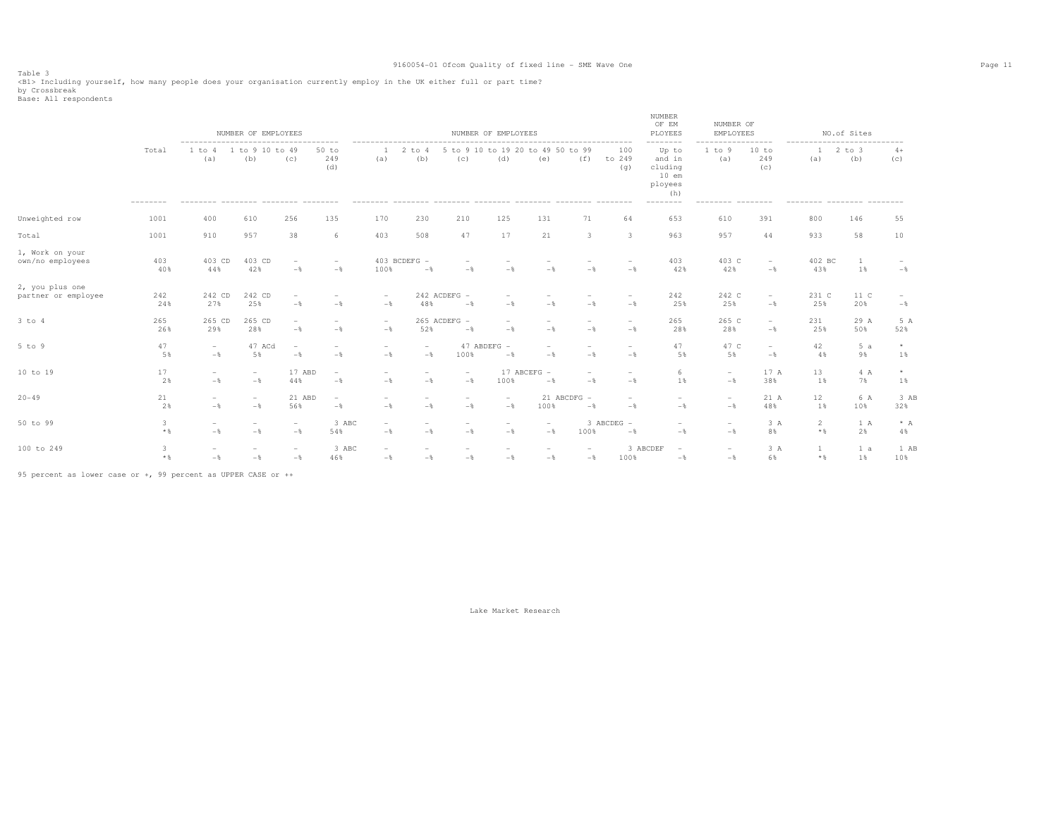9160054-01 Ofcom Quality of fixed line - SME Wave One

Table 3
<B1> Including yourself, how many people does your organisation currently employ in the UK either full or part time?
by Crossbreak
Base: All respondents

| | Total | NUMBER OF EMPLOYEES 1 to 4 (a) | 1 to 9 (b) | 10 to 49 (c) | 50 to 249 (d) | NUMBER OF EMPLOYEES 1 (a) | 2 to 4 (b) | 5 to 9 (c) | 10 to 19 (d) | 20 to 49 (e) | 50 to 99 (f) | 100 to 249 (g) | NUMBER OF EMPLOYEES Up to and including 10 employees (h) | NUMBER OF EMPLOYEES 1 to 9 (a) | 10 to 249 (c) | NO.of Sites 1 (a) | 2 to 3 (b) | 4+ (c) |
|---|---|---|---|---|---|---|---|---|---|---|---|---|---|---|---|---|---|---|
| Unweighted row | 1001 | 400 | 610 | 256 | 135 | 170 | 230 | 210 | 125 | 131 | 71 | 64 | 653 | 610 | 391 | 800 | 146 | 55 |
| Total | 1001 | 910 | 957 | 38 | 6 | 403 | 508 | 47 | 17 | 21 | 3 | 3 | 963 | 957 | 44 | 933 | 58 | 10 |
| 1, Work on your own/no employees | 403 | 403 CD | 403 CD | - | - | 403 BCDEFG | - | - | - | - | - | - | 403 | 403 C | - | 402 BC | 1 | - |
| | 40% | 44% | 42% | -% | -% | 100% | -% | -% | -% | -% | -% | -% | 42% | 42% | -% | 43% | 1% | -% |
| 2, you plus one partner or employee | 242 | 242 CD | 242 CD | - | - | - | 242 ACDEFG | - | - | - | - | - | 242 | 242 C | - | 231 C | 11 C | - |
| | 24% | 27% | 25% | -% | -% | -% | 48% | -% | -% | -% | -% | -% | 25% | 25% | -% | 25% | 20% | -% |
| 3 to 4 | 265 | 265 CD | 265 CD | - | - | - | 265 ACDEFG | - | - | - | - | - | 265 | 265 C | - | 231 | 29 A | 5 A |
| | 26% | 29% | 28% | -% | -% | -% | 52% | -% | -% | -% | -% | -% | 28% | 28% | -% | 25% | 50% | 52% |
| 5 to 9 | 47 | - | 47 ACd | - | - | - | - | 47 ABDEFG | - | - | - | - | 47 | 47 C | - | 42 | 5 a | * |
| | 5% | -% | 5% | -% | -% | -% | -% | 100% | -% | -% | -% | -% | 5% | 5% | -% | 4% | 9% | 1% |
| 10 to 19 | 17 | - | - | 17 ABD | - | - | - | - | 17 ABCEFG | - | - | - | 6 | - | 17 A | 13 | 4 A | * |
| | 2% | -% | -% | 44% | -% | -% | -% | -% | 100% | -% | -% | -% | 1% | -% | 38% | 1% | 7% | 1% |
| 20-49 | 21 | - | - | 21 ABD | - | - | - | - | - | 21 ABCDFG | - | - | - | - | 21 A | 12 | 6 A | 3 AB |
| | 2% | -% | -% | 56% | -% | -% | -% | -% | -% | 100% | -% | -% | -% | -% | 48% | 1% | 10% | 32% |
| 50 to 99 | 3 | - | - | - | 3 ABC | - | - | - | - | - | 3 ABCDEG | - | - | - | 3 A | 2 | 1 A | * A |
| | *% | -% | -% | -% | 54% | -% | -% | -% | -% | -% | 100% | -% | -% | -% | 8% | *% | 2% | 4% |
| 100 to 249 | 3 | - | - | - | 3 ABC | - | - | - | - | - | - | 3 ABCDEF | - | - | 3 A | 1 | 1 a | 1 AB |
| | *% | -% | -% | -% | 46% | -% | -% | -% | -% | -% | -% | 100% | -% | -% | 6% | *% | 1% | 10% |

95 percent as lower case or +, 99 percent as UPPER CASE or ++

Lake Market Research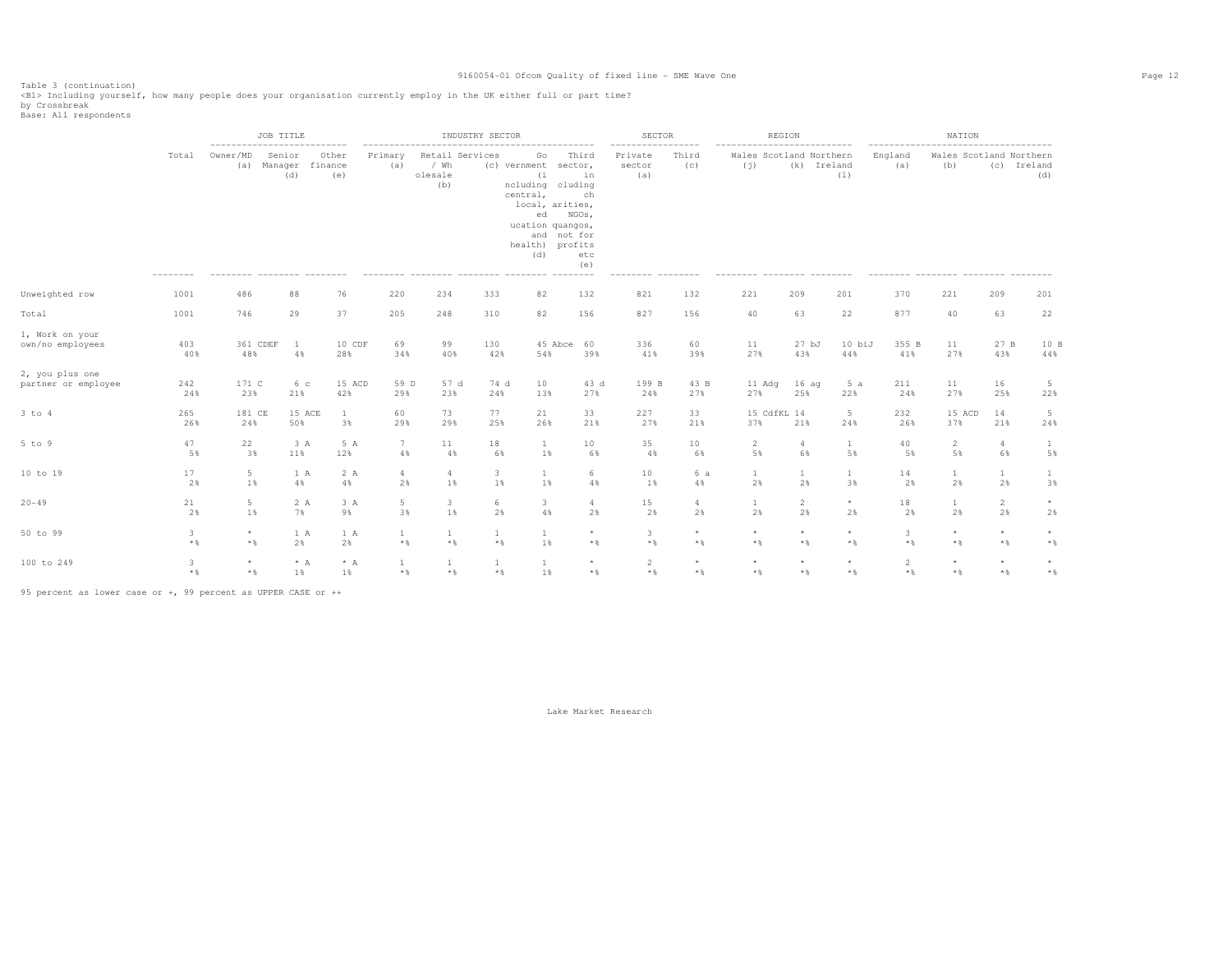Table 3 (continuation)
<B1> Including yourself, how many people does your organisation currently employ in the UK either full or part time?
by Crossbreak
Base: All respondents

| | Total | JOB TITLE | | | INDUSTRY SECTOR | | | | | SECTOR | | REGION | | | NATION | | | |
|---|---|---|---|---|---|---|---|---|---|---|---|---|---|---|---|---|---|---|
| | | Owner/MD (a) | Senior Manager (d) | Other finance (e) | Primary (a) | Retail / Wholesale (b) | Services (c) | Government (including central, local, education and health) (d) | Third sector, including charities, NGOs, quangos, not for profits etc (e) | Private sector (a) | Third (c) | Wales (j) | Scotland (k) | Northern Ireland (l) | England (a) | Wales (b) | Scotland (c) | Northern Ireland (d) |
| Unweighted row | 1001 | 486 | 88 | 76 | 220 | 234 | 333 | 82 | 132 | 821 | 132 | 221 | 209 | 201 | 370 | 221 | 209 | 201 |
| Total | 1001 | 746 | 29 | 37 | 205 | 248 | 310 | 82 | 156 | 827 | 156 | 40 | 63 | 22 | 877 | 40 | 63 | 22 |
| 1, Work on your own/no employees | 403 | 361 CDEF | 1 | 10 CDF | 69 | 99 | 130 | 45 Abce | 60 | 336 | 60 | 11 | 27 bJ | 10 biJ | 355 B | 11 | 27 B | 10 B |
| | 40% | 48% | 4% | 28% | 34% | 40% | 42% | 54% | 39% | 41% | 39% | 27% | 43% | 44% | 41% | 27% | 43% | 44% |
| 2, you plus one partner or employee | 242 | 171 C | 6 c | 15 ACD | 59 D | 57 d | 74 d | 10 | 43 d | 199 B | 43 B | 11 Adg | 16 ag | 5 a | 211 | 11 | 16 | 5 |
| | 24% | 23% | 21% | 42% | 29% | 23% | 24% | 13% | 27% | 24% | 27% | 27% | 25% | 22% | 24% | 27% | 25% | 22% |
| 3 to 4 | 265 | 181 CE | 15 ACE | 1 | 60 | 73 | 77 | 21 | 33 | 227 | 33 | 15 CdfKL | 14 | 5 | 232 | 15 ACD | 14 | 5 |
| | 26% | 24% | 50% | 3% | 29% | 29% | 25% | 26% | 21% | 27% | 21% | 37% | 21% | 24% | 26% | 37% | 21% | 24% |
| 5 to 9 | 47 | 22 | 3 A | 5 A | 7 | 11 | 18 | 1 | 10 | 35 | 10 | 2 | 4 | 1 | 40 | 2 | 4 | 1 |
| | 5% | 3% | 11% | 12% | 4% | 4% | 6% | 1% | 6% | 4% | 6% | 5% | 6% | 5% | 5% | 5% | 6% | 5% |
| 10 to 19 | 17 | 5 | 1 A | 2 A | 4 | 4 | 3 | 1 | 6 | 10 | 6 a | 1 | 1 | 1 | 14 | 1 | 1 | 1 |
| | 2% | 1% | 4% | 4% | 2% | 1% | 1% | 1% | 4% | 1% | 4% | 2% | 2% | 3% | 2% | 2% | 2% | 3% |
| 20-49 | 21 | 5 | 2 A | 3 A | 5 | 3 | 6 | 3 | 4 | 15 | 4 | 1 | 2 | * | 18 | 1 | 2 | * |
| | 2% | 1% | 7% | 9% | 3% | 1% | 2% | 4% | 2% | 2% | 2% | 2% | 2% | 2% | 2% | 2% | 2% | 2% |
| 50 to 99 | 3 | * | 1 A | 1 A | 1 | 1 | 1 | 1 | * | 3 | * | * | * | * | 3 | * | * | * |
| | *% | *% | 2% | 2% | *% | *% | *% | 1% | *% | *% | *% | *% | *% | *% | *% | *% | *% | *% |
| 100 to 249 | 3 | * | * A | * A | 1 | 1 | 1 | 1 | * | 2 | * | * | * | * | 2 | * | * | * |
| | *% | *% | 1% | 1% | *% | *% | *% | 1% | *% | *% | *% | *% | *% | *% | *% | *% | *% | *% |

95 percent as lower case or +, 99 percent as UPPER CASE or ++

Lake Market Research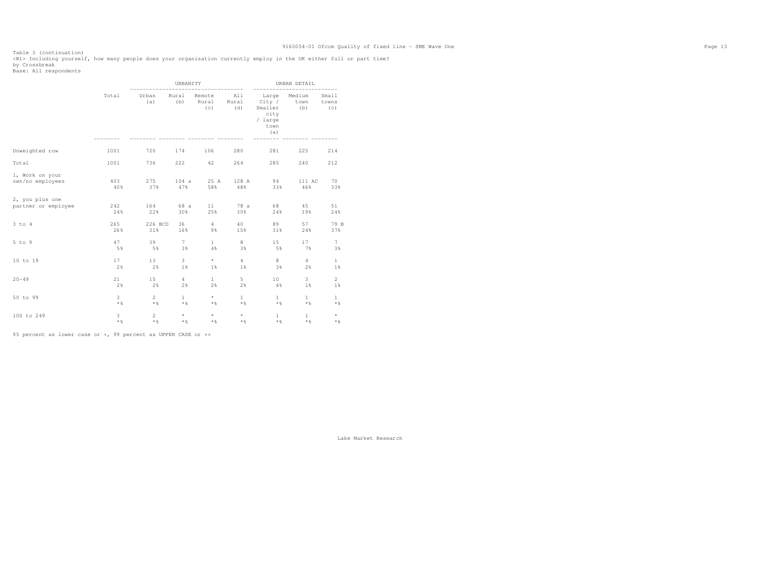Table 3 (continuation)
<B1> Including yourself, how many people does your organisation currently employ in the UK either full or part time?
by Crossbreak
Base: All respondents

| | Total | URBANITY | | | | URBAN DETAIL | | |
|---|---|---|---|---|---|---|---|---|
| | | Urban (a) | Rural (b) | Remote Rural (c) | All Rural (d) | Large City / Smaller city / large town (a) | Medium town (b) | Small towns (c) |
| Unweighted row | 1001 | 720 | 174 | 106 | 280 | 281 | 225 | 214 |
| Total | 1001 | 736 | 222 | 42 | 264 | 285 | 240 | 212 |
| 1, Work on your own/no employees | 403 | 275 | 104 a | 25 A | 128 A | 94 | 111 AC | 70 |
| | 40% | 37% | 47% | 58% | 48% | 33% | 46% | 33% |
| 2, you plus one partner or employee | 242 | 164 | 68 a | 11 | 78 a | 68 | 45 | 51 |
| | 24% | 22% | 30% | 25% | 30% | 24% | 19% | 24% |
| 3 to 4 | 265 | 226 BCD | 36 | 4 | 40 | 89 | 57 | 79 B |
| | 26% | 31% | 16% | 9% | 15% | 31% | 24% | 37% |
| 5 to 9 | 47 | 39 | 7 | 1 | 8 | 15 | 17 | 7 |
| | 5% | 5% | 3% | 4% | 3% | 5% | 7% | 3% |
| 10 to 19 | 17 | 13 | 3 | * | 4 | 8 | 4 | 1 |
| | 2% | 2% | 1% | 1% | 1% | 3% | 2% | 1% |
| 20-49 | 21 | 15 | 4 | 1 | 5 | 10 | 3 | 2 |
| | 2% | 2% | 2% | 2% | 2% | 4% | 1% | 1% |
| 50 to 99 | 3 | 2 | 1 | * | 1 | 1 | 1 | 1 |
| | *% | *% | *% | *% | *% | *% | *% | *% |
| 100 to 249 | 3 | 2 | * | * | * | 1 | 1 | * |
| | *% | *% | *% | *% | *% | *% | *% | *% |

95 percent as lower case or +, 99 percent as UPPER CASE or ++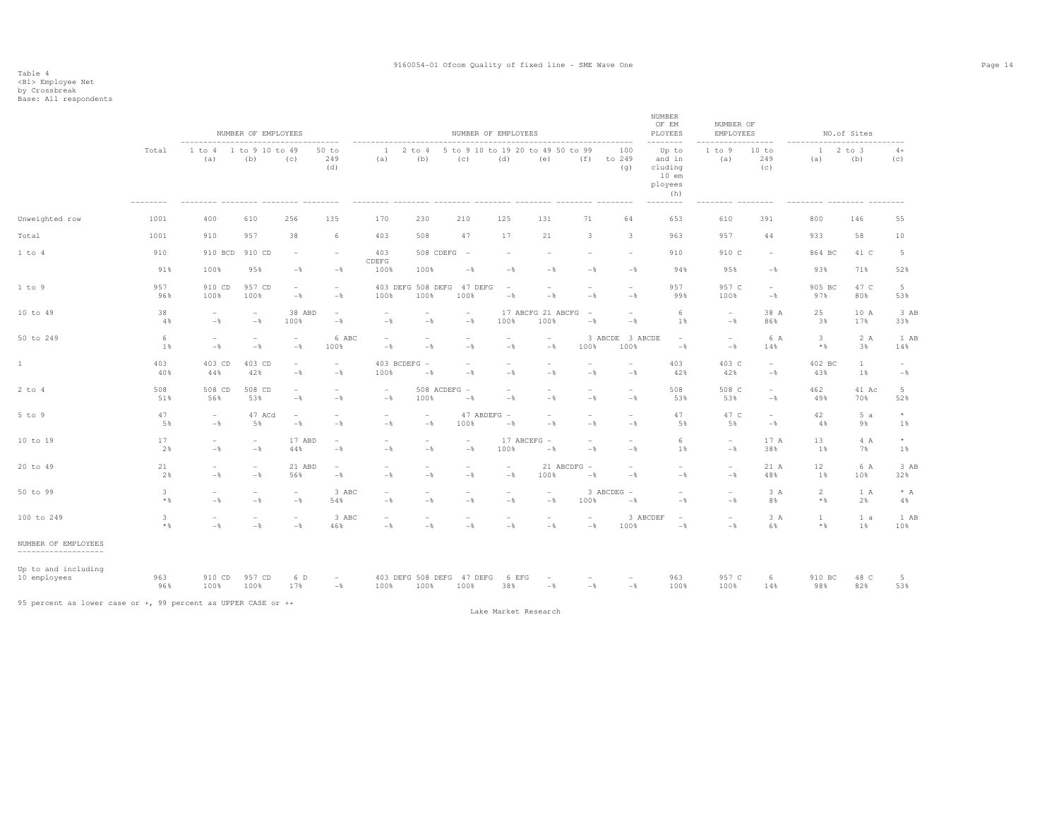Table 4
<B1> Employee Net
by Crossbreak
Base: All respondents

| | Total | NUMBER OF EMPLOYEES 1 to 4 (a) | 1 to 9 (b) | 10 to 49 (c) | 50 to 249 (d) | NUMBER OF EMPLOYEES 1 (a) | 2 to 4 (b) | 5 to 9 (c) | 10 to 19 (d) | 20 to 49 (e) | 50 to 99 (f) | 100 to 249 (g) | NUMBER OF EMPLOYEES Up to and including 10 employees (h) | NUMBER OF EMPLOYEES 1 to 9 (a) | 10 to 249 (c) | NO.of Sites 1 (a) | 2 to 3 (b) | 4+ (c) |
|---|---|---|---|---|---|---|---|---|---|---|---|---|---|---|---|---|---|---|
| Unweighted row | 1001 | 400 | 610 | 256 | 135 | 170 | 230 | 210 | 125 | 131 | 71 | 64 | 653 | 610 | 391 | 800 | 146 | 55 |
| Total | 1001 | 910 | 957 | 38 | 6 | 403 | 508 | 47 | 17 | 21 | 3 | 3 | 963 | 957 | 44 | 933 | 58 | 10 |
| 1 to 4 | 910 | 910 BCD | 910 CD | - | - | 403 CDEFG | 508 CDEFG | - | - | - | - | - | 910 | 910 C | - | 864 BC | 41 C | 5 |
| | 91% | 100% | 95% | -% | -% | 100% | 100% | -% | -% | -% | -% | -% | 94% | 95% | -% | 93% | 71% | 52% |
| 1 to 9 | 957 | 910 CD | 957 CD | - | - | 403 DEFG | 508 DEFG | 47 DEFG | - | - | - | - | 957 | 957 C | - | 905 BC | 47 C | 5 |
| | 96% | 100% | 100% | -% | -% | 100% | 100% | 100% | -% | -% | -% | -% | 99% | 100% | -% | 97% | 80% | 53% |
| 10 to 49 | 38 | - | - | 38 ABD | - | - | - | - | 17 ABCFG | 21 ABCFG | - | - | 6 | - | 38 A | 25 | 10 A | 3 AB |
| | 4% | -% | -% | 100% | -% | -% | -% | -% | 100% | 100% | -% | -% | 1% | -% | 86% | 3% | 17% | 33% |
| 50 to 249 | 6 | - | - | - | 6 ABC | - | - | - | - | - | 3 ABCDE | 3 ABCDE | - | - | 6 A | 3 | 2 A | 1 AB |
| | 1% | -% | -% | -% | 100% | -% | -% | -% | -% | -% | 100% | 100% | -% | -% | 14% | *% | 3% | 14% |
| 1 | 403 | 403 CD | 403 CD | - | - | 403 BCDEFG | - | - | - | - | - | - | 403 | 403 C | - | 402 BC | 1 | - |
| | 40% | 44% | 42% | -% | -% | 100% | -% | -% | -% | -% | -% | -% | 42% | 42% | -% | 43% | 1% | -% |
| 2 to 4 | 508 | 508 CD | 508 CD | - | - | - | 508 ACDEFG | - | - | - | - | - | 508 | 508 C | - | 462 | 41 Ac | 5 |
| | 51% | 56% | 53% | -% | -% | -% | 100% | -% | -% | -% | -% | -% | 53% | 53% | -% | 49% | 70% | 52% |
| 5 to 9 | 47 | - | 47 ACd | - | - | - | - | 47 ABDEFG | - | - | - | - | 47 | 47 C | - | 42 | 5 a | * |
| | 5% | -% | 5% | -% | -% | -% | -% | 100% | -% | -% | -% | -% | 5% | 5% | -% | 4% | 9% | 1% |
| 10 to 19 | 17 | - | - | 17 ABD | - | - | - | - | 17 ABCEFG | - | - | - | 6 | - | 17 A | 13 | 4 A | * |
| | 2% | -% | -% | 44% | -% | -% | -% | -% | 100% | -% | -% | -% | 1% | -% | 38% | 1% | 7% | 1% |
| 20 to 49 | 21 | - | - | 21 ABD | - | - | - | - | - | 21 ABCDFG | - | - | - | - | 21 A | 12 | 6 A | 3 AB |
| | 2% | -% | -% | 56% | -% | -% | -% | -% | -% | 100% | -% | -% | -% | -% | 48% | 1% | 10% | 32% |
| 50 to 99 | 3 | - | - | - | 3 ABC | - | - | - | - | - | 3 ABCDEG | - | - | - | 3 A | 2 | 1 A | * A |
| | *% | -% | -% | -% | 54% | -% | -% | -% | -% | -% | 100% | -% | -% | -% | 8% | *% | 2% | 4% |
| 100 to 249 | 3 | - | - | - | 3 ABC | - | - | - | - | - | - | 3 ABCDEF | - | - | 3 A | 1 | 1 a | 1 AB |
| | *% | -% | -% | -% | 46% | -% | -% | -% | -% | -% | -% | 100% | -% | -% | 6% | *% | 1% | 10% |
| NUMBER OF EMPLOYEES | | | | | | | | | | | | | | | | | | |
| Up to and including 10 employees | 963 | 910 CD | 957 CD | 6 D | - | 403 DEFG | 508 DEFG | 47 DEFG | 6 EFG | - | - | - | 963 | 957 C | 6 | 910 BC | 48 C | 5 |
| | 96% | 100% | 100% | 17% | -% | 100% | 100% | 100% | 38% | -% | -% | -% | 100% | 100% | 14% | 98% | 82% | 53% |

95 percent as lower case or +, 99 percent as UPPER CASE or ++

Lake Market Research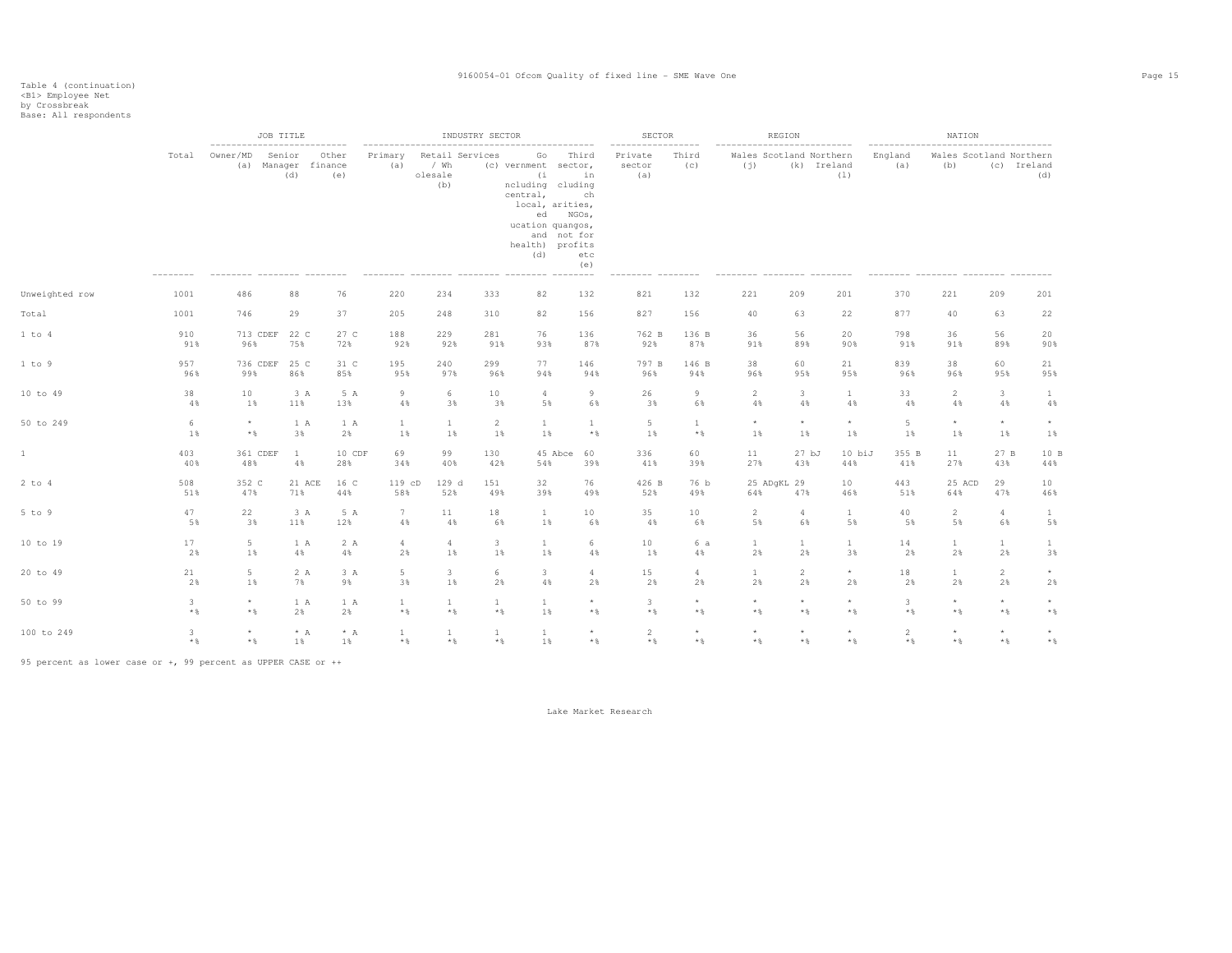Table 4 (continuation)
<B1> Employee Net
by Crossbreak
Base: All respondents

| | Total | JOB TITLE | | | INDUSTRY SECTOR | | | | | SECTOR | | REGION | | | NATION | | | |
|---|---|---|---|---|---|---|---|---|---|---|---|---|---|---|---|---|---|---|
| | | Owner/MD (a) | Senior Manager (d) | Other finance (e) | Primary (a) | Retail / Wholesale (b) | Services (c) | Government (including central, local, education and health) (d) | Third sector, including charities, NGOs, quangos, not for profits etc (e) | Private sector (a) | Third (c) | Wales (j) | Scotland (k) | Northern Ireland (l) | England (a) | Wales (b) | Scotland (c) | Northern Ireland (d) |
| Unweighted row | 1001 | 486 | 88 | 76 | 220 | 234 | 333 | 82 | 132 | 821 | 132 | 221 | 209 | 201 | 370 | 221 | 209 | 201 |
| Total | 1001 | 746 | 29 | 37 | 205 | 248 | 310 | 82 | 156 | 827 | 156 | 40 | 63 | 22 | 877 | 40 | 63 | 22 |
| 1 to 4 | 910<br>91% | 713 CDEF<br>96% | 22 C<br>75% | 27 C<br>72% | 188<br>92% | 229<br>92% | 281<br>91% | 76<br>93% | 136<br>87% | 762 B<br>92% | 136 B<br>87% | 36<br>91% | 56<br>89% | 20<br>90% | 798<br>91% | 36<br>91% | 56<br>89% | 20<br>90% |
| 1 to 9 | 957<br>96% | 736 CDEF<br>99% | 25 C<br>86% | 31 C<br>85% | 195<br>95% | 240<br>97% | 299<br>96% | 77<br>94% | 146<br>94% | 797 B<br>96% | 146 B<br>94% | 38<br>96% | 60<br>95% | 21<br>95% | 839<br>96% | 38<br>96% | 60<br>95% | 21<br>95% |
| 10 to 49 | 38<br>4% | 10<br>1% | 3 A<br>11% | 5 A<br>13% | 9<br>4% | 6<br>3% | 10<br>3% | 4<br>5% | 9<br>6% | 26<br>3% | 9<br>6% | 2<br>4% | 3<br>4% | 1<br>4% | 33<br>4% | 2<br>4% | 3<br>4% | 1<br>4% |
| 50 to 249 | 6<br>1% | *<br>*% | 1 A<br>3% | 1 A<br>2% | 1<br>1% | 1<br>1% | 2<br>1% | 1<br>1% | 1<br>*% | 5<br>1% | 1<br>*% | *<br>1% | *<br>1% | *<br>1% | 5<br>1% | *<br>1% | *<br>1% | *<br>1% |
| 1 | 403<br>40% | 361 CDEF<br>48% | 1<br>4% | 10 CDF<br>28% | 69<br>34% | 99<br>40% | 130<br>42% | 45 Abce<br>54% | 60<br>39% | 336<br>41% | 60<br>39% | 11<br>27% | 27 bJ<br>43% | 10 biJ<br>44% | 355 B<br>41% | 11<br>27% | 27 B<br>43% | 10 B<br>44% |
| 2 to 4 | 508<br>51% | 352 C<br>47% | 21 ACE<br>71% | 16 C<br>44% | 119 cD<br>58% | 129 d<br>52% | 151<br>49% | 32<br>39% | 76<br>49% | 426 B<br>52% | 76 b<br>49% | 25 ADgKL<br>64% | 29<br>47% | 10<br>46% | 443<br>51% | 25 ACD<br>64% | 29<br>47% | 10<br>46% |
| 5 to 9 | 47<br>5% | 22<br>3% | 3 A<br>11% | 5 A<br>12% | 7<br>4% | 11<br>4% | 18<br>6% | 1<br>1% | 10<br>6% | 35<br>4% | 10<br>6% | 2<br>5% | 4<br>6% | 1<br>5% | 40<br>5% | 2<br>5% | 4<br>6% | 1<br>5% |
| 10 to 19 | 17<br>2% | 5<br>1% | 1 A<br>4% | 2 A<br>4% | 4<br>2% | 4<br>1% | 3<br>1% | 1<br>1% | 6<br>4% | 10<br>1% | 6 a<br>4% | 1<br>2% | 1<br>2% | 1<br>3% | 14<br>2% | 1<br>2% | 1<br>2% | 1<br>3% |
| 20 to 49 | 21<br>2% | 5<br>1% | 2 A<br>7% | 3 A<br>9% | 5<br>3% | 3<br>1% | 6<br>2% | 3<br>4% | 4<br>2% | 15<br>2% | 4<br>2% | 1<br>2% | 2<br>2% | *<br>2% | 18<br>2% | 1<br>2% | 2<br>2% | *<br>2% |
| 50 to 99 | 3<br>*% | *<br>*% | 1 A<br>2% | 1 A<br>2% | 1<br>*% | 1<br>*% | 1<br>*% | 1<br>1% | *<br>*% | 3<br>*% | *<br>*% | *<br>*% | *<br>*% | *<br>*% | 3<br>*% | *<br>*% | *<br>*% | *<br>*% |
| 100 to 249 | 3<br>*% | *<br>*% | * A<br>1% | * A<br>1% | 1<br>*% | 1<br>*% | 1<br>*% | 1<br>1% | *<br>*% | 2<br>*% | *<br>*% | *<br>*% | *<br>*% | *<br>*% | 2<br>*% | *<br>*% | *<br>*% | *<br>*% |

95 percent as lower case or +, 99 percent as UPPER CASE or ++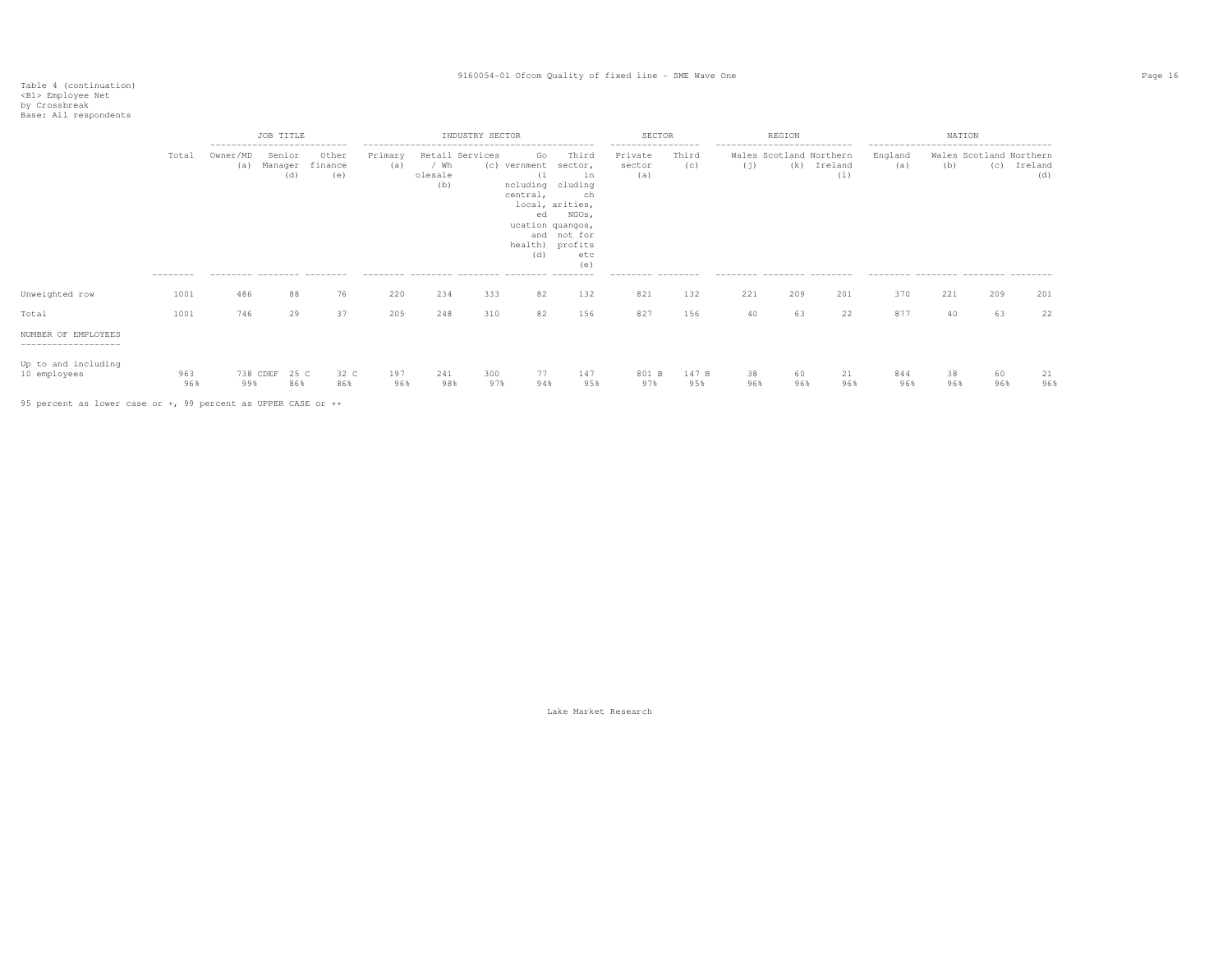Table 4 (continuation)
<B1> Employee Net
by Crossbreak
Base: All respondents

| | Total | JOB TITLE | | | INDUSTRY SECTOR | | | | | SECTOR | | REGION | | | NATION | | | |
|---|---|---|---|---|---|---|---|---|---|---|---|---|---|---|---|---|---|---|
| | | Owner/MD (a) | Senior Manager (d) | Other finance (e) | Primary (a) | Retail / Wholesale (b) | Services (c) | Government (including central, local, education and health) (d) | Third sector, including charities, NGOs, quangos, not for profits etc (e) | Private sector (a) | Third (c) | Wales (j) | Scotland (k) | Northern Ireland (l) | England (a) | Wales (b) | Scotland (c) | Northern Ireland (d) |
| Unweighted row | 1001 | 486 | 88 | 76 | 220 | 234 | 333 | 82 | 132 | 821 | 132 | 221 | 209 | 201 | 370 | 221 | 209 | 201 |
| Total | 1001 | 746 | 29 | 37 | 205 | 248 | 310 | 82 | 156 | 827 | 156 | 40 | 63 | 22 | 877 | 40 | 63 | 22 |
| NUMBER OF EMPLOYEES | | | | | | | | | | | | | | | | | | |
| Up to and including 10 employees | 963<br>96% | 738 CDEF<br>99% | 25 C<br>86% | 32 C<br>86% | 197<br>96% | 241<br>98% | 300<br>97% | 77<br>94% | 147<br>95% | 801 B<br>97% | 147 B<br>95% | 38<br>96% | 60<br>96% | 21<br>96% | 844<br>96% | 38<br>96% | 60<br>96% | 21<br>96% |

95 percent as lower case or +, 99 percent as UPPER CASE or ++

Lake Market Research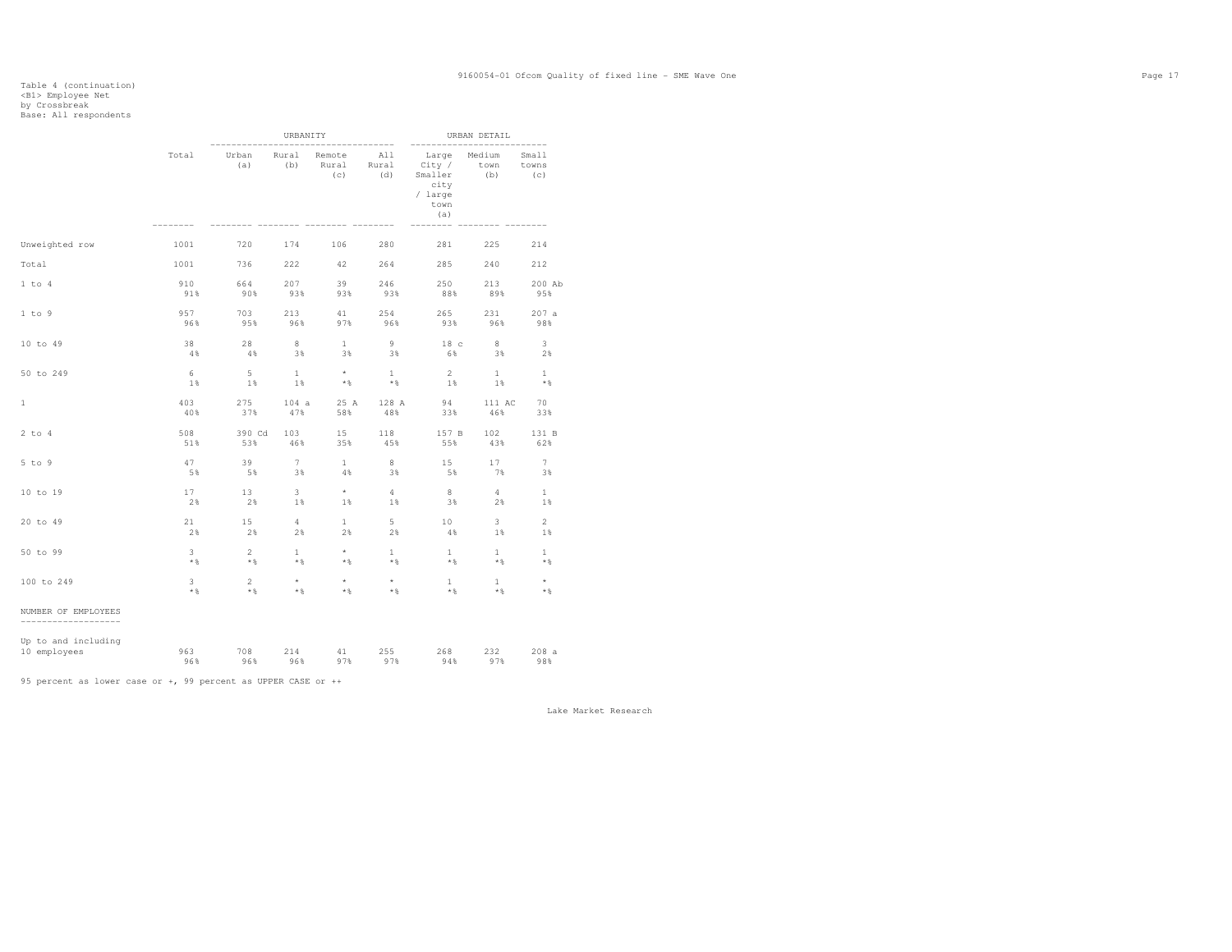Table 4 (continuation)
<B1> Employee Net
by Crossbreak
Base: All respondents

| | Total | URBANITY | | | | URBAN DETAIL | | |
|---|---|---|---|---|---|---|---|---|
| | | Urban (a) | Rural (b) | Remote Rural (c) | All Rural (d) | Large City / Smaller city / large town (a) | Medium town (b) | Small towns (c) |
| Unweighted row | 1001 | 720 | 174 | 106 | 280 | 281 | 225 | 214 |
| Total | 1001 | 736 | 222 | 42 | 264 | 285 | 240 | 212 |
| 1 to 4 | 910 | 664 | 207 | 39 | 246 | 250 | 213 | 200 Ab |
| | 91% | 90% | 93% | 93% | 93% | 88% | 89% | 95% |
| 1 to 9 | 957 | 703 | 213 | 41 | 254 | 265 | 231 | 207 a |
| | 96% | 95% | 96% | 97% | 96% | 93% | 96% | 98% |
| 10 to 49 | 38 | 28 | 8 | 1 | 9 | 18 c | 8 | 3 |
| | 4% | 4% | 3% | 3% | 3% | 6% | 3% | 2% |
| 50 to 249 | 6 | 5 | 1 | * | 1 | 2 | 1 | 1 |
| | 1% | 1% | 1% | *% | *% | 1% | 1% | *% |
| 1 | 403 | 275 | 104 a | 25 A | 128 A | 94 | 111 AC | 70 |
| | 40% | 37% | 47% | 58% | 48% | 33% | 46% | 33% |
| 2 to 4 | 508 | 390 Cd | 103 | 15 | 118 | 157 B | 102 | 131 B |
| | 51% | 53% | 46% | 35% | 45% | 55% | 43% | 62% |
| 5 to 9 | 47 | 39 | 7 | 1 | 8 | 15 | 17 | 7 |
| | 5% | 5% | 3% | 4% | 3% | 5% | 7% | 3% |
| 10 to 19 | 17 | 13 | 3 | * | 4 | 8 | 4 | 1 |
| | 2% | 2% | 1% | 1% | 1% | 3% | 2% | 1% |
| 20 to 49 | 21 | 15 | 4 | 1 | 5 | 10 | 3 | 2 |
| | 2% | 2% | 2% | 2% | 2% | 4% | 1% | 1% |
| 50 to 99 | 3 | 2 | 1 | * | 1 | 1 | 1 | 1 |
| | *% | *% | *% | *% | *% | *% | *% | *% |
| 100 to 249 | 3 | 2 | * | * | * | 1 | 1 | * |
| | *% | *% | *% | *% | *% | *% | *% | *% |
| NUMBER OF EMPLOYEES | | | | | | | | |
| Up to and including 10 employees | 963 | 708 | 214 | 41 | 255 | 268 | 232 | 208 a |
| | 96% | 96% | 96% | 97% | 97% | 94% | 97% | 98% |

95 percent as lower case or +, 99 percent as UPPER CASE or ++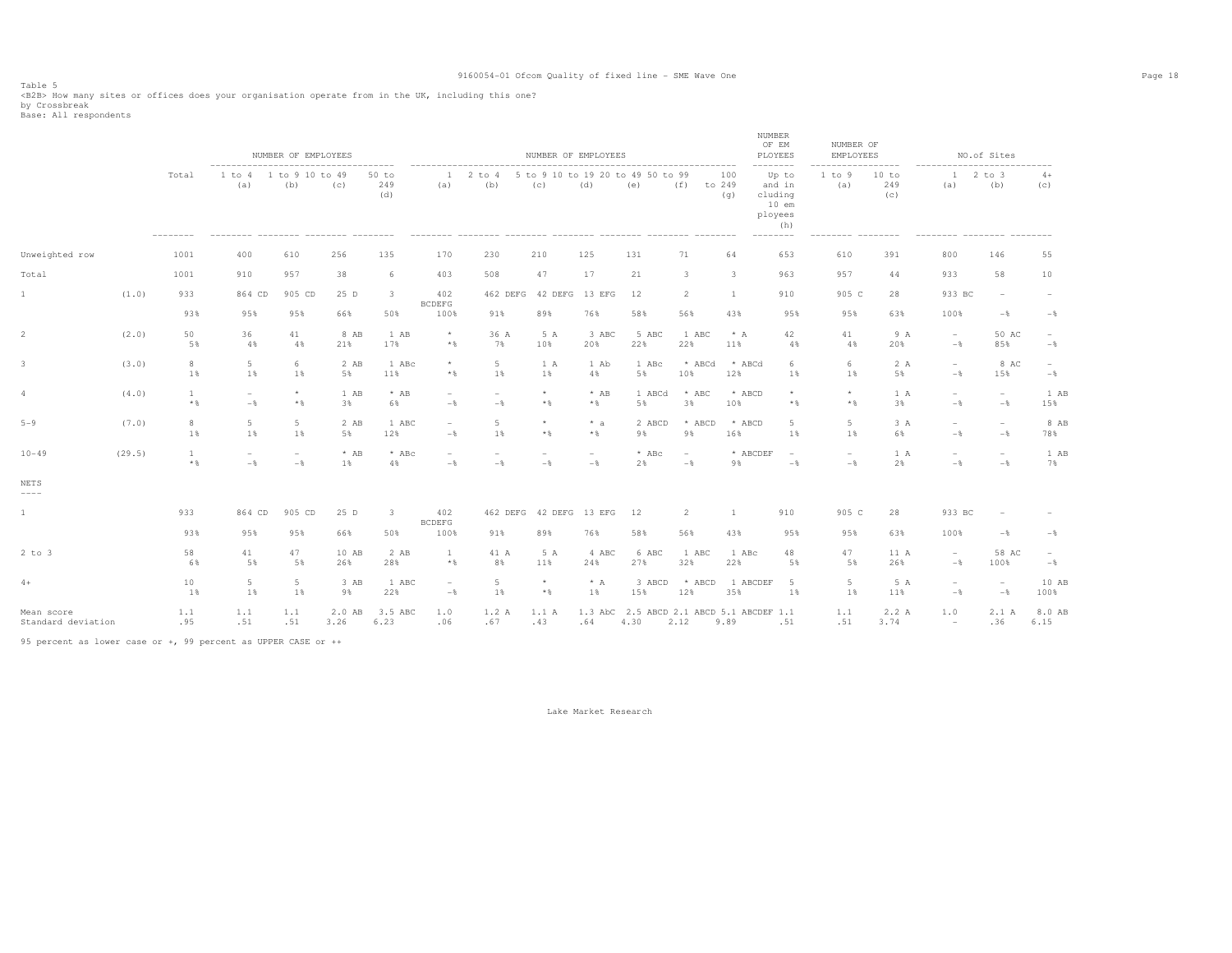Table 5
<B2B> How many sites or offices does your organisation operate from in the UK, including this one?
by Crossbreak
Base: All respondents

| | | Total | NUMBER OF EMPLOYEES | | | | NUMBER OF EMPLOYEES | | | | | | | NUMBER OF EMPLOYEES | NUMBER OF EMPLOYEES | | NO.of Sites | | |
|---|---|---|---|---|---|---|---|---|---|---|---|---|---|---|---|---|---|---|---|
| | | | 1 to 4 (a) | 1 to 9 (b) | 10 to 49 (c) | 50 to 249 (d) | 1 (a) | 2 to 4 (b) | 5 to 9 (c) | 10 to 19 (d) | 20 to 49 (e) | 50 to 99 (f) | 100 to 249 (g) | Up to and including 10 employees (h) | 1 to 9 (a) | 10 to 249 (c) | 1 (a) | 2 to 3 (b) | 4+ (c) |
| Unweighted row | | 1001 | 400 | 610 | 256 | 135 | 170 | 230 | 210 | 125 | 131 | 71 | 64 | 653 | 610 | 391 | 800 | 146 | 55 |
| Total | | 1001 | 910 | 957 | 38 | 6 | 403 | 508 | 47 | 17 | 21 | 3 | 3 | 963 | 957 | 44 | 933 | 58 | 10 |
| 1 | (1.0) | 933 | 864 CD | 905 CD | 25 D | 3 | 402 BCDEFG | 462 DEFG | 42 DEFG | 13 EFG | 12 | 2 | 1 | 910 | 905 C | 28 | 933 BC | - | - |
| | | 93% | 95% | 95% | 66% | 50% | 100% | 91% | 89% | 76% | 58% | 56% | 43% | 95% | 95% | 63% | 100% | -% | -% |
| 2 | (2.0) | 50 | 36 | 41 | 8 AB | 1 AB | * | 36 A | 5 A | 3 ABC | 5 ABC | 1 ABC | * A | 42 | 41 | 9 A | - | 50 AC | - |
| | | 5% | 4% | 4% | 21% | 17% | *% | 7% | 10% | 20% | 22% | 22% | 11% | 4% | 4% | 20% | -% | 85% | -% |
| 3 | (3.0) | 8 | 5 | 6 | 2 AB | 1 ABc | * | 5 | 1 A | 1 Ab | 1 ABc | * ABCd | * ABCd | 6 | 6 | 2 A | - | 8 AC | - |
| | | 1% | 1% | 1% | 5% | 11% | *% | 1% | 1% | 4% | 5% | 10% | 12% | 1% | 1% | 5% | -% | 15% | -% |
| 4 | (4.0) | 1 | - | * | 1 AB | * AB | - | - | * | * AB | 1 ABCd | * ABC | * ABCD | * | * | 1 A | - | - | 1 AB |
| | | *% | -% | *% | 3% | 6% | -% | -% | *% | *% | 5% | 3% | 10% | *% | *% | 3% | -% | -% | 15% |
| 5-9 | (7.0) | 8 | 5 | 5 | 2 AB | 1 ABC | - | 5 | * | * a | 2 ABCD | * ABCD | * ABCD | 5 | 5 | 3 A | - | - | 8 AB |
| | | 1% | 1% | 1% | 5% | 12% | -% | 1% | *% | *% | 9% | 9% | 16% | 1% | 1% | 6% | -% | -% | 78% |
| 10-49 | (29.5) | 1 | - | - | * AB | * ABc | - | - | - | - | * ABc | - | * ABCDEF | - | - | 1 A | - | - | 1 AB |
| | | *% | -% | -% | 1% | 4% | -% | -% | -% | -% | 2% | -% | 9% | -% | -% | 2% | -% | -% | 7% |
| NETS | | | | | | | | | | | | | | | | | | | |
| 1 | | 933 | 864 CD | 905 CD | 25 D | 3 | 402 BCDEFG | 462 DEFG | 42 DEFG | 13 EFG | 12 | 2 | 1 | 910 | 905 C | 28 | 933 BC | - | - |
| | | 93% | 95% | 95% | 66% | 50% | 100% | 91% | 89% | 76% | 58% | 56% | 43% | 95% | 95% | 63% | 100% | -% | -% |
| 2 to 3 | | 58 | 41 | 47 | 10 AB | 2 AB | 1 | 41 A | 5 A | 4 ABC | 6 ABC | 1 ABC | 1 ABc | 48 | 47 | 11 A | - | 58 AC | - |
| | | 6% | 5% | 5% | 26% | 28% | *% | 8% | 11% | 24% | 27% | 32% | 22% | 5% | 5% | 26% | -% | 100% | -% |
| 4+ | | 10 | 5 | 5 | 3 AB | 1 ABC | - | 5 | * | * A | 3 ABCD | * ABCD | 1 ABCDEF | 5 | 5 | 5 A | - | - | 10 AB |
| | | 1% | 1% | 1% | 9% | 22% | -% | 1% | *% | 1% | 15% | 12% | 35% | 1% | 1% | 11% | -% | -% | 100% |
| Mean score | | 1.1 | 1.1 | 1.1 | 2.0 AB | 3.5 ABC | 1.0 | 1.2 A | 1.1 A | 1.3 AbC | 2.5 ABCD | 2.1 ABCD | 5.1 ABCDEF | 1.1 | 1.1 | 2.2 A | 1.0 | 2.1 A | 8.0 AB |
| Standard deviation | | .95 | .51 | .51 | 3.26 | 6.23 | .06 | .67 | .43 | .64 | 4.30 | 2.12 | 9.89 | .51 | .51 | 3.74 | - | .36 | 6.15 |

95 percent as lower case or +, 99 percent as UPPER CASE or ++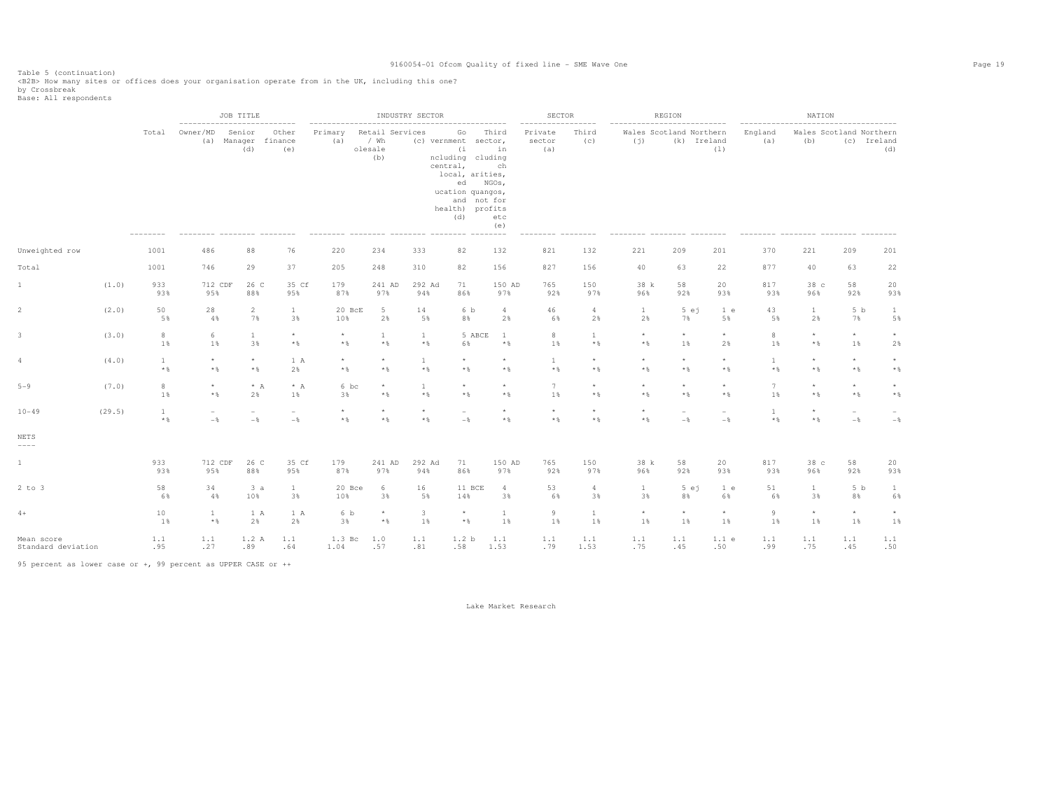Table 5 (continuation)
<B2B> How many sites or offices does your organisation operate from in the UK, including this one?
by Crossbreak
Base: All respondents

| | | Total | JOB TITLE | | | INDUSTRY SECTOR | | | | | SECTOR | | REGION | | | NATION | | | |
|---|---|---|---|---|---|---|---|---|---|---|---|---|---|---|---|---|---|---|---|
| | | | Owner/MD (a) | Senior Manager (d) | Other finance (e) | Primary (a) | Retail / Wholesale (b) | Services (c) | Government (including central, local, education and health) (d) | Third sector, including charities, NGOs, quangos, not for profits etc (e) | Private sector (a) | Third (c) | Wales (j) | Scotland (k) | Northern Ireland (l) | England (a) | Wales (b) | Scotland (c) | Northern Ireland (d) |
| Unweighted row | | 1001 | 486 | 88 | 76 | 220 | 234 | 333 | 82 | 132 | 821 | 132 | 221 | 209 | 201 | 370 | 221 | 209 | 201 |
| Total | | 1001 | 746 | 29 | 37 | 205 | 248 | 310 | 82 | 156 | 827 | 156 | 40 | 63 | 22 | 877 | 40 | 63 | 22 |
| 1 | (1.0) | 933 | 712 CDF | 26 C | 35 Cf | 179 | 241 AD | 292 Ad | 71 | 150 AD | 765 | 150 | 38 k | 58 | 20 | 817 | 38 c | 58 | 20 |
| | | 93% | 95% | 88% | 95% | 87% | 97% | 94% | 86% | 97% | 92% | 97% | 96% | 92% | 93% | 93% | 96% | 92% | 93% |
| 2 | (2.0) | 50 | 28 | 2 | 1 | 20 BcE | 5 | 14 | 6 b | 4 | 46 | 4 | 1 | 5 ej | 1 e | 43 | 1 | 5 b | 1 |
| | | 5% | 4% | 7% | 3% | 10% | 2% | 5% | 8% | 2% | 6% | 2% | 2% | 7% | 5% | 5% | 2% | 7% | 5% |
| 3 | (3.0) | 8 | 6 | 1 | * | * | 1 | 1 | 5 ABCE | 1 | 8 | 1 | * | * | * | 8 | * | * | * |
| | | 1% | 1% | 3% | *% | *% | *% | *% | 6% | *% | 1% | *% | *% | 1% | 2% | 1% | *% | 1% | 2% |
| 4 | (4.0) | 1 | * | * | 1 A | * | * | 1 | * | * | 1 | * | * | * | * | 1 | * | * | * |
| | | *% | *% | *% | 2% | *% | *% | *% | *% | *% | *% | *% | *% | *% | *% | *% | *% | *% | *% |
| 5-9 | (7.0) | 8 | * | * A | * A | 6 bc | * | 1 | * | * | 7 | * | * | * | * | 7 | * | * | * |
| | | 1% | *% | 2% | 1% | 3% | *% | *% | *% | *% | 1% | *% | *% | *% | *% | 1% | *% | *% | *% |
| 10-49 | (29.5) | 1 | - | - | - | * | * | * | - | * | * | * | * | - | - | 1 | * | - | - |
| | | *% | -% | -% | -% | *% | *% | *% | -% | *% | *% | *% | *% | -% | -% | *% | *% | -% | -% |
| NETS | | | | | | | | | | | | | | | | | | | |
| 1 | | 933 | 712 CDF | 26 C | 35 Cf | 179 | 241 AD | 292 Ad | 71 | 150 AD | 765 | 150 | 38 k | 58 | 20 | 817 | 38 c | 58 | 20 |
| | | 93% | 95% | 88% | 95% | 87% | 97% | 94% | 86% | 97% | 92% | 97% | 96% | 92% | 93% | 93% | 96% | 92% | 93% |
| 2 to 3 | | 58 | 34 | 3 a | 1 | 20 Bce | 6 | 16 | 11 BCE | 4 | 53 | 4 | 1 | 5 ej | 1 e | 51 | 1 | 5 b | 1 |
| | | 6% | 4% | 10% | 3% | 10% | 3% | 5% | 14% | 3% | 6% | 3% | 3% | 8% | 6% | 6% | 3% | 8% | 6% |
| 4+ | | 10 | 1 | 1 A | 1 A | 6 b | * | 3 | * | 1 | 9 | 1 | * | * | * | 9 | * | * | * |
| | | 1% | *% | 2% | 2% | 3% | *% | 1% | *% | 1% | 1% | 1% | 1% | 1% | 1% | 1% | 1% | 1% | 1% |
| Mean score | | 1.1 | 1.1 | 1.2 A | 1.1 | 1.3 Bc | 1.0 | 1.1 | 1.2 b | 1.1 | 1.1 | 1.1 | 1.1 | 1.1 | 1.1 e | 1.1 | 1.1 | 1.1 | 1.1 |
| Standard deviation | | .95 | .27 | .89 | .64 | 1.04 | .57 | .81 | .58 | 1.53 | .79 | 1.53 | .75 | .45 | .50 | .99 | .75 | .45 | .50 |

95 percent as lower case or +, 99 percent as UPPER CASE or ++

Lake Market Research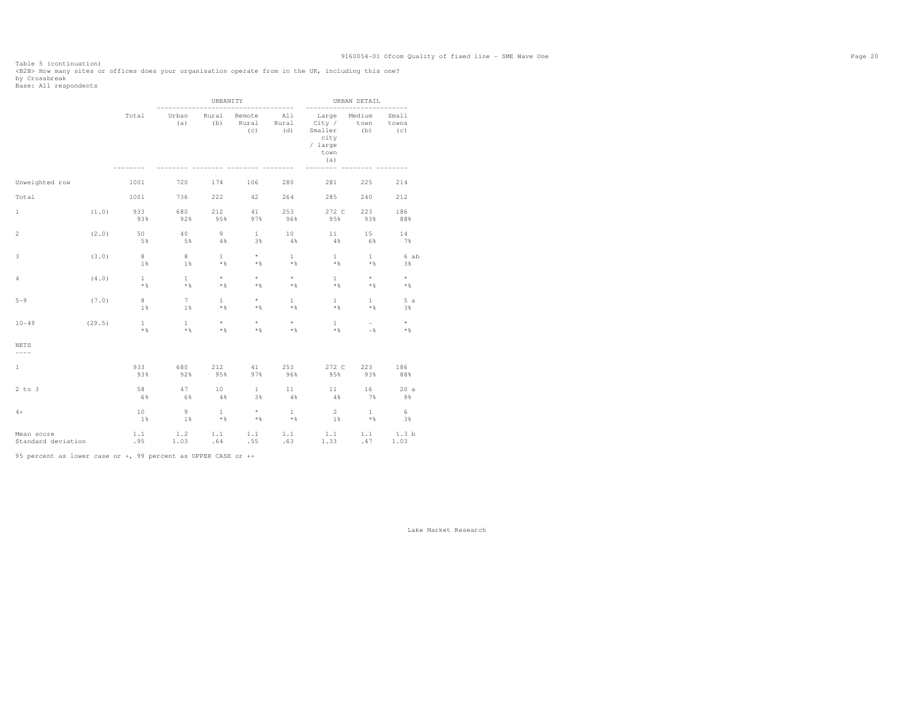Table 5 (continuation)
<B2B> How many sites or offices does your organisation operate from in the UK, including this one?
by Crossbreak
Base: All respondents

| | | Total | URBANITY | | | | URBAN DETAIL | | |
|---|---|---|---|---|---|---|---|---|---|
| | | | Urban (a) | Rural (b) | Remote Rural (c) | All Rural (d) | Large City / Smaller city / large town (a) | Medium town (b) | Small towns (c) |
| Unweighted row | | 1001 | 720 | 174 | 106 | 280 | 281 | 225 | 214 |
| Total | | 1001 | 736 | 222 | 42 | 264 | 285 | 240 | 212 |
| 1 | (1.0) | 933 | 680 | 212 | 41 | 253 | 272 C | 223 | 186 |
| | | 93% | 92% | 95% | 97% | 96% | 95% | 93% | 88% |
| 2 | (2.0) | 50 | 40 | 9 | 1 | 10 | 11 | 15 | 14 |
| | | 5% | 5% | 4% | 3% | 4% | 4% | 6% | 7% |
| 3 | (3.0) | 8 | 8 | 1 | * | 1 | 1 | 1 | 6 ab |
| | | 1% | 1% | *% | *% | *% | *% | *% | 3% |
| 4 | (4.0) | 1 | 1 | * | * | * | 1 | * | * |
| | | *% | *% | *% | *% | *% | *% | *% | *% |
| 5-9 | (7.0) | 8 | 7 | 1 | * | 1 | 1 | 1 | 5 a |
| | | 1% | 1% | *% | *% | *% | *% | *% | 3% |
| 10-49 | (29.5) | 1 | 1 | * | * | * | 1 | - | * |
| | | *% | *% | *% | *% | *% | *% | -% | *% |
| NETS | | | | | | | | | |
| 1 | | 933 | 680 | 212 | 41 | 253 | 272 C | 223 | 186 |
| | | 93% | 92% | 95% | 97% | 96% | 95% | 93% | 88% |
| 2 to 3 | | 58 | 47 | 10 | 1 | 11 | 11 | 16 | 20 a |
| | | 6% | 6% | 4% | 3% | 4% | 4% | 7% | 9% |
| 4+ | | 10 | 9 | 1 | * | 1 | 2 | 1 | 6 |
| | | 1% | 1% | *% | *% | *% | 1% | *% | 3% |
| Mean score | | 1.1 | 1.2 | 1.1 | 1.1 | 1.1 | 1.1 | 1.1 | 1.3 b |
| Standard deviation | | .95 | 1.03 | .64 | .55 | .63 | 1.33 | .47 | 1.03 |

95 percent as lower case or +, 99 percent as UPPER CASE or ++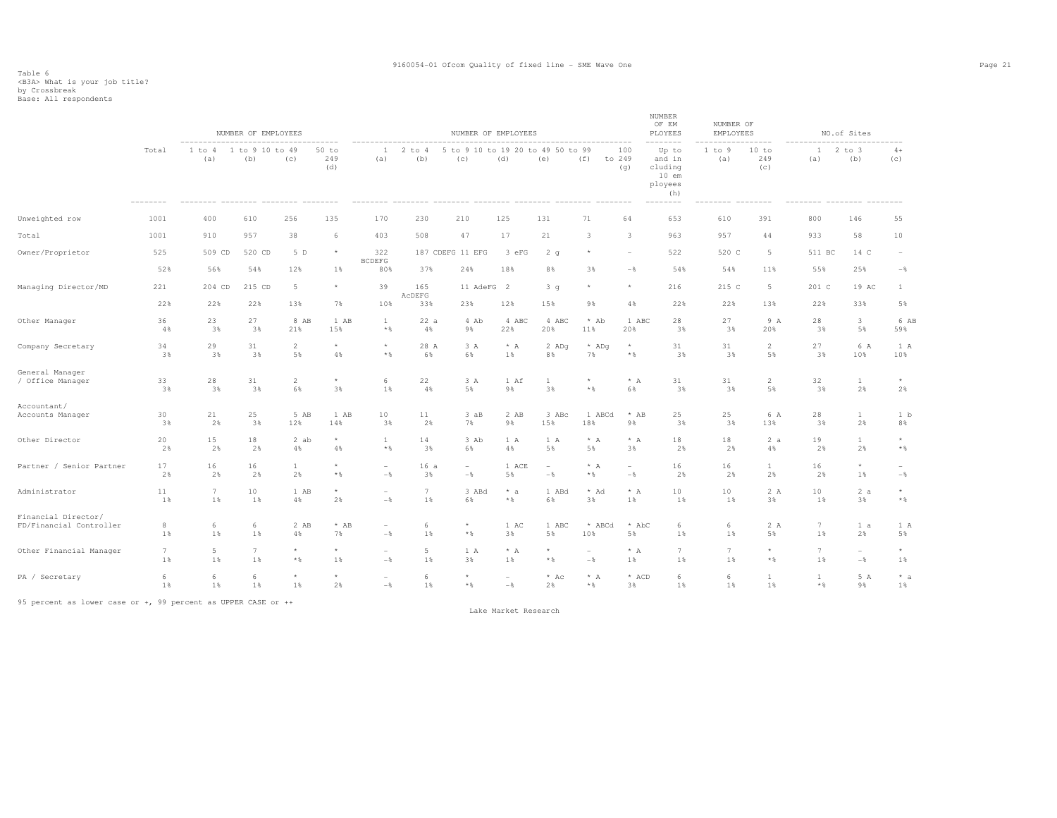Table 6
<B3A> What is your job title?
by Crossbreak
Base: All respondents

| | Total | NUMBER OF EMPLOYEES 1 to 4 (a) | 1 to 9 (b) | 10 to 49 (c) | 50 to 249 (d) | NUMBER OF EMPLOYEES 1 (a) | 2 to 4 (b) | 5 to 9 (c) | 10 to 19 (d) | 20 to 49 (e) | 50 to 99 (f) | 100 to 249 (g) | NUMBER OF EMPLOYEES Up to and including 10 employees (h) | NUMBER OF EMPLOYEES 1 to 9 (a) | 10 to 249 (c) | NO.of Sites 1 (a) | 2 to 3 (b) | 4+ (c) |
|---|---|---|---|---|---|---|---|---|---|---|---|---|---|---|---|---|---|---|
| Unweighted row | 1001 | 400 | 610 | 256 | 135 | 170 | 230 | 210 | 125 | 131 | 71 | 64 | 653 | 610 | 391 | 800 | 146 | 55 |
| Total | 1001 | 910 | 957 | 38 | 6 | 403 | 508 | 47 | 17 | 21 | 3 | 3 | 963 | 957 | 44 | 933 | 58 | 10 |
| Owner/Proprietor | 525 | 509 CD | 520 CD | 5 D | * | 322 BCDEFG | 187 CDEFG | 11 EFG | 3 eFG | 2 g | * | - | 522 | 520 C | 5 | 511 BC | 14 C | - |
| | 52% | 56% | 54% | 12% | 1% | 80% | 37% | 24% | 18% | 8% | 3% | -% | 54% | 54% | 11% | 55% | 25% | -% |
| Managing Director/MD | 221 | 204 CD | 215 CD | 5 | * | 39 | 165 AcDEFG | 11 AdeFG | 2 | 3 g | * | * | 216 | 215 C | 5 | 201 C | 19 AC | 1 |
| | 22% | 22% | 22% | 13% | 7% | 10% | 33% | 23% | 12% | 15% | 9% | 4% | 22% | 22% | 13% | 22% | 33% | 5% |
| Other Manager | 36 | 23 | 27 | 8 AB | 1 AB | 1 | 22 a | 4 Ab | 4 ABC | 4 ABC | * Ab | 1 ABC | 28 | 27 | 9 A | 28 | 3 | 6 AB |
| | 4% | 3% | 3% | 21% | 15% | *% | 4% | 9% | 22% | 20% | 11% | 20% | 3% | 3% | 20% | 3% | 5% | 59% |
| Company Secretary | 34 | 29 | 31 | 2 | * | * | 28 A | 3 A | * A | 2 ADg | * ADg | * | 31 | 31 | 2 | 27 | 6 A | 1 A |
| | 3% | 3% | 3% | 5% | 4% | *% | 6% | 6% | 1% | 8% | 7% | *% | 3% | 3% | 5% | 3% | 10% | 10% |
| General Manager / Office Manager | 33 | 28 | 31 | 2 | * | 6 | 22 | 3 A | 1 Af | 1 | * | * A | 31 | 31 | 2 | 32 | 1 | * |
| | 3% | 3% | 3% | 6% | 3% | 1% | 4% | 5% | 9% | 3% | *% | 6% | 3% | 3% | 5% | 3% | 2% | 2% |
| Accountant/ Accounts Manager | 30 | 21 | 25 | 5 AB | 1 AB | 10 | 11 | 3 aB | 2 AB | 3 ABc | 1 ABCd | * AB | 25 | 25 | 6 A | 28 | 1 | 1 b |
| | 3% | 2% | 3% | 12% | 14% | 3% | 2% | 7% | 9% | 15% | 18% | 9% | 3% | 3% | 13% | 3% | 2% | 8% |
| Other Director | 20 | 15 | 18 | 2 ab | * | 1 | 14 | 3 Ab | 1 A | 1 A | * A | * A | 18 | 18 | 2 a | 19 | 1 | * |
| | 2% | 2% | 2% | 4% | 4% | *% | 3% | 6% | 4% | 5% | 5% | 3% | 2% | 2% | 4% | 2% | 2% | *% |
| Partner / Senior Partner | 17 | 16 | 16 | 1 | * | - | 16 a | - | 1 ACE | - | * A | - | 16 | 16 | 1 | 16 | * | - |
| | 2% | 2% | 2% | 2% | *% | -% | 3% | -% | 5% | -% | *% | -% | 2% | 2% | 2% | 2% | 1% | -% |
| Administrator | 11 | 7 | 10 | 1 AB | * | - | 7 | 3 ABd | * a | 1 ABd | * Ad | * A | 10 | 10 | 2 A | 10 | 2 a | * |
| | 1% | 1% | 1% | 4% | 2% | -% | 1% | 6% | *% | 6% | 3% | 1% | 1% | 1% | 3% | 1% | 3% | *% |
| Financial Director/ FD/Financial Controller | 8 | 6 | 6 | 2 AB | * AB | - | 6 | * | 1 AC | 1 ABC | * ABCd | * AbC | 6 | 6 | 2 A | 7 | 1 a | 1 A |
| | 1% | 1% | 1% | 4% | 7% | -% | 1% | *% | 3% | 5% | 10% | 5% | 1% | 1% | 5% | 1% | 2% | 5% |
| Other Financial Manager | 7 | 5 | 7 | * | * | - | 5 | 1 A | * A | * | - | * A | 7 | 7 | * | 7 | - | * |
| | 1% | 1% | 1% | *% | 1% | -% | 1% | 3% | 1% | *% | -% | 1% | 1% | 1% | *% | 1% | -% | 1% |
| PA / Secretary | 6 | 6 | 6 | * | * | - | 6 | * | - | * Ac | * A | * ACD | 6 | 6 | 1 | 1 | 5 A | * a |
| | 1% | 1% | 1% | 1% | 2% | -% | 1% | *% | -% | 2% | *% | 3% | 1% | 1% | 1% | *% | 9% | 1% |

95 percent as lower case or +, 99 percent as UPPER CASE or ++

Lake Market Research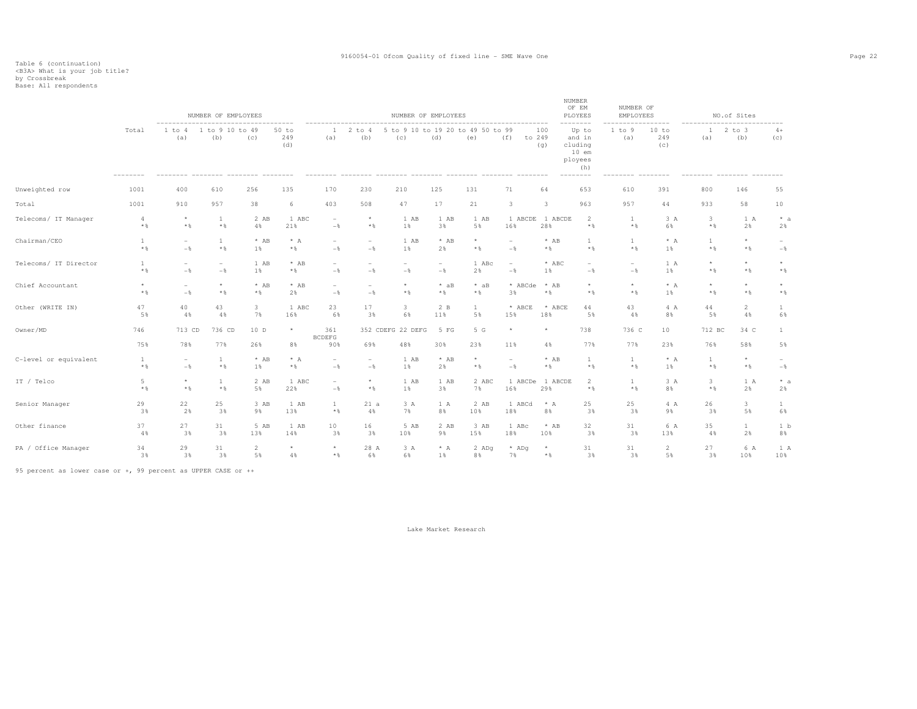Table 6 (continuation)
<B3A> What is your job title?
by Crossbreak
Base: All respondents

| | Total | NUMBER OF EMPLOYEES 1 to 4 (a) | 1 to 9 (b) | 10 to 49 (c) | 50 to 249 (d) | NUMBER OF EMPLOYEES 1 (a) | 2 to 4 (b) | 5 to 9 (c) | 10 to 19 (d) | 20 to 49 (e) | 50 to 99 (f) | 100 to 249 (g) | NUMBER OF EMPLOYEES Up to and including 10 employees (h) | NUMBER OF EMPLOYEES 1 to 9 (a) | 10 to 249 (c) | NO.of Sites 1 (a) | 2 to 3 (b) | 4+ (c) |
|---|---|---|---|---|---|---|---|---|---|---|---|---|---|---|---|---|---|---|
| Unweighted row | 1001 | 400 | 610 | 256 | 135 | 170 | 230 | 210 | 125 | 131 | 71 | 64 | 653 | 610 | 391 | 800 | 146 | 55 |
| Total | 1001 | 910 | 957 | 38 | 6 | 403 | 508 | 47 | 17 | 21 | 3 | 3 | 963 | 957 | 44 | 933 | 58 | 10 |
| Telecoms/ IT Manager | 4 | * | 1 | 2 AB | 1 ABC | - | * | 1 AB | 1 AB | 1 AB | 1 ABCDE | 1 ABCDE | 2 | 1 | 3 A | 3 | 1 A | * a |
| | *% | *% | *% | 4% | 21% | -% | *% | 1% | 3% | 5% | 16% | 28% | *% | *% | 6% | *% | 2% | 2% |
| Chairman/CEO | 1 | - | 1 | * AB | * A | - | - | 1 AB | * AB | * | - | * AB | 1 | 1 | * A | 1 | * | - |
| | *% | -% | *% | 1% | *% | -% | -% | 1% | 2% | *% | -% | *% | *% | *% | 1% | *% | *% | -% |
| Telecoms/ IT Director | 1 | - | - | 1 AB | * AB | - | - | - | - | 1 ABc | - | * ABC | - | - | 1 A | * | * | * |
| | *% | -% | -% | 1% | *% | -% | -% | -% | -% | 2% | -% | 1% | -% | -% | 1% | *% | *% | *% |
| Chief Accountant | * | - | * | * AB | * AB | - | - | * | * aB | * aB | * ABCde | * AB | * | * | * A | * | * | * |
| | *% | -% | *% | *% | 2% | -% | -% | *% | *% | *% | 3% | *% | *% | *% | 1% | *% | *% | *% |
| Other (WRITE IN) | 47 | 40 | 43 | 3 | 1 ABC | 23 | 17 | 3 | 2 B | 1 | * ABCE | * ABCE | 44 | 43 | 4 A | 44 | 2 | 1 |
| | 5% | 4% | 4% | 7% | 16% | 6% | 3% | 6% | 11% | 5% | 15% | 18% | 5% | 4% | 8% | 5% | 4% | 6% |
| Owner/MD | 746 | 713 CD | 736 CD | 10 D | * | 361 BCDEFG | 352 CDEFG | 22 DEFG | 5 FG | 5 G | * | * | 738 | 736 C | 10 | 712 BC | 34 C | 1 |
| | 75% | 78% | 77% | 26% | 8% | 90% | 69% | 48% | 30% | 23% | 11% | 4% | 77% | 77% | 23% | 76% | 58% | 5% |
| C-level or equivalent | 1 | - | 1 | * AB | * A | - | - | 1 AB | * AB | * | - | * AB | 1 | 1 | * A | 1 | * | - |
| | *% | -% | *% | 1% | *% | -% | -% | 1% | 2% | *% | -% | *% | *% | *% | 1% | *% | *% | -% |
| IT / Telco | 5 | * | 1 | 2 AB | 1 ABC | - | * | 1 AB | 1 AB | 2 ABC | 1 ABCDe | 1 ABCDE | 2 | 1 | 3 A | 3 | 1 A | * a |
| | *% | *% | *% | 5% | 22% | -% | *% | 1% | 3% | 7% | 16% | 29% | *% | *% | 8% | *% | 2% | 2% |
| Senior Manager | 29 | 22 | 25 | 3 AB | 1 AB | 1 | 21 a | 3 A | 1 A | 2 AB | 1 ABCd | * A | 25 | 25 | 4 A | 26 | 3 | 1 |
| | 3% | 2% | 3% | 9% | 13% | *% | 4% | 7% | 8% | 10% | 18% | 8% | 3% | 3% | 9% | 3% | 5% | 6% |
| Other finance | 37 | 27 | 31 | 5 AB | 1 AB | 10 | 16 | 5 AB | 2 AB | 3 AB | 1 ABc | * AB | 32 | 31 | 6 A | 35 | 1 | 1 b |
| | 4% | 3% | 3% | 13% | 14% | 3% | 3% | 10% | 9% | 15% | 18% | 10% | 3% | 3% | 13% | 4% | 2% | 8% |
| PA / Office Manager | 34 | 29 | 31 | 2 | * | * | 28 A | 3 A | * A | 2 ADg | * ADg | * | 31 | 31 | 2 | 27 | 6 A | 1 A |
| | 3% | 3% | 3% | 5% | 4% | *% | 6% | 6% | 1% | 8% | 7% | *% | 3% | 3% | 5% | 3% | 10% | 10% |

95 percent as lower case or +, 99 percent as UPPER CASE or ++

Lake Market Research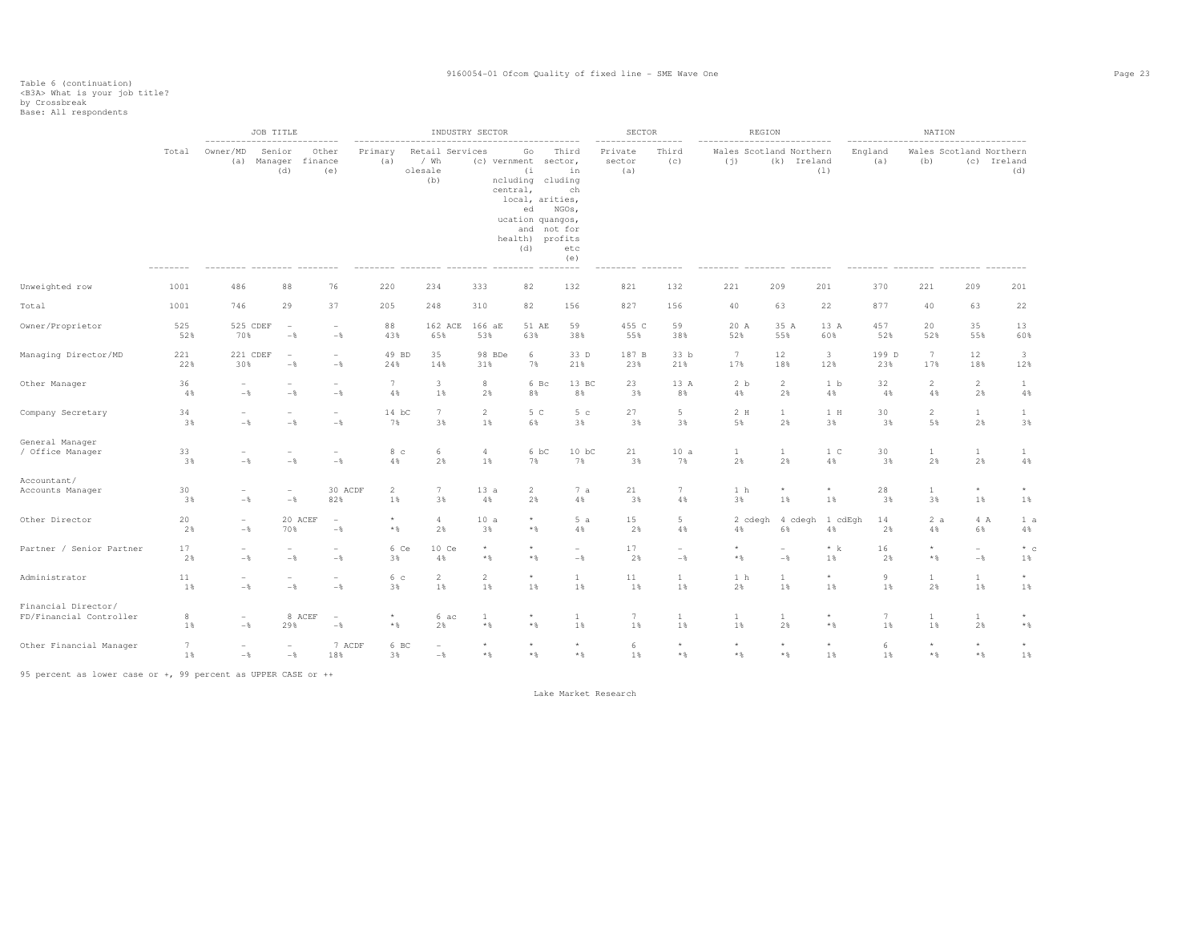Table 6 (continuation)
<B3A> What is your job title?
by Crossbreak
Base: All respondents

| | Total | JOB TITLE | | | INDUSTRY SECTOR | | | | | SECTOR | | REGION | | | NATION | | | |
|---|---|---|---|---|---|---|---|---|---|---|---|---|---|---|---|---|---|---|
| | | Owner/MD (a) | Senior Manager (d) | Other finance (e) | Primary (a) | Retail / Wholesale (b) | Services (c) | Government (including central, local, education and health) (d) | Third sector, including charities, NGOs, quangos, not for profits etc (e) | Private sector (a) | Third (c) | Wales (j) | Scotland (k) | Northern Ireland (l) | England (a) | Wales (b) | Scotland (c) | Northern Ireland (d) |
| Unweighted row | 1001 | 486 | 88 | 76 | 220 | 234 | 333 | 82 | 132 | 821 | 132 | 221 | 209 | 201 | 370 | 221 | 209 | 201 |
| Total | 1001 | 746 | 29 | 37 | 205 | 248 | 310 | 82 | 156 | 827 | 156 | 40 | 63 | 22 | 877 | 40 | 63 | 22 |
| Owner/Proprietor | 525 | 525 CDEF | - | - | 88 | 162 ACE | 166 aE | 51 AE | 59 | 455 C | 59 | 20 A | 35 A | 13 A | 457 | 20 | 35 | 13 |
| | 52% | 70% | -% | -% | 43% | 65% | 53% | 63% | 38% | 55% | 38% | 52% | 55% | 60% | 52% | 52% | 55% | 60% |
| Managing Director/MD | 221 | 221 CDEF | - | - | 49 BD | 35 | 98 BDe | 6 | 33 D | 187 B | 33 b | 7 | 12 | 3 | 199 D | 7 | 12 | 3 |
| | 22% | 30% | -% | -% | 24% | 14% | 31% | 7% | 21% | 23% | 21% | 17% | 18% | 12% | 23% | 17% | 18% | 12% |
| Other Manager | 36 | - | - | - | 7 | 3 | 8 | 6 Bc | 13 BC | 23 | 13 A | 2 b | 2 | 1 b | 32 | 2 | 2 | 1 |
| | 4% | -% | -% | -% | 4% | 1% | 2% | 8% | 8% | 3% | 8% | 4% | 2% | 4% | 4% | 4% | 2% | 4% |
| Company Secretary | 34 | - | - | - | 14 bC | 7 | 2 | 5 C | 5 c | 27 | 5 | 2 H | 1 | 1 H | 30 | 2 | 1 | 1 |
| | 3% | -% | -% | -% | 7% | 3% | 1% | 6% | 3% | 3% | 3% | 5% | 2% | 3% | 3% | 5% | 2% | 3% |
| General Manager / Office Manager | 33 | - | - | - | 8 c | 6 | 4 | 6 bC | 10 bC | 21 | 10 a | 1 | 1 | 1 C | 30 | 1 | 1 | 1 |
| | 3% | -% | -% | -% | 4% | 2% | 1% | 7% | 7% | 3% | 7% | 2% | 2% | 4% | 3% | 2% | 2% | 4% |
| Accountant/ Accounts Manager | 30 | - | - | 30 ACDF | 2 | 7 | 13 a | 2 | 7 a | 21 | 7 | 1 h | * | * | 28 | 1 | * | * |
| | 3% | -% | -% | 82% | 1% | 3% | 4% | 2% | 4% | 3% | 4% | 3% | 1% | 1% | 3% | 3% | 1% | 1% |
| Other Director | 20 | - | 20 ACEF | - | * | 4 | 10 a | * | 5 a | 15 | 5 | 2 cdegh | 4 cdegh | 1 cdEgh | 14 | 2 a | 4 A | 1 a |
| | 2% | -% | 70% | -% | *% | 2% | 3% | *% | 4% | 2% | 4% | 4% | 6% | 4% | 2% | 4% | 6% | 4% |
| Partner / Senior Partner | 17 | - | - | - | 6 Ce | 10 Ce | * | * | - | 17 | - | * | - | * k | 16 | * | - | * c |
| | 2% | -% | -% | -% | 3% | 4% | *% | *% | -% | 2% | -% | *% | -% | 1% | 2% | *% | -% | 1% |
| Administrator | 11 | - | - | - | 6 c | 2 | 2 | * | 1 | 11 | 1 | 1 h | 1 | * | 9 | 1 | 1 | * |
| | 1% | -% | -% | -% | 3% | 1% | 1% | 1% | 1% | 1% | 1% | 2% | 1% | 1% | 1% | 2% | 1% | 1% |
| Financial Director/ FD/Financial Controller | 8 | - | 8 ACEF | - | * | 6 ac | 1 | * | 1 | 7 | 1 | 1 | 1 | * | 7 | 1 | 1 | * |
| | 1% | -% | 29% | -% | *% | 2% | *% | *% | 1% | 1% | 1% | 1% | 2% | *% | 1% | 1% | 2% | *% |
| Other Financial Manager | 7 | - | - | 7 ACDF | 6 BC | - | * | * | * | 6 | * | * | * | * | 6 | * | * | * |
| | 1% | -% | -% | 18% | 3% | -% | *% | *% | *% | 1% | *% | *% | *% | 1% | 1% | *% | *% | 1% |

95 percent as lower case or +, 99 percent as UPPER CASE or ++

Lake Market Research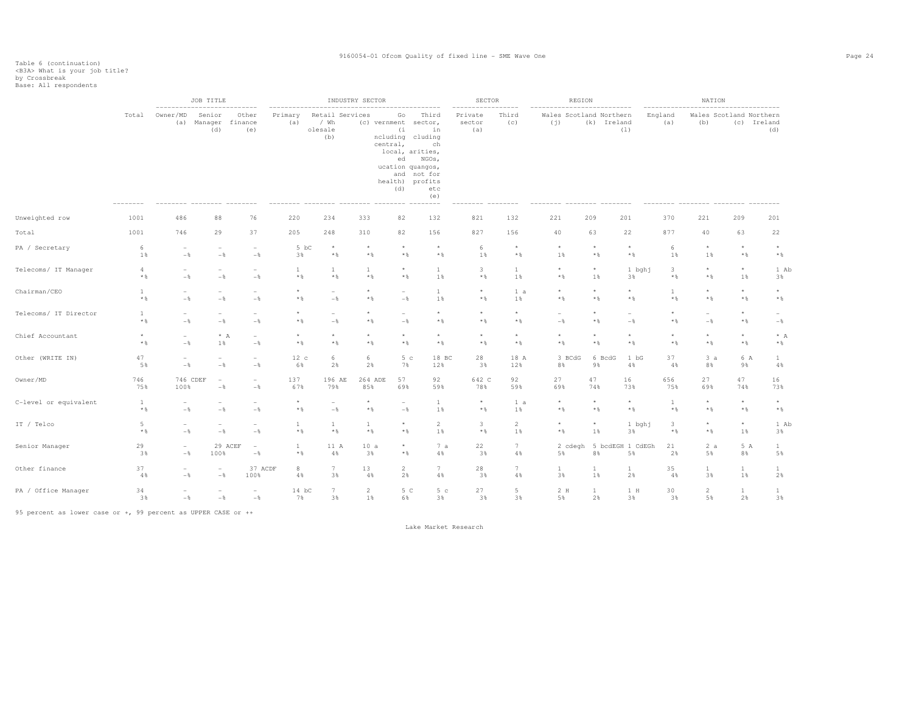Table 6 (continuation)
<B3A> What is your job title?
by Crossbreak
Base: All respondents

| | Total | JOB TITLE | | | INDUSTRY SECTOR | | | | | SECTOR | | REGION | | | NATION | | | |
|---|---|---|---|---|---|---|---|---|---|---|---|---|---|---|---|---|---|---|
| | | Owner/MD (a) | Senior Manager (d) | Other finance (e) | Primary (a) | Retail / Wholesale (b) | Services (c) | Government (including central, local, education and health) (d) | Third sector, including charities, NGOs, quangos, not for profits etc (e) | Private sector (a) | Third (c) | Wales (j) | Scotland (k) | Northern Ireland (l) | England (a) | Wales (b) | Scotland (c) | Northern Ireland (d) |
| Unweighted row | 1001 | 486 | 88 | 76 | 220 | 234 | 333 | 82 | 132 | 821 | 132 | 221 | 209 | 201 | 370 | 221 | 209 | 201 |
| Total | 1001 | 746 | 29 | 37 | 205 | 248 | 310 | 82 | 156 | 827 | 156 | 40 | 63 | 22 | 877 | 40 | 63 | 22 |
| PA / Secretary | 6 | - | - | - | 5 bC | * | * | * | * | 6 | * | * | * | * | 6 | * | * | * |
| | 1% | -% | -% | -% | 3% | *% | *% | *% | *% | 1% | *% | 1% | *% | *% | 1% | 1% | *% | *% |
| Telecoms/ IT Manager | 4 | - | - | - | 1 | 1 | 1 | * | 1 | 3 | 1 | * | * | 1 bghj | 3 | * | * | 1 Ab |
| | *% | -% | -% | -% | *% | *% | *% | *% | 1% | *% | 1% | *% | 1% | 3% | *% | *% | 1% | 3% |
| Chairman/CEO | 1 | - | - | - | * | - | * | - | 1 | * | 1 a | * | * | * | 1 | * | * | * |
| | *% | -% | -% | -% | *% | -% | *% | -% | 1% | *% | 1% | *% | *% | *% | *% | *% | *% | *% |
| Telecoms/ IT Director | 1 | - | - | - | * | - | * | - | * | * | * | - | * | - | * | - | * | - |
| | *% | -% | -% | -% | *% | -% | *% | -% | *% | *% | *% | -% | *% | -% | *% | -% | *% | -% |
| Chief Accountant | * | - | * A | - | * | * | * | * | * | * | * | * | * | * | * | * | * | * A |
| | *% | -% | 1% | -% | *% | *% | *% | *% | *% | *% | *% | *% | *% | *% | *% | *% | *% | *% |
| Other (WRITE IN) | 47 | - | - | - | 12 c | 6 | 6 | 5 c | 18 BC | 28 | 18 A | 3 BCdG | 6 BcdG | 1 bG | 37 | 3 a | 6 A | 1 |
| | 5% | -% | -% | -% | 6% | 2% | 2% | 7% | 12% | 3% | 12% | 8% | 9% | 4% | 4% | 8% | 9% | 4% |
| Owner/MD | 746 | 746 CDEF | - | - | 137 | 196 AE | 264 ADE | 57 | 92 | 642 C | 92 | 27 | 47 | 16 | 656 | 27 | 47 | 16 |
| | 75% | 100% | -% | -% | 67% | 79% | 85% | 69% | 59% | 78% | 59% | 69% | 74% | 73% | 75% | 69% | 74% | 73% |
| C-level or equivalent | 1 | - | - | - | * | - | * | - | 1 | * | 1 a | * | * | * | 1 | * | * | * |
| | *% | -% | -% | -% | *% | -% | *% | -% | 1% | *% | 1% | *% | *% | *% | *% | *% | *% | *% |
| IT / Telco | 5 | - | - | - | 1 | 1 | 1 | * | 2 | 3 | 2 | * | * | 1 bghj | 3 | * | * | 1 Ab |
| | *% | -% | -% | -% | *% | *% | *% | *% | 1% | *% | 1% | *% | 1% | 3% | *% | *% | 1% | 3% |
| Senior Manager | 29 | - | 29 ACEF | - | 1 | 11 A | 10 a | * | 7 a | 22 | 7 | 2 cdegh | 5 bcdEGH | 1 CdEGh | 21 | 2 a | 5 A | 1 |
| | 3% | -% | 100% | -% | *% | 4% | 3% | *% | 4% | 3% | 4% | 5% | 8% | 5% | 2% | 5% | 8% | 5% |
| Other finance | 37 | - | - | 37 ACDF | 8 | 7 | 13 | 2 | 7 | 28 | 7 | 1 | 1 | 1 | 35 | 1 | 1 | 1 |
| | 4% | -% | -% | 100% | 4% | 3% | 4% | 2% | 4% | 3% | 4% | 3% | 1% | 2% | 4% | 3% | 1% | 2% |
| PA / Office Manager | 34 | - | - | - | 14 bC | 7 | 2 | 5 C | 5 c | 27 | 5 | 2 H | 1 | 1 H | 30 | 2 | 1 | 1 |
| | 3% | -% | -% | -% | 7% | 3% | 1% | 6% | 3% | 3% | 3% | 5% | 2% | 3% | 3% | 5% | 2% | 3% |

95 percent as lower case or +, 99 percent as UPPER CASE or ++

Lake Market Research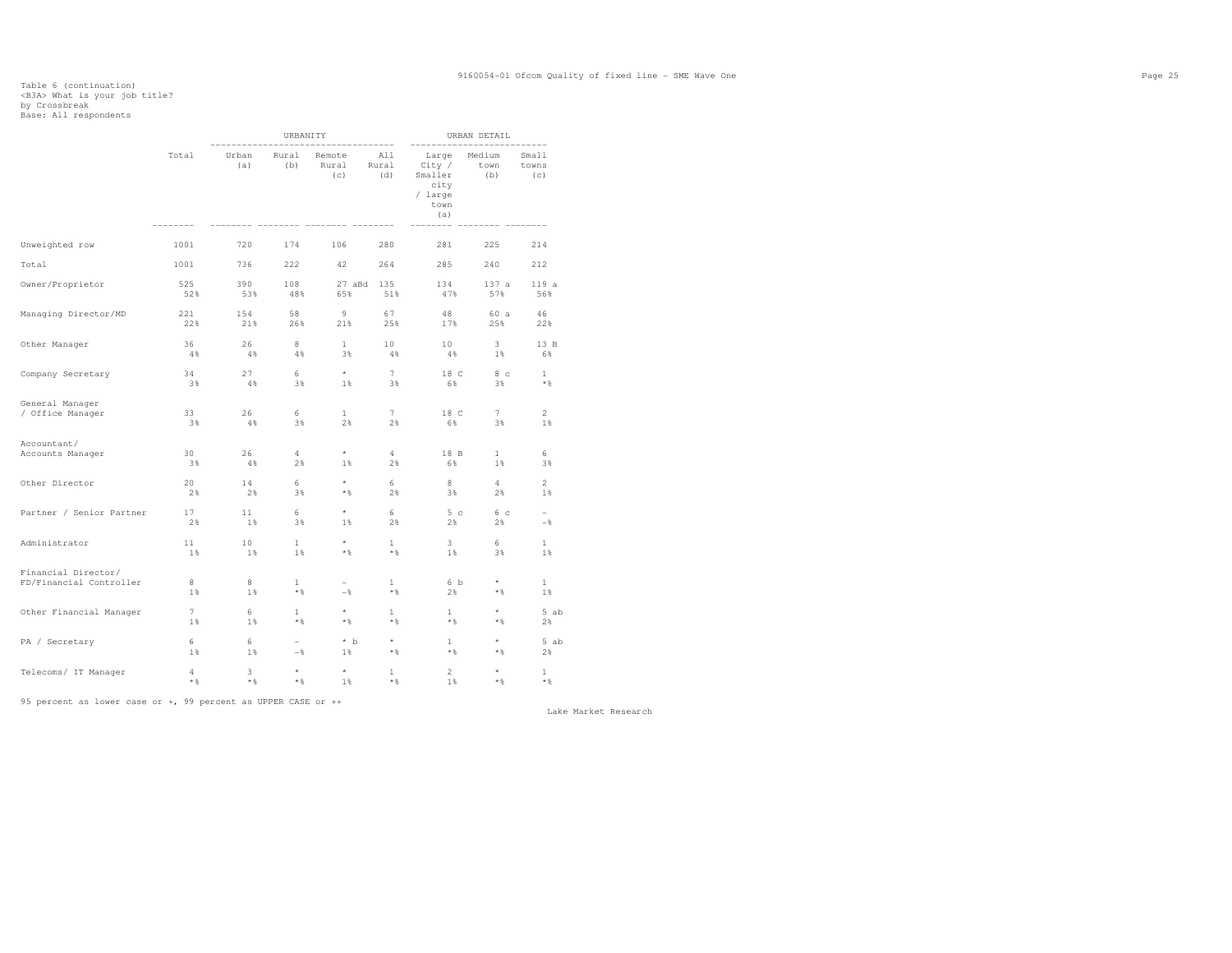Table 6 (continuation)
<B3A> What is your job title?
by Crossbreak
Base: All respondents

| | Total | URBANITY | | | | URBAN DETAIL | | |
|---|---|---|---|---|---|---|---|---|
| | | Urban (a) | Rural (b) | Remote Rural (c) | All Rural (d) | Large City / Smaller city / large town (a) | Medium town (b) | Small towns (c) |
| Unweighted row | 1001 | 720 | 174 | 106 | 280 | 281 | 225 | 214 |
| Total | 1001 | 736 | 222 | 42 | 264 | 285 | 240 | 212 |
| Owner/Proprietor | 525 | 390 | 108 | 27 aBd | 135 | 134 | 137 a | 119 a |
| | 52% | 53% | 48% | 65% | 51% | 47% | 57% | 56% |
| Managing Director/MD | 221 | 154 | 58 | 9 | 67 | 48 | 60 a | 46 |
| | 22% | 21% | 26% | 21% | 25% | 17% | 25% | 22% |
| Other Manager | 36 | 26 | 8 | 1 | 10 | 10 | 3 | 13 B |
| | 4% | 4% | 4% | 3% | 4% | 4% | 1% | 6% |
| Company Secretary | 34 | 27 | 6 | * | 7 | 18 C | 8 c | 1 |
| | 3% | 4% | 3% | 1% | 3% | 6% | 3% | *% |
| General Manager / Office Manager | 33 | 26 | 6 | 1 | 7 | 18 C | 7 | 2 |
| | 3% | 4% | 3% | 2% | 2% | 6% | 3% | 1% |
| Accountant/ Accounts Manager | 30 | 26 | 4 | * | 4 | 18 B | 1 | 6 |
| | 3% | 4% | 2% | 1% | 2% | 6% | 1% | 3% |
| Other Director | 20 | 14 | 6 | * | 6 | 8 | 4 | 2 |
| | 2% | 2% | 3% | *% | 2% | 3% | 2% | 1% |
| Partner / Senior Partner | 17 | 11 | 6 | * | 6 | 5 c | 6 c | - |
| | 2% | 1% | 3% | 1% | 2% | 2% | 2% | -% |
| Administrator | 11 | 10 | 1 | * | 1 | 3 | 6 | 1 |
| | 1% | 1% | 1% | *% | *% | 1% | 3% | 1% |
| Financial Director/ FD/Financial Controller | 8 | 8 | 1 | - | 1 | 6 b | * | 1 |
| | 1% | 1% | *% | -% | *% | 2% | *% | 1% |
| Other Financial Manager | 7 | 6 | 1 | * | 1 | 1 | * | 5 ab |
| | 1% | 1% | *% | *% | *% | *% | *% | 2% |
| PA / Secretary | 6 | 6 | - | * b | * | 1 | * | 5 ab |
| | 1% | 1% | -% | 1% | *% | *% | *% | 2% |
| Telecoms/ IT Manager | 4 | 3 | * | * | 1 | 2 | * | 1 |
| | *% | *% | *% | 1% | *% | 1% | *% | *% |

95 percent as lower case or +, 99 percent as UPPER CASE or ++

Lake Market Research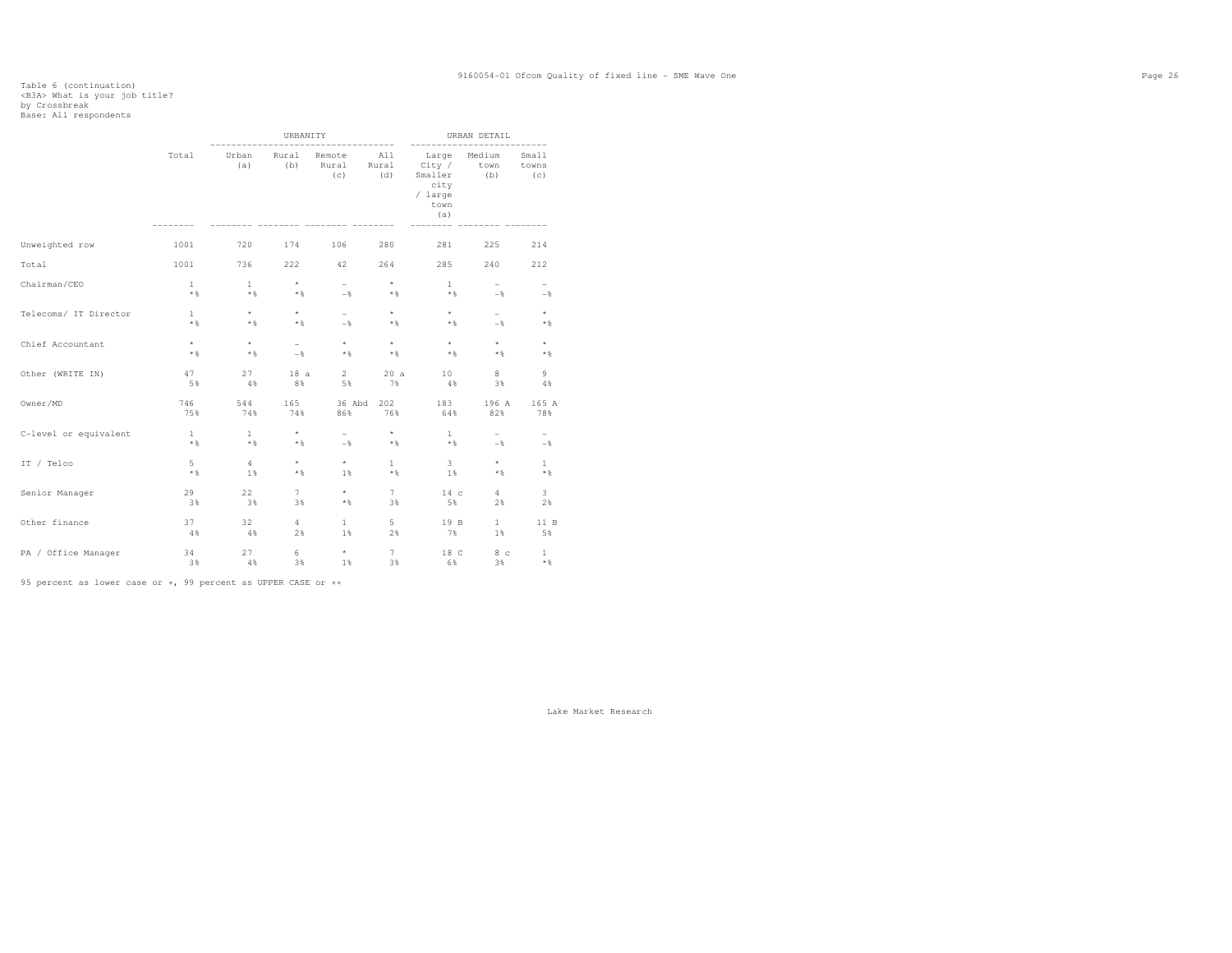Table 6 (continuation)
<B3A> What is your job title?
by Crossbreak
Base: All respondents

| | Total | URBANITY | | | | URBAN DETAIL | | |
|---|---|---|---|---|---|---|---|---|
| | | Urban (a) | Rural (b) | Remote Rural (c) | All Rural (d) | Large City / Smaller city / large town (a) | Medium town (b) | Small towns (c) |
| Unweighted row | 1001 | 720 | 174 | 106 | 280 | 281 | 225 | 214 |
| Total | 1001 | 736 | 222 | 42 | 264 | 285 | 240 | 212 |
| Chairman/CEO | 1 | 1 | * | - | * | 1 | - | - |
| | *% | *% | *% | -% | *% | *% | -% | -% |
| Telecoms/ IT Director | 1 | * | * | - | * | * | - | * |
| | *% | *% | *% | -% | *% | *% | -% | *% |
| Chief Accountant | * | * | - | * | * | * | * | * |
| | *% | *% | -% | *% | *% | *% | *% | *% |
| Other (WRITE IN) | 47 | 27 | 18 a | 2 | 20 a | 10 | 8 | 9 |
| | 5% | 4% | 8% | 5% | 7% | 4% | 3% | 4% |
| Owner/MD | 746 | 544 | 165 | 36 Abd | 202 | 183 | 196 A | 165 A |
| | 75% | 74% | 74% | 86% | 76% | 64% | 82% | 78% |
| C-level or equivalent | 1 | 1 | * | - | * | 1 | - | - |
| | *% | *% | *% | -% | *% | *% | -% | -% |
| IT / Telco | 5 | 4 | * | * | 1 | 3 | * | 1 |
| | *% | 1% | *% | 1% | *% | 1% | *% | *% |
| Senior Manager | 29 | 22 | 7 | * | 7 | 14 c | 4 | 3 |
| | 3% | 3% | 3% | *% | 3% | 5% | 2% | 2% |
| Other finance | 37 | 32 | 4 | 1 | 5 | 19 B | 1 | 11 B |
| | 4% | 4% | 2% | 1% | 2% | 7% | 1% | 5% |
| PA / Office Manager | 34 | 27 | 6 | * | 7 | 18 C | 8 c | 1 |
| | 3% | 4% | 3% | 1% | 3% | 6% | 3% | *% |

95 percent as lower case or +, 99 percent as UPPER CASE or ++

Lake Market Research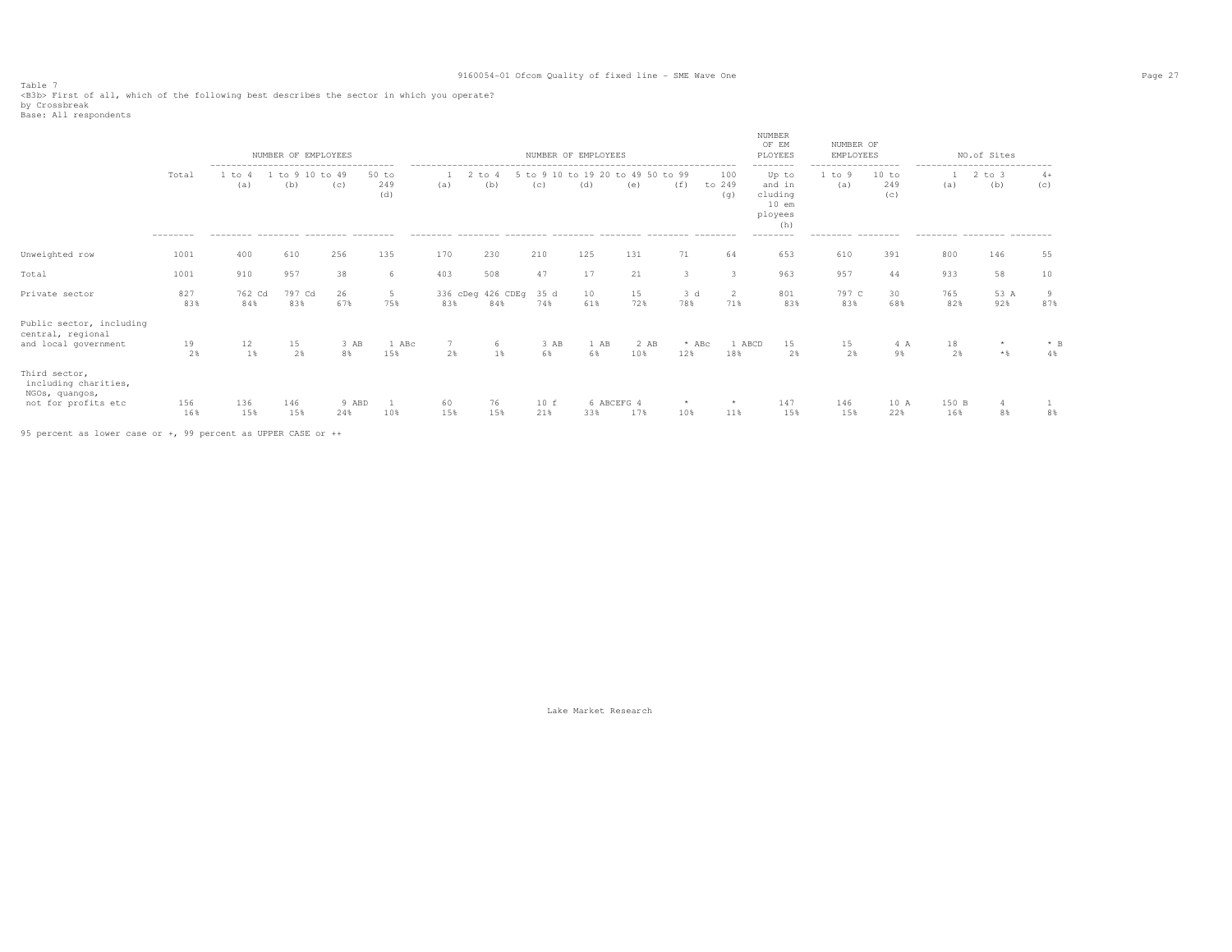Table 7
<B3b> First of all, which of the following best describes the sector in which you operate?
by Crossbreak
Base: All respondents

| | Total | NUMBER OF EMPLOYEES | | | | NUMBER OF EMPLOYEES | | | | | | | NUMBER OF EMPLOYEES | NUMBER OF EMPLOYEES | | NO.of Sites | | |
|---|---|---|---|---|---|---|---|---|---|---|---|---|---|---|---|---|---|---|
| | | 1 to 4 (a) | 1 to 9 (b) | 10 to 49 (c) | 50 to 249 (d) | 1 (a) | 2 to 4 (b) | 5 to 9 (c) | 10 to 19 (d) | 20 to 49 (e) | 50 to 99 (f) | 100 to 249 (g) | Up to and including 10 employees (h) | 1 to 9 (a) | 10 to 249 (c) | 1 (a) | 2 to 3 (b) | 4+ (c) |
| Unweighted row | 1001 | 400 | 610 | 256 | 135 | 170 | 230 | 210 | 125 | 131 | 71 | 64 | 653 | 610 | 391 | 800 | 146 | 55 |
| Total | 1001 | 910 | 957 | 38 | 6 | 403 | 508 | 47 | 17 | 21 | 3 | 3 | 963 | 957 | 44 | 933 | 58 | 10 |
| Private sector | 827<br>83% | 762 Cd<br>84% | 797 Cd<br>83% | 26<br>67% | 5<br>75% | 336 cDeg<br>83% | 426 CDEg<br>84% | 35 d<br>74% | 10<br>61% | 15<br>72% | 3 d<br>78% | 2<br>71% | 801<br>83% | 797 C<br>83% | 30<br>68% | 765<br>82% | 53 A<br>92% | 9<br>87% |
| Public sector, including central, regional and local government | 19<br>2% | 12<br>1% | 15<br>2% | 3 AB<br>8% | 1 ABc<br>15% | 7<br>2% | 6<br>1% | 3 AB<br>6% | 1 AB<br>6% | 2 AB<br>10% | * ABc<br>12% | 1 ABCD<br>18% | 15<br>2% | 15<br>2% | 4 A<br>9% | 18<br>2% | *<br>*% | * B<br>4% |
| Third sector, including charities, NGOs, quangos, not for profits etc | 156<br>16% | 136<br>15% | 146<br>15% | 9 ABD<br>24% | 1<br>10% | 60<br>15% | 76<br>15% | 10 f<br>21% | 6 ABCEFG<br>33% | 4<br>17% | *<br>10% | *<br>11% | 147<br>15% | 146<br>15% | 10 A<br>22% | 150 B<br>16% | 4<br>8% | 1<br>8% |

95 percent as lower case or +, 99 percent as UPPER CASE or ++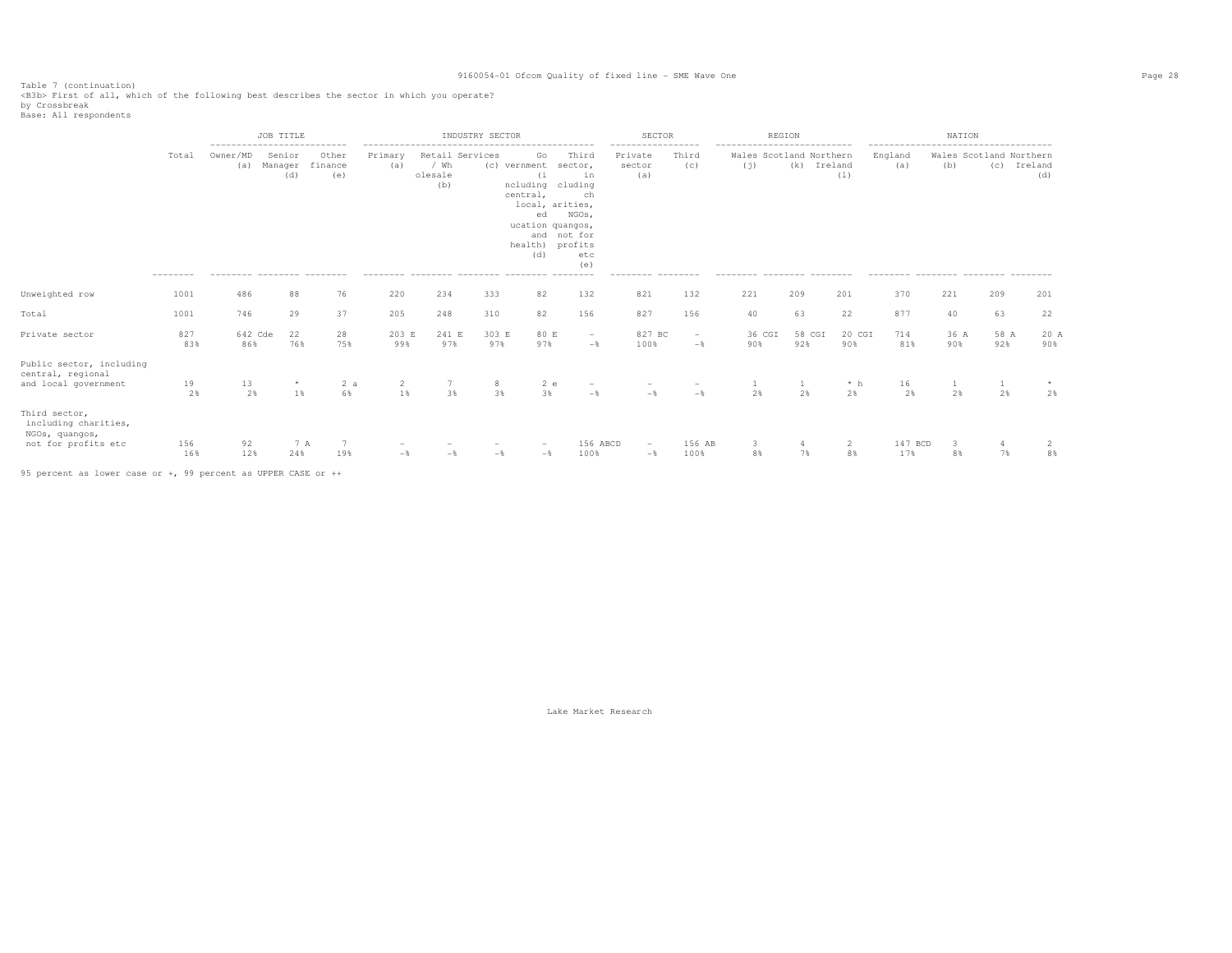Table 7 (continuation)
<B3b> First of all, which of the following best describes the sector in which you operate?
by Crossbreak
Base: All respondents

| | Total | JOB TITLE | | | INDUSTRY SECTOR | | | | | SECTOR | | REGION | | | NATION | | | |
|---|---|---|---|---|---|---|---|---|---|---|---|---|---|---|---|---|---|---|
| | | Owner/MD (a) | Senior Manager (d) | Other finance (e) | Primary (a) | Retail / Wholesale (b) | Services (c) | Government (including central, local, education and health) (d) | Third sector, including charities, NGOs, quangos, not for profits etc (e) | Private sector (a) | Third (c) | Wales (j) | Scotland (k) | Northern Ireland (l) | England (a) | Wales (b) | Scotland (c) | Northern Ireland (d) |
| Unweighted row | 1001 | 486 | 88 | 76 | 220 | 234 | 333 | 82 | 132 | 821 | 132 | 221 | 209 | 201 | 370 | 221 | 209 | 201 |
| Total | 1001 | 746 | 29 | 37 | 205 | 248 | 310 | 82 | 156 | 827 | 156 | 40 | 63 | 22 | 877 | 40 | 63 | 22 |
| Private sector | 827<br>83% | 642 Cde<br>86% | 22<br>76% | 28<br>75% | 203 E<br>99% | 241 E<br>97% | 303 E<br>97% | 80 E<br>97% | -<br>-% | 827 BC<br>100% | -<br>-% | 36 CGI<br>90% | 58 CGI<br>92% | 20 CGI<br>90% | 714<br>81% | 36 A<br>90% | 58 A<br>92% | 20 A<br>90% |
| Public sector, including central, regional and local government | 19<br>2% | 13<br>2% | *<br>1% | 2 a<br>6% | 2<br>1% | 7<br>3% | 8<br>3% | 2 e<br>3% | -<br>-% | -<br>-% | -<br>-% | 1<br>2% | 1<br>2% | * h<br>2% | 16<br>2% | 1<br>2% | 1<br>2% | *<br>2% |
| Third sector, including charities, NGOs, quangos, not for profits etc | 156<br>16% | 92<br>12% | 7 A<br>24% | 7<br>19% | -<br>-% | -<br>-% | -<br>-% | -<br>-% | 156 ABCD<br>100% | -<br>-% | 156 AB<br>100% | 3<br>8% | 4<br>7% | 2<br>8% | 147 BCD<br>17% | 3<br>8% | 4<br>7% | 2<br>8% |

95 percent as lower case or +, 99 percent as UPPER CASE or ++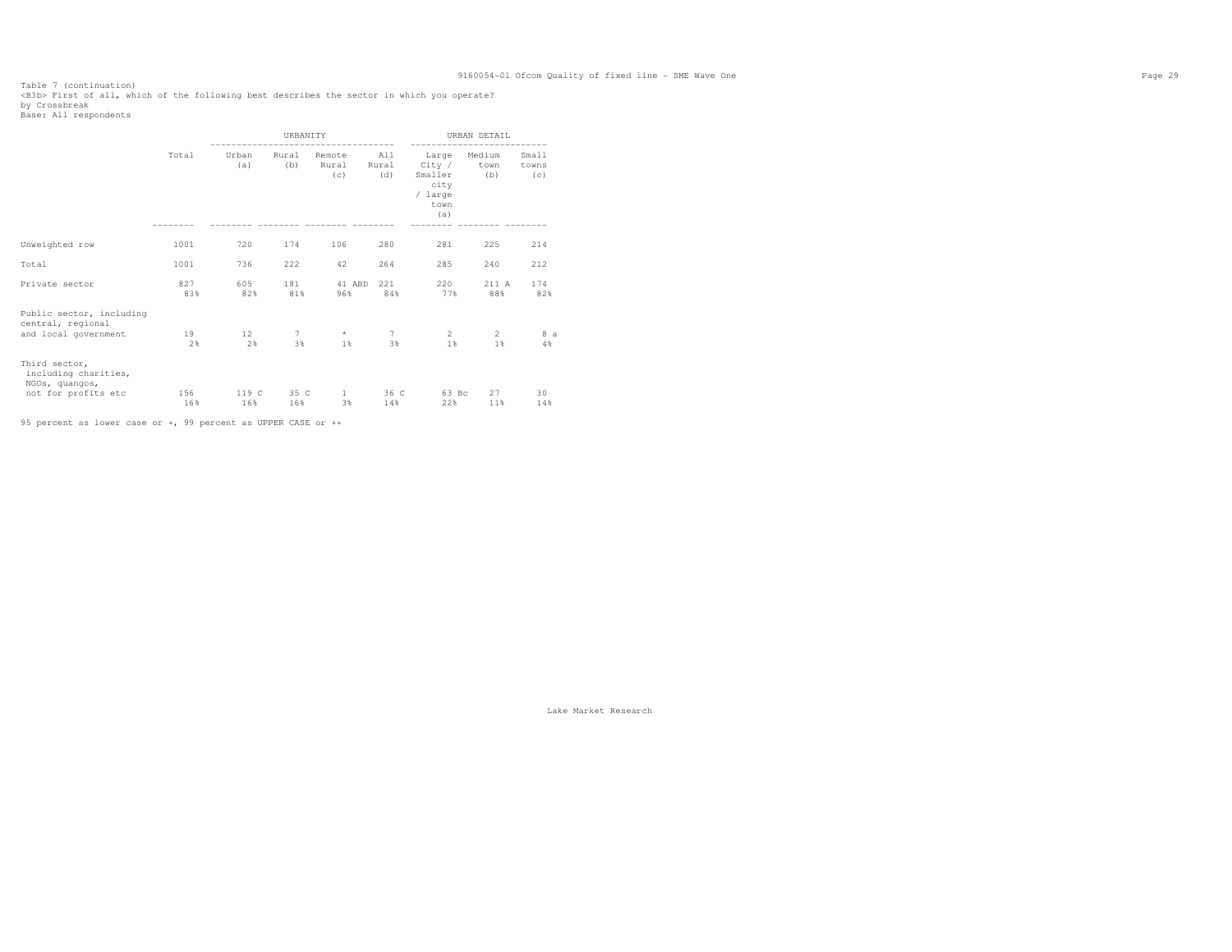Table 7 (continuation)
<B3b> First of all, which of the following best describes the sector in which you operate?
by Crossbreak
Base: All respondents

| | Total | URBANITY | | | | URBAN DETAIL | | |
|---|---|---|---|---|---|---|---|---|
| | | Urban (a) | Rural (b) | Remote Rural (c) | All Rural (d) | Large City / Smaller city / large town (a) | Medium town (b) | Small towns (c) |
| Unweighted row | 1001 | 720 | 174 | 106 | 280 | 281 | 225 | 214 |
| Total | 1001 | 736 | 222 | 42 | 264 | 285 | 240 | 212 |
| Private sector | 827 | 605 | 181 | 41 ABD | 221 | 220 | 211 A | 174 |
| | 83% | 82% | 81% | 96% | 84% | 77% | 88% | 82% |
| Public sector, including central, regional and local government | 19 | 12 | 7 | * | 7 | 2 | 2 | 8 a |
| | 2% | 2% | 3% | 1% | 3% | 1% | 1% | 4% |
| Third sector, including charities, NGOs, quangos, not for profits etc | 156 | 119 C | 35 C | 1 | 36 C | 63 Bc | 27 | 30 |
| | 16% | 16% | 16% | 3% | 14% | 22% | 11% | 14% |

95 percent as lower case or +, 99 percent as UPPER CASE or ++

Lake Market Research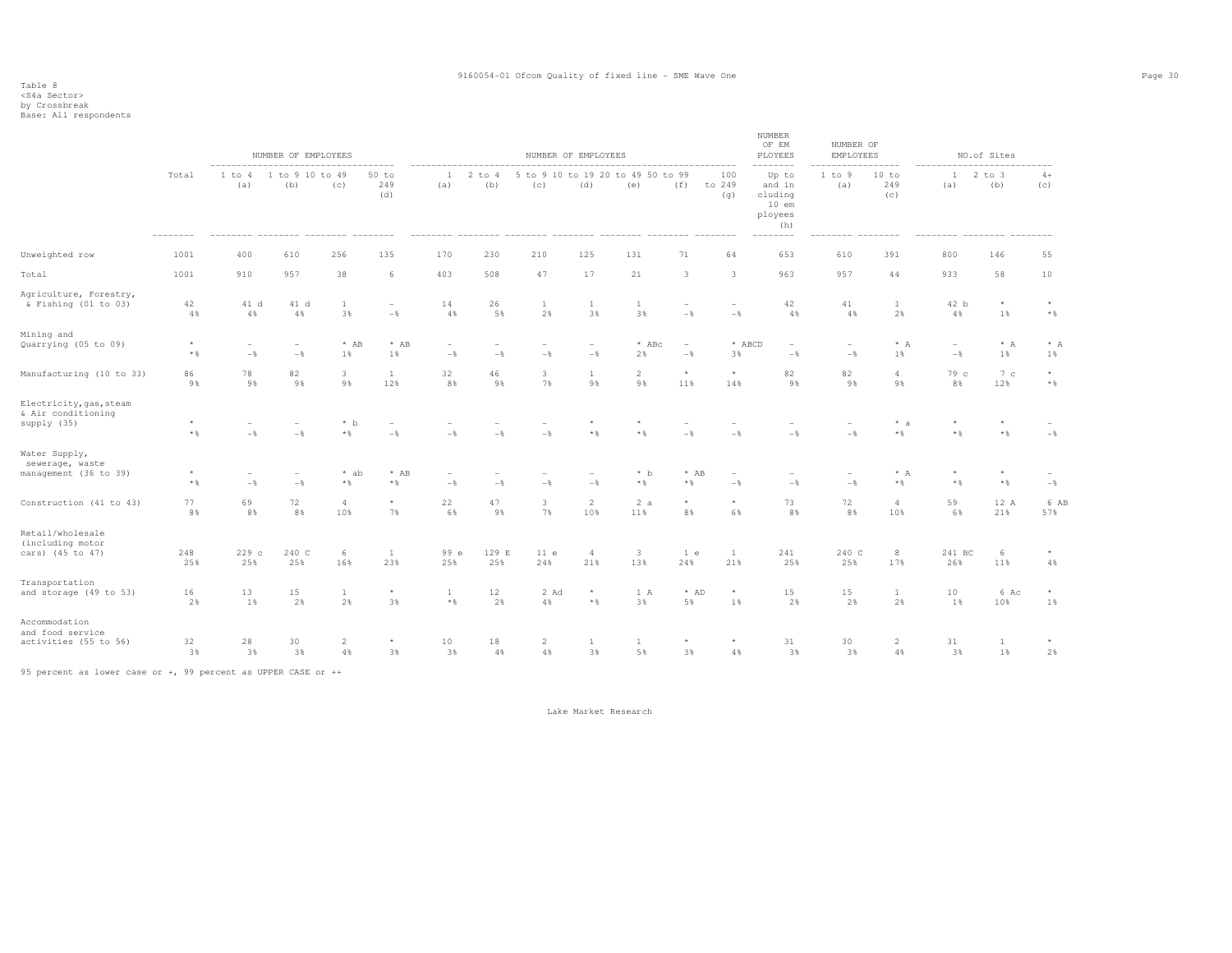Table 8
<S4a Sector>
by Crossbreak
Base: All respondents

| | Total | NUMBER OF EMPLOYEES | | | | NUMBER OF EMPLOYEES | | | | | | | NUMBER OF EMPLOYEES | NUMBER OF EMPLOYEES | | NO.of Sites | | |
|---|---|---|---|---|---|---|---|---|---|---|---|---|---|---|---|---|---|---|
| | | 1 to 4 (a) | 1 to 9 (b) | 10 to 49 (c) | 50 to 249 (d) | 1 (a) | 2 to 4 (b) | 5 to 9 (c) | 10 to 19 (d) | 20 to 49 (e) | 50 to 99 (f) | 100 to 249 (g) | Up to and including 10 employees (h) | 1 to 9 (a) | 10 to 249 (c) | 1 (a) | 2 to 3 (b) | 4+ (c) |
| Unweighted row | 1001 | 400 | 610 | 256 | 135 | 170 | 230 | 210 | 125 | 131 | 71 | 64 | 653 | 610 | 391 | 800 | 146 | 55 |
| Total | 1001 | 910 | 957 | 38 | 6 | 403 | 508 | 47 | 17 | 21 | 3 | 3 | 963 | 957 | 44 | 933 | 58 | 10 |
| Agriculture, Forestry, & Fishing (01 to 03) | 42<br>4% | 41 d<br>4% | 41 d<br>4% | 1<br>3% | -<br>-% | 14<br>4% | 26<br>5% | 1<br>2% | 1<br>3% | 1<br>3% | -<br>-% | -<br>-% | 42<br>4% | 41<br>4% | 1<br>2% | 42 b<br>4% | *<br>1% | *<br>*% |
| Mining and Quarrying (05 to 09) | *<br>*% | -<br>-% | -<br>-% | * AB<br>1% | * AB<br>1% | -<br>-% | -<br>-% | -<br>-% | -<br>-% | * ABc<br>2% | -<br>-% | * ABCD<br>3% | -<br>-% | -<br>-% | * A<br>1% | -<br>-% | * A<br>1% | * A<br>1% |
| Manufacturing (10 to 33) | 86<br>9% | 78<br>9% | 82<br>9% | 3<br>9% | 1<br>12% | 32<br>8% | 46<br>9% | 3<br>7% | 1<br>9% | 2<br>9% | *<br>11% | *<br>14% | 82<br>9% | 82<br>9% | 4<br>9% | 79 c<br>8% | 7 c<br>12% | *<br>*% |
| Electricity,gas,steam & Air conditioning supply (35) | *<br>*% | -<br>-% | -<br>-% | * b<br>*% | -<br>-% | -<br>-% | -<br>-% | -<br>-% | *<br>*% | *<br>*% | -<br>-% | -<br>-% | -<br>-% | -<br>-% | * a<br>*% | *<br>*% | *<br>*% | -<br>-% |
| Water Supply, sewerage, waste management (36 to 39) | *<br>*% | -<br>-% | -<br>-% | * ab<br>*% | * AB<br>*% | -<br>-% | -<br>-% | -<br>-% | -<br>-% | * b<br>*% | * AB<br>*% | -<br>-% | -<br>-% | -<br>-% | * A<br>*% | *<br>*% | *<br>*% | -<br>-% |
| Construction (41 to 43) | 77<br>8% | 69<br>8% | 72<br>8% | 4<br>10% | *<br>7% | 22<br>6% | 47<br>9% | 3<br>7% | 2<br>10% | 2 a<br>11% | *<br>8% | *<br>6% | 73<br>8% | 72<br>8% | 4<br>10% | 59<br>6% | 12 A<br>21% | 6 AB<br>57% |
| Retail/wholesale (including motor cars) (45 to 47) | 248<br>25% | 229 c<br>25% | 240 C<br>25% | 6<br>16% | 1<br>23% | 99 e<br>25% | 129 E<br>25% | 11 e<br>24% | 4<br>21% | 3<br>13% | 1 e<br>24% | 1<br>21% | 241<br>25% | 240 C<br>25% | 8<br>17% | 241 BC<br>26% | 6<br>11% | *<br>4% |
| Transportation and storage (49 to 53) | 16<br>2% | 13<br>1% | 15<br>2% | 1<br>2% | *<br>3% | 1<br>*% | 12<br>2% | 2 Ad<br>4% | *<br>*% | 1 A<br>3% | * AD<br>5% | *<br>1% | 15<br>2% | 15<br>2% | 1<br>2% | 10<br>1% | 6 Ac<br>10% | *<br>1% |
| Accommodation and food service activities (55 to 56) | 32<br>3% | 28<br>3% | 30<br>3% | 2<br>4% | *<br>3% | 10<br>3% | 18<br>4% | 2<br>4% | 1<br>3% | 1<br>5% | *<br>3% | *<br>4% | 31<br>3% | 30<br>3% | 2<br>4% | 31<br>3% | 1<br>1% | *<br>2% |

95 percent as lower case or +, 99 percent as UPPER CASE or ++

Lake Market Research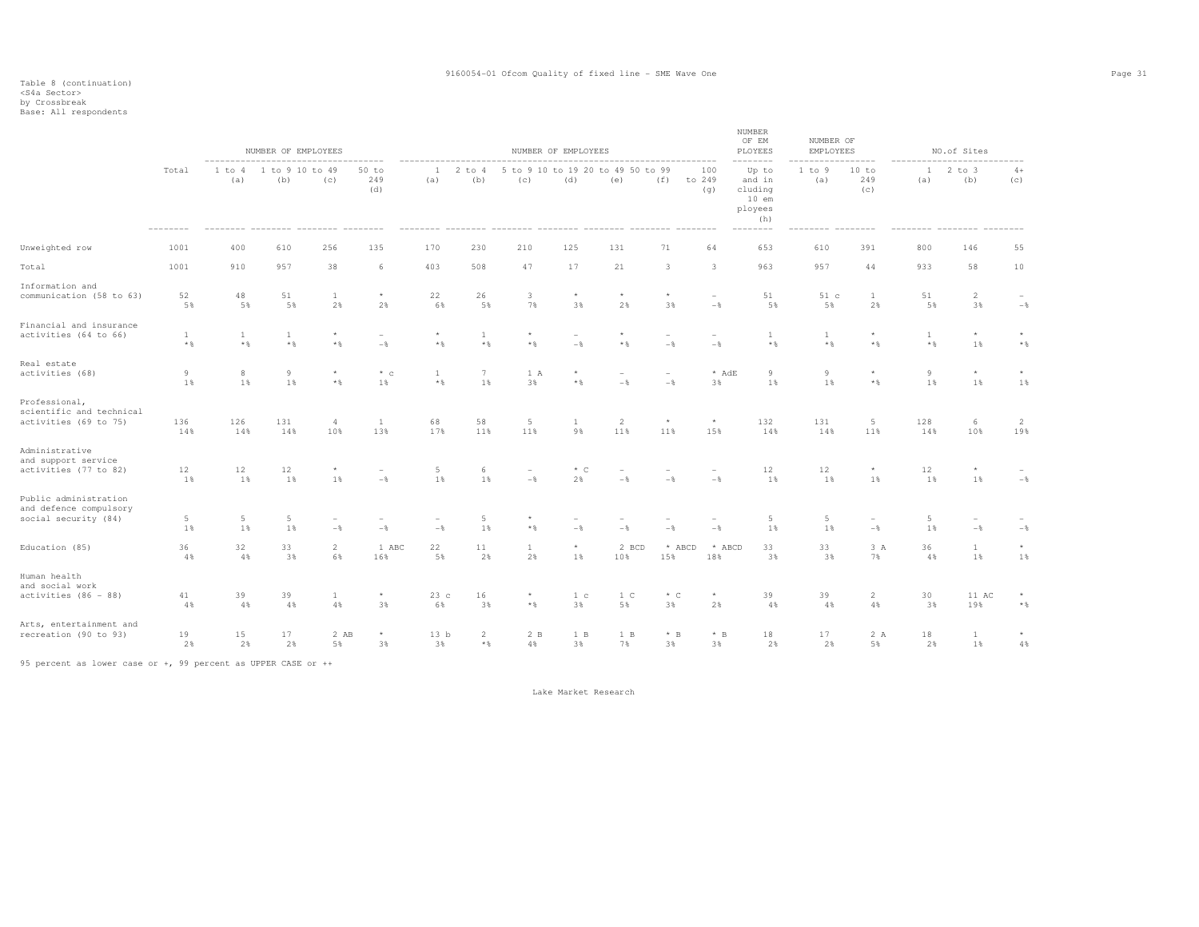Table 8 (continuation)
<S4a Sector>
by Crossbreak
Base: All respondents

| | Total | NUMBER OF EMPLOYEES 1 to 4 (a) | 1 to 9 (b) | 10 to 49 (c) | 50 to 249 (d) | NUMBER OF EMPLOYEES 1 (a) | 2 to 4 (b) | 5 to 9 (c) | 10 to 19 (d) | 20 to 49 (e) | 50 to 99 (f) | 100 to 249 (g) | NUMBER OF EMPLOYEES Up to and including 10 employees (h) | NUMBER OF EMPLOYEES 1 to 9 (a) | 10 to 249 (c) | NO.of Sites 1 (a) | 2 to 3 (b) | 4+ (c) |
|---|---|---|---|---|---|---|---|---|---|---|---|---|---|---|---|---|---|---|
| Unweighted row | 1001 | 400 | 610 | 256 | 135 | 170 | 230 | 210 | 125 | 131 | 71 | 64 | 653 | 610 | 391 | 800 | 146 | 55 |
| Total | 1001 | 910 | 957 | 38 | 6 | 403 | 508 | 47 | 17 | 21 | 3 | 3 | 963 | 957 | 44 | 933 | 58 | 10 |
| Information and communication (58 to 63) | 52 | 48 | 51 | 1 | * | 22 | 26 | 3 | * | * | * | - | 51 | 51 c | 1 | 51 | 2 | - |
| | 5% | 5% | 5% | 2% | 2% | 6% | 5% | 7% | 3% | 2% | 3% | -% | 5% | 5% | 2% | 5% | 3% | -% |
| Financial and insurance activities (64 to 66) | 1 | 1 | 1 | * | - | * | 1 | * | - | * | - | - | 1 | 1 | * | 1 | * | * |
| | *% | *% | *% | *% | -% | *% | *% | *% | -% | *% | -% | -% | *% | *% | *% | *% | 1% | *% |
| Real estate activities (68) | 9 | 8 | 9 | * | * c | 1 | 7 | 1 A | * | - | - | * AdE | 9 | 9 | * | 9 | * | * |
| | 1% | 1% | 1% | *% | 1% | *% | 1% | 3% | *% | -% | -% | 3% | 1% | 1% | *% | 1% | 1% | 1% |
| Professional, scientific and technical activities (69 to 75) | 136 | 126 | 131 | 4 | 1 | 68 | 58 | 5 | 1 | 2 | * | * | 132 | 131 | 5 | 128 | 6 | 2 |
| | 14% | 14% | 14% | 10% | 13% | 17% | 11% | 11% | 9% | 11% | 11% | 15% | 14% | 14% | 11% | 14% | 10% | 19% |
| Administrative and support service activities (77 to 82) | 12 | 12 | 12 | * | - | 5 | 6 | - | * C | - | - | - | 12 | 12 | * | 12 | * | - |
| | 1% | 1% | 1% | 1% | -% | 1% | 1% | -% | 2% | -% | -% | -% | 1% | 1% | 1% | 1% | 1% | -% |
| Public administration and defence compulsory social security (84) | 5 | 5 | 5 | - | - | - | 5 | * | - | - | - | - | 5 | 5 | - | 5 | - | - |
| | 1% | 1% | 1% | -% | -% | -% | 1% | *% | -% | -% | -% | -% | 1% | 1% | -% | 1% | -% | -% |
| Education (85) | 36 | 32 | 33 | 2 | 1 ABC | 22 | 11 | 1 | * | 2 BCD | * ABCD | * ABCD | 33 | 33 | 3 A | 36 | 1 | * |
| | 4% | 4% | 3% | 6% | 16% | 5% | 2% | 2% | 1% | 10% | 15% | 18% | 3% | 3% | 7% | 4% | 1% | 1% |
| Human health and social work activities (86 - 88) | 41 | 39 | 39 | 1 | * | 23 c | 16 | * | 1 c | 1 C | * C | * | 39 | 39 | 2 | 30 | 11 AC | * |
| | 4% | 4% | 4% | 4% | 3% | 6% | 3% | *% | 3% | 5% | 3% | 2% | 4% | 4% | 4% | 3% | 19% | *% |
| Arts, entertainment and recreation (90 to 93) | 19 | 15 | 17 | 2 AB | * | 13 b | 2 | 2 B | 1 B | 1 B | * B | * B | 18 | 17 | 2 A | 18 | 1 | * |
| | 2% | 2% | 2% | 5% | 3% | 3% | *% | 4% | 3% | 7% | 3% | 3% | 2% | 2% | 5% | 2% | 1% | 4% |

95 percent as lower case or +, 99 percent as UPPER CASE or ++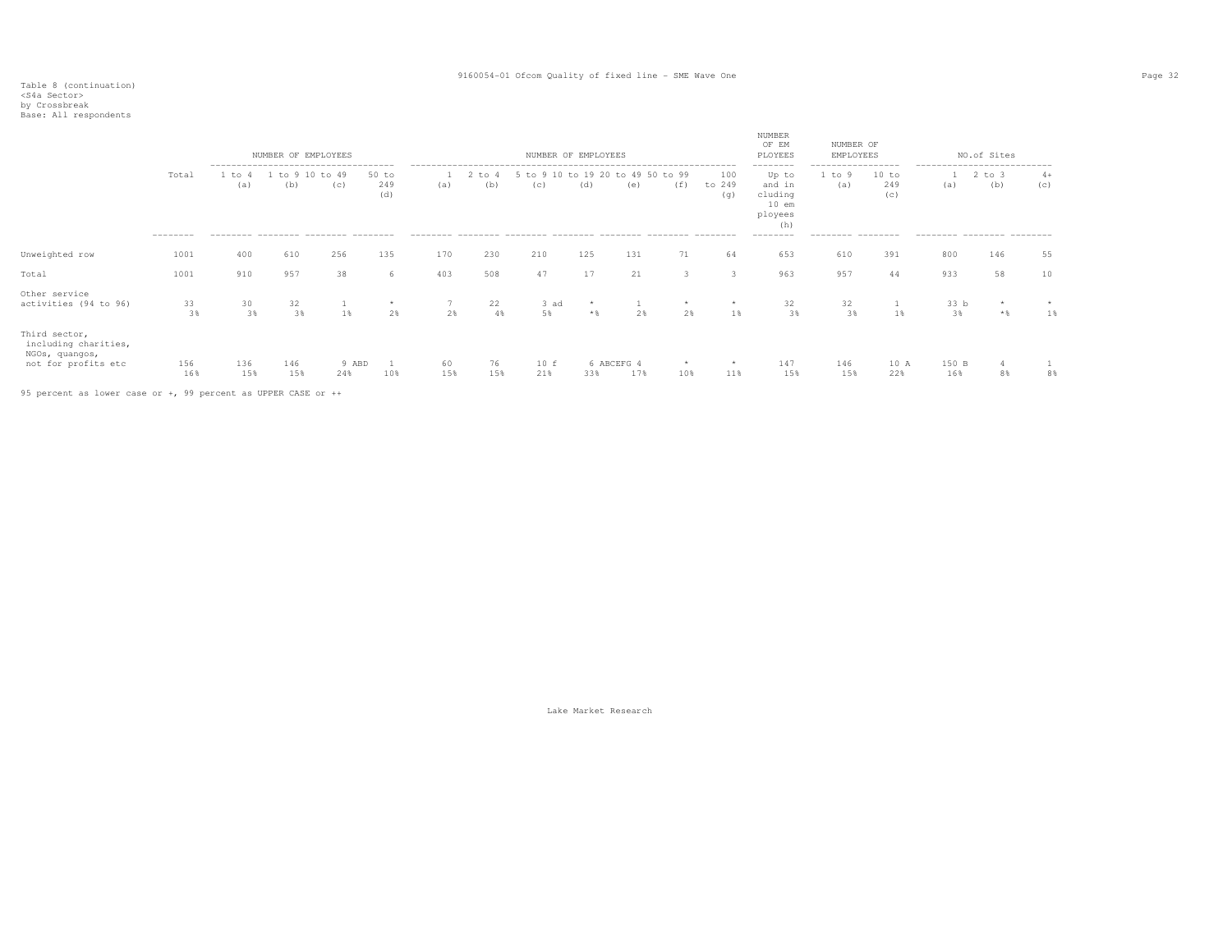Table 8 (continuation)
<S4a Sector>
by Crossbreak
Base: All respondents

| | Total | NUMBER OF EMPLOYEES 1 to 4 (a) | 1 to 9 (b) | 10 to 49 (c) | 50 to 249 (d) | NUMBER OF EMPLOYEES 1 (a) | 2 to 4 (b) | 5 to 9 (c) | 10 to 19 (d) | 20 to 49 (e) | 50 to 99 (f) | 100 to 249 (g) | NUMBER OF EMPLOYEES Up to and including 10 employees (h) | NUMBER OF EMPLOYEES 1 to 9 (a) | 10 to 249 (c) | NO.of Sites 1 (a) | 2 to 3 (b) | 4+ (c) |
|---|---|---|---|---|---|---|---|---|---|---|---|---|---|---|---|---|---|---|
| Unweighted row | 1001 | 400 | 610 | 256 | 135 | 170 | 230 | 210 | 125 | 131 | 71 | 64 | 653 | 610 | 391 | 800 | 146 | 55 |
| Total | 1001 | 910 | 957 | 38 | 6 | 403 | 508 | 47 | 17 | 21 | 3 | 3 | 963 | 957 | 44 | 933 | 58 | 10 |
| Other service activities (94 to 96) | 33 | 30 | 32 | 1 | * | 7 | 22 | 3 ad | * | 1 | * | * | 32 | 32 | 1 | 33 b | * | * |
| | 3% | 3% | 3% | 1% | 2% | 2% | 4% | 5% | *% | 2% | 2% | 1% | 3% | 3% | 1% | 3% | *% | 1% |
| Third sector, including charities, NGOs, quangos, not for profits etc | 156 | 136 | 146 | 9 ABD | 1 | 60 | 76 | 10 f | 6 ABCEFG | 4 | * | * | 147 | 146 | 10 A | 150 B | 4 | 1 |
| | 16% | 15% | 15% | 24% | 10% | 15% | 15% | 21% | 33% | 17% | 10% | 11% | 15% | 15% | 22% | 16% | 8% | 8% |

95 percent as lower case or +, 99 percent as UPPER CASE or ++

Lake Market Research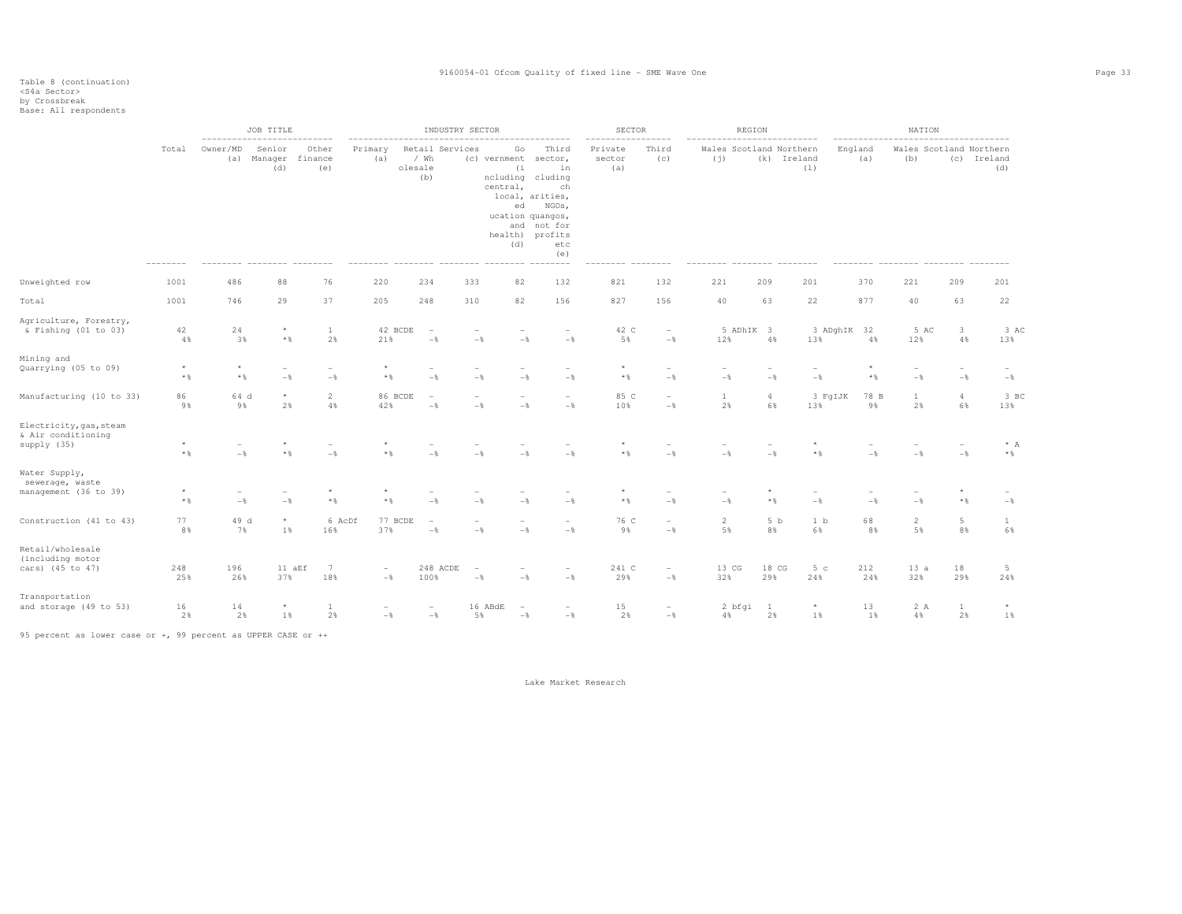Table 8 (continuation)
<S4a Sector>
by Crossbreak
Base: All respondents

| | Total | JOB TITLE | | | INDUSTRY SECTOR | | | | | SECTOR | | REGION | | | NATION | | | |
|---|---|---|---|---|---|---|---|---|---|---|---|---|---|---|---|---|---|---|
| | | Owner/MD (a) | Senior Manager (d) | Other finance (e) | Primary (a) | Retail / Wholesale (b) | Services (c) | Government (including central, local, education and health) (d) | Third sector, including charities, NGOs, quangos, not for profits etc (e) | Private sector (a) | Third (c) | Wales (j) | Scotland (k) | Northern Ireland (l) | England (a) | Wales (b) | Scotland (c) | Northern Ireland (d) |
| Unweighted row | 1001 | 486 | 88 | 76 | 220 | 234 | 333 | 82 | 132 | 821 | 132 | 221 | 209 | 201 | 370 | 221 | 209 | 201 |
| Total | 1001 | 746 | 29 | 37 | 205 | 248 | 310 | 82 | 156 | 827 | 156 | 40 | 63 | 22 | 877 | 40 | 63 | 22 |
| Agriculture, Forestry, & Fishing (01 to 03) | 42 | 24 | * | 1 | 42 BCDE | - | - | - | - | 42 C | - | 5 ADhIK | 3 | 3 ADghIK | 32 | 5 AC | 3 | 3 AC |
| | 4% | 3% | *% | 2% | 21% | -% | -% | -% | -% | 5% | -% | 12% | 4% | 13% | 4% | 12% | 4% | 13% |
| Mining and Quarrying (05 to 09) | * | * | - | - | * | - | - | - | - | * | - | - | - | - | * | - | - | - |
| | *% | *% | -% | -% | *% | -% | -% | -% | -% | *% | -% | -% | -% | -% | *% | -% | -% | -% |
| Manufacturing (10 to 33) | 86 | 64 d | * | 2 | 86 BCDE | - | - | - | - | 85 C | - | 1 | 4 | 3 FgIJK | 78 B | 1 | 4 | 3 BC |
| | 9% | 9% | 2% | 4% | 42% | -% | -% | -% | -% | 10% | -% | 2% | 6% | 13% | 9% | 2% | 6% | 13% |
| Electricity,gas,steam & Air conditioning supply (35) | * | - | * | - | * | - | - | - | - | * | - | - | - | * | - | - | - | * A |
| | *% | -% | *% | -% | *% | -% | -% | -% | -% | *% | -% | -% | -% | *% | -% | -% | -% | *% |
| Water Supply, sewerage, waste management (36 to 39) | * | - | - | * | * | - | - | - | - | * | - | - | * | - | - | - | * | - |
| | *% | -% | -% | *% | *% | -% | -% | -% | -% | *% | -% | -% | *% | -% | -% | -% | *% | -% |
| Construction (41 to 43) | 77 | 49 d | * | 6 AcDf | 77 BCDE | - | - | - | - | 76 C | - | 2 | 5 b | 1 b | 68 | 2 | 5 | 1 |
| | 8% | 7% | 1% | 16% | 37% | -% | -% | -% | -% | 9% | -% | 5% | 8% | 6% | 8% | 5% | 8% | 6% |
| Retail/wholesale (including motor cars) (45 to 47) | 248 | 196 | 11 aEf | 7 | - | 248 ACDE | - | - | - | 241 C | - | 13 CG | 18 CG | 5 c | 212 | 13 a | 18 | 5 |
| | 25% | 26% | 37% | 18% | -% | 100% | -% | -% | -% | 29% | -% | 32% | 29% | 24% | 24% | 32% | 29% | 24% |
| Transportation and storage (49 to 53) | 16 | 14 | * | 1 | - | - | 16 ABdE | - | - | 15 | - | 2 bfgi | 1 | * | 13 | 2 A | 1 | * |
| | 2% | 2% | 1% | 2% | -% | -% | 5% | -% | -% | 2% | -% | 4% | 2% | 1% | 1% | 4% | 2% | 1% |

95 percent as lower case or +, 99 percent as UPPER CASE or ++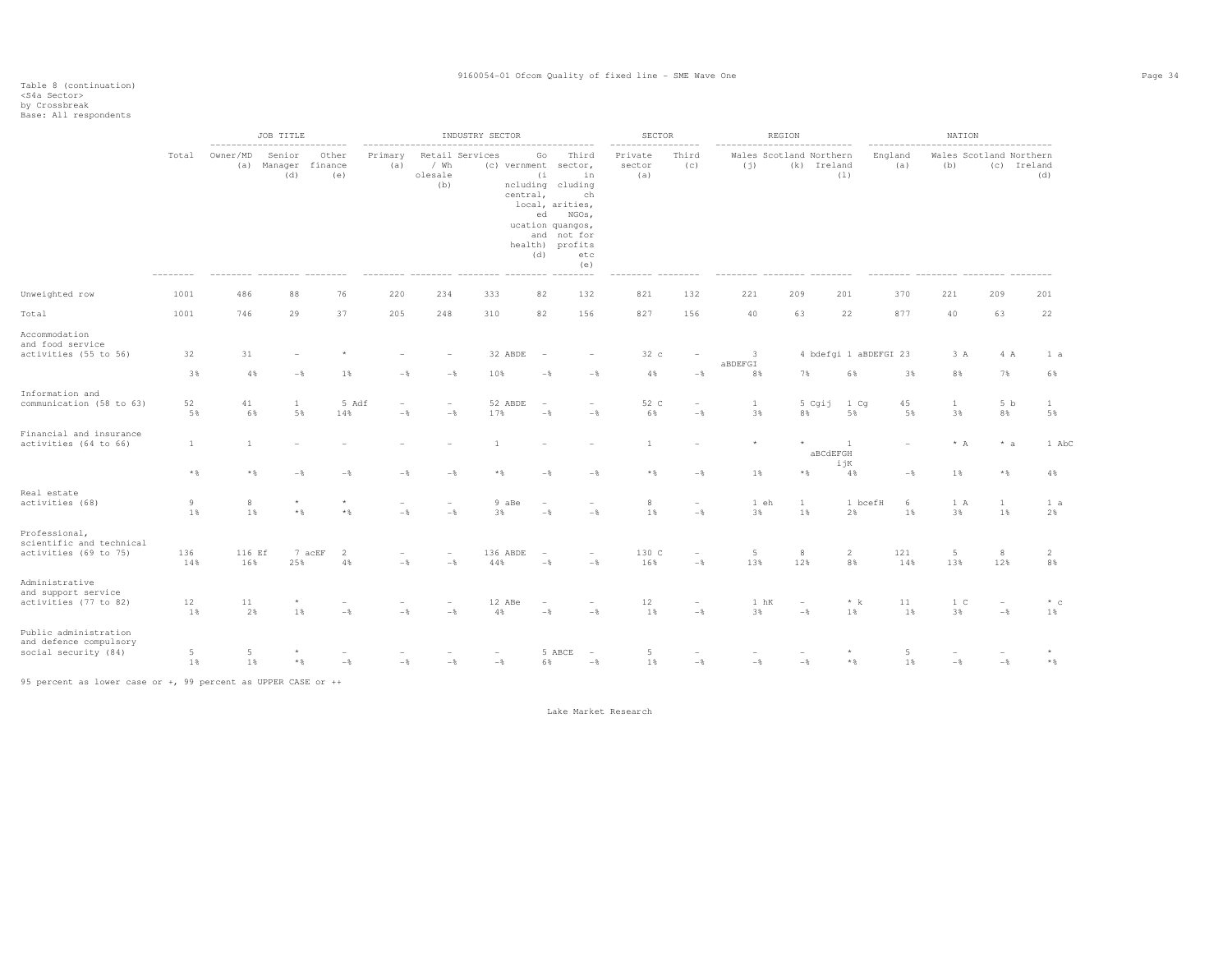Table 8 (continuation)
<S4a Sector>
by Crossbreak
Base: All respondents

| | Total | JOB TITLE: Owner/MD (a) | JOB TITLE: Senior Manager (d) | JOB TITLE: Other finance (e) | INDUSTRY SECTOR: Primary (a) | INDUSTRY SECTOR: Retail / Wholesale (b) | INDUSTRY SECTOR: Services (c) | INDUSTRY SECTOR: Government (including central, local, education and health) (d) | INDUSTRY SECTOR: Third sector, including charities, NGOs, quangos, not for profits etc (e) | SECTOR: Private sector (a) | SECTOR: Third (c) | REGION: Wales (j) | REGION: Scotland (k) | REGION: Northern Ireland (l) | NATION: England (a) | NATION: Wales (b) | NATION: Scotland (c) | NATION: Northern Ireland (d) |
|---|---|---|---|---|---|---|---|---|---|---|---|---|---|---|---|---|---|---|
| Unweighted row | 1001 | 486 | 88 | 76 | 220 | 234 | 333 | 82 | 132 | 821 | 132 | 221 | 209 | 201 | 370 | 221 | 209 | 201 |
| Total | 1001 | 746 | 29 | 37 | 205 | 248 | 310 | 82 | 156 | 827 | 156 | 40 | 63 | 22 | 877 | 40 | 63 | 22 |
| Accommodation and food service activities (55 to 56) | 32 | 31 | - | * | - | - | 32 ABDE | - | - | 32 c | - | 3 aBDEFGI | 4 bdefgi | 1 aBDEFGI | 23 | 3 A | 4 A | 1 a |
| | 3% | 4% | -% | 1% | -% | -% | 10% | -% | -% | 4% | -% | 8% | 7% | 6% | 3% | 8% | 7% | 6% |
| Information and communication (58 to 63) | 52 | 41 | 1 | 5 Adf | - | - | 52 ABDE | - | - | 52 C | - | 1 | 5 Cgij | 1 Cg | 45 | 1 | 5 b | 1 |
| | 5% | 6% | 5% | 14% | -% | -% | 17% | -% | -% | 6% | -% | 3% | 8% | 5% | 5% | 3% | 8% | 5% |
| Financial and insurance activities (64 to 66) | 1 | 1 | - | - | - | - | 1 | - | - | 1 | - | * | * | 1 aBCdEFGHijK | - | * A | * a | 1 AbC |
| | *% | *% | -% | -% | -% | -% | *% | -% | -% | *% | -% | 1% | *% | 4% | -% | 1% | *% | 4% |
| Real estate activities (68) | 9 | 8 | * | * | - | - | 9 aBe | - | - | 8 | - | 1 eh | 1 | 1 bcefH | 6 | 1 A | 1 | 1 a |
| | 1% | 1% | *% | *% | -% | -% | 3% | -% | -% | 1% | -% | 3% | 1% | 2% | 1% | 3% | 1% | 2% |
| Professional, scientific and technical activities (69 to 75) | 136 | 116 Ef | 7 acEF | 2 | - | - | 136 ABDE | - | - | 130 C | - | 5 | 8 | 2 | 121 | 5 | 8 | 2 |
| | 14% | 16% | 25% | 4% | -% | -% | 44% | -% | -% | 16% | -% | 13% | 12% | 8% | 14% | 13% | 12% | 8% |
| Administrative and support service activities (77 to 82) | 12 | 11 | * | - | - | - | 12 ABe | - | - | 12 | - | 1 hK | - | * k | 11 | 1 C | - | * c |
| | 1% | 2% | 1% | -% | -% | -% | 4% | -% | -% | 1% | -% | 3% | -% | 1% | 1% | 3% | -% | 1% |
| Public administration and defence compulsory social security (84) | 5 | 5 | * | - | - | - | - | 5 ABCE | - | 5 | - | - | - | * | 5 | - | - | * |
| | 1% | 1% | *% | -% | -% | -% | -% | 6% | -% | 1% | -% | -% | -% | *% | 1% | -% | -% | *% |

95 percent as lower case or +, 99 percent as UPPER CASE or ++

Lake Market Research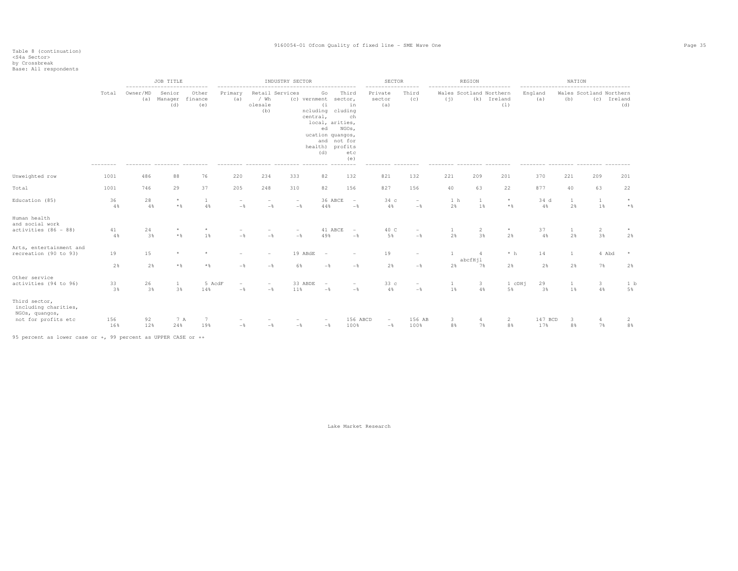Table 8 (continuation)
<S4a Sector>
by Crossbreak
Base: All respondents

| | Total | JOB TITLE | | | INDUSTRY SECTOR | | | | | SECTOR | | REGION | | | NATION | | | |
|---|---|---|---|---|---|---|---|---|---|---|---|---|---|---|---|---|---|---|
| | | Owner/MD (a) | Senior Manager (d) | Other finance (e) | Primary (a) | Retail / Wholesale (b) | Services (c) | Government (including central, local, education and health) (d) | Third sector, including charities, NGOs, quangos, not for profits etc (e) | Private sector (a) | Third (c) | Wales (j) | Scotland (k) | Northern Ireland (l) | England (a) | Wales (b) | Scotland (c) | Northern Ireland (d) |
| Unweighted row | 1001 | 486 | 88 | 76 | 220 | 234 | 333 | 82 | 132 | 821 | 132 | 221 | 209 | 201 | 370 | 221 | 209 | 201 |
| Total | 1001 | 746 | 29 | 37 | 205 | 248 | 310 | 82 | 156 | 827 | 156 | 40 | 63 | 22 | 877 | 40 | 63 | 22 |
| Education (85) | 36 | 28 | * | 1 | - | - | - | 36 ABCE | - | 34 c | - | 1 h | 1 | * | 34 d | 1 | 1 | * |
| | 4% | 4% | *% | 4% | -% | -% | -% | 44% | -% | 4% | -% | 2% | 1% | *% | 4% | 2% | 1% | *% |
| Human health and social work activities (86 - 88) | 41 | 24 | * | * | - | - | - | 41 ABCE | - | 40 C | - | 1 | 2 | * | 37 | 1 | 2 | * |
| | 4% | 3% | *% | 1% | -% | -% | -% | 49% | -% | 5% | -% | 2% | 3% | 2% | 4% | 2% | 3% | 2% |
| Arts, entertainment and recreation (90 to 93) | 19 | 15 | * | * | - | - | 19 ABdE | - | - | 19 | - | 1 | 4 abcfHjl | * h | 14 | 1 | 4 Abd | * |
| | 2% | 2% | *% | *% | -% | -% | 6% | -% | -% | 2% | -% | 2% | 7% | 2% | 2% | 2% | 7% | 2% |
| Other service activities (94 to 96) | 33 | 26 | 1 | 5 AcdF | - | - | 33 ABDE | - | - | 33 c | - | 1 | 3 | 1 cDHj | 29 | 1 | 3 | 1 b |
| | 3% | 3% | 3% | 14% | -% | -% | 11% | -% | -% | 4% | -% | 1% | 4% | 5% | 3% | 1% | 4% | 5% |
| Third sector, including charities, NGOs, quangos, not for profits etc | 156 | 92 | 7 A | 7 | - | - | - | - | 156 ABCD | - | 156 AB | 3 | 4 | 2 | 147 BCD | 3 | 4 | 2 |
| | 16% | 12% | 24% | 19% | -% | -% | -% | -% | 100% | -% | 100% | 8% | 7% | 8% | 17% | 8% | 7% | 8% |

95 percent as lower case or +, 99 percent as UPPER CASE or ++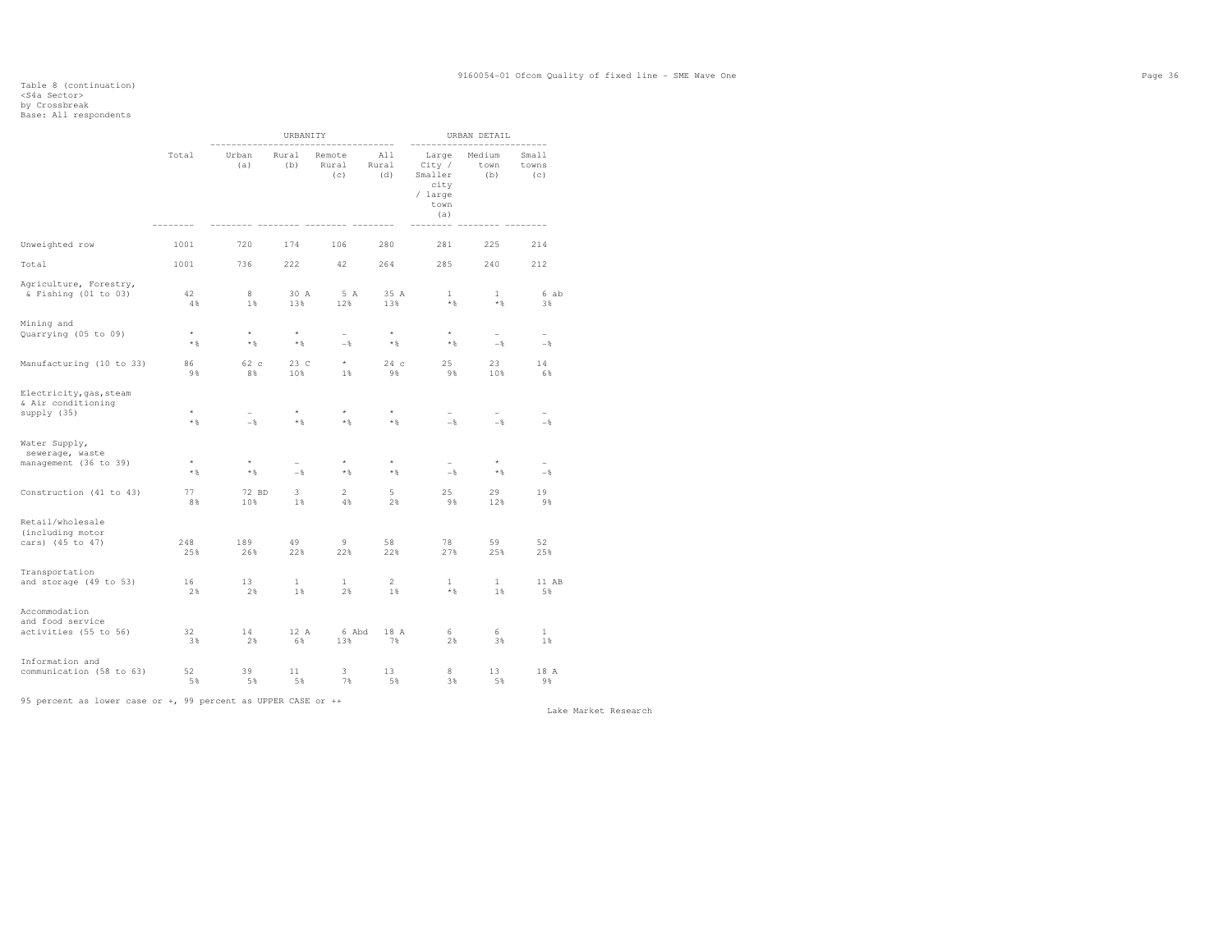Table 8 (continuation)
<S4a Sector>
by Crossbreak
Base: All respondents

| | Total | URBANITY | | | | URBAN DETAIL | | |
|---|---|---|---|---|---|---|---|---|
| | | Urban (a) | Rural (b) | Remote Rural (c) | All Rural (d) | Large City / Smaller city / large town (a) | Medium town (b) | Small towns (c) |
| Unweighted row | 1001 | 720 | 174 | 106 | 280 | 281 | 225 | 214 |
| Total | 1001 | 736 | 222 | 42 | 264 | 285 | 240 | 212 |
| Agriculture, Forestry, & Fishing (01 to 03) | 42 | 8 | 30 A | 5 A | 35 A | 1 | 1 | 6 ab |
| | 4% | 1% | 13% | 12% | 13% | *% | *% | 3% |
| Mining and Quarrying (05 to 09) | * | * | * | - | * | * | - | - |
| | *% | *% | *% | -% | *% | *% | -% | -% |
| Manufacturing (10 to 33) | 86 | 62 c | 23 C | * | 24 c | 25 | 23 | 14 |
| | 9% | 8% | 10% | 1% | 9% | 9% | 10% | 6% |
| Electricity,gas,steam & Air conditioning supply (35) | * | - | * | * | * | - | - | - |
| | *% | -% | *% | *% | *% | -% | -% | -% |
| Water Supply, sewerage, waste management (36 to 39) | * | * | - | * | * | - | * | - |
| | *% | *% | -% | *% | *% | -% | *% | -% |
| Construction (41 to 43) | 77 | 72 BD | 3 | 2 | 5 | 25 | 29 | 19 |
| | 8% | 10% | 1% | 4% | 2% | 9% | 12% | 9% |
| Retail/wholesale (including motor cars) (45 to 47) | 248 | 189 | 49 | 9 | 58 | 78 | 59 | 52 |
| | 25% | 26% | 22% | 22% | 22% | 27% | 25% | 25% |
| Transportation and storage (49 to 53) | 16 | 13 | 1 | 1 | 2 | 1 | 1 | 11 AB |
| | 2% | 2% | 1% | 2% | 1% | *% | 1% | 5% |
| Accommodation and food service activities (55 to 56) | 32 | 14 | 12 A | 6 Abd | 18 A | 6 | 6 | 1 |
| | 3% | 2% | 6% | 13% | 7% | 2% | 3% | 1% |
| Information and communication (58 to 63) | 52 | 39 | 11 | 3 | 13 | 8 | 13 | 18 A |
| | 5% | 5% | 5% | 7% | 5% | 3% | 5% | 9% |

95 percent as lower case or +, 99 percent as UPPER CASE or ++

Lake Market Research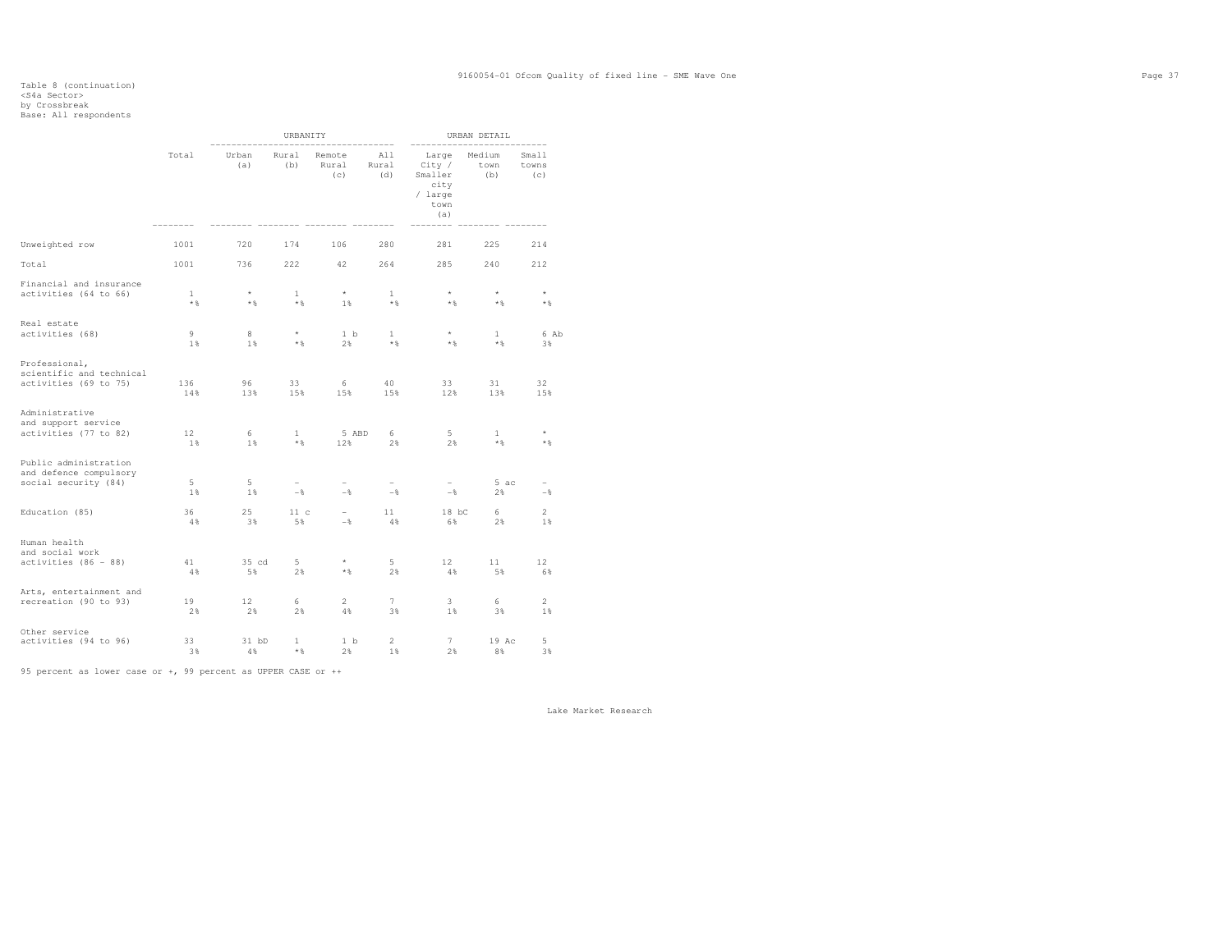Table 8 (continuation)
<S4a Sector>
by Crossbreak
Base: All respondents

| | Total | URBANITY Urban (a) | Rural (b) | Remote Rural (c) | All Rural (d) | URBAN DETAIL Large City / Smaller city / large town (a) | Medium town (b) | Small towns (c) |
|---|---|---|---|---|---|---|---|---|
| Unweighted row | 1001 | 720 | 174 | 106 | 280 | 281 | 225 | 214 |
| Total | 1001 | 736 | 222 | 42 | 264 | 285 | 240 | 212 |
| Financial and insurance activities (64 to 66) | 1 | * | 1 | * | 1 | * | * | * |
| | *% | *% | *% | 1% | *% | *% | *% | *% |
| Real estate activities (68) | 9 | 8 | * | 1 b | 1 | * | 1 | 6 Ab |
| | 1% | 1% | *% | 2% | *% | *% | *% | 3% |
| Professional, scientific and technical activities (69 to 75) | 136 | 96 | 33 | 6 | 40 | 33 | 31 | 32 |
| | 14% | 13% | 15% | 15% | 15% | 12% | 13% | 15% |
| Administrative and support service activities (77 to 82) | 12 | 6 | 1 | 5 ABD | 6 | 5 | 1 | * |
| | 1% | 1% | *% | 12% | 2% | 2% | *% | *% |
| Public administration and defence compulsory social security (84) | 5 | 5 | - | - | - | - | 5 ac | - |
| | 1% | 1% | -% | -% | -% | -% | 2% | -% |
| Education (85) | 36 | 25 | 11 c | - | 11 | 18 bC | 6 | 2 |
| | 4% | 3% | 5% | -% | 4% | 6% | 2% | 1% |
| Human health and social work activities (86 - 88) | 41 | 35 cd | 5 | * | 5 | 12 | 11 | 12 |
| | 4% | 5% | 2% | *% | 2% | 4% | 5% | 6% |
| Arts, entertainment and recreation (90 to 93) | 19 | 12 | 6 | 2 | 7 | 3 | 6 | 2 |
| | 2% | 2% | 2% | 4% | 3% | 1% | 3% | 1% |
| Other service activities (94 to 96) | 33 | 31 bD | 1 | 1 b | 2 | 7 | 19 Ac | 5 |
| | 3% | 4% | *% | 2% | 1% | 2% | 8% | 3% |

95 percent as lower case or +, 99 percent as UPPER CASE or ++

Lake Market Research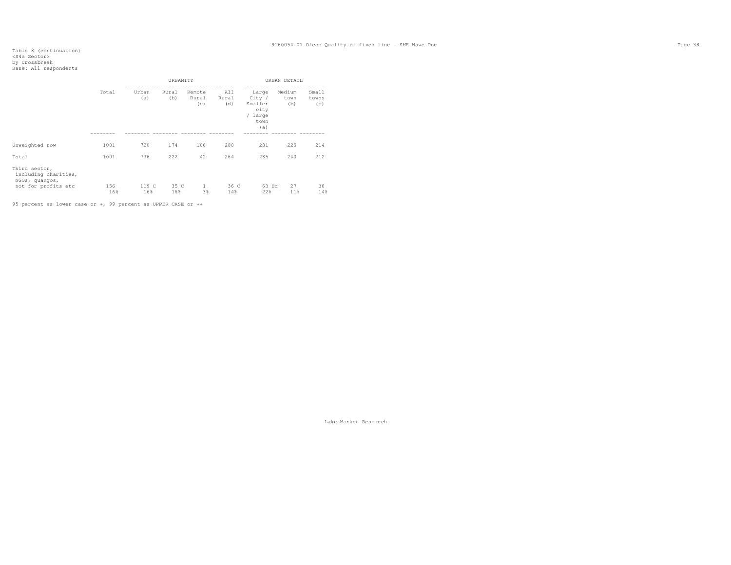Table 8 (continuation)
<S4a Sector>
by Crossbreak
Base: All respondents

| | Total | URBANITY Urban (a) | Rural (b) | Remote Rural (c) | All Rural (d) | URBAN DETAIL Large City / Smaller city / large town (a) | Medium town (b) | Small towns (c) |
|---|---|---|---|---|---|---|---|---|
| Unweighted row | 1001 | 720 | 174 | 106 | 280 | 281 | 225 | 214 |
| Total | 1001 | 736 | 222 | 42 | 264 | 285 | 240 | 212 |
| Third sector, including charities, NGOs, quangos, not for profits etc | 156 | 119 C | 35 C | 1 | 36 C | 63 Bc | 27 | 30 |
| | 16% | 16% | 16% | 3% | 14% | 22% | 11% | 14% |

95 percent as lower case or +, 99 percent as UPPER CASE or ++

Lake Market Research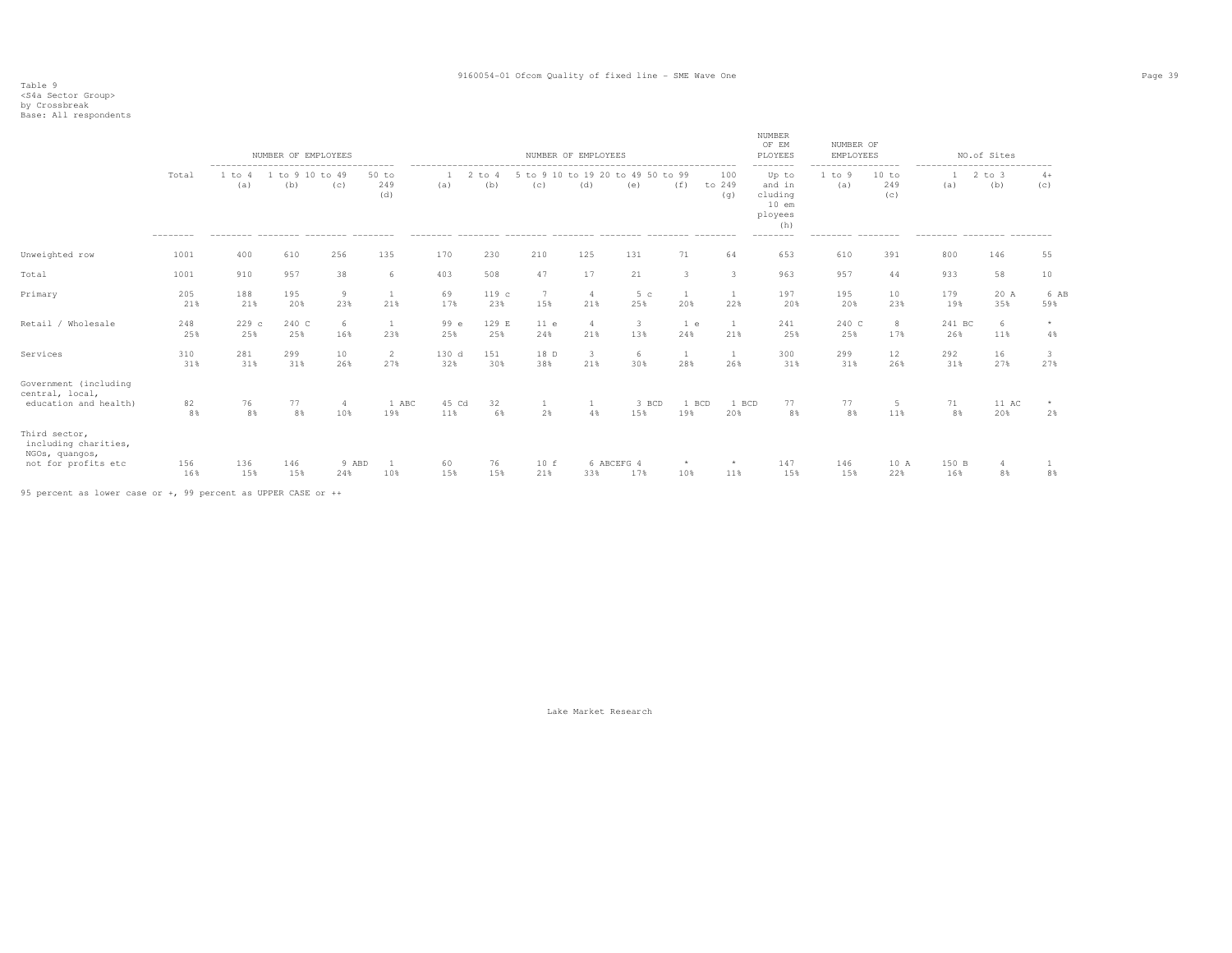Table 9
<S4a Sector Group>
by Crossbreak
Base: All respondents

| | Total | NUMBER OF EMPLOYEES 1 to 4 (a) | 1 to 9 (b) | 10 to 49 (c) | 50 to 249 (d) | NUMBER OF EMPLOYEES 1 (a) | 2 to 4 (b) | 5 to 9 (c) | 10 to 19 (d) | 20 to 49 (e) | 50 to 99 (f) | 100 to 249 (g) | NUMBER OF EMPLOYEES Up to and including 10 employees (h) | NUMBER OF EMPLOYEES 1 to 9 (a) | 10 to 249 (c) | NO.of Sites 1 (a) | 2 to 3 (b) | 4+ (c) |
|---|---|---|---|---|---|---|---|---|---|---|---|---|---|---|---|---|---|---|
| Unweighted row | 1001 | 400 | 610 | 256 | 135 | 170 | 230 | 210 | 125 | 131 | 71 | 64 | 653 | 610 | 391 | 800 | 146 | 55 |
| Total | 1001 | 910 | 957 | 38 | 6 | 403 | 508 | 47 | 17 | 21 | 3 | 3 | 963 | 957 | 44 | 933 | 58 | 10 |
| Primary | 205<br>21% | 188<br>21% | 195<br>20% | 9<br>23% | 1<br>21% | 69<br>17% | 119 c<br>23% | 7<br>15% | 4<br>21% | 5 c<br>25% | 1<br>20% | 1<br>22% | 197<br>20% | 195<br>20% | 10<br>23% | 179<br>19% | 20 A<br>35% | 6 AB<br>59% |
| Retail / Wholesale | 248<br>25% | 229 c<br>25% | 240 C<br>25% | 6<br>16% | 1<br>23% | 99 e<br>25% | 129 E<br>25% | 11 e<br>24% | 4<br>21% | 3<br>13% | 1 e<br>24% | 1<br>21% | 241<br>25% | 240 C<br>25% | 8<br>17% | 241 BC<br>26% | 6<br>11% | *<br>4% |
| Services | 310<br>31% | 281<br>31% | 299<br>31% | 10<br>26% | 2<br>27% | 130 d<br>32% | 151<br>30% | 18 D<br>38% | 3<br>21% | 6<br>30% | 1<br>28% | 1<br>26% | 300<br>31% | 299<br>31% | 12<br>26% | 292<br>31% | 16<br>27% | 3<br>27% |
| Government (including central, local, education and health) | 82<br>8% | 76<br>8% | 77<br>8% | 4<br>10% | 1 ABC<br>19% | 45 Cd<br>11% | 32<br>6% | 1<br>2% | 1<br>4% | 3 BCD<br>15% | 1 BCD<br>19% | 1 BCD<br>20% | 77<br>8% | 77<br>8% | 5<br>11% | 71<br>8% | 11 AC<br>20% | *<br>2% |
| Third sector, including charities, NGOs, quangos, not for profits etc | 156<br>16% | 136<br>15% | 146<br>15% | 9 ABD<br>24% | 1<br>10% | 60<br>15% | 76<br>15% | 10 f<br>21% | 6 ABCEFG<br>33% | 4<br>17% | *<br>10% | *<br>11% | 147<br>15% | 146<br>15% | 10 A<br>22% | 150 B<br>16% | 4<br>8% | 1<br>8% |

95 percent as lower case or +, 99 percent as UPPER CASE or ++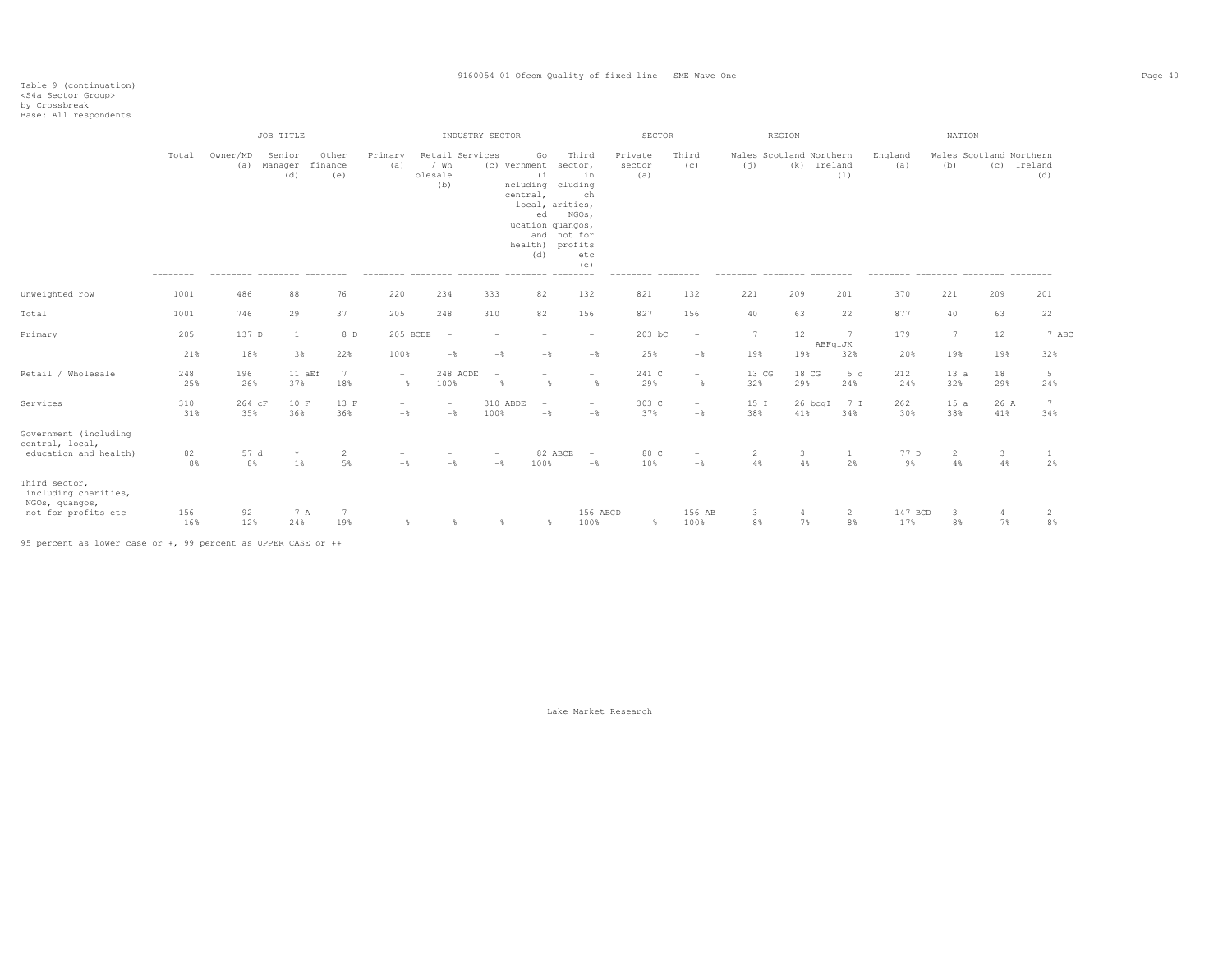Table 9 (continuation)
<S4a Sector Group>
by Crossbreak
Base: All respondents

| | Total | JOB TITLE | | | INDUSTRY SECTOR | | | | | SECTOR | | REGION | | | NATION | | | |
|---|---|---|---|---|---|---|---|---|---|---|---|---|---|---|---|---|---|---|
| | | Owner/MD (a) | Senior Manager (d) | Other finance (e) | Primary (a) | Retail / Wholesale (b) | Services (c) | Government (including central, local, education and health) (d) | Third sector, including charities, NGOs, quangos, not for profits etc (e) | Private sector (a) | Third (c) | Wales (j) | Scotland (k) | Northern Ireland (l) | England (a) | Wales (b) | Scotland (c) | Northern Ireland (d) |
| Unweighted row | 1001 | 486 | 88 | 76 | 220 | 234 | 333 | 82 | 132 | 821 | 132 | 221 | 209 | 201 | 370 | 221 | 209 | 201 |
| Total | 1001 | 746 | 29 | 37 | 205 | 248 | 310 | 82 | 156 | 827 | 156 | 40 | 63 | 22 | 877 | 40 | 63 | 22 |
| Primary | 205 | 137 D | 1 | 8 D | 205 BCDE | - | - | - | - | 203 bC | - | 7 | 12 | 7 ABFgiJK | 179 | 7 | 12 | 7 ABC |
| | 21% | 18% | 3% | 22% | 100% | -% | -% | -% | -% | 25% | -% | 19% | 19% | 32% | 20% | 19% | 19% | 32% |
| Retail / Wholesale | 248 | 196 | 11 aEf | 7 | - | 248 ACDE | - | - | - | 241 C | - | 13 CG | 18 CG | 5 c | 212 | 13 a | 18 | 5 |
| | 25% | 26% | 37% | 18% | -% | 100% | -% | -% | -% | 29% | -% | 32% | 29% | 24% | 24% | 32% | 29% | 24% |
| Services | 310 | 264 cF | 10 F | 13 F | - | - | 310 ABDE | - | - | 303 C | - | 15 I | 26 bcgI | 7 I | 262 | 15 a | 26 A | 7 |
| | 31% | 35% | 36% | 36% | -% | -% | 100% | -% | -% | 37% | -% | 38% | 41% | 34% | 30% | 38% | 41% | 34% |
| Government (including central, local, education and health) | 82 | 57 d | * | 2 | - | - | - | 82 ABCE | - | 80 C | - | 2 | 3 | 1 | 77 D | 2 | 3 | 1 |
| | 8% | 8% | 1% | 5% | -% | -% | -% | 100% | -% | 10% | -% | 4% | 4% | 2% | 9% | 4% | 4% | 2% |
| Third sector, including charities, NGOs, quangos, not for profits etc | 156 | 92 | 7 A | 7 | - | - | - | - | 156 ABCD | - | 156 AB | 3 | 4 | 2 | 147 BCD | 3 | 4 | 2 |
| | 16% | 12% | 24% | 19% | -% | -% | -% | -% | 100% | -% | 100% | 8% | 7% | 8% | 17% | 8% | 7% | 8% |

95 percent as lower case or +, 99 percent as UPPER CASE or ++

Lake Market Research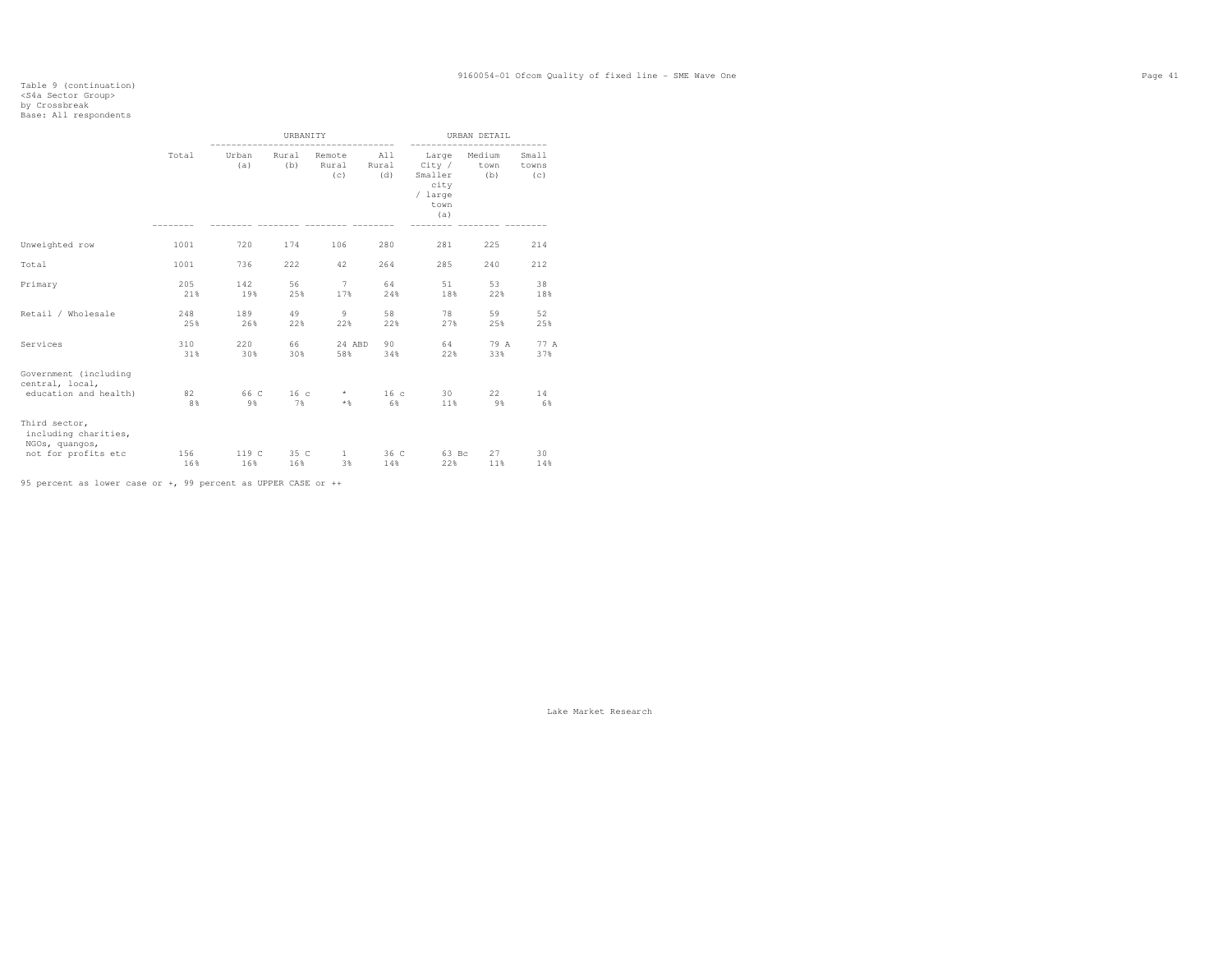Table 9 (continuation)
<S4a Sector Group>
by Crossbreak
Base: All respondents

| | Total | URBANITY | | | | URBAN DETAIL | | |
|---|---|---|---|---|---|---|---|---|
| | | Urban (a) | Rural (b) | Remote Rural (c) | All Rural (d) | Large City / Smaller city / large town (a) | Medium town (b) | Small towns (c) |
| Unweighted row | 1001 | 720 | 174 | 106 | 280 | 281 | 225 | 214 |
| Total | 1001 | 736 | 222 | 42 | 264 | 285 | 240 | 212 |
| Primary | 205 | 142 | 56 | 7 | 64 | 51 | 53 | 38 |
| | 21% | 19% | 25% | 17% | 24% | 18% | 22% | 18% |
| Retail / Wholesale | 248 | 189 | 49 | 9 | 58 | 78 | 59 | 52 |
| | 25% | 26% | 22% | 22% | 22% | 27% | 25% | 25% |
| Services | 310 | 220 | 66 | 24 ABD | 90 | 64 | 79 A | 77 A |
| | 31% | 30% | 30% | 58% | 34% | 22% | 33% | 37% |
| Government (including central, local, education and health) | 82 | 66 C | 16 c | * | 16 c | 30 | 22 | 14 |
| | 8% | 9% | 7% | *% | 6% | 11% | 9% | 6% |
| Third sector, including charities, NGOs, quangos, not for profits etc | 156 | 119 C | 35 C | 1 | 36 C | 63 Bc | 27 | 30 |
| | 16% | 16% | 16% | 3% | 14% | 22% | 11% | 14% |

95 percent as lower case or +, 99 percent as UPPER CASE or ++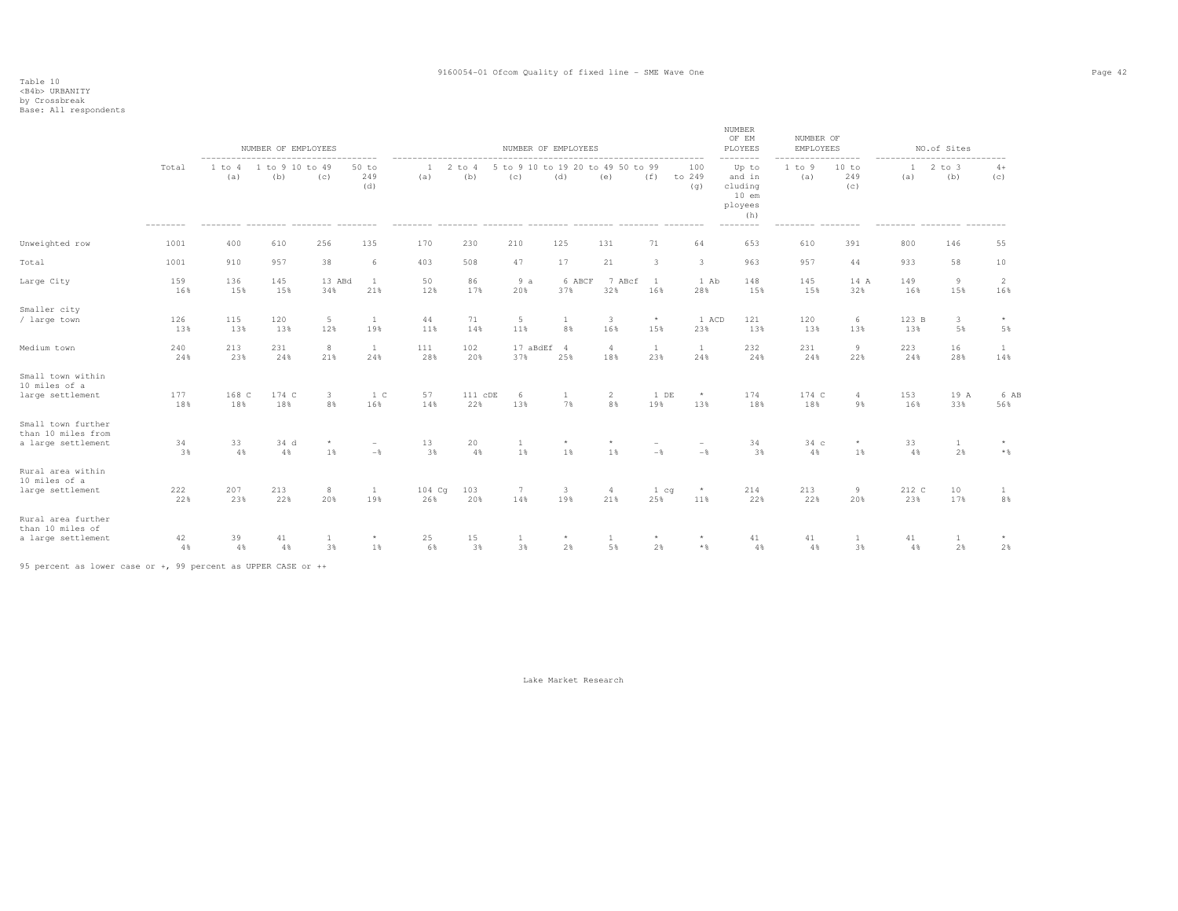Table 10
<B4b> URBANITY
by Crossbreak
Base: All respondents

| | Total | NUMBER OF EMPLOYEES | | | | NUMBER OF EMPLOYEES | | | | | | | NUMBER OF EMPLOYEES | NUMBER OF EMPLOYEES | | NO.of Sites | | |
|---|---|---|---|---|---|---|---|---|---|---|---|---|---|---|---|---|---|---|
| | | 1 to 4 (a) | 1 to 9 (b) | 10 to 49 (c) | 50 to 249 (d) | 1 (a) | 2 to 4 (b) | 5 to 9 (c) | 10 to 19 (d) | 20 to 49 (e) | 50 to 99 (f) | 100 to 249 (g) | Up to and including 10 employees (h) | 1 to 9 (a) | 10 to 249 (c) | 1 (a) | 2 to 3 (b) | 4+ (c) |
| Unweighted row | 1001 | 400 | 610 | 256 | 135 | 170 | 230 | 210 | 125 | 131 | 71 | 64 | 653 | 610 | 391 | 800 | 146 | 55 |
| Total | 1001 | 910 | 957 | 38 | 6 | 403 | 508 | 47 | 17 | 21 | 3 | 3 | 963 | 957 | 44 | 933 | 58 | 10 |
| Large City | 159<br>16% | 136<br>15% | 145<br>15% | 13 ABd<br>34% | 1<br>21% | 50<br>12% | 86<br>17% | 9 a<br>20% | 6 ABCF<br>37% | 7 ABcf<br>32% | 1<br>16% | 1 Ab<br>28% | 148<br>15% | 145<br>15% | 14 A<br>32% | 149<br>16% | 9<br>15% | 2<br>16% |
| Smaller city / large town | 126<br>13% | 115<br>13% | 120<br>13% | 5<br>12% | 1<br>19% | 44<br>11% | 71<br>14% | 5<br>11% | 1<br>8% | 3<br>16% | *<br>15% | 1 ACD<br>23% | 121<br>13% | 120<br>13% | 6<br>13% | 123 B<br>13% | 3<br>5% | *<br>5% |
| Medium town | 240<br>24% | 213<br>23% | 231<br>24% | 8<br>21% | 1<br>24% | 111<br>28% | 102<br>20% | 17 aBdEf<br>37% | 4<br>25% | 4<br>18% | 1<br>23% | 1<br>24% | 232<br>24% | 231<br>24% | 9<br>22% | 223<br>24% | 16<br>28% | 1<br>14% |
| Small town within 10 miles of a large settlement | 177<br>18% | 168 C<br>18% | 174 C<br>18% | 3<br>8% | 1 C<br>16% | 57<br>14% | 111 cDE<br>22% | 6<br>13% | 1<br>7% | 2<br>8% | 1 DE<br>19% | *<br>13% | 174<br>18% | 174 C<br>18% | 4<br>9% | 153<br>16% | 19 A<br>33% | 6 AB<br>56% |
| Small town further than 10 miles from a large settlement | 34<br>3% | 33<br>4% | 34 d<br>4% | *<br>1% | -<br>-% | 13<br>3% | 20<br>4% | 1<br>1% | *<br>1% | *<br>1% | -<br>-% | -<br>-% | 34<br>3% | 34 c<br>4% | *<br>1% | 33<br>4% | 1<br>2% | *<br>*% |
| Rural area within 10 miles of a large settlement | 222<br>22% | 207<br>23% | 213<br>22% | 8<br>20% | 1<br>19% | 104 Cg<br>26% | 103<br>20% | 7<br>14% | 3<br>19% | 4<br>21% | 1 cg<br>25% | *<br>11% | 214<br>22% | 213<br>22% | 9<br>20% | 212 C<br>23% | 10<br>17% | 1<br>8% |
| Rural area further than 10 miles of a large settlement | 42<br>4% | 39<br>4% | 41<br>4% | 1<br>3% | *<br>1% | 25<br>6% | 15<br>3% | 1<br>3% | *<br>2% | 1<br>5% | *<br>2% | *<br>*% | 41<br>4% | 41<br>4% | 1<br>3% | 41<br>4% | 1<br>2% | *<br>2% |

95 percent as lower case or +, 99 percent as UPPER CASE or ++

Lake Market Research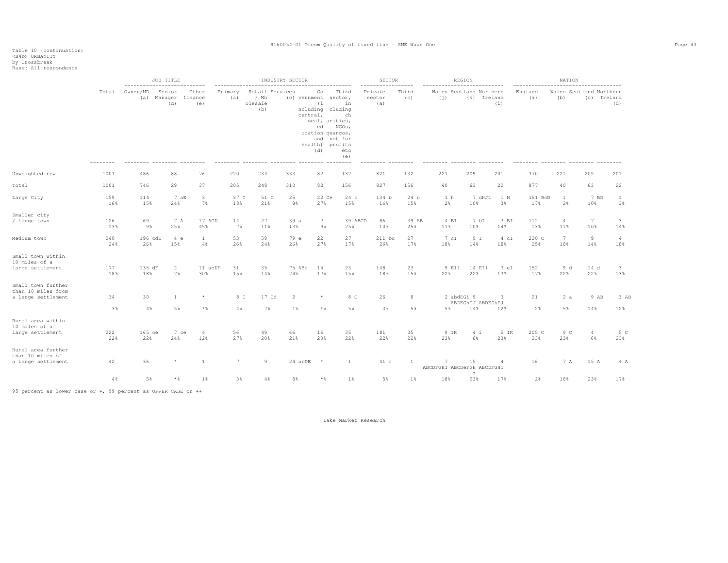Table 10 (continuation)
<B4b> URBANITY
by Crossbreak
Base: All respondents

| | Total | JOB TITLE: Owner/MD (a) | Senior Manager (d) | Other finance (e) | INDUSTRY SECTOR: Primary (a) | Retail / Wholesale (b) | Services (c) | Government sector (including central, local, education and health) (d) | Third sector, including charities, NGOs, quangos, not for profits etc (e) | SECTOR: Private sector (a) | Third (c) | REGION: Wales (j) | Scotland (k) | Northern Ireland (l) | NATION: England (a) | Wales (b) | Scotland (c) | Northern Ireland (d) |
|---|---|---|---|---|---|---|---|---|---|---|---|---|---|---|---|---|---|---|
| Unweighted row | 1001 | 486 | 88 | 76 | 220 | 234 | 333 | 82 | 132 | 821 | 132 | 221 | 209 | 201 | 370 | 221 | 209 | 201 |
| Total | 1001 | 746 | 29 | 37 | 205 | 248 | 310 | 82 | 156 | 827 | 156 | 40 | 63 | 22 | 877 | 40 | 63 | 22 |
| Large City | 159 | 114 | 7 aE | 3 | 37 C | 51 C | 25 | 22 Ce | 24 c | 134 b | 24 b | 1 h | 7 dHJL | 1 H | 151 BcD | 1 | 7 BD | 1 |
| | 16% | 15% | 24% | 7% | 18% | 21% | 8% | 27% | 15% | 16% | 15% | 2% | 10% | 3% | 17% | 2% | 10% | 3% |
| Smaller city / large town | 126 | 69 | 7 A | 17 ACD | 14 | 27 | 39 a | 7 | 39 ABCD | 86 | 39 AB | 4 BI | 7 bI | 3 BI | 112 | 4 | 7 | 3 |
| | 13% | 9% | 25% | 45% | 7% | 11% | 13% | 9% | 25% | 10% | 25% | 11% | 10% | 14% | 13% | 11% | 10% | 14% |
| Medium town | 240 | 196 cdE | 4 e | 1 | 53 | 59 | 79 e | 22 | 27 | 211 bc | 27 | 7 cI | 9 I | 4 cI | 220 C | 7 | 9 | 4 |
| | 24% | 26% | 15% | 4% | 26% | 24% | 26% | 27% | 17% | 26% | 17% | 18% | 14% | 18% | 25% | 18% | 14% | 18% |
| Small town within 10 miles of a large settlement | 177 | 135 dF | 2 | 11 acDF | 31 | 35 | 75 ABe | 14 | 23 | 148 | 23 | 9 EIl | 14 EIl | 3 eI | 152 | 9 d | 14 d | 3 |
| | 18% | 18% | 7% | 30% | 15% | 14% | 24% | 17% | 15% | 18% | 15% | 22% | 22% | 13% | 17% | 22% | 22% | 13% |
| Small town further than 10 miles from a large settlement | 34 | 30 | 1 | * | 8 C | 17 Cd | 2 | * | 8 C | 26 | 8 | 2 abdEGi | 9 ABDEGhIJ | 3 ABDEGhIJ | 21 | 2 a | 9 AB | 3 AB |
| | 3% | 4% | 5% | *% | 4% | 7% | 1% | *% | 5% | 3% | 5% | 5% | 14% | 12% | 2% | 5% | 14% | 12% |
| Rural area within 10 miles of a large settlement | 222 | 165 ce | 7 ce | 4 | 56 | 49 | 66 | 16 | 35 | 181 | 35 | 9 IK | 4 i | 5 IK | 205 C | 9 C | 4 | 5 C |
| | 22% | 22% | 24% | 12% | 27% | 20% | 21% | 20% | 22% | 22% | 22% | 23% | 6% | 23% | 23% | 23% | 6% | 23% |
| Rural area further than 10 miles of a large settlement | 42 | 36 | * | 1 | 7 | 9 | 24 abDE | * | 1 | 41 c | 1 | 7 ABCDFGHI | 15 ABCDeFGH I | 4 ABCDFGHI | 16 | 7 A | 15 A | 4 A |
| | 4% | 5% | *% | 1% | 3% | 4% | 8% | *% | 1% | 5% | 1% | 18% | 23% | 17% | 2% | 18% | 23% | 17% |

95 percent as lower case or +, 99 percent as UPPER CASE or ++

Lake Market Research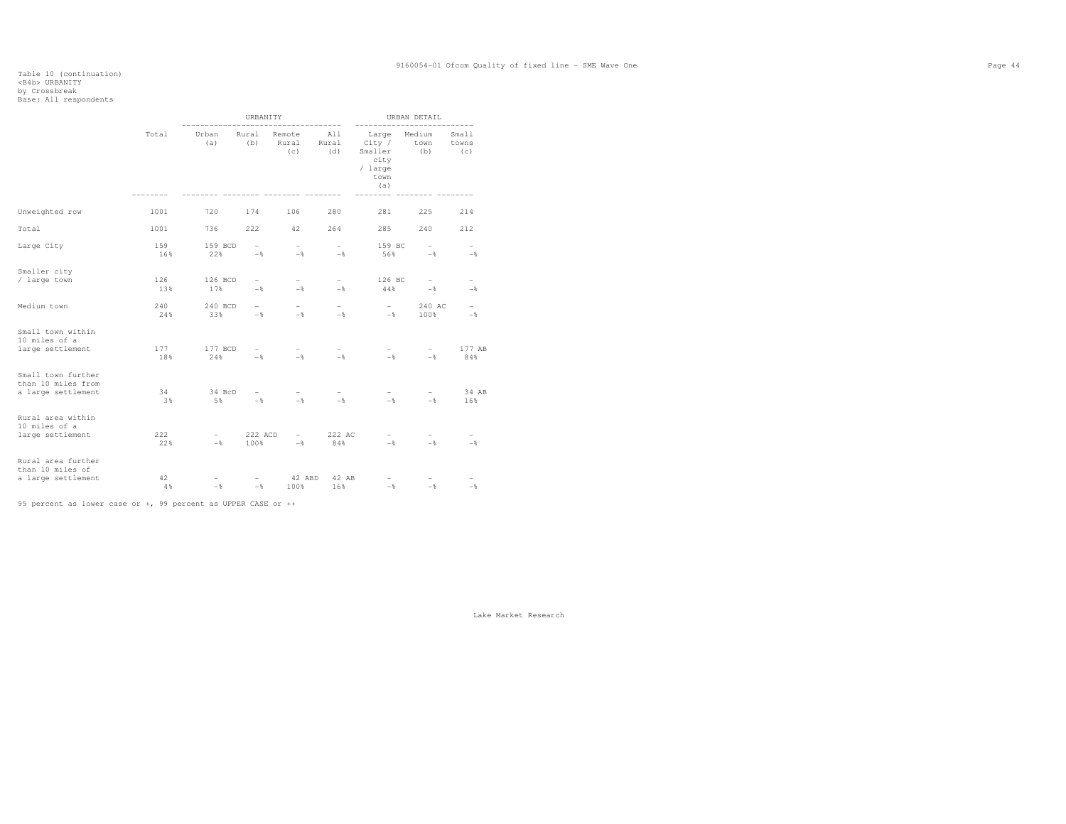Table 10 (continuation)
<B4b> URBANITY
by Crossbreak
Base: All respondents

| | Total | URBANITY | | | | URBAN DETAIL | | |
|---|---|---|---|---|---|---|---|---|
| | | Urban (a) | Rural (b) | Remote Rural (c) | All Rural (d) | Large City / Smaller city / large town (a) | Medium town (b) | Small towns (c) |
| Unweighted row | 1001 | 720 | 174 | 106 | 280 | 281 | 225 | 214 |
| Total | 1001 | 736 | 222 | 42 | 264 | 285 | 240 | 212 |
| Large City | 159 | 159 BCD | - | - | - | 159 BC | - | - |
| | 16% | 22% | -% | -% | -% | 56% | -% | -% |
| Smaller city / large town | 126 | 126 BCD | - | - | - | 126 BC | - | - |
| | 13% | 17% | -% | -% | -% | 44% | -% | -% |
| Medium town | 240 | 240 BCD | - | - | - | - | 240 AC | - |
| | 24% | 33% | -% | -% | -% | -% | 100% | -% |
| Small town within 10 miles of a large settlement | 177 | 177 BCD | - | - | - | - | - | 177 AB |
| | 18% | 24% | -% | -% | -% | -% | -% | 84% |
| Small town further than 10 miles from a large settlement | 34 | 34 BcD | - | - | - | - | - | 34 AB |
| | 3% | 5% | -% | -% | -% | -% | -% | 16% |
| Rural area within 10 miles of a large settlement | 222 | - | 222 ACD | - | 222 AC | - | - | - |
| | 22% | -% | 100% | -% | 84% | -% | -% | -% |
| Rural area further than 10 miles of a large settlement | 42 | - | - | 42 ABD | 42 AB | - | - | - |
| | 4% | -% | -% | 100% | 16% | -% | -% | -% |

95 percent as lower case or +, 99 percent as UPPER CASE or ++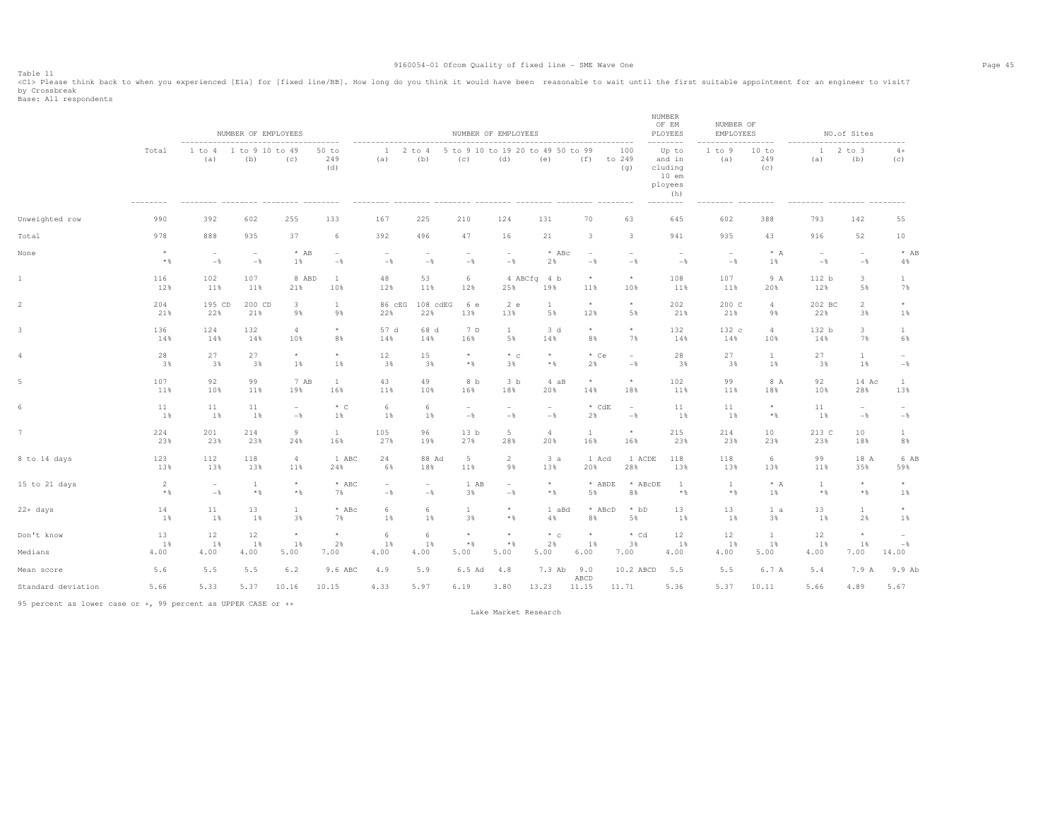Table 11

<C1> Please think back to when you experienced [E1a] for [fixed line/BB]. How long do you think it would have been reasonable to wait until the first suitable appointment for an engineer to visit?

by Crossbreak

Base: All respondents

| | Total | NUMBER OF EMPLOYEES | | | | NUMBER OF EMPLOYEES | | | | | | | NUMBER OF EM PLOYEES | NUMBER OF EMPLOYEES | | NO.of Sites | | |
|---|---|---|---|---|---|---|---|---|---|---|---|---|---|---|---|---|---|---|
| | | 1 to 4 (a) | 1 to 9 (b) | 10 to 49 (c) | 50 to 249 (d) | 1 (a) | 2 to 4 (b) | 5 to 9 (c) | 10 to 19 (d) | 20 to 49 (e) | 50 to 99 (f) | 100 to 249 (g) | Up to and including 10 employees (h) | 1 to 9 (a) | 10 to 249 (c) | 1 (a) | 2 to 3 (b) | 4+ (c) |
| Unweighted row | 990 | 392 | 602 | 255 | 133 | 167 | 225 | 210 | 124 | 131 | 70 | 63 | 645 | 602 | 388 | 793 | 142 | 55 |
| Total | 978 | 888 | 935 | 37 | 6 | 392 | 496 | 47 | 16 | 21 | 3 | 3 | 941 | 935 | 43 | 916 | 52 | 10 |
| None | * | - | - | * AB | - | - | - | - | - | * ABc | - | - | - | - | * A | - | - | * AB |
| | *% | -% | -% | 1% | -% | -% | -% | -% | -% | 2% | -% | -% | -% | -% | 1% | -% | -% | 4% |
| 1 | 116 | 102 | 107 | 8 ABD | 1 | 48 | 53 | 6 | 4 ABCfg | 4 b | * | * | 108 | 107 | 9 A | 112 b | 3 | 1 |
| | 12% | 11% | 11% | 21% | 10% | 12% | 11% | 12% | 25% | 19% | 11% | 10% | 11% | 11% | 20% | 12% | 5% | 7% |
| 2 | 204 | 195 CD | 200 CD | 3 | 1 | 86 cEG | 108 cdEG | 6 e | 2 e | 1 | * | * | 202 | 200 C | 4 | 202 BC | 2 | * |
| | 21% | 22% | 21% | 9% | 9% | 22% | 22% | 13% | 13% | 5% | 12% | 5% | 21% | 21% | 9% | 22% | 3% | 1% |
| 3 | 136 | 124 | 132 | 4 | * | 57 d | 68 d | 7 D | 1 | 3 d | * | * | 132 | 132 c | 4 | 132 b | 3 | 1 |
| | 14% | 14% | 14% | 10% | 8% | 14% | 14% | 16% | 5% | 14% | 8% | 7% | 14% | 14% | 10% | 14% | 7% | 6% |
| 4 | 28 | 27 | 27 | * | * | 12 | 15 | * | * c | * | * Ce | - | 28 | 27 | 1 | 27 | 1 | - |
| | 3% | 3% | 3% | 1% | 1% | 3% | 3% | *% | 3% | *% | 2% | -% | 3% | 3% | 1% | 3% | 1% | -% |
| 5 | 107 | 92 | 99 | 7 AB | 1 | 43 | 49 | 8 b | 3 b | 4 aB | * | * | 102 | 99 | 8 A | 92 | 14 Ac | 1 |
| | 11% | 10% | 11% | 19% | 16% | 11% | 10% | 16% | 18% | 20% | 14% | 18% | 11% | 11% | 18% | 10% | 28% | 13% |
| 6 | 11 | 11 | 11 | - | * C | 6 | 6 | - | - | - | * CdE | - | 11 | 11 | * | 11 | - | - |
| | 1% | 1% | 1% | -% | 1% | 1% | 1% | -% | -% | -% | 2% | -% | 1% | 1% | *% | 1% | -% | -% |
| 7 | 224 | 201 | 214 | 9 | 1 | 105 | 96 | 13 b | 5 | 4 | 1 | * | 215 | 214 | 10 | 213 C | 10 | 1 |
| | 23% | 23% | 23% | 24% | 16% | 27% | 19% | 27% | 28% | 20% | 16% | 16% | 23% | 23% | 23% | 23% | 18% | 8% |
| 8 to 14 days | 123 | 112 | 118 | 4 | 1 ABC | 24 | 88 Ad | 5 | 2 | 3 a | 1 Acd | 1 ACDE | 118 | 118 | 6 | 99 | 18 A | 6 AB |
| | 13% | 13% | 13% | 11% | 24% | 6% | 18% | 11% | 9% | 13% | 20% | 28% | 13% | 13% | 13% | 11% | 35% | 59% |
| 15 to 21 days | 2 | - | 1 | * | * ABC | - | - | 1 AB | - | * | * ABDE | * ABcDE | 1 | 1 | * A | 1 | * | * |
| | *% | -% | *% | *% | 7% | -% | -% | 3% | -% | *% | 5% | 8% | *% | *% | 1% | *% | *% | 1% |
| 22+ days | 14 | 11 | 13 | 1 | * ABc | 6 | 6 | 1 | * | 1 aBd | * ABcD | * bD | 13 | 13 | 1 a | 13 | 1 | * |
| | 1% | 1% | 1% | 3% | 7% | 1% | 1% | 3% | *% | 4% | 8% | 5% | 1% | 1% | 3% | 1% | 2% | 1% |
| Don't know | 13 | 12 | 12 | * | * | 6 | 6 | * | * | * c | * | * Cd | 12 | 12 | 1 | 12 | * | - |
| | 1% | 1% | 1% | 1% | 2% | 1% | 1% | *% | *% | 2% | 1% | 3% | 1% | 1% | 1% | 1% | 1% | -% |
| Medians | 4.00 | 4.00 | 4.00 | 5.00 | 7.00 | 4.00 | 4.00 | 5.00 | 5.00 | 5.00 | 6.00 | 7.00 | 4.00 | 4.00 | 5.00 | 4.00 | 7.00 | 14.00 |
| Mean score | 5.6 | 5.5 | 5.5 | 6.2 | 9.6 ABC | 4.9 | 5.9 | 6.5 Ad | 4.8 | 7.3 Ab | 9.0 ABCD | 10.2 ABCD | 5.5 | 5.5 | 6.7 A | 5.4 | 7.9 A | 9.9 Ab |
| Standard deviation | 5.66 | 5.33 | 5.37 | 10.16 | 10.15 | 4.33 | 5.97 | 6.19 | 3.80 | 13.23 | 11.15 | 11.71 | 5.36 | 5.37 | 10.11 | 5.66 | 4.89 | 5.67 |

95 percent as lower case or +, 99 percent as UPPER CASE or ++

Lake Market Research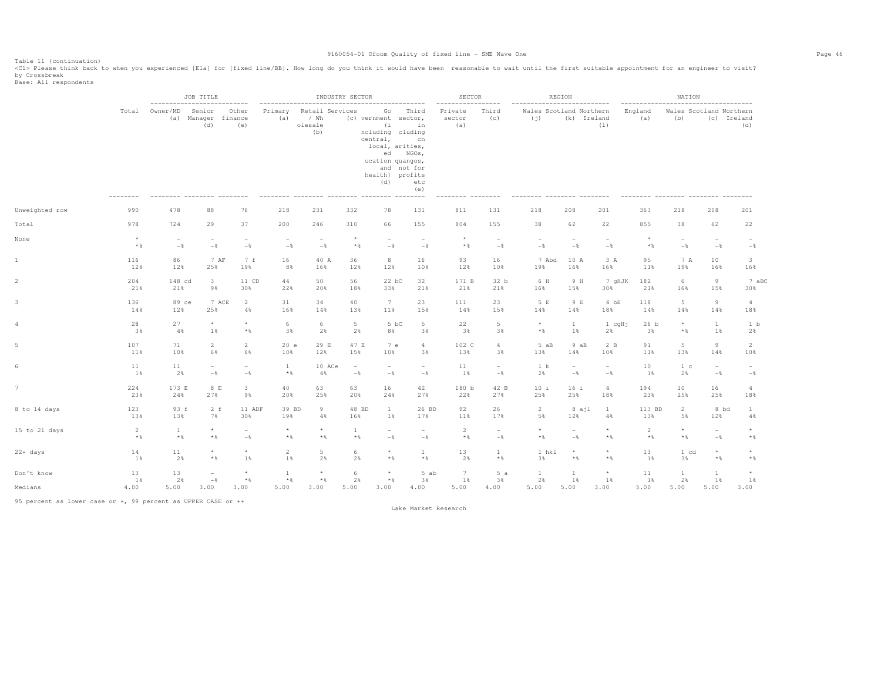Table 11 (continuation)

<C1> Please think back to when you experienced [E1a] for [fixed line/BB]. How long do you think it would have been reasonable to wait until the first suitable appointment for an engineer to visit?

by Crossbreak

Base: All respondents

| | Total | JOB TITLE: Owner/MD (a) | JOB TITLE: Senior Manager (d) | JOB TITLE: Other finance (e) | INDUSTRY SECTOR: Primary (a) | INDUSTRY SECTOR: Retail / Wholesale (b) | INDUSTRY SECTOR: Services (c) | INDUSTRY SECTOR: Government (including central, local, education and health) (d) | INDUSTRY SECTOR: Third sector, including charities, NGOs, quangos, not for profits etc (e) | SECTOR: Private sector (a) | SECTOR: Third (c) | REGION: Wales (j) | REGION: Scotland (k) | REGION: Northern Ireland (l) | NATION: England (a) | NATION: Wales (b) | NATION: Scotland (c) | NATION: Northern Ireland (d) |
|---|---|---|---|---|---|---|---|---|---|---|---|---|---|---|---|---|---|---|
| Unweighted row | 990 | 478 | 88 | 76 | 218 | 231 | 332 | 78 | 131 | 811 | 131 | 218 | 208 | 201 | 363 | 218 | 208 | 201 |
| Total | 978 | 724 | 29 | 37 | 200 | 246 | 310 | 66 | 155 | 804 | 155 | 38 | 62 | 22 | 855 | 38 | 62 | 22 |
| None | * | - | - | - | - | - | * | - | - | * | - | - | - | - | * | - | - | - |
| | *% | -% | -% | -% | -% | -% | *% | -% | -% | *% | -% | -% | -% | -% | *% | -% | -% | -% |
| 1 | 116 | 86 | 7 AF | 7 f | 16 | 40 A | 36 | 8 | 16 | 93 | 16 | 7 Abd | 10 A | 3 A | 95 | 7 A | 10 | 3 |
| | 12% | 12% | 25% | 19% | 8% | 16% | 12% | 12% | 10% | 12% | 10% | 19% | 16% | 16% | 11% | 19% | 16% | 16% |
| 2 | 204 | 148 cd | 3 | 11 CD | 44 | 50 | 56 | 22 bC | 32 | 171 B | 32 b | 6 H | 9 H | 7 gHJK | 182 | 6 | 9 | 7 aBC |
| | 21% | 21% | 9% | 30% | 22% | 20% | 18% | 33% | 21% | 21% | 21% | 16% | 15% | 30% | 21% | 16% | 15% | 30% |
| 3 | 136 | 89 ce | 7 ACE | 2 | 31 | 34 | 40 | 7 | 23 | 111 | 23 | 5 E | 9 E | 4 bE | 118 | 5 | 9 | 4 |
| | 14% | 12% | 25% | 4% | 16% | 14% | 13% | 11% | 15% | 14% | 15% | 14% | 14% | 18% | 14% | 14% | 14% | 18% |
| 4 | 28 | 27 | * | * | 6 | 6 | 5 | 5 bC | 5 | 22 | 5 | * | 1 | 1 cgHj | 26 b | * | 1 | 1 b |
| | 3% | 4% | 1% | *% | 3% | 2% | 2% | 8% | 3% | 3% | 3% | *% | 1% | 2% | 3% | *% | 1% | 2% |
| 5 | 107 | 71 | 2 | 2 | 20 e | 29 E | 47 E | 7 e | 4 | 102 C | 4 | 5 aB | 9 aB | 2 B | 91 | 5 | 9 | 2 |
| | 11% | 10% | 6% | 6% | 10% | 12% | 15% | 10% | 3% | 13% | 3% | 13% | 14% | 10% | 11% | 13% | 14% | 10% |
| 6 | 11 | 11 | - | - | 1 | 10 ACe | - | - | - | 11 | - | 1 k | - | - | 10 | 1 c | - | - |
| | 1% | 2% | -% | -% | *% | 4% | -% | -% | -% | 1% | -% | 2% | -% | -% | 1% | 2% | -% | -% |
| 7 | 224 | 173 E | 8 E | 3 | 40 | 63 | 63 | 16 | 42 | 180 b | 42 B | 10 i | 16 i | 4 | 194 | 10 | 16 | 4 |
| | 23% | 24% | 27% | 9% | 20% | 25% | 20% | 24% | 27% | 22% | 27% | 25% | 25% | 18% | 23% | 25% | 25% | 18% |
| 8 to 14 days | 123 | 93 f | 2 f | 11 ADF | 39 BD | 9 | 48 BD | 1 | 26 BD | 92 | 26 | 2 | 8 ajl | 1 | 113 BD | 2 | 8 bd | 1 |
| | 13% | 13% | 7% | 30% | 19% | 4% | 16% | 1% | 17% | 11% | 17% | 5% | 12% | 4% | 13% | 5% | 12% | 4% |
| 15 to 21 days | 2 | 1 | * | - | * | * | 1 | - | - | 2 | - | * | - | * | 2 | * | - | * |
| | *% | *% | *% | -% | *% | *% | *% | -% | -% | *% | -% | *% | -% | *% | *% | *% | -% | *% |
| 22+ days | 14 | 11 | * | * | 2 | 5 | 6 | * | 1 | 13 | 1 | 1 hkl | * | * | 13 | 1 cd | * | * |
| | 1% | 2% | *% | 1% | 1% | 2% | 2% | *% | *% | 2% | *% | 3% | *% | *% | 1% | 3% | *% | *% |
| Don't know | 13 | 13 | - | * | 1 | * | 6 | * | 5 ab | 7 | 5 a | 1 | 1 | * | 11 | 1 | 1 | * |
| | 1% | 2% | -% | *% | *% | *% | 2% | *% | 3% | 1% | 3% | 2% | 1% | 1% | 1% | 2% | 1% | 1% |
| Medians | 4.00 | 5.00 | 3.00 | 3.00 | 5.00 | 3.00 | 5.00 | 3.00 | 4.00 | 5.00 | 4.00 | 5.00 | 5.00 | 3.00 | 5.00 | 5.00 | 5.00 | 3.00 |

95 percent as lower case or +, 99 percent as UPPER CASE or ++

Lake Market Research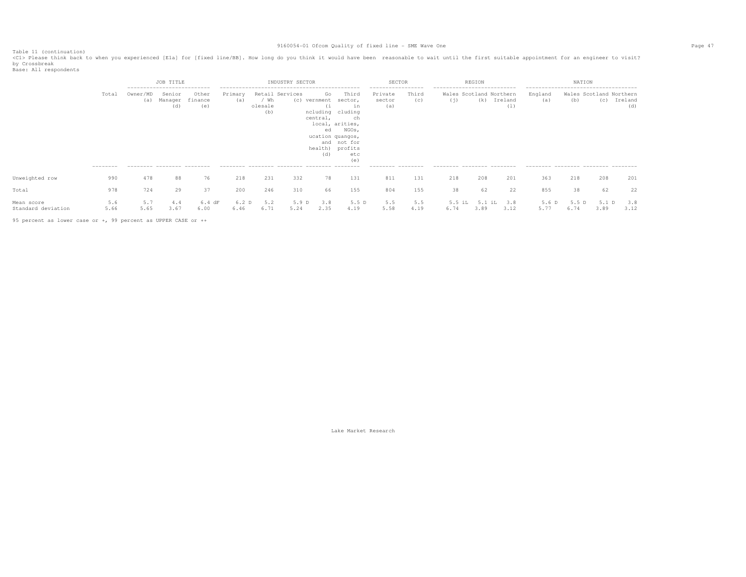Table 11 (continuation)

<C1> Please think back to when you experienced [E1a] for [fixed line/BB]. How long do you think it would have been reasonable to wait until the first suitable appointment for an engineer to visit?

by Crossbreak

Base: All respondents

| | Total | JOB TITLE | | | INDUSTRY SECTOR | | | | | SECTOR | | REGION | | | NATION | | | |
|---|---|---|---|---|---|---|---|---|---|---|---|---|---|---|---|---|---|---|
| | | Owner/MD (a) | Senior Manager (d) | Other finance (e) | Primary (a) | Retail / Wholesale (b) | Services (c) | Government (including central, local, education and health) (d) | Third sector, including charities, NGOs, quangos, not for profits etc (e) | Private sector (a) | Third (c) | Wales (j) | Scotland (k) | Northern Ireland (l) | England (a) | Wales (b) | Scotland (c) | Northern Ireland (d) |
| Unweighted row | 990 | 478 | 88 | 76 | 218 | 231 | 332 | 78 | 131 | 811 | 131 | 218 | 208 | 201 | 363 | 218 | 208 | 201 |
| Total | 978 | 724 | 29 | 37 | 200 | 246 | 310 | 66 | 155 | 804 | 155 | 38 | 62 | 22 | 855 | 38 | 62 | 22 |
| Mean score | 5.6 | 5.7 | 4.4 | 6.4 dF | 6.2 D | 5.2 | 5.9 D | 3.8 | 5.5 D | 5.5 | 5.5 | 5.5 iL | 5.1 iL | 3.8 | 5.6 D | 5.5 D | 5.1 D | 3.8 |
| Standard deviation | 5.66 | 5.65 | 3.67 | 6.00 | 6.46 | 6.71 | 5.24 | 2.35 | 4.19 | 5.58 | 4.19 | 6.74 | 3.89 | 3.12 | 5.77 | 6.74 | 3.89 | 3.12 |

95 percent as lower case or +, 99 percent as UPPER CASE or ++

Lake Market Research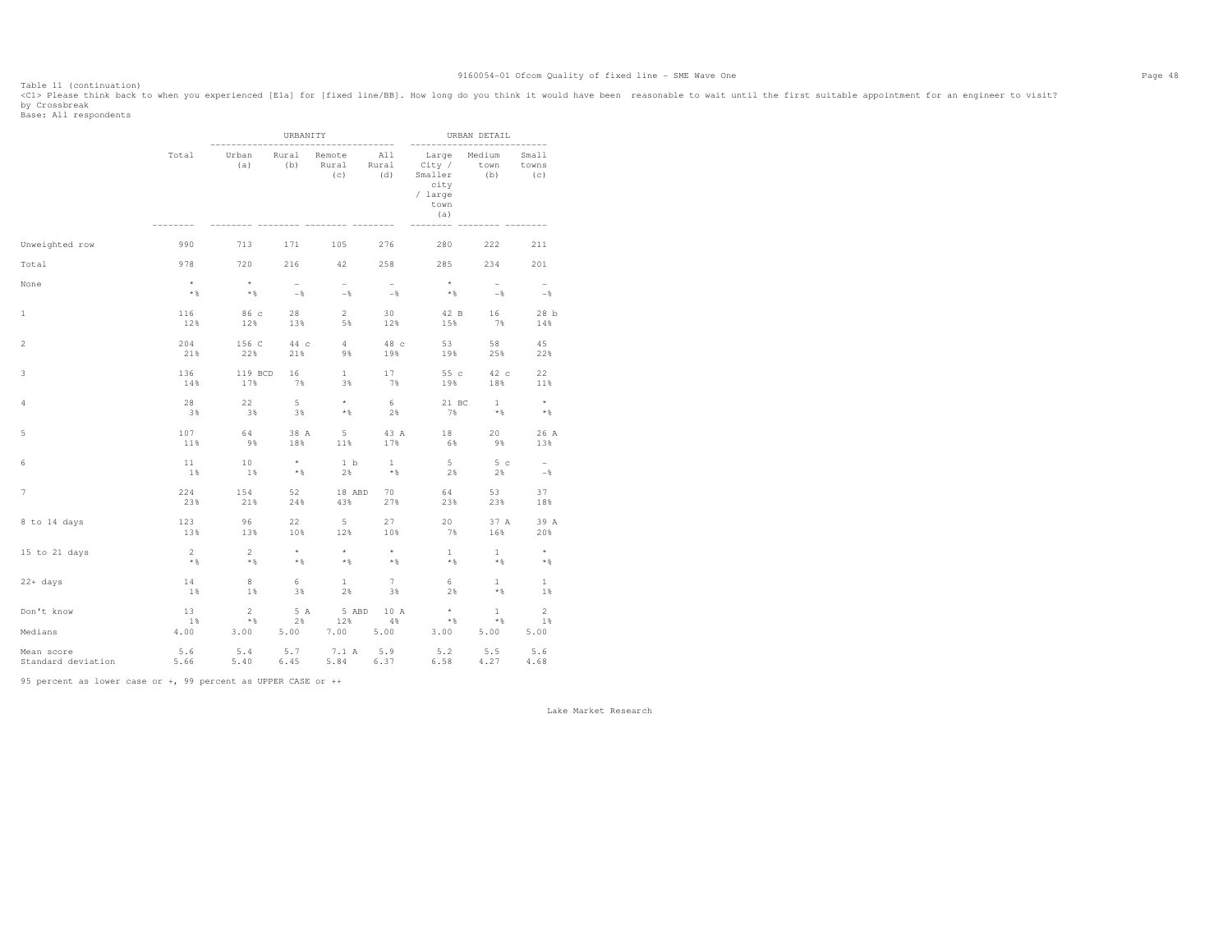Table 11 (continuation)

<C1> Please think back to when you experienced [E1a] for [fixed line/BB]. How long do you think it would have been reasonable to wait until the first suitable appointment for an engineer to visit?

by Crossbreak

Base: All respondents

| | Total | URBANITY | | | | URBAN DETAIL | | |
|---|---|---|---|---|---|---|---|---|
| | | Urban (a) | Rural (b) | Remote Rural (c) | All Rural (d) | Large City / Smaller city / large town (a) | Medium town (b) | Small towns (c) |
| Unweighted row | 990 | 713 | 171 | 105 | 276 | 280 | 222 | 211 |
| Total | 978 | 720 | 216 | 42 | 258 | 285 | 234 | 201 |
| None | * | * | - | - | - | * | - | - |
| | *% | *% | -% | -% | -% | *% | -% | -% |
| 1 | 116 | 86 c | 28 | 2 | 30 | 42 B | 16 | 28 b |
| | 12% | 12% | 13% | 5% | 12% | 15% | 7% | 14% |
| 2 | 204 | 156 C | 44 c | 4 | 48 c | 53 | 58 | 45 |
| | 21% | 22% | 21% | 9% | 19% | 19% | 25% | 22% |
| 3 | 136 | 119 BCD | 16 | 1 | 17 | 55 c | 42 c | 22 |
| | 14% | 17% | 7% | 3% | 7% | 19% | 18% | 11% |
| 4 | 28 | 22 | 5 | * | 6 | 21 BC | 1 | * |
| | 3% | 3% | 3% | *% | 2% | 7% | *% | *% |
| 5 | 107 | 64 | 38 A | 5 | 43 A | 18 | 20 | 26 A |
| | 11% | 9% | 18% | 11% | 17% | 6% | 9% | 13% |
| 6 | 11 | 10 | * | 1 b | 1 | 5 | 5 c | - |
| | 1% | 1% | *% | 2% | *% | 2% | 2% | -% |
| 7 | 224 | 154 | 52 | 18 ABD | 70 | 64 | 53 | 37 |
| | 23% | 21% | 24% | 43% | 27% | 23% | 23% | 18% |
| 8 to 14 days | 123 | 96 | 22 | 5 | 27 | 20 | 37 A | 39 A |
| | 13% | 13% | 10% | 12% | 10% | 7% | 16% | 20% |
| 15 to 21 days | 2 | 2 | * | * | * | 1 | 1 | * |
| | *% | *% | *% | *% | *% | *% | *% | *% |
| 22+ days | 14 | 8 | 6 | 1 | 7 | 6 | 1 | 1 |
| | 1% | 1% | 3% | 2% | 3% | 2% | *% | 1% |
| Don't know | 13 | 2 | 5 A | 5 ABD | 10 A | * | 1 | 2 |
| | 1% | *% | 2% | 12% | 4% | *% | *% | 1% |
| Medians | 4.00 | 3.00 | 5.00 | 7.00 | 5.00 | 3.00 | 5.00 | 5.00 |
| Mean score | 5.6 | 5.4 | 5.7 | 7.1 A | 5.9 | 5.2 | 5.5 | 5.6 |
| Standard deviation | 5.66 | 5.40 | 6.45 | 5.84 | 6.37 | 6.58 | 4.27 | 4.68 |

95 percent as lower case or +, 99 percent as UPPER CASE or ++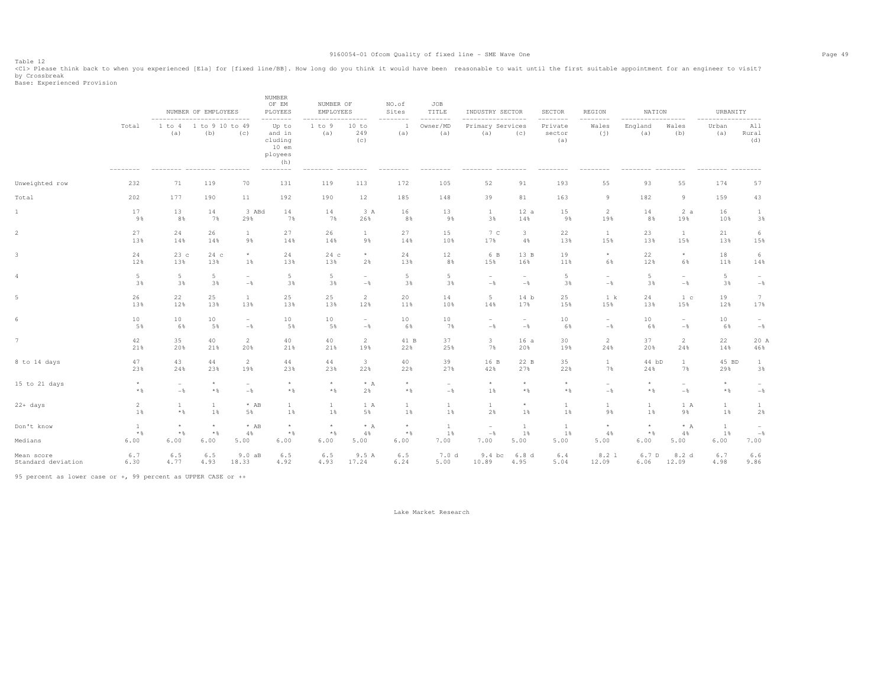Table 12
<C1> Please think back to when you experienced [E1a] for [fixed line/BB]. How long do you think it would have been reasonable to wait until the first suitable appointment for an engineer to visit?
by Crossbreak
Base: Experienced Provision

| | Total | NUMBER OF EMPLOYEES 1 to 4 (a) | 1 to 9 (b) | 10 to 49 (c) | NUMBER OF EMPLOYEES Up to and including 10 employees (h) | NUMBER OF EMPLOYEES 1 to 9 (a) | 10 to 249 (c) | NO.of Sites 1 (a) | JOB TITLE Owner/MD (a) | INDUSTRY SECTOR Primary (a) | Services (c) | SECTOR Private sector (a) | REGION Wales (j) | NATION England (a) | Wales (b) | URBANITY Urban (a) | All Rural (d) |
|---|---|---|---|---|---|---|---|---|---|---|---|---|---|---|---|---|---|
| Unweighted row | 232 | 71 | 119 | 70 | 131 | 119 | 113 | 172 | 105 | 52 | 91 | 193 | 55 | 93 | 55 | 174 | 57 |
| Total | 202 | 177 | 190 | 11 | 192 | 190 | 12 | 185 | 148 | 39 | 81 | 163 | 9 | 182 | 9 | 159 | 43 |
| 1 | 17 | 13 | 14 | 3 ABd | 14 | 14 | 3 A | 16 | 13 | 1 | 12 a | 15 | 2 | 14 | 2 a | 16 | 1 |
| | 9% | 8% | 7% | 29% | 7% | 7% | 26% | 8% | 9% | 3% | 14% | 9% | 19% | 8% | 19% | 10% | 3% |
| 2 | 27 | 24 | 26 | 1 | 27 | 26 | 1 | 27 | 15 | 7 C | 3 | 22 | 1 | 23 | 1 | 21 | 6 |
| | 13% | 14% | 14% | 9% | 14% | 14% | 9% | 14% | 10% | 17% | 4% | 13% | 15% | 13% | 15% | 13% | 15% |
| 3 | 24 | 23 c | 24 c | * | 24 | 24 c | * | 24 | 12 | 6 B | 13 B | 19 | * | 22 | * | 18 | 6 |
| | 12% | 13% | 13% | 1% | 13% | 13% | 2% | 13% | 8% | 15% | 16% | 11% | 6% | 12% | 6% | 11% | 14% |
| 4 | 5 | 5 | 5 | - | 5 | 5 | - | 5 | 5 | - | - | 5 | - | 5 | - | 5 | - |
| | 3% | 3% | 3% | -% | 3% | 3% | -% | 3% | 3% | -% | -% | 3% | -% | 3% | -% | 3% | -% |
| 5 | 26 | 22 | 25 | 1 | 25 | 25 | 2 | 20 | 14 | 5 | 14 b | 25 | 1 k | 24 | 1 c | 19 | 7 |
| | 13% | 12% | 13% | 13% | 13% | 13% | 12% | 11% | 10% | 14% | 17% | 15% | 15% | 13% | 15% | 12% | 17% |
| 6 | 10 | 10 | 10 | - | 10 | 10 | - | 10 | 10 | - | - | 10 | - | 10 | - | 10 | - |
| | 5% | 6% | 5% | -% | 5% | 5% | -% | 6% | 7% | -% | -% | 6% | -% | 6% | -% | 6% | -% |
| 7 | 42 | 35 | 40 | 2 | 40 | 40 | 2 | 41 B | 37 | 3 | 16 a | 30 | 2 | 37 | 2 | 22 | 20 A |
| | 21% | 20% | 21% | 20% | 21% | 21% | 19% | 22% | 25% | 7% | 20% | 19% | 24% | 20% | 24% | 14% | 46% |
| 8 to 14 days | 47 | 43 | 44 | 2 | 44 | 44 | 3 | 40 | 39 | 16 B | 22 B | 35 | 1 | 44 bD | 1 | 45 BD | 1 |
| | 23% | 24% | 23% | 19% | 23% | 23% | 22% | 22% | 27% | 42% | 27% | 22% | 7% | 24% | 7% | 29% | 3% |
| 15 to 21 days | * | - | * | - | * | * | * A | * | - | * | * | * | - | * | - | * | - |
| | *% | -% | *% | -% | *% | *% | 2% | *% | -% | 1% | *% | *% | -% | *% | -% | *% | -% |
| 22+ days | 2 | 1 | 1 | * AB | 1 | 1 | 1 A | 1 | 1 | 1 | * | 1 | 1 | 1 | 1 A | 1 | 1 |
| | 1% | *% | 1% | 5% | 1% | 1% | 5% | 1% | 1% | 2% | 1% | 1% | 9% | 1% | 9% | 1% | 2% |
| Don't know | 1 | * | * | * AB | * | * | * A | * | 1 | - | 1 | 1 | * | * | * A | 1 | - |
| | *% | *% | *% | 4% | *% | *% | 4% | *% | 1% | -% | 1% | 1% | 4% | *% | 4% | 1% | -% |
| Medians | 6.00 | 6.00 | 6.00 | 5.00 | 6.00 | 6.00 | 5.00 | 6.00 | 7.00 | 7.00 | 5.00 | 5.00 | 5.00 | 6.00 | 5.00 | 6.00 | 7.00 |
| Mean score | 6.7 | 6.5 | 6.5 | 9.0 aB | 6.5 | 6.5 | 9.5 A | 6.5 | 7.0 d | 9.4 bc | 6.8 d | 6.4 | 8.2 l | 6.7 D | 8.2 d | 6.7 | 6.6 |
| Standard deviation | 6.30 | 4.77 | 4.93 | 18.33 | 4.92 | 4.93 | 17.24 | 6.24 | 5.00 | 10.89 | 4.95 | 5.04 | 12.09 | 6.06 | 12.09 | 4.98 | 9.86 |

95 percent as lower case or +, 99 percent as UPPER CASE or ++

Lake Market Research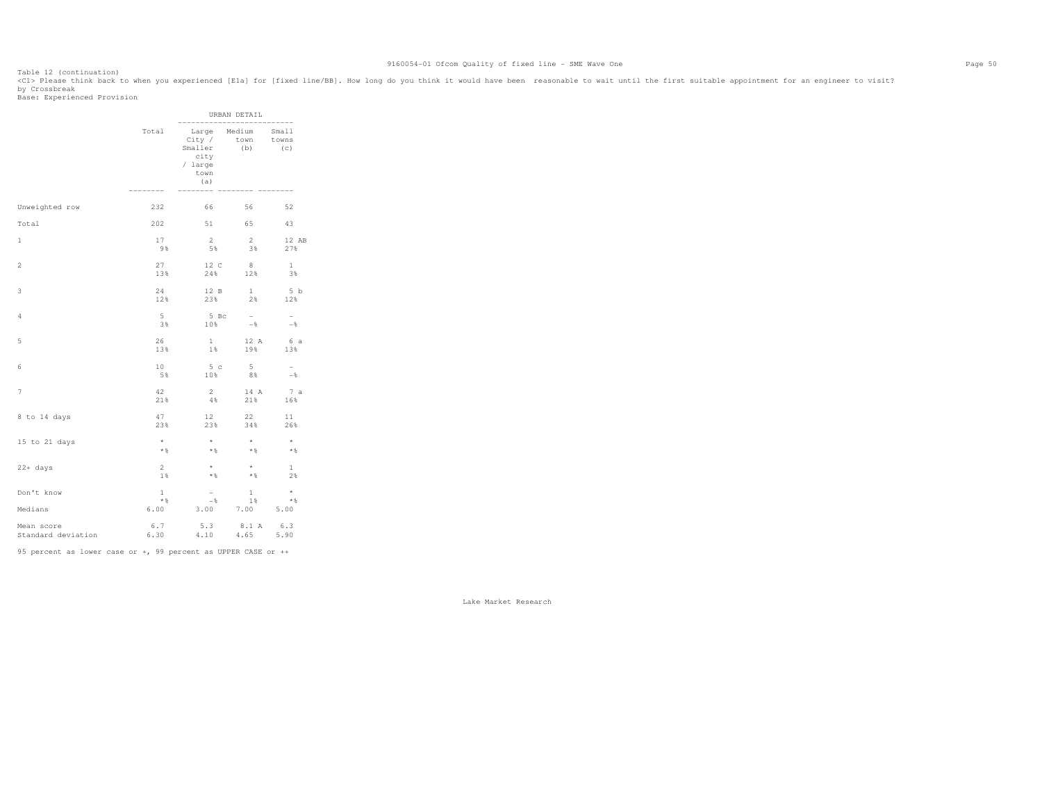Table 12 (continuation)

<C1> Please think back to when you experienced [E1a] for [fixed line/BB]. How long do you think it would have been reasonable to wait until the first suitable appointment for an engineer to visit?

by Crossbreak

Base: Experienced Provision

| | Total | URBAN DETAIL | | |
|---|---|---|---|---|
| | | Large City / Smaller city / large town (a) | Medium town (b) | Small towns (c) |
| Unweighted row | 232 | 66 | 56 | 52 |
| Total | 202 | 51 | 65 | 43 |
| 1 | 17 | 2 | 2 | 12 AB |
| | 9% | 5% | 3% | 27% |
| 2 | 27 | 12 C | 8 | 1 |
| | 13% | 24% | 12% | 3% |
| 3 | 24 | 12 B | 1 | 5 b |
| | 12% | 23% | 2% | 12% |
| 4 | 5 | 5 Bc | - | - |
| | 3% | 10% | -% | -% |
| 5 | 26 | 1 | 12 A | 6 a |
| | 13% | 1% | 19% | 13% |
| 6 | 10 | 5 c | 5 | - |
| | 5% | 10% | 8% | -% |
| 7 | 42 | 2 | 14 A | 7 a |
| | 21% | 4% | 21% | 16% |
| 8 to 14 days | 47 | 12 | 22 | 11 |
| | 23% | 23% | 34% | 26% |
| 15 to 21 days | * | * | * | * |
| | *% | *% | *% | *% |
| 22+ days | 2 | * | * | 1 |
| | 1% | *% | *% | 2% |
| Don't know | 1 | - | 1 | * |
| | *% | -% | 1% | *% |
| Medians | 6.00 | 3.00 | 7.00 | 5.00 |
| Mean score | 6.7 | 5.3 | 8.1 A | 6.3 |
| Standard deviation | 6.30 | 4.10 | 4.65 | 5.90 |

95 percent as lower case or +, 99 percent as UPPER CASE or ++

Lake Market Research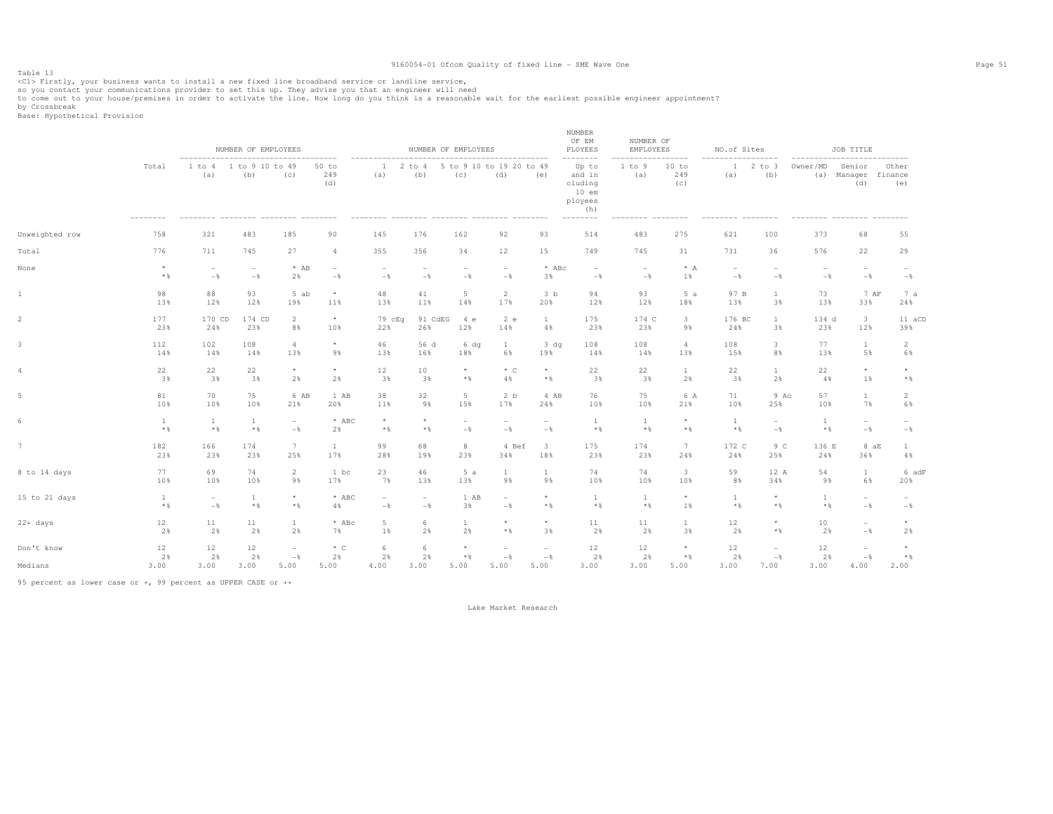Table 13

<C1> Firstly, your business wants to install a new fixed line broadband service or landline service, so you contact your communications provider to set this up. They advise you that an engineer will need to come out to your house/premises in order to activate the line. How long do you think is a reasonable wait for the earliest possible engineer appointment?

by Crossbreak

Base: Hypothetical Provision

| | Total | NUMBER OF EMPLOYEES | | | | NUMBER OF EMPLOYEES | | | | | NUMBER OF EMPLOYEES | NUMBER OF EMPLOYEES | | NO.of Sites | | JOB TITLE | | |
|---|---|---|---|---|---|---|---|---|---|---|---|---|---|---|---|---|---|---|
| | | 1 to 4 (a) | 1 to 9 (b) | 10 to 49 (c) | 50 to 249 (d) | 1 (a) | 2 to 4 (b) | 5 to 9 (c) | 10 to 19 (d) | 20 to 49 (e) | Up to and including 10 employees (h) | 1 to 9 (a) | 10 to 249 (c) | 1 (a) | 2 to 3 (b) | Owner/MD (a) | Senior Manager (d) | Other finance (e) |
| Unweighted row | 758 | 321 | 483 | 185 | 90 | 145 | 176 | 162 | 92 | 93 | 514 | 483 | 275 | 621 | 100 | 373 | 68 | 55 |
| Total | 776 | 711 | 745 | 27 | 4 | 355 | 356 | 34 | 12 | 15 | 749 | 745 | 31 | 731 | 36 | 576 | 22 | 29 |
| None | * | - | - | * AB | - | - | - | - | - | * ABc | - | - | * A | - | - | - | - | - |
| | *% | -% | -% | 2% | -% | -% | -% | -% | -% | 3% | -% | -% | 1% | -% | -% | -% | -% | -% |
| 1 | 98 | 88 | 93 | 5 ab | * | 48 | 41 | 5 | 2 | 3 b | 94 | 93 | 5 a | 97 B | 1 | 73 | 7 AF | 7 a |
| | 13% | 12% | 12% | 19% | 11% | 13% | 11% | 14% | 17% | 20% | 12% | 12% | 18% | 13% | 3% | 13% | 33% | 24% |
| 2 | 177 | 170 CD | 174 CD | 2 | * | 79 cEg | 91 CdEG | 4 e | 2 e | 1 | 175 | 174 C | 3 | 176 BC | 1 | 134 d | 3 | 11 aCD |
| | 23% | 24% | 23% | 8% | 10% | 22% | 26% | 12% | 14% | 4% | 23% | 23% | 9% | 24% | 3% | 23% | 12% | 39% |
| 3 | 112 | 102 | 108 | 4 | * | 46 | 56 d | 6 dg | 1 | 3 dg | 108 | 108 | 4 | 108 | 3 | 77 | 1 | 2 |
| | 14% | 14% | 14% | 13% | 9% | 13% | 16% | 18% | 6% | 19% | 14% | 14% | 13% | 15% | 8% | 13% | 5% | 6% |
| 4 | 22 | 22 | 22 | * | * | 12 | 10 | * | * C | * | 22 | 22 | 1 | 22 | 1 | 22 | * | * |
| | 3% | 3% | 3% | 2% | 2% | 3% | 3% | *% | 4% | *% | 3% | 3% | 2% | 3% | 2% | 4% | 1% | *% |
| 5 | 81 | 70 | 75 | 6 AB | 1 AB | 38 | 32 | 5 | 2 b | 4 AB | 76 | 75 | 6 A | 71 | 9 Ac | 57 | 1 | 2 |
| | 10% | 10% | 10% | 21% | 20% | 11% | 9% | 15% | 17% | 24% | 10% | 10% | 21% | 10% | 25% | 10% | 7% | 6% |
| 6 | 1 | 1 | 1 | - | * ABC | * | * | - | - | - | 1 | 1 | * | 1 | - | 1 | - | - |
| | *% | *% | *% | -% | 2% | *% | *% | -% | -% | -% | *% | *% | *% | *% | -% | *% | -% | -% |
| 7 | 182 | 166 | 174 | 7 | 1 | 99 | 68 | 8 | 4 Bef | 3 | 175 | 174 | 7 | 172 C | 9 C | 136 E | 8 aE | 1 |
| | 23% | 23% | 23% | 25% | 17% | 28% | 19% | 23% | 34% | 18% | 23% | 23% | 24% | 24% | 25% | 24% | 36% | 4% |
| 8 to 14 days | 77 | 69 | 74 | 2 | 1 bc | 23 | 46 | 5 a | 1 | 1 | 74 | 74 | 3 | 59 | 12 A | 54 | 1 | 6 adF |
| | 10% | 10% | 10% | 9% | 17% | 7% | 13% | 13% | 9% | 9% | 10% | 10% | 10% | 8% | 34% | 9% | 6% | 20% |
| 15 to 21 days | 1 | - | 1 | * | * ABC | - | - | 1 AB | - | * | 1 | 1 | * | 1 | * | 1 | - | - |
| | *% | -% | *% | *% | 4% | -% | -% | 3% | -% | *% | *% | *% | 1% | *% | *% | *% | -% | -% |
| 22+ days | 12 | 11 | 11 | 1 | * ABc | 5 | 6 | 1 | * | * | 11 | 11 | 1 | 12 | * | 10 | - | * |
| | 2% | 2% | 2% | 2% | 7% | 1% | 2% | 2% | *% | 3% | 2% | 2% | 3% | 2% | *% | 2% | -% | 2% |
| Don't know | 12 | 12 | 12 | - | * C | 6 | 6 | * | - | - | 12 | 12 | * | 12 | - | 12 | - | * |
| | 2% | 2% | 2% | -% | 2% | 2% | 2% | *% | -% | -% | 2% | 2% | *% | 2% | -% | 2% | -% | *% |
| Medians | 3.00 | 3.00 | 3.00 | 5.00 | 5.00 | 4.00 | 3.00 | 5.00 | 5.00 | 5.00 | 3.00 | 3.00 | 5.00 | 3.00 | 7.00 | 3.00 | 4.00 | 2.00 |

95 percent as lower case or +, 99 percent as UPPER CASE or ++

Lake Market Research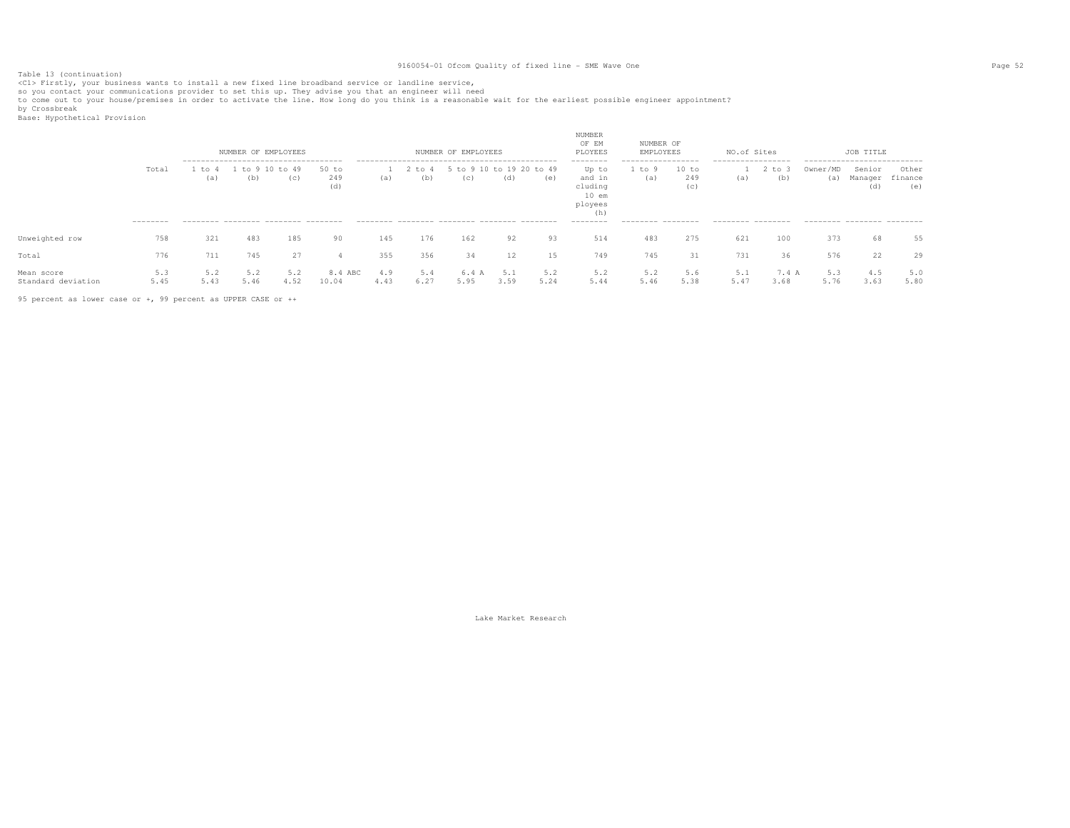Table 13 (continuation)
<C1> Firstly, your business wants to install a new fixed line broadband service or landline service,
so you contact your communications provider to set this up. They advise you that an engineer will need
to come out to your house/premises in order to activate the line. How long do you think is a reasonable wait for the earliest possible engineer appointment?
by Crossbreak
Base: Hypothetical Provision

| | Total | NUMBER OF EMPLOYEES | | | | NUMBER OF EMPLOYEES | | | | | NUMBER OF EMPLOYEES | NUMBER OF EMPLOYEES | | NO.of Sites | | JOB TITLE | | |
|---|---|---|---|---|---|---|---|---|---|---|---|---|---|---|---|---|---|---|
| | | 1 to 4 (a) | 1 to 9 (b) | 10 to 49 (c) | 50 to 249 (d) | 1 (a) | 2 to 4 (b) | 5 to 9 (c) | 10 to 19 (d) | 20 to 49 (e) | Up to and including 10 employees (h) | 1 to 9 (a) | 10 to 249 (c) | 1 (a) | 2 to 3 (b) | Owner/MD (a) | Senior Manager (d) | Other finance (e) |
| Unweighted row | 758 | 321 | 483 | 185 | 90 | 145 | 176 | 162 | 92 | 93 | 514 | 483 | 275 | 621 | 100 | 373 | 68 | 55 |
| Total | 776 | 711 | 745 | 27 | 4 | 355 | 356 | 34 | 12 | 15 | 749 | 745 | 31 | 731 | 36 | 576 | 22 | 29 |
| Mean score | 5.3 | 5.2 | 5.2 | 5.2 | 8.4 ABC | 4.9 | 5.4 | 6.4 A | 5.1 | 5.2 | 5.2 | 5.2 | 5.6 | 5.1 | 7.4 A | 5.3 | 4.5 | 5.0 |
| Standard deviation | 5.45 | 5.43 | 5.46 | 4.52 | 10.04 | 4.43 | 6.27 | 5.95 | 3.59 | 5.24 | 5.44 | 5.46 | 5.38 | 5.47 | 3.68 | 5.76 | 3.63 | 5.80 |

95 percent as lower case or +, 99 percent as UPPER CASE or ++

Lake Market Research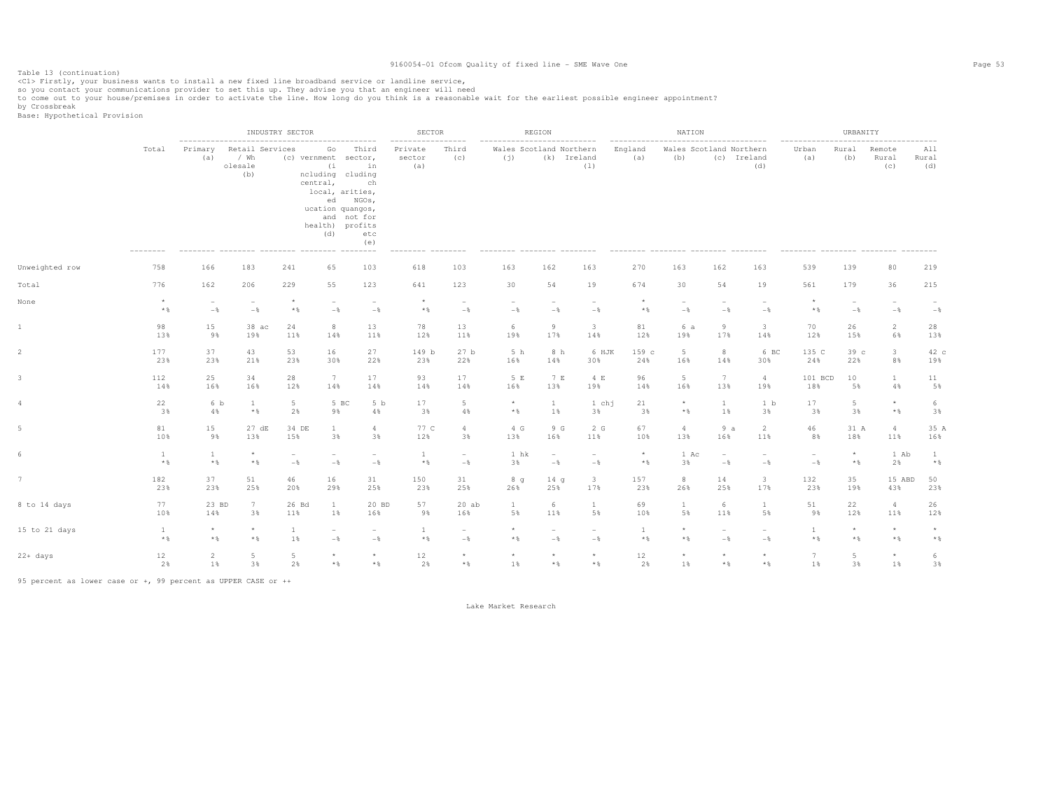Table 13 (continuation)

<C1> Firstly, your business wants to install a new fixed line broadband service or landline service, so you contact your communications provider to set this up. They advise you that an engineer will need to come out to your house/premises in order to activate the line. How long do you think is a reasonable wait for the earliest possible engineer appointment?

by Crossbreak

Base: Hypothetical Provision

| | Total | INDUSTRY SECTOR | | | | | SECTOR | | REGION | | | NATION | | | | URBANITY | | | |
|---|---|---|---|---|---|---|---|---|---|---|---|---|---|---|---|---|---|---|---|
| | | Primary (a) | Retail / Wholesale (b) | Services (c) | Government (including central, local, education and health) (d) | Third sector, including charities, NGOs, quangos, not for profits etc (e) | Private sector (a) | Third (c) | Wales (j) | Scotland (k) | Northern Ireland (l) | England (a) | Wales (b) | Scotland (c) | Northern Ireland (d) | Urban (a) | Rural (b) | Remote Rural (c) | All Rural (d) |
| Unweighted row | 758 | 166 | 183 | 241 | 65 | 103 | 618 | 103 | 163 | 162 | 163 | 270 | 163 | 162 | 163 | 539 | 139 | 80 | 219 |
| Total | 776 | 162 | 206 | 229 | 55 | 123 | 641 | 123 | 30 | 54 | 19 | 674 | 30 | 54 | 19 | 561 | 179 | 36 | 215 |
| None | * | - | - | * | - | - | * | - | - | - | - | * | - | - | - | * | - | - | - |
| | *% | -% | -% | *% | -% | -% | *% | -% | -% | -% | -% | *% | -% | -% | -% | *% | -% | -% | -% |
| 1 | 98 | 15 | 38 ac | 24 | 8 | 13 | 78 | 13 | 6 | 9 | 3 | 81 | 6 a | 9 | 3 | 70 | 26 | 2 | 28 |
| | 13% | 9% | 19% | 11% | 14% | 11% | 12% | 11% | 19% | 17% | 14% | 12% | 19% | 17% | 14% | 12% | 15% | 6% | 13% |
| 2 | 177 | 37 | 43 | 53 | 16 | 27 | 149 b | 27 b | 5 h | 8 h | 6 HJK | 159 c | 5 | 8 | 6 BC | 135 C | 39 c | 3 | 42 c |
| | 23% | 23% | 21% | 23% | 30% | 22% | 23% | 22% | 16% | 14% | 30% | 24% | 16% | 14% | 30% | 24% | 22% | 8% | 19% |
| 3 | 112 | 25 | 34 | 28 | 7 | 17 | 93 | 17 | 5 E | 7 E | 4 E | 96 | 5 | 7 | 4 | 101 BCD | 10 | 1 | 11 |
| | 14% | 16% | 16% | 12% | 14% | 14% | 14% | 14% | 16% | 13% | 19% | 14% | 16% | 13% | 19% | 18% | 5% | 4% | 5% |
| 4 | 22 | 6 b | 1 | 5 | 5 BC | 5 b | 17 | 5 | * | 1 | 1 chj | 21 | * | 1 | 1 b | 17 | 5 | * | 6 |
| | 3% | 4% | *% | 2% | 9% | 4% | 3% | 4% | *% | 1% | 3% | 3% | *% | 1% | 3% | 3% | 3% | *% | 3% |
| 5 | 81 | 15 | 27 dE | 34 DE | 1 | 4 | 77 C | 4 | 4 G | 9 G | 2 G | 67 | 4 | 9 a | 2 | 46 | 31 A | 4 | 35 A |
| | 10% | 9% | 13% | 15% | 3% | 3% | 12% | 3% | 13% | 16% | 11% | 10% | 13% | 16% | 11% | 8% | 18% | 11% | 16% |
| 6 | 1 | 1 | * | - | - | - | 1 | - | 1 hk | - | - | * | 1 Ac | - | - | - | * | 1 Ab | 1 |
| | *% | *% | *% | -% | -% | -% | *% | -% | 3% | -% | -% | *% | 3% | -% | -% | -% | *% | 2% | *% |
| 7 | 182 | 37 | 51 | 46 | 16 | 31 | 150 | 31 | 8 g | 14 g | 3 | 157 | 8 | 14 | 3 | 132 | 35 | 15 ABD | 50 |
| | 23% | 23% | 25% | 20% | 29% | 25% | 23% | 25% | 26% | 25% | 17% | 23% | 26% | 25% | 17% | 23% | 19% | 43% | 23% |
| 8 to 14 days | 77 | 23 BD | 7 | 26 Bd | 1 | 20 BD | 57 | 20 ab | 1 | 6 | 1 | 69 | 1 | 6 | 1 | 51 | 22 | 4 | 26 |
| | 10% | 14% | 3% | 11% | 1% | 16% | 9% | 16% | 5% | 11% | 5% | 10% | 5% | 11% | 5% | 9% | 12% | 11% | 12% |
| 15 to 21 days | 1 | * | * | 1 | - | - | 1 | - | * | - | - | 1 | * | - | - | 1 | * | * | * |
| | *% | *% | *% | 1% | -% | -% | *% | -% | *% | -% | -% | *% | *% | -% | -% | *% | *% | *% | *% |
| 22+ days | 12 | 2 | 5 | 5 | * | * | 12 | * | * | * | * | 12 | * | * | * | 7 | 5 | * | 6 |
| | 2% | 1% | 3% | 2% | *% | *% | 2% | *% | 1% | *% | *% | 2% | 1% | *% | *% | 1% | 3% | 1% | 3% |

95 percent as lower case or +, 99 percent as UPPER CASE or ++

Lake Market Research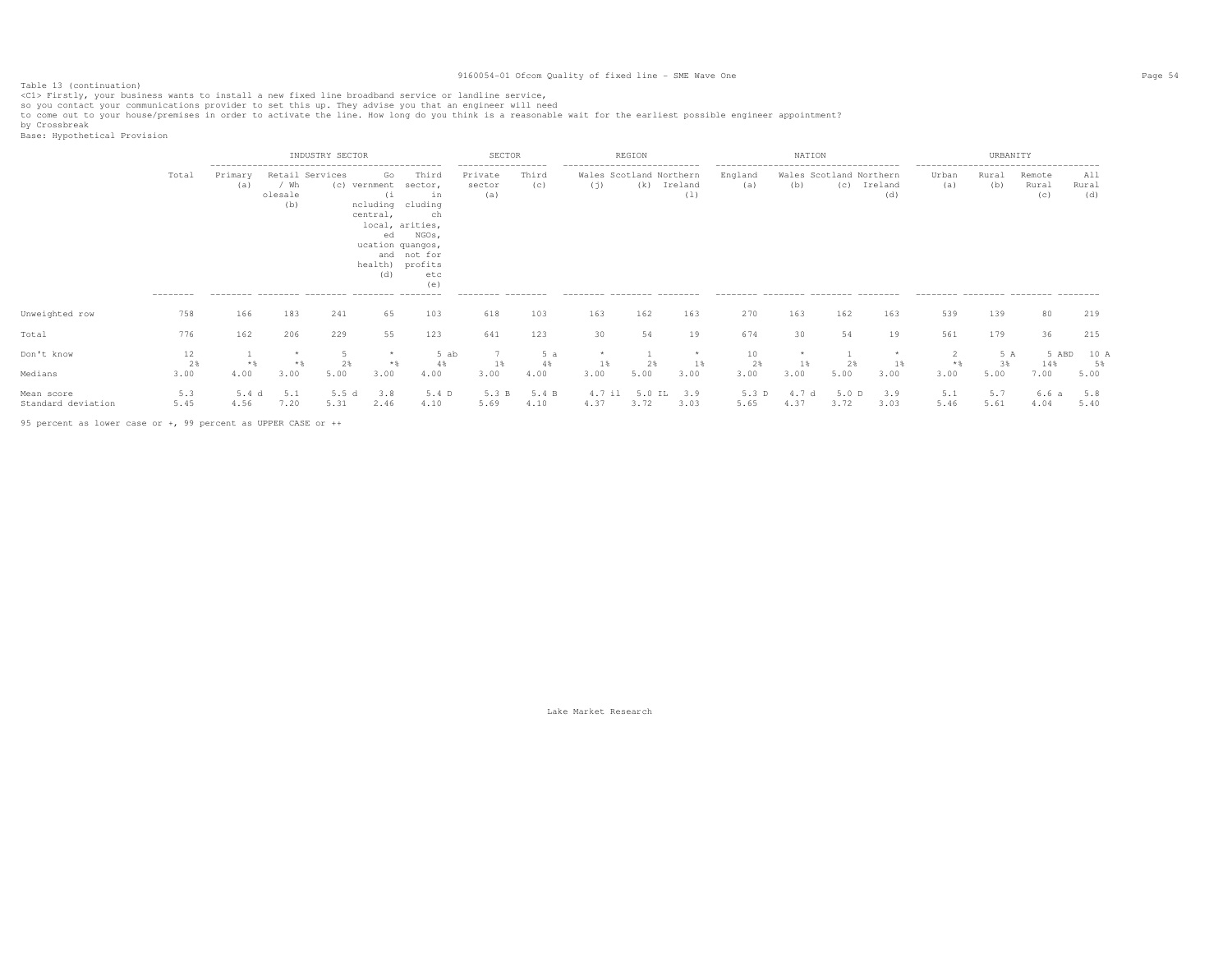Table 13 (continuation)

<C1> Firstly, your business wants to install a new fixed line broadband service or landline service,
so you contact your communications provider to set this up. They advise you that an engineer will need
to come out to your house/premises in order to activate the line. How long do you think is a reasonable wait for the earliest possible engineer appointment?
by Crossbreak
Base: Hypothetical Provision

| | | INDUSTRY SECTOR | | | | | SECTOR | | REGION | | | NATION | | | | URBANITY | | | |
|---|---|---|---|---|---|---|---|---|---|---|---|---|---|---|---|---|---|---|---|
| | Total | Primary (a) | Retail / Wholesale (b) | Services (c) | Government (including central, local, education and health) (d) | Third sector, including charities, NGOs, quangos, not for profits etc (e) | Private sector (a) | Third (c) | Wales (j) | Scotland (k) | Northern Ireland (l) | England (a) | Wales (b) | Scotland (c) | Northern Ireland (d) | Urban (a) | Rural (b) | Remote Rural (c) | All Rural (d) |
| Unweighted row | 758 | 166 | 183 | 241 | 65 | 103 | 618 | 103 | 163 | 162 | 163 | 270 | 163 | 162 | 163 | 539 | 139 | 80 | 219 |
| Total | 776 | 162 | 206 | 229 | 55 | 123 | 641 | 123 | 30 | 54 | 19 | 674 | 30 | 54 | 19 | 561 | 179 | 36 | 215 |
| Don't know | 12<br>2% | 1<br>*% | *<br>*% | 5<br>2% | *<br>*% | 5 ab<br>4% | 7<br>1% | 5 a<br>4% | *<br>1% | 1<br>2% | *<br>1% | 10<br>2% | *<br>1% | 1<br>2% | *<br>1% | 2<br>*% | 5 A<br>3% | 5 ABD<br>14% | 10 A<br>5% |
| Medians | 3.00 | 4.00 | 3.00 | 5.00 | 3.00 | 4.00 | 3.00 | 4.00 | 3.00 | 5.00 | 3.00 | 3.00 | 3.00 | 5.00 | 3.00 | 3.00 | 5.00 | 7.00 | 5.00 |
| Mean score | 5.3 | 5.4 d | 5.1 | 5.5 d | 3.8 | 5.4 D | 5.3 B | 5.4 B | 4.7 il | 5.0 IL | 3.9 | 5.3 D | 4.7 d | 5.0 D | 3.9 | 5.1 | 5.7 | 6.6 a | 5.8 |
| Standard deviation | 5.45 | 4.56 | 7.20 | 5.31 | 2.46 | 4.10 | 5.69 | 4.10 | 4.37 | 3.72 | 3.03 | 5.65 | 4.37 | 3.72 | 3.03 | 5.46 | 5.61 | 4.04 | 5.40 |

95 percent as lower case or +, 99 percent as UPPER CASE or ++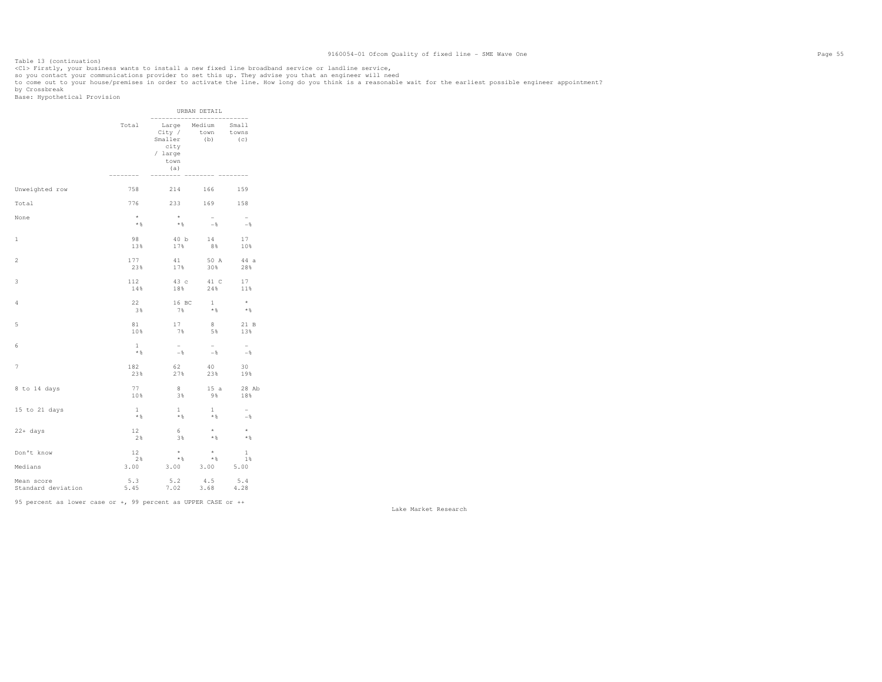Table 13 (continuation)
<C1> Firstly, your business wants to install a new fixed line broadband service or landline service,
so you contact your communications provider to set this up. They advise you that an engineer will need
to come out to your house/premises in order to activate the line. How long do you think is a reasonable wait for the earliest possible engineer appointment?
by Crossbreak
Base: Hypothetical Provision

| | Total | URBAN DETAIL | | |
|---|---|---|---|---|
| | | Large City / Smaller city / large town (a) | Medium town (b) | Small towns (c) |
| Unweighted row | 758 | 214 | 166 | 159 |
| Total | 776 | 233 | 169 | 158 |
| None | * | * | - | - |
| | *% | *% | -% | -% |
| 1 | 98 | 40 b | 14 | 17 |
| | 13% | 17% | 8% | 10% |
| 2 | 177 | 41 | 50 A | 44 a |
| | 23% | 17% | 30% | 28% |
| 3 | 112 | 43 c | 41 C | 17 |
| | 14% | 18% | 24% | 11% |
| 4 | 22 | 16 BC | 1 | * |
| | 3% | 7% | *% | *% |
| 5 | 81 | 17 | 8 | 21 B |
| | 10% | 7% | 5% | 13% |
| 6 | 1 | - | - | - |
| | *% | -% | -% | -% |
| 7 | 182 | 62 | 40 | 30 |
| | 23% | 27% | 23% | 19% |
| 8 to 14 days | 77 | 8 | 15 a | 28 Ab |
| | 10% | 3% | 9% | 18% |
| 15 to 21 days | 1 | 1 | 1 | - |
| | *% | *% | *% | -% |
| 22+ days | 12 | 6 | * | * |
| | 2% | 3% | *% | *% |
| Don't know | 12 | * | * | 1 |
| | 2% | *% | *% | 1% |
| Medians | 3.00 | 3.00 | 3.00 | 5.00 |
| Mean score | 5.3 | 5.2 | 4.5 | 5.4 |
| Standard deviation | 5.45 | 7.02 | 3.68 | 4.28 |

95 percent as lower case or +, 99 percent as UPPER CASE or ++

Lake Market Research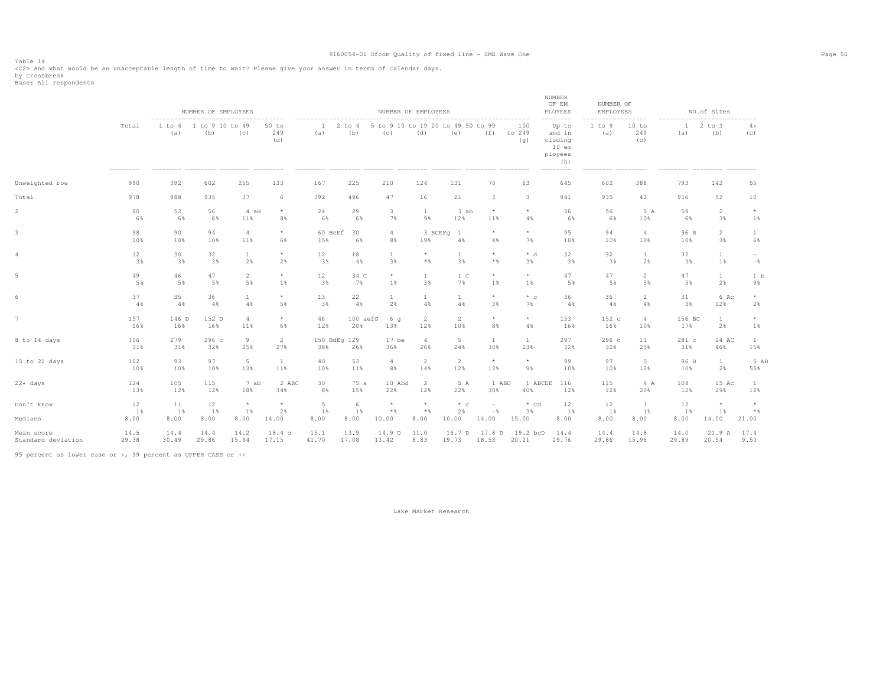Table 14

<C2> And what would be an unacceptable length of time to wait? Please give your answer in terms of Calendar days.

by Crossbreak

Base: All respondents

| | Total | NUMBER OF EMPLOYEES 1 to 4 (a) | 1 to 9 (b) | 10 to 49 (c) | 50 to 249 (d) | NUMBER OF EMPLOYEES 1 (a) | 2 to 4 (b) | 5 to 9 (c) | 10 to 19 (d) | 20 to 49 (e) | 50 to 99 (f) | 100 to 249 (g) | NUMBER OF EMPLOYEES Up to and including 10 employees (h) | NUMBER OF EMPLOYEES 1 to 9 (a) | 10 to 249 (c) | NO.of Sites 1 (a) | 2 to 3 (b) | 4+ (c) |
|---|---|---|---|---|---|---|---|---|---|---|---|---|---|---|---|---|---|---|
| Unweighted row | 990 | 392 | 602 | 255 | 133 | 167 | 225 | 210 | 124 | 131 | 70 | 63 | 645 | 602 | 388 | 793 | 142 | 55 |
| Total | 978 | 888 | 935 | 37 | 6 | 392 | 496 | 47 | 16 | 21 | 3 | 3 | 941 | 935 | 43 | 916 | 52 | 10 |
| 2 | 60<br>6% | 52<br>6% | 56<br>6% | 4 aB<br>11% | *<br>8% | 24<br>6% | 29<br>6% | 3<br>7% | 1<br>9% | 3 ab<br>12% | *<br>11% | *<br>4% | 56<br>6% | 56<br>6% | 5 A<br>10% | 59<br>6% | 2<br>3% | *<br>1% |
| 3 | 98<br>10% | 90<br>10% | 94<br>10% | 4<br>11% | *<br>6% | 60 BcEf<br>15% | 30<br>6% | 4<br>8% | 3 BCEFg<br>19% | 1<br>4% | *<br>4% | *<br>7% | 95<br>10% | 94<br>10% | 4<br>10% | 96 B<br>10% | 2<br>3% | 1<br>6% |
| 4 | 32<br>3% | 30<br>3% | 32<br>3% | 1<br>2% | *<br>2% | 12<br>3% | 18<br>4% | 1<br>3% | *<br>*% | 1<br>3% | *<br>*% | * d<br>3% | 32<br>3% | 32<br>3% | 1<br>2% | 32<br>3% | 1<br>1% | -<br>-% |
| 5 | 49<br>5% | 46<br>5% | 47<br>5% | 2<br>5% | *<br>1% | 12<br>3% | 34 C<br>7% | *<br>1% | 1<br>3% | 1 C<br>7% | *<br>1% | *<br>1% | 47<br>5% | 47<br>5% | 2<br>5% | 47<br>5% | 1<br>2% | 1 b<br>9% |
| 6 | 37<br>4% | 35<br>4% | 36<br>4% | 1<br>4% | *<br>5% | 13<br>3% | 22<br>4% | 1<br>2% | 1<br>4% | 1<br>4% | *<br>3% | * c<br>7% | 36<br>4% | 36<br>4% | 2<br>4% | 31<br>3% | 6 Ac<br>12% | *<br>2% |
| 7 | 157<br>16% | 146 D<br>16% | 152 D<br>16% | 4<br>11% | *<br>6% | 46<br>12% | 100 aefG<br>20% | 6 g<br>13% | 2<br>12% | 2<br>10% | *<br>8% | *<br>4% | 153<br>16% | 152 c<br>16% | 4<br>10% | 156 BC<br>17% | 1<br>2% | *<br>1% |
| 8 to 14 days | 306<br>31% | 279<br>31% | 296 c<br>32% | 9<br>25% | 2<br>27% | 150 BdEg<br>38% | 129<br>26% | 17 be<br>36% | 4<br>26% | 5<br>24% | 1<br>30% | 1<br>23% | 297<br>32% | 296 c<br>32% | 11<br>25% | 281 c<br>31% | 24 AC<br>46% | 1<br>15% |
| 15 to 21 days | 102<br>10% | 93<br>10% | 97<br>10% | 5<br>13% | 1<br>11% | 40<br>10% | 53<br>11% | 4<br>8% | 2<br>14% | 2<br>12% | *<br>13% | *<br>9% | 99<br>10% | 97<br>10% | 5<br>12% | 96 B<br>10% | 1<br>2% | 5 AB<br>55% |
| 22+ days | 124<br>13% | 105<br>12% | 115<br>12% | 7 ab<br>18% | 2 ABC<br>34% | 30<br>8% | 75 a<br>15% | 10 Abd<br>22% | 2<br>12% | 5 A<br>22% | 1 ABD<br>30% | 1 ABCDE<br>40% | 116<br>12% | 115<br>12% | 9 A<br>20% | 108<br>12% | 15 Ac<br>29% | 1<br>12% |
| Don't know | 12<br>1% | 11<br>1% | 12<br>1% | *<br>1% | *<br>2% | 5<br>1% | 6<br>1% | *<br>*% | *<br>*% | * c<br>2% | -<br>-% | * Cd<br>3% | 12<br>1% | 12<br>1% | 1<br>1% | 12<br>1% | *<br>1% | *<br>*% |
| Medians | 8.00 | 8.00 | 8.00 | 8.00 | 14.00 | 8.00 | 8.00 | 10.00 | 8.00 | 10.00 | 14.00 | 15.00 | 8.00 | 8.00 | 8.00 | 8.00 | 14.00 | 21.00 |
| Mean score | 14.5 | 14.4 | 14.4 | 14.2 | 18.4 c | 15.1 | 13.9 | 14.9 D | 11.0 | 16.7 D | 17.8 D | 19.2 bcD | 14.4 | 14.4 | 14.8 | 14.0 | 21.9 A | 17.4 |
| Standard deviation | 29.38 | 30.49 | 29.86 | 15.94 | 17.15 | 41.70 | 17.08 | 13.42 | 8.83 | 19.73 | 18.53 | 20.21 | 29.76 | 29.86 | 15.96 | 29.89 | 20.54 | 9.50 |

95 percent as lower case or +, 99 percent as UPPER CASE or ++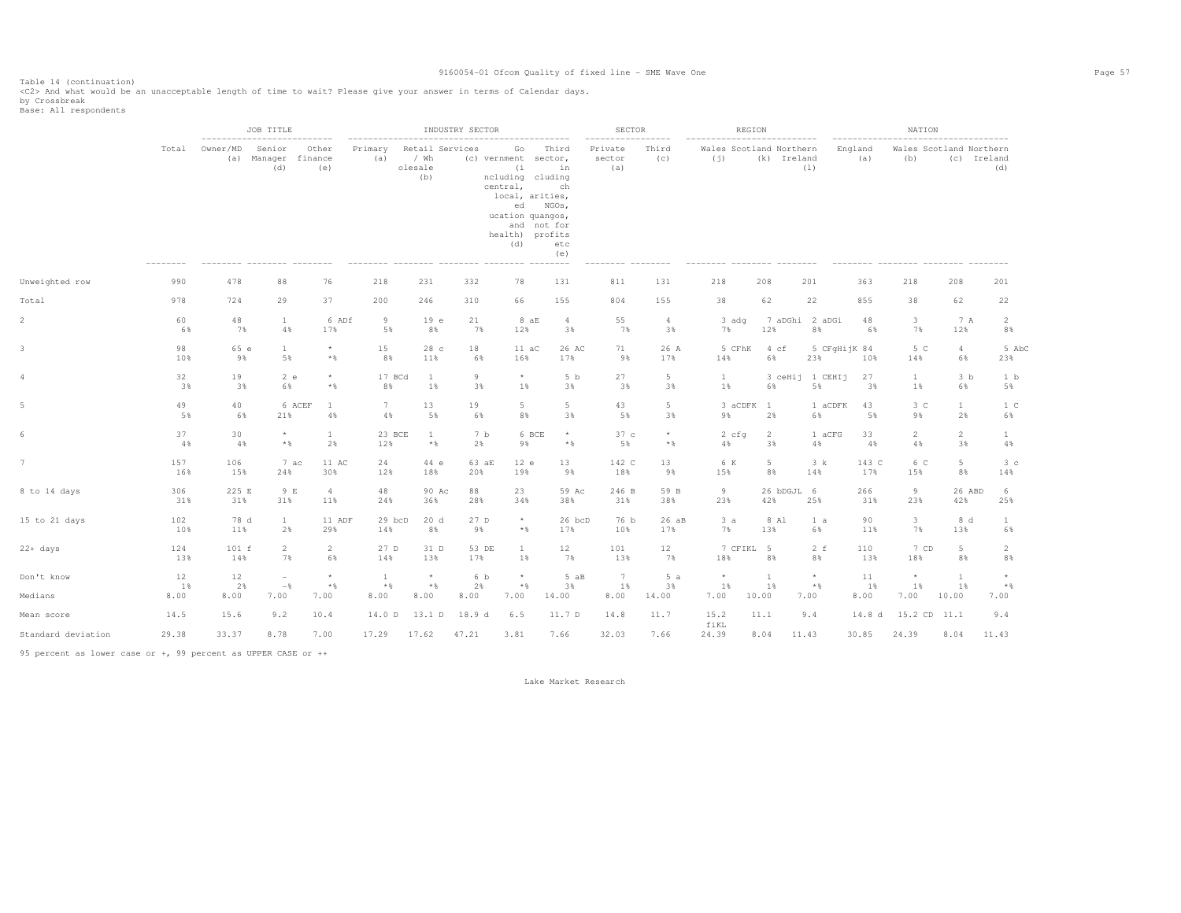Table 14 (continuation)
<C2> And what would be an unacceptable length of time to wait? Please give your answer in terms of Calendar days.
by Crossbreak
Base: All respondents

| | Total | JOB TITLE: Owner/MD (a) | JOB TITLE: Senior Manager (d) | JOB TITLE: Other finance (e) | INDUSTRY SECTOR: Primary (a) | INDUSTRY SECTOR: Retail / Wholesale (b) | INDUSTRY SECTOR: Services (c) | INDUSTRY SECTOR: Government (including central, local, education and health) (d) | INDUSTRY SECTOR: Third sector, including charities, NGOs, quangos, not for profits etc (e) | SECTOR: Private sector (a) | SECTOR: Third (c) | REGION: Wales (j) | REGION: Scotland (k) | REGION: Northern Ireland (l) | NATION: England (a) | NATION: Wales (b) | NATION: Scotland (c) | NATION: Northern Ireland (d) |
|---|---|---|---|---|---|---|---|---|---|---|---|---|---|---|---|---|---|---|
| Unweighted row | 990 | 478 | 88 | 76 | 218 | 231 | 332 | 78 | 131 | 811 | 131 | 218 | 208 | 201 | 363 | 218 | 208 | 201 |
| Total | 978 | 724 | 29 | 37 | 200 | 246 | 310 | 66 | 155 | 804 | 155 | 38 | 62 | 22 | 855 | 38 | 62 | 22 |
| 2 | 60<br>6% | 48<br>7% | 1<br>4% | 6 ADf<br>17% | 9<br>5% | 19 e<br>8% | 21<br>7% | 8 aE<br>12% | 4<br>3% | 55<br>7% | 4<br>3% | 3 adg<br>7% | 7 aDGhi<br>12% | 2 aDGi<br>8% | 48<br>6% | 3<br>7% | 7 A<br>12% | 2<br>8% |
| 3 | 98<br>10% | 65 e<br>9% | 1<br>5% | *<br>*% | 15<br>8% | 28 c<br>11% | 18<br>6% | 11 aC<br>16% | 26 AC<br>17% | 71<br>9% | 26 A<br>17% | 5 CFhK<br>14% | 4 cf<br>6% | 5 CFgHijK<br>23% | 84<br>10% | 5 C<br>14% | 4<br>6% | 5 AbC<br>23% |
| 4 | 32<br>3% | 19<br>3% | 2 e<br>6% | *<br>*% | 17 BCd<br>8% | 1<br>1% | 9<br>3% | *<br>1% | 5 b<br>3% | 27<br>3% | 5<br>3% | 1<br>1% | 3 ceHij<br>6% | 1 CEHIj<br>5% | 27<br>3% | 1<br>1% | 3 b<br>6% | 1 b<br>5% |
| 5 | 49<br>5% | 40<br>6% | 6 ACEF<br>21% | 1<br>4% | 7<br>4% | 13<br>5% | 19<br>6% | 5<br>8% | 5<br>3% | 43<br>5% | 5<br>3% | 3 aCDFK<br>9% | 1<br>2% | 1 aCDFK<br>6% | 43<br>5% | 3 C<br>9% | 1<br>2% | 1 C<br>6% |
| 6 | 37<br>4% | 30<br>4% | *<br>*% | 1<br>2% | 23 BCE<br>12% | 1<br>*% | 7 b<br>2% | 6 BCE<br>9% | *<br>*% | 37 c<br>5% | *<br>*% | 2 cfg<br>4% | 2<br>3% | 1 aCFG<br>4% | 33<br>4% | 2<br>4% | 2<br>3% | 1<br>4% |
| 7 | 157<br>16% | 106<br>15% | 7 ac<br>24% | 11 AC<br>30% | 24<br>12% | 44 e<br>18% | 63 aE<br>20% | 12 e<br>19% | 13<br>9% | 142 C<br>18% | 13<br>9% | 6 K<br>15% | 5<br>8% | 3 k<br>14% | 143 C<br>17% | 6 C<br>15% | 5<br>8% | 3 c<br>14% |
| 8 to 14 days | 306<br>31% | 225 E<br>31% | 9 E<br>31% | 4<br>11% | 48<br>24% | 90 Ac<br>36% | 88<br>28% | 23<br>34% | 59 Ac<br>38% | 246 B<br>31% | 59 B<br>38% | 9<br>23% | 26 bDGJL<br>42% | 6<br>25% | 266<br>31% | 9<br>23% | 26 ABD<br>42% | 6<br>25% |
| 15 to 21 days | 102<br>10% | 78 d<br>11% | 1<br>2% | 11 ADF<br>29% | 29 bcD<br>14% | 20 d<br>8% | 27 D<br>9% | *<br>*% | 26 bcD<br>17% | 76 b<br>10% | 26 aB<br>17% | 3 a<br>7% | 8 Al<br>13% | 1 a<br>6% | 90<br>11% | 3<br>7% | 8 d<br>13% | 1<br>6% |
| 22+ days | 124<br>13% | 101 f<br>14% | 2<br>7% | 2<br>6% | 27 D<br>14% | 31 D<br>13% | 53 DE<br>17% | 1<br>1% | 12<br>7% | 101<br>13% | 12<br>7% | 7 CFIKL<br>18% | 5<br>8% | 2 f<br>8% | 110<br>13% | 7 CD<br>18% | 5<br>8% | 2<br>8% |
| Don't know | 12<br>1% | 12<br>2% | -<br>-% | *<br>*% | 1<br>*% | *<br>*% | 6 b<br>2% | *<br>*% | 5 aB<br>3% | 7<br>1% | 5 a<br>3% | *<br>1% | 1<br>1% | *<br>*% | 11<br>1% | *<br>1% | 1<br>1% | *<br>*% |
| Medians | 8.00 | 8.00 | 7.00 | 7.00 | 8.00 | 8.00 | 8.00 | 7.00 | 14.00 | 8.00 | 14.00 | 7.00 | 10.00 | 7.00 | 8.00 | 7.00 | 10.00 | 7.00 |
| Mean score | 14.5 | 15.6 | 9.2 | 10.4 | 14.0 D | 13.1 D | 18.9 d | 6.5 | 11.7 D | 14.8 | 11.7 | 15.2 fiKL | 11.1 | 9.4 | 14.8 d | 15.2 CD | 11.1 | 9.4 |
| Standard deviation | 29.38 | 33.37 | 8.78 | 7.00 | 17.29 | 17.62 | 47.21 | 3.81 | 7.66 | 32.03 | 7.66 | 24.39 | 8.04 | 11.43 | 30.85 | 24.39 | 8.04 | 11.43 |

95 percent as lower case or +, 99 percent as UPPER CASE or ++

Lake Market Research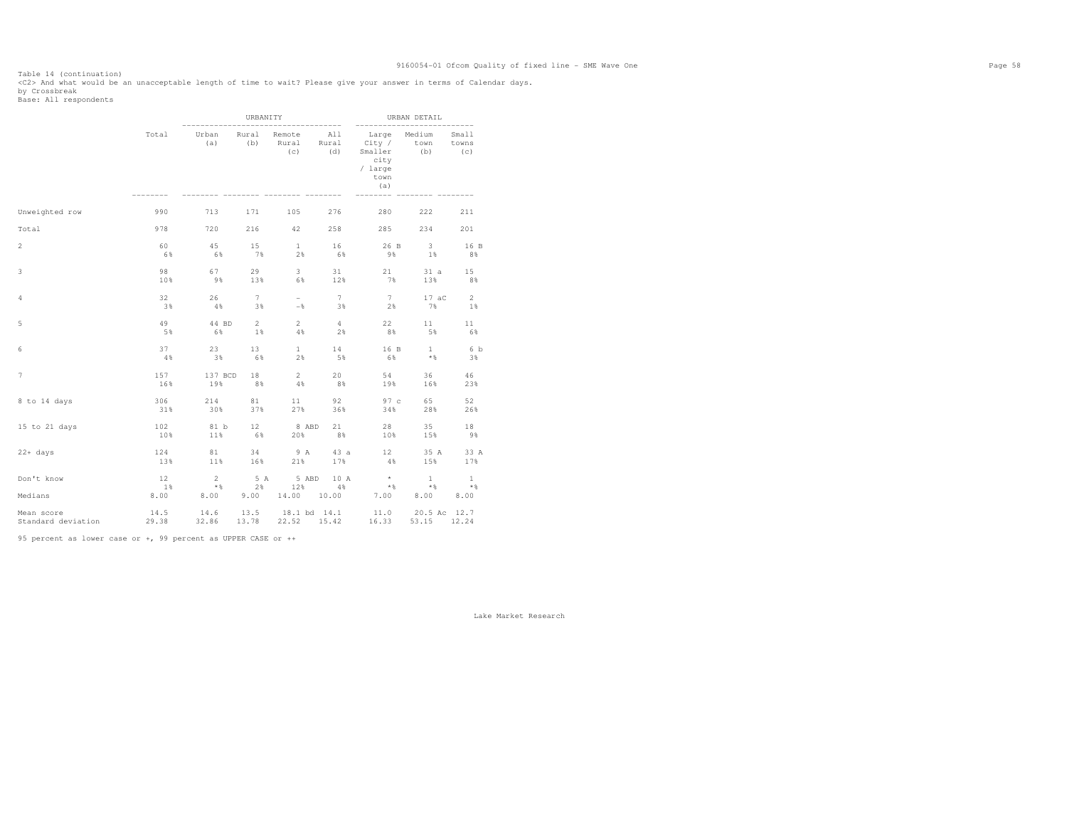Table 14 (continuation)
<C2> And what would be an unacceptable length of time to wait? Please give your answer in terms of Calendar days.
by Crossbreak
Base: All respondents

| | Total | URBANITY | | | | URBAN DETAIL | | |
|---|---|---|---|---|---|---|---|---|
| | | Urban (a) | Rural (b) | Remote Rural (c) | All Rural (d) | Large City / Smaller city / large town (a) | Medium town (b) | Small towns (c) |
| Unweighted row | 990 | 713 | 171 | 105 | 276 | 280 | 222 | 211 |
| Total | 978 | 720 | 216 | 42 | 258 | 285 | 234 | 201 |
| 2 | 60 | 45 | 15 | 1 | 16 | 26 B | 3 | 16 B |
| | 6% | 6% | 7% | 2% | 6% | 9% | 1% | 8% |
| 3 | 98 | 67 | 29 | 3 | 31 | 21 | 31 a | 15 |
| | 10% | 9% | 13% | 6% | 12% | 7% | 13% | 8% |
| 4 | 32 | 26 | 7 | - | 7 | 7 | 17 aC | 2 |
| | 3% | 4% | 3% | -% | 3% | 2% | 7% | 1% |
| 5 | 49 | 44 BD | 2 | 2 | 4 | 22 | 11 | 11 |
| | 5% | 6% | 1% | 4% | 2% | 8% | 5% | 6% |
| 6 | 37 | 23 | 13 | 1 | 14 | 16 B | 1 | 6 b |
| | 4% | 3% | 6% | 2% | 5% | 6% | *% | 3% |
| 7 | 157 | 137 BCD | 18 | 2 | 20 | 54 | 36 | 46 |
| | 16% | 19% | 8% | 4% | 8% | 19% | 16% | 23% |
| 8 to 14 days | 306 | 214 | 81 | 11 | 92 | 97 c | 65 | 52 |
| | 31% | 30% | 37% | 27% | 36% | 34% | 28% | 26% |
| 15 to 21 days | 102 | 81 b | 12 | 8 ABD | 21 | 28 | 35 | 18 |
| | 10% | 11% | 6% | 20% | 8% | 10% | 15% | 9% |
| 22+ days | 124 | 81 | 34 | 9 A | 43 a | 12 | 35 A | 33 A |
| | 13% | 11% | 16% | 21% | 17% | 4% | 15% | 17% |
| Don't know | 12 | 2 | 5 A | 5 ABD | 10 A | * | 1 | 1 |
| | 1% | *% | 2% | 12% | 4% | *% | *% | *% |
| Medians | 8.00 | 8.00 | 9.00 | 14.00 | 10.00 | 7.00 | 8.00 | 8.00 |
| Mean score | 14.5 | 14.6 | 13.5 | 18.1 bd | 14.1 | 11.0 | 20.5 Ac | 12.7 |
| Standard deviation | 29.38 | 32.86 | 13.78 | 22.52 | 15.42 | 16.33 | 53.15 | 12.24 |

95 percent as lower case or +, 99 percent as UPPER CASE or ++

Lake Market Research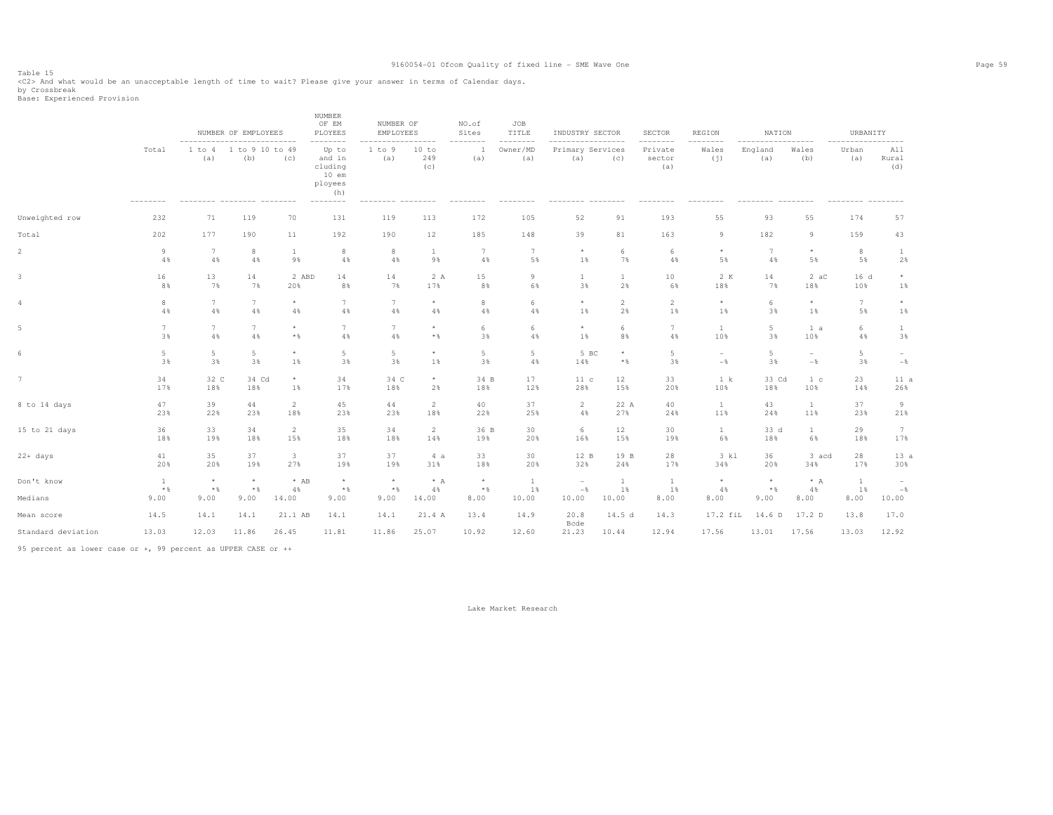Table 15
<C2> And what would be an unacceptable length of time to wait? Please give your answer in terms of Calendar days.
by Crossbreak
Base: Experienced Provision

| | Total | NUMBER OF EMPLOYEES 1 to 4 (a) | 1 to 9 (b) | 10 to 49 (c) | NUMBER OF EMPLOYEES Up to and including 10 employees (h) | NUMBER OF EMPLOYEES 1 to 9 (a) | 10 to 249 (c) | NO.of Sites 1 (a) | JOB TITLE Owner/MD (a) | INDUSTRY SECTOR Primary (a) | Services (c) | SECTOR Private sector (a) | REGION Wales (j) | NATION England (a) | Wales (b) | URBANITY Urban (a) | All Rural (d) |
|---|---|---|---|---|---|---|---|---|---|---|---|---|---|---|---|---|---|
| Unweighted row | 232 | 71 | 119 | 70 | 131 | 119 | 113 | 172 | 105 | 52 | 91 | 193 | 55 | 93 | 55 | 174 | 57 |
| Total | 202 | 177 | 190 | 11 | 192 | 190 | 12 | 185 | 148 | 39 | 81 | 163 | 9 | 182 | 9 | 159 | 43 |
| 2 | 9 | 7 | 8 | 1 | 8 | 8 | 1 | 7 | 7 | * | 6 | 6 | * | 7 | * | 8 | 1 |
| | 4% | 4% | 4% | 9% | 4% | 4% | 9% | 4% | 5% | 1% | 7% | 4% | 5% | 4% | 5% | 5% | 2% |
| 3 | 16 | 13 | 14 | 2 ABD | 14 | 14 | 2 A | 15 | 9 | 1 | 1 | 10 | 2 K | 14 | 2 aC | 16 d | * |
| | 8% | 7% | 7% | 20% | 8% | 7% | 17% | 8% | 6% | 3% | 2% | 6% | 18% | 7% | 18% | 10% | 1% |
| 4 | 8 | 7 | 7 | * | 7 | 7 | * | 8 | 6 | * | 2 | 2 | * | 6 | * | 7 | * |
| | 4% | 4% | 4% | 4% | 4% | 4% | 4% | 4% | 4% | 1% | 2% | 1% | 1% | 3% | 1% | 5% | 1% |
| 5 | 7 | 7 | 7 | * | 7 | 7 | * | 6 | 6 | * | 6 | 7 | 1 | 5 | 1 a | 6 | 1 |
| | 3% | 4% | 4% | *% | 4% | 4% | *% | 3% | 4% | 1% | 8% | 4% | 10% | 3% | 10% | 4% | 3% |
| 6 | 5 | 5 | 5 | * | 5 | 5 | * | 5 | 5 | 5 BC | * | 5 | - | 5 | - | 5 | - |
| | 3% | 3% | 3% | 1% | 3% | 3% | 1% | 3% | 4% | 14% | *% | 3% | -% | 3% | -% | 3% | -% |
| 7 | 34 | 32 C | 34 Cd | * | 34 | 34 C | * | 34 B | 17 | 11 c | 12 | 33 | 1 k | 33 Cd | 1 c | 23 | 11 a |
| | 17% | 18% | 18% | 1% | 17% | 18% | 2% | 18% | 12% | 28% | 15% | 20% | 10% | 18% | 10% | 14% | 26% |
| 8 to 14 days | 47 | 39 | 44 | 2 | 45 | 44 | 2 | 40 | 37 | 2 | 22 A | 40 | 1 | 43 | 1 | 37 | 9 |
| | 23% | 22% | 23% | 18% | 23% | 23% | 18% | 22% | 25% | 4% | 27% | 24% | 11% | 24% | 11% | 23% | 21% |
| 15 to 21 days | 36 | 33 | 34 | 2 | 35 | 34 | 2 | 36 B | 30 | 6 | 12 | 30 | 1 | 33 d | 1 | 29 | 7 |
| | 18% | 19% | 18% | 15% | 18% | 18% | 14% | 19% | 20% | 16% | 15% | 19% | 6% | 18% | 6% | 18% | 17% |
| 22+ days | 41 | 35 | 37 | 3 | 37 | 37 | 4 a | 33 | 30 | 12 B | 19 B | 28 | 3 kl | 36 | 3 acd | 28 | 13 a |
| | 20% | 20% | 19% | 27% | 19% | 19% | 31% | 18% | 20% | 32% | 24% | 17% | 34% | 20% | 34% | 17% | 30% |
| Don't know | 1 | * | * | * AB | * | * | * A | * | 1 | - | 1 | 1 | * | * | * A | 1 | - |
| | *% | *% | *% | 4% | *% | *% | 4% | *% | 1% | -% | 1% | 1% | 4% | *% | 4% | 1% | -% |
| Medians | 9.00 | 9.00 | 9.00 | 14.00 | 9.00 | 9.00 | 14.00 | 8.00 | 10.00 | 10.00 | 10.00 | 8.00 | 8.00 | 9.00 | 8.00 | 8.00 | 10.00 |
| Mean score | 14.5 | 14.1 | 14.1 | 21.1 AB | 14.1 | 14.1 | 21.4 A | 13.4 | 14.9 | 20.8 Bcde | 14.5 d | 14.3 | 17.2 fiL | 14.6 D | 17.2 D | 13.8 | 17.0 |
| Standard deviation | 13.03 | 12.03 | 11.86 | 26.45 | 11.81 | 11.86 | 25.07 | 10.92 | 12.60 | 21.23 | 10.44 | 12.94 | 17.56 | 13.01 | 17.56 | 13.03 | 12.92 |

95 percent as lower case or +, 99 percent as UPPER CASE or ++

Lake Market Research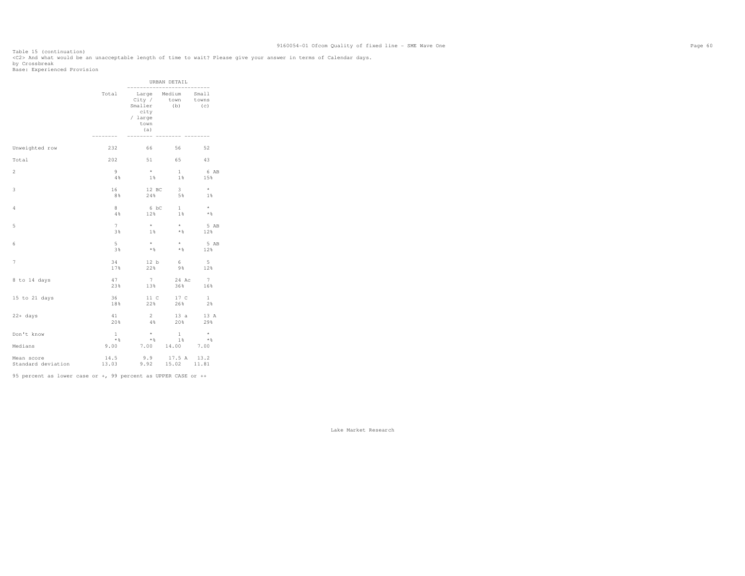Table 15 (continuation)
<C2> And what would be an unacceptable length of time to wait? Please give your answer in terms of Calendar days.
by Crossbreak
Base: Experienced Provision

| | Total | URBAN DETAIL | | |
|---|---|---|---|---|
| | | Large City / Smaller city / large town (a) | Medium town (b) | Small towns (c) |
| Unweighted row | 232 | 66 | 56 | 52 |
| Total | 202 | 51 | 65 | 43 |
| 2 | 9 | * | 1 | 6 AB |
| | 4% | 1% | 1% | 15% |
| 3 | 16 | 12 BC | 3 | * |
| | 8% | 24% | 5% | 1% |
| 4 | 8 | 6 bC | 1 | * |
| | 4% | 12% | 1% | *% |
| 5 | 7 | * | * | 5 AB |
| | 3% | 1% | *% | 12% |
| 6 | 5 | * | * | 5 AB |
| | 3% | *% | *% | 12% |
| 7 | 34 | 12 b | 6 | 5 |
| | 17% | 22% | 9% | 12% |
| 8 to 14 days | 47 | 7 | 24 Ac | 7 |
| | 23% | 13% | 36% | 16% |
| 15 to 21 days | 36 | 11 C | 17 C | 1 |
| | 18% | 22% | 26% | 2% |
| 22+ days | 41 | 2 | 13 a | 13 A |
| | 20% | 4% | 20% | 29% |
| Don't know | 1 | * | 1 | * |
| | *% | *% | 1% | *% |
| Medians | 9.00 | 7.00 | 14.00 | 7.00 |
| Mean score | 14.5 | 9.9 | 17.5 A | 13.2 |
| Standard deviation | 13.03 | 9.92 | 15.02 | 11.81 |

95 percent as lower case or +, 99 percent as UPPER CASE or ++

Lake Market Research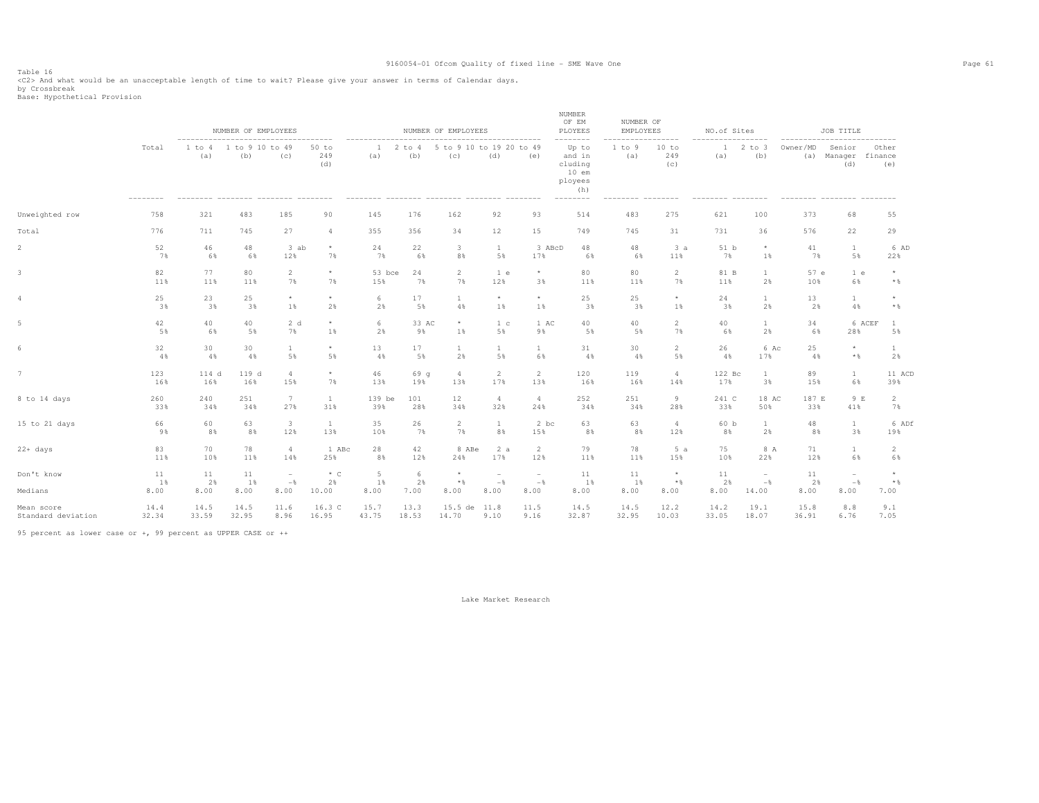Table 16
<C2> And what would be an unacceptable length of time to wait? Please give your answer in terms of Calendar days.
by Crossbreak
Base: Hypothetical Provision

| | Total | NUMBER OF EMPLOYEES | | | | NUMBER OF EMPLOYEES | | | | | NUMBER OF EM PLOYEES | NUMBER OF EMPLOYEES | | NO.of Sites | | JOB TITLE | | |
|---|---|---|---|---|---|---|---|---|---|---|---|---|---|---|---|---|---|---|
| | | 1 to 4 (a) | 1 to 9 (b) | 10 to 49 (c) | 50 to 249 (d) | 1 (a) | 2 to 4 (b) | 5 to 9 (c) | 10 to 19 (d) | 20 to 49 (e) | Up to and in cluding 10 em ployees (h) | 1 to 9 (a) | 10 to 249 (c) | 1 (a) | 2 to 3 (b) | Owner/MD (a) | Senior Manager (d) | Other finance (e) |
| Unweighted row | 758 | 321 | 483 | 185 | 90 | 145 | 176 | 162 | 92 | 93 | 514 | 483 | 275 | 621 | 100 | 373 | 68 | 55 |
| Total | 776 | 711 | 745 | 27 | 4 | 355 | 356 | 34 | 12 | 15 | 749 | 745 | 31 | 731 | 36 | 576 | 22 | 29 |
| 2 | 52 | 46 | 48 | 3 ab | * | 24 | 22 | 3 | 1 | 3 ABcD | 48 | 48 | 3 a | 51 b | * | 41 | 1 | 6 AD |
| | 7% | 6% | 6% | 12% | 7% | 7% | 6% | 8% | 5% | 17% | 6% | 6% | 11% | 7% | 1% | 7% | 5% | 22% |
| 3 | 82 | 77 | 80 | 2 | * | 53 bce | 24 | 2 | 1 e | * | 80 | 80 | 2 | 81 B | 1 | 57 e | 1 e | * |
| | 11% | 11% | 11% | 7% | 7% | 15% | 7% | 7% | 12% | 3% | 11% | 11% | 7% | 11% | 2% | 10% | 6% | *% |
| 4 | 25 | 23 | 25 | * | * | 6 | 17 | 1 | * | * | 25 | 25 | * | 24 | 1 | 13 | 1 | * |
| | 3% | 3% | 3% | 1% | 2% | 2% | 5% | 4% | 1% | 1% | 3% | 3% | 1% | 3% | 2% | 2% | 4% | *% |
| 5 | 42 | 40 | 40 | 2 d | * | 6 | 33 AC | * | 1 c | 1 AC | 40 | 40 | 2 | 40 | 1 | 34 | 6 ACEF | 1 |
| | 5% | 6% | 5% | 7% | 1% | 2% | 9% | 1% | 5% | 9% | 5% | 5% | 7% | 6% | 2% | 6% | 28% | 5% |
| 6 | 32 | 30 | 30 | 1 | * | 13 | 17 | 1 | 1 | 1 | 31 | 30 | 2 | 26 | 6 Ac | 25 | * | 1 |
| | 4% | 4% | 4% | 5% | 5% | 4% | 5% | 2% | 5% | 6% | 4% | 4% | 5% | 4% | 17% | 4% | *% | 2% |
| 7 | 123 | 114 d | 119 d | 4 | * | 46 | 69 g | 4 | 2 | 2 | 120 | 119 | 4 | 122 Bc | 1 | 89 | 1 | 11 ACD |
| | 16% | 16% | 16% | 15% | 7% | 13% | 19% | 13% | 17% | 13% | 16% | 16% | 14% | 17% | 3% | 15% | 6% | 39% |
| 8 to 14 days | 260 | 240 | 251 | 7 | 1 | 139 be | 101 | 12 | 4 | 4 | 252 | 251 | 9 | 241 C | 18 AC | 187 E | 9 E | 2 |
| | 33% | 34% | 34% | 27% | 31% | 39% | 28% | 34% | 32% | 24% | 34% | 34% | 28% | 33% | 50% | 33% | 41% | 7% |
| 15 to 21 days | 66 | 60 | 63 | 3 | 1 | 35 | 26 | 2 | 1 | 2 bc | 63 | 63 | 4 | 60 b | 1 | 48 | 1 | 6 ADf |
| | 9% | 8% | 8% | 12% | 13% | 10% | 7% | 7% | 8% | 15% | 8% | 8% | 12% | 8% | 2% | 8% | 3% | 19% |
| 22+ days | 83 | 70 | 78 | 4 | 1 ABc | 28 | 42 | 8 ABe | 2 a | 2 | 79 | 78 | 5 a | 75 | 8 A | 71 | 1 | 2 |
| | 11% | 10% | 11% | 14% | 25% | 8% | 12% | 24% | 17% | 12% | 11% | 11% | 15% | 10% | 22% | 12% | 6% | 6% |
| Don't know | 11 | 11 | 11 | - | * C | 5 | 6 | * | - | - | 11 | 11 | * | 11 | - | 11 | - | * |
| | 1% | 2% | 1% | -% | 2% | 1% | 2% | *% | -% | -% | 1% | 1% | *% | 2% | -% | 2% | -% | *% |
| Medians | 8.00 | 8.00 | 8.00 | 8.00 | 10.00 | 8.00 | 7.00 | 8.00 | 8.00 | 8.00 | 8.00 | 8.00 | 8.00 | 8.00 | 14.00 | 8.00 | 8.00 | 7.00 |
| Mean score | 14.4 | 14.5 | 14.5 | 11.6 | 16.3 C | 15.7 | 13.3 | 15.5 de | 11.8 | 11.5 | 14.5 | 14.5 | 12.2 | 14.2 | 19.1 | 15.8 | 8.8 | 9.1 |
| Standard deviation | 32.34 | 33.59 | 32.95 | 8.96 | 16.95 | 43.75 | 18.53 | 14.70 | 9.10 | 9.16 | 32.87 | 32.95 | 10.03 | 33.05 | 18.07 | 36.91 | 6.76 | 7.05 |

95 percent as lower case or +, 99 percent as UPPER CASE or ++

Lake Market Research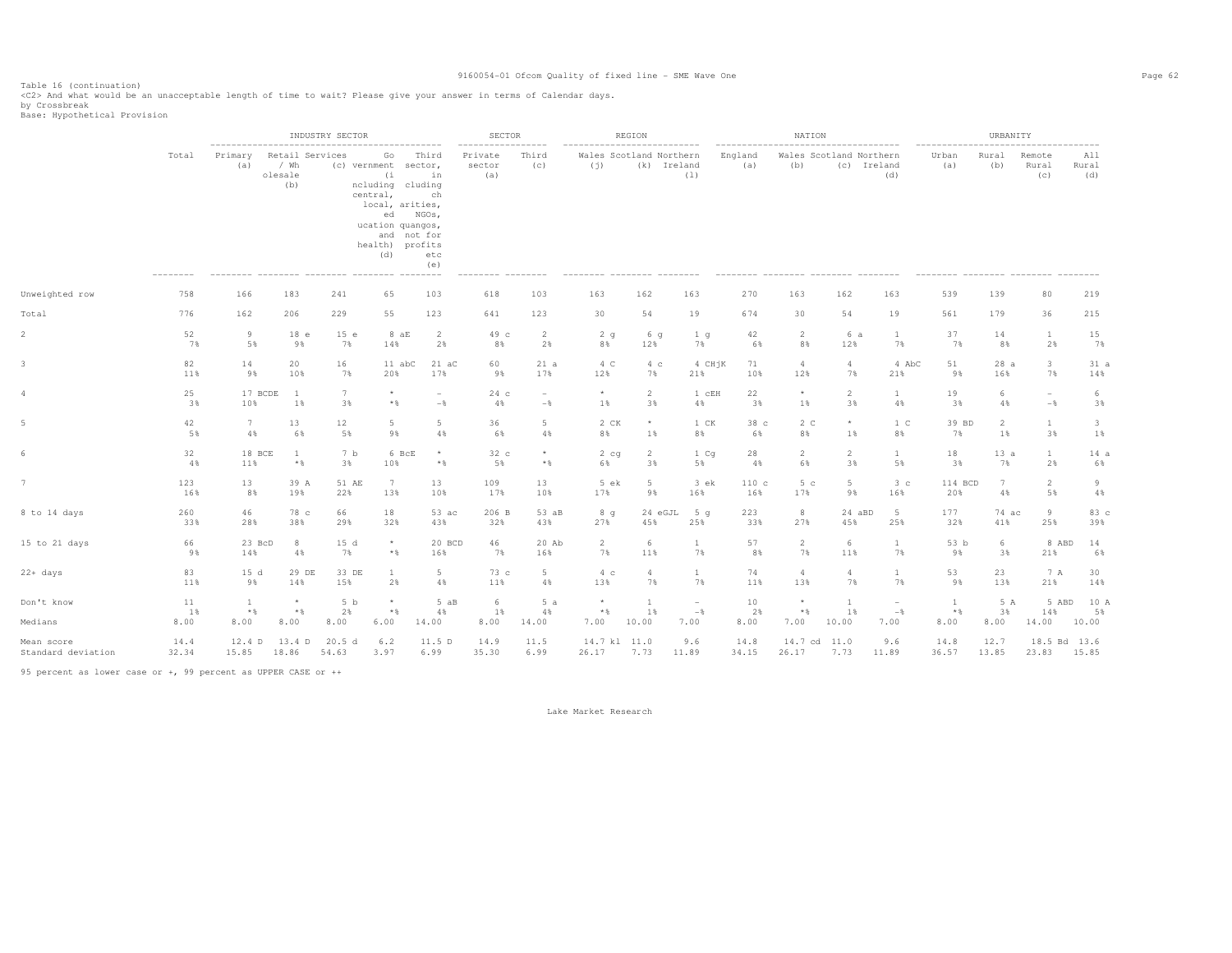Table 16 (continuation)
<C2> And what would be an unacceptable length of time to wait? Please give your answer in terms of Calendar days.
by Crossbreak
Base: Hypothetical Provision

| | Total | INDUSTRY SECTOR | | | | | SECTOR | | REGION | | | NATION | | | | URBANITY | | | |
|---|---|---|---|---|---|---|---|---|---|---|---|---|---|---|---|---|---|---|---|
| | | Primary (a) | Retail / Wholesale (b) | Services (c) | Government (including central, local, education and health) (d) | Third sector, including charities, NGOs, quangos, not for profits etc (e) | Private sector (a) | Third (c) | Wales (j) | Scotland (k) | Northern Ireland (l) | England (a) | Wales (b) | Scotland (c) | Northern Ireland (d) | Urban (a) | Rural (b) | Remote Rural (c) | All Rural (d) |
| Unweighted row | 758 | 166 | 183 | 241 | 65 | 103 | 618 | 103 | 163 | 162 | 163 | 270 | 163 | 162 | 163 | 539 | 139 | 80 | 219 |
| Total | 776 | 162 | 206 | 229 | 55 | 123 | 641 | 123 | 30 | 54 | 19 | 674 | 30 | 54 | 19 | 561 | 179 | 36 | 215 |
| 2 | 52<br>7% | 9<br>5% | 18 e<br>9% | 15 e<br>7% | 8 aE<br>14% | 2<br>2% | 49 c<br>8% | 2<br>2% | 2 g<br>8% | 6 g<br>12% | 1 g<br>7% | 42<br>6% | 2<br>8% | 6 a<br>12% | 1<br>7% | 37<br>7% | 14<br>8% | 1<br>2% | 15<br>7% |
| 3 | 82<br>11% | 14<br>9% | 20<br>10% | 16<br>7% | 11 abC<br>20% | 21 aC<br>17% | 60<br>9% | 21 a<br>17% | 4 C<br>12% | 4 c<br>7% | 4 CHjK<br>21% | 71<br>10% | 4<br>12% | 4<br>7% | 4 AbC<br>21% | 51<br>9% | 28 a<br>16% | 3<br>7% | 31 a<br>14% |
| 4 | 25<br>3% | 17 BCDE<br>10% | 1<br>1% | 7<br>3% | *<br>*% | -<br>-% | 24 c<br>4% | -<br>-% | *<br>1% | 2<br>3% | 1 cEH<br>4% | 22<br>3% | *<br>1% | 2<br>3% | 1<br>4% | 19<br>3% | 6<br>4% | -<br>-% | 6<br>3% |
| 5 | 42<br>5% | 7<br>4% | 13<br>6% | 12<br>5% | 5<br>9% | 5<br>4% | 36<br>6% | 5<br>4% | 2 CK<br>8% | *<br>1% | 1 CK<br>8% | 38 c<br>6% | 2 C<br>8% | *<br>1% | 1 C<br>8% | 39 BD<br>7% | 2<br>1% | 1<br>3% | 3<br>1% |
| 6 | 32<br>4% | 18 BCE<br>11% | 1<br>*% | 7 b<br>3% | 6 BcE<br>10% | *<br>*% | 32 c<br>5% | *<br>*% | 2 cg<br>6% | 2<br>3% | 1 Cg<br>5% | 28<br>4% | 2<br>6% | 2<br>3% | 1<br>5% | 18<br>3% | 13 a<br>7% | 1<br>2% | 14 a<br>6% |
| 7 | 123<br>16% | 13<br>8% | 39 A<br>19% | 51 AE<br>22% | 7<br>13% | 13<br>10% | 109<br>17% | 13<br>10% | 5 ek<br>17% | 5<br>9% | 3 ek<br>16% | 110 c<br>16% | 5 c<br>17% | 5<br>9% | 3 c<br>16% | 114 BCD<br>20% | 7<br>4% | 2<br>5% | 9<br>4% |
| 8 to 14 days | 260<br>33% | 46<br>28% | 78 c<br>38% | 66<br>29% | 18<br>32% | 53 ac<br>43% | 206 B<br>32% | 53 aB<br>43% | 8 g<br>27% | 24 eGJL<br>45% | 5 g<br>25% | 223<br>33% | 8<br>27% | 24 aBD<br>45% | 5<br>25% | 177<br>32% | 74 ac<br>41% | 9<br>25% | 83 c<br>39% |
| 15 to 21 days | 66<br>9% | 23 BcD<br>14% | 8<br>4% | 15 d<br>7% | *<br>*% | 20 BCD<br>16% | 46<br>7% | 20 Ab<br>16% | 2<br>7% | 6<br>11% | 1<br>7% | 57<br>8% | 2<br>7% | 6<br>11% | 1<br>7% | 53 b<br>9% | 6<br>3% | 8 ABD<br>21% | 14<br>6% |
| 22+ days | 83<br>11% | 15 d<br>9% | 29 DE<br>14% | 33 DE<br>15% | 1<br>2% | 5<br>4% | 73 c<br>11% | 5<br>4% | 4 c<br>13% | 4<br>7% | 1<br>7% | 74<br>11% | 4<br>13% | 4<br>7% | 1<br>7% | 53<br>9% | 23<br>13% | 7 A<br>21% | 30<br>14% |
| Don't know | 11<br>1% | 1<br>*% | *<br>*% | 5 b<br>2% | *<br>*% | 5 aB<br>4% | 6<br>1% | 5 a<br>4% | *<br>*% | 1<br>1% | -<br>-% | 10<br>2% | *<br>*% | 1<br>1% | -<br>-% | 1<br>*% | 5 A<br>3% | 5 ABD<br>14% | 10 A<br>5% |
| Medians | 8.00 | 8.00 | 8.00 | 8.00 | 6.00 | 14.00 | 8.00 | 14.00 | 7.00 | 10.00 | 7.00 | 8.00 | 7.00 | 10.00 | 7.00 | 8.00 | 8.00 | 14.00 | 10.00 |
| Mean score | 14.4 | 12.4 D | 13.4 D | 20.5 d | 6.2 | 11.5 D | 14.9 | 11.5 | 14.7 kl | 11.0 | 9.6 | 14.8 | 14.7 cd | 11.0 | 9.6 | 14.8 | 12.7 | 18.5 Bd | 13.6 |
| Standard deviation | 32.34 | 15.85 | 18.86 | 54.63 | 3.97 | 6.99 | 35.30 | 6.99 | 26.17 | 7.73 | 11.89 | 34.15 | 26.17 | 7.73 | 11.89 | 36.57 | 13.85 | 23.83 | 15.85 |

95 percent as lower case or +, 99 percent as UPPER CASE or ++

Lake Market Research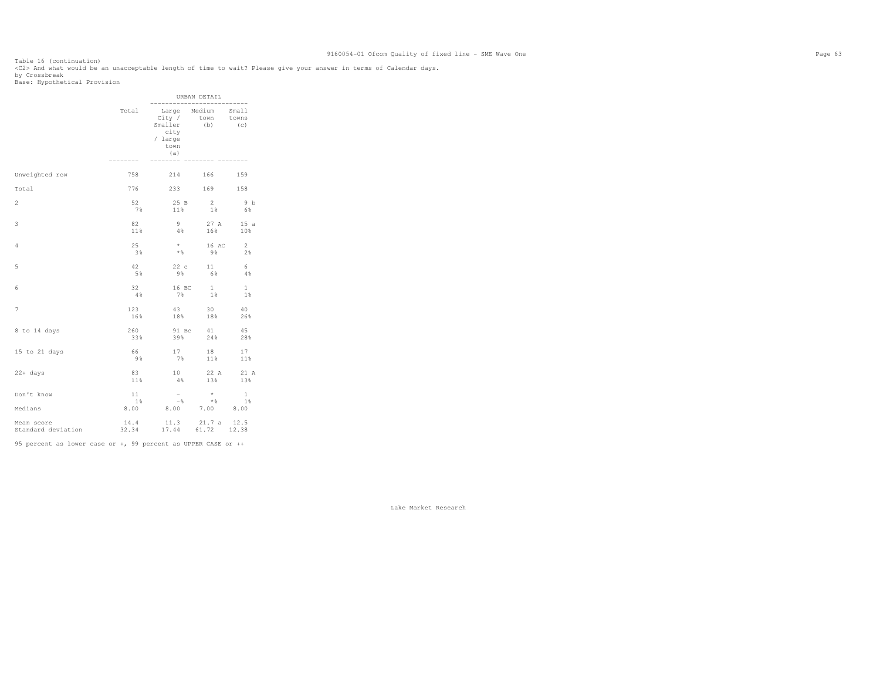Table 16 (continuation)
<C2> And what would be an unacceptable length of time to wait? Please give your answer in terms of Calendar days.
by Crossbreak
Base: Hypothetical Provision

| | Total | URBAN DETAIL | | |
|---|---|---|---|---|
| | | Large City / Smaller city / large town (a) | Medium town (b) | Small towns (c) |
| Unweighted row | 758 | 214 | 166 | 159 |
| Total | 776 | 233 | 169 | 158 |
| 2 | 52<br>7% | 25 B<br>11% | 2<br>1% | 9 b<br>6% |
| 3 | 82<br>11% | 9<br>4% | 27 A<br>16% | 15 a<br>10% |
| 4 | 25<br>3% | *<br>*% | 16 AC<br>9% | 2<br>2% |
| 5 | 42<br>5% | 22 c<br>9% | 11<br>6% | 6<br>4% |
| 6 | 32<br>4% | 16 BC<br>7% | 1<br>1% | 1<br>1% |
| 7 | 123<br>16% | 43<br>18% | 30<br>18% | 40<br>26% |
| 8 to 14 days | 260<br>33% | 91 Bc<br>39% | 41<br>24% | 45<br>28% |
| 15 to 21 days | 66<br>9% | 17<br>7% | 18<br>11% | 17<br>11% |
| 22+ days | 83<br>11% | 10<br>4% | 22 A<br>13% | 21 A<br>13% |
| Don't know | 11<br>1% | -<br>-% | *<br>*% | 1<br>1% |
| Medians | 8.00 | 8.00 | 7.00 | 8.00 |
| Mean score | 14.4 | 11.3 | 21.7 a | 12.5 |
| Standard deviation | 32.34 | 17.44 | 61.72 | 12.38 |

95 percent as lower case or +, 99 percent as UPPER CASE or ++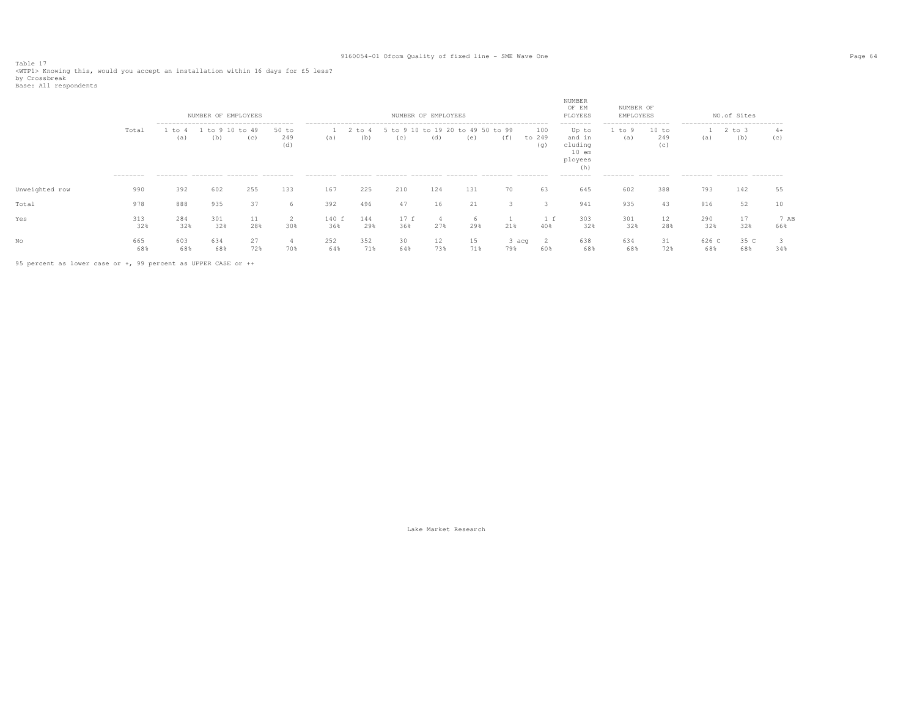Table 17
<WTP1> Knowing this, would you accept an installation within 16 days for £5 less?
by Crossbreak
Base: All respondents

| | | NUMBER OF EMPLOYEES | | | | NUMBER OF EMPLOYEES | | | | | | | NUMBER OF EMPLOYEES | NUMBER OF EMPLOYEES | | NO.of Sites | | |
|---|---|---|---|---|---|---|---|---|---|---|---|---|---|---|---|---|---|---|
| | Total | 1 to 4 (a) | 1 to 9 (b) | 10 to 49 (c) | 50 to 249 (d) | 1 (a) | 2 to 4 (b) | 5 to 9 (c) | 10 to 19 (d) | 20 to 49 (e) | 50 to 99 (f) | 100 to 249 (g) | Up to and including 10 employees (h) | 1 to 9 (a) | 10 to 249 (c) | 1 (a) | 2 to 3 (b) | 4+ (c) |
| Unweighted row | 990 | 392 | 602 | 255 | 133 | 167 | 225 | 210 | 124 | 131 | 70 | 63 | 645 | 602 | 388 | 793 | 142 | 55 |
| Total | 978 | 888 | 935 | 37 | 6 | 392 | 496 | 47 | 16 | 21 | 3 | 3 | 941 | 935 | 43 | 916 | 52 | 10 |
| Yes | 313<br>32% | 284<br>32% | 301<br>32% | 11<br>28% | 2<br>30% | 140 f<br>36% | 144<br>29% | 17 f<br>36% | 4<br>27% | 6<br>29% | 1<br>21% | 1 f<br>40% | 303<br>32% | 301<br>32% | 12<br>28% | 290<br>32% | 17<br>32% | 7 AB<br>66% |
| No | 665<br>68% | 603<br>68% | 634<br>68% | 27<br>72% | 4<br>70% | 252<br>64% | 352<br>71% | 30<br>64% | 12<br>73% | 15<br>71% | 3 acg<br>79% | 2<br>60% | 638<br>68% | 634<br>68% | 31<br>72% | 626 C<br>68% | 35 C<br>68% | 3<br>34% |

95 percent as lower case or +, 99 percent as UPPER CASE or ++

Lake Market Research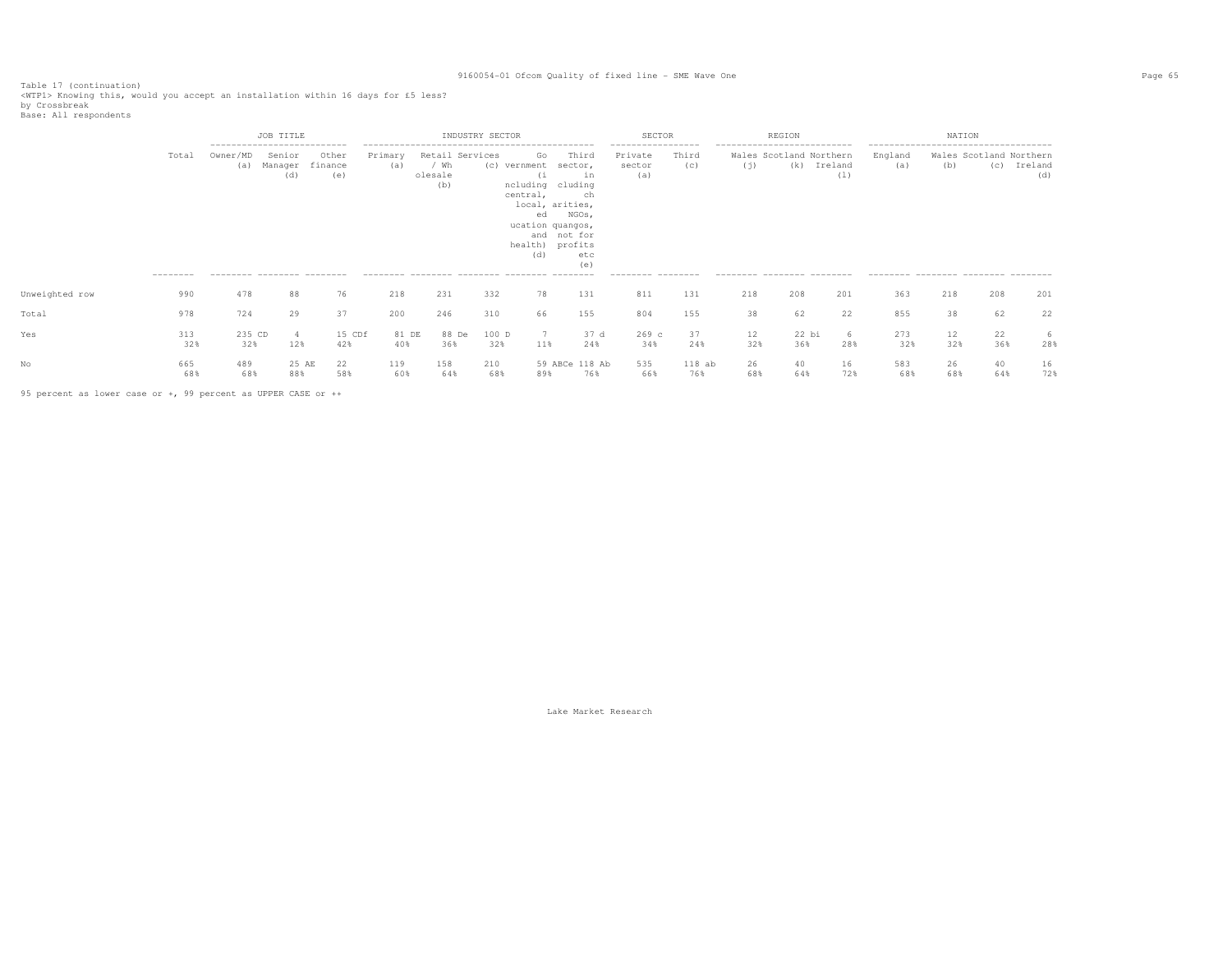Table 17 (continuation)
<WTP1> Knowing this, would you accept an installation within 16 days for £5 less?
by Crossbreak
Base: All respondents

| | | JOB TITLE | | | INDUSTRY SECTOR | | | | | SECTOR | | REGION | | | NATION | | | |
|---|---|---|---|---|---|---|---|---|---|---|---|---|---|---|---|---|---|---|
| | Total | Owner/MD (a) | Senior Manager (d) | Other finance (e) | Primary (a) | Retail / Wholesale (b) | Services (c) | Government (including central, local, education and health) (d) | Third sector, including charities, NGOs, quangos, not for profits etc (e) | Private sector (a) | Third (c) | Wales (j) | Scotland (k) | Northern Ireland (l) | England (a) | Wales (b) | Scotland (c) | Northern Ireland (d) |
| Unweighted row | 990 | 478 | 88 | 76 | 218 | 231 | 332 | 78 | 131 | 811 | 131 | 218 | 208 | 201 | 363 | 218 | 208 | 201 |
| Total | 978 | 724 | 29 | 37 | 200 | 246 | 310 | 66 | 155 | 804 | 155 | 38 | 62 | 22 | 855 | 38 | 62 | 22 |
| Yes | 313 | 235 CD | 4 | 15 CDf | 81 DE | 88 De | 100 D | 7 | 37 d | 269 c | 37 | 12 | 22 bi | 6 | 273 | 12 | 22 | 6 |
| | 32% | 32% | 12% | 42% | 40% | 36% | 32% | 11% | 24% | 34% | 24% | 32% | 36% | 28% | 32% | 32% | 36% | 28% |
| No | 665 | 489 | 25 AE | 22 | 119 | 158 | 210 | 59 ABCe | 118 Ab | 535 | 118 ab | 26 | 40 | 16 | 583 | 26 | 40 | 16 |
| | 68% | 68% | 88% | 58% | 60% | 64% | 68% | 89% | 76% | 66% | 76% | 68% | 64% | 72% | 68% | 68% | 64% | 72% |

95 percent as lower case or +, 99 percent as UPPER CASE or ++

Lake Market Research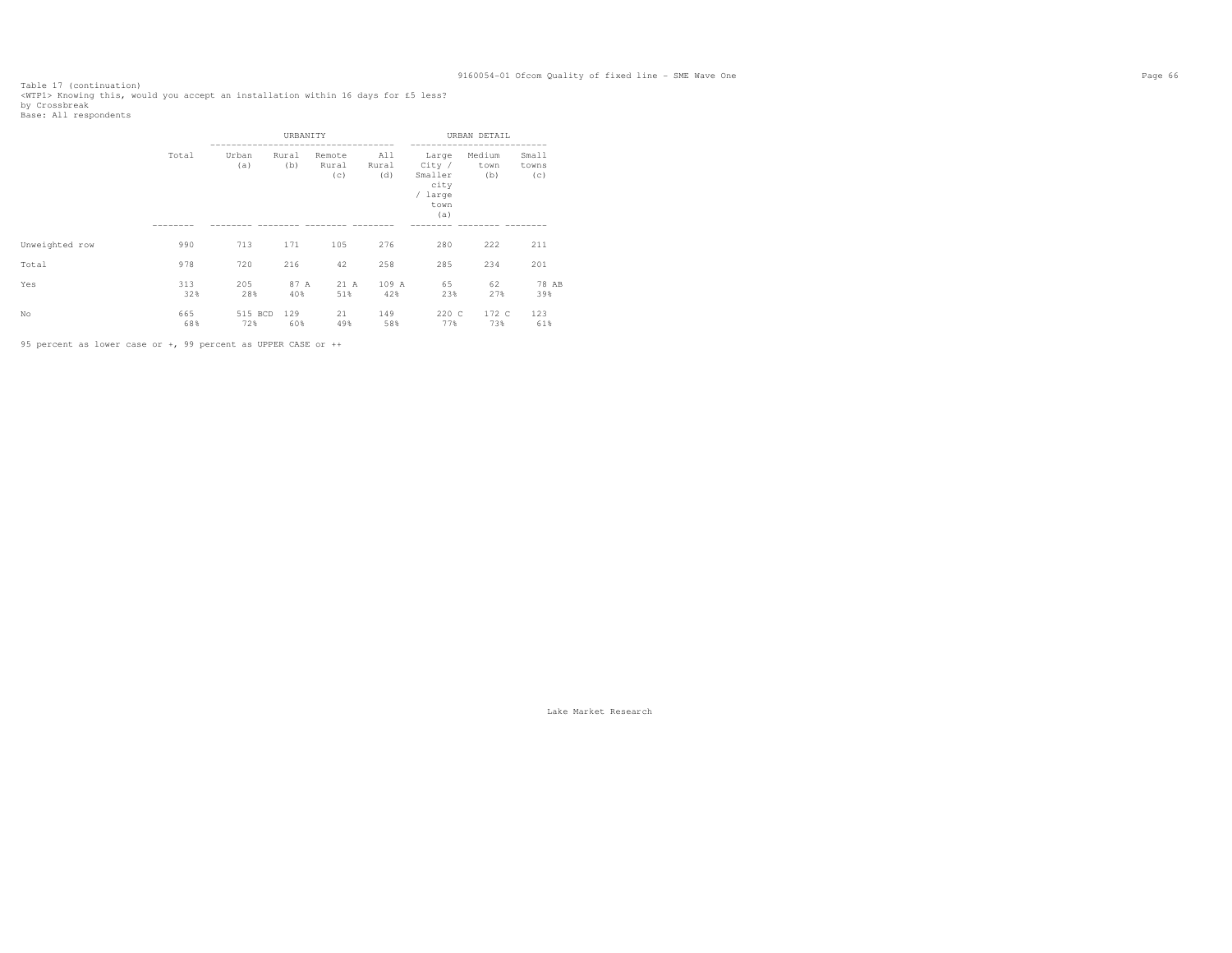Table 17 (continuation)
<WTP1> Knowing this, would you accept an installation within 16 days for £5 less?
by Crossbreak
Base: All respondents

| | Total | URBANITY | | | | URBAN DETAIL | | |
|---|---|---|---|---|---|---|---|---|
| | | Urban (a) | Rural (b) | Remote Rural (c) | All Rural (d) | Large City / Smaller city / large town (a) | Medium town (b) | Small towns (c) |
| Unweighted row | 990 | 713 | 171 | 105 | 276 | 280 | 222 | 211 |
| Total | 978 | 720 | 216 | 42 | 258 | 285 | 234 | 201 |
| Yes | 313 | 205 | 87 A | 21 A | 109 A | 65 | 62 | 78 AB |
| | 32% | 28% | 40% | 51% | 42% | 23% | 27% | 39% |
| No | 665 | 515 BCD | 129 | 21 | 149 | 220 C | 172 C | 123 |
| | 68% | 72% | 60% | 49% | 58% | 77% | 73% | 61% |

95 percent as lower case or +, 99 percent as UPPER CASE or ++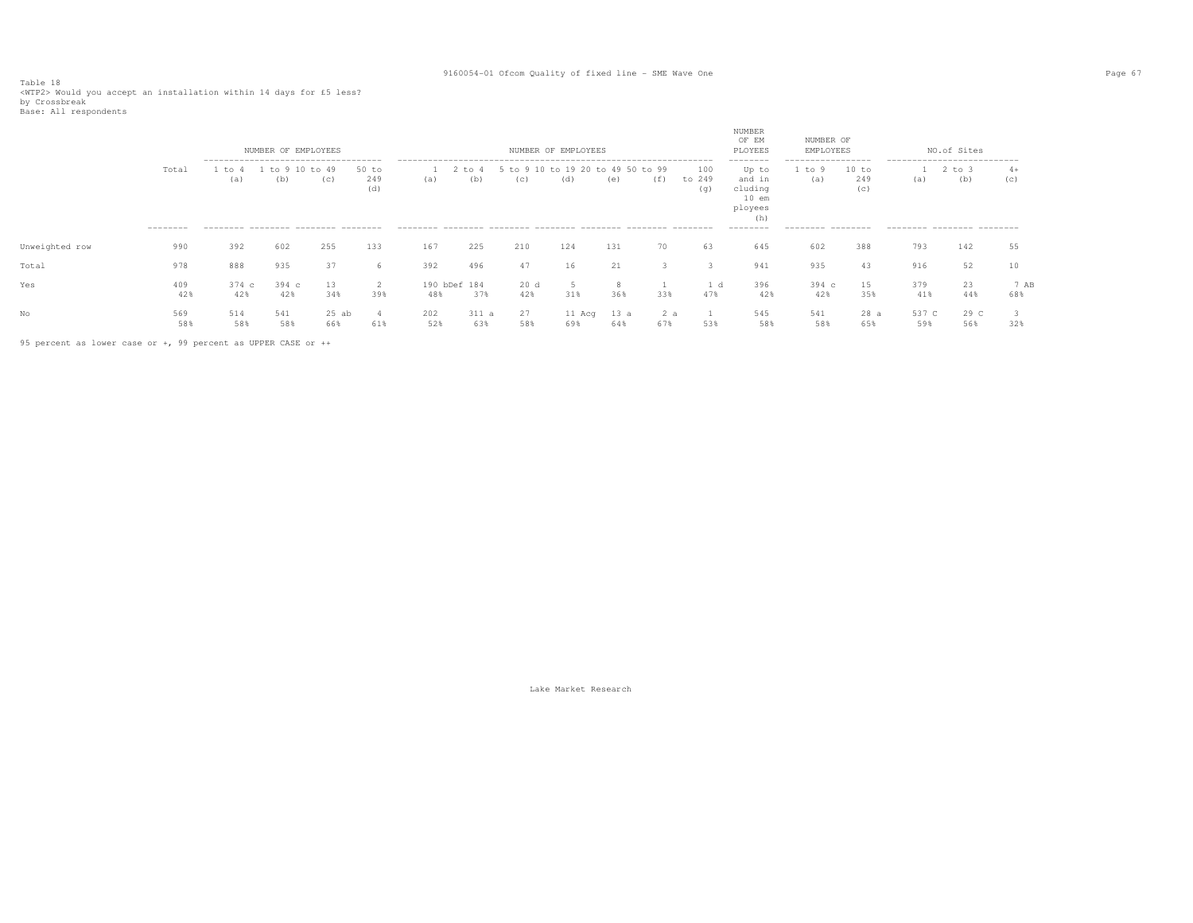Table 18
<WTP2> Would you accept an installation within 14 days for £5 less?
by Crossbreak
Base: All respondents

| | Total | NUMBER OF EMPLOYEES | | | | NUMBER OF EMPLOYEES | | | | | | | NUMBER OF EMPLOYEES | NUMBER OF EMPLOYEES | | NO.of Sites | | |
|---|---|---|---|---|---|---|---|---|---|---|---|---|---|---|---|---|---|---|
| | | 1 to 4 (a) | 1 to 9 (b) | 10 to 49 (c) | 50 to 249 (d) | 1 (a) | 2 to 4 (b) | 5 to 9 (c) | 10 to 19 (d) | 20 to 49 (e) | 50 to 99 (f) | 100 to 249 (g) | Up to and including 10 employees (h) | 1 to 9 (a) | 10 to 249 (c) | 1 (a) | 2 to 3 (b) | 4+ (c) |
| Unweighted row | 990 | 392 | 602 | 255 | 133 | 167 | 225 | 210 | 124 | 131 | 70 | 63 | 645 | 602 | 388 | 793 | 142 | 55 |
| Total | 978 | 888 | 935 | 37 | 6 | 392 | 496 | 47 | 16 | 21 | 3 | 3 | 941 | 935 | 43 | 916 | 52 | 10 |
| Yes | 409 | 374 c | 394 c | 13 | 2 | 190 bDef | 184 | 20 d | 5 | 8 | 1 | 1 d | 396 | 394 c | 15 | 379 | 23 | 7 AB |
| | 42% | 42% | 42% | 34% | 39% | 48% | 37% | 42% | 31% | 36% | 33% | 47% | 42% | 42% | 35% | 41% | 44% | 68% |
| No | 569 | 514 | 541 | 25 ab | 4 | 202 | 311 a | 27 | 11 Acg | 13 a | 2 a | 1 | 545 | 541 | 28 a | 537 C | 29 C | 3 |
| | 58% | 58% | 58% | 66% | 61% | 52% | 63% | 58% | 69% | 64% | 67% | 53% | 58% | 58% | 65% | 59% | 56% | 32% |

95 percent as lower case or +, 99 percent as UPPER CASE or ++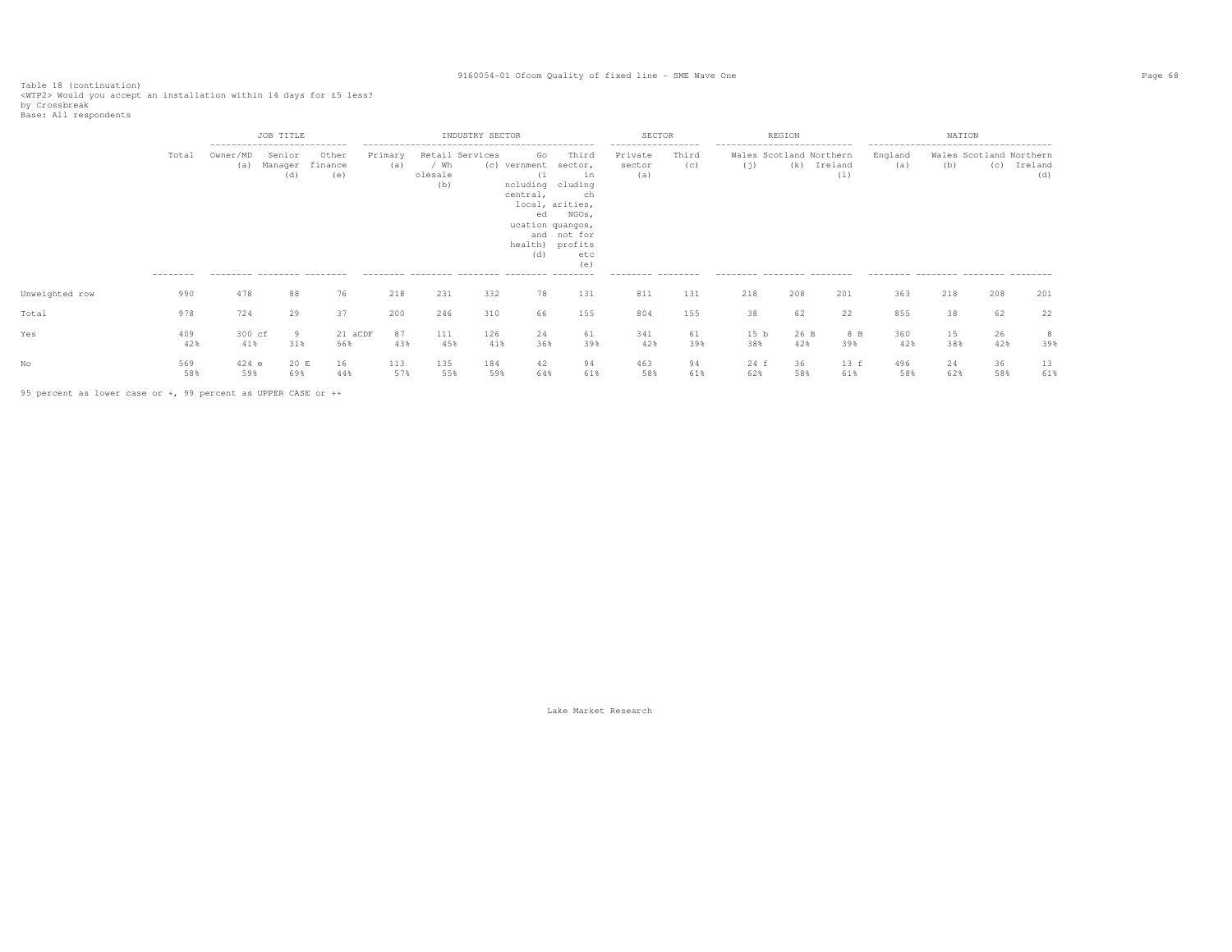Table 18 (continuation)
<WTP2> Would you accept an installation within 14 days for £5 less?
by Crossbreak
Base: All respondents

| | Total | JOB TITLE | | | INDUSTRY SECTOR | | | | | SECTOR | | REGION | | | NATION | | | |
|---|---|---|---|---|---|---|---|---|---|---|---|---|---|---|---|---|---|---|
| | | Owner/MD (a) | Senior Manager (d) | Other finance (e) | Primary (a) | Retail / Wholesale (b) | Services (c) | Government (including central, local, education and health) (d) | Third sector, including charities, NGOs, quangos, not for profits etc (e) | Private sector (a) | Third (c) | Wales (j) | Scotland (k) | Northern Ireland (l) | England (a) | Wales (b) | Scotland (c) | Northern Ireland (d) |
| Unweighted row | 990 | 478 | 88 | 76 | 218 | 231 | 332 | 78 | 131 | 811 | 131 | 218 | 208 | 201 | 363 | 218 | 208 | 201 |
| Total | 978 | 724 | 29 | 37 | 200 | 246 | 310 | 66 | 155 | 804 | 155 | 38 | 62 | 22 | 855 | 38 | 62 | 22 |
| Yes | 409<br>42% | 300 cf<br>41% | 9<br>31% | 21 aCDF<br>56% | 87<br>43% | 111<br>45% | 126<br>41% | 24<br>36% | 61<br>39% | 341<br>42% | 61<br>39% | 15 b<br>38% | 26 B<br>42% | 8 B<br>39% | 360<br>42% | 15<br>38% | 26<br>42% | 8<br>39% |
| No | 569<br>58% | 424 e<br>59% | 20 E<br>69% | 16<br>44% | 113<br>57% | 135<br>55% | 184<br>59% | 42<br>64% | 94<br>61% | 463<br>58% | 94<br>61% | 24 f<br>62% | 36<br>58% | 13 f<br>61% | 496<br>58% | 24<br>62% | 36<br>58% | 13<br>61% |

95 percent as lower case or +, 99 percent as UPPER CASE or ++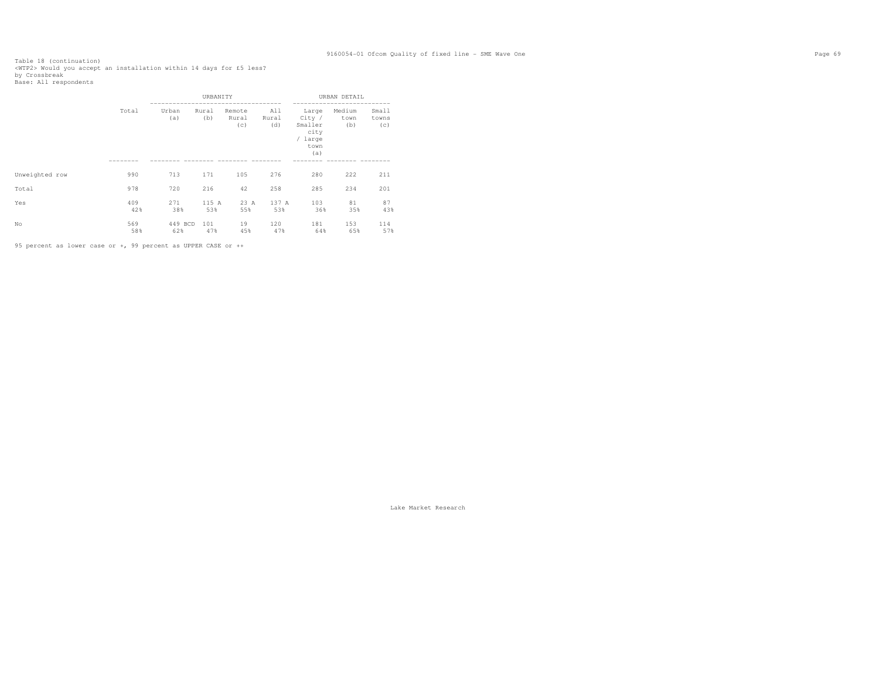Table 18 (continuation)
<WTP2> Would you accept an installation within 14 days for £5 less?
by Crossbreak
Base: All respondents

| | Total | URBANITY | | | | URBAN DETAIL | | |
|---|---|---|---|---|---|---|---|---|
| | | Urban (a) | Rural (b) | Remote Rural (c) | All Rural (d) | Large City / Smaller city / large town (a) | Medium town (b) | Small towns (c) |
| Unweighted row | 990 | 713 | 171 | 105 | 276 | 280 | 222 | 211 |
| Total | 978 | 720 | 216 | 42 | 258 | 285 | 234 | 201 |
| Yes | 409 | 271 | 115 A | 23 A | 137 A | 103 | 81 | 87 |
| | 42% | 38% | 53% | 55% | 53% | 36% | 35% | 43% |
| No | 569 | 449 BCD | 101 | 19 | 120 | 181 | 153 | 114 |
| | 58% | 62% | 47% | 45% | 47% | 64% | 65% | 57% |

95 percent as lower case or +, 99 percent as UPPER CASE or ++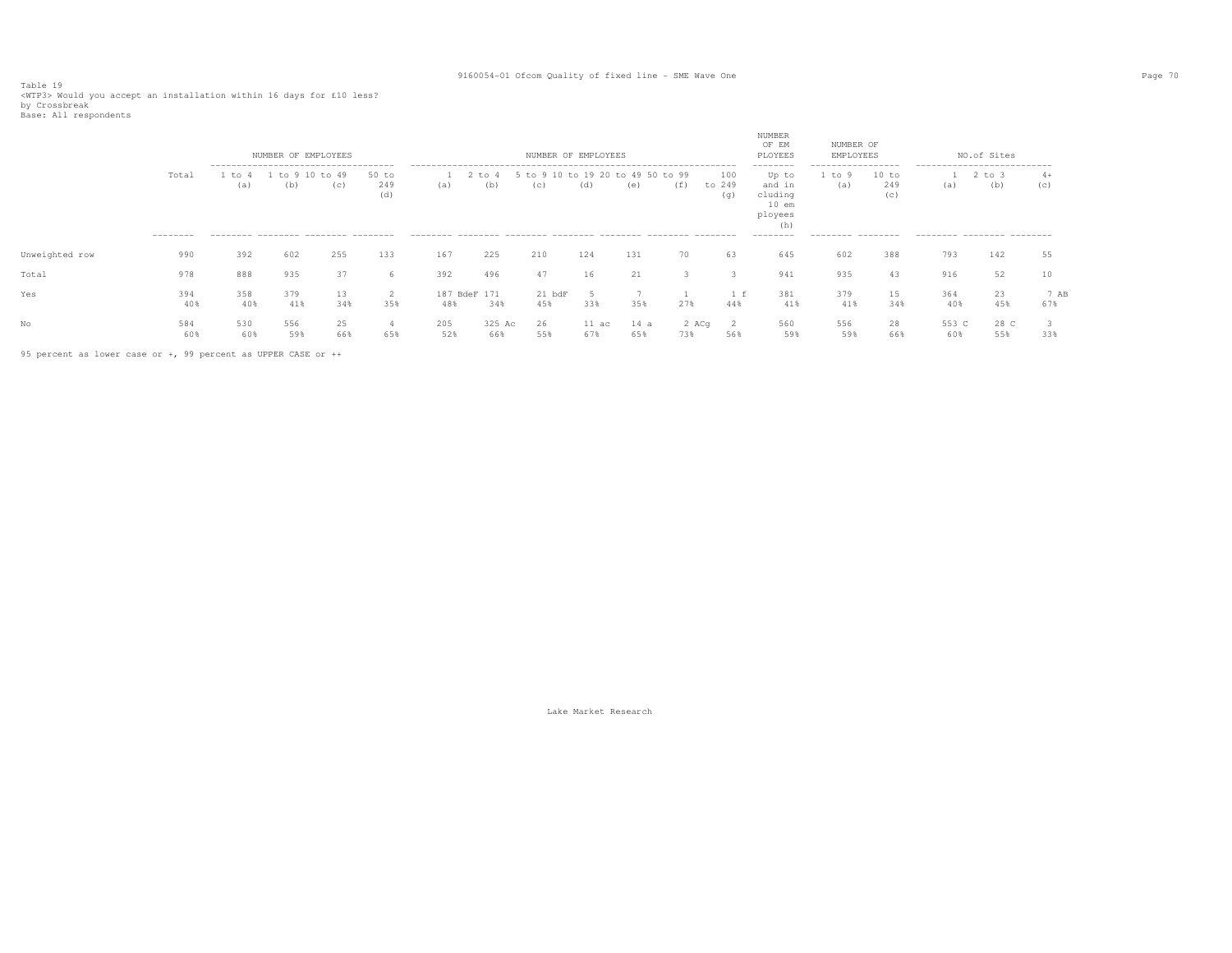Table 19
<WTP3> Would you accept an installation within 16 days for £10 less?
by Crossbreak
Base: All respondents

| | Total | NUMBER OF EMPLOYEES | | | | NUMBER OF EMPLOYEES | | | | | | | NUMBER OF EMPLOYEES | NUMBER OF EMPLOYEES | | NO.of Sites | | |
|---|---|---|---|---|---|---|---|---|---|---|---|---|---|---|---|---|---|---|
| | | 1 to 4 (a) | 1 to 9 (b) | 10 to 49 (c) | 50 to 249 (d) | 1 (a) | 2 to 4 (b) | 5 to 9 (c) | 10 to 19 (d) | 20 to 49 (e) | 50 to 99 (f) | 100 to 249 (g) | Up to and including 10 employees (h) | 1 to 9 (a) | 10 to 249 (c) | 1 (a) | 2 to 3 (b) | 4+ (c) |
| Unweighted row | 990 | 392 | 602 | 255 | 133 | 167 | 225 | 210 | 124 | 131 | 70 | 63 | 645 | 602 | 388 | 793 | 142 | 55 |
| Total | 978 | 888 | 935 | 37 | 6 | 392 | 496 | 47 | 16 | 21 | 3 | 3 | 941 | 935 | 43 | 916 | 52 | 10 |
| Yes | 394 | 358 | 379 | 13 | 2 | 187 BdeF | 171 | 21 bdF | 5 | 7 | 1 | 1 f | 381 | 379 | 15 | 364 | 23 | 7 AB |
| | 40% | 40% | 41% | 34% | 35% | 48% | 34% | 45% | 33% | 35% | 27% | 44% | 41% | 41% | 34% | 40% | 45% | 67% |
| No | 584 | 530 | 556 | 25 | 4 | 205 | 325 Ac | 26 | 11 ac | 14 a | 2 ACg | 2 | 560 | 556 | 28 | 553 C | 28 C | 3 |
| | 60% | 60% | 59% | 66% | 65% | 52% | 66% | 55% | 67% | 65% | 73% | 56% | 59% | 59% | 66% | 60% | 55% | 33% |

95 percent as lower case or +, 99 percent as UPPER CASE or ++

Lake Market Research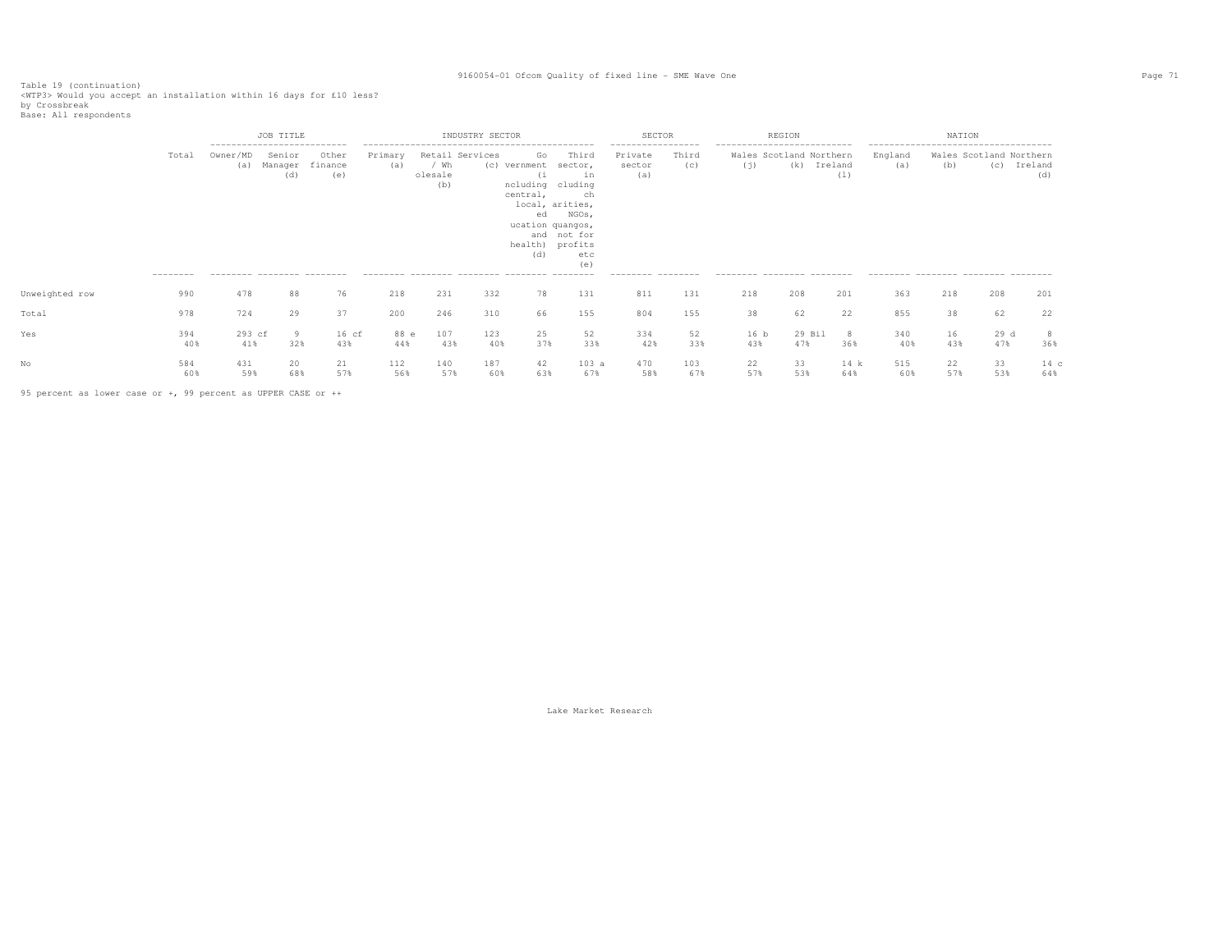Table 19 (continuation)
<WTP3> Would you accept an installation within 16 days for £10 less?
by Crossbreak
Base: All respondents

| | Total | JOB TITLE | | | INDUSTRY SECTOR | | | | | SECTOR | | REGION | | | NATION | | | |
|---|---|---|---|---|---|---|---|---|---|---|---|---|---|---|---|---|---|---|
| | | Owner/MD (a) | Senior Manager (d) | Other finance (e) | Primary (a) | Retail / Wholesale (b) | Services (c) | Government (including central, local, education and health) (d) | Third sector, (including charities, NGOs, quangos, not for profits etc (e) | Private sector (a) | Third (c) | Wales (j) | Scotland (k) | Northern Ireland (l) | England (a) | Wales (b) | Scotland (c) | Northern Ireland (d) |
| Unweighted row | 990 | 478 | 88 | 76 | 218 | 231 | 332 | 78 | 131 | 811 | 131 | 218 | 208 | 201 | 363 | 218 | 208 | 201 |
| Total | 978 | 724 | 29 | 37 | 200 | 246 | 310 | 66 | 155 | 804 | 155 | 38 | 62 | 22 | 855 | 38 | 62 | 22 |
| Yes | 394 | 293 cf | 9 | 16 cf | 88 e | 107 | 123 | 25 | 52 | 334 | 52 | 16 b | 29 Bil | 8 | 340 | 16 | 29 d | 8 |
| | 40% | 41% | 32% | 43% | 44% | 43% | 40% | 37% | 33% | 42% | 33% | 43% | 47% | 36% | 40% | 43% | 47% | 36% |
| No | 584 | 431 | 20 | 21 | 112 | 140 | 187 | 42 | 103 a | 470 | 103 | 22 | 33 | 14 k | 515 | 22 | 33 | 14 c |
| | 60% | 59% | 68% | 57% | 56% | 57% | 60% | 63% | 67% | 58% | 67% | 57% | 53% | 64% | 60% | 57% | 53% | 64% |

95 percent as lower case or +, 99 percent as UPPER CASE or ++

Lake Market Research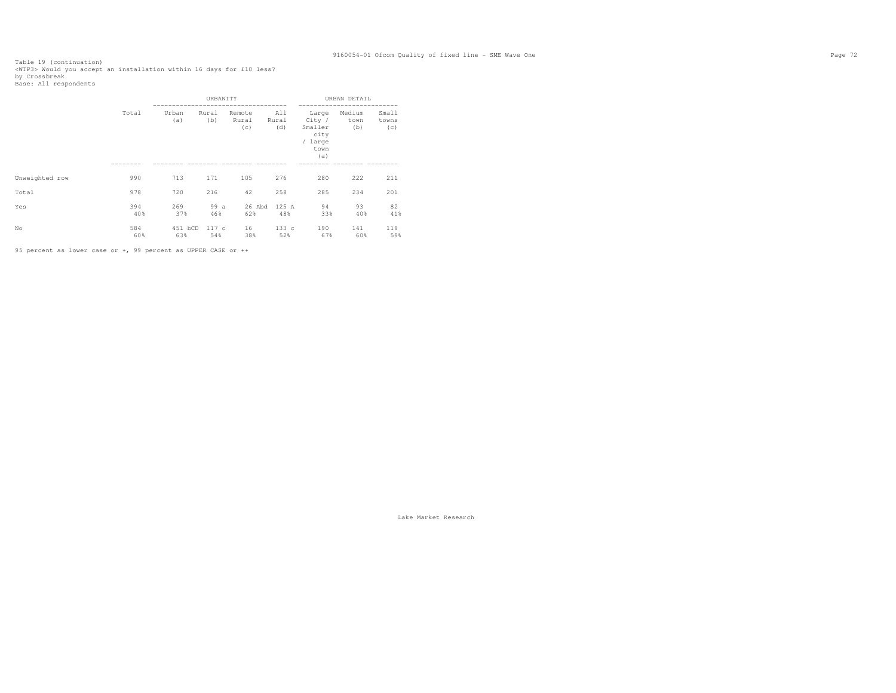Table 19 (continuation)
<WTP3> Would you accept an installation within 16 days for £10 less?
by Crossbreak
Base: All respondents

| | Total | URBANITY | | | | URBAN DETAIL | | |
|---|---|---|---|---|---|---|---|---|
| | | Urban (a) | Rural (b) | Remote Rural (c) | All Rural (d) | Large City / Smaller city / large town (a) | Medium town (b) | Small towns (c) |
| Unweighted row | 990 | 713 | 171 | 105 | 276 | 280 | 222 | 211 |
| Total | 978 | 720 | 216 | 42 | 258 | 285 | 234 | 201 |
| Yes | 394 | 269 | 99 a | 26 Abd | 125 A | 94 | 93 | 82 |
| | 40% | 37% | 46% | 62% | 48% | 33% | 40% | 41% |
| No | 584 | 451 bCD | 117 c | 16 | 133 c | 190 | 141 | 119 |
| | 60% | 63% | 54% | 38% | 52% | 67% | 60% | 59% |

95 percent as lower case or +, 99 percent as UPPER CASE or ++

Lake Market Research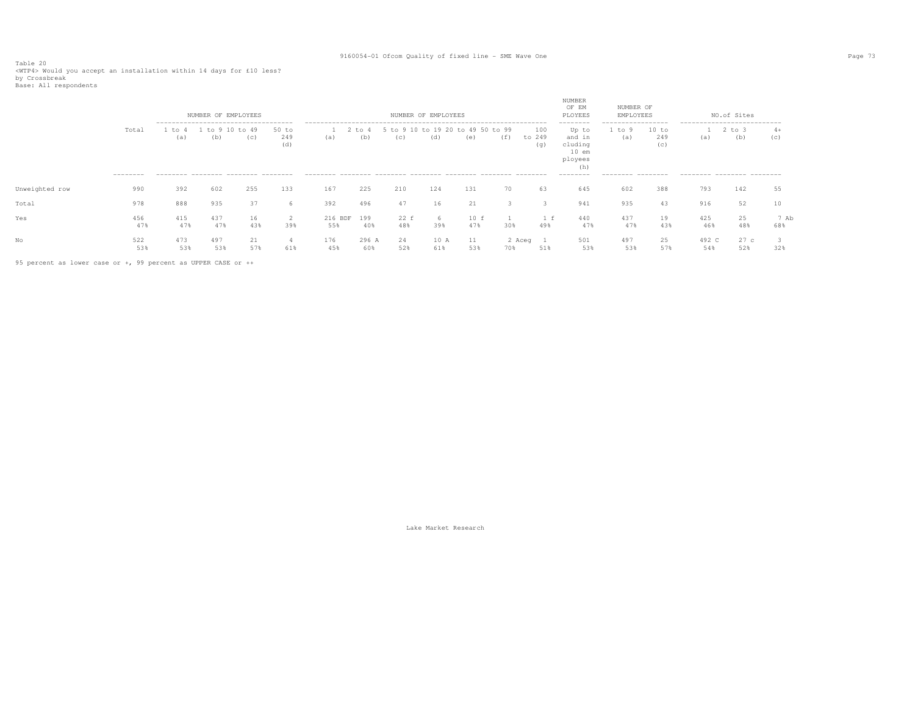Table 20
<WTP4> Would you accept an installation within 14 days for £10 less?
by Crossbreak
Base: All respondents

| | Total | NUMBER OF EMPLOYEES 1 to 4 (a) | 1 to 9 (b) | 10 to 49 (c) | 50 to 249 (d) | NUMBER OF EMPLOYEES 1 (a) | 2 to 4 (b) | 5 to 9 (c) | 10 to 19 (d) | 20 to 49 (e) | 50 to 99 (f) | 100 to 249 (g) | NUMBER OF EMPLOYEES Up to and including 10 employees (h) | NUMBER OF EMPLOYEES 1 to 9 (a) | 10 to 249 (c) | NO.of Sites 1 (a) | 2 to 3 (b) | 4+ (c) |
|---|---|---|---|---|---|---|---|---|---|---|---|---|---|---|---|---|---|---|
| Unweighted row | 990 | 392 | 602 | 255 | 133 | 167 | 225 | 210 | 124 | 131 | 70 | 63 | 645 | 602 | 388 | 793 | 142 | 55 |
| Total | 978 | 888 | 935 | 37 | 6 | 392 | 496 | 47 | 16 | 21 | 3 | 3 | 941 | 935 | 43 | 916 | 52 | 10 |
| Yes | 456 | 415 | 437 | 16 | 2 | 216 BDF | 199 | 22 f | 6 | 10 f | 1 | 1 f | 440 | 437 | 19 | 425 | 25 | 7 Ab |
| | 47% | 47% | 47% | 43% | 39% | 55% | 40% | 48% | 39% | 47% | 30% | 49% | 47% | 47% | 43% | 46% | 48% | 68% |
| No | 522 | 473 | 497 | 21 | 4 | 176 | 296 A | 24 | 10 A | 11 | 2 Aceg | 1 | 501 | 497 | 25 | 492 C | 27 c | 3 |
| | 53% | 53% | 53% | 57% | 61% | 45% | 60% | 52% | 61% | 53% | 70% | 51% | 53% | 53% | 57% | 54% | 52% | 32% |

95 percent as lower case or +, 99 percent as UPPER CASE or ++

Lake Market Research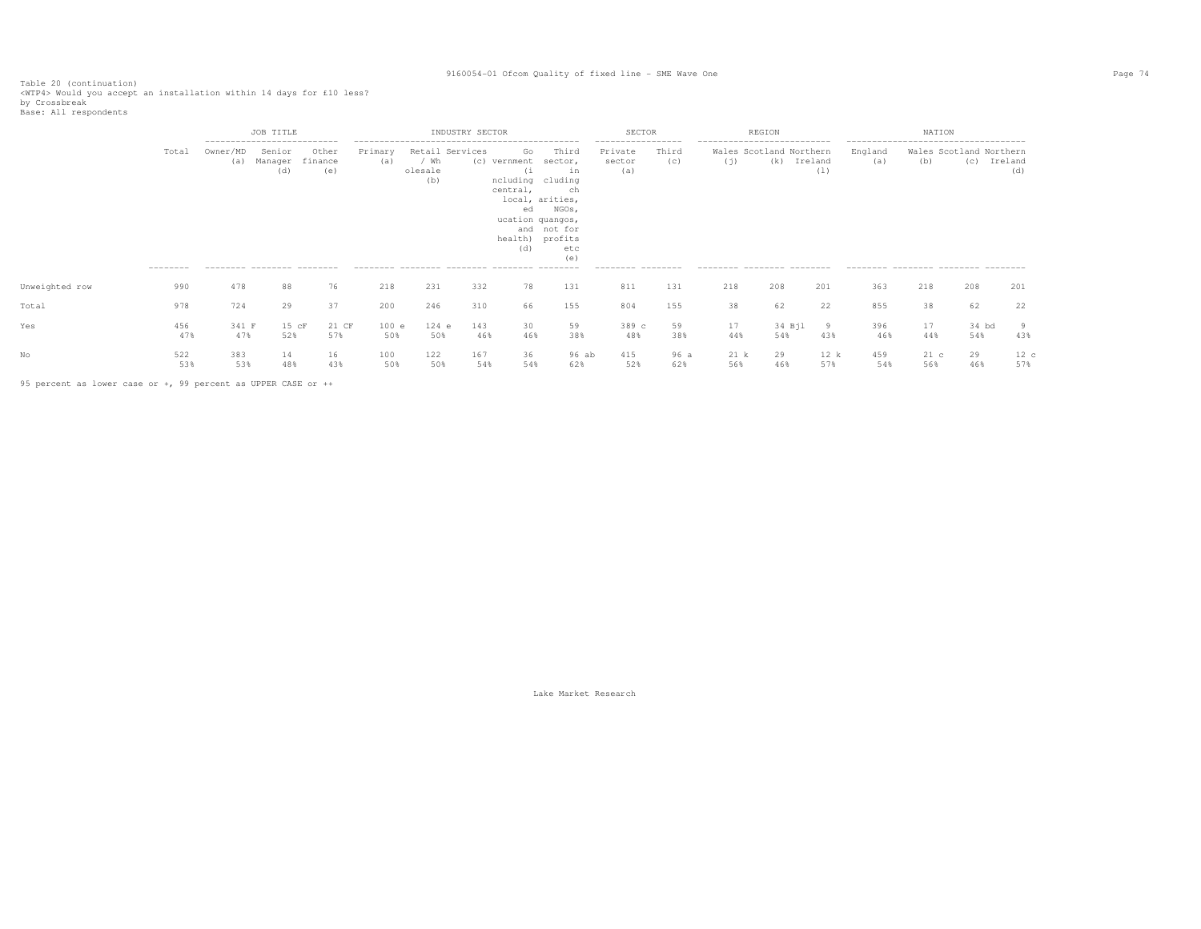Table 20 (continuation)
<WTP4> Would you accept an installation within 14 days for £10 less?
by Crossbreak
Base: All respondents

| | Total | JOB TITLE | | | INDUSTRY SECTOR | | | | | SECTOR | | REGION | | | NATION | | | |
|---|---|---|---|---|---|---|---|---|---|---|---|---|---|---|---|---|---|---|
| | | Owner/MD (a) | Senior Manager (d) | Other finance (e) | Primary (a) | Retail / Wholesale (b) | Services (c) | Government (including central, local, education and health) (d) | Third sector, including charities, NGOs, quangos, not for profits etc (e) | Private sector (a) | Third (c) | Wales (j) | Scotland (k) | Northern Ireland (l) | England (a) | Wales (b) | Scotland (c) | Northern Ireland (d) |
| Unweighted row | 990 | 478 | 88 | 76 | 218 | 231 | 332 | 78 | 131 | 811 | 131 | 218 | 208 | 201 | 363 | 218 | 208 | 201 |
| Total | 978 | 724 | 29 | 37 | 200 | 246 | 310 | 66 | 155 | 804 | 155 | 38 | 62 | 22 | 855 | 38 | 62 | 22 |
| Yes | 456 | 341 F | 15 cF | 21 CF | 100 e | 124 e | 143 | 30 | 59 | 389 c | 59 | 17 | 34 Bjl | 9 | 396 | 17 | 34 bd | 9 |
| | 47% | 47% | 52% | 57% | 50% | 50% | 46% | 46% | 38% | 48% | 38% | 44% | 54% | 43% | 46% | 44% | 54% | 43% |
| No | 522 | 383 | 14 | 16 | 100 | 122 | 167 | 36 | 96 ab | 415 | 96 a | 21 k | 29 | 12 k | 459 | 21 c | 29 | 12 c |
| | 53% | 53% | 48% | 43% | 50% | 50% | 54% | 54% | 62% | 52% | 62% | 56% | 46% | 57% | 54% | 56% | 46% | 57% |

95 percent as lower case or +, 99 percent as UPPER CASE or ++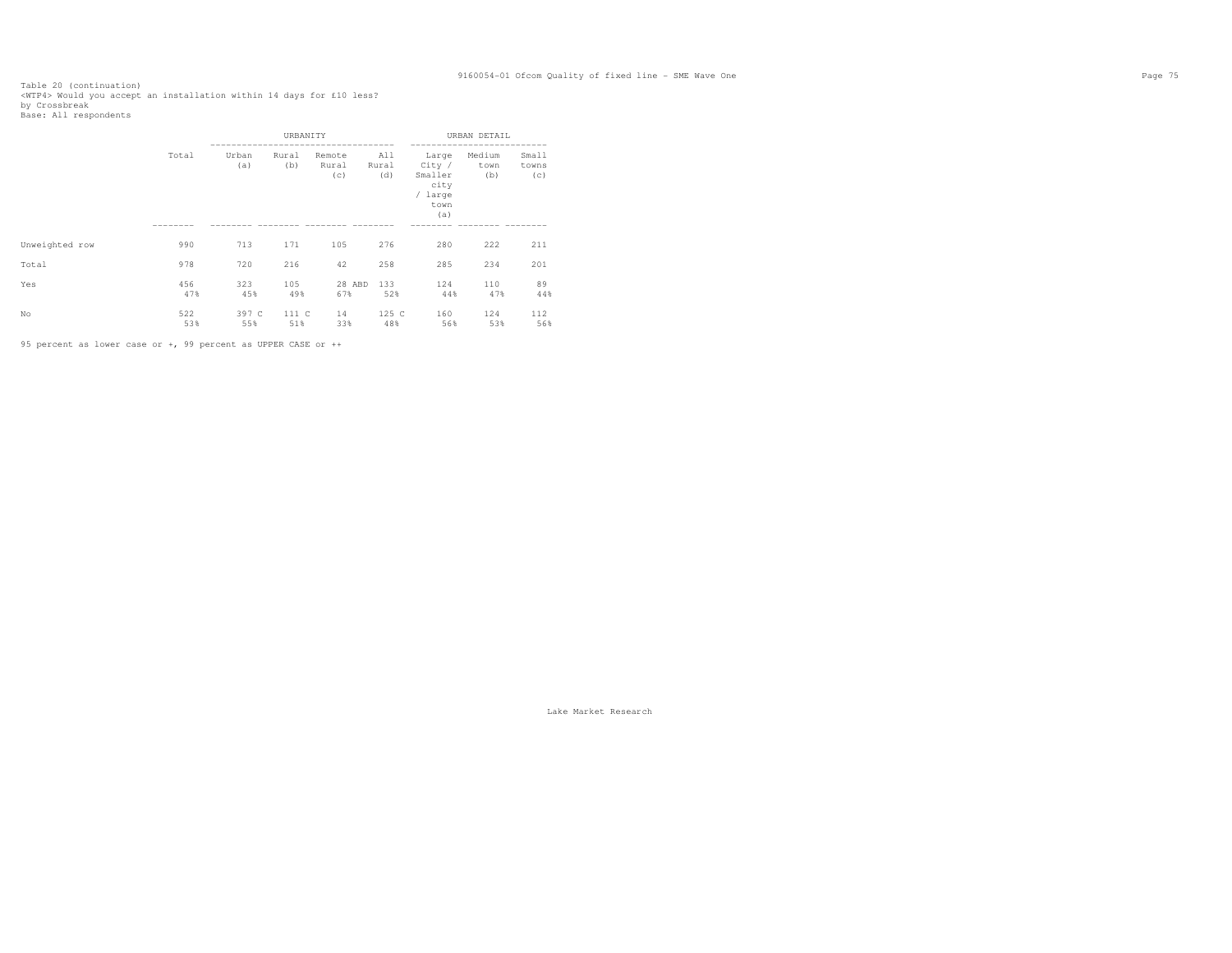Table 20 (continuation)
<WTP4> Would you accept an installation within 14 days for £10 less?
by Crossbreak
Base: All respondents

| | Total | URBANITY | | | | URBAN DETAIL | | |
|---|---|---|---|---|---|---|---|---|
| | | Urban (a) | Rural (b) | Remote Rural (c) | All Rural (d) | Large City / Smaller city / large town (a) | Medium town (b) | Small towns (c) |
| Unweighted row | 990 | 713 | 171 | 105 | 276 | 280 | 222 | 211 |
| Total | 978 | 720 | 216 | 42 | 258 | 285 | 234 | 201 |
| Yes | 456 | 323 | 105 | 28 ABD | 133 | 124 | 110 | 89 |
| | 47% | 45% | 49% | 67% | 52% | 44% | 47% | 44% |
| No | 522 | 397 C | 111 C | 14 | 125 C | 160 | 124 | 112 |
| | 53% | 55% | 51% | 33% | 48% | 56% | 53% | 56% |

95 percent as lower case or +, 99 percent as UPPER CASE or ++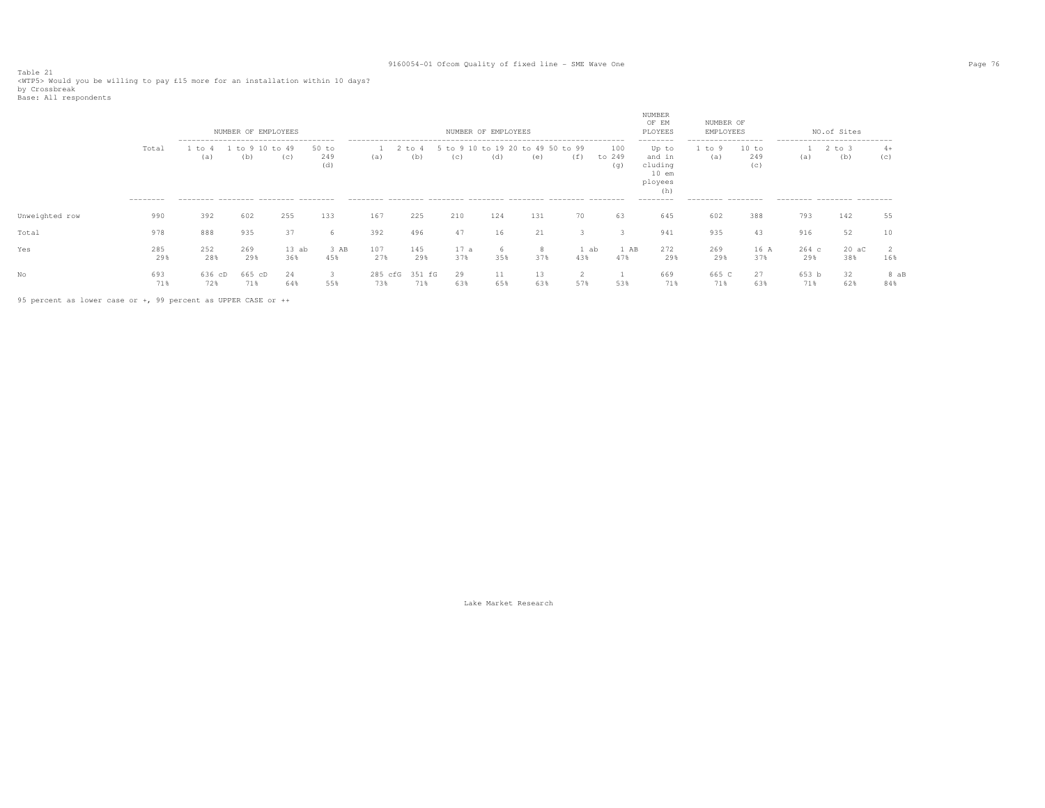Table 21
<WTP5> Would you be willing to pay £15 more for an installation within 10 days?
by Crossbreak
Base: All respondents

| | Total | NUMBER OF EMPLOYEES | | | | NUMBER OF EMPLOYEES | | | | | | | NUMBER OF EMPLOYEES | NUMBER OF EMPLOYEES | | NO.of Sites | | |
|---|---|---|---|---|---|---|---|---|---|---|---|---|---|---|---|---|---|---|
| | | 1 to 4 (a) | 1 to 9 (b) | 10 to 49 (c) | 50 to 249 (d) | 1 (a) | 2 to 4 (b) | 5 to 9 (c) | 10 to 19 (d) | 20 to 49 (e) | 50 to 99 (f) | 100 to 249 (g) | Up to and including 10 employees (h) | 1 to 9 (a) | 10 to 249 (c) | 1 (a) | 2 to 3 (b) | 4+ (c) |
| Unweighted row | 990 | 392 | 602 | 255 | 133 | 167 | 225 | 210 | 124 | 131 | 70 | 63 | 645 | 602 | 388 | 793 | 142 | 55 |
| Total | 978 | 888 | 935 | 37 | 6 | 392 | 496 | 47 | 16 | 21 | 3 | 3 | 941 | 935 | 43 | 916 | 52 | 10 |
| Yes | 285<br>29% | 252<br>28% | 269<br>29% | 13 ab<br>36% | 3 AB<br>45% | 107<br>27% | 145<br>29% | 17 a<br>37% | 6<br>35% | 8<br>37% | 1 ab<br>43% | 1 AB<br>47% | 272<br>29% | 269<br>29% | 16 A<br>37% | 264 c<br>29% | 20 aC<br>38% | 2<br>16% |
| No | 693<br>71% | 636 cD<br>72% | 665 cD<br>71% | 24<br>64% | 3<br>55% | 285 cfG<br>73% | 351 fG<br>71% | 29<br>63% | 11<br>65% | 13<br>63% | 2<br>57% | 1<br>53% | 669<br>71% | 665 C<br>71% | 27<br>63% | 653 b<br>71% | 32<br>62% | 8 aB<br>84% |

95 percent as lower case or +, 99 percent as UPPER CASE or ++

Lake Market Research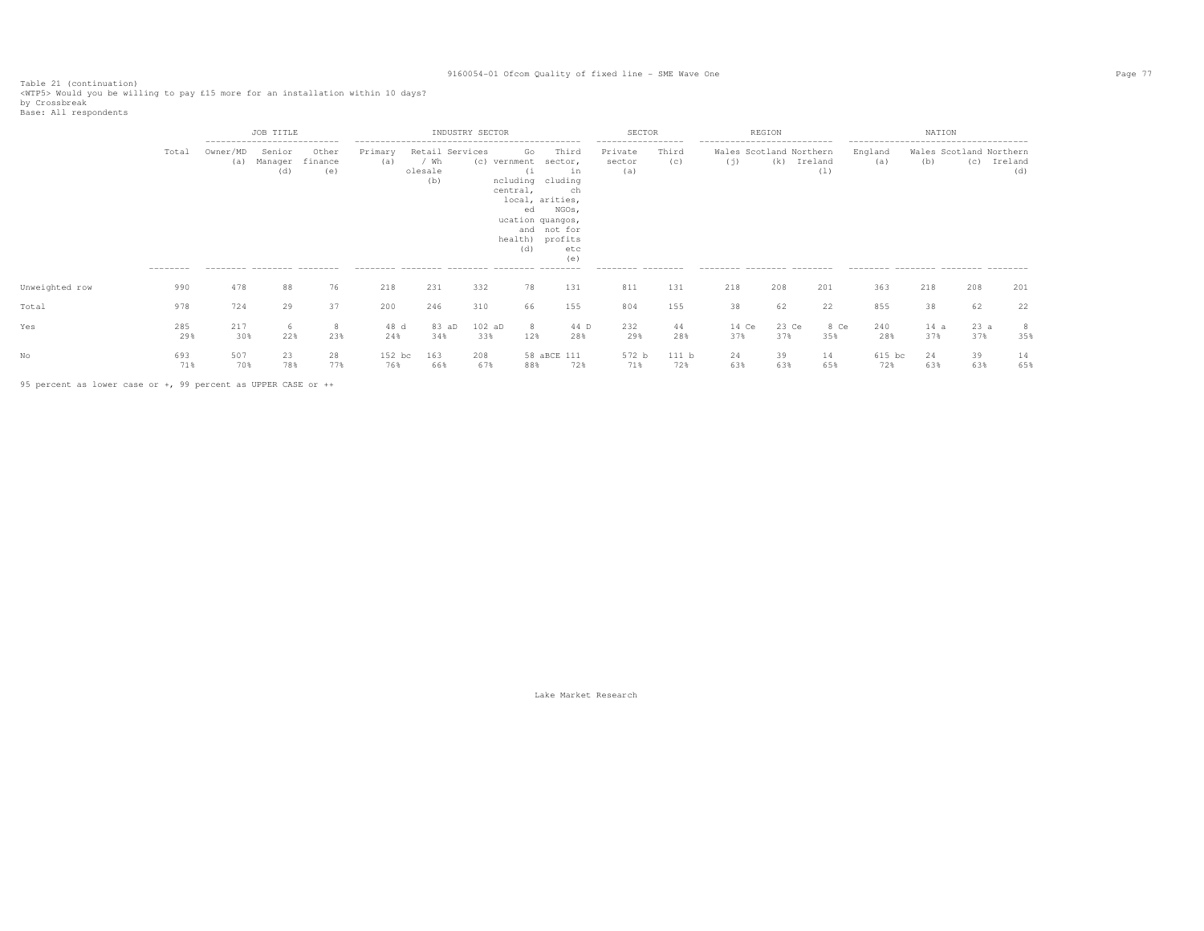Table 21 (continuation)
<WTP5> Would you be willing to pay £15 more for an installation within 10 days?
by Crossbreak
Base: All respondents

| | | JOB TITLE | | | INDUSTRY SECTOR | | | | | SECTOR | | REGION | | | NATION | | | |
|---|---|---|---|---|---|---|---|---|---|---|---|---|---|---|---|---|---|---|
| | Total | Owner/MD (a) | Senior Manager (d) | Other finance (e) | Primary (a) | Retail / Wholesale (b) | Services (c) | Government (including central, local, education and health) (d) | Third sector, including charities, NGOs, quangos, not for profits etc (e) | Private sector (a) | Third (c) | Wales (j) | Scotland (k) | Northern Ireland (l) | England (a) | Wales (b) | Scotland (c) | Northern Ireland (d) |
| Unweighted row | 990 | 478 | 88 | 76 | 218 | 231 | 332 | 78 | 131 | 811 | 131 | 218 | 208 | 201 | 363 | 218 | 208 | 201 |
| Total | 978 | 724 | 29 | 37 | 200 | 246 | 310 | 66 | 155 | 804 | 155 | 38 | 62 | 22 | 855 | 38 | 62 | 22 |
| Yes | 285 | 217 | 6 | 8 | 48 d | 83 aD | 102 aD | 8 | 44 D | 232 | 44 | 14 Ce | 23 Ce | 8 Ce | 240 | 14 a | 23 a | 8 |
| | 29% | 30% | 22% | 23% | 24% | 34% | 33% | 12% | 28% | 29% | 28% | 37% | 37% | 35% | 28% | 37% | 37% | 35% |
| No | 693 | 507 | 23 | 28 | 152 bc | 163 | 208 | 58 aBCE | 111 | 572 b | 111 b | 24 | 39 | 14 | 615 bc | 24 | 39 | 14 |
| | 71% | 70% | 78% | 77% | 76% | 66% | 67% | 88% | 72% | 71% | 72% | 63% | 63% | 65% | 72% | 63% | 63% | 65% |

95 percent as lower case or +, 99 percent as UPPER CASE or ++

Lake Market Research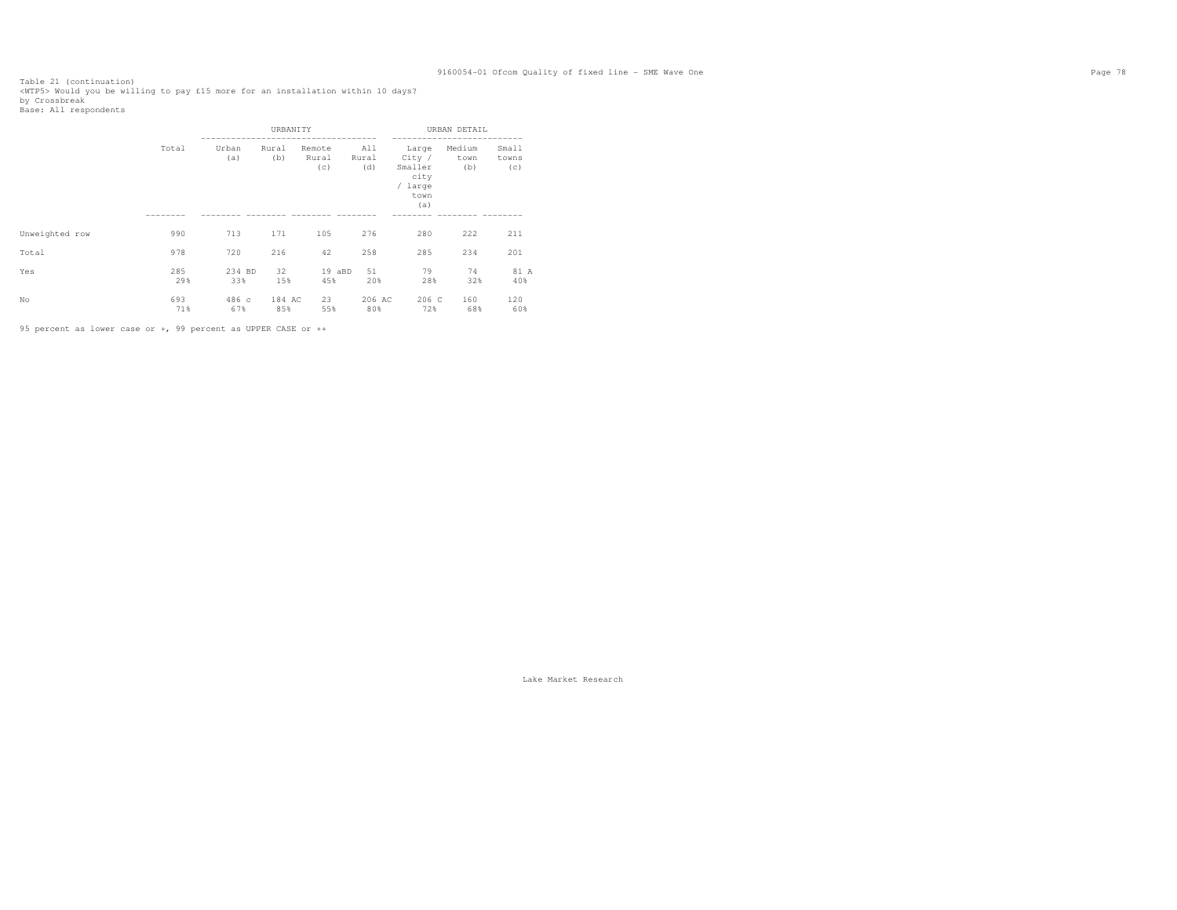Table 21 (continuation)
<WTP5> Would you be willing to pay £15 more for an installation within 10 days?
by Crossbreak
Base: All respondents

| | Total | URBANITY | | | | URBAN DETAIL | | |
|---|---|---|---|---|---|---|---|---|
| | | Urban (a) | Rural (b) | Remote Rural (c) | All Rural (d) | Large City / Smaller city / large town (a) | Medium town (b) | Small towns (c) |
| Unweighted row | 990 | 713 | 171 | 105 | 276 | 280 | 222 | 211 |
| Total | 978 | 720 | 216 | 42 | 258 | 285 | 234 | 201 |
| Yes | 285 | 234 BD | 32 | 19 aBD | 51 | 79 | 74 | 81 A |
| | 29% | 33% | 15% | 45% | 20% | 28% | 32% | 40% |
| No | 693 | 486 c | 184 AC | 23 | 206 AC | 206 C | 160 | 120 |
| | 71% | 67% | 85% | 55% | 80% | 72% | 68% | 60% |

95 percent as lower case or +, 99 percent as UPPER CASE or ++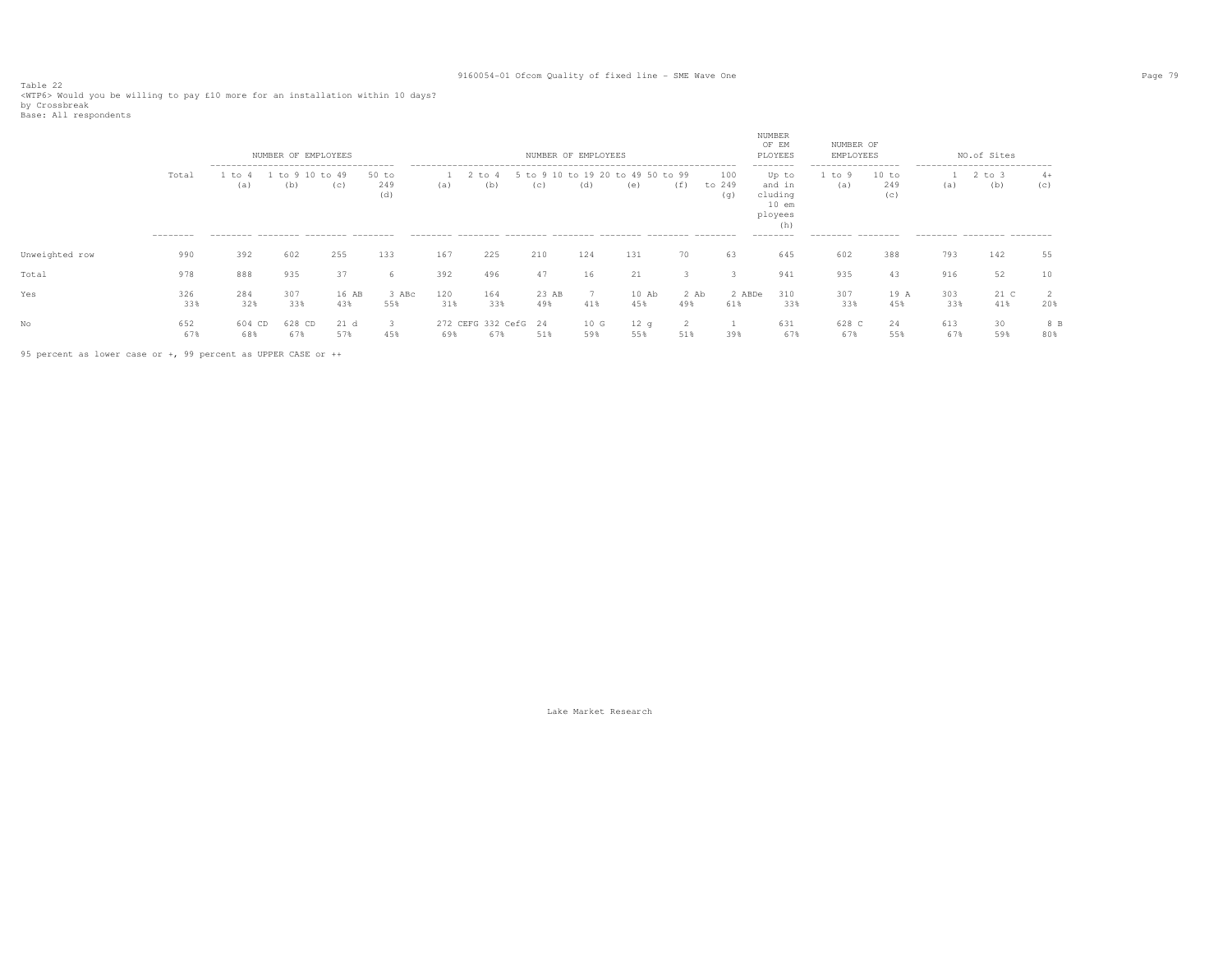Table 22
<WTP6> Would you be willing to pay £10 more for an installation within 10 days?
by Crossbreak
Base: All respondents

| | Total | NUMBER OF EMPLOYEES | | | | NUMBER OF EMPLOYEES | | | | | | | NUMBER OF EMPLOYEES | NUMBER OF EMPLOYEES | | NO.of Sites | | |
|---|---|---|---|---|---|---|---|---|---|---|---|---|---|---|---|---|---|---|
| | | 1 to 4 (a) | 1 to 9 (b) | 10 to 49 (c) | 50 to 249 (d) | 1 (a) | 2 to 4 (b) | 5 to 9 (c) | 10 to 19 (d) | 20 to 49 (e) | 50 to 99 (f) | 100 to 249 (g) | Up to and including 10 employees (h) | 1 to 9 (a) | 10 to 249 (c) | 1 (a) | 2 to 3 (b) | 4+ (c) |
| Unweighted row | 990 | 392 | 602 | 255 | 133 | 167 | 225 | 210 | 124 | 131 | 70 | 63 | 645 | 602 | 388 | 793 | 142 | 55 |
| Total | 978 | 888 | 935 | 37 | 6 | 392 | 496 | 47 | 16 | 21 | 3 | 3 | 941 | 935 | 43 | 916 | 52 | 10 |
| Yes | 326<br>33% | 284<br>32% | 307<br>33% | 16 AB<br>43% | 3 ABc<br>55% | 120<br>31% | 164<br>33% | 23 AB<br>49% | 7<br>41% | 10 Ab<br>45% | 2 Ab<br>49% | 2 ABDe<br>61% | 310<br>33% | 307<br>33% | 19 A<br>45% | 303<br>33% | 21 C<br>41% | 2<br>20% |
| No | 652<br>67% | 604 CD<br>68% | 628 CD<br>67% | 21 d<br>57% | 3<br>45% | 272 CEFG<br>69% | 332 CefG<br>67% | 24<br>51% | 10 G<br>59% | 12 g<br>55% | 2<br>51% | 1<br>39% | 631<br>67% | 628 C<br>67% | 24<br>55% | 613<br>67% | 30<br>59% | 8 B<br>80% |

95 percent as lower case or +, 99 percent as UPPER CASE or ++

Lake Market Research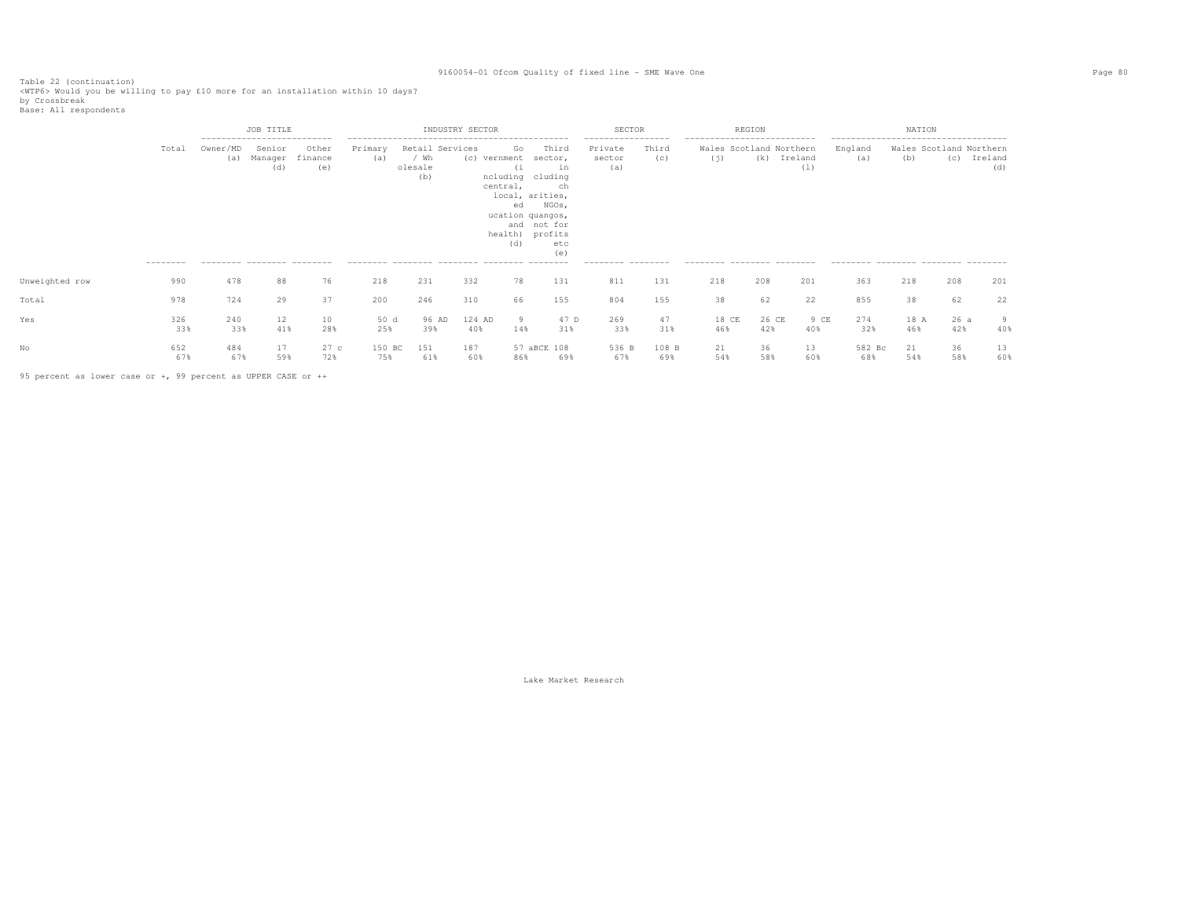Table 22 (continuation)
<WTP6> Would you be willing to pay £10 more for an installation within 10 days?
by Crossbreak
Base: All respondents

| | | JOB TITLE | | | INDUSTRY SECTOR | | | | | SECTOR | | REGION | | | NATION | | | |
|---|---|---|---|---|---|---|---|---|---|---|---|---|---|---|---|---|---|---|
| | Total | Owner/MD (a) | Senior Manager (d) | Other finance (e) | Primary (a) | Retail / Wholesale (b) | Services (c) | Government (including central, local, education and health) (d) | Third sector, including charities, NGOs, quangos, not for profits etc (e) | Private sector (a) | Third (c) | Wales (j) | Scotland (k) | Northern Ireland (l) | England (a) | Wales (b) | Scotland (c) | Northern Ireland (d) |
| Unweighted row | 990 | 478 | 88 | 76 | 218 | 231 | 332 | 78 | 131 | 811 | 131 | 218 | 208 | 201 | 363 | 218 | 208 | 201 |
| Total | 978 | 724 | 29 | 37 | 200 | 246 | 310 | 66 | 155 | 804 | 155 | 38 | 62 | 22 | 855 | 38 | 62 | 22 |
| Yes | 326 | 240 | 12 | 10 | 50 d | 96 AD | 124 AD | 9 | 47 D | 269 | 47 | 18 CE | 26 CE | 9 CE | 274 | 18 A | 26 a | 9 |
| | 33% | 33% | 41% | 28% | 25% | 39% | 40% | 14% | 31% | 33% | 31% | 46% | 42% | 40% | 32% | 46% | 42% | 40% |
| No | 652 | 484 | 17 | 27 c | 150 BC | 151 | 187 | 57 aBCE | 108 | 536 B | 108 B | 21 | 36 | 13 | 582 Bc | 21 | 36 | 13 |
| | 67% | 67% | 59% | 72% | 75% | 61% | 60% | 86% | 69% | 67% | 69% | 54% | 58% | 60% | 68% | 54% | 58% | 60% |

95 percent as lower case or +, 99 percent as UPPER CASE or ++

Lake Market Research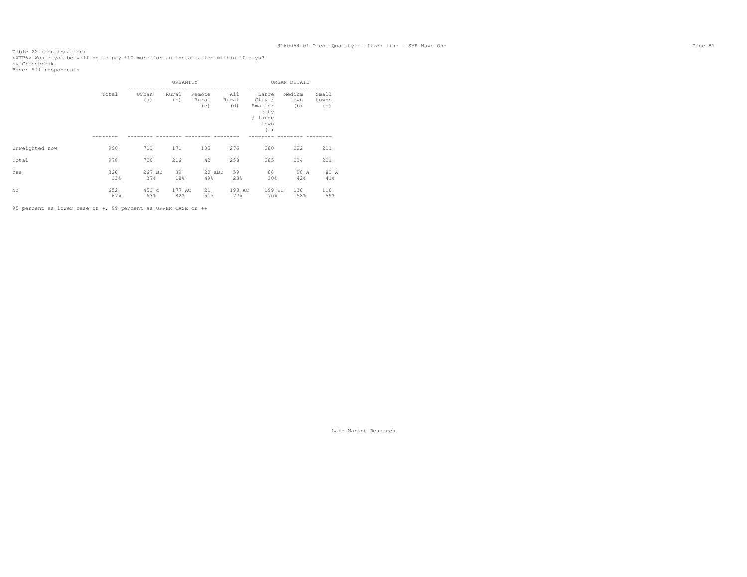Table 22 (continuation)
<WTP6> Would you be willing to pay £10 more for an installation within 10 days?
by Crossbreak
Base: All respondents

| | Total | URBANITY | | | | URBAN DETAIL | | |
|---|---|---|---|---|---|---|---|---|
| | | Urban (a) | Rural (b) | Remote Rural (c) | All Rural (d) | Large City / Smaller city / large town (a) | Medium town (b) | Small towns (c) |
| Unweighted row | 990 | 713 | 171 | 105 | 276 | 280 | 222 | 211 |
| Total | 978 | 720 | 216 | 42 | 258 | 285 | 234 | 201 |
| Yes | 326 | 267 BD | 39 | 20 aBD | 59 | 86 | 98 A | 83 A |
| | 33% | 37% | 18% | 49% | 23% | 30% | 42% | 41% |
| No | 652 | 453 c | 177 AC | 21 | 198 AC | 199 BC | 136 | 118 |
| | 67% | 63% | 82% | 51% | 77% | 70% | 58% | 59% |

95 percent as lower case or +, 99 percent as UPPER CASE or ++

Lake Market Research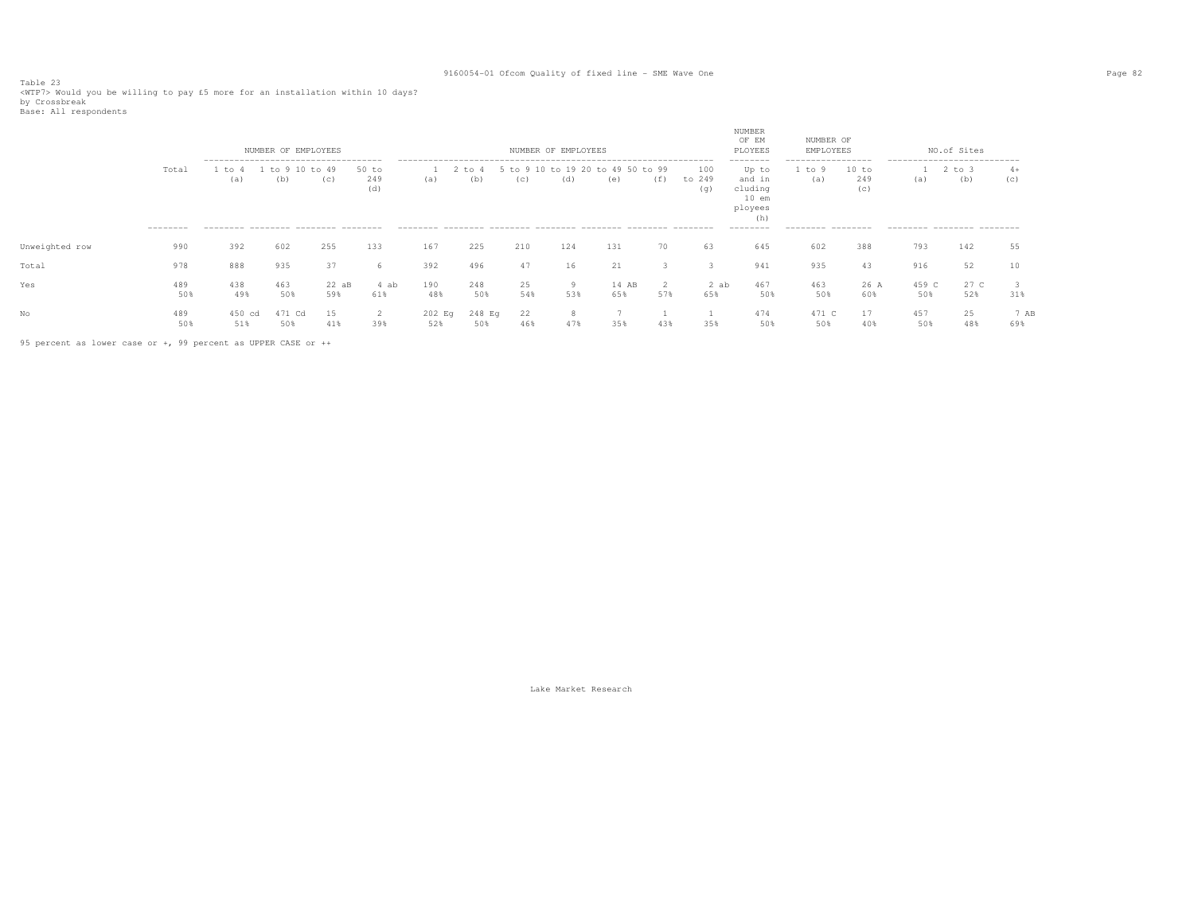Table 23
<WTP7> Would you be willing to pay £5 more for an installation within 10 days?
by Crossbreak
Base: All respondents

| | Total | NUMBER OF EMPLOYEES | | | | NUMBER OF EMPLOYEES | | | | | | | NUMBER OF EMPLOYEES | NUMBER OF EMPLOYEES | | NO.of Sites | | |
|---|---|---|---|---|---|---|---|---|---|---|---|---|---|---|---|---|---|---|
| | | 1 to 4 (a) | 1 to 9 (b) | 10 to 49 (c) | 50 to 249 (d) | 1 (a) | 2 to 4 (b) | 5 to 9 (c) | 10 to 19 (d) | 20 to 49 (e) | 50 to 99 (f) | 100 to 249 (g) | Up to and including 10 employees (h) | 1 to 9 (a) | 10 to 249 (c) | 1 (a) | 2 to 3 (b) | 4+ (c) |
| Unweighted row | 990 | 392 | 602 | 255 | 133 | 167 | 225 | 210 | 124 | 131 | 70 | 63 | 645 | 602 | 388 | 793 | 142 | 55 |
| Total | 978 | 888 | 935 | 37 | 6 | 392 | 496 | 47 | 16 | 21 | 3 | 3 | 941 | 935 | 43 | 916 | 52 | 10 |
| Yes | 489<br>50% | 438<br>49% | 463<br>50% | 22 aB<br>59% | 4 ab<br>61% | 190<br>48% | 248<br>50% | 25<br>54% | 9<br>53% | 14 AB<br>65% | 2<br>57% | 2 ab<br>65% | 467<br>50% | 463<br>50% | 26 A<br>60% | 459 C<br>50% | 27 C<br>52% | 3<br>31% |
| No | 489<br>50% | 450 cd<br>51% | 471 Cd<br>50% | 15<br>41% | 2<br>39% | 202 Eg<br>52% | 248 Eg<br>50% | 22<br>46% | 8<br>47% | 7<br>35% | 1<br>43% | 1<br>35% | 474<br>50% | 471 C<br>50% | 17<br>40% | 457<br>50% | 25<br>48% | 7 AB<br>69% |

95 percent as lower case or +, 99 percent as UPPER CASE or ++

Lake Market Research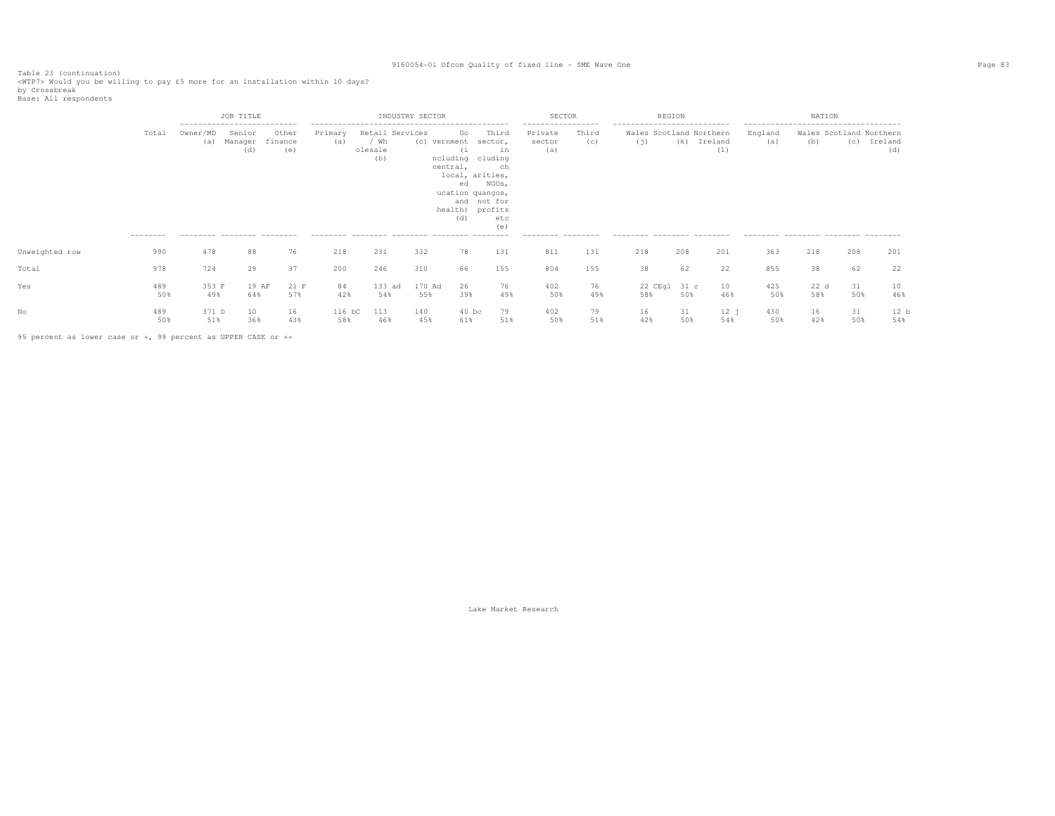Table 23 (continuation)
<WTP7> Would you be willing to pay £5 more for an installation within 10 days?
by Crossbreak
Base: All respondents

| | | JOB TITLE | | | INDUSTRY SECTOR | | | | | SECTOR | | REGION | | | NATION | | | |
|---|---|---|---|---|---|---|---|---|---|---|---|---|---|---|---|---|---|---|
| | Total | Owner/MD (a) | Senior Manager (d) | Other finance (e) | Primary (a) | Retail / Wholesale (b) | Services (c) | Government (including central, local, education and health) (d) | Third sector, including charities, NGOs, quangos, not for profits etc (e) | Private sector (a) | Third (c) | Wales (j) | Scotland (k) | Northern Ireland (l) | England (a) | Wales (b) | Scotland (c) | Northern Ireland (d) |
| Unweighted row | 990 | 478 | 88 | 76 | 218 | 231 | 332 | 78 | 131 | 811 | 131 | 218 | 208 | 201 | 363 | 218 | 208 | 201 |
| Total | 978 | 724 | 29 | 37 | 200 | 246 | 310 | 66 | 155 | 804 | 155 | 38 | 62 | 22 | 855 | 38 | 62 | 22 |
| Yes | 489 | 353 F | 19 AF | 21 F | 84 | 133 ad | 170 Ad | 26 | 76 | 402 | 76 | 22 CEgl | 31 c | 10 | 425 | 22 d | 31 | 10 |
| | 50% | 49% | 64% | 57% | 42% | 54% | 55% | 39% | 49% | 50% | 49% | 58% | 50% | 46% | 50% | 58% | 50% | 46% |
| No | 489 | 371 D | 10 | 16 | 116 bC | 113 | 140 | 40 bc | 79 | 402 | 79 | 16 | 31 | 12 j | 430 | 16 | 31 | 12 b |
| | 50% | 51% | 36% | 43% | 58% | 46% | 45% | 61% | 51% | 50% | 51% | 42% | 50% | 54% | 50% | 42% | 50% | 54% |

95 percent as lower case or +, 99 percent as UPPER CASE or ++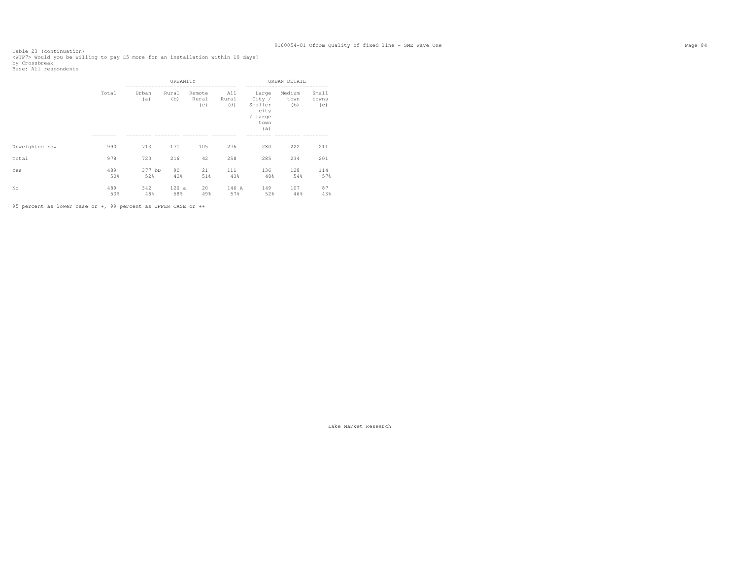Table 23 (continuation)
<WTP7> Would you be willing to pay £5 more for an installation within 10 days?
by Crossbreak
Base: All respondents

| | Total | URBANITY | | | | URBAN DETAIL | | |
|---|---|---|---|---|---|---|---|---|
| | | Urban (a) | Rural (b) | Remote Rural (c) | All Rural (d) | Large City / Smaller city / large town (a) | Medium town (b) | Small towns (c) |
| Unweighted row | 990 | 713 | 171 | 105 | 276 | 280 | 222 | 211 |
| Total | 978 | 720 | 216 | 42 | 258 | 285 | 234 | 201 |
| Yes | 489 | 377 bD | 90 | 21 | 111 | 136 | 128 | 114 |
| | 50% | 52% | 42% | 51% | 43% | 48% | 54% | 57% |
| No | 489 | 342 | 126 a | 20 | 146 A | 149 | 107 | 87 |
| | 50% | 48% | 58% | 49% | 57% | 52% | 46% | 43% |

95 percent as lower case or +, 99 percent as UPPER CASE or ++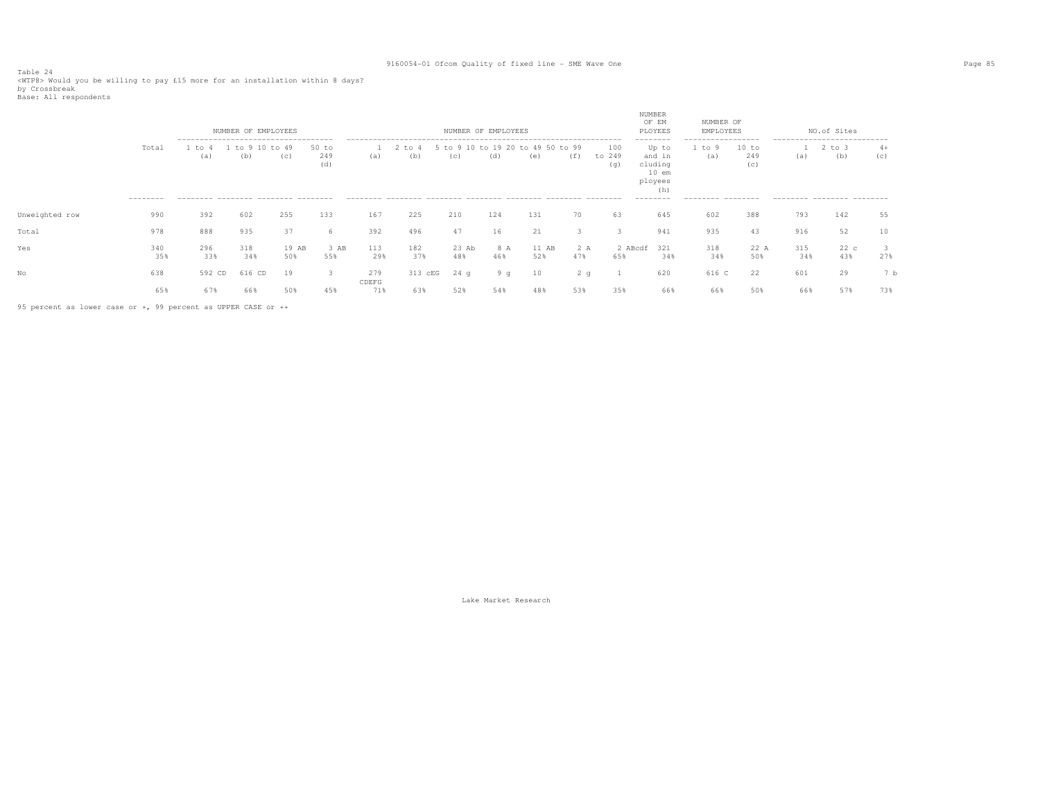Table 24
<WTP8> Would you be willing to pay £15 more for an installation within 8 days?
by Crossbreak
Base: All respondents

| | Total | NUMBER OF EMPLOYEES | | | | NUMBER OF EMPLOYEES | | | | | | | NUMBER OF EMPLOYEES | NUMBER OF EMPLOYEES | | NO.of Sites | | |
|---|---|---|---|---|---|---|---|---|---|---|---|---|---|---|---|---|---|---|
| | | 1 to 4 (a) | 1 to 9 (b) | 10 to 49 (c) | 50 to 249 (d) | 1 (a) | 2 to 4 (b) | 5 to 9 (c) | 10 to 19 (d) | 20 to 49 (e) | 50 to 99 (f) | 100 to 249 (g) | Up to and including 10 employees (h) | 1 to 9 (a) | 10 to 249 (c) | 1 (a) | 2 to 3 (b) | 4+ (c) |
| Unweighted row | 990 | 392 | 602 | 255 | 133 | 167 | 225 | 210 | 124 | 131 | 70 | 63 | 645 | 602 | 388 | 793 | 142 | 55 |
| Total | 978 | 888 | 935 | 37 | 6 | 392 | 496 | 47 | 16 | 21 | 3 | 3 | 941 | 935 | 43 | 916 | 52 | 10 |
| Yes | 340 | 296 | 318 | 19 AB | 3 AB | 113 | 182 | 23 Ab | 8 A | 11 AB | 2 A | 2 ABcdf | 321 | 318 | 22 A | 315 | 22 c | 3 |
| | 35% | 33% | 34% | 50% | 55% | 29% | 37% | 48% | 46% | 52% | 47% | 65% | 34% | 34% | 50% | 34% | 43% | 27% |
| No | 638 | 592 CD | 616 CD | 19 | 3 | 279 CDEFG | 313 cEG | 24 g | 9 g | 10 | 2 g | 1 | 620 | 616 C | 22 | 601 | 29 | 7 b |
| | 65% | 67% | 66% | 50% | 45% | 71% | 63% | 52% | 54% | 48% | 53% | 35% | 66% | 66% | 50% | 66% | 57% | 73% |

95 percent as lower case or +, 99 percent as UPPER CASE or ++

Lake Market Research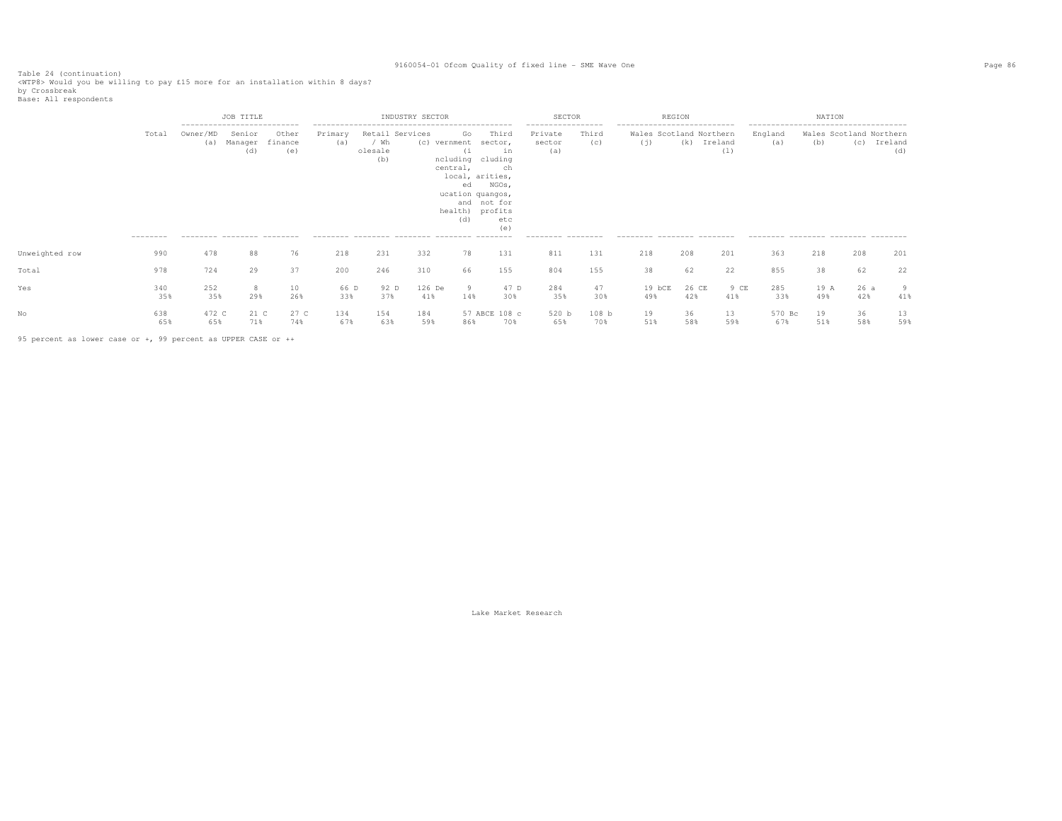Table 24 (continuation)
<WTP8> Would you be willing to pay £15 more for an installation within 8 days?
by Crossbreak
Base: All respondents

| | Total | JOB TITLE | | | INDUSTRY SECTOR | | | | | SECTOR | | REGION | | | NATION | | | |
|---|---|---|---|---|---|---|---|---|---|---|---|---|---|---|---|---|---|---|
| | | Owner/MD (a) | Senior Manager (d) | Other finance (e) | Primary (a) | Retail / Wholesale (b) | Services (c) | Government (including central, local, education and health) (d) | Third sector, including charities, NGOs, quangos, not for profits etc (e) | Private sector (a) | Third (c) | Wales (j) | Scotland (k) | Northern Ireland (l) | England (a) | Wales (b) | Scotland (c) | Northern Ireland (d) |
| Unweighted row | 990 | 478 | 88 | 76 | 218 | 231 | 332 | 78 | 131 | 811 | 131 | 218 | 208 | 201 | 363 | 218 | 208 | 201 |
| Total | 978 | 724 | 29 | 37 | 200 | 246 | 310 | 66 | 155 | 804 | 155 | 38 | 62 | 22 | 855 | 38 | 62 | 22 |
| Yes | 340 | 252 | 8 | 10 | 66 D | 92 D | 126 De | 9 | 47 D | 284 | 47 | 19 bCE | 26 CE | 9 CE | 285 | 19 A | 26 a | 9 |
| | 35% | 35% | 29% | 26% | 33% | 37% | 41% | 14% | 30% | 35% | 30% | 49% | 42% | 41% | 33% | 49% | 42% | 41% |
| No | 638 | 472 C | 21 C | 27 C | 134 | 154 | 184 | 57 ABCE | 108 c | 520 b | 108 b | 19 | 36 | 13 | 570 Bc | 19 | 36 | 13 |
| | 65% | 65% | 71% | 74% | 67% | 63% | 59% | 86% | 70% | 65% | 70% | 51% | 58% | 59% | 67% | 51% | 58% | 59% |

95 percent as lower case or +, 99 percent as UPPER CASE or ++

Lake Market Research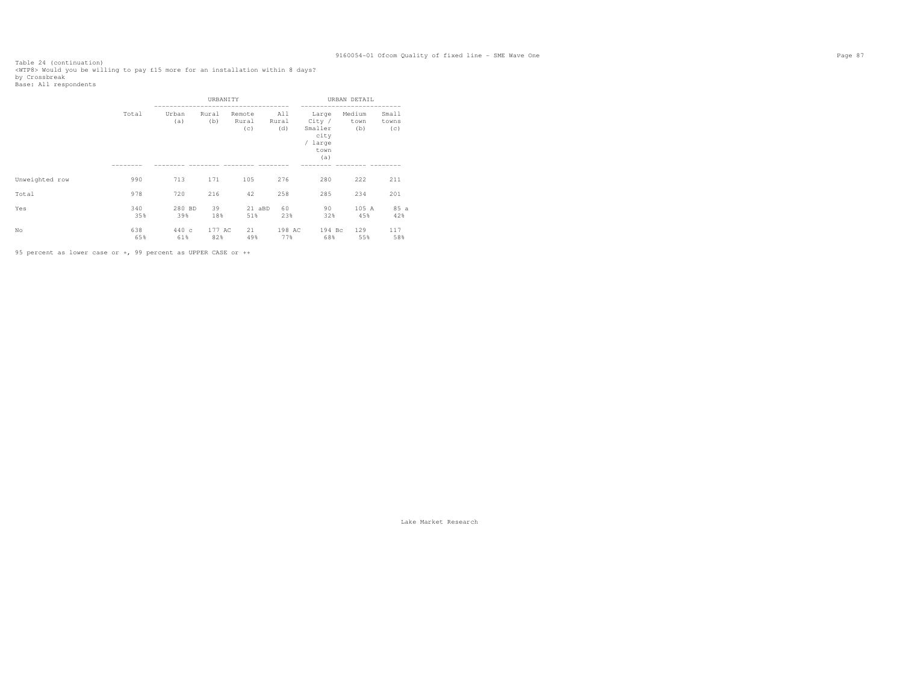Table 24 (continuation)
<WTP8> Would you be willing to pay £15 more for an installation within 8 days?
by Crossbreak
Base: All respondents

| | Total | URBANITY | | | | URBAN DETAIL | | |
|---|---|---|---|---|---|---|---|---|
| | | Urban (a) | Rural (b) | Remote Rural (c) | All Rural (d) | Large City / Smaller city / large town (a) | Medium town (b) | Small towns (c) |
| Unweighted row | 990 | 713 | 171 | 105 | 276 | 280 | 222 | 211 |
| Total | 978 | 720 | 216 | 42 | 258 | 285 | 234 | 201 |
| Yes | 340 | 280 BD | 39 | 21 aBD | 60 | 90 | 105 A | 85 a |
| | 35% | 39% | 18% | 51% | 23% | 32% | 45% | 42% |
| No | 638 | 440 c | 177 AC | 21 | 198 AC | 194 Bc | 129 | 117 |
| | 65% | 61% | 82% | 49% | 77% | 68% | 55% | 58% |

95 percent as lower case or +, 99 percent as UPPER CASE or ++

Lake Market Research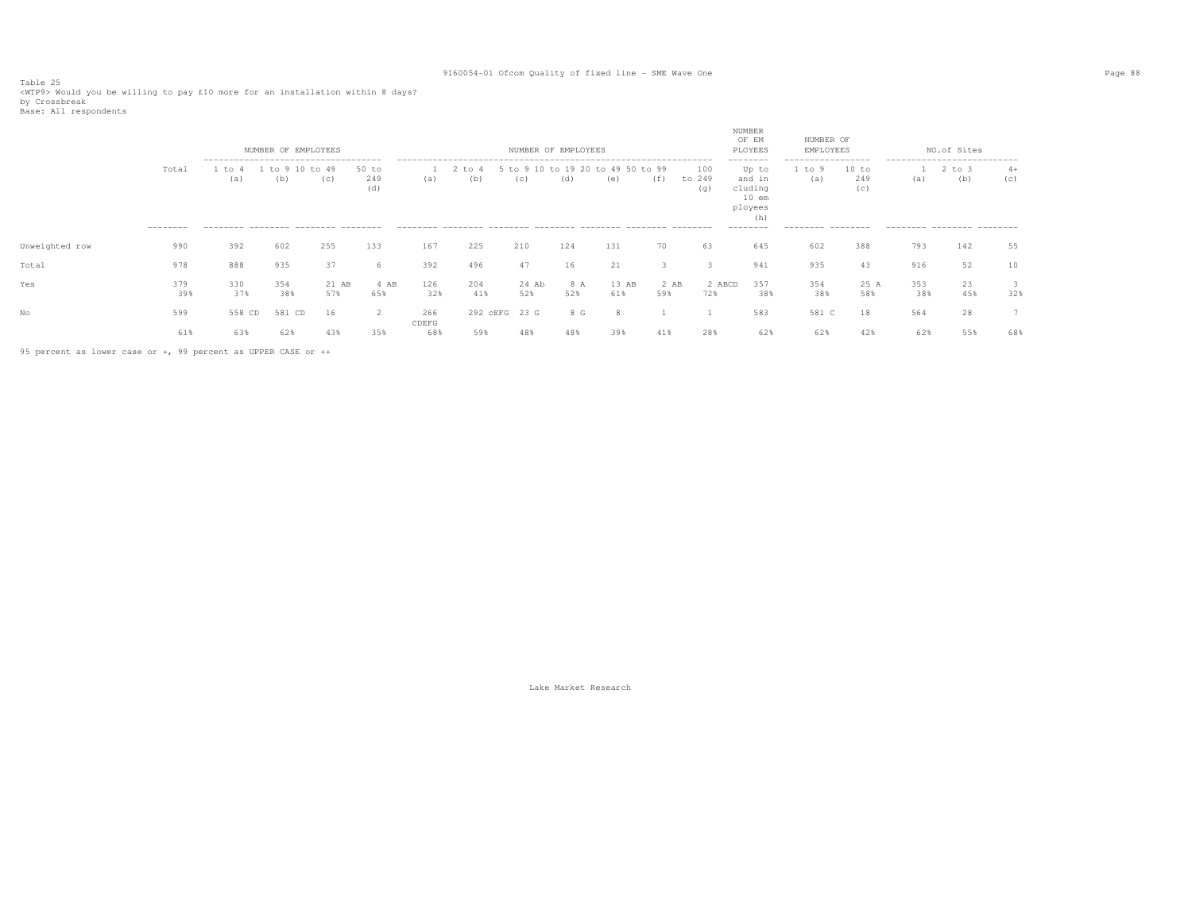Table 25
<WTP9> Would you be willing to pay £10 more for an installation within 8 days?
by Crossbreak
Base: All respondents

| | Total | NUMBER OF EMPLOYEES | | | | NUMBER OF EMPLOYEES | | | | | | | NUMBER OF EMPLOYEES | NUMBER OF EMPLOYEES | | NO.of Sites | | |
|---|---|---|---|---|---|---|---|---|---|---|---|---|---|---|---|---|---|---|
| | | 1 to 4 (a) | 1 to 9 (b) | 10 to 49 (c) | 50 to 249 (d) | 1 (a) | 2 to 4 (b) | 5 to 9 (c) | 10 to 19 (d) | 20 to 49 (e) | 50 to 99 (f) | 100 to 249 (g) | Up to and including 10 employees (h) | 1 to 9 (a) | 10 to 249 (c) | 1 (a) | 2 to 3 (b) | 4+ (c) |
| Unweighted row | 990 | 392 | 602 | 255 | 133 | 167 | 225 | 210 | 124 | 131 | 70 | 63 | 645 | 602 | 388 | 793 | 142 | 55 |
| Total | 978 | 888 | 935 | 37 | 6 | 392 | 496 | 47 | 16 | 21 | 3 | 3 | 941 | 935 | 43 | 916 | 52 | 10 |
| Yes | 379 | 330 | 354 | 21 AB | 4 AB | 126 | 204 | 24 Ab | 8 A | 13 AB | 2 AB | 2 ABCD | 357 | 354 | 25 A | 353 | 23 | 3 |
| | 39% | 37% | 38% | 57% | 65% | 32% | 41% | 52% | 52% | 61% | 59% | 72% | 38% | 38% | 58% | 38% | 45% | 32% |
| No | 599 | 558 CD | 581 CD | 16 | 2 | 266 CDEFG | 292 cEFG | 23 G | 8 G | 8 | 1 | 1 | 583 | 581 C | 18 | 564 | 28 | 7 |
| | 61% | 63% | 62% | 43% | 35% | 68% | 59% | 48% | 48% | 39% | 41% | 28% | 62% | 62% | 42% | 62% | 55% | 68% |

95 percent as lower case or +, 99 percent as UPPER CASE or ++

Lake Market Research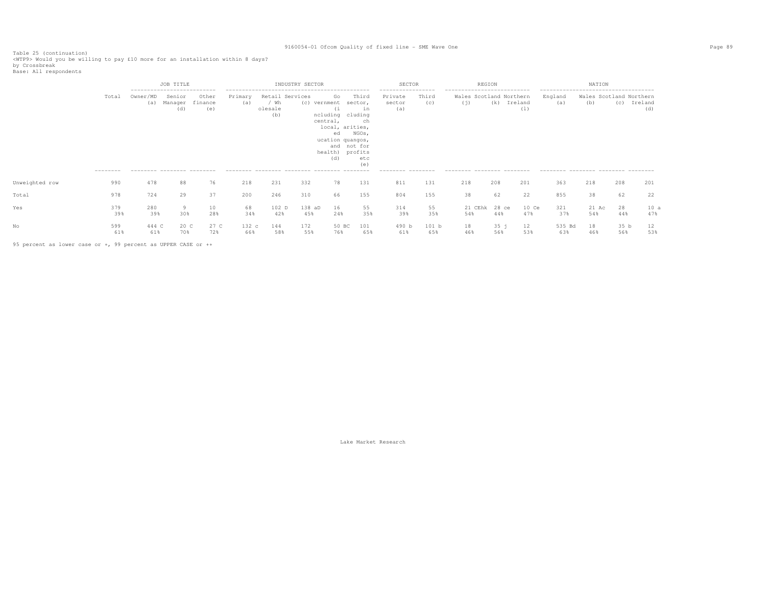Table 25 (continuation)
<WTP9> Would you be willing to pay £10 more for an installation within 8 days?
by Crossbreak
Base: All respondents

| | | JOB TITLE | | | INDUSTRY SECTOR | | | | | SECTOR | | REGION | | | NATION | | | |
|---|---|---|---|---|---|---|---|---|---|---|---|---|---|---|---|---|---|---|
| | Total | Owner/MD (a) | Senior Manager (d) | Other finance (e) | Primary (a) | Retail / Wholesale (b) | Services (c) | Government (including central, local, education and health) (d) | Third sector, including charities, NGOs, quangos, not for profits etc (e) | Private sector (a) | Third (c) | Wales (j) | Scotland (k) | Northern Ireland (l) | England (a) | Wales (b) | Scotland (c) | Northern Ireland (d) |
| Unweighted row | 990 | 478 | 88 | 76 | 218 | 231 | 332 | 78 | 131 | 811 | 131 | 218 | 208 | 201 | 363 | 218 | 208 | 201 |
| Total | 978 | 724 | 29 | 37 | 200 | 246 | 310 | 66 | 155 | 804 | 155 | 38 | 62 | 22 | 855 | 38 | 62 | 22 |
| Yes | 379 | 280 | 9 | 10 | 68 | 102 D | 138 aD | 16 | 55 | 314 | 55 | 21 CEhk | 28 ce | 10 Ce | 321 | 21 Ac | 28 | 10 a |
| | 39% | 39% | 30% | 28% | 34% | 42% | 45% | 24% | 35% | 39% | 35% | 54% | 44% | 47% | 37% | 54% | 44% | 47% |
| No | 599 | 444 C | 20 C | 27 C | 132 c | 144 | 172 | 50 BC | 101 | 490 b | 101 b | 18 | 35 j | 12 | 535 Bd | 18 | 35 b | 12 |
| | 61% | 61% | 70% | 72% | 66% | 58% | 55% | 76% | 65% | 61% | 65% | 46% | 56% | 53% | 63% | 46% | 56% | 53% |

95 percent as lower case or +, 99 percent as UPPER CASE or ++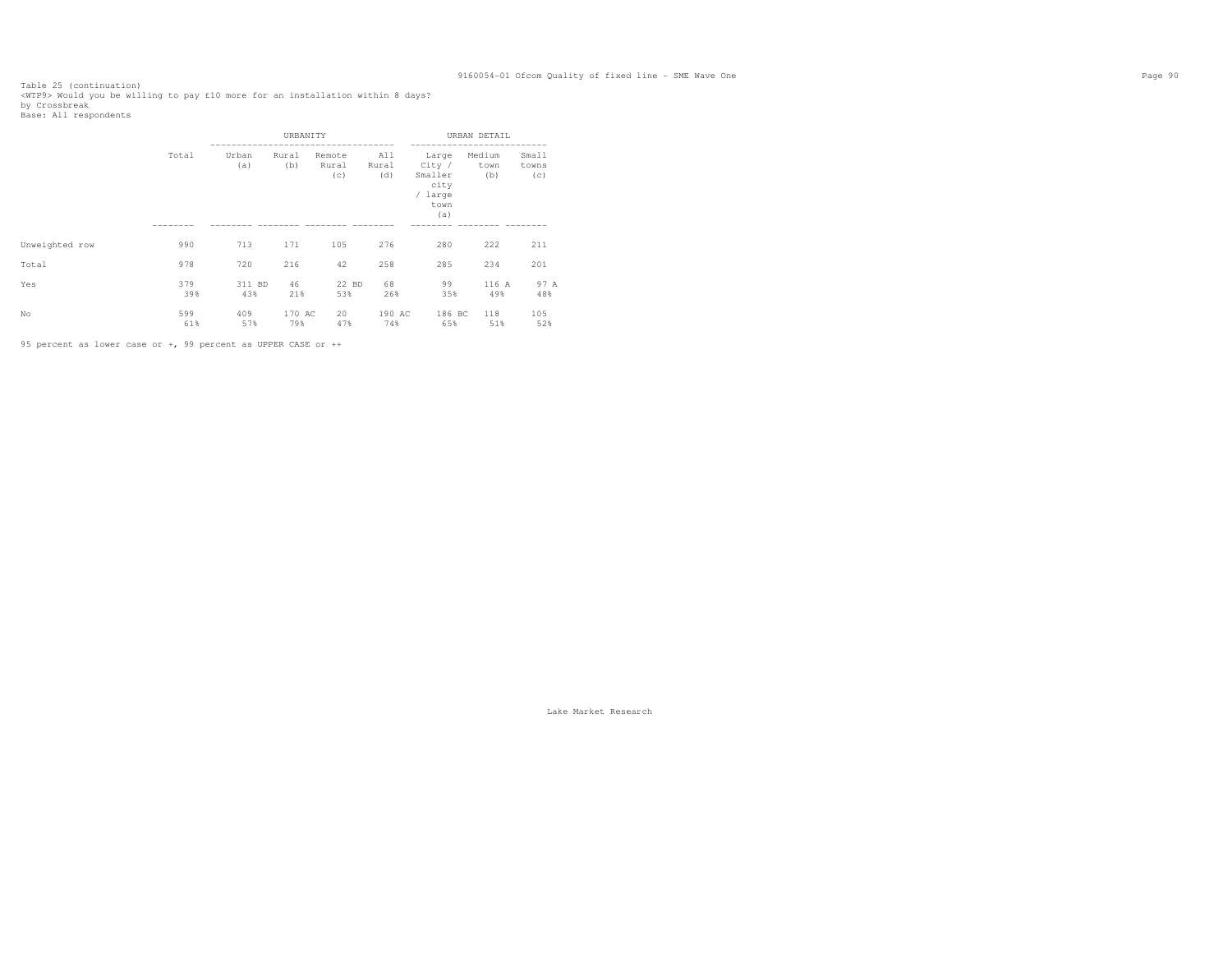Table 25 (continuation)
<WTP9> Would you be willing to pay £10 more for an installation within 8 days?
by Crossbreak
Base: All respondents

| | Total | URBANITY | | | | URBAN DETAIL | | |
|---|---|---|---|---|---|---|---|---|
| | | Urban (a) | Rural (b) | Remote Rural (c) | All Rural (d) | Large City / Smaller city / large town (a) | Medium town (b) | Small towns (c) |
| Unweighted row | 990 | 713 | 171 | 105 | 276 | 280 | 222 | 211 |
| Total | 978 | 720 | 216 | 42 | 258 | 285 | 234 | 201 |
| Yes | 379 | 311 BD | 46 | 22 BD | 68 | 99 | 116 A | 97 A |
| | 39% | 43% | 21% | 53% | 26% | 35% | 49% | 48% |
| No | 599 | 409 | 170 AC | 20 | 190 AC | 186 BC | 118 | 105 |
| | 61% | 57% | 79% | 47% | 74% | 65% | 51% | 52% |

95 percent as lower case or +, 99 percent as UPPER CASE or ++

Lake Market Research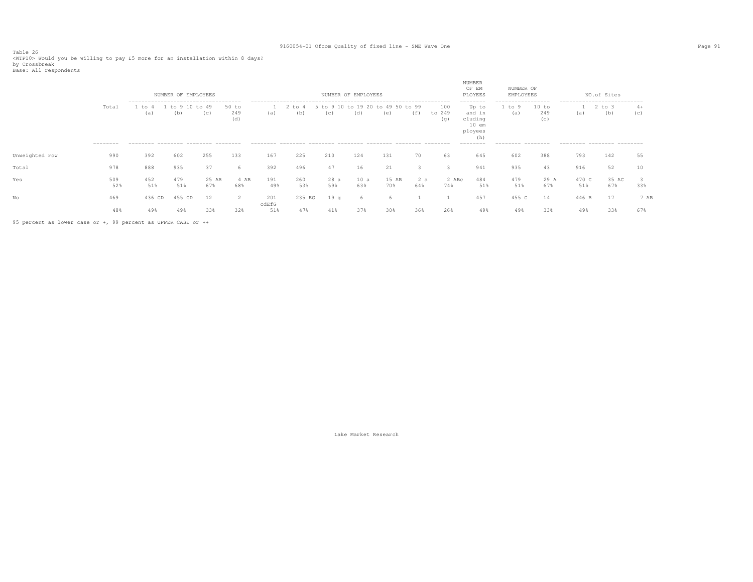Table 26
<WTP10> Would you be willing to pay £5 more for an installation within 8 days?
by Crossbreak
Base: All respondents

| | Total | NUMBER OF EMPLOYEES | | | | NUMBER OF EMPLOYEES | | | | | | | NUMBER OF EMPLOYEES | NUMBER OF EMPLOYEES | | NO.of Sites | | |
|---|---|---|---|---|---|---|---|---|---|---|---|---|---|---|---|---|---|---|
| | | 1 to 4 (a) | 1 to 9 (b) | 10 to 49 (c) | 50 to 249 (d) | 1 (a) | 2 to 4 (b) | 5 to 9 (c) | 10 to 19 (d) | 20 to 49 (e) | 50 to 99 (f) | 100 to 249 (g) | Up to and including 10 employees (h) | 1 to 9 (a) | 10 to 249 (c) | 1 (a) | 2 to 3 (b) | 4+ (c) |
| Unweighted row | 990 | 392 | 602 | 255 | 133 | 167 | 225 | 210 | 124 | 131 | 70 | 63 | 645 | 602 | 388 | 793 | 142 | 55 |
| Total | 978 | 888 | 935 | 37 | 6 | 392 | 496 | 47 | 16 | 21 | 3 | 3 | 941 | 935 | 43 | 916 | 52 | 10 |
| Yes | 509 | 452 | 479 | 25 AB | 4 AB | 191 | 260 | 28 a | 10 a | 15 AB | 2 a | 2 ABc | 484 | 479 | 29 A | 470 C | 35 AC | 3 |
| | 52% | 51% | 51% | 67% | 68% | 49% | 53% | 59% | 63% | 70% | 64% | 74% | 51% | 51% | 67% | 51% | 67% | 33% |
| No | 469 | 436 CD | 455 CD | 12 | 2 | 201 cdEfG | 235 EG | 19 g | 6 | 6 | 1 | 1 | 457 | 455 C | 14 | 446 B | 17 | 7 AB |
| | 48% | 49% | 49% | 33% | 32% | 51% | 47% | 41% | 37% | 30% | 36% | 26% | 49% | 49% | 33% | 49% | 33% | 67% |

95 percent as lower case or +, 99 percent as UPPER CASE or ++

Lake Market Research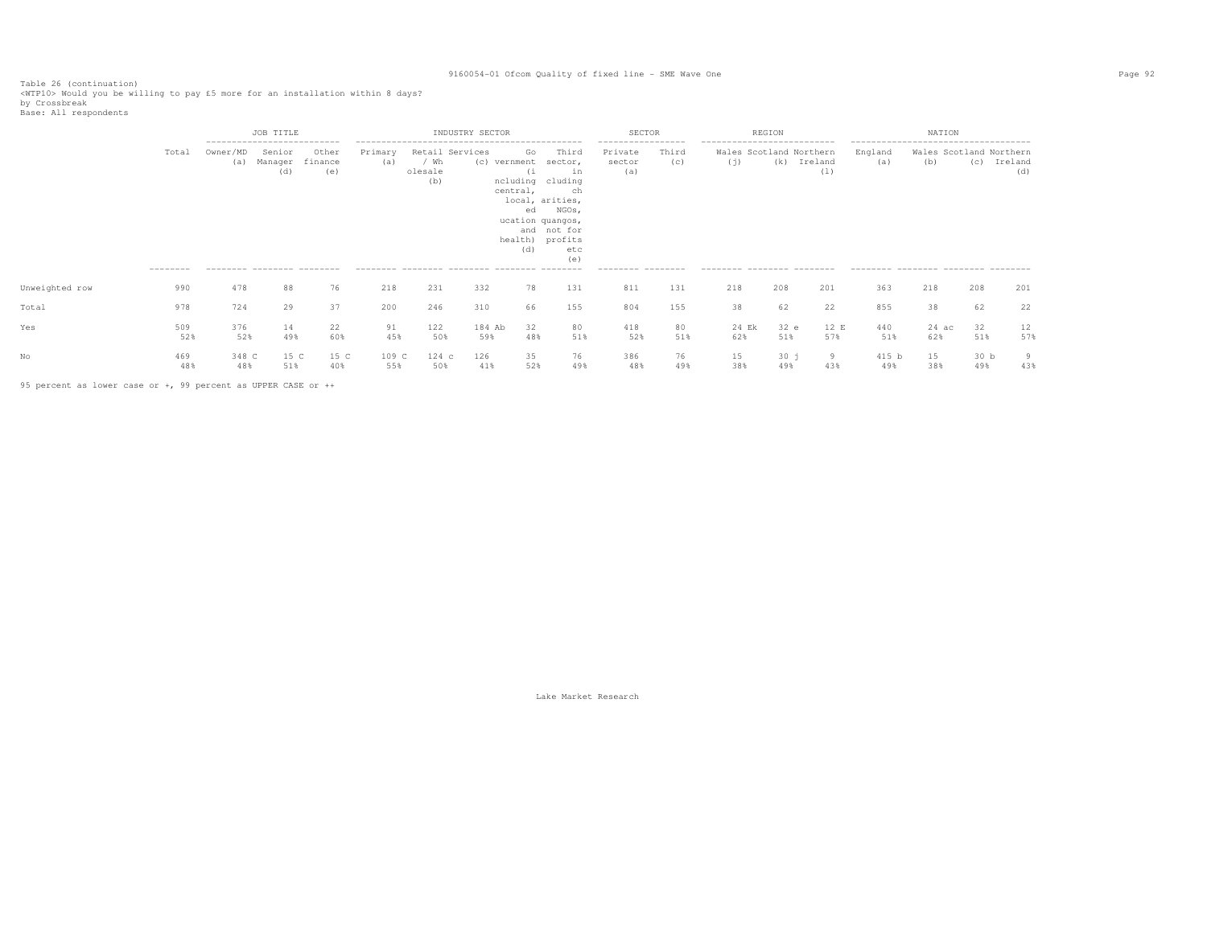Table 26 (continuation)
<WTP10> Would you be willing to pay £5 more for an installation within 8 days?
by Crossbreak
Base: All respondents

| | | JOB TITLE | | | INDUSTRY SECTOR | | | | | SECTOR | | REGION | | | NATION | | | |
|---|---|---|---|---|---|---|---|---|---|---|---|---|---|---|---|---|---|---|
| | Total | Owner/MD (a) | Senior Manager (d) | Other finance (e) | Primary (a) | Retail / Wholesale (b) | Services (c) | Government (including central, local, education and health) (d) | Third sector, including charities, NGOs, quangos, not for profits etc (e) | Private sector (a) | Third (c) | Wales (j) | Scotland (k) | Northern Ireland (l) | England (a) | Wales (b) | Scotland (c) | Northern Ireland (d) |
| Unweighted row | 990 | 478 | 88 | 76 | 218 | 231 | 332 | 78 | 131 | 811 | 131 | 218 | 208 | 201 | 363 | 218 | 208 | 201 |
| Total | 978 | 724 | 29 | 37 | 200 | 246 | 310 | 66 | 155 | 804 | 155 | 38 | 62 | 22 | 855 | 38 | 62 | 22 |
| Yes | 509 | 376 | 14 | 22 | 91 | 122 | 184 Ab | 32 | 80 | 418 | 80 | 24 Ek | 32 e | 12 E | 440 | 24 ac | 32 | 12 |
| | 52% | 52% | 49% | 60% | 45% | 50% | 59% | 48% | 51% | 52% | 51% | 62% | 51% | 57% | 51% | 62% | 51% | 57% |
| No | 469 | 348 C | 15 C | 15 C | 109 C | 124 c | 126 | 35 | 76 | 386 | 76 | 15 | 30 j | 9 | 415 b | 15 | 30 b | 9 |
| | 48% | 48% | 51% | 40% | 55% | 50% | 41% | 52% | 49% | 48% | 49% | 38% | 49% | 43% | 49% | 38% | 49% | 43% |

95 percent as lower case or +, 99 percent as UPPER CASE or ++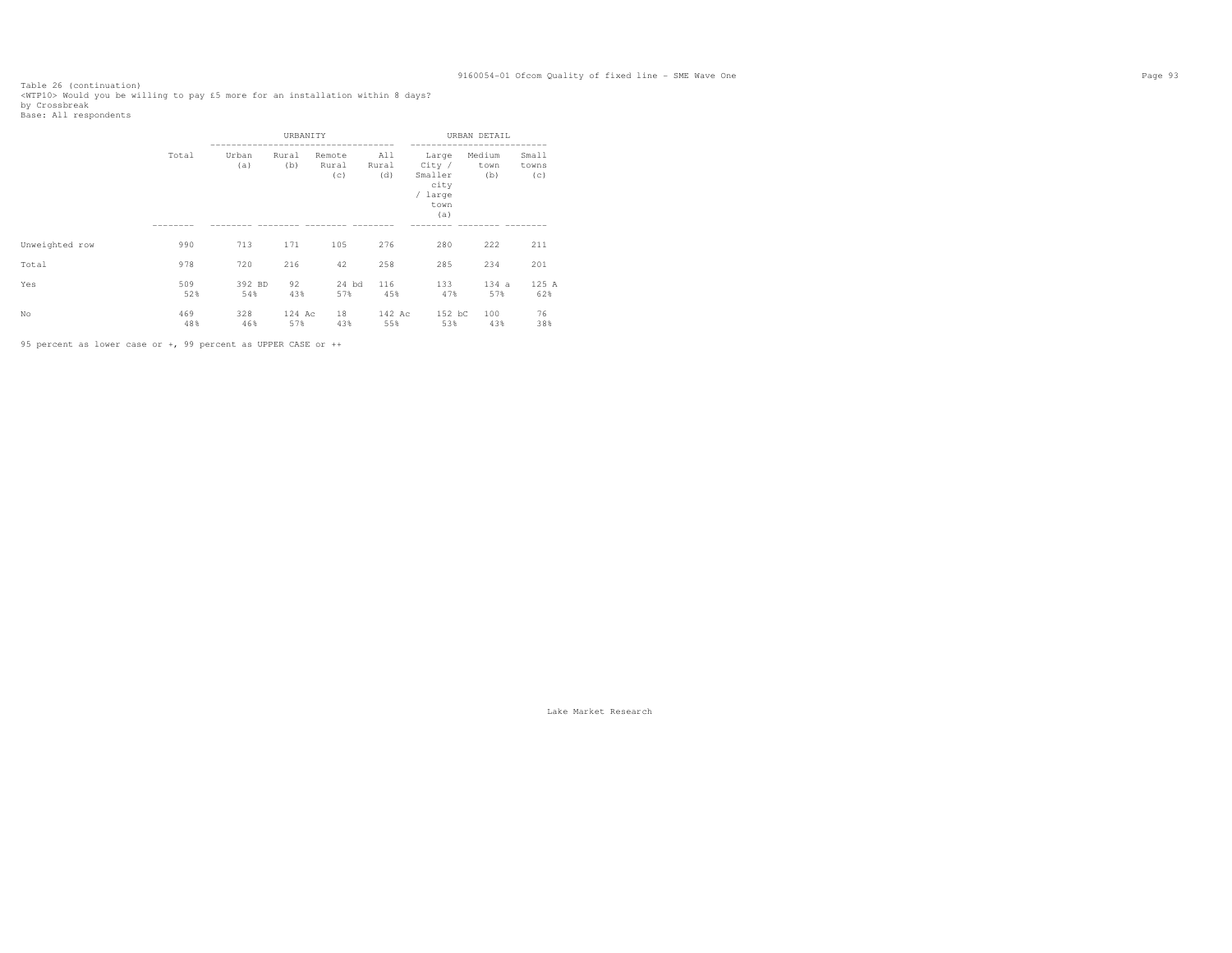Table 26 (continuation)
<WTP10> Would you be willing to pay £5 more for an installation within 8 days?
by Crossbreak
Base: All respondents

| | Total | URBANITY | | | | URBAN DETAIL | | |
|---|---|---|---|---|---|---|---|---|
| | | Urban (a) | Rural (b) | Remote Rural (c) | All Rural (d) | Large City / Smaller city / large town (a) | Medium town (b) | Small towns (c) |
| Unweighted row | 990 | 713 | 171 | 105 | 276 | 280 | 222 | 211 |
| Total | 978 | 720 | 216 | 42 | 258 | 285 | 234 | 201 |
| Yes | 509 | 392 BD | 92 | 24 bd | 116 | 133 | 134 a | 125 A |
| | 52% | 54% | 43% | 57% | 45% | 47% | 57% | 62% |
| No | 469 | 328 | 124 Ac | 18 | 142 Ac | 152 bC | 100 | 76 |
| | 48% | 46% | 57% | 43% | 55% | 53% | 43% | 38% |

95 percent as lower case or +, 99 percent as UPPER CASE or ++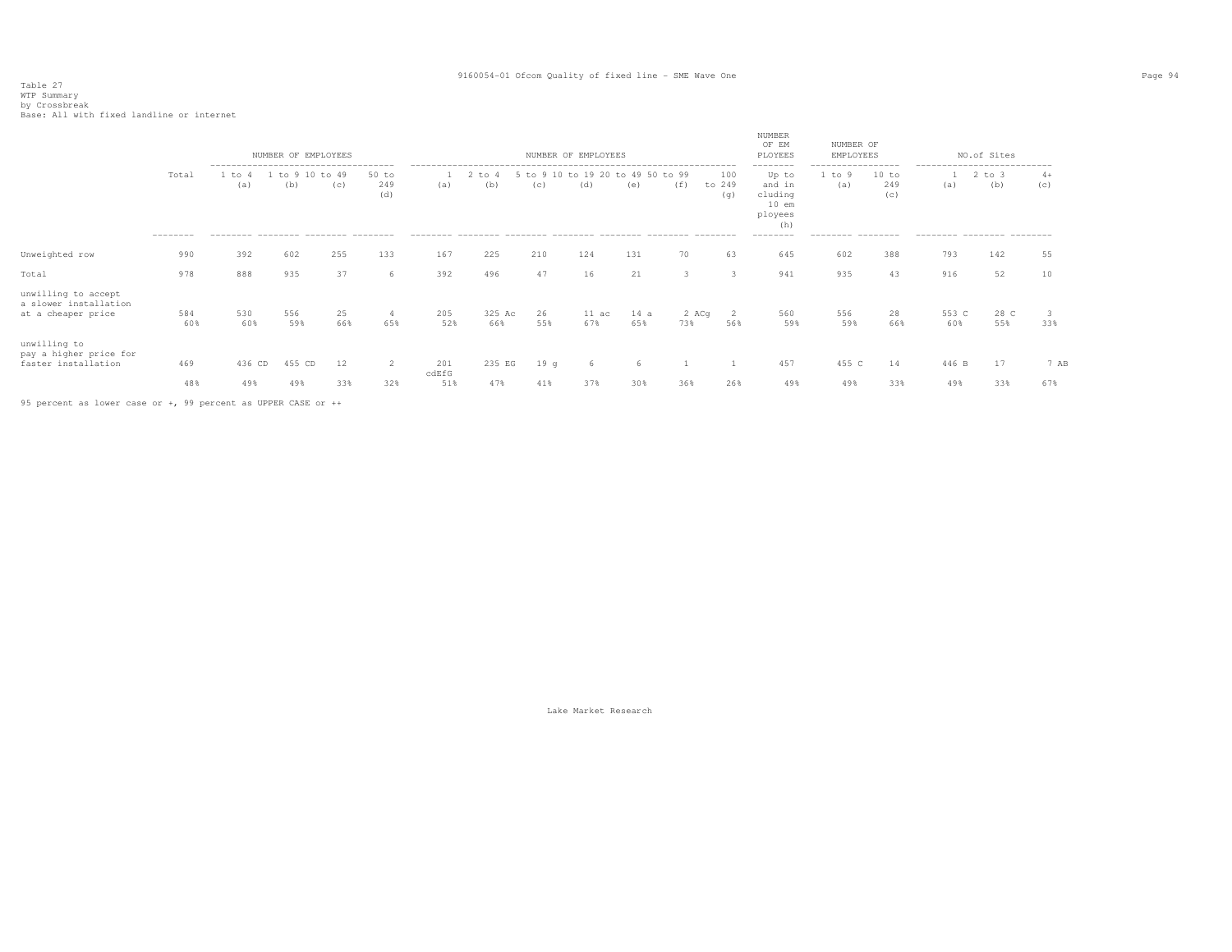Table 27
WTP Summary
by Crossbreak
Base: All with fixed landline or internet

| | Total | NUMBER OF EMPLOYEES | | | | NUMBER OF EMPLOYEES | | | | | | | NUMBER OF EMPLOYEES | NUMBER OF EMPLOYEES | | NO.of Sites | | |
|---|---|---|---|---|---|---|---|---|---|---|---|---|---|---|---|---|---|---|
| | | 1 to 4 (a) | 1 to 9 (b) | 10 to 49 (c) | 50 to 249 (d) | 1 (a) | 2 to 4 (b) | 5 to 9 (c) | 10 to 19 (d) | 20 to 49 (e) | 50 to 99 (f) | 100 to 249 (g) | Up to and including 10 employees (h) | 1 to 9 (a) | 10 to 249 (c) | 1 (a) | 2 to 3 (b) | 4+ (c) |
| Unweighted row | 990 | 392 | 602 | 255 | 133 | 167 | 225 | 210 | 124 | 131 | 70 | 63 | 645 | 602 | 388 | 793 | 142 | 55 |
| Total | 978 | 888 | 935 | 37 | 6 | 392 | 496 | 47 | 16 | 21 | 3 | 3 | 941 | 935 | 43 | 916 | 52 | 10 |
| unwilling to accept a slower installation at a cheaper price | 584 | 530 | 556 | 25 | 4 | 205 | 325 Ac | 26 | 11 ac | 14 a | 2 ACg | 2 | 560 | 556 | 28 | 553 C | 28 C | 3 |
| | 60% | 60% | 59% | 66% | 65% | 52% | 66% | 55% | 67% | 65% | 73% | 56% | 59% | 59% | 66% | 60% | 55% | 33% |
| unwilling to pay a higher price for faster installation | 469 | 436 CD | 455 CD | 12 | 2 | 201 cdEfG | 235 EG | 19 g | 6 | 6 | 1 | 1 | 457 | 455 C | 14 | 446 B | 17 | 7 AB |
| | 48% | 49% | 49% | 33% | 32% | 51% | 47% | 41% | 37% | 30% | 36% | 26% | 49% | 49% | 33% | 49% | 33% | 67% |

95 percent as lower case or +, 99 percent as UPPER CASE or ++

Lake Market Research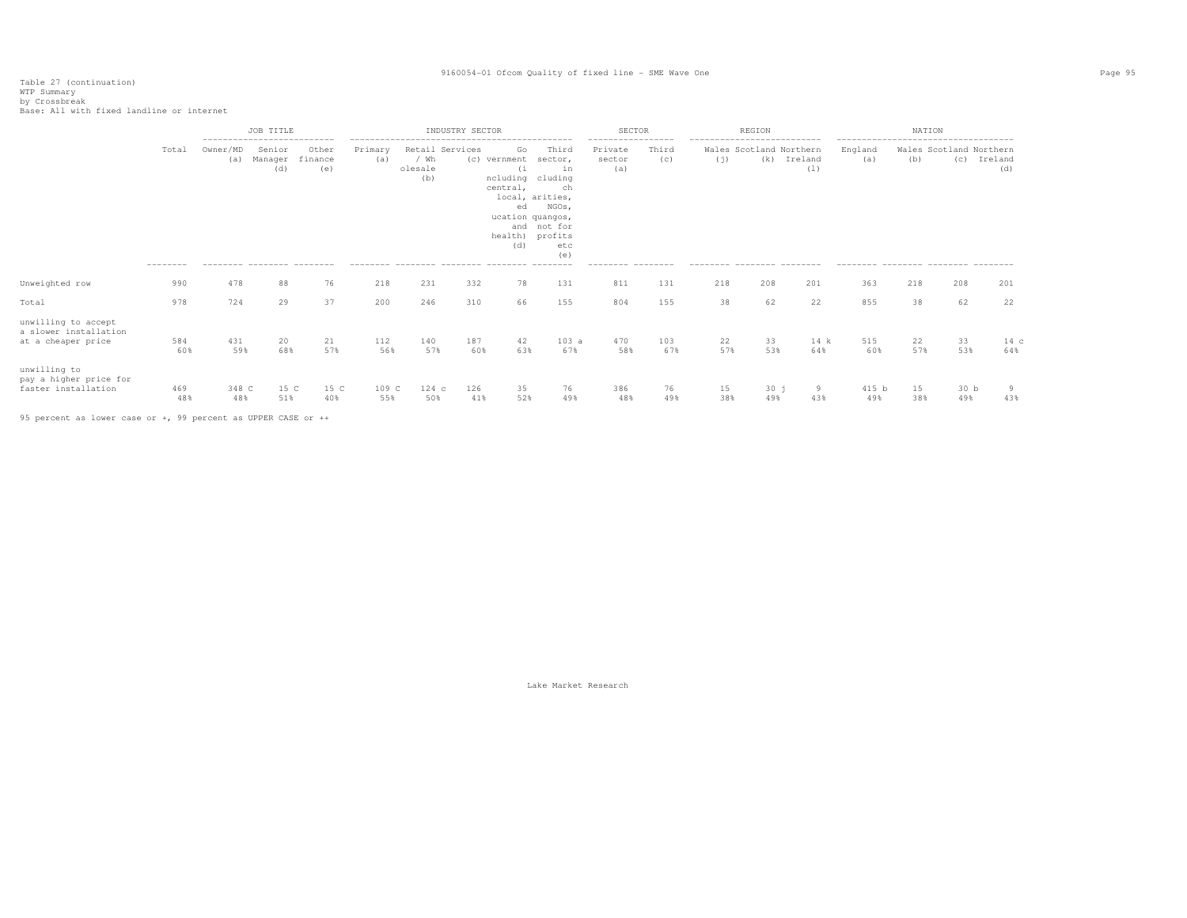Table 27 (continuation)
WTP Summary
by Crossbreak
Base: All with fixed landline or internet

| | Total | JOB TITLE | | | INDUSTRY SECTOR | | | | | SECTOR | | REGION | | | NATION | | | |
|---|---|---|---|---|---|---|---|---|---|---|---|---|---|---|---|---|---|---|
| | | Owner/MD (a) | Senior Manager (d) | Other finance (e) | Primary (a) | Retail / Wholesale (b) | Services (c) | Government (including central, local, education and health) (d) | Third sector, including charities, NGOs, quangos, not for profits etc (e) | Private sector (a) | Third (c) | Wales (j) | Scotland (k) | Northern Ireland (l) | England (a) | Wales (b) | Scotland (c) | Northern Ireland (d) |
| Unweighted row | 990 | 478 | 88 | 76 | 218 | 231 | 332 | 78 | 131 | 811 | 131 | 218 | 208 | 201 | 363 | 218 | 208 | 201 |
| Total | 978 | 724 | 29 | 37 | 200 | 246 | 310 | 66 | 155 | 804 | 155 | 38 | 62 | 22 | 855 | 38 | 62 | 22 |
| unwilling to accept a slower installation at a cheaper price | 584<br>60% | 431<br>59% | 20<br>68% | 21<br>57% | 112<br>56% | 140<br>57% | 187<br>60% | 42<br>63% | 103 a<br>67% | 470<br>58% | 103<br>67% | 22<br>57% | 33<br>53% | 14 k<br>64% | 515<br>60% | 22<br>57% | 33<br>53% | 14 c<br>64% |
| unwilling to pay a higher price for faster installation | 469<br>48% | 348 C<br>48% | 15 C<br>51% | 15 C<br>40% | 109 C<br>55% | 124 c<br>50% | 126<br>41% | 35<br>52% | 76<br>49% | 386<br>48% | 76<br>49% | 15<br>38% | 30 j<br>49% | 9<br>43% | 415 b<br>49% | 15<br>38% | 30 b<br>49% | 9<br>43% |

95 percent as lower case or +, 99 percent as UPPER CASE or ++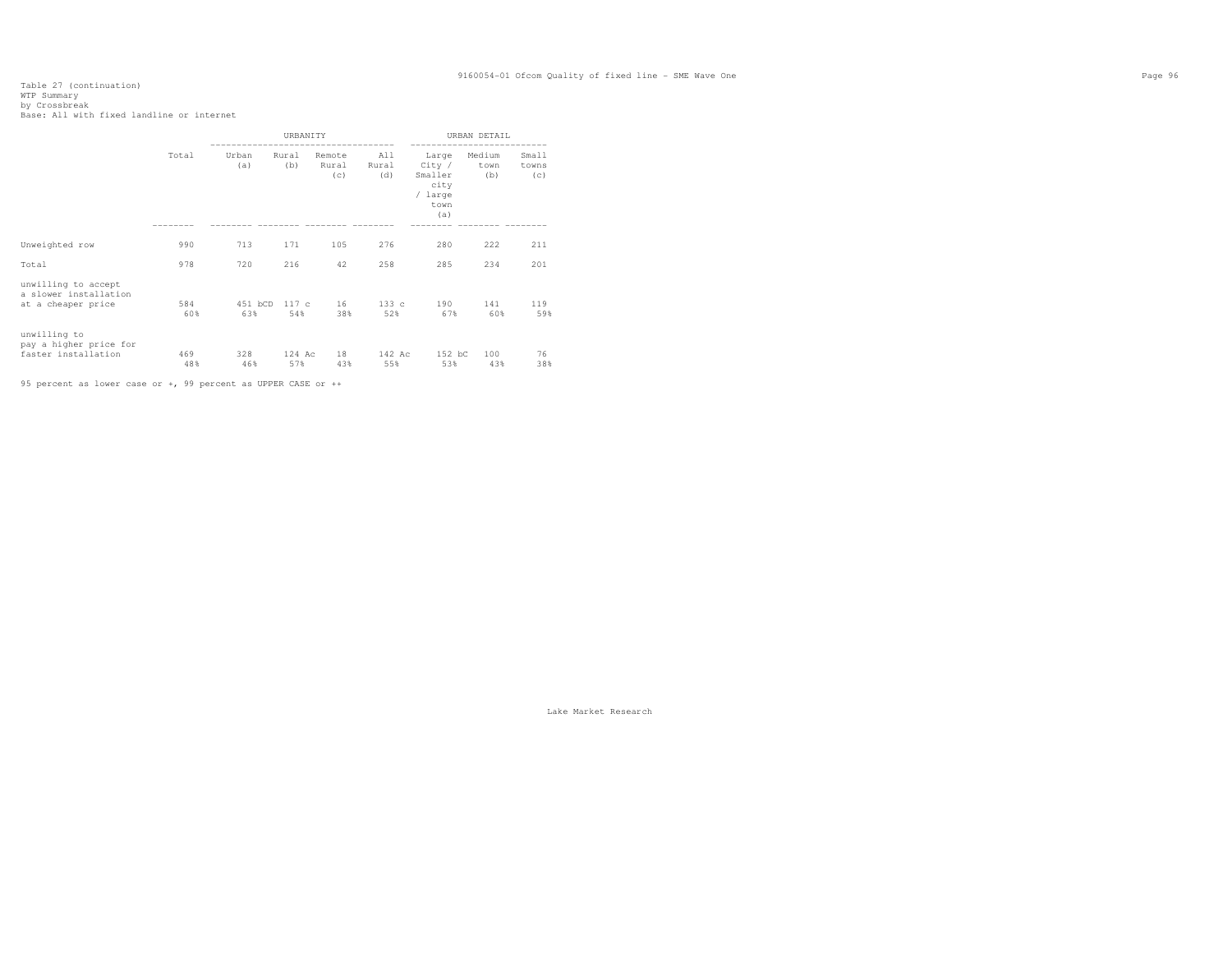Table 27 (continuation)
WTP Summary
by Crossbreak
Base: All with fixed landline or internet

| | Total | URBANITY | | | | URBAN DETAIL | | |
|---|---|---|---|---|---|---|---|---|
| | | Urban (a) | Rural (b) | Remote Rural (c) | All Rural (d) | Large City / Smaller city / large town (a) | Medium town (b) | Small towns (c) |
| Unweighted row | 990 | 713 | 171 | 105 | 276 | 280 | 222 | 211 |
| Total | 978 | 720 | 216 | 42 | 258 | 285 | 234 | 201 |
| unwilling to accept a slower installation at a cheaper price | 584<br>60% | 451 bCD<br>63% | 117 c<br>54% | 16<br>38% | 133 c<br>52% | 190<br>67% | 141<br>60% | 119<br>59% |
| unwilling to pay a higher price for faster installation | 469<br>48% | 328<br>46% | 124 Ac<br>57% | 18<br>43% | 142 Ac<br>55% | 152 bC<br>53% | 100<br>43% | 76<br>38% |

95 percent as lower case or +, 99 percent as UPPER CASE or ++

Lake Market Research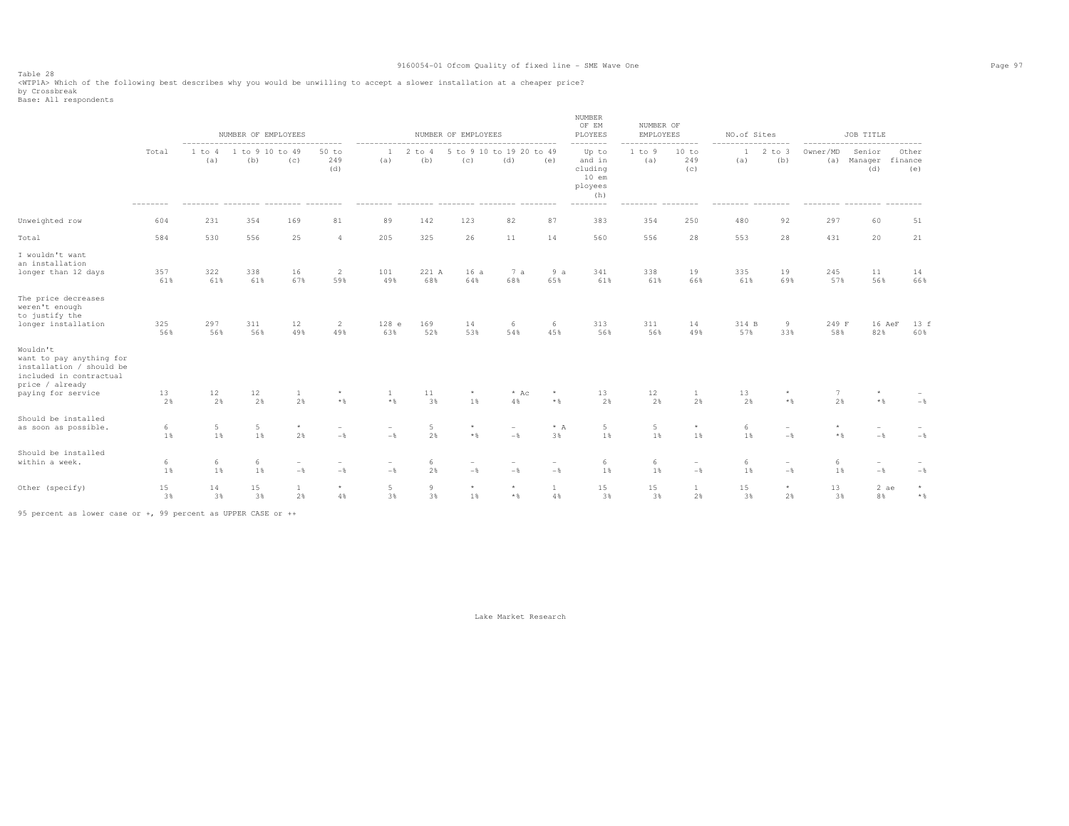Table 28
<WTP1A> Which of the following best describes why you would be unwilling to accept a slower installation at a cheaper price?
by Crossbreak
Base: All respondents

| | Total | NUMBER OF EMPLOYEES | | | | NUMBER OF EMPLOYEES | | | | | NUMBER OF EM PLOYEES | NUMBER OF EMPLOYEES | | NO.of Sites | | JOB TITLE | | |
|---|---|---|---|---|---|---|---|---|---|---|---|---|---|---|---|---|---|---|
| | | 1 to 4 (a) | 1 to 9 (b) | 10 to 49 (c) | 50 to 249 (d) | 1 (a) | 2 to 4 (b) | 5 to 9 (c) | 10 to 19 (d) | 20 to 49 (e) | Up to and including 10 employees (h) | 1 to 9 (a) | 10 to 249 (c) | 1 (a) | 2 to 3 (b) | Owner/MD (a) | Senior Manager (d) | Other finance (e) |
| Unweighted row | 604 | 231 | 354 | 169 | 81 | 89 | 142 | 123 | 82 | 87 | 383 | 354 | 250 | 480 | 92 | 297 | 60 | 51 |
| Total | 584 | 530 | 556 | 25 | 4 | 205 | 325 | 26 | 11 | 14 | 560 | 556 | 28 | 553 | 28 | 431 | 20 | 21 |
| I wouldn't want an installation longer than 12 days | 357<br>61% | 322<br>61% | 338<br>61% | 16<br>67% | 2<br>59% | 101<br>49% | 221 A<br>68% | 16 a<br>64% | 7 a<br>68% | 9 a<br>65% | 341<br>61% | 338<br>61% | 19<br>66% | 335<br>61% | 19<br>69% | 245<br>57% | 11<br>56% | 14<br>66% |
| The price decreases weren't enough to justify the longer installation | 325<br>56% | 297<br>56% | 311<br>56% | 12<br>49% | 2<br>49% | 128 e<br>63% | 169<br>52% | 14<br>53% | 6<br>54% | 6<br>45% | 313<br>56% | 311<br>56% | 14<br>49% | 314 B<br>57% | 9<br>33% | 249 F<br>58% | 16 AeF<br>82% | 13 f<br>60% |
| Wouldn't want to pay anything for installation / should be included in contractual price / already paying for service | 13<br>2% | 12<br>2% | 12<br>2% | 1<br>2% | *<br>*% | 1<br>*% | 11<br>3% | *<br>1% | * Ac<br>4% | *<br>*% | 13<br>2% | 12<br>2% | 1<br>2% | 13<br>2% | *<br>*% | 7<br>2% | *<br>*% | -<br>-% |
| Should be installed as soon as possible. | 6<br>1% | 5<br>1% | 5<br>1% | *<br>2% | -<br>-% | -<br>-% | 5<br>2% | *<br>*% | -<br>-% | * A<br>3% | 5<br>1% | 5<br>1% | *<br>1% | 6<br>1% | -<br>-% | *<br>*% | -<br>-% | -<br>-% |
| Should be installed within a week. | 6<br>1% | 6<br>1% | 6<br>1% | -<br>-% | -<br>-% | -<br>-% | 6<br>2% | -<br>-% | -<br>-% | -<br>-% | 6<br>1% | 6<br>1% | -<br>-% | 6<br>1% | -<br>-% | 6<br>1% | -<br>-% | -<br>-% |
| Other (specify) | 15<br>3% | 14<br>3% | 15<br>3% | 1<br>2% | *<br>4% | 5<br>3% | 9<br>3% | *<br>1% | *<br>*% | 1<br>4% | 15<br>3% | 15<br>3% | 1<br>2% | 15<br>3% | *<br>2% | 13<br>3% | 2 ae<br>8% | *<br>*% |

95 percent as lower case or +, 99 percent as UPPER CASE or ++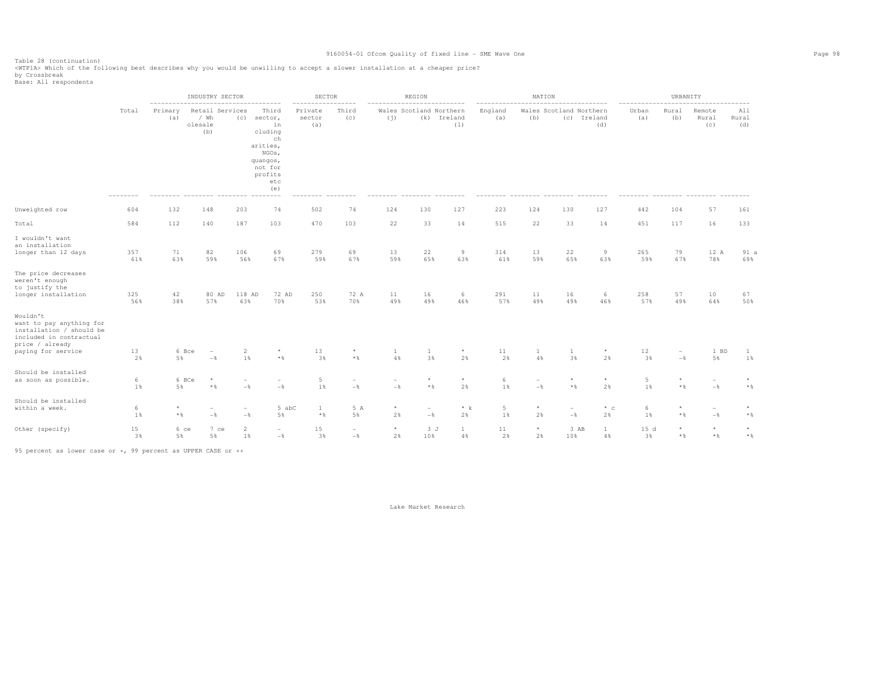Table 28 (continuation)
<WTP1A> Which of the following best describes why you would be unwilling to accept a slower installation at a cheaper price?
by Crossbreak
Base: All respondents

| | Total | INDUSTRY SECTOR | | | | SECTOR | | REGION | | | NATION | | | | URBANITY | | | |
|---|---|---|---|---|---|---|---|---|---|---|---|---|---|---|---|---|---|---|
| | | Primary (a) | Retail / Wholesale (b) | Services (c) | Third sector, including charities, NGOs, quangos, not for profits etc (e) | Private sector (a) | Third (c) | Wales (j) | Scotland (k) | Northern Ireland (l) | England (a) | Wales (b) | Scotland (c) | Northern Ireland (d) | Urban (a) | Rural (b) | Remote Rural (c) | All Rural (d) |
| Unweighted row | 604 | 132 | 148 | 203 | 74 | 502 | 74 | 124 | 130 | 127 | 223 | 124 | 130 | 127 | 442 | 104 | 57 | 161 |
| Total | 584 | 112 | 140 | 187 | 103 | 470 | 103 | 22 | 33 | 14 | 515 | 22 | 33 | 14 | 451 | 117 | 16 | 133 |
| I wouldn't want an installation longer than 12 days | 357 | 71 | 82 | 106 | 69 | 279 | 69 | 13 | 22 | 9 | 314 | 13 | 22 | 9 | 265 | 79 | 12 A | 91 a |
| | 61% | 63% | 59% | 56% | 67% | 59% | 67% | 59% | 65% | 63% | 61% | 59% | 65% | 63% | 59% | 67% | 78% | 69% |
| The price decreases weren't enough to justify the longer installation | 325 | 42 | 80 AD | 118 AD | 72 AD | 250 | 72 A | 11 | 16 | 6 | 291 | 11 | 16 | 6 | 258 | 57 | 10 | 67 |
| | 56% | 38% | 57% | 63% | 70% | 53% | 70% | 49% | 49% | 46% | 57% | 49% | 49% | 46% | 57% | 49% | 64% | 50% |
| Wouldn't want to pay anything for installation / should be included in contractual price / already paying for service | 13 | 6 Bce | - | 2 | * | 13 | * | 1 | 1 | * | 11 | 1 | 1 | * | 12 | - | 1 BD | 1 |
| | 2% | 5% | -% | 1% | *% | 3% | *% | 4% | 3% | 2% | 2% | 4% | 3% | 2% | 3% | -% | 5% | 1% |
| Should be installed as soon as possible. | 6 | 6 BCe | * | - | - | 5 | - | - | * | * | 6 | - | * | * | 5 | * | - | * |
| | 1% | 5% | *% | -% | -% | 1% | -% | -% | *% | 2% | 1% | -% | *% | 2% | 1% | *% | -% | *% |
| Should be installed within a week. | 6 | * | - | - | 5 abC | 1 | 5 A | * | - | * k | 5 | * | - | * c | 6 | * | - | * |
| | 1% | *% | -% | -% | 5% | *% | 5% | 2% | -% | 2% | 1% | 2% | -% | 2% | 1% | *% | -% | *% |
| Other (specify) | 15 | 6 ce | 7 ce | 2 | - | 15 | - | * | 3 J | 1 | 11 | * | 3 AB | 1 | 15 d | * | * | * |
| | 3% | 5% | 5% | 1% | -% | 3% | -% | 2% | 10% | 4% | 2% | 2% | 10% | 4% | 3% | *% | *% | *% |

95 percent as lower case or +, 99 percent as UPPER CASE or ++

Lake Market Research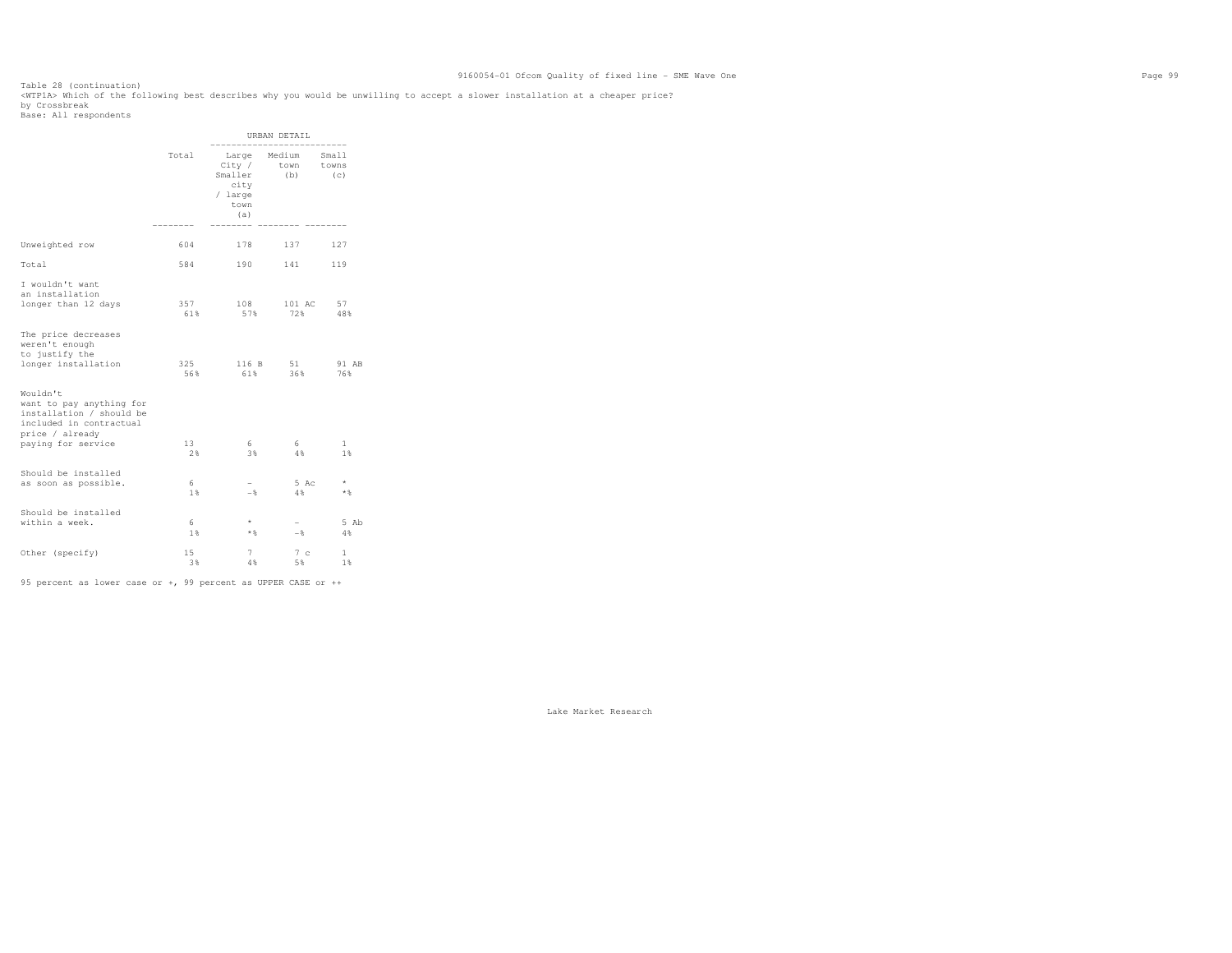Table 28 (continuation)

<WTP1A> Which of the following best describes why you would be unwilling to accept a slower installation at a cheaper price?

by Crossbreak

Base: All respondents

| | Total | URBAN DETAIL | | |
|---|---|---|---|---|
| | | Large City / Smaller city / large town (a) | Medium town (b) | Small towns (c) |
| Unweighted row | 604 | 178 | 137 | 127 |
| Total | 584 | 190 | 141 | 119 |
| I wouldn't want an installation longer than 12 days | 357 | 108 | 101 AC | 57 |
| | 61% | 57% | 72% | 48% |
| The price decreases weren't enough to justify the longer installation | 325 | 116 B | 51 | 91 AB |
| | 56% | 61% | 36% | 76% |
| Wouldn't want to pay anything for installation / should be included in contractual price / already paying for service | 13 | 6 | 6 | 1 |
| | 2% | 3% | 4% | 1% |
| Should be installed as soon as possible. | 6 | - | 5 Ac | * |
| | 1% | -% | 4% | *% |
| Should be installed within a week. | 6 | * | - | 5 Ab |
| | 1% | *% | -% | 4% |
| Other (specify) | 15 | 7 | 7 c | 1 |
| | 3% | 4% | 5% | 1% |

95 percent as lower case or +, 99 percent as UPPER CASE or ++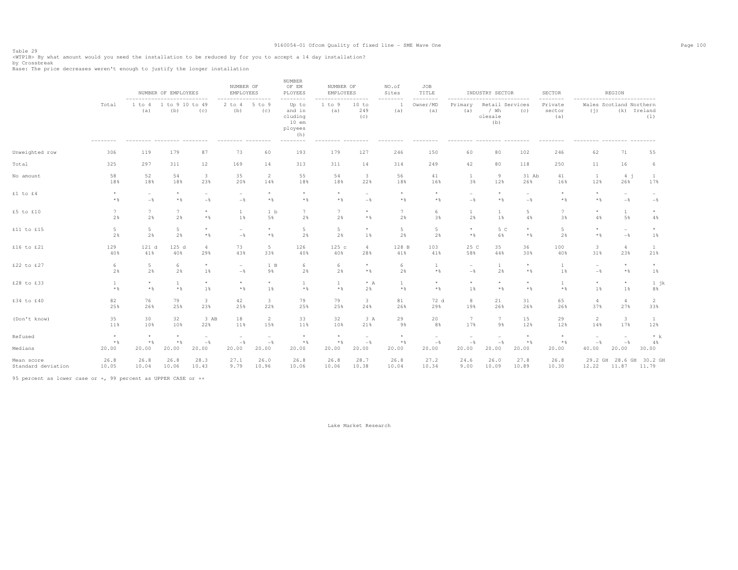Table 29
<WTP1B> By what amount would you need the installation to be reduced by for you to accept a 14 day installation?
by Crossbreak
Base: The price decreases weren't enough to justify the longer installation

| | Total | NUMBER OF EMPLOYEES 1 to 4 (a) | 1 to 9 (b) | 10 to 49 (c) | NUMBER OF EMPLOYEES 2 to 4 (b) | 5 to 9 (c) | NUMBER OF EMPLOYEES Up to and including 10 employees (h) | NUMBER OF EMPLOYEES 1 to 9 (a) | 10 to 249 (c) | NO.of Sites 1 (a) | JOB TITLE Owner/MD (a) | INDUSTRY SECTOR Primary (a) | Retail / Wholesale (b) | Services (c) | SECTOR Private sector (a) | REGION Wales (j) | Scotland (k) | Northern Ireland (l) |
|---|---|---|---|---|---|---|---|---|---|---|---|---|---|---|---|---|---|---|
| Unweighted row | 306 | 119 | 179 | 87 | 73 | 60 | 193 | 179 | 127 | 246 | 150 | 60 | 80 | 102 | 246 | 62 | 71 | 55 |
| Total | 325 | 297 | 311 | 12 | 169 | 14 | 313 | 311 | 14 | 314 | 249 | 42 | 80 | 118 | 250 | 11 | 16 | 6 |
| No amount | 58 | 52 | 54 | 3 | 35 | 2 | 55 | 54 | 3 | 56 | 41 | 1 | 9 | 31 Ab | 41 | 1 | 4 j | 1 |
| | 18% | 18% | 18% | 23% | 20% | 14% | 18% | 18% | 22% | 18% | 16% | 3% | 12% | 26% | 16% | 12% | 26% | 17% |
| £1 to £4 | * | - | * | - | - | * | * | * | - | * | * | - | * | - | * | * | - | - |
| | *% | -% | *% | -% | -% | *% | *% | *% | -% | *% | *% | -% | *% | -% | *% | *% | -% | -% |
| £5 to £10 | 7 | 7 | 7 | * | 1 | 1 b | 7 | 7 | * | 7 | 6 | 1 | 1 | 5 | 7 | * | 1 | * |
| | 2% | 2% | 2% | *% | 1% | 5% | 2% | 2% | *% | 2% | 3% | 2% | 1% | 4% | 3% | 4% | 5% | 4% |
| £11 to £15 | 5 | 5 | 5 | * | - | * | 5 | 5 | * | 5 | 5 | * | 5 C | * | 5 | * | - | * |
| | 2% | 2% | 2% | *% | -% | *% | 2% | 2% | 1% | 2% | 2% | *% | 6% | *% | 2% | *% | -% | 1% |
| £16 to £21 | 129 | 121 d | 125 d | 4 | 73 | 5 | 126 | 125 c | 4 | 128 B | 103 | 25 C | 35 | 36 | 100 | 3 | 4 | 1 |
| | 40% | 41% | 40% | 29% | 43% | 33% | 40% | 40% | 28% | 41% | 41% | 58% | 44% | 30% | 40% | 31% | 23% | 21% |
| £22 to £27 | 6 | 5 | 6 | * | - | 1 B | 6 | 6 | * | 6 | 1 | - | 1 | * | 1 | - | * | * |
| | 2% | 2% | 2% | 1% | -% | 9% | 2% | 2% | *% | 2% | *% | -% | 2% | *% | 1% | -% | *% | 1% |
| £28 to £33 | 1 | * | 1 | * | * | * | 1 | 1 | * A | 1 | * | * | * | * | 1 | * | * | 1 jk |
| | *% | *% | *% | 1% | *% | 1% | *% | *% | 2% | *% | *% | 1% | *% | *% | *% | 1% | 1% | 8% |
| £34 to £40 | 82 | 76 | 79 | 3 | 42 | 3 | 79 | 79 | 3 | 81 | 72 d | 8 | 21 | 31 | 65 | 4 | 4 | 2 |
| | 25% | 26% | 25% | 23% | 25% | 22% | 25% | 25% | 24% | 26% | 29% | 19% | 26% | 26% | 26% | 37% | 27% | 33% |
| (Don't know) | 35 | 30 | 32 | 3 AB | 18 | 2 | 33 | 32 | 3 A | 29 | 20 | 7 | 7 | 15 | 29 | 2 | 3 | 1 |
| | 11% | 10% | 10% | 22% | 11% | 15% | 11% | 10% | 21% | 9% | 8% | 17% | 9% | 12% | 12% | 14% | 17% | 12% |
| Refused | * | * | * | - | - | - | * | * | - | * | - | - | - | * | * | - | - | * k |
| | *% | *% | *% | -% | -% | -% | *% | *% | -% | *% | -% | -% | -% | *% | *% | -% | -% | 4% |
| Medians | 20.00 | 20.00 | 20.00 | 20.00 | 20.00 | 20.00 | 20.00 | 20.00 | 20.00 | 20.00 | 20.00 | 20.00 | 20.00 | 20.00 | 20.00 | 40.00 | 20.00 | 30.00 |
| Mean score | 26.8 | 26.8 | 26.8 | 28.3 | 27.1 | 26.0 | 26.8 | 26.8 | 28.7 | 26.8 | 27.2 | 24.6 | 26.0 | 27.8 | 26.8 | 29.2 GH | 28.6 GH | 30.2 GH |
| Standard deviation | 10.05 | 10.04 | 10.06 | 10.43 | 9.79 | 10.96 | 10.06 | 10.06 | 10.38 | 10.04 | 10.34 | 9.00 | 10.09 | 10.89 | 10.30 | 12.22 | 11.87 | 11.79 |

95 percent as lower case or +, 99 percent as UPPER CASE or ++

Lake Market Research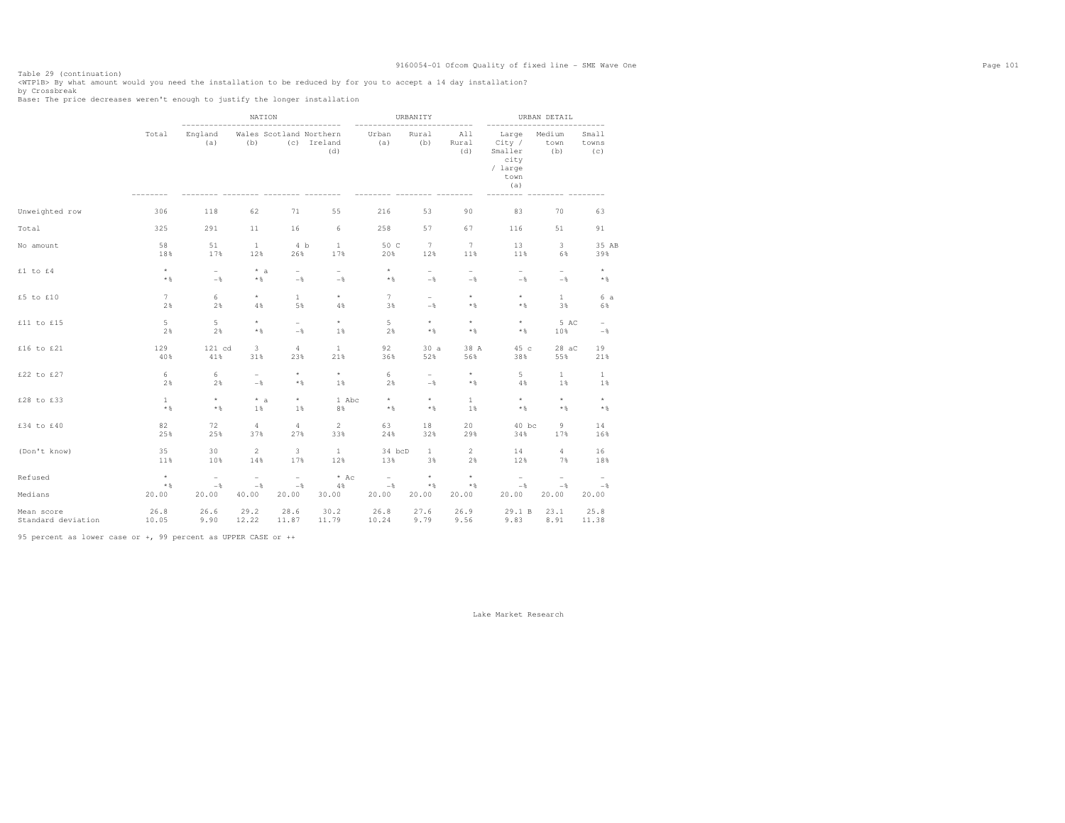Table 29 (continuation)
<WTP1B> By what amount would you need the installation to be reduced by for you to accept a 14 day installation?
by Crossbreak
Base: The price decreases weren't enough to justify the longer installation

| | Total | NATION | | | | URBANITY | | | URBAN DETAIL | | |
|---|---|---|---|---|---|---|---|---|---|---|---|
| | | England (a) | Wales (b) | Scotland (c) | Northern Ireland (d) | Urban (a) | Rural (b) | All Rural (d) | Large City / Smaller city / large town (a) | Medium town (b) | Small towns (c) |
| Unweighted row | 306 | 118 | 62 | 71 | 55 | 216 | 53 | 90 | 83 | 70 | 63 |
| Total | 325 | 291 | 11 | 16 | 6 | 258 | 57 | 67 | 116 | 51 | 91 |
| No amount | 58 | 51 | 1 | 4 b | 1 | 50 C | 7 | 7 | 13 | 3 | 35 AB |
| | 18% | 17% | 12% | 26% | 17% | 20% | 12% | 11% | 11% | 6% | 39% |
| £1 to £4 | * | - | * a | - | - | * | - | - | - | - | * |
| | *% | -% | *% | -% | -% | *% | -% | -% | -% | -% | *% |
| £5 to £10 | 7 | 6 | * | 1 | * | 7 | - | * | * | 1 | 6 a |
| | 2% | 2% | 4% | 5% | 4% | 3% | -% | *% | *% | 3% | 6% |
| £11 to £15 | 5 | 5 | * | - | * | 5 | * | * | * | 5 AC | - |
| | 2% | 2% | *% | -% | 1% | 2% | *% | *% | *% | 10% | -% |
| £16 to £21 | 129 | 121 cd | 3 | 4 | 1 | 92 | 30 a | 38 A | 45 c | 28 aC | 19 |
| | 40% | 41% | 31% | 23% | 21% | 36% | 52% | 56% | 38% | 55% | 21% |
| £22 to £27 | 6 | 6 | - | * | * | 6 | - | * | 5 | 1 | 1 |
| | 2% | 2% | -% | *% | 1% | 2% | -% | *% | 4% | 1% | 1% |
| £28 to £33 | 1 | * | * a | * | 1 Abc | * | * | 1 | * | * | * |
| | *% | *% | 1% | 1% | 8% | *% | *% | 1% | *% | *% | *% |
| £34 to £40 | 82 | 72 | 4 | 4 | 2 | 63 | 18 | 20 | 40 bc | 9 | 14 |
| | 25% | 25% | 37% | 27% | 33% | 24% | 32% | 29% | 34% | 17% | 16% |
| (Don't know) | 35 | 30 | 2 | 3 | 1 | 34 bcD | 1 | 2 | 14 | 4 | 16 |
| | 11% | 10% | 14% | 17% | 12% | 13% | 3% | 2% | 12% | 7% | 18% |
| Refused | * | - | - | - | * Ac | - | * | * | - | - | - |
| | *% | -% | -% | -% | 4% | -% | *% | *% | -% | -% | -% |
| Medians | 20.00 | 20.00 | 40.00 | 20.00 | 30.00 | 20.00 | 20.00 | 20.00 | 20.00 | 20.00 | 20.00 |
| Mean score | 26.8 | 26.6 | 29.2 | 28.6 | 30.2 | 26.8 | 27.6 | 26.9 | 29.1 B | 23.1 | 25.8 |
| Standard deviation | 10.05 | 9.90 | 12.22 | 11.87 | 11.79 | 10.24 | 9.79 | 9.56 | 9.83 | 8.91 | 11.38 |

95 percent as lower case or +, 99 percent as UPPER CASE or ++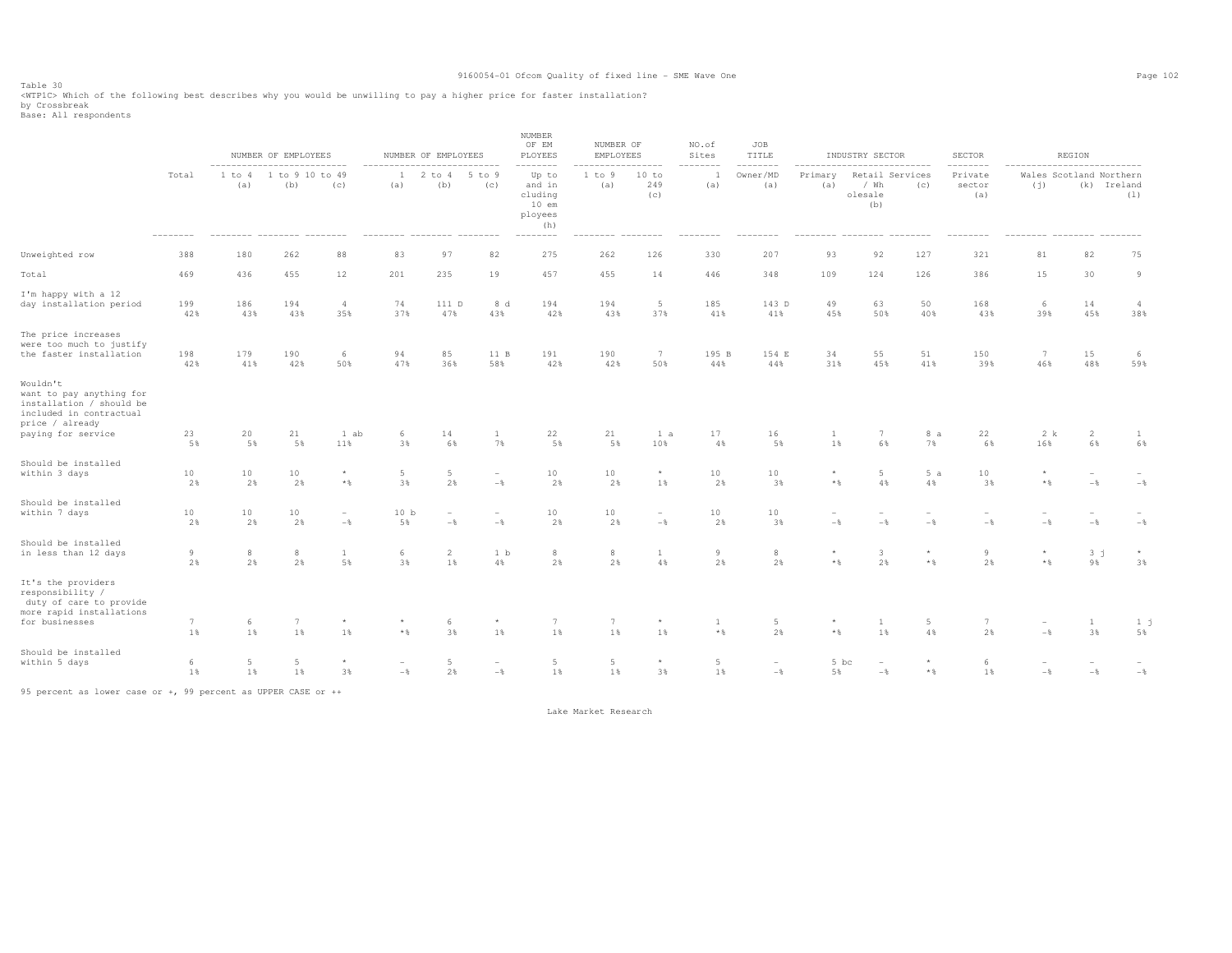Table 30
<WTP1C> Which of the following best describes why you would be unwilling to pay a higher price for faster installation?
by Crossbreak
Base: All respondents

| | Total | NUMBER OF EMPLOYEES 1 to 4 (a) | 1 to 9 (b) | 10 to 49 (c) | NUMBER OF EMPLOYEES 1 (a) | 2 to 4 (b) | 5 to 9 (c) | NUMBER OF EM PLOYEES Up to and including 10 employees (h) | NUMBER OF EMPLOYEES 1 to 9 (a) | 10 to 249 (c) | NO.of Sites 1 (a) | JOB TITLE Owner/MD (a) | INDUSTRY SECTOR Primary (a) | Retail / Wholesale (b) | Services (c) | SECTOR Private sector (a) | REGION Wales (j) | Scotland (k) | Northern Ireland (l) |
|---|---|---|---|---|---|---|---|---|---|---|---|---|---|---|---|---|---|---|---|
| Unweighted row | 388 | 180 | 262 | 88 | 83 | 97 | 82 | 275 | 262 | 126 | 330 | 207 | 93 | 92 | 127 | 321 | 81 | 82 | 75 |
| Total | 469 | 436 | 455 | 12 | 201 | 235 | 19 | 457 | 455 | 14 | 446 | 348 | 109 | 124 | 126 | 386 | 15 | 30 | 9 |
| I'm happy with a 12 day installation period | 199 | 186 | 194 | 4 | 74 | 111 D | 8 d | 194 | 194 | 5 | 185 | 143 D | 49 | 63 | 50 | 168 | 6 | 14 | 4 |
| | 42% | 43% | 43% | 35% | 37% | 47% | 43% | 42% | 43% | 37% | 41% | 41% | 45% | 50% | 40% | 43% | 39% | 45% | 38% |
| The price increases were too much to justify the faster installation | 198 | 179 | 190 | 6 | 94 | 85 | 11 B | 191 | 190 | 7 | 195 B | 154 E | 34 | 55 | 51 | 150 | 7 | 15 | 6 |
| | 42% | 41% | 42% | 50% | 47% | 36% | 58% | 42% | 42% | 50% | 44% | 44% | 31% | 45% | 41% | 39% | 46% | 48% | 59% |
| Wouldn't want to pay anything for installation / should be included in contractual price / already paying for service | 23 | 20 | 21 | 1 ab | 6 | 14 | 1 | 22 | 21 | 1 a | 17 | 16 | 1 | 7 | 8 a | 22 | 2 k | 2 | 1 |
| | 5% | 5% | 5% | 11% | 3% | 6% | 7% | 5% | 5% | 10% | 4% | 5% | 1% | 6% | 7% | 6% | 16% | 6% | 6% |
| Should be installed within 3 days | 10 | 10 | 10 | * | 5 | 5 | - | 10 | 10 | * | 10 | 10 | * | 5 | 5 a | 10 | * | - | - |
| | 2% | 2% | 2% | *% | 3% | 2% | -% | 2% | 2% | 1% | 2% | 3% | *% | 4% | 4% | 3% | *% | -% | -% |
| Should be installed within 7 days | 10 | 10 | 10 | - | 10 b | - | - | 10 | 10 | - | 10 | 10 | - | - | - | - | - | - | - |
| | 2% | 2% | 2% | -% | 5% | -% | -% | 2% | 2% | -% | 2% | 3% | -% | -% | -% | -% | -% | -% | -% |
| Should be installed in less than 12 days | 9 | 8 | 8 | 1 | 6 | 2 | 1 b | 8 | 8 | 1 | 9 | 8 | * | 3 | * | 9 | * | 3 j | * |
| | 2% | 2% | 2% | 5% | 3% | 1% | 4% | 2% | 2% | 4% | 2% | 2% | *% | 2% | *% | 2% | *% | 9% | 3% |
| It's the providers responsibility / duty of care to provide more rapid installations for businesses | 7 | 6 | 7 | * | * | 6 | * | 7 | 7 | * | 1 | 5 | * | 1 | 5 | 7 | - | 1 | 1 j |
| | 1% | 1% | 1% | 1% | *% | 3% | 1% | 1% | 1% | 1% | *% | 2% | *% | 1% | 4% | 2% | -% | 3% | 5% |
| Should be installed within 5 days | 6 | 5 | 5 | * | - | 5 | - | 5 | 5 | * | 5 | - | 5 bc | - | * | 6 | - | - | - |
| | 1% | 1% | 1% | 3% | -% | 2% | -% | 1% | 1% | 3% | 1% | -% | 5% | -% | *% | 1% | -% | -% | -% |

95 percent as lower case or +, 99 percent as UPPER CASE or ++

Lake Market Research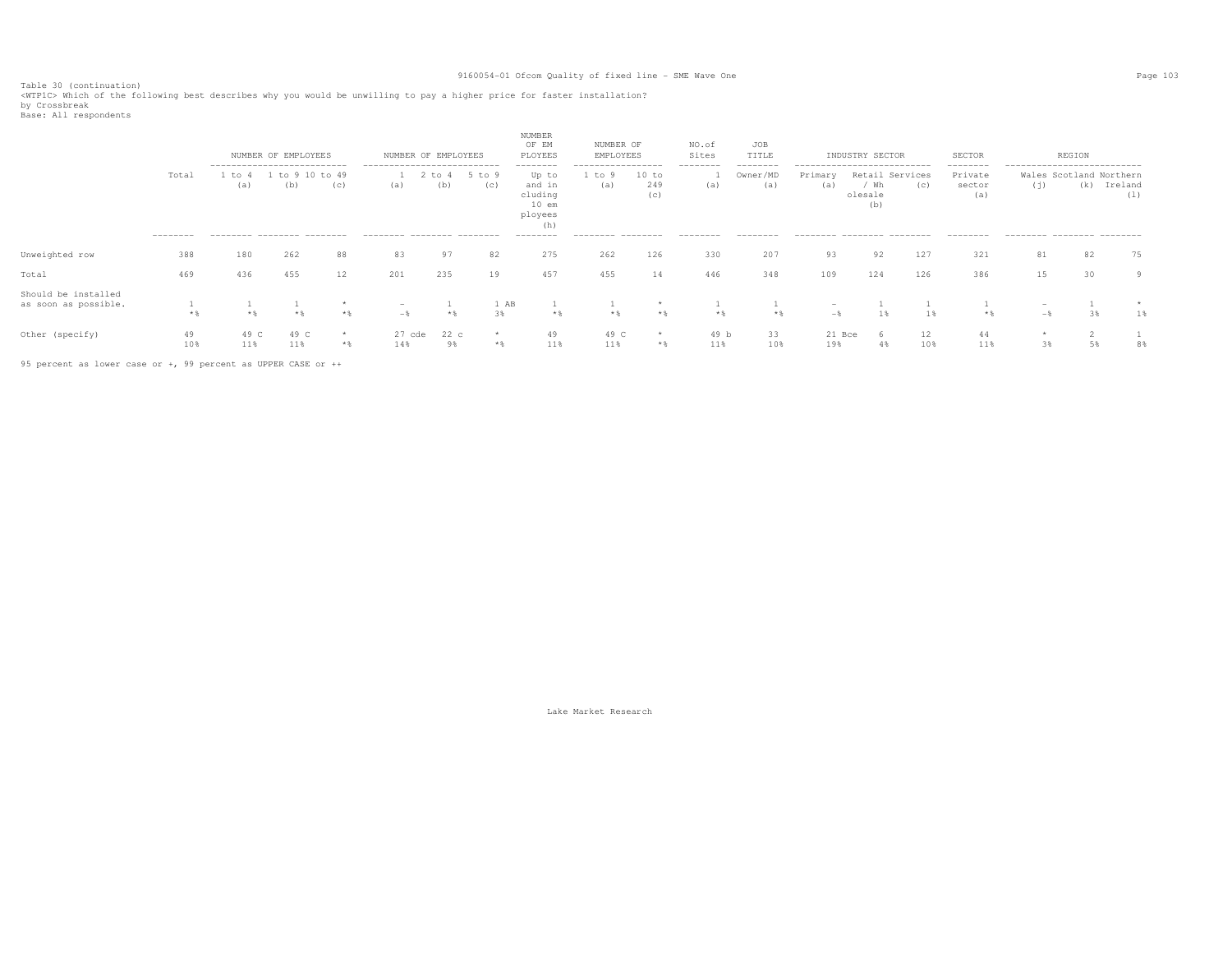Table 30 (continuation)
<WTP1C> Which of the following best describes why you would be unwilling to pay a higher price for faster installation?
by Crossbreak
Base: All respondents

| | Total | NUMBER OF EMPLOYEES 1 to 4 (a) | 1 to 9 (b) | 10 to 49 (c) | NUMBER OF EMPLOYEES 1 (a) | 2 to 4 (b) | 5 to 9 (c) | NUMBER OF EM PLOYEES Up to and in cluding 10 em ployees (h) | NUMBER OF EMPLOYEES 1 to 9 (a) | 10 to 249 (c) | NO.of Sites 1 (a) | JOB TITLE Owner/MD (a) | INDUSTRY SECTOR Primary (a) | Retail / Wh olesale (b) | Services (c) | SECTOR Private sector (a) | REGION Wales (j) | Scotland (k) | Northern Ireland (l) |
|---|---|---|---|---|---|---|---|---|---|---|---|---|---|---|---|---|---|---|---|
| Unweighted row | 388 | 180 | 262 | 88 | 83 | 97 | 82 | 275 | 262 | 126 | 330 | 207 | 93 | 92 | 127 | 321 | 81 | 82 | 75 |
| Total | 469 | 436 | 455 | 12 | 201 | 235 | 19 | 457 | 455 | 14 | 446 | 348 | 109 | 124 | 126 | 386 | 15 | 30 | 9 |
| Should be installed as soon as possible. | 1 | 1 | 1 | * | - | 1 | 1 AB | 1 | 1 | * | 1 | 1 | - | 1 | 1 | 1 | - | 1 | * |
| | *% | *% | *% | *% | -% | *% | 3% | *% | *% | *% | *% | *% | -% | 1% | 1% | *% | -% | 3% | 1% |
| Other (specify) | 49 | 49 C | 49 C | * | 27 cde | 22 c | * | 49 | 49 C | * | 49 b | 33 | 21 Bce | 6 | 12 | 44 | * | 2 | 1 |
| | 10% | 11% | 11% | *% | 14% | 9% | *% | 11% | 11% | *% | 11% | 10% | 19% | 4% | 10% | 11% | 3% | 5% | 8% |

95 percent as lower case or +, 99 percent as UPPER CASE or ++

Lake Market Research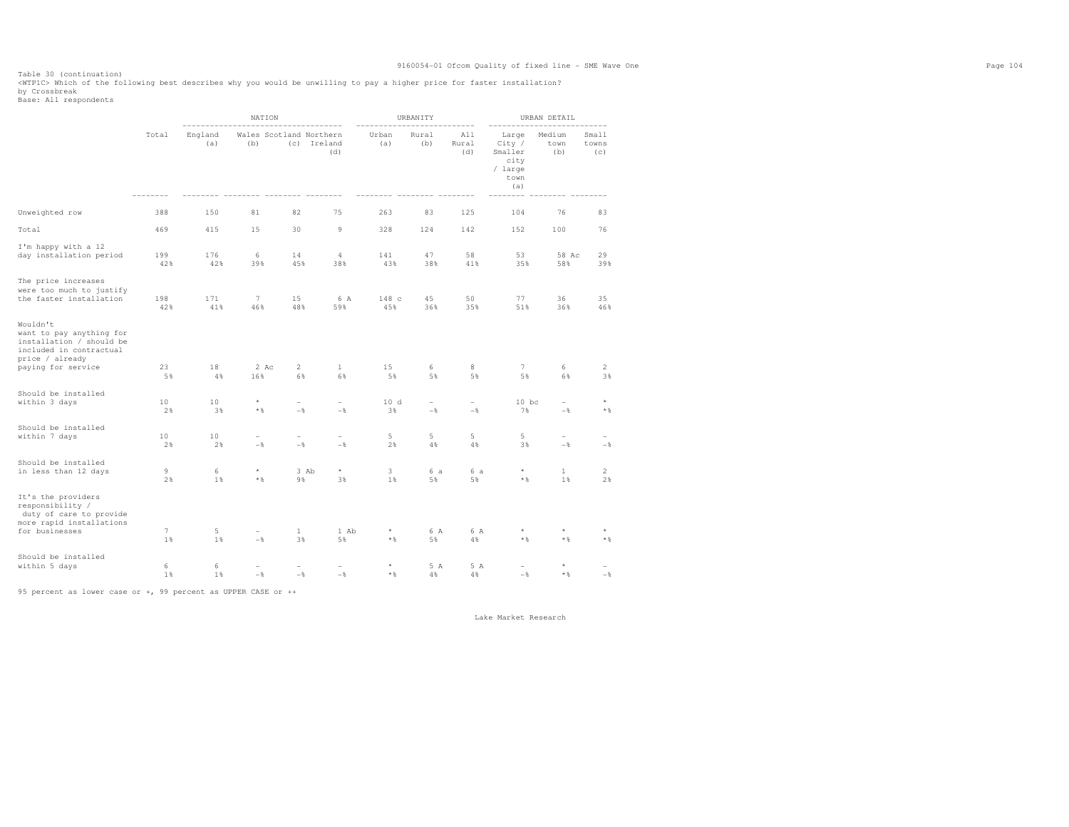Table 30 (continuation)
<WTP1C> Which of the following best describes why you would be unwilling to pay a higher price for faster installation?
by Crossbreak
Base: All respondents

| | Total | NATION | | | | URBANITY | | | URBAN DETAIL | | |
|---|---|---|---|---|---|---|---|---|---|---|---|
| | | England (a) | Wales (b) | Scotland (c) | Northern Ireland (d) | Urban (a) | Rural (b) | All Rural (d) | Large City / Smaller city / large town (a) | Medium town (b) | Small towns (c) |
| Unweighted row | 388 | 150 | 81 | 82 | 75 | 263 | 83 | 125 | 104 | 76 | 83 |
| Total | 469 | 415 | 15 | 30 | 9 | 328 | 124 | 142 | 152 | 100 | 76 |
| I'm happy with a 12 day installation period | 199 | 176 | 6 | 14 | 4 | 141 | 47 | 58 | 53 | 58 Ac | 29 |
| | 42% | 42% | 39% | 45% | 38% | 43% | 38% | 41% | 35% | 58% | 39% |
| The price increases were too much to justify the faster installation | 198 | 171 | 7 | 15 | 6 A | 148 c | 45 | 50 | 77 | 36 | 35 |
| | 42% | 41% | 46% | 48% | 59% | 45% | 36% | 35% | 51% | 36% | 46% |
| Wouldn't want to pay anything for installation / should be included in contractual price / already paying for service | 23 | 18 | 2 Ac | 2 | 1 | 15 | 6 | 8 | 7 | 6 | 2 |
| | 5% | 4% | 16% | 6% | 6% | 5% | 5% | 5% | 5% | 6% | 3% |
| Should be installed within 3 days | 10 | 10 | * | - | - | 10 d | - | - | 10 bc | - | * |
| | 2% | 3% | *% | -% | -% | 3% | -% | -% | 7% | -% | *% |
| Should be installed within 7 days | 10 | 10 | - | - | - | 5 | 5 | 5 | 5 | - | - |
| | 2% | 2% | -% | -% | -% | 2% | 4% | 4% | 3% | -% | -% |
| Should be installed in less than 12 days | 9 | 6 | * | 3 Ab | * | 3 | 6 a | 6 a | * | 1 | 2 |
| | 2% | 1% | *% | 9% | 3% | 1% | 5% | 5% | *% | 1% | 2% |
| It's the providers responsibility / duty of care to provide more rapid installations for businesses | 7 | 5 | - | 1 | 1 Ab | * | 6 A | 6 A | * | * | * |
| | 1% | 1% | -% | 3% | 5% | *% | 5% | 4% | *% | *% | *% |
| Should be installed within 5 days | 6 | 6 | - | - | - | * | 5 A | 5 A | - | * | - |
| | 1% | 1% | -% | -% | -% | *% | 4% | 4% | -% | *% | -% |

95 percent as lower case or +, 99 percent as UPPER CASE or ++

Lake Market Research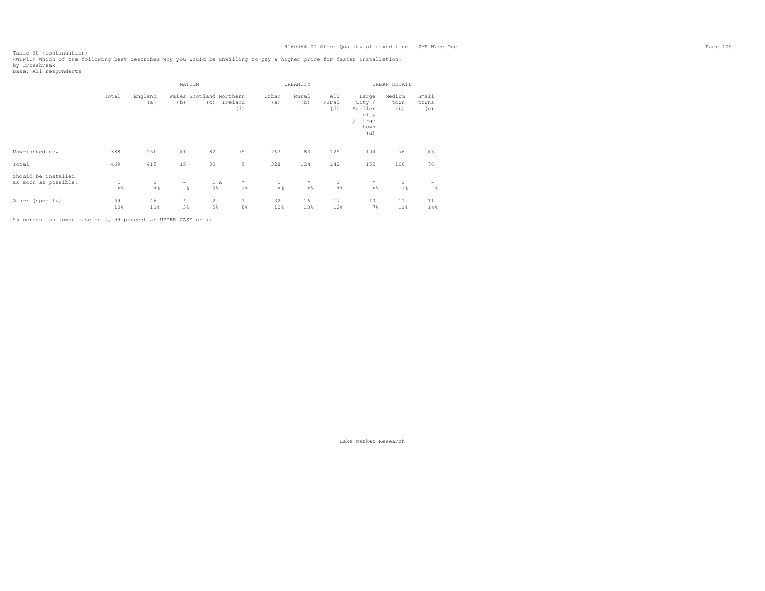Table 30 (continuation)
<WTP1C> Which of the following best describes why you would be unwilling to pay a higher price for faster installation?
by Crossbreak
Base: All respondents

| | Total | NATION | | | | URBANITY | | | URBAN DETAIL | | |
|---|---|---|---|---|---|---|---|---|---|---|---|
| | | England (a) | Wales (b) | Scotland (c) | Northern Ireland (d) | Urban (a) | Rural (b) | All Rural (d) | Large City / Smaller city / large town (a) | Medium town (b) | Small towns (c) |
| Unweighted row | 388 | 150 | 81 | 82 | 75 | 263 | 83 | 125 | 104 | 76 | 83 |
| Total | 469 | 415 | 15 | 30 | 9 | 328 | 124 | 142 | 152 | 100 | 76 |
| Should be installed as soon as possible. | 1<br>*% | 1<br>*% | -<br>-% | 1 A<br>3% | *<br>1% | 1<br>*% | *<br>*% | 1<br>*% | *<br>*% | 1<br>1% | -<br>-% |
| Other (specify) | 49<br>10% | 46<br>11% | *<br>3% | 2<br>5% | 1<br>8% | 32<br>10% | 16<br>13% | 17<br>12% | 10<br>7% | 11<br>11% | 11<br>14% |

95 percent as lower case or +, 99 percent as UPPER CASE or ++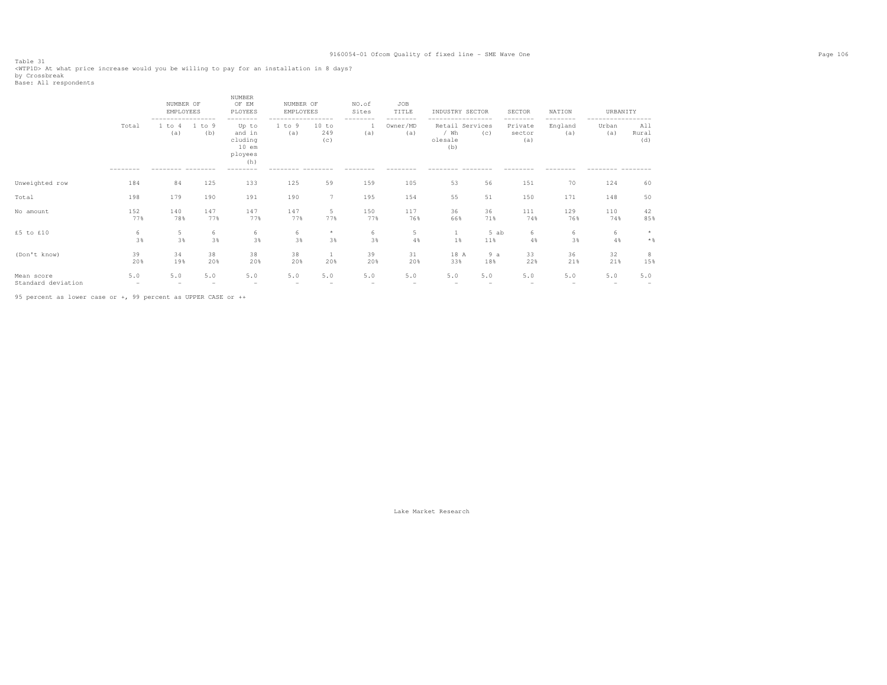Table 31
<WTP1D> At what price increase would you be willing to pay for an installation in 8 days?
by Crossbreak
Base: All respondents

| | Total | NUMBER OF EMPLOYEES | | NUMBER OF EMPLOYEES | NUMBER OF EMPLOYEES | | NO.of Sites | JOB TITLE | INDUSTRY SECTOR | | SECTOR | NATION | URBANITY | |
|---|---|---|---|---|---|---|---|---|---|---|---|---|---|---|
| | | 1 to 4 (a) | 1 to 9 (b) | Up to and including 10 employees (h) | 1 to 9 (a) | 10 to 249 (c) | 1 (a) | Owner/MD (a) | Retail / Wholesale (b) | Services (c) | Private sector (a) | England (a) | Urban (a) | All Rural (d) |
| Unweighted row | 184 | 84 | 125 | 133 | 125 | 59 | 159 | 105 | 53 | 56 | 151 | 70 | 124 | 60 |
| Total | 198 | 179 | 190 | 191 | 190 | 7 | 195 | 154 | 55 | 51 | 150 | 171 | 148 | 50 |
| No amount | 152<br>77% | 140<br>78% | 147<br>77% | 147<br>77% | 147<br>77% | 5<br>77% | 150<br>77% | 117<br>76% | 36<br>66% | 36<br>71% | 111<br>74% | 129<br>76% | 110<br>74% | 42<br>85% |
| £5 to £10 | 6<br>3% | 5<br>3% | 6<br>3% | 6<br>3% | 6<br>3% | *<br>3% | 6<br>3% | 5<br>4% | 1<br>1% | 5 ab<br>11% | 6<br>4% | 6<br>3% | 6<br>4% | *<br>*% |
| (Don't know) | 39<br>20% | 34<br>19% | 38<br>20% | 38<br>20% | 38<br>20% | 1<br>20% | 39<br>20% | 31<br>20% | 18 A<br>33% | 9 a<br>18% | 33<br>22% | 36<br>21% | 32<br>21% | 8<br>15% |
| Mean score | 5.0 | 5.0 | 5.0 | 5.0 | 5.0 | 5.0 | 5.0 | 5.0 | 5.0 | 5.0 | 5.0 | 5.0 | 5.0 | 5.0 |
| Standard deviation | - | - | - | - | - | - | - | - | - | - | - | - | - | - |

95 percent as lower case or +, 99 percent as UPPER CASE or ++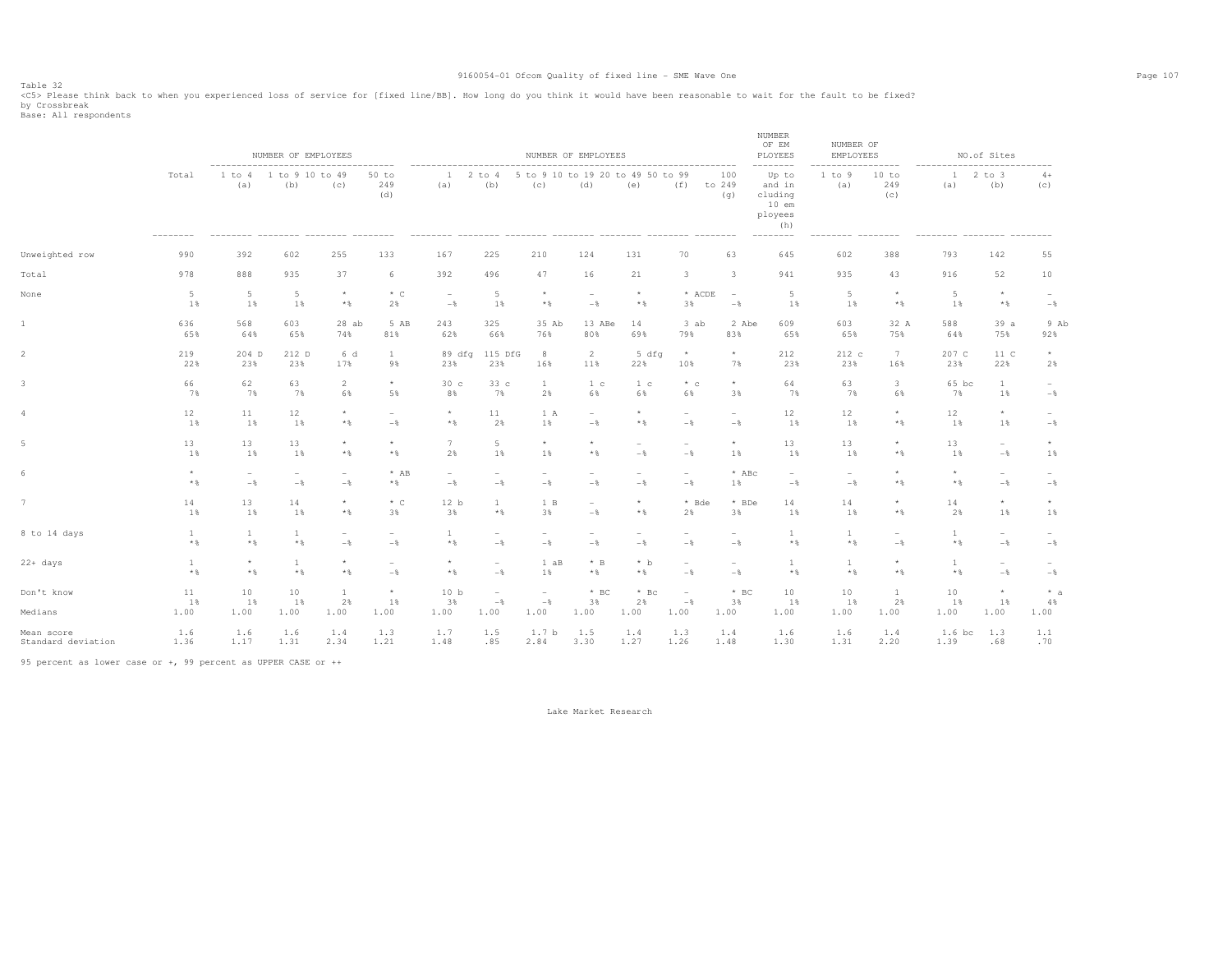Table 32

<C5> Please think back to when you experienced loss of service for [fixed line/BB]. How long do you think it would have been reasonable to wait for the fault to be fixed?

by Crossbreak

Base: All respondents

| | Total | NUMBER OF EMPLOYEES | | | | NUMBER OF EMPLOYEES | | | | | | | NUMBER OF EM PLOYEES | NUMBER OF EMPLOYEES | | NO.of Sites | | |
|---|---|---|---|---|---|---|---|---|---|---|---|---|---|---|---|---|---|---|
| | | 1 to 4 (a) | 1 to 9 (b) | 10 to 49 (c) | 50 to 249 (d) | 1 (a) | 2 to 4 (b) | 5 to 9 (c) | 10 to 19 (d) | 20 to 49 (e) | 50 to 99 (f) | 100 to 249 (g) | Up to and in cluding 10 em ployees (h) | 1 to 9 (a) | 10 to 249 (c) | 1 (a) | 2 to 3 (b) | 4+ (c) |
| Unweighted row | 990 | 392 | 602 | 255 | 133 | 167 | 225 | 210 | 124 | 131 | 70 | 63 | 645 | 602 | 388 | 793 | 142 | 55 |
| Total | 978 | 888 | 935 | 37 | 6 | 392 | 496 | 47 | 16 | 21 | 3 | 3 | 941 | 935 | 43 | 916 | 52 | 10 |
| None | 5 | 5 | 5 | * | * C | - | 5 | * | - | * | * ACDE | - | 5 | 5 | * | 5 | * | - |
| | 1% | 1% | 1% | *% | 2% | -% | 1% | *% | -% | *% | 3% | -% | 1% | 1% | *% | 1% | *% | -% |
| 1 | 636 | 568 | 603 | 28 ab | 5 AB | 243 | 325 | 35 Ab | 13 ABe | 14 | 3 ab | 2 Abe | 609 | 603 | 32 A | 588 | 39 a | 9 Ab |
| | 65% | 64% | 65% | 74% | 81% | 62% | 66% | 76% | 80% | 69% | 79% | 83% | 65% | 65% | 75% | 64% | 75% | 92% |
| 2 | 219 | 204 D | 212 D | 6 d | 1 | 89 dfg | 115 DfG | 8 | 2 | 5 dfg | * | * | 212 | 212 c | 7 | 207 C | 11 C | * |
| | 22% | 23% | 23% | 17% | 9% | 23% | 23% | 16% | 11% | 22% | 10% | 7% | 23% | 23% | 16% | 23% | 22% | 2% |
| 3 | 66 | 62 | 63 | 2 | * | 30 c | 33 c | 1 | 1 c | 1 c | * c | * | 64 | 63 | 3 | 65 bc | 1 | - |
| | 7% | 7% | 7% | 6% | 5% | 8% | 7% | 2% | 6% | 6% | 6% | 3% | 7% | 7% | 6% | 7% | 1% | -% |
| 4 | 12 | 11 | 12 | * | - | * | 11 | 1 A | - | * | - | - | 12 | 12 | * | 12 | * | - |
| | 1% | 1% | 1% | *% | -% | *% | 2% | 1% | -% | *% | -% | -% | 1% | 1% | *% | 1% | 1% | -% |
| 5 | 13 | 13 | 13 | * | * | 7 | 5 | * | * | - | - | * | 13 | 13 | * | 13 | - | * |
| | 1% | 1% | 1% | *% | *% | 2% | 1% | 1% | *% | -% | -% | 1% | 1% | 1% | *% | 1% | -% | 1% |
| 6 | * | - | - | - | * AB | - | - | - | - | - | - | * ABc | - | - | * | * | - | - |
| | *% | -% | -% | -% | *% | -% | -% | -% | -% | -% | -% | 1% | -% | -% | *% | *% | -% | -% |
| 7 | 14 | 13 | 14 | * | * C | 12 b | 1 | 1 B | - | * | * Bde | * BDe | 14 | 14 | * | 14 | * | * |
| | 1% | 1% | 1% | *% | 3% | 3% | *% | 3% | -% | *% | 2% | 3% | 1% | 1% | *% | 2% | 1% | 1% |
| 8 to 14 days | 1 | 1 | 1 | - | - | 1 | - | - | - | - | - | - | 1 | 1 | - | 1 | - | - |
| | *% | *% | *% | -% | -% | *% | -% | -% | -% | -% | -% | -% | *% | *% | -% | *% | -% | -% |
| 22+ days | 1 | * | 1 | * | - | * | - | 1 aB | * B | * b | - | - | 1 | 1 | * | 1 | - | - |
| | *% | *% | *% | *% | -% | *% | -% | 1% | *% | *% | -% | -% | *% | *% | *% | *% | -% | -% |
| Don't know | 11 | 10 | 10 | 1 | * | 10 b | - | - | * BC | * Bc | - | * BC | 10 | 10 | 1 | 10 | * | * a |
| | 1% | 1% | 1% | 2% | 1% | 3% | -% | -% | 3% | 2% | -% | 3% | 1% | 1% | 2% | 1% | 1% | 4% |
| Medians | 1.00 | 1.00 | 1.00 | 1.00 | 1.00 | 1.00 | 1.00 | 1.00 | 1.00 | 1.00 | 1.00 | 1.00 | 1.00 | 1.00 | 1.00 | 1.00 | 1.00 | 1.00 |
| Mean score | 1.6 | 1.6 | 1.6 | 1.4 | 1.3 | 1.7 | 1.5 | 1.7 b | 1.5 | 1.4 | 1.3 | 1.4 | 1.6 | 1.6 | 1.4 | 1.6 bc | 1.3 | 1.1 |
| Standard deviation | 1.36 | 1.17 | 1.31 | 2.34 | 1.21 | 1.48 | .85 | 2.84 | 3.30 | 1.27 | 1.26 | 1.48 | 1.30 | 1.31 | 2.20 | 1.39 | .68 | .70 |

95 percent as lower case or +, 99 percent as UPPER CASE or ++

Lake Market Research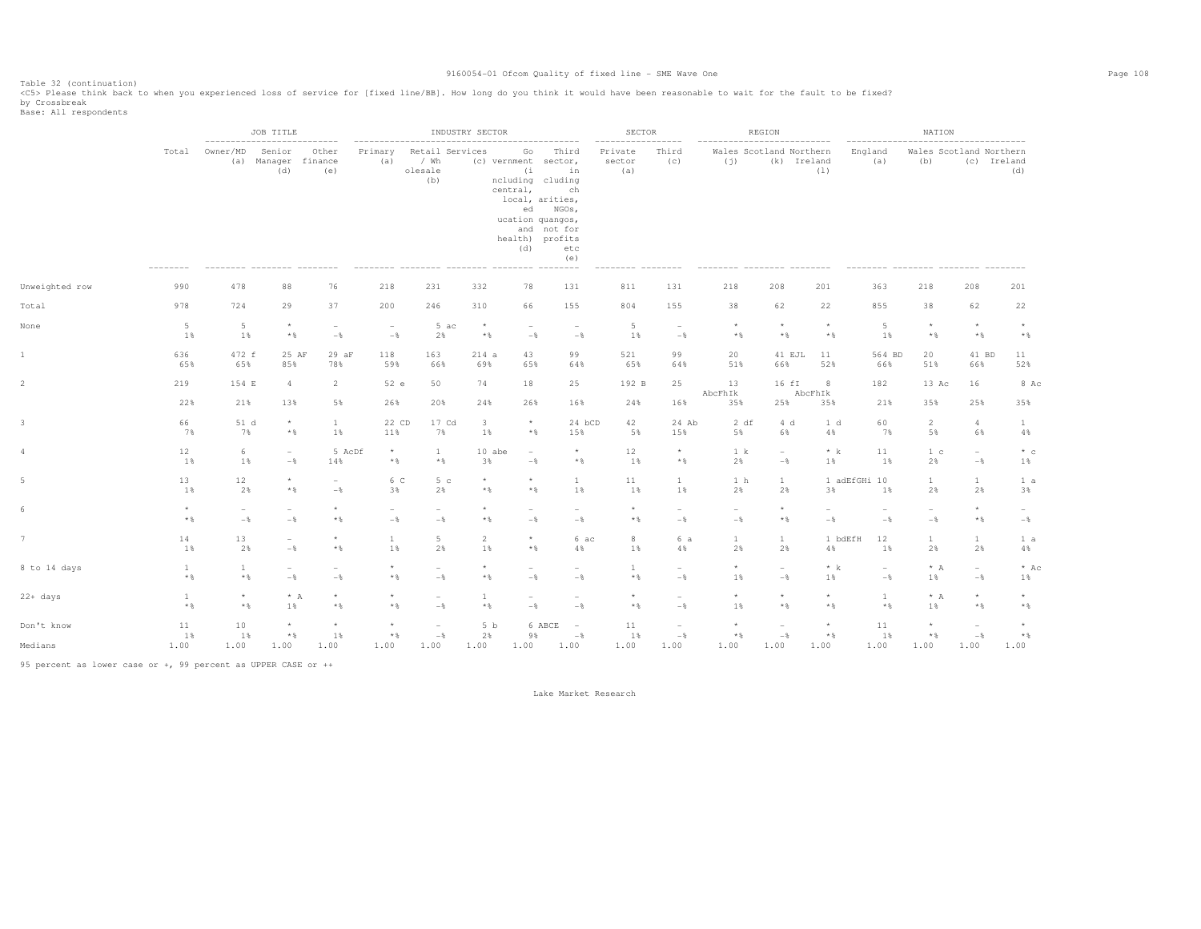Table 32 (continuation)
<C5> Please think back to when you experienced loss of service for [fixed line/BB]. How long do you think it would have been reasonable to wait for the fault to be fixed?
by Crossbreak
Base: All respondents

| | | JOB TITLE | | | INDUSTRY SECTOR | | | | | SECTOR | | REGION | | | NATION | | | |
|---|---|---|---|---|---|---|---|---|---|---|---|---|---|---|---|---|---|---|
| | Total | Owner/MD (a) | Senior Manager (d) | Other finance (e) | Primary (a) | Retail Services / Wholesale (b) | (c) | Government (including central, local, education and health) (d) | Third sector, including charities, NGOs, quangos, not for profits etc (e) | Private sector (a) | Third (c) | Wales (j) | Scotland (k) | Northern Ireland (l) | England (a) | Wales (b) | Scotland (c) | Northern Ireland (d) |
| Unweighted row | 990 | 478 | 88 | 76 | 218 | 231 | 332 | 78 | 131 | 811 | 131 | 218 | 208 | 201 | 363 | 218 | 208 | 201 |
| Total | 978 | 724 | 29 | 37 | 200 | 246 | 310 | 66 | 155 | 804 | 155 | 38 | 62 | 22 | 855 | 38 | 62 | 22 |
| None | 5 | 5 | * | - | - | 5 ac | * | - | - | 5 | - | * | * | * | 5 | * | * | * |
| | 1% | 1% | *% | -% | -% | 2% | *% | -% | -% | 1% | -% | *% | *% | *% | 1% | *% | *% | *% |
| 1 | 636 | 472 f | 25 AF | 29 aF | 118 | 163 | 214 a | 43 | 99 | 521 | 99 | 20 | 41 EJL | 11 | 564 BD | 20 | 41 BD | 11 |
| | 65% | 65% | 85% | 78% | 59% | 66% | 69% | 65% | 64% | 65% | 64% | 51% | 66% | 52% | 66% | 51% | 66% | 52% |
| 2 | 219 | 154 E | 4 | 2 | 52 e | 50 | 74 | 18 | 25 | 192 B | 25 | 13 AbcFhIk | 16 fI | 8 AbcFhIk | 182 | 13 Ac | 16 | 8 Ac |
| | 22% | 21% | 13% | 5% | 26% | 20% | 24% | 26% | 16% | 24% | 16% | 35% | 25% | 35% | 21% | 35% | 25% | 35% |
| 3 | 66 | 51 d | * | 1 | 22 CD | 17 Cd | 3 | * | 24 bCD | 42 | 24 Ab | 2 df | 4 d | 1 d | 60 | 2 | 4 | 1 |
| | 7% | 7% | *% | 1% | 11% | 7% | 1% | *% | 15% | 5% | 15% | 5% | 6% | 4% | 7% | 5% | 6% | 4% |
| 4 | 12 | 6 | - | 5 AcDf | * | 1 | 10 abe | - | * | 12 | * | 1 k | - | * k | 11 | 1 c | - | * c |
| | 1% | 1% | -% | 14% | *% | *% | 3% | -% | *% | 1% | *% | 2% | -% | 1% | 1% | 2% | -% | 1% |
| 5 | 13 | 12 | * | - | 6 C | 5 c | * | * | 1 | 11 | 1 | 1 h | 1 | 1 adEfGHi | 10 | 1 | 1 | 1 a |
| | 1% | 2% | *% | -% | 3% | 2% | *% | *% | 1% | 1% | 1% | 2% | 2% | 3% | 1% | 2% | 2% | 3% |
| 6 | * | - | - | * | - | - | * | - | - | * | - | - | * | - | - | - | * | - |
| | *% | -% | -% | *% | -% | -% | *% | -% | -% | *% | -% | -% | *% | -% | -% | -% | *% | -% |
| 7 | 14 | 13 | - | * | 1 | 5 | 2 | * | 6 ac | 8 | 6 a | 1 | 1 | 1 bdEfH | 12 | 1 | 1 | 1 a |
| | 1% | 2% | -% | *% | 1% | 2% | 1% | *% | 4% | 1% | 4% | 2% | 2% | 4% | 1% | 2% | 2% | 4% |
| 8 to 14 days | 1 | 1 | - | - | * | - | * | - | - | 1 | - | * | - | * k | - | * A | - | * Ac |
| | *% | *% | -% | -% | *% | -% | *% | -% | -% | *% | -% | 1% | -% | 1% | -% | 1% | -% | 1% |
| 22+ days | 1 | * | * A | * | * | - | 1 | - | - | * | - | * | * | * | 1 | * A | * | * |
| | *% | *% | 1% | *% | *% | -% | *% | -% | -% | *% | -% | 1% | *% | *% | *% | 1% | *% | *% |
| Don't know | 11 | 10 | * | * | * | - | 5 b | 6 ABCE | - | 11 | - | * | - | * | 11 | * | - | * |
| | 1% | 1% | *% | 1% | *% | -% | 2% | 9% | -% | 1% | -% | *% | -% | *% | 1% | *% | -% | *% |
| Medians | 1.00 | 1.00 | 1.00 | 1.00 | 1.00 | 1.00 | 1.00 | 1.00 | 1.00 | 1.00 | 1.00 | 1.00 | 1.00 | 1.00 | 1.00 | 1.00 | 1.00 | 1.00 |

95 percent as lower case or +, 99 percent as UPPER CASE or ++

Lake Market Research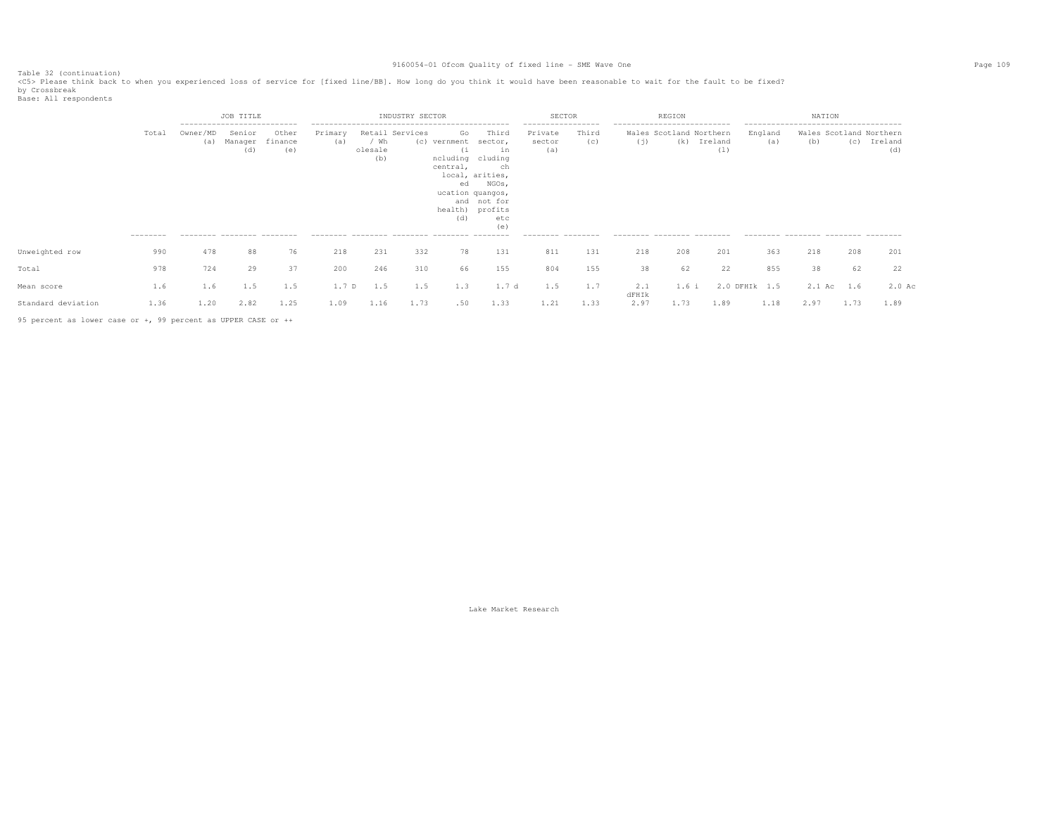Table 32 (continuation)

<C5> Please think back to when you experienced loss of service for [fixed line/BB]. How long do you think it would have been reasonable to wait for the fault to be fixed?

by Crossbreak

Base: All respondents

| | Total | JOB TITLE | | | INDUSTRY SECTOR | | | | | SECTOR | | REGION | | | NATION | | | |
|---|---|---|---|---|---|---|---|---|---|---|---|---|---|---|---|---|---|---|
| | | Owner/MD (a) | Senior Manager (d) | Other finance (e) | Primary (a) | Retail / Wholesale (b) | Services (c) | Government (including central, local, education and health) (d) | Third sector, including charities, NGOs, quangos, not for profits etc (e) | Private sector (a) | Third (c) | Wales (j) | Scotland (k) | Northern Ireland (l) | England (a) | Wales (b) | Scotland (c) | Northern Ireland (d) |
| Unweighted row | 990 | 478 | 88 | 76 | 218 | 231 | 332 | 78 | 131 | 811 | 131 | 218 | 208 | 201 | 363 | 218 | 208 | 201 |
| Total | 978 | 724 | 29 | 37 | 200 | 246 | 310 | 66 | 155 | 804 | 155 | 38 | 62 | 22 | 855 | 38 | 62 | 22 |
| Mean score | 1.6 | 1.6 | 1.5 | 1.5 | 1.7 D | 1.5 | 1.5 | 1.3 | 1.7 d | 1.5 | 1.7 | 2.1 dFHIk | 1.6 i | 2.0 DFHIk | 1.5 | 2.1 Ac | 1.6 | 2.0 Ac |
| Standard deviation | 1.36 | 1.20 | 2.82 | 1.25 | 1.09 | 1.16 | 1.73 | .50 | 1.33 | 1.21 | 1.33 | 2.97 | 1.73 | 1.89 | 1.18 | 2.97 | 1.73 | 1.89 |

95 percent as lower case or +, 99 percent as UPPER CASE or ++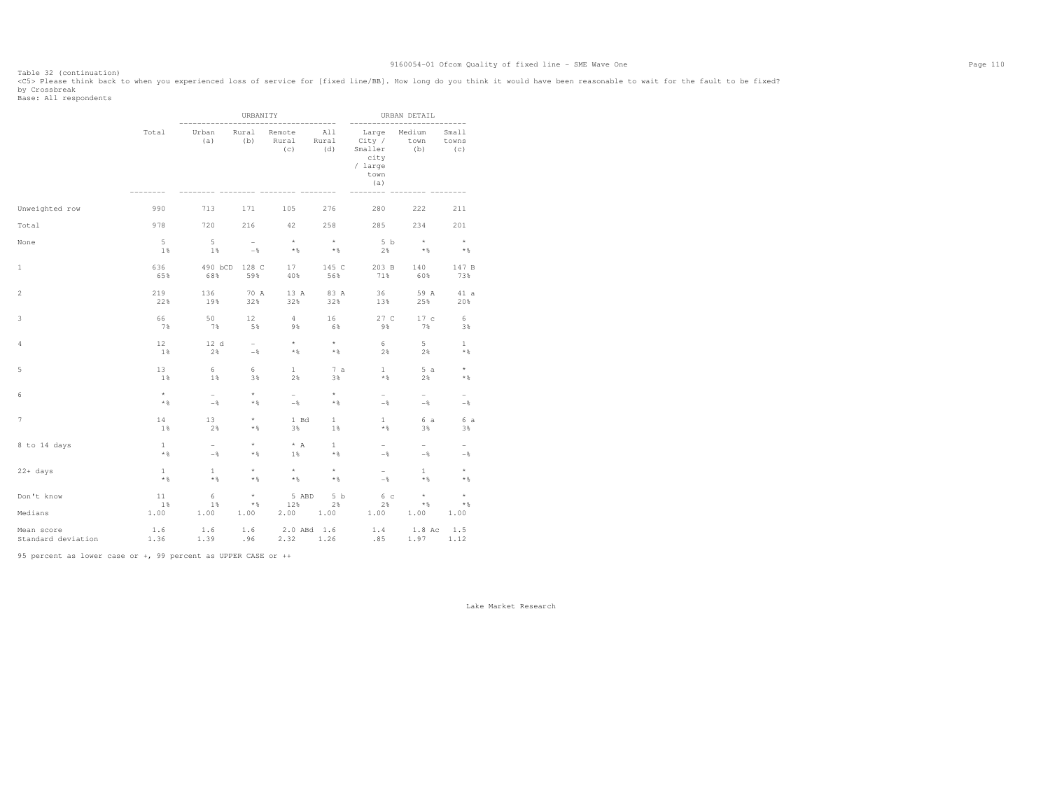Table 32 (continuation)
<C5> Please think back to when you experienced loss of service for [fixed line/BB]. How long do you think it would have been reasonable to wait for the fault to be fixed?
by Crossbreak
Base: All respondents

| | Total | URBANITY | | | | URBAN DETAIL | | |
|---|---|---|---|---|---|---|---|---|
| | | Urban (a) | Rural (b) | Remote Rural (c) | All Rural (d) | Large City / Smaller city / large town (a) | Medium town (b) | Small towns (c) |
| Unweighted row | 990 | 713 | 171 | 105 | 276 | 280 | 222 | 211 |
| Total | 978 | 720 | 216 | 42 | 258 | 285 | 234 | 201 |
| None | 5 | 5 | - | * | * | 5 b | * | * |
| | 1% | 1% | -% | *% | *% | 2% | *% | *% |
| 1 | 636 | 490 bCD | 128 C | 17 | 145 C | 203 B | 140 | 147 B |
| | 65% | 68% | 59% | 40% | 56% | 71% | 60% | 73% |
| 2 | 219 | 136 | 70 A | 13 A | 83 A | 36 | 59 A | 41 a |
| | 22% | 19% | 32% | 32% | 32% | 13% | 25% | 20% |
| 3 | 66 | 50 | 12 | 4 | 16 | 27 C | 17 c | 6 |
| | 7% | 7% | 5% | 9% | 6% | 9% | 7% | 3% |
| 4 | 12 | 12 d | - | * | * | 6 | 5 | 1 |
| | 1% | 2% | -% | *% | *% | 2% | 2% | *% |
| 5 | 13 | 6 | 6 | 1 | 7 a | 1 | 5 a | * |
| | 1% | 1% | 3% | 2% | 3% | *% | 2% | *% |
| 6 | * | - | * | - | * | - | - | - |
| | *% | -% | *% | -% | *% | -% | -% | -% |
| 7 | 14 | 13 | * | 1 Bd | 1 | 1 | 6 a | 6 a |
| | 1% | 2% | *% | 3% | 1% | *% | 3% | 3% |
| 8 to 14 days | 1 | - | * | * A | 1 | - | - | - |
| | *% | -% | *% | 1% | *% | -% | -% | -% |
| 22+ days | 1 | 1 | * | * | * | - | 1 | * |
| | *% | *% | *% | *% | *% | -% | *% | *% |
| Don't know | 11 | 6 | * | 5 ABD | 5 b | 6 c | * | * |
| | 1% | 1% | *% | 12% | 2% | 2% | *% | *% |
| Medians | 1.00 | 1.00 | 1.00 | 2.00 | 1.00 | 1.00 | 1.00 | 1.00 |
| Mean score | 1.6 | 1.6 | 1.6 | 2.0 ABd | 1.6 | 1.4 | 1.8 Ac | 1.5 |
| Standard deviation | 1.36 | 1.39 | .96 | 2.32 | 1.26 | .85 | 1.97 | 1.12 |

95 percent as lower case or +, 99 percent as UPPER CASE or ++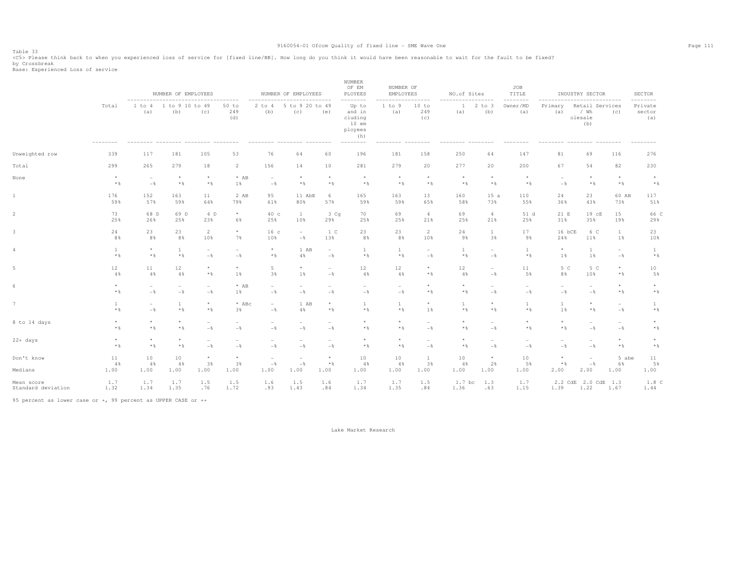Table 33

<C5> Please think back to when you experienced loss of service for [fixed line/BB]. How long do you think it would have been reasonable to wait for the fault to be fixed?

by Crossbreak

Base: Experienced Loss of service

| | Total | NUMBER OF EMPLOYEES | | | | NUMBER OF EMPLOYEES | | | NUMBER OF EM PLOYEES | NUMBER OF EMPLOYEES | | NO.of Sites | | JOB TITLE | INDUSTRY SECTOR | | | SECTOR |
|---|---|---|---|---|---|---|---|---|---|---|---|---|---|---|---|---|---|---|
| | | 1 to 4 (a) | 1 to 9 (b) | 10 to 49 (c) | 50 to 249 (d) | 2 to 4 (b) | 5 to 9 (c) | 20 to 49 (e) | Up to and including 10 employees (h) | 1 to 9 (a) | 10 to 249 (c) | 1 (a) | 2 to 3 (b) | Owner/MD (a) | Primary (a) | Retail / Wholesale (b) | Services (c) | Private sector (a) |
| Unweighted row | 339 | 117 | 181 | 105 | 53 | 76 | 64 | 60 | 196 | 181 | 158 | 250 | 64 | 147 | 81 | 69 | 116 | 276 |
| Total | 299 | 265 | 279 | 18 | 2 | 156 | 14 | 10 | 281 | 279 | 20 | 277 | 20 | 200 | 67 | 54 | 82 | 230 |
| None | * | - | * | * | * AB | - | * | * | * | * | * | * | * | * | - | * | * | * |
| | *% | -% | *% | *% | 1% | -% | *% | *% | *% | *% | *% | *% | *% | *% | -% | *% | *% | *% |
| 1 | 176 | 152 | 163 | 11 | 2 AB | 95 | 11 AbE | 6 | 165 | 163 | 13 | 160 | 15 a | 110 | 24 | 23 | 60 AB | 117 |
| | 59% | 57% | 59% | 64% | 79% | 61% | 80% | 57% | 59% | 59% | 65% | 58% | 73% | 55% | 36% | 43% | 73% | 51% |
| 2 | 73 | 68 D | 69 D | 4 D | * | 40 c | 1 | 3 Cg | 70 | 69 | 4 | 69 | 4 | 51 d | 21 E | 19 cE | 15 | 66 C |
| | 25% | 26% | 25% | 23% | 6% | 25% | 10% | 29% | 25% | 25% | 21% | 25% | 21% | 25% | 31% | 35% | 19% | 29% |
| 3 | 24 | 23 | 23 | 2 | * | 16 c | - | 1 C | 23 | 23 | 2 | 24 | 1 | 17 | 16 bCE | 6 C | 1 | 23 |
| | 8% | 8% | 8% | 10% | 7% | 10% | -% | 13% | 8% | 8% | 10% | 9% | 3% | 9% | 24% | 11% | 1% | 10% |
| 4 | 1 | * | 1 | - | - | * | 1 AB | - | 1 | 1 | - | 1 | - | 1 | * | 1 | - | 1 |
| | *% | *% | *% | -% | -% | *% | 4% | -% | *% | *% | -% | *% | -% | *% | 1% | 1% | -% | *% |
| 5 | 12 | 11 | 12 | * | * | 5 | * | - | 12 | 12 | * | 12 | - | 11 | 5 C | 5 C | * | 10 |
| | 4% | 4% | 4% | *% | 1% | 3% | 1% | -% | 4% | 4% | *% | 4% | -% | 5% | 8% | 10% | *% | 5% |
| 6 | * | - | - | - | * AB | - | - | - | - | - | * | * | - | - | - | - | * | * |
| | *% | -% | -% | -% | 1% | -% | -% | -% | -% | -% | *% | *% | -% | -% | -% | -% | *% | *% |
| 7 | 1 | - | 1 | * | * ABc | - | 1 AB | * | 1 | 1 | * | 1 | * | 1 | 1 | * | - | 1 |
| | *% | -% | *% | *% | 3% | -% | 4% | *% | *% | *% | 1% | *% | *% | *% | 1% | *% | -% | *% |
| 8 to 14 days | * | * | * | - | - | - | - | - | * | * | - | * | - | * | * | - | - | * |
| | *% | *% | *% | -% | -% | -% | -% | -% | *% | *% | -% | *% | -% | *% | *% | -% | -% | *% |
| 22+ days | * | * | * | - | - | - | - | - | * | * | - | * | - | - | - | - | * | * |
| | *% | *% | *% | -% | -% | -% | -% | -% | *% | *% | -% | *% | -% | -% | -% | -% | *% | *% |
| Don't know | 11 | 10 | 10 | * | * | - | - | * | 10 | 10 | 1 | 10 | * | 10 | * | - | 5 abe | 11 |
| | 4% | 4% | 4% | 3% | 3% | -% | -% | *% | 4% | 4% | 3% | 4% | 2% | 5% | *% | -% | 6% | 5% |
| Medians | 1.00 | 1.00 | 1.00 | 1.00 | 1.00 | 1.00 | 1.00 | 1.00 | 1.00 | 1.00 | 1.00 | 1.00 | 1.00 | 1.00 | 2.00 | 2.00 | 1.00 | 1.00 |
| Mean score | 1.7 | 1.7 | 1.7 | 1.5 | 1.5 | 1.6 | 1.5 | 1.6 | 1.7 | 1.7 | 1.5 | 1.7 bc | 1.3 | 1.7 | 2.2 CdE | 2.0 CdE | 1.3 | 1.8 C |
| Standard deviation | 1.32 | 1.34 | 1.35 | .76 | 1.72 | .93 | 1.43 | .84 | 1.34 | 1.35 | .84 | 1.36 | .63 | 1.15 | 1.39 | 1.22 | 1.67 | 1.44 |

95 percent as lower case or +, 99 percent as UPPER CASE or ++

Lake Market Research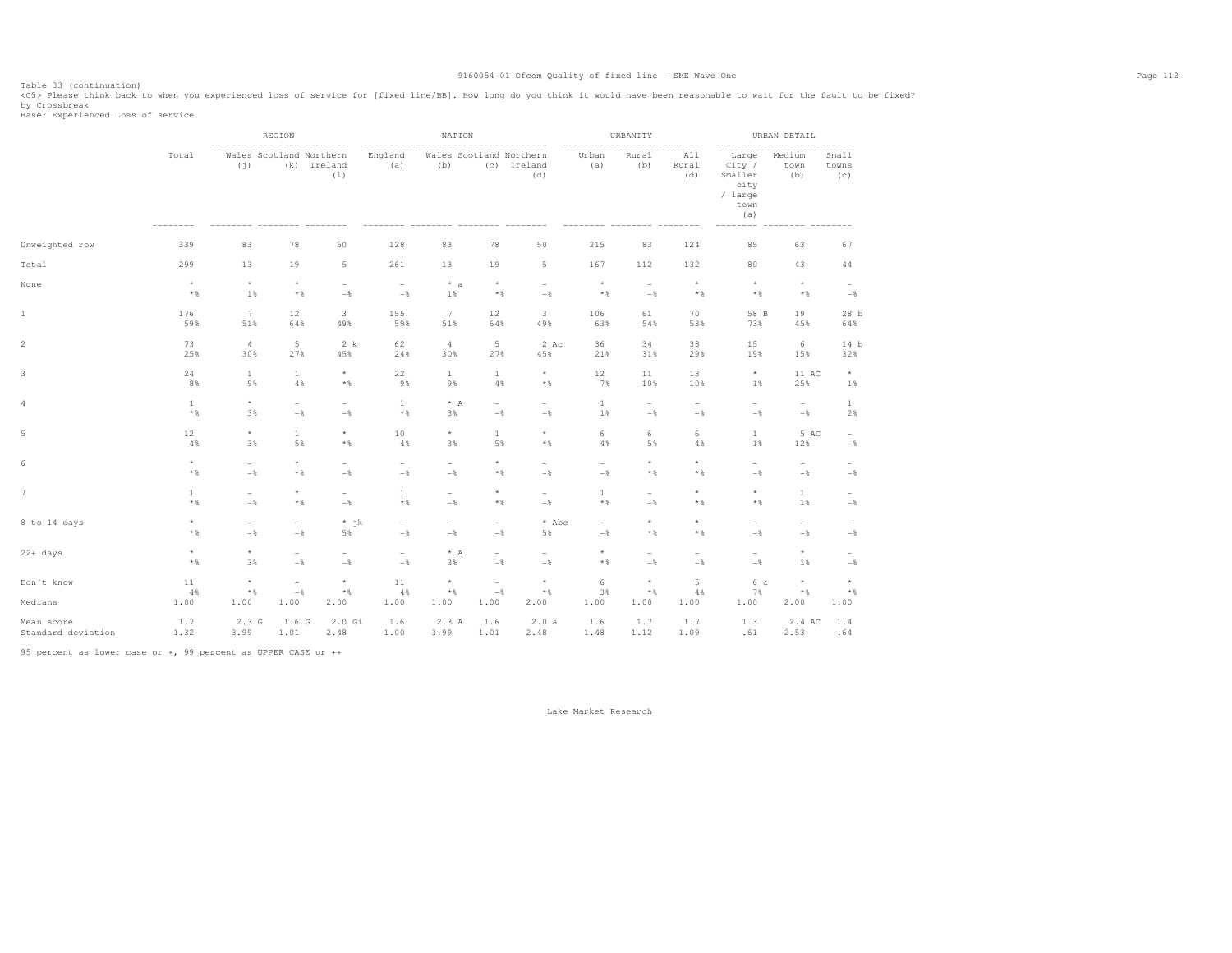Table 33 (continuation)

<C5> Please think back to when you experienced loss of service for [fixed line/BB]. How long do you think it would have been reasonable to wait for the fault to be fixed?

by Crossbreak

Base: Experienced Loss of service

| | Total | REGION | | | NATION | | | | URBANITY | | | URBAN DETAIL | | |
|---|---|---|---|---|---|---|---|---|---|---|---|---|---|---|
| | | Wales (j) | Scotland (k) | Northern Ireland (l) | England (a) | Wales (b) | Scotland (c) | Northern Ireland (d) | Urban (a) | Rural (b) | All Rural (d) | Large City / Smaller city / large town (a) | Medium town (b) | Small towns (c) |
| Unweighted row | 339 | 83 | 78 | 50 | 128 | 83 | 78 | 50 | 215 | 83 | 124 | 85 | 63 | 67 |
| Total | 299 | 13 | 19 | 5 | 261 | 13 | 19 | 5 | 167 | 112 | 132 | 80 | 43 | 44 |
| None | * | * | * | - | - | * a | * | - | * | - | * | * | * | - |
| | *% | 1% | *% | -% | -% | 1% | *% | -% | *% | -% | *% | *% | *% | -% |
| 1 | 176 | 7 | 12 | 3 | 155 | 7 | 12 | 3 | 106 | 61 | 70 | 58 B | 19 | 28 b |
| | 59% | 51% | 64% | 49% | 59% | 51% | 64% | 49% | 63% | 54% | 53% | 73% | 45% | 64% |
| 2 | 73 | 4 | 5 | 2 k | 62 | 4 | 5 | 2 Ac | 36 | 34 | 38 | 15 | 6 | 14 b |
| | 25% | 30% | 27% | 45% | 24% | 30% | 27% | 45% | 21% | 31% | 29% | 19% | 15% | 32% |
| 3 | 24 | 1 | 1 | * | 22 | 1 | 1 | * | 12 | 11 | 13 | * | 11 AC | * |
| | 8% | 9% | 4% | *% | 9% | 9% | 4% | *% | 7% | 10% | 10% | 1% | 25% | 1% |
| 4 | 1 | * | - | - | 1 | * A | - | - | 1 | - | - | - | - | 1 |
| | *% | 3% | -% | -% | *% | 3% | -% | -% | 1% | -% | -% | -% | -% | 2% |
| 5 | 12 | * | 1 | * | 10 | * | 1 | * | 6 | 6 | 6 | 1 | 5 AC | - |
| | 4% | 3% | 5% | *% | 4% | 3% | 5% | *% | 4% | 5% | 4% | 1% | 12% | -% |
| 6 | * | - | * | - | - | - | * | - | - | * | * | - | - | - |
| | *% | -% | *% | -% | -% | -% | *% | -% | -% | *% | *% | -% | -% | -% |
| 7 | 1 | - | * | - | 1 | - | * | - | 1 | - | * | * | 1 | - |
| | *% | -% | *% | -% | *% | -% | *% | -% | *% | -% | *% | *% | 1% | -% |
| 8 to 14 days | * | - | - | * jk | - | - | - | * Abc | - | * | * | - | - | - |
| | *% | -% | -% | 5% | -% | -% | -% | 5% | -% | *% | *% | -% | -% | -% |
| 22+ days | * | * | - | - | - | * A | - | - | * | - | - | - | * | - |
| | *% | 3% | -% | -% | -% | 3% | -% | -% | *% | -% | -% | -% | 1% | -% |
| Don't know | 11 | * | - | * | 11 | * | - | * | 6 | * | 5 | 6 c | * | * |
| | 4% | *% | -% | *% | 4% | *% | -% | *% | 3% | *% | 4% | 7% | *% | *% |
| Medians | 1.00 | 1.00 | 1.00 | 2.00 | 1.00 | 1.00 | 1.00 | 2.00 | 1.00 | 1.00 | 1.00 | 1.00 | 2.00 | 1.00 |
| Mean score | 1.7 | 2.3 G | 1.6 G | 2.0 Gi | 1.6 | 2.3 A | 1.6 | 2.0 a | 1.6 | 1.7 | 1.7 | 1.3 | 2.4 AC | 1.4 |
| Standard deviation | 1.32 | 3.99 | 1.01 | 2.48 | 1.00 | 3.99 | 1.01 | 2.48 | 1.48 | 1.12 | 1.09 | .61 | 2.53 | .64 |

95 percent as lower case or +, 99 percent as UPPER CASE or ++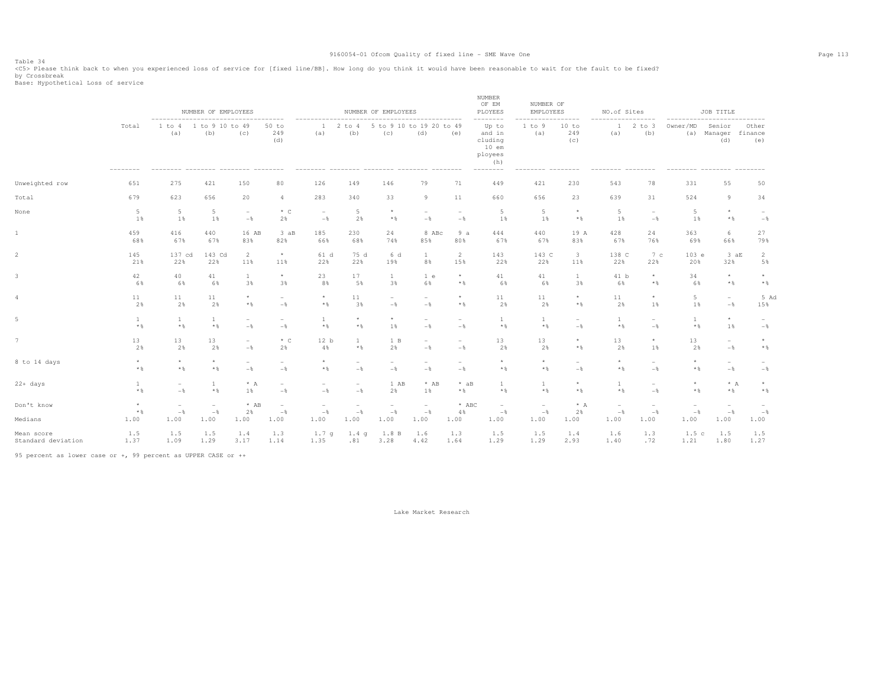Table 34

<C5> Please think back to when you experienced loss of service for [fixed line/BB]. How long do you think it would have been reasonable to wait for the fault to be fixed?

by Crossbreak

Base: Hypothetical Loss of service

| | Total | NUMBER OF EMPLOYEES | | | | NUMBER OF EMPLOYEES | | | | | NUMBER OF EMPLOYEES | NUMBER OF EMPLOYEES | | NO.of Sites | | JOB TITLE | | |
|---|---|---|---|---|---|---|---|---|---|---|---|---|---|---|---|---|---|---|
| | | 1 to 4 (a) | 1 to 9 (b) | 10 to 49 (c) | 50 to 249 (d) | 1 (a) | 2 to 4 (b) | 5 to 9 (c) | 10 to 19 (d) | 20 to 49 (e) | Up to and including 10 employees (h) | 1 to 9 (a) | 10 to 249 (c) | 1 (a) | 2 to 3 (b) | Owner/MD (a) | Senior Manager (d) | Other finance (e) |
| Unweighted row | 651 | 275 | 421 | 150 | 80 | 126 | 149 | 146 | 79 | 71 | 449 | 421 | 230 | 543 | 78 | 331 | 55 | 50 |
| Total | 679 | 623 | 656 | 20 | 4 | 283 | 340 | 33 | 9 | 11 | 660 | 656 | 23 | 639 | 31 | 524 | 9 | 34 |
| None | 5 | 5 | 5 | - | * C | - | 5 | * | - | - | 5 | 5 | * | 5 | - | 5 | * | - |
| | 1% | 1% | 1% | -% | 2% | -% | 2% | *% | -% | -% | 1% | 1% | *% | 1% | -% | 1% | *% | -% |
| 1 | 459 | 416 | 440 | 16 AB | 3 aB | 185 | 230 | 24 | 8 ABc | 9 a | 444 | 440 | 19 A | 428 | 24 | 363 | 6 | 27 |
| | 68% | 67% | 67% | 83% | 82% | 66% | 68% | 74% | 85% | 80% | 67% | 67% | 83% | 67% | 76% | 69% | 66% | 79% |
| 2 | 145 | 137 cd | 143 Cd | 2 | * | 61 d | 75 d | 6 d | 1 | 2 | 143 | 143 C | 3 | 138 C | 7 c | 103 e | 3 aE | 2 |
| | 21% | 22% | 22% | 11% | 11% | 22% | 22% | 19% | 8% | 15% | 22% | 22% | 11% | 22% | 22% | 20% | 32% | 5% |
| 3 | 42 | 40 | 41 | 1 | * | 23 | 17 | 1 | 1 e | * | 41 | 41 | 1 | 41 b | * | 34 | * | * |
| | 6% | 6% | 6% | 3% | 3% | 8% | 5% | 3% | 6% | *% | 6% | 6% | 3% | 6% | *% | 6% | *% | *% |
| 4 | 11 | 11 | 11 | * | - | * | 11 | - | - | * | 11 | 11 | * | 11 | * | 5 | - | 5 Ad |
| | 2% | 2% | 2% | *% | -% | *% | 3% | -% | -% | *% | 2% | 2% | *% | 2% | 1% | 1% | -% | 15% |
| 5 | 1 | 1 | 1 | - | - | 1 | * | * | - | - | 1 | 1 | - | 1 | - | 1 | * | - |
| | *% | *% | *% | -% | -% | *% | *% | 1% | -% | -% | *% | *% | -% | *% | -% | *% | 1% | -% |
| 7 | 13 | 13 | 13 | - | * C | 12 b | 1 | 1 B | - | - | 13 | 13 | * | 13 | * | 13 | - | * |
| | 2% | 2% | 2% | -% | 2% | 4% | *% | 2% | -% | -% | 2% | 2% | *% | 2% | 1% | 2% | -% | *% |
| 8 to 14 days | * | * | * | - | - | * | - | - | - | - | * | * | - | * | - | * | - | - |
| | *% | *% | *% | -% | -% | *% | -% | -% | -% | -% | *% | *% | -% | *% | -% | *% | -% | -% |
| 22+ days | 1 | - | 1 | * A | - | - | - | 1 AB | * AB | * aB | 1 | 1 | * | 1 | - | * | * A | * |
| | *% | -% | *% | 1% | -% | -% | -% | 2% | 1% | *% | *% | *% | *% | *% | -% | *% | *% | *% |
| Don't know | * | - | - | * AB | - | - | - | - | - | * ABC | - | - | * A | - | - | - | - | - |
| | *% | -% | -% | 2% | -% | -% | -% | -% | -% | 4% | -% | -% | 2% | -% | -% | -% | -% | -% |
| Medians | 1.00 | 1.00 | 1.00 | 1.00 | 1.00 | 1.00 | 1.00 | 1.00 | 1.00 | 1.00 | 1.00 | 1.00 | 1.00 | 1.00 | 1.00 | 1.00 | 1.00 | 1.00 |
| Mean score | 1.5 | 1.5 | 1.5 | 1.4 | 1.3 | 1.7 g | 1.4 g | 1.8 B | 1.6 | 1.3 | 1.5 | 1.5 | 1.4 | 1.6 | 1.3 | 1.5 c | 1.5 | 1.5 |
| Standard deviation | 1.37 | 1.09 | 1.29 | 3.17 | 1.14 | 1.35 | .81 | 3.28 | 4.42 | 1.64 | 1.29 | 1.29 | 2.93 | 1.40 | .72 | 1.21 | 1.80 | 1.27 |

95 percent as lower case or +, 99 percent as UPPER CASE or ++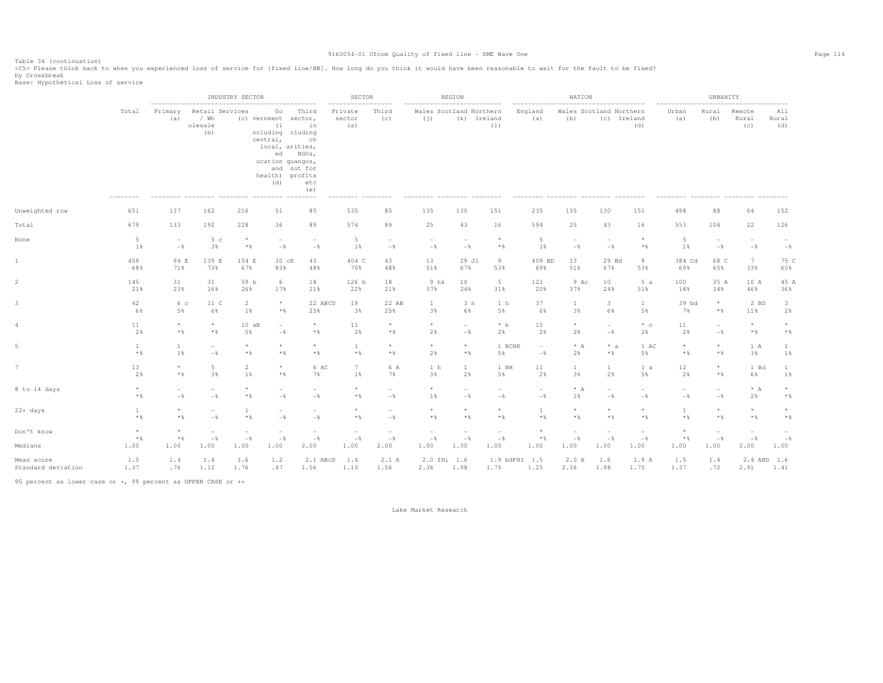Table 34 (continuation)
<C5> Please think back to when you experienced loss of service for [fixed line/BB]. How long do you think it would have been reasonable to wait for the fault to be fixed?
by Crossbreak
Base: Hypothetical Loss of service

| | Total | INDUSTRY SECTOR | | | | | SECTOR | | REGION | | | NATION | | | | URBANITY | | | |
|---|---|---|---|---|---|---|---|---|---|---|---|---|---|---|---|---|---|---|---|
| | | Primary (a) | Retail / Wholesale (b) | Services (c) | Government (including central, local, education and health) (d) | Third sector, (including charities, NGOs, quangos, not for profits etc (e) | Private sector (a) | Third (c) | Wales (j) | Scotland (k) | Northern Ireland (l) | England (a) | Wales (b) | Scotland (c) | Northern Ireland (d) | Urban (a) | Rural (b) | Remote Rural (c) | All Rural (d) |
| Unweighted row | 651 | 137 | 162 | 216 | 51 | 85 | 535 | 85 | 135 | 130 | 151 | 235 | 135 | 130 | 151 | 498 | 88 | 64 | 152 |
| Total | 679 | 133 | 192 | 228 | 36 | 89 | 574 | 89 | 25 | 43 | 16 | 594 | 25 | 43 | 16 | 553 | 104 | 22 | 126 |
| None | 5 | - | 5 c | * | - | - | 5 | - | - | - | * | 5 | - | - | * | 5 | - | - | - |
| | 1% | -% | 3% | *% | -% | -% | 1% | -% | -% | -% | *% | 1% | -% | -% | *% | 1% | -% | -% | -% |
| 1 | 459 | 94 E | 139 E | 154 E | 30 cE | 43 | 404 C | 43 | 13 | 29 Jl | 9 | 409 BD | 13 | 29 Bd | 9 | 384 Cd | 68 C | 7 | 75 C |
| | 68% | 71% | 73% | 67% | 83% | 48% | 70% | 48% | 51% | 67% | 53% | 69% | 51% | 67% | 53% | 69% | 65% | 33% | 60% |
| 2 | 145 | 31 | 31 | 59 b | 6 | 18 | 126 b | 18 | 9 hk | 10 | 5 | 121 | 9 Ac | 10 | 5 a | 100 | 35 A | 10 A | 45 A |
| | 21% | 23% | 16% | 26% | 17% | 21% | 22% | 21% | 37% | 24% | 31% | 20% | 37% | 24% | 31% | 18% | 34% | 46% | 36% |
| 3 | 42 | 6 c | 11 C | 2 | * | 22 ABCD | 19 | 22 AB | 1 | 3 h | 1 h | 37 | 1 | 3 | 1 | 39 bd | * | 2 BD | 3 |
| | 6% | 5% | 6% | 1% | *% | 25% | 3% | 25% | 3% | 6% | 5% | 6% | 3% | 6% | 5% | 7% | *% | 11% | 2% |
| 4 | 11 | * | * | 10 aB | - | * | 11 | * | * | - | * k | 10 | * | - | * c | 11 | - | * | * |
| | 2% | *% | *% | 5% | -% | *% | 2% | *% | 2% | -% | 2% | 2% | 2% | -% | 2% | 2% | -% | *% | *% |
| 5 | 1 | 1 | - | * | * | * | 1 | * | * | * | 1 BCHK | - | * A | * a | 1 AC | * | * | 1 A | 1 |
| | *% | 1% | -% | *% | *% | *% | *% | *% | 2% | *% | 5% | -% | 2% | *% | 5% | *% | *% | 3% | 1% |
| 7 | 13 | * | 5 | 2 | * | 6 AC | 7 | 6 A | 1 h | 1 | 1 BH | 11 | 1 | 1 | 1 a | 12 | * | 1 Bd | 1 |
| | 2% | *% | 3% | 1% | *% | 7% | 1% | 7% | 3% | 2% | 5% | 2% | 3% | 2% | 5% | 2% | *% | 6% | 1% |
| 8 to 14 days | * | - | - | * | - | - | * | - | * | - | - | - | * A | - | - | - | - | * A | * |
| | *% | -% | -% | *% | -% | -% | *% | -% | 1% | -% | -% | -% | 1% | -% | -% | -% | -% | 2% | *% |
| 22+ days | 1 | * | - | 1 | - | - | * | - | * | * | * | 1 | * | * | * | 1 | * | * | * |
| | *% | *% | -% | *% | -% | -% | *% | -% | *% | *% | *% | *% | *% | *% | *% | *% | *% | *% | *% |
| Don't know | * | * | - | - | - | - | - | - | - | - | - | * | - | - | - | * | - | - | - |
| | *% | *% | -% | -% | -% | -% | -% | -% | -% | -% | -% | *% | -% | -% | -% | *% | -% | -% | -% |
| Medians | 1.00 | 1.00 | 1.00 | 1.00 | 1.00 | 2.00 | 1.00 | 2.00 | 1.00 | 1.00 | 1.00 | 1.00 | 1.00 | 1.00 | 1.00 | 1.00 | 1.00 | 2.00 | 1.00 |
| Mean score | 1.5 | 1.4 | 1.4 | 1.6 | 1.2 | 2.1 ABcD | 1.4 | 2.1 A | 2.0 fHi | 1.6 | 1.9 bdFHI | 1.5 | 2.0 A | 1.6 | 1.9 A | 1.5 | 1.4 | 2.4 ABD | 1.6 |
| Standard deviation | 1.37 | .76 | 1.12 | 1.76 | .47 | 1.56 | 1.10 | 1.56 | 2.36 | 1.98 | 1.75 | 1.25 | 2.36 | 1.98 | 1.75 | 1.37 | .72 | 2.91 | 1.41 |

95 percent as lower case or +, 99 percent as UPPER CASE or ++

Lake Market Research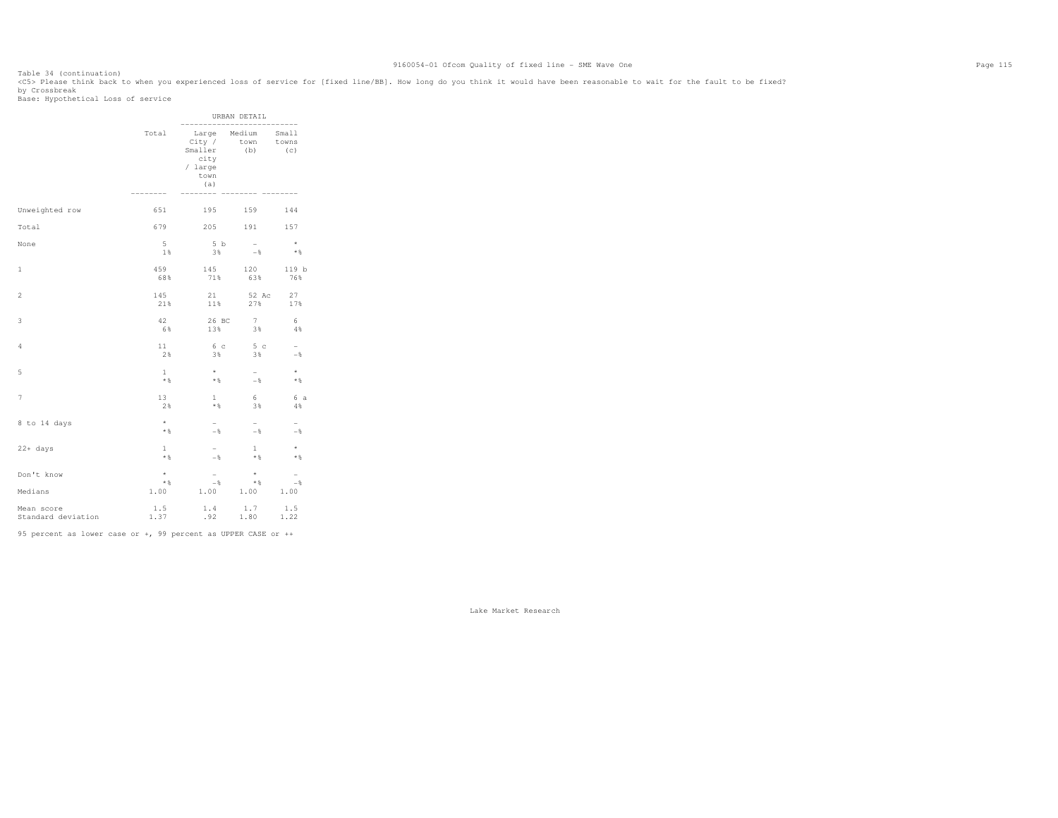Table 34 (continuation)
<C5> Please think back to when you experienced loss of service for [fixed line/BB]. How long do you think it would have been reasonable to wait for the fault to be fixed?
by Crossbreak
Base: Hypothetical Loss of service

| | Total | URBAN DETAIL | | |
|---|---|---|---|---|
| | | Large City / Smaller city / large town (a) | Medium town (b) | Small towns (c) |
| Unweighted row | 651 | 195 | 159 | 144 |
| Total | 679 | 205 | 191 | 157 |
| None | 5 | 5 b | - | * |
| | 1% | 3% | -% | *% |
| 1 | 459 | 145 | 120 | 119 b |
| | 68% | 71% | 63% | 76% |
| 2 | 145 | 21 | 52 Ac | 27 |
| | 21% | 11% | 27% | 17% |
| 3 | 42 | 26 BC | 7 | 6 |
| | 6% | 13% | 3% | 4% |
| 4 | 11 | 6 c | 5 c | - |
| | 2% | 3% | 3% | -% |
| 5 | 1 | * | - | * |
| | *% | *% | -% | *% |
| 7 | 13 | 1 | 6 | 6 a |
| | 2% | *% | 3% | 4% |
| 8 to 14 days | * | - | - | - |
| | *% | -% | -% | -% |
| 22+ days | 1 | - | 1 | * |
| | *% | -% | *% | *% |
| Don't know | * | - | * | - |
| | *% | -% | *% | -% |
| Medians | 1.00 | 1.00 | 1.00 | 1.00 |
| Mean score | 1.5 | 1.4 | 1.7 | 1.5 |
| Standard deviation | 1.37 | .92 | 1.80 | 1.22 |

95 percent as lower case or +, 99 percent as UPPER CASE or ++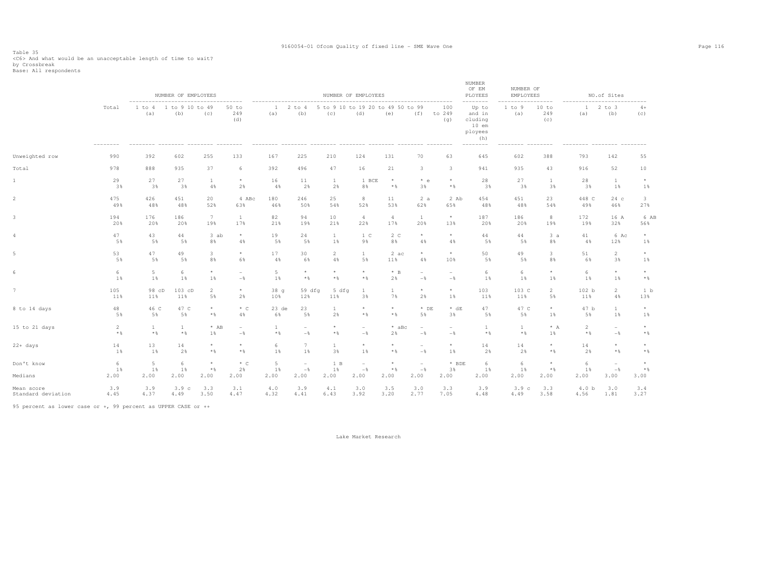Table 35
<C6> And what would be an unacceptable length of time to wait?
by Crossbreak
Base: All respondents

| | Total | NUMBER OF EMPLOYEES | | | | NUMBER OF EMPLOYEES | | | | | | | NUMBER OF EMPLOYEES | NUMBER OF EMPLOYEES | | NO.of Sites | | |
|---|---|---|---|---|---|---|---|---|---|---|---|---|---|---|---|---|---|---|
| | | 1 to 4 (a) | 1 to 9 (b) | 10 to 49 (c) | 50 to 249 (d) | 1 (a) | 2 to 4 (b) | 5 to 9 (c) | 10 to 19 (d) | 20 to 49 (e) | 50 to 99 (f) | 100 to 249 (g) | Up to and including 10 employees (h) | 1 to 9 (a) | 10 to 249 (c) | 1 (a) | 2 to 3 (b) | 4+ (c) |
| Unweighted row | 990 | 392 | 602 | 255 | 133 | 167 | 225 | 210 | 124 | 131 | 70 | 63 | 645 | 602 | 388 | 793 | 142 | 55 |
| Total | 978 | 888 | 935 | 37 | 6 | 392 | 496 | 47 | 16 | 21 | 3 | 3 | 941 | 935 | 43 | 916 | 52 | 10 |
| 1 | 29<br>3% | 27<br>3% | 27<br>3% | 1<br>4% | *<br>2% | 16<br>4% | 11<br>2% | 1<br>2% | 1 BCE<br>8% | *<br>*% | * e<br>3% | *<br>*% | 28<br>3% | 27<br>3% | 1<br>3% | 28<br>3% | 1<br>1% | *<br>1% |
| 2 | 475<br>49% | 426<br>48% | 451<br>48% | 20<br>52% | 4 ABc<br>63% | 180<br>46% | 246<br>50% | 25<br>54% | 8<br>52% | 11<br>53% | 2 a<br>62% | 2 Ab<br>65% | 454<br>48% | 451<br>48% | 23<br>54% | 448 C<br>49% | 24 c<br>46% | 3<br>27% |
| 3 | 194<br>20% | 176<br>20% | 186<br>20% | 7<br>19% | 1<br>17% | 82<br>21% | 94<br>19% | 10<br>21% | 4<br>22% | 4<br>17% | 1<br>20% | *<br>13% | 187<br>20% | 186<br>20% | 8<br>19% | 172<br>19% | 16 A<br>32% | 6 AB<br>56% |
| 4 | 47<br>5% | 43<br>5% | 44<br>5% | 3 ab<br>8% | *<br>4% | 19<br>5% | 24<br>5% | 1<br>1% | 1 C<br>9% | 2 C<br>8% | *<br>4% | *<br>4% | 44<br>5% | 44<br>5% | 3 a<br>8% | 41<br>4% | 6 Ac<br>12% | *<br>1% |
| 5 | 53<br>5% | 47<br>5% | 49<br>5% | 3<br>8% | *<br>6% | 17<br>4% | 30<br>6% | 2<br>4% | 1<br>5% | 2 ac<br>11% | *<br>4% | *<br>10% | 50<br>5% | 49<br>5% | 3<br>8% | 51<br>6% | 2<br>3% | *<br>1% |
| 6 | 6<br>1% | 5<br>1% | 6<br>1% | *<br>1% | -<br>-% | 5<br>1% | *<br>*% | *<br>*% | *<br>*% | * B<br>2% | -<br>-% | -<br>-% | 6<br>1% | 6<br>1% | *<br>1% | 6<br>1% | *<br>1% | *<br>*% |
| 7 | 105<br>11% | 98 cD<br>11% | 103 cD<br>11% | 2<br>5% | *<br>2% | 38 g<br>10% | 59 dfg<br>12% | 5 dfg<br>11% | 1<br>3% | 1<br>7% | *<br>2% | *<br>1% | 103<br>11% | 103 C<br>11% | 2<br>5% | 102 b<br>11% | 2<br>4% | 1 b<br>13% |
| 8 to 14 days | 48<br>5% | 46 C<br>5% | 47 C<br>5% | *<br>*% | * C<br>4% | 23 de<br>6% | 23<br>5% | 1<br>2% | *<br>*% | *<br>*% | * DE<br>5% | * dE<br>3% | 47<br>5% | 47 C<br>5% | *<br>1% | 47 b<br>5% | 1<br>1% | *<br>1% |
| 15 to 21 days | 2<br>*% | 1<br>*% | 1<br>*% | * AB<br>1% | -<br>-% | 1<br>*% | -<br>-% | *<br>*% | -<br>-% | * aBc<br>2% | -<br>-% | -<br>-% | 1<br>*% | 1<br>*% | * A<br>1% | 2<br>*% | -<br>-% | *<br>*% |
| 22+ days | 14<br>1% | 13<br>1% | 14<br>2% | *<br>*% | *<br>*% | 6<br>1% | 7<br>1% | 1<br>3% | *<br>1% | *<br>*% | -<br>-% | *<br>1% | 14<br>2% | 14<br>2% | *<br>*% | 14<br>2% | *<br>*% | *<br>*% |
| Don't know | 6<br>1% | 5<br>1% | 6<br>1% | *<br>*% | * C<br>2% | 5<br>1% | -<br>-% | 1 B<br>1% | -<br>-% | *<br>*% | -<br>-% | * BDE<br>3% | 6<br>1% | 6<br>1% | *<br>*% | 6<br>1% | -<br>-% | *<br>*% |
| Medians | 2.00 | 2.00 | 2.00 | 2.00 | 2.00 | 2.00 | 2.00 | 2.00 | 2.00 | 2.00 | 2.00 | 2.00 | 2.00 | 2.00 | 2.00 | 2.00 | 3.00 | 3.00 |
| Mean score | 3.9 | 3.9 | 3.9 c | 3.3 | 3.1 | 4.0 | 3.9 | 4.1 | 3.0 | 3.5 | 3.0 | 3.3 | 3.9 | 3.9 c | 3.3 | 4.0 b | 3.0 | 3.4 |
| Standard deviation | 4.45 | 4.37 | 4.49 | 3.50 | 4.47 | 4.32 | 4.41 | 6.43 | 3.92 | 3.20 | 2.77 | 7.05 | 4.48 | 4.49 | 3.58 | 4.56 | 1.81 | 3.27 |

95 percent as lower case or +, 99 percent as UPPER CASE or ++

Lake Market Research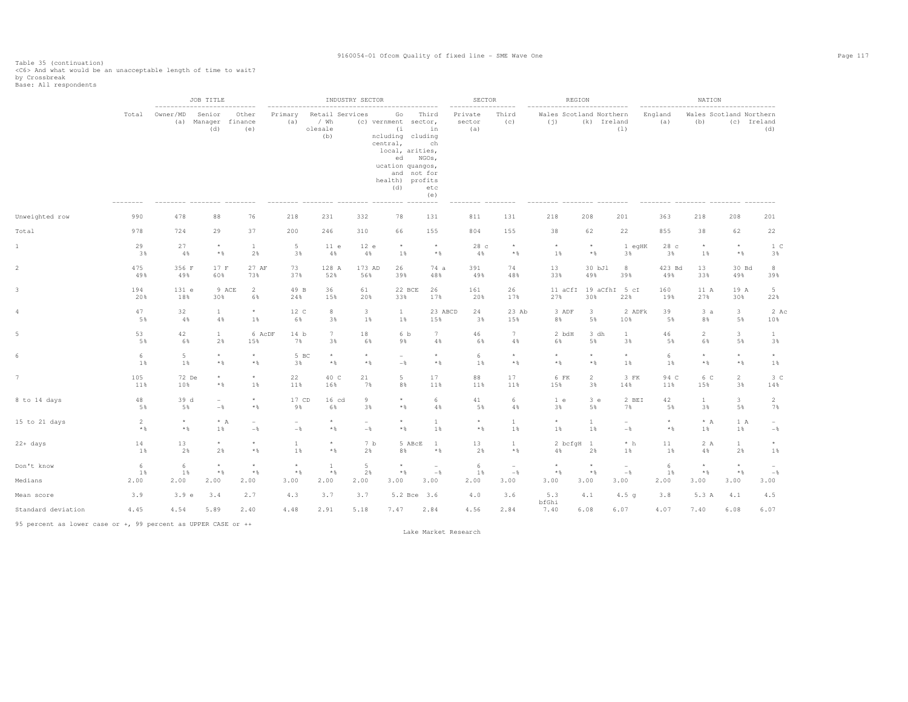Table 35 (continuation)
<C6> And what would be an unacceptable length of time to wait?
by Crossbreak
Base: All respondents

| | Total | JOB TITLE: Owner/MD (a) | Senior Manager (d) | Other finance (e) | INDUSTRY SECTOR: Primary (a) | Retail / Wholesale (b) | Services (c) | Government (including central, local, education and health) (d) | Third sector, including charities, NGOs, quangos, not for profits etc (e) | SECTOR: Private sector (a) | Third (c) | REGION: Wales (j) | Scotland (k) | Northern Ireland (l) | NATION: England (a) | Wales (b) | Scotland (c) | Northern Ireland (d) |
|---|---|---|---|---|---|---|---|---|---|---|---|---|---|---|---|---|---|---|
| Unweighted row | 990 | 478 | 88 | 76 | 218 | 231 | 332 | 78 | 131 | 811 | 131 | 218 | 208 | 201 | 363 | 218 | 208 | 201 |
| Total | 978 | 724 | 29 | 37 | 200 | 246 | 310 | 66 | 155 | 804 | 155 | 38 | 62 | 22 | 855 | 38 | 62 | 22 |
| 1 | 29 | 27 | * | 1 | 5 | 11 e | 12 e | * | * | 28 c | * | * | * | 1 egHK | 28 c | * | * | 1 C |
| | 3% | 4% | *% | 2% | 3% | 4% | 4% | 1% | *% | 4% | *% | 1% | *% | 3% | 3% | 1% | *% | 3% |
| 2 | 475 | 356 F | 17 F | 27 AF | 73 | 128 A | 173 AD | 26 | 74 a | 391 | 74 | 13 | 30 bJl | 8 | 423 Bd | 13 | 30 Bd | 8 |
| | 49% | 49% | 60% | 73% | 37% | 52% | 56% | 39% | 48% | 49% | 48% | 33% | 49% | 39% | 49% | 33% | 49% | 39% |
| 3 | 194 | 131 e | 9 ACE | 2 | 49 B | 36 | 61 | 22 BCE | 26 | 161 | 26 | 11 aCfI | 19 aCfhI | 5 cI | 160 | 11 A | 19 A | 5 |
| | 20% | 18% | 30% | 6% | 24% | 15% | 20% | 33% | 17% | 20% | 17% | 27% | 30% | 22% | 19% | 27% | 30% | 22% |
| 4 | 47 | 32 | 1 | * | 12 C | 8 | 3 | 1 | 23 ABCD | 24 | 23 Ab | 3 ADF | 3 | 2 ADFk | 39 | 3 a | 3 | 2 Ac |
| | 5% | 4% | 4% | 1% | 6% | 3% | 1% | 1% | 15% | 3% | 15% | 8% | 5% | 10% | 5% | 8% | 5% | 10% |
| 5 | 53 | 42 | 1 | 6 AcDF | 14 b | 7 | 18 | 6 b | 7 | 46 | 7 | 2 bdH | 3 dh | 1 | 46 | 2 | 3 | 1 |
| | 5% | 6% | 2% | 15% | 7% | 3% | 6% | 9% | 4% | 6% | 4% | 6% | 5% | 3% | 5% | 6% | 5% | 3% |
| 6 | 6 | 5 | * | * | 5 BC | * | * | - | * | 6 | * | * | * | * | 6 | * | * | * |
| | 1% | 1% | *% | *% | 3% | *% | *% | -% | *% | 1% | *% | *% | *% | 1% | 1% | *% | *% | 1% |
| 7 | 105 | 72 De | * | * | 22 | 40 C | 21 | 5 | 17 | 88 | 17 | 6 FK | 2 | 3 FK | 94 C | 6 C | 2 | 3 C |
| | 11% | 10% | *% | 1% | 11% | 16% | 7% | 8% | 11% | 11% | 11% | 15% | 3% | 14% | 11% | 15% | 3% | 14% |
| 8 to 14 days | 48 | 39 d | - | * | 17 CD | 16 cd | 9 | * | 6 | 41 | 6 | 1 e | 3 e | 2 BEI | 42 | 1 | 3 | 2 |
| | 5% | 5% | -% | *% | 9% | 6% | 3% | *% | 4% | 5% | 4% | 3% | 5% | 7% | 5% | 3% | 5% | 7% |
| 15 to 21 days | 2 | * | * A | - | - | * | - | * | 1 | * | 1 | * | 1 | - | * | * A | 1 A | - |
| | *% | *% | 1% | -% | -% | *% | -% | *% | 1% | *% | 1% | 1% | 1% | -% | *% | 1% | 1% | -% |
| 22+ days | 14 | 13 | * | * | 1 | * | 7 b | 5 ABcE | 1 | 13 | 1 | 2 bcfgH | 1 | * h | 11 | 2 A | 1 | * |
| | 1% | 2% | 2% | *% | 1% | *% | 2% | 8% | *% | 2% | *% | 4% | 2% | 1% | 1% | 4% | 2% | 1% |
| Don't know | 6 | 6 | * | * | * | 1 | 5 | * | - | 6 | - | * | * | - | 6 | * | * | - |
| | 1% | 1% | *% | *% | *% | *% | 2% | *% | -% | 1% | -% | *% | *% | -% | 1% | *% | *% | -% |
| Medians | 2.00 | 2.00 | 2.00 | 2.00 | 3.00 | 2.00 | 2.00 | 3.00 | 3.00 | 2.00 | 3.00 | 3.00 | 3.00 | 3.00 | 2.00 | 3.00 | 3.00 | 3.00 |
| Mean score | 3.9 | 3.9 e | 3.4 | 2.7 | 4.3 | 3.7 | 3.7 | 5.2 Bce | 3.6 | 4.0 | 3.6 | 5.3 bfGhi | 4.1 | 4.5 g | 3.8 | 5.3 A | 4.1 | 4.5 |
| Standard deviation | 4.45 | 4.54 | 5.89 | 2.40 | 4.48 | 2.91 | 5.18 | 7.47 | 2.84 | 4.56 | 2.84 | 7.40 | 6.08 | 6.07 | 4.07 | 7.40 | 6.08 | 6.07 |

95 percent as lower case or +, 99 percent as UPPER CASE or ++

Lake Market Research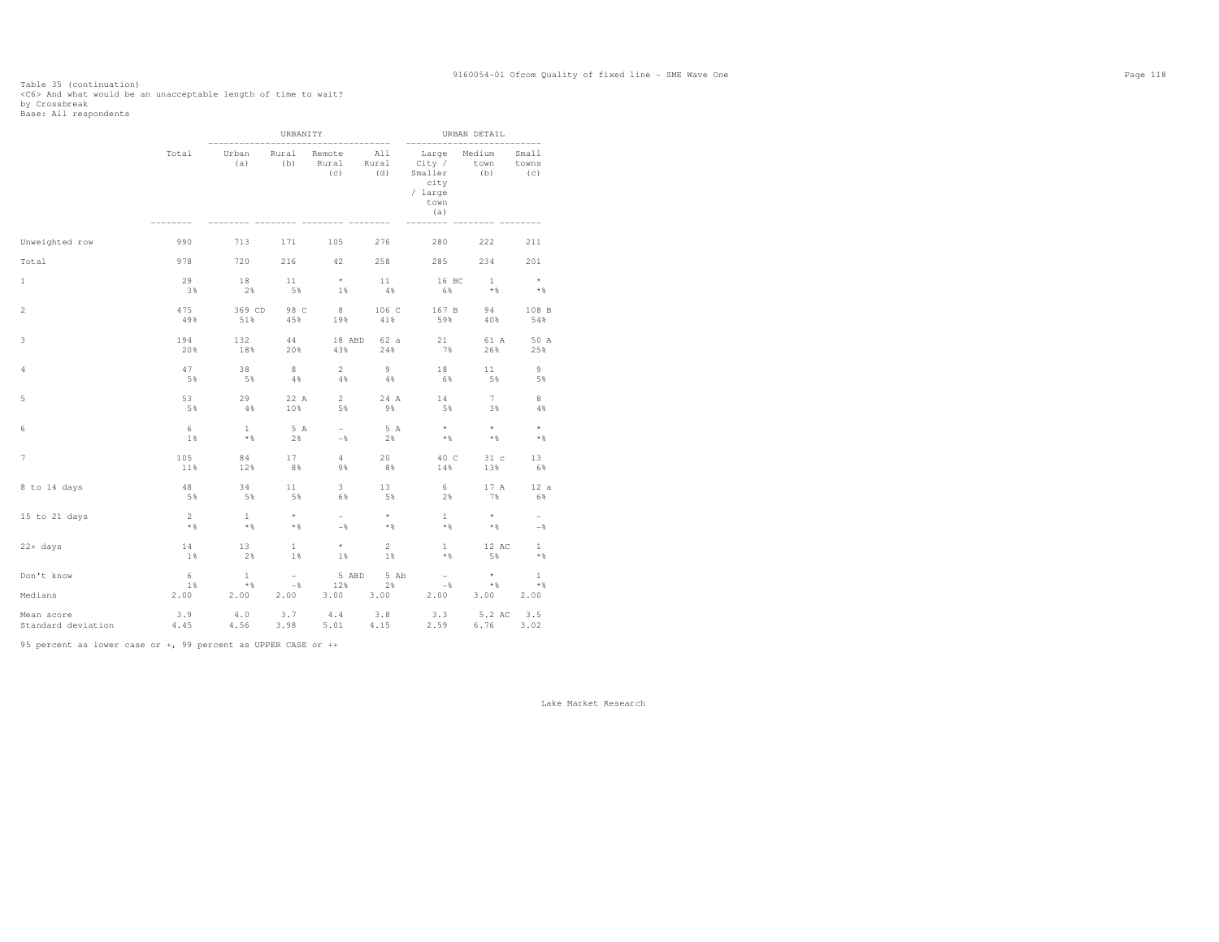Table 35 (continuation)
<C6> And what would be an unacceptable length of time to wait?
by Crossbreak
Base: All respondents

| | Total | URBANITY | | | | URBAN DETAIL | | |
|---|---|---|---|---|---|---|---|---|
| | | Urban (a) | Rural (b) | Remote Rural (c) | All Rural (d) | Large City / Smaller city / large town (a) | Medium town (b) | Small towns (c) |
| Unweighted row | 990 | 713 | 171 | 105 | 276 | 280 | 222 | 211 |
| Total | 978 | 720 | 216 | 42 | 258 | 285 | 234 | 201 |
| 1 | 29 | 18 | 11 | * | 11 | 16 BC | 1 | * |
| | 3% | 2% | 5% | 1% | 4% | 6% | *% | *% |
| 2 | 475 | 369 CD | 98 C | 8 | 106 C | 167 B | 94 | 108 B |
| | 49% | 51% | 45% | 19% | 41% | 59% | 40% | 54% |
| 3 | 194 | 132 | 44 | 18 ABD | 62 a | 21 | 61 A | 50 A |
| | 20% | 18% | 20% | 43% | 24% | 7% | 26% | 25% |
| 4 | 47 | 38 | 8 | 2 | 9 | 18 | 11 | 9 |
| | 5% | 5% | 4% | 4% | 4% | 6% | 5% | 5% |
| 5 | 53 | 29 | 22 A | 2 | 24 A | 14 | 7 | 8 |
| | 5% | 4% | 10% | 5% | 9% | 5% | 3% | 4% |
| 6 | 6 | 1 | 5 A | - | 5 A | * | * | * |
| | 1% | *% | 2% | -% | 2% | *% | *% | *% |
| 7 | 105 | 84 | 17 | 4 | 20 | 40 C | 31 c | 13 |
| | 11% | 12% | 8% | 9% | 8% | 14% | 13% | 6% |
| 8 to 14 days | 48 | 34 | 11 | 3 | 13 | 6 | 17 A | 12 a |
| | 5% | 5% | 5% | 6% | 5% | 2% | 7% | 6% |
| 15 to 21 days | 2 | 1 | * | - | * | 1 | * | - |
| | *% | *% | *% | -% | *% | *% | *% | -% |
| 22+ days | 14 | 13 | 1 | * | 2 | 1 | 12 AC | 1 |
| | 1% | 2% | 1% | 1% | 1% | *% | 5% | *% |
| Don't know | 6 | 1 | - | 5 ABD | 5 Ab | - | * | 1 |
| | 1% | *% | -% | 12% | 2% | -% | *% | *% |
| Medians | 2.00 | 2.00 | 2.00 | 3.00 | 3.00 | 2.00 | 3.00 | 2.00 |
| Mean score | 3.9 | 4.0 | 3.7 | 4.4 | 3.8 | 3.3 | 5.2 AC | 3.5 |
| Standard deviation | 4.45 | 4.56 | 3.98 | 5.01 | 4.15 | 2.59 | 6.76 | 3.02 |

95 percent as lower case or +, 99 percent as UPPER CASE or ++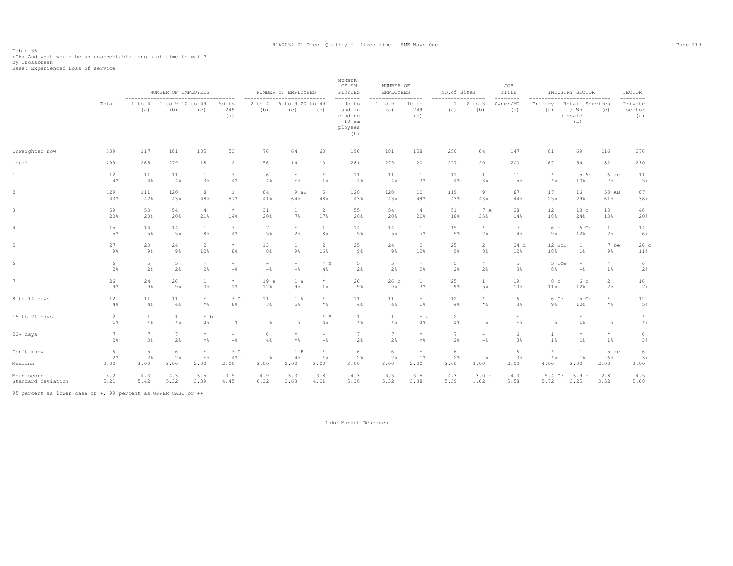Table 36
<C6> And what would be an unacceptable length of time to wait?
by Crossbreak
Base: Experienced Loss of service

| | Total | NUMBER OF EMPLOYEES | | | | NUMBER OF EMPLOYEES | | | NUMBER OF EM PLOYEES | NUMBER OF EMPLOYEES | | NO.of Sites | | JOB TITLE | INDUSTRY SECTOR | | | SECTOR |
|---|---|---|---|---|---|---|---|---|---|---|---|---|---|---|---|---|---|---|
| | | 1 to 4 (a) | 1 to 9 (b) | 10 to 49 (c) | 50 to 249 (d) | 2 to 4 (b) | 5 to 9 (c) | 20 to 49 (e) | Up to and including 10 employees (h) | 1 to 9 (a) | 10 to 249 (c) | 1 (a) | 2 to 3 (b) | Owner/MD (a) | Primary (a) | Retail / Wholesale (b) | Services (c) | Private sector (a) |
| Unweighted row | 339 | 117 | 181 | 105 | 53 | 76 | 64 | 60 | 196 | 181 | 158 | 250 | 64 | 147 | 81 | 69 | 116 | 276 |
| Total | 299 | 265 | 279 | 18 | 2 | 156 | 14 | 10 | 281 | 279 | 20 | 277 | 20 | 200 | 67 | 54 | 82 | 230 |
| 1 | 12 | 11 | 11 | 1 | * | 6 | * | * | 11 | 11 | 1 | 11 | 1 | 11 | * | 5 Ae | 6 ae | 11 |
| | 4% | 4% | 4% | 3% | 4% | 4% | *% | 1% | 4% | 4% | 3% | 4% | 3% | 5% | *% | 10% | 7% | 5% |
| 2 | 129 | 111 | 120 | 8 | 1 | 64 | 9 aB | 5 | 120 | 120 | 10 | 119 | 9 | 87 | 17 | 16 | 50 AB | 87 |
| | 43% | 42% | 43% | 48% | 57% | 41% | 64% | 48% | 43% | 43% | 49% | 43% | 43% | 44% | 25% | 29% | 61% | 38% |
| 3 | 59 | 53 | 54 | 4 | * | 31 | 1 | 2 | 55 | 54 | 4 | 51 | 7 A | 28 | 12 | 13 c | 10 | 46 |
| | 20% | 20% | 20% | 21% | 14% | 20% | 7% | 17% | 20% | 20% | 20% | 18% | 35% | 14% | 18% | 24% | 13% | 20% |
| 4 | 15 | 14 | 14 | 1 | * | 7 | * | 1 | 14 | 14 | 1 | 15 | * | 7 | 6 c | 6 Ce | 1 | 14 |
| | 5% | 5% | 5% | 8% | 4% | 5% | 2% | 8% | 5% | 5% | 7% | 5% | 2% | 4% | 9% | 12% | 2% | 6% |
| 5 | 27 | 23 | 24 | 2 | * | 13 | 1 | 2 | 25 | 24 | 2 | 25 | 2 | 24 d | 12 BcE | 1 | 7 be | 26 c |
| | 9% | 9% | 9% | 12% | 8% | 8% | 9% | 16% | 9% | 9% | 12% | 9% | 8% | 12% | 18% | 1% | 9% | 11% |
| 6 | 6 | 5 | 5 | * | - | - | - | * B | 5 | 5 | * | 5 | * | 5 | 5 bCe | - | * | 6 |
| | 2% | 2% | 2% | 2% | -% | -% | -% | 4% | 2% | 2% | 2% | 2% | 2% | 3% | 8% | -% | 1% | 2% |
| 7 | 26 | 24 | 26 | 1 | * | 19 e | 1 e | * | 26 | 26 c | 1 | 25 | 1 | 19 | 8 c | 6 c | 2 | 16 |
| | 9% | 9% | 9% | 3% | 1% | 12% | 9% | 1% | 9% | 9% | 3% | 9% | 5% | 10% | 11% | 12% | 2% | 7% |
| 8 to 14 days | 12 | 11 | 11 | * | * C | 11 | 1 A | * | 11 | 11 | * | 12 | * | 6 | 6 Ce | 5 Ce | * | 12 |
| | 4% | 4% | 4% | *% | 8% | 7% | 5% | *% | 4% | 4% | 1% | 4% | *% | 3% | 9% | 10% | *% | 5% |
| 15 to 21 days | 2 | 1 | 1 | * b | - | - | - | * B | 1 | 1 | * a | 2 | - | * | - | * | - | * |
| | 1% | *% | *% | 2% | -% | -% | -% | 4% | *% | *% | 2% | 1% | -% | *% | -% | 1% | -% | *% |
| 22+ days | 7 | 7 | 7 | * | - | 6 | * | - | 7 | 7 | * | 7 | - | 6 | 1 | * | * | 6 |
| | 2% | 3% | 2% | *% | -% | 4% | *% | -% | 2% | 2% | *% | 2% | -% | 3% | 1% | 1% | 1% | 3% |
| Don't know | 6 | 5 | 6 | * | * C | - | 1 B | * | 6 | 6 | * | 6 | - | 6 | * | 1 | 5 ae | 6 |
| | 2% | 2% | 2% | *% | 4% | -% | 4% | *% | 2% | 2% | 1% | 2% | -% | 3% | *% | 1% | 6% | 3% |
| Medians | 3.00 | 3.00 | 3.00 | 2.00 | 2.00 | 3.00 | 2.00 | 3.00 | 3.00 | 3.00 | 2.00 | 3.00 | 3.00 | 2.00 | 4.00 | 3.00 | 2.00 | 3.00 |
| Mean score | 4.2 | 4.3 | 4.3 | 3.5 | 3.5 | 4.9 | 3.3 | 3.8 | 4.3 | 4.3 | 3.5 | 4.3 | 3.0 c | 4.3 | 5.4 Ce | 3.9 c | 2.8 | 4.5 |
| Standard deviation | 5.21 | 5.42 | 5.32 | 3.39 | 4.45 | 6.32 | 2.63 | 4.01 | 5.30 | 5.32 | 3.38 | 5.39 | 1.62 | 5.58 | 5.72 | 3.25 | 3.52 | 5.68 |

95 percent as lower case or +, 99 percent as UPPER CASE or ++

Lake Market Research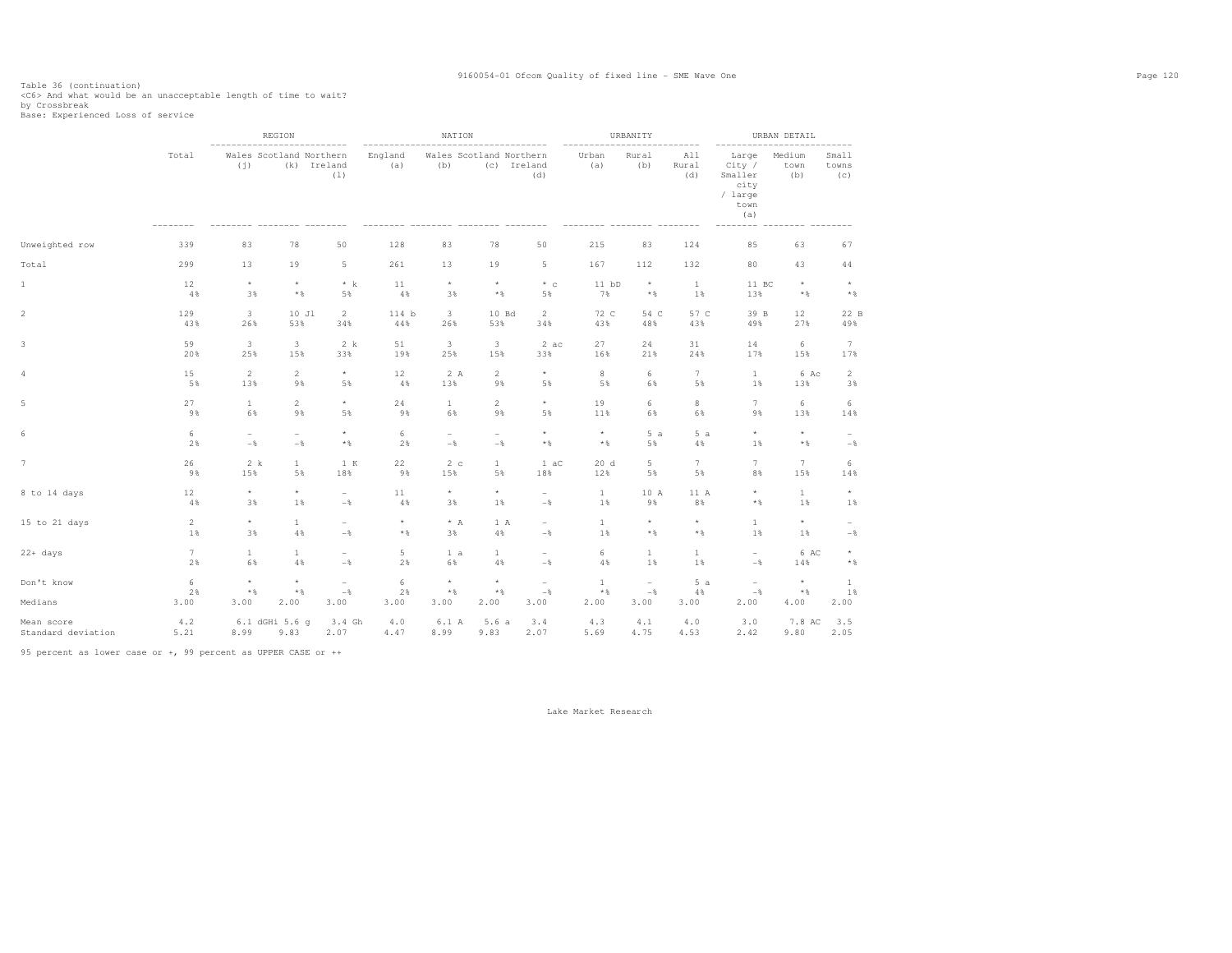Table 36 (continuation)
<C6> And what would be an unacceptable length of time to wait?
by Crossbreak
Base: Experienced Loss of service

| | Total | REGION | | | NATION | | | | URBANITY | | | URBAN DETAIL | | |
|---|---|---|---|---|---|---|---|---|---|---|---|---|---|---|
| | | Wales (j) | Scotland (k) | Northern Ireland (l) | England (a) | Wales (b) | Scotland (c) | Northern Ireland (d) | Urban (a) | Rural (b) | All Rural (d) | Large City / Smaller city / large town (a) | Medium town (b) | Small towns (c) |
| Unweighted row | 339 | 83 | 78 | 50 | 128 | 83 | 78 | 50 | 215 | 83 | 124 | 85 | 63 | 67 |
| Total | 299 | 13 | 19 | 5 | 261 | 13 | 19 | 5 | 167 | 112 | 132 | 80 | 43 | 44 |
| 1 | 12 | * | * | * k | 11 | * | * | * c | 11 bD | * | 1 | 11 BC | * | * |
| | 4% | 3% | *% | 5% | 4% | 3% | *% | 5% | 7% | *% | 1% | 13% | *% | *% |
| 2 | 129 | 3 | 10 Jl | 2 | 114 b | 3 | 10 Bd | 2 | 72 C | 54 C | 57 C | 39 B | 12 | 22 B |
| | 43% | 26% | 53% | 34% | 44% | 26% | 53% | 34% | 43% | 48% | 43% | 49% | 27% | 49% |
| 3 | 59 | 3 | 3 | 2 k | 51 | 3 | 3 | 2 ac | 27 | 24 | 31 | 14 | 6 | 7 |
| | 20% | 25% | 15% | 33% | 19% | 25% | 15% | 33% | 16% | 21% | 24% | 17% | 15% | 17% |
| 4 | 15 | 2 | 2 | * | 12 | 2 A | 2 | * | 8 | 6 | 7 | 1 | 6 Ac | 2 |
| | 5% | 13% | 9% | 5% | 4% | 13% | 9% | 5% | 5% | 6% | 5% | 1% | 13% | 3% |
| 5 | 27 | 1 | 2 | * | 24 | 1 | 2 | * | 19 | 6 | 8 | 7 | 6 | 6 |
| | 9% | 6% | 9% | 5% | 9% | 6% | 9% | 5% | 11% | 6% | 6% | 9% | 13% | 14% |
| 6 | 6 | - | - | * | 6 | - | - | * | * | 5 a | 5 a | * | * | - |
| | 2% | -% | -% | *% | 2% | -% | -% | *% | *% | 5% | 4% | 1% | *% | -% |
| 7 | 26 | 2 k | 1 | 1 K | 22 | 2 c | 1 | 1 aC | 20 d | 5 | 7 | 7 | 7 | 6 |
| | 9% | 15% | 5% | 18% | 9% | 15% | 5% | 18% | 12% | 5% | 5% | 8% | 15% | 14% |
| 8 to 14 days | 12 | * | * | - | 11 | * | * | - | 1 | 10 A | 11 A | * | 1 | * |
| | 4% | 3% | 1% | -% | 4% | 3% | 1% | -% | 1% | 9% | 8% | *% | 1% | 1% |
| 15 to 21 days | 2 | * | 1 | - | * | * A | 1 A | - | 1 | * | * | 1 | * | - |
| | 1% | 3% | 4% | -% | *% | 3% | 4% | -% | 1% | *% | *% | 1% | 1% | -% |
| 22+ days | 7 | 1 | 1 | - | 5 | 1 a | 1 | - | 6 | 1 | 1 | - | 6 AC | * |
| | 2% | 6% | 4% | -% | 2% | 6% | 4% | -% | 4% | 1% | 1% | -% | 14% | *% |
| Don't know | 6 | * | * | - | 6 | * | * | - | 1 | - | 5 a | - | * | 1 |
| | 2% | *% | *% | -% | 2% | *% | *% | -% | *% | -% | 4% | -% | *% | 1% |
| Medians | 3.00 | 3.00 | 2.00 | 3.00 | 3.00 | 3.00 | 2.00 | 3.00 | 2.00 | 3.00 | 3.00 | 2.00 | 4.00 | 2.00 |
| Mean score | 4.2 | 6.1 dGHi | 5.6 g | 3.4 Gh | 4.0 | 6.1 A | 5.6 a | 3.4 | 4.3 | 4.1 | 4.0 | 3.0 | 7.8 AC | 3.5 |
| Standard deviation | 5.21 | 8.99 | 9.83 | 2.07 | 4.47 | 8.99 | 9.83 | 2.07 | 5.69 | 4.75 | 4.53 | 2.42 | 9.80 | 2.05 |

95 percent as lower case or +, 99 percent as UPPER CASE or ++

Lake Market Research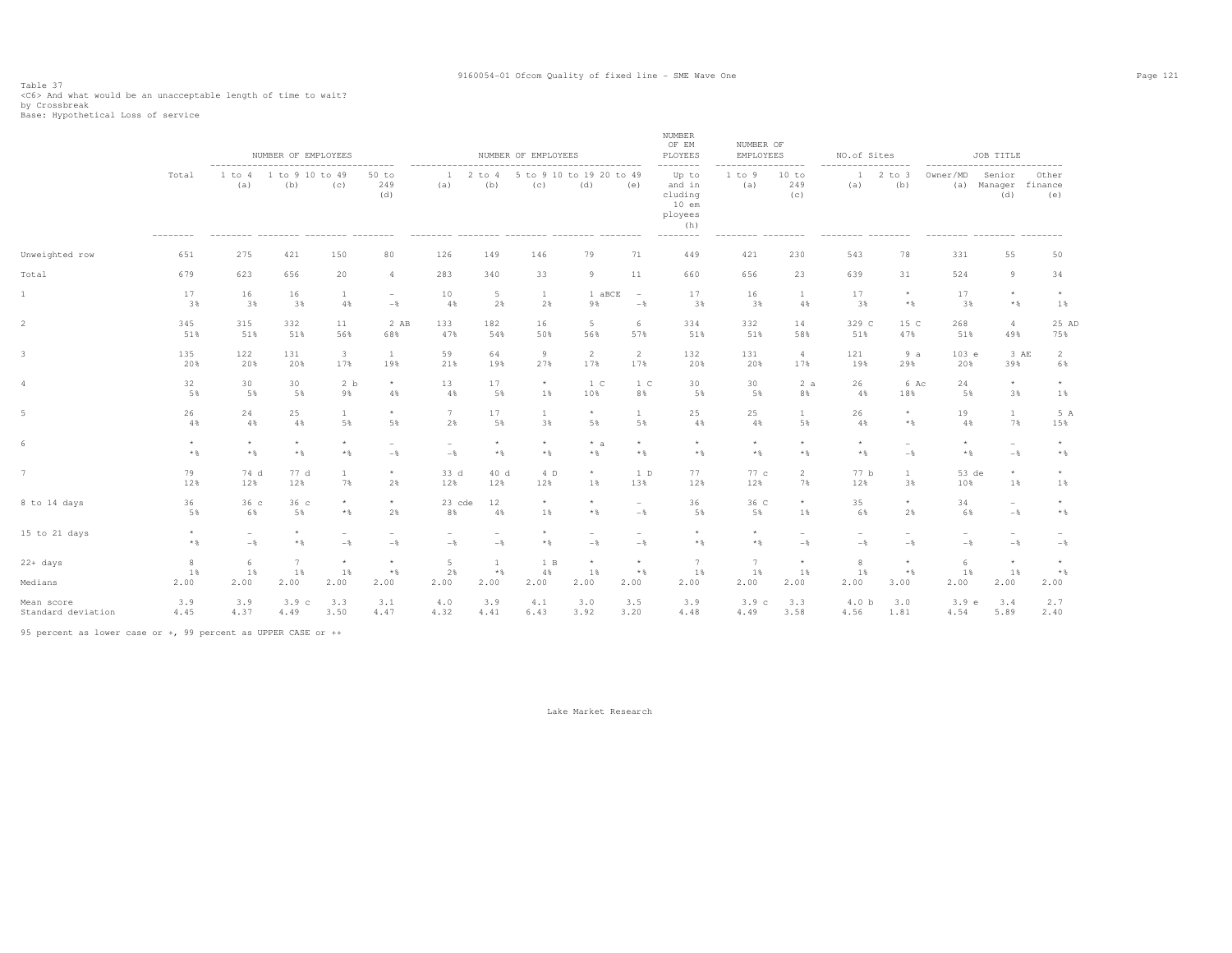Table 37
<C6> And what would be an unacceptable length of time to wait?
by Crossbreak
Base: Hypothetical Loss of service

| | Total | NUMBER OF EMPLOYEES 1 to 4 (a) | 1 to 9 (b) | 10 to 49 (c) | 50 to 249 (d) | NUMBER OF EMPLOYEES 1 (a) | 2 to 4 (b) | 5 to 9 (c) | 10 to 19 (d) | 20 to 49 (e) | NUMBER OF EMPLOYEES Up to and including 10 employees (h) | NUMBER OF EMPLOYEES 1 to 9 (a) | 10 to 249 (c) | NO.of Sites 1 (a) | 2 to 3 (b) | JOB TITLE Owner/MD (a) | Senior Manager (d) | Other finance (e) |
|---|---|---|---|---|---|---|---|---|---|---|---|---|---|---|---|---|---|---|
| Unweighted row | 651 | 275 | 421 | 150 | 80 | 126 | 149 | 146 | 79 | 71 | 449 | 421 | 230 | 543 | 78 | 331 | 55 | 50 |
| Total | 679 | 623 | 656 | 20 | 4 | 283 | 340 | 33 | 9 | 11 | 660 | 656 | 23 | 639 | 31 | 524 | 9 | 34 |
| 1 | 17 | 16 | 16 | 1 | - | 10 | 5 | 1 | 1 aBCE | - | 17 | 16 | 1 | 17 | * | 17 | * | * |
| | 3% | 3% | 3% | 4% | -% | 4% | 2% | 2% | 9% | -% | 3% | 3% | 4% | 3% | *% | 3% | *% | 1% |
| 2 | 345 | 315 | 332 | 11 | 2 AB | 133 | 182 | 16 | 5 | 6 | 334 | 332 | 14 | 329 C | 15 C | 268 | 4 | 25 AD |
| | 51% | 51% | 51% | 56% | 68% | 47% | 54% | 50% | 56% | 57% | 51% | 51% | 58% | 51% | 47% | 51% | 49% | 75% |
| 3 | 135 | 122 | 131 | 3 | 1 | 59 | 64 | 9 | 2 | 2 | 132 | 131 | 4 | 121 | 9 a | 103 e | 3 AE | 2 |
| | 20% | 20% | 20% | 17% | 19% | 21% | 19% | 27% | 17% | 17% | 20% | 20% | 17% | 19% | 29% | 20% | 39% | 6% |
| 4 | 32 | 30 | 30 | 2 b | * | 13 | 17 | * | 1 C | 1 C | 30 | 30 | 2 a | 26 | 6 Ac | 24 | * | * |
| | 5% | 5% | 5% | 9% | 4% | 4% | 5% | 1% | 10% | 8% | 5% | 5% | 8% | 4% | 18% | 5% | 3% | 1% |
| 5 | 26 | 24 | 25 | 1 | * | 7 | 17 | 1 | * | 1 | 25 | 25 | 1 | 26 | * | 19 | 1 | 5 A |
| | 4% | 4% | 4% | 5% | 5% | 2% | 5% | 3% | 5% | 5% | 4% | 4% | 5% | 4% | *% | 4% | 7% | 15% |
| 6 | * | * | * | * | - | - | * | * | * a | * | * | * | * | * | - | * | - | * |
| | *% | *% | *% | *% | -% | -% | *% | *% | *% | *% | *% | *% | *% | *% | -% | *% | -% | *% |
| 7 | 79 | 74 d | 77 d | 1 | * | 33 d | 40 d | 4 D | * | 1 D | 77 | 77 c | 2 | 77 b | 1 | 53 de | * | * |
| | 12% | 12% | 12% | 7% | 2% | 12% | 12% | 12% | 1% | 13% | 12% | 12% | 7% | 12% | 3% | 10% | 1% | 1% |
| 8 to 14 days | 36 | 36 c | 36 c | * | * | 23 cde | 12 | * | * | - | 36 | 36 C | * | 35 | * | 34 | - | * |
| | 5% | 6% | 5% | *% | 2% | 8% | 4% | 1% | *% | -% | 5% | 5% | 1% | 6% | 2% | 6% | -% | *% |
| 15 to 21 days | * | - | * | - | - | - | - | * | - | - | * | * | - | - | - | - | - | - |
| | *% | -% | *% | -% | -% | -% | -% | *% | -% | -% | *% | *% | -% | -% | -% | -% | -% | -% |
| 22+ days | 8 | 6 | 7 | * | * | 5 | 1 | 1 B | * | * | 7 | 7 | * | 8 | * | 6 | * | * |
| | 1% | 1% | 1% | 1% | *% | 2% | *% | 4% | 1% | *% | 1% | 1% | 1% | 1% | *% | 1% | 1% | *% |
| Medians | 2.00 | 2.00 | 2.00 | 2.00 | 2.00 | 2.00 | 2.00 | 2.00 | 2.00 | 2.00 | 2.00 | 2.00 | 2.00 | 2.00 | 3.00 | 2.00 | 2.00 | 2.00 |
| Mean score | 3.9 | 3.9 | 3.9 c | 3.3 | 3.1 | 4.0 | 3.9 | 4.1 | 3.0 | 3.5 | 3.9 | 3.9 c | 3.3 | 4.0 b | 3.0 | 3.9 e | 3.4 | 2.7 |
| Standard deviation | 4.45 | 4.37 | 4.49 | 3.50 | 4.47 | 4.32 | 4.41 | 6.43 | 3.92 | 3.20 | 4.48 | 4.49 | 3.58 | 4.56 | 1.81 | 4.54 | 5.89 | 2.40 |

95 percent as lower case or +, 99 percent as UPPER CASE or ++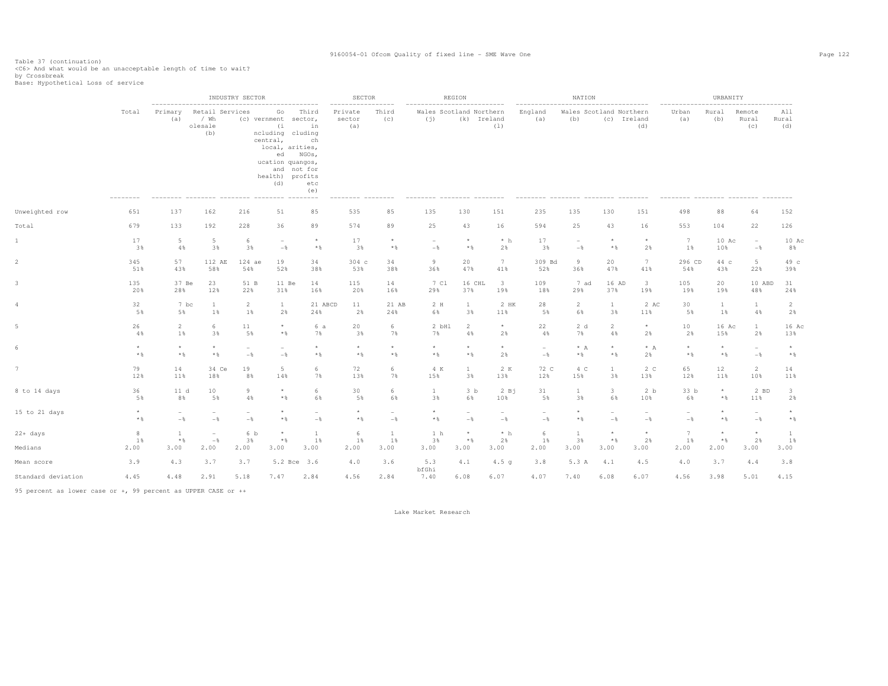Table 37 (continuation)
<C6> And what would be an unacceptable length of time to wait?
by Crossbreak
Base: Hypothetical Loss of service

| | Total | INDUSTRY SECTOR | | | | | SECTOR | | REGION | | | NATION | | | | URBANITY | | | |
|---|---|---|---|---|---|---|---|---|---|---|---|---|---|---|---|---|---|---|---|
| | | Primary (a) | Retail / Wholesale (b) | Services (c) | Government (including central, local, education and health) (d) | Third sector, including charities, NGOs, quangos, not for profits etc (e) | Private sector (a) | Third (c) | Wales (j) | Scotland (k) | Northern Ireland (l) | England (a) | Wales (b) | Scotland (c) | Northern Ireland (d) | Urban (a) | Rural (b) | Remote Rural (c) | All Rural (d) |
| Unweighted row | 651 | 137 | 162 | 216 | 51 | 85 | 535 | 85 | 135 | 130 | 151 | 235 | 135 | 130 | 151 | 498 | 88 | 64 | 152 |
| Total | 679 | 133 | 192 | 228 | 36 | 89 | 574 | 89 | 25 | 43 | 16 | 594 | 25 | 43 | 16 | 553 | 104 | 22 | 126 |
| 1 | 17<br>3% | 5<br>4% | 5<br>3% | 6<br>3% | -<br>-% | *<br>*% | 17<br>3% | *<br>*% | -<br>-% | *<br>*% | * h<br>2% | 17<br>3% | -<br>-% | *<br>*% | *<br>2% | 7<br>1% | 10 Ac<br>10% | -<br>-% | 10 Ac<br>8% |
| 2 | 345<br>51% | 57<br>43% | 112 AE<br>58% | 124 ae<br>54% | 19<br>52% | 34<br>38% | 304 c<br>53% | 34<br>38% | 9<br>36% | 20<br>47% | 7<br>41% | 309 Bd<br>52% | 9<br>36% | 20<br>47% | 7<br>41% | 296 CD<br>54% | 44 c<br>43% | 5<br>22% | 49 c<br>39% |
| 3 | 135<br>20% | 37 Be<br>28% | 23<br>12% | 51 B<br>22% | 11 Be<br>31% | 14<br>16% | 115<br>20% | 14<br>16% | 7 Cl<br>29% | 16 CHL<br>37% | 3<br>19% | 109<br>18% | 7 ad<br>29% | 16 AD<br>37% | 3<br>19% | 105<br>19% | 20<br>19% | 10 ABD<br>48% | 31<br>24% |
| 4 | 32<br>5% | 7 bc<br>5% | 1<br>1% | 2<br>1% | 1<br>2% | 21 ABCD<br>24% | 11<br>2% | 21 AB<br>24% | 2 H<br>6% | 1<br>3% | 2 HK<br>11% | 28<br>5% | 2<br>6% | 1<br>3% | 2 AC<br>11% | 30<br>5% | 1<br>1% | 1<br>4% | 2<br>2% |
| 5 | 26<br>4% | 2<br>1% | 6<br>3% | 11<br>5% | *<br>*% | 6 a<br>7% | 20<br>3% | 6<br>7% | 2 bHl<br>7% | 2<br>4% | *<br>2% | 22<br>4% | 2 d<br>7% | 2<br>4% | *<br>2% | 10<br>2% | 16 Ac<br>15% | 1<br>2% | 16 Ac<br>13% |
| 6 | *<br>*% | *<br>*% | *<br>*% | -<br>-% | -<br>-% | *<br>*% | *<br>*% | *<br>*% | *<br>*% | *<br>*% | *<br>2% | -<br>-% | * A<br>*% | *<br>*% | * A<br>2% | *<br>*% | *<br>*% | -<br>-% | *<br>*% |
| 7 | 79<br>12% | 14<br>11% | 34 Ce<br>18% | 19<br>8% | 5<br>14% | 6<br>7% | 72<br>13% | 6<br>7% | 4 K<br>15% | 1<br>3% | 2 K<br>13% | 72 C<br>12% | 4 C<br>15% | 1<br>3% | 2 C<br>13% | 65<br>12% | 12<br>11% | 2<br>10% | 14<br>11% |
| 8 to 14 days | 36<br>5% | 11 d<br>8% | 10<br>5% | 9<br>4% | *<br>*% | 6<br>6% | 30<br>5% | 6<br>6% | 1<br>3% | 3 b<br>6% | 2 Bj<br>10% | 31<br>5% | 1<br>3% | 3<br>6% | 2 b<br>10% | 33 b<br>6% | *<br>*% | 2 BD<br>11% | 3<br>2% |
| 15 to 21 days | *<br>*% | -<br>-% | -<br>-% | -<br>-% | *<br>*% | -<br>-% | *<br>*% | -<br>-% | *<br>*% | -<br>-% | -<br>-% | -<br>-% | *<br>*% | -<br>-% | -<br>-% | -<br>-% | *<br>*% | -<br>-% | *<br>*% |
| 22+ days | 8<br>1% | 1<br>*% | -<br>-% | 6 b<br>3% | *<br>*% | 1<br>1% | 6<br>1% | 1<br>1% | 1 h<br>3% | *<br>*% | * h<br>2% | 6<br>1% | 1<br>3% | *<br>*% | *<br>2% | 7<br>1% | *<br>*% | *<br>2% | 1<br>1% |
| Medians | 2.00 | 3.00 | 2.00 | 2.00 | 3.00 | 3.00 | 2.00 | 3.00 | 3.00 | 3.00 | 3.00 | 2.00 | 3.00 | 3.00 | 3.00 | 2.00 | 2.00 | 3.00 | 3.00 |
| Mean score | 3.9 | 4.3 | 3.7 | 3.7 | 5.2 Bce | 3.6 | 4.0 | 3.6 | 5.3 bfGhi | 4.1 | 4.5 g | 3.8 | 5.3 A | 4.1 | 4.5 | 4.0 | 3.7 | 4.4 | 3.8 |
| Standard deviation | 4.45 | 4.48 | 2.91 | 5.18 | 7.47 | 2.84 | 4.56 | 2.84 | 7.40 | 6.08 | 6.07 | 4.07 | 7.40 | 6.08 | 6.07 | 4.56 | 3.98 | 5.01 | 4.15 |

95 percent as lower case or +, 99 percent as UPPER CASE or ++

Lake Market Research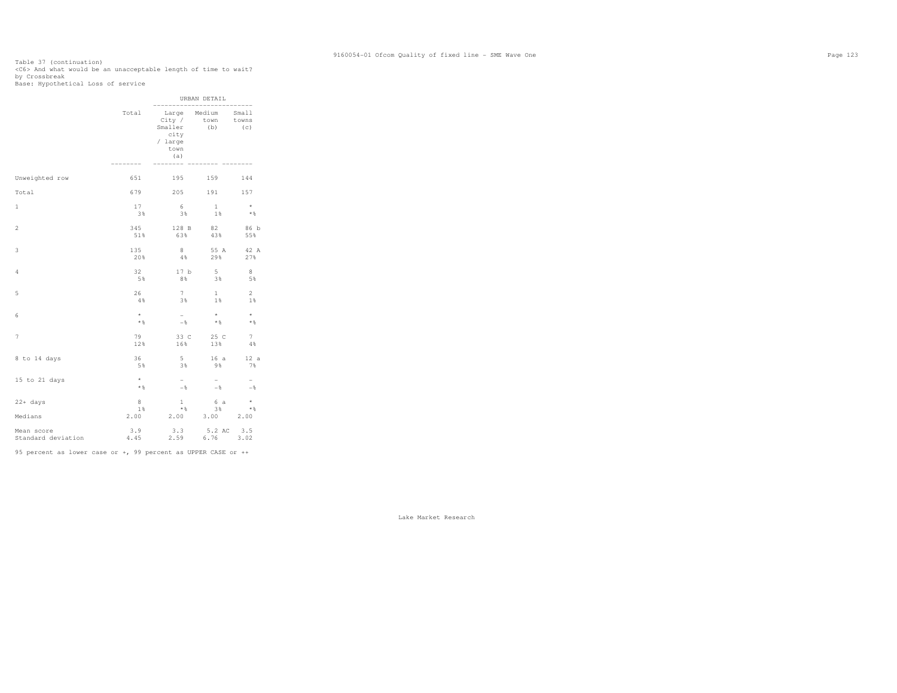Table 37 (continuation)
<C6> And what would be an unacceptable length of time to wait?
by Crossbreak
Base: Hypothetical Loss of service

| | Total | URBAN DETAIL: Large City / Smaller city / large town (a) | Medium town (b) | Small towns (c) |
|---|---|---|---|---|
| Unweighted row | 651 | 195 | 159 | 144 |
| Total | 679 | 205 | 191 | 157 |
| 1 | 17 | 6 | 1 | * |
| | 3% | 3% | 1% | *% |
| 2 | 345 | 128 B | 82 | 86 b |
| | 51% | 63% | 43% | 55% |
| 3 | 135 | 8 | 55 A | 42 A |
| | 20% | 4% | 29% | 27% |
| 4 | 32 | 17 b | 5 | 8 |
| | 5% | 8% | 3% | 5% |
| 5 | 26 | 7 | 1 | 2 |
| | 4% | 3% | 1% | 1% |
| 6 | * | - | * | * |
| | *% | -% | *% | *% |
| 7 | 79 | 33 C | 25 C | 7 |
| | 12% | 16% | 13% | 4% |
| 8 to 14 days | 36 | 5 | 16 a | 12 a |
| | 5% | 3% | 9% | 7% |
| 15 to 21 days | * | - | - | - |
| | *% | -% | -% | -% |
| 22+ days | 8 | 1 | 6 a | * |
| | 1% | *% | 3% | *% |
| Medians | 2.00 | 2.00 | 3.00 | 2.00 |
| Mean score | 3.9 | 3.3 | 5.2 AC | 3.5 |
| Standard deviation | 4.45 | 2.59 | 6.76 | 3.02 |

95 percent as lower case or +, 99 percent as UPPER CASE or ++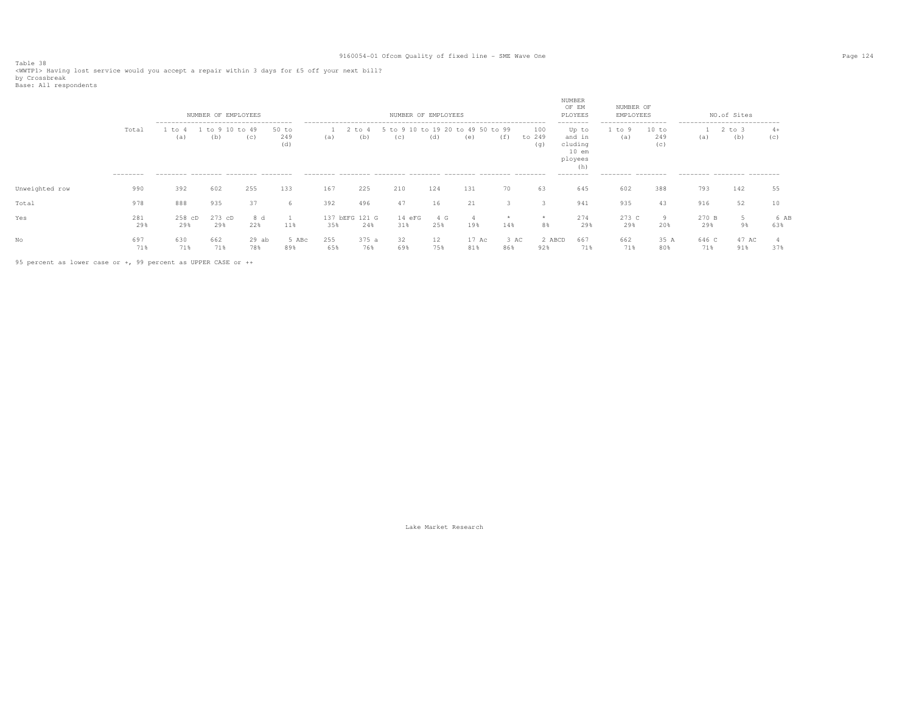Table 38
<WWTP1> Having lost service would you accept a repair within 3 days for £5 off your next bill?
by Crossbreak
Base: All respondents

| | Total | NUMBER OF EMPLOYEES 1 to 4 (a) | 1 to 9 (b) | 10 to 49 (c) | 50 to 249 (d) | NUMBER OF EMPLOYEES 1 (a) | 2 to 4 (b) | 5 to 9 (c) | 10 to 19 (d) | 20 to 49 (e) | 50 to 99 (f) | 100 to 249 (g) | NUMBER OF EMPLOYEES Up to and including 10 employees (h) | NUMBER OF EMPLOYEES 1 to 9 (a) | 10 to 249 (c) | NO.of Sites 1 (a) | 2 to 3 (b) | 4+ (c) |
|---|---|---|---|---|---|---|---|---|---|---|---|---|---|---|---|---|---|---|
| Unweighted row | 990 | 392 | 602 | 255 | 133 | 167 | 225 | 210 | 124 | 131 | 70 | 63 | 645 | 602 | 388 | 793 | 142 | 55 |
| Total | 978 | 888 | 935 | 37 | 6 | 392 | 496 | 47 | 16 | 21 | 3 | 3 | 941 | 935 | 43 | 916 | 52 | 10 |
| Yes | 281 | 258 cD | 273 cD | 8 d | 1 | 137 bEFG | 121 G | 14 eFG | 4 G | 4 | * | * | 274 | 273 C | 9 | 270 B | 5 | 6 AB |
| | 29% | 29% | 29% | 22% | 11% | 35% | 24% | 31% | 25% | 19% | 14% | 8% | 29% | 29% | 20% | 29% | 9% | 63% |
| No | 697 | 630 | 662 | 29 ab | 5 ABc | 255 | 375 a | 32 | 12 | 17 Ac | 3 AC | 2 ABCD | 667 | 662 | 35 A | 646 C | 47 AC | 4 |
| | 71% | 71% | 71% | 78% | 89% | 65% | 76% | 69% | 75% | 81% | 86% | 92% | 71% | 71% | 80% | 71% | 91% | 37% |

95 percent as lower case or +, 99 percent as UPPER CASE or ++

Lake Market Research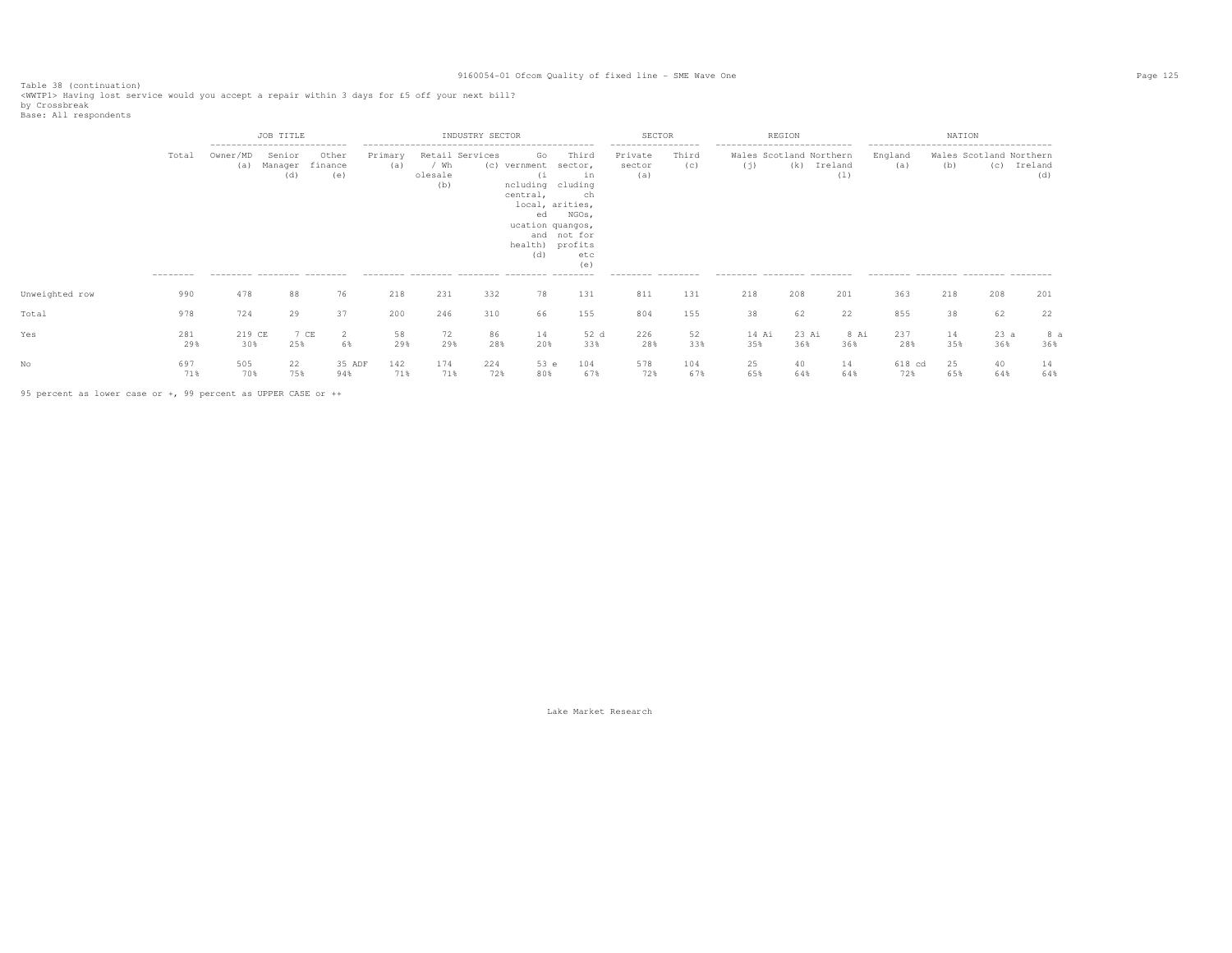Table 38 (continuation)
<WWTP1> Having lost service would you accept a repair within 3 days for £5 off your next bill?
by Crossbreak
Base: All respondents

| | Total | JOB TITLE | | | INDUSTRY SECTOR | | | | | SECTOR | | REGION | | | NATION | | | |
|---|---|---|---|---|---|---|---|---|---|---|---|---|---|---|---|---|---|---|
| | | Owner/MD (a) | Senior Manager (d) | Other finance (e) | Primary (a) | Retail / Wholesale (b) | Services (c) | Government (including central, local, education and health) (d) | Third sector, including charities, NGOs, quangos, not for profits etc (e) | Private sector (a) | Third (c) | Wales (j) | Scotland (k) | Northern Ireland (l) | England (a) | Wales (b) | Scotland (c) | Northern Ireland (d) |
| Unweighted row | 990 | 478 | 88 | 76 | 218 | 231 | 332 | 78 | 131 | 811 | 131 | 218 | 208 | 201 | 363 | 218 | 208 | 201 |
| Total | 978 | 724 | 29 | 37 | 200 | 246 | 310 | 66 | 155 | 804 | 155 | 38 | 62 | 22 | 855 | 38 | 62 | 22 |
| Yes | 281 | 219 CE | 7 CE | 2 | 58 | 72 | 86 | 14 | 52 d | 226 | 52 | 14 Ai | 23 Ai | 8 Ai | 237 | 14 | 23 a | 8 a |
| | 29% | 30% | 25% | 6% | 29% | 29% | 28% | 20% | 33% | 28% | 33% | 35% | 36% | 36% | 28% | 35% | 36% | 36% |
| No | 697 | 505 | 22 | 35 ADF | 142 | 174 | 224 | 53 e | 104 | 578 | 104 | 25 | 40 | 14 | 618 cd | 25 | 40 | 14 |
| | 71% | 70% | 75% | 94% | 71% | 71% | 72% | 80% | 67% | 72% | 67% | 65% | 64% | 64% | 72% | 65% | 64% | 64% |

95 percent as lower case or +, 99 percent as UPPER CASE or ++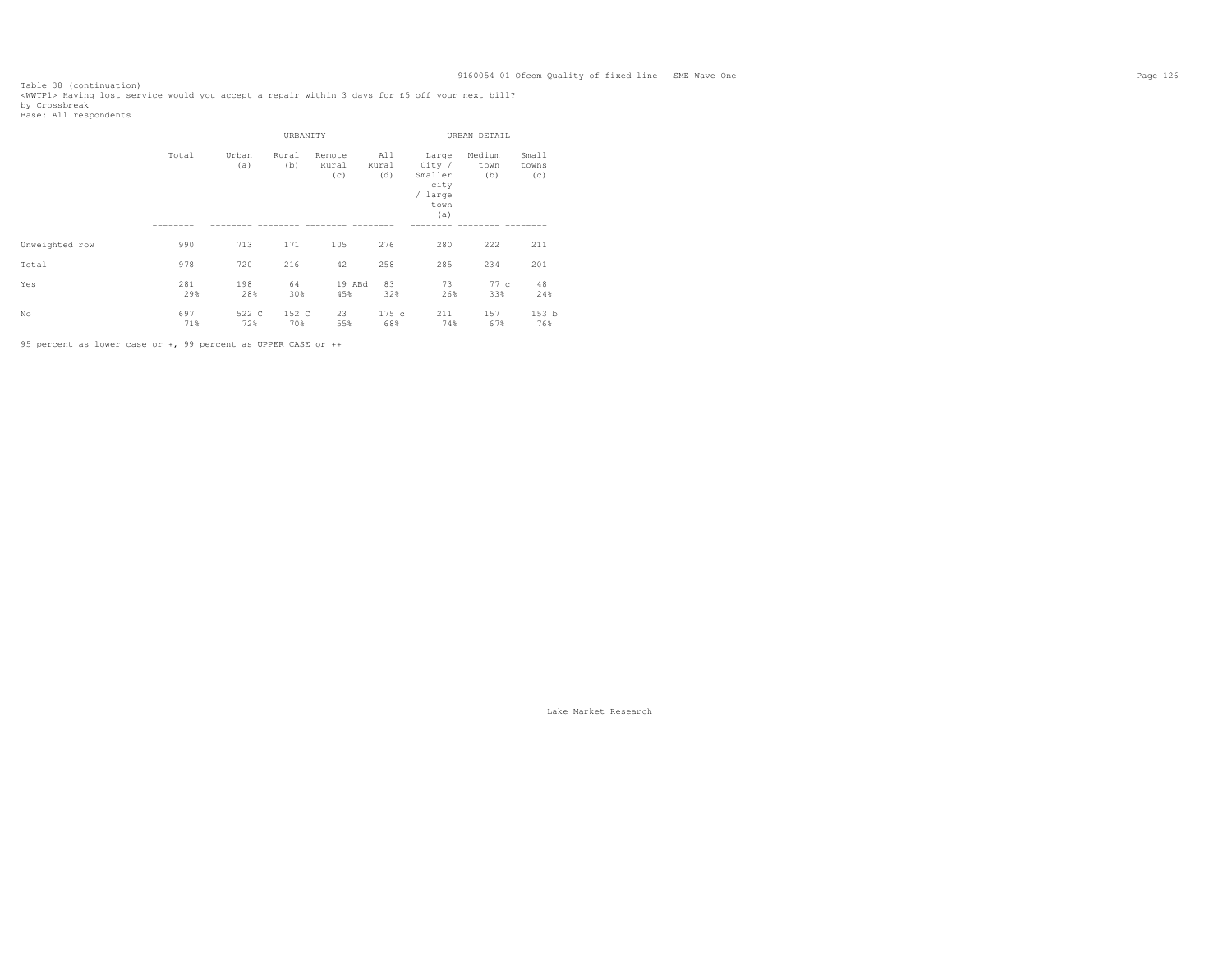Table 38 (continuation)
<WWTP1> Having lost service would you accept a repair within 3 days for £5 off your next bill?
by Crossbreak
Base: All respondents

| | Total | URBANITY | | | | URBAN DETAIL | | |
|---|---|---|---|---|---|---|---|---|
| | | Urban (a) | Rural (b) | Remote Rural (c) | All Rural (d) | Large City / Smaller city / large town (a) | Medium town (b) | Small towns (c) |
| Unweighted row | 990 | 713 | 171 | 105 | 276 | 280 | 222 | 211 |
| Total | 978 | 720 | 216 | 42 | 258 | 285 | 234 | 201 |
| Yes | 281 | 198 | 64 | 19 ABd | 83 | 73 | 77 c | 48 |
| | 29% | 28% | 30% | 45% | 32% | 26% | 33% | 24% |
| No | 697 | 522 C | 152 C | 23 | 175 c | 211 | 157 | 153 b |
| | 71% | 72% | 70% | 55% | 68% | 74% | 67% | 76% |

95 percent as lower case or +, 99 percent as UPPER CASE or ++

Lake Market Research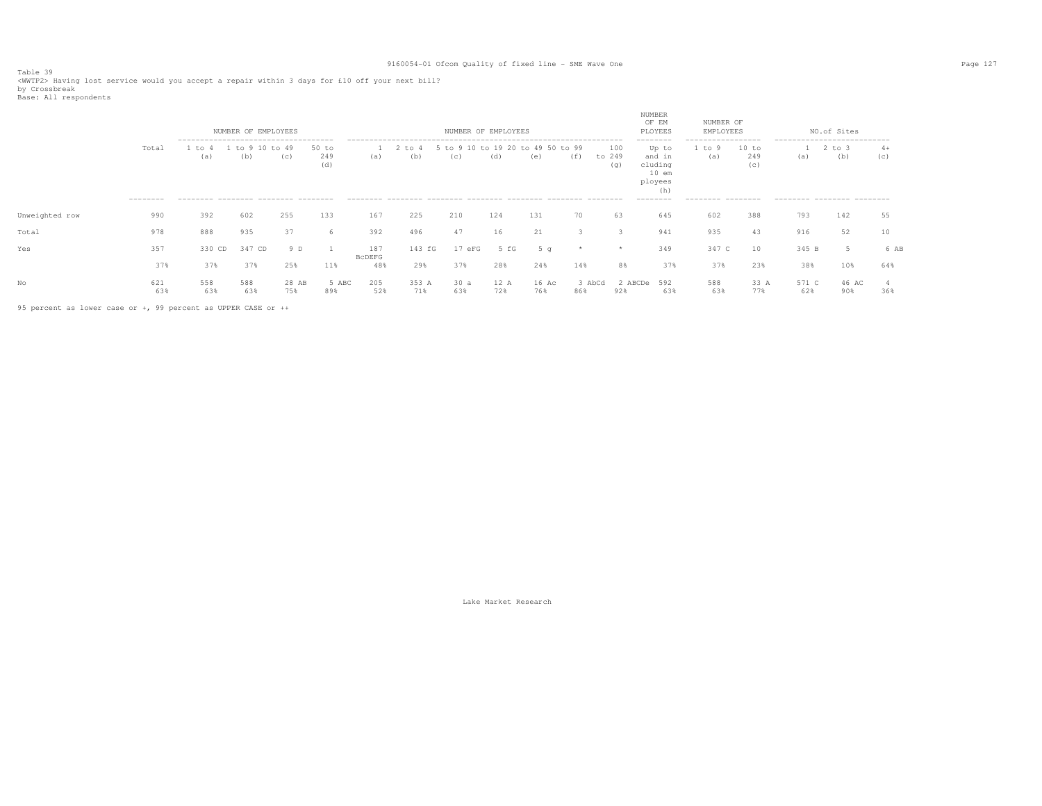Table 39
<WWTP2> Having lost service would you accept a repair within 3 days for £10 off your next bill?
by Crossbreak
Base: All respondents

| | Total | NUMBER OF EMPLOYEES | | | | NUMBER OF EMPLOYEES | | | | | | | NUMBER OF EM PLOYEES | NUMBER OF EMPLOYEES | | NO.of Sites | | |
|---|---|---|---|---|---|---|---|---|---|---|---|---|---|---|---|---|---|---|
| | | 1 to 4 (a) | 1 to 9 (b) | 10 to 49 (c) | 50 to 249 (d) | 1 (a) | 2 to 4 (b) | 5 to 9 (c) | 10 to 19 (d) | 20 to 49 (e) | 50 to 99 (f) | 100 to 249 (g) | Up to and including 10 employees (h) | 1 to 9 (a) | 10 to 249 (c) | 1 (a) | 2 to 3 (b) | 4+ (c) |
| Unweighted row | 990 | 392 | 602 | 255 | 133 | 167 | 225 | 210 | 124 | 131 | 70 | 63 | 645 | 602 | 388 | 793 | 142 | 55 |
| Total | 978 | 888 | 935 | 37 | 6 | 392 | 496 | 47 | 16 | 21 | 3 | 3 | 941 | 935 | 43 | 916 | 52 | 10 |
| Yes | 357 | 330 CD | 347 CD | 9 D | 1 | 187 BcDEFG | 143 fG | 17 eFG | 5 fG | 5 g | * | * | 349 | 347 C | 10 | 345 B | 5 | 6 AB |
| | 37% | 37% | 37% | 25% | 11% | 48% | 29% | 37% | 28% | 24% | 14% | 8% | 37% | 37% | 23% | 38% | 10% | 64% |
| No | 621 | 558 | 588 | 28 AB | 5 ABC | 205 | 353 A | 30 a | 12 A | 16 Ac | 3 AbCd | 2 ABCDe | 592 | 588 | 33 A | 571 C | 46 AC | 4 |
| | 63% | 63% | 63% | 75% | 89% | 52% | 71% | 63% | 72% | 76% | 86% | 92% | 63% | 63% | 77% | 62% | 90% | 36% |

95 percent as lower case or +, 99 percent as UPPER CASE or ++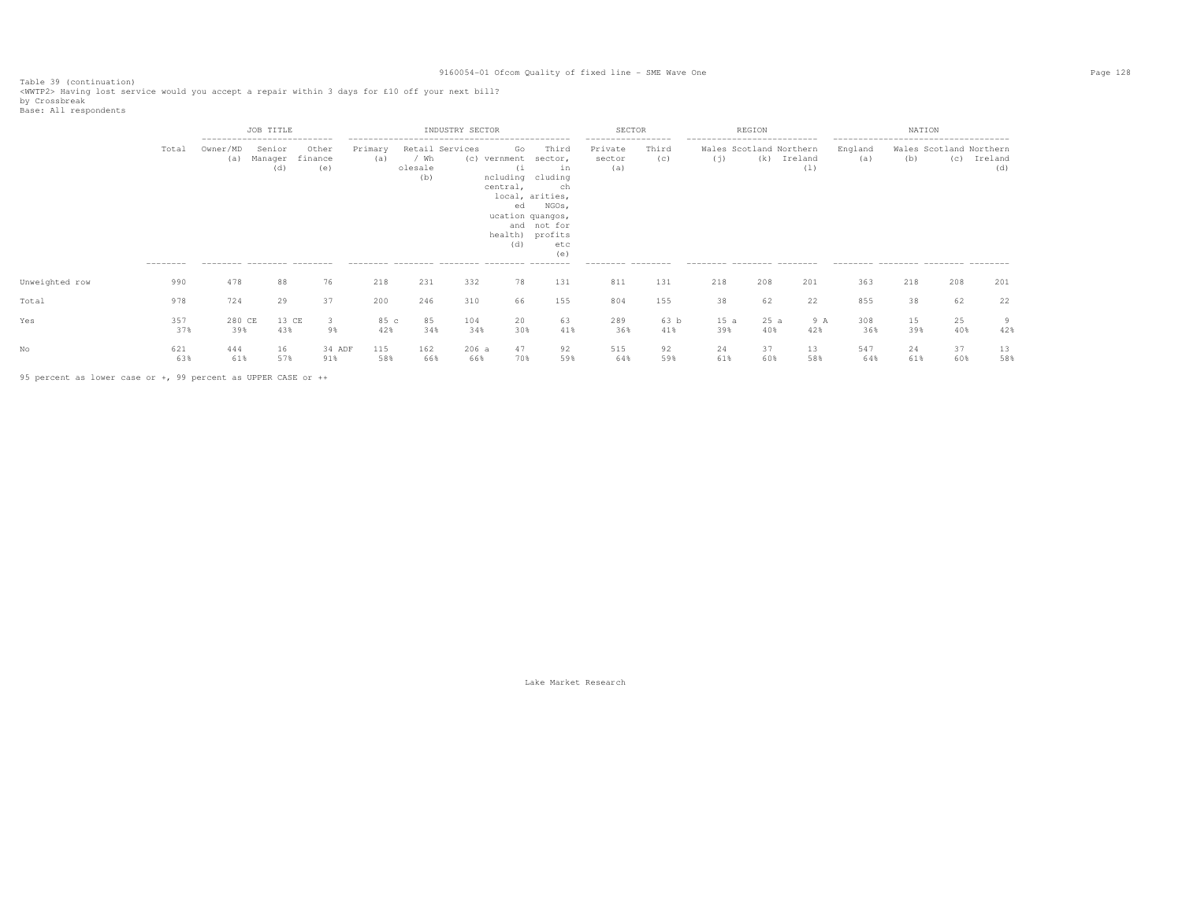Table 39 (continuation)
<WWTP2> Having lost service would you accept a repair within 3 days for £10 off your next bill?
by Crossbreak
Base: All respondents

| | Total | JOB TITLE | | | INDUSTRY SECTOR | | | | | SECTOR | | REGION | | | NATION | | | |
|---|---|---|---|---|---|---|---|---|---|---|---|---|---|---|---|---|---|---|
| | | Owner/MD (a) | Senior Manager (d) | Other finance (e) | Primary (a) | Retail / Wholesale (b) | Services (c) | Government (including central, local, education and health) (d) | Third sector, including charities, NGOs, quangos, not for profits etc (e) | Private sector (a) | Third (c) | Wales (j) | Scotland (k) | Northern Ireland (l) | England (a) | Wales (b) | Scotland (c) | Northern Ireland (d) |
| Unweighted row | 990 | 478 | 88 | 76 | 218 | 231 | 332 | 78 | 131 | 811 | 131 | 218 | 208 | 201 | 363 | 218 | 208 | 201 |
| Total | 978 | 724 | 29 | 37 | 200 | 246 | 310 | 66 | 155 | 804 | 155 | 38 | 62 | 22 | 855 | 38 | 62 | 22 |
| Yes | 357 | 280 CE | 13 CE | 3 | 85 c | 85 | 104 | 20 | 63 | 289 | 63 b | 15 a | 25 a | 9 A | 308 | 15 | 25 | 9 |
| | 37% | 39% | 43% | 9% | 42% | 34% | 34% | 30% | 41% | 36% | 41% | 39% | 40% | 42% | 36% | 39% | 40% | 42% |
| No | 621 | 444 | 16 | 34 ADF | 115 | 162 | 206 a | 47 | 92 | 515 | 92 | 24 | 37 | 13 | 547 | 24 | 37 | 13 |
| | 63% | 61% | 57% | 91% | 58% | 66% | 66% | 70% | 59% | 64% | 59% | 61% | 60% | 58% | 64% | 61% | 60% | 58% |

95 percent as lower case or +, 99 percent as UPPER CASE or ++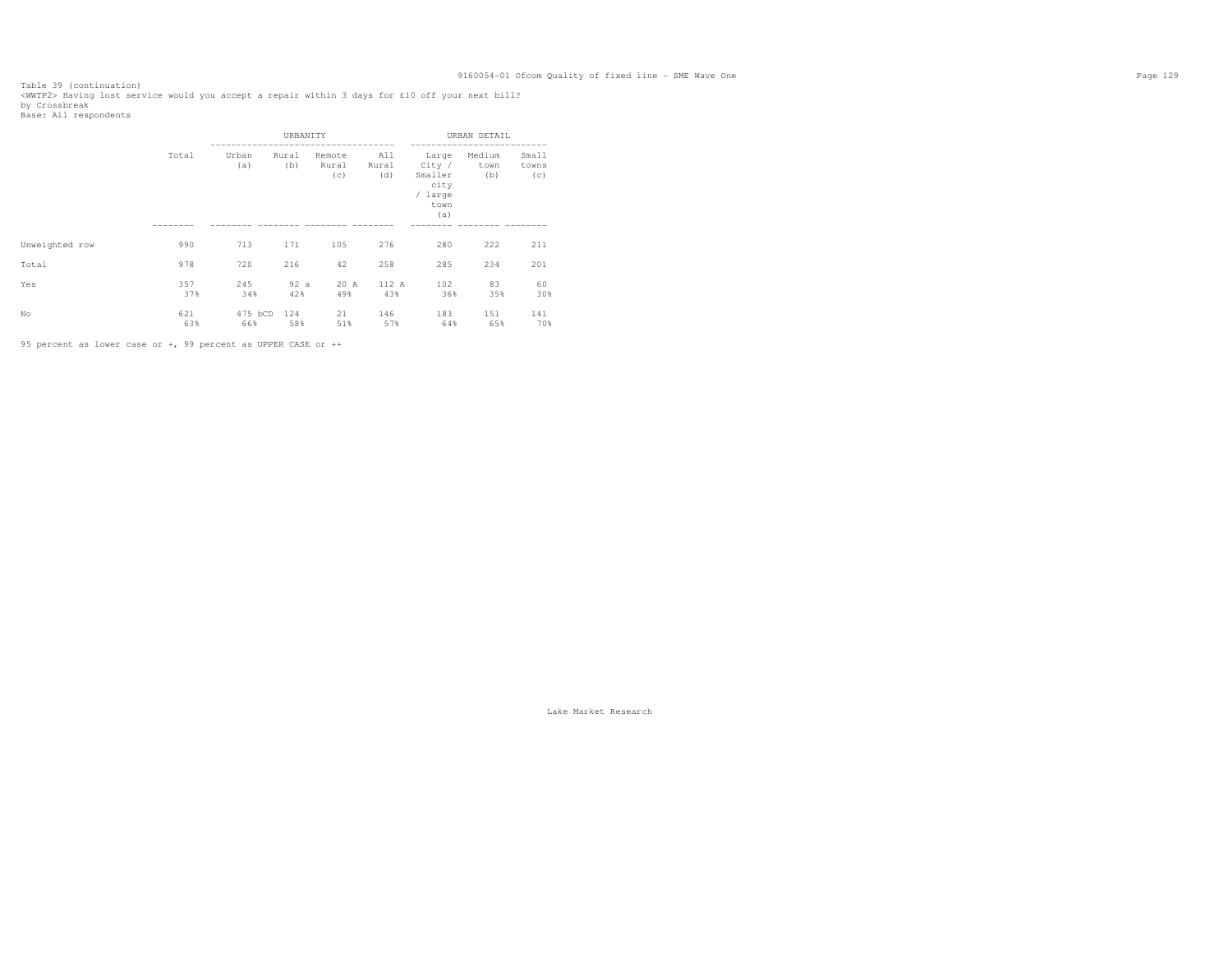Table 39 (continuation)
<WWTP2> Having lost service would you accept a repair within 3 days for £10 off your next bill?
by Crossbreak
Base: All respondents

| | Total | URBANITY | | | | URBAN DETAIL | | |
|---|---|---|---|---|---|---|---|---|
| | | Urban (a) | Rural (b) | Remote Rural (c) | All Rural (d) | Large City / Smaller city / large town (a) | Medium town (b) | Small towns (c) |
| Unweighted row | 990 | 713 | 171 | 105 | 276 | 280 | 222 | 211 |
| Total | 978 | 720 | 216 | 42 | 258 | 285 | 234 | 201 |
| Yes | 357 | 245 | 92 a | 20 A | 112 A | 102 | 83 | 60 |
| | 37% | 34% | 42% | 49% | 43% | 36% | 35% | 30% |
| No | 621 | 475 bCD | 124 | 21 | 146 | 183 | 151 | 141 |
| | 63% | 66% | 58% | 51% | 57% | 64% | 65% | 70% |

95 percent as lower case or +, 99 percent as UPPER CASE or ++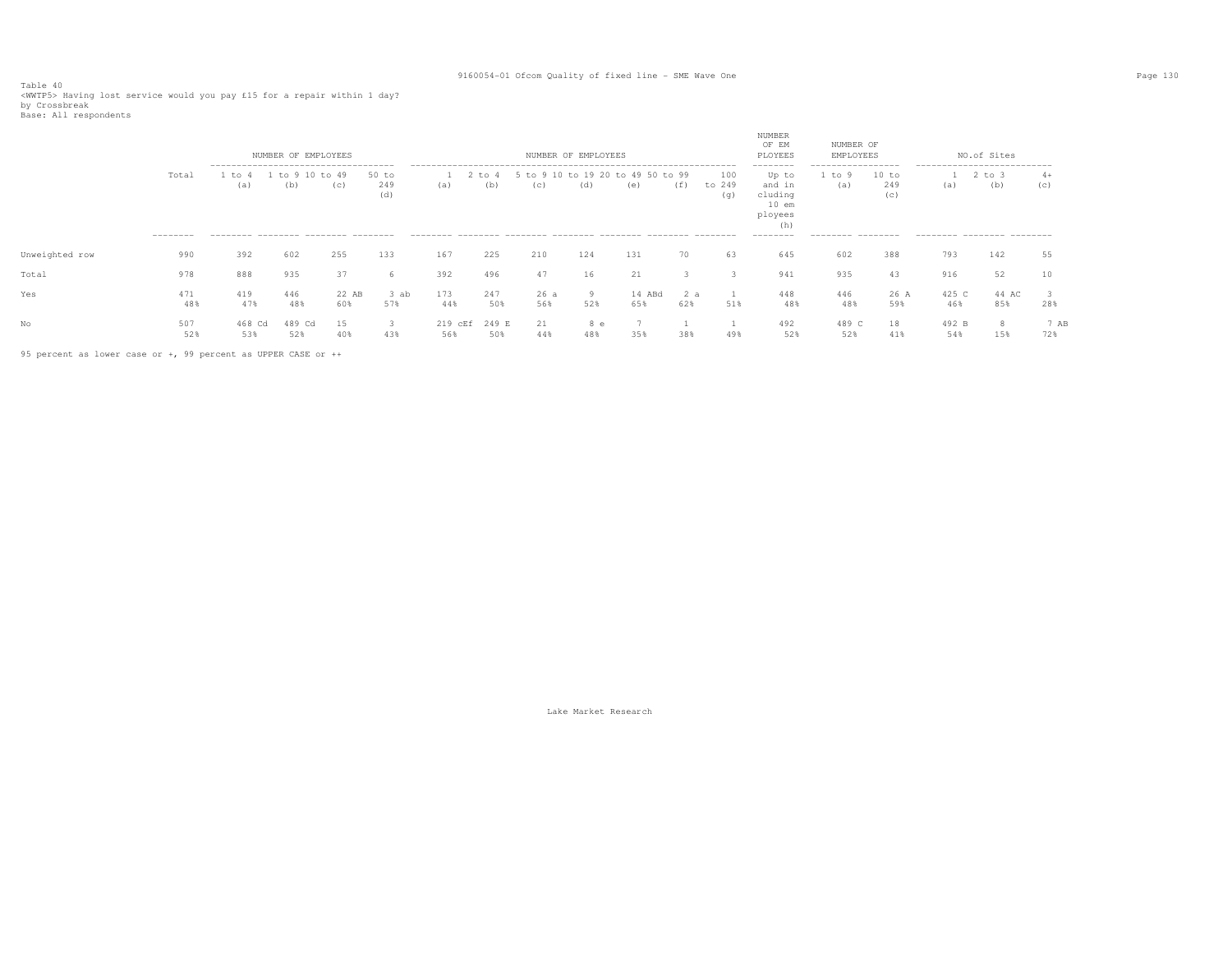Table 40
<WWTP5> Having lost service would you pay £15 for a repair within 1 day?
by Crossbreak
Base: All respondents

| | Total | NUMBER OF EMPLOYEES | | | | NUMBER OF EMPLOYEES | | | | | | | NUMBER OF EM PLOYEES | NUMBER OF EMPLOYEES | | NO.of Sites | | |
|---|---|---|---|---|---|---|---|---|---|---|---|---|---|---|---|---|---|---|
| | | 1 to 4 (a) | 1 to 9 (b) | 10 to 49 (c) | 50 to 249 (d) | 1 (a) | 2 to 4 (b) | 5 to 9 (c) | 10 to 19 (d) | 20 to 49 (e) | 50 to 99 (f) | 100 to 249 (g) | Up to and in cluding 10 em ployees (h) | 1 to 9 (a) | 10 to 249 (c) | 1 (a) | 2 to 3 (b) | 4+ (c) |
| Unweighted row | 990 | 392 | 602 | 255 | 133 | 167 | 225 | 210 | 124 | 131 | 70 | 63 | 645 | 602 | 388 | 793 | 142 | 55 |
| Total | 978 | 888 | 935 | 37 | 6 | 392 | 496 | 47 | 16 | 21 | 3 | 3 | 941 | 935 | 43 | 916 | 52 | 10 |
| Yes | 471 | 419 | 446 | 22 AB | 3 ab | 173 | 247 | 26 a | 9 | 14 ABd | 2 a | 1 | 448 | 446 | 26 A | 425 C | 44 AC | 3 |
| | 48% | 47% | 48% | 60% | 57% | 44% | 50% | 56% | 52% | 65% | 62% | 51% | 48% | 48% | 59% | 46% | 85% | 28% |
| No | 507 | 468 Cd | 489 Cd | 15 | 3 | 219 cEf | 249 E | 21 | 8 e | 7 | 1 | 1 | 492 | 489 C | 18 | 492 B | 8 | 7 AB |
| | 52% | 53% | 52% | 40% | 43% | 56% | 50% | 44% | 48% | 35% | 38% | 49% | 52% | 52% | 41% | 54% | 15% | 72% |

95 percent as lower case or +, 99 percent as UPPER CASE or ++

Lake Market Research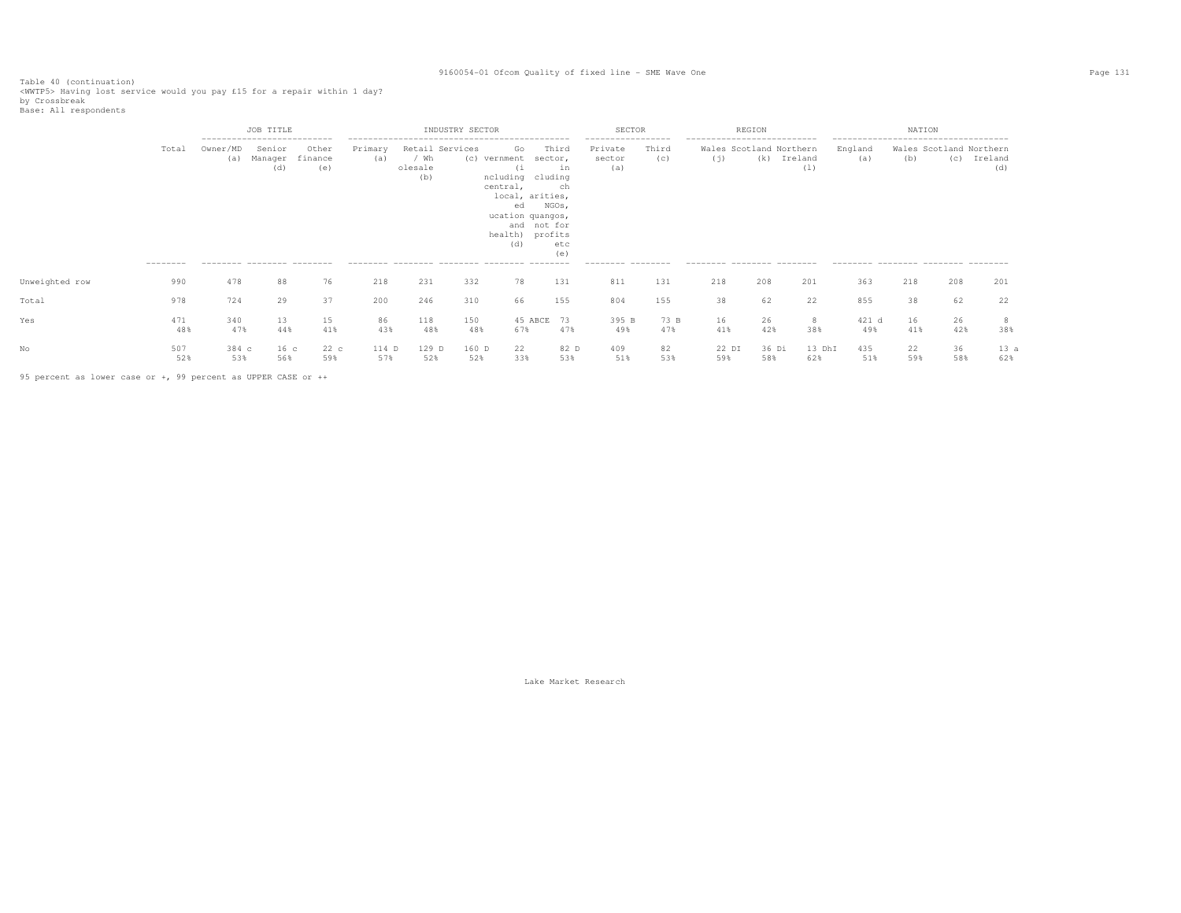Table 40 (continuation)
<WWTP5> Having lost service would you pay £15 for a repair within 1 day?
by Crossbreak
Base: All respondents

| | Total | JOB TITLE | | | INDUSTRY SECTOR | | | | | SECTOR | | REGION | | | NATION | | | |
|---|---|---|---|---|---|---|---|---|---|---|---|---|---|---|---|---|---|---|
| | | Owner/MD (a) | Senior Manager (d) | Other finance (e) | Primary (a) | Retail / Wholesale (b) | Services (c) | Government (including central, local, education and health) (d) | Third sector, (including charities, NGOs, quangos, not for profits etc (e) | Private sector (a) | Third (c) | Wales (j) | Scotland (k) | Northern Ireland (l) | England (a) | Wales (b) | Scotland (c) | Northern Ireland (d) |
| Unweighted row | 990 | 478 | 88 | 76 | 218 | 231 | 332 | 78 | 131 | 811 | 131 | 218 | 208 | 201 | 363 | 218 | 208 | 201 |
| Total | 978 | 724 | 29 | 37 | 200 | 246 | 310 | 66 | 155 | 804 | 155 | 38 | 62 | 22 | 855 | 38 | 62 | 22 |
| Yes | 471 | 340 | 13 | 15 | 86 | 118 | 150 | 45 ABCE | 73 | 395 B | 73 B | 16 | 26 | 8 | 421 d | 16 | 26 | 8 |
| | 48% | 47% | 44% | 41% | 43% | 48% | 48% | 67% | 47% | 49% | 47% | 41% | 42% | 38% | 49% | 41% | 42% | 38% |
| No | 507 | 384 c | 16 c | 22 c | 114 D | 129 D | 160 D | 22 | 82 D | 409 | 82 | 22 DI | 36 Di | 13 DhI | 435 | 22 | 36 | 13 a |
| | 52% | 53% | 56% | 59% | 57% | 52% | 52% | 33% | 53% | 51% | 53% | 59% | 58% | 62% | 51% | 59% | 58% | 62% |

95 percent as lower case or +, 99 percent as UPPER CASE or ++

Lake Market Research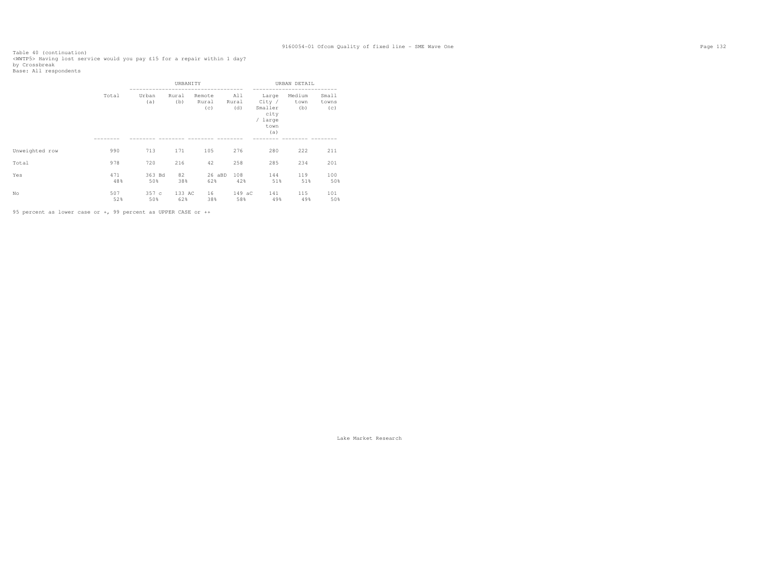Table 40 (continuation)
<WWTP5> Having lost service would you pay £15 for a repair within 1 day?
by Crossbreak
Base: All respondents

| | Total | URBANITY | | | | URBAN DETAIL | | |
|---|---|---|---|---|---|---|---|---|
| | | Urban (a) | Rural (b) | Remote Rural (c) | All Rural (d) | Large City / Smaller city / large town (a) | Medium town (b) | Small towns (c) |
| Unweighted row | 990 | 713 | 171 | 105 | 276 | 280 | 222 | 211 |
| Total | 978 | 720 | 216 | 42 | 258 | 285 | 234 | 201 |
| Yes | 471 | 363 Bd | 82 | 26 aBD | 108 | 144 | 119 | 100 |
| | 48% | 50% | 38% | 62% | 42% | 51% | 51% | 50% |
| No | 507 | 357 c | 133 AC | 16 | 149 aC | 141 | 115 | 101 |
| | 52% | 50% | 62% | 38% | 58% | 49% | 49% | 50% |

95 percent as lower case or +, 99 percent as UPPER CASE or ++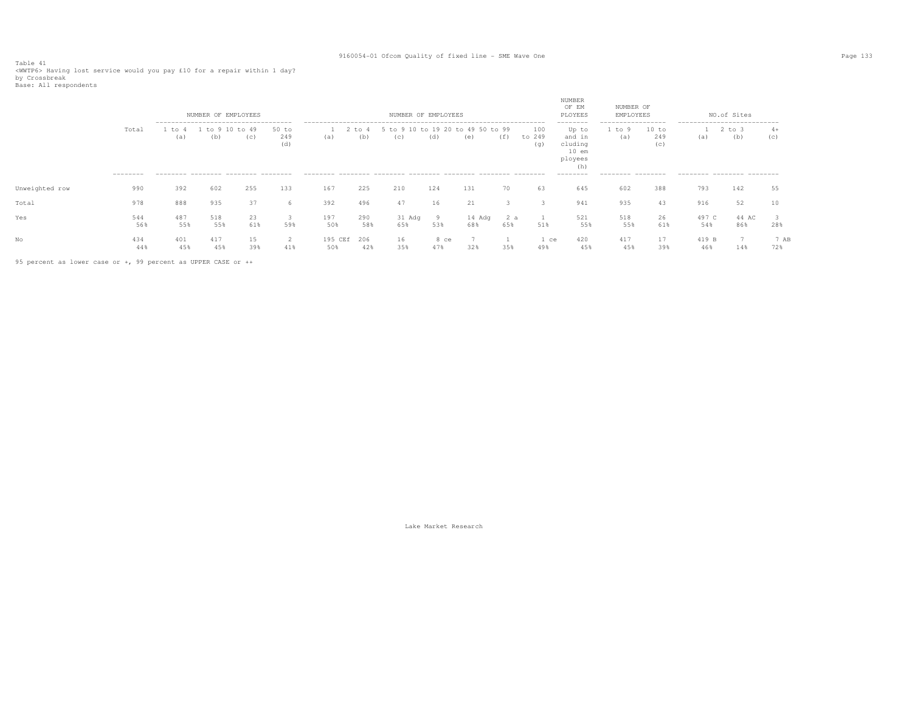Table 41
<WWTP6> Having lost service would you pay £10 for a repair within 1 day?
by Crossbreak
Base: All respondents

| | Total | NUMBER OF EMPLOYEES | | | | NUMBER OF EMPLOYEES | | | | | | | NUMBER OF EM PLOYEES | NUMBER OF EMPLOYEES | | NO.of Sites | | |
|---|---|---|---|---|---|---|---|---|---|---|---|---|---|---|---|---|---|---|
| | | 1 to 4 (a) | 1 to 9 (b) | 10 to 49 (c) | 50 to 249 (d) | 1 (a) | 2 to 4 (b) | 5 to 9 (c) | 10 to 19 (d) | 20 to 49 (e) | 50 to 99 (f) | 100 to 249 (g) | Up to and including 10 employees (h) | 1 to 9 (a) | 10 to 249 (c) | 1 (a) | 2 to 3 (b) | 4+ (c) |
| Unweighted row | 990 | 392 | 602 | 255 | 133 | 167 | 225 | 210 | 124 | 131 | 70 | 63 | 645 | 602 | 388 | 793 | 142 | 55 |
| Total | 978 | 888 | 935 | 37 | 6 | 392 | 496 | 47 | 16 | 21 | 3 | 3 | 941 | 935 | 43 | 916 | 52 | 10 |
| Yes | 544 | 487 | 518 | 23 | 3 | 197 | 290 | 31 Adg | 9 | 14 Adg | 2 a | 1 | 521 | 518 | 26 | 497 C | 44 AC | 3 |
| | 56% | 55% | 55% | 61% | 59% | 50% | 58% | 65% | 53% | 68% | 65% | 51% | 55% | 55% | 61% | 54% | 86% | 28% |
| No | 434 | 401 | 417 | 15 | 2 | 195 CEf | 206 | 16 | 8 ce | 7 | 1 | 1 ce | 420 | 417 | 17 | 419 B | 7 | 7 AB |
| | 44% | 45% | 45% | 39% | 41% | 50% | 42% | 35% | 47% | 32% | 35% | 49% | 45% | 45% | 39% | 46% | 14% | 72% |

95 percent as lower case or +, 99 percent as UPPER CASE or ++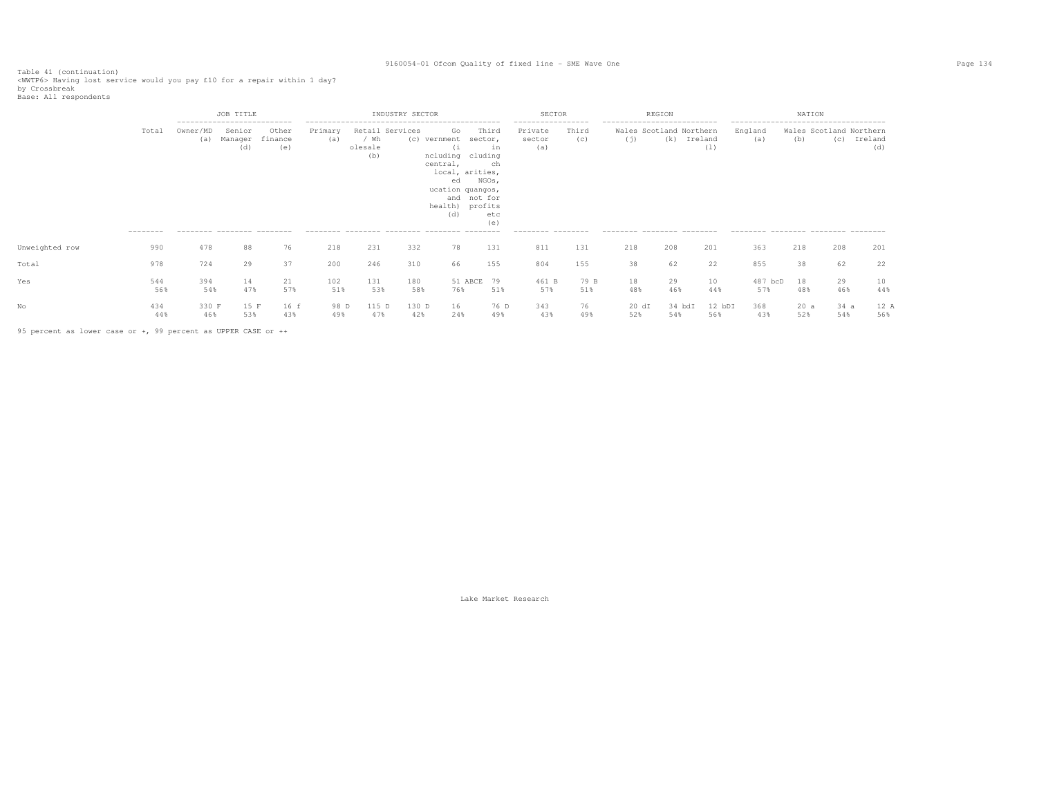Table 41 (continuation)
<WWTP6> Having lost service would you pay £10 for a repair within 1 day?
by Crossbreak
Base: All respondents

| | Total | JOB TITLE | | | INDUSTRY SECTOR | | | | | SECTOR | | REGION | | | NATION | | | |
|---|---|---|---|---|---|---|---|---|---|---|---|---|---|---|---|---|---|---|
| | | Owner/MD (a) | Senior Manager (d) | Other finance (e) | Primary (a) | Retail / Wholesale (b) | Services (c) | Government (including central, local, education and health) (d) | Third sector, including charities, NGOs, quangos, not for profits etc (e) | Private sector (a) | Third (c) | Wales (j) | Scotland (k) | Northern Ireland (l) | England (a) | Wales (b) | Scotland (c) | Northern Ireland (d) |
| Unweighted row | 990 | 478 | 88 | 76 | 218 | 231 | 332 | 78 | 131 | 811 | 131 | 218 | 208 | 201 | 363 | 218 | 208 | 201 |
| Total | 978 | 724 | 29 | 37 | 200 | 246 | 310 | 66 | 155 | 804 | 155 | 38 | 62 | 22 | 855 | 38 | 62 | 22 |
| Yes | 544 | 394 | 14 | 21 | 102 | 131 | 180 | 51 ABCE | 79 | 461 B | 79 B | 18 | 29 | 10 | 487 bcD | 18 | 29 | 10 |
| | 56% | 54% | 47% | 57% | 51% | 53% | 58% | 76% | 51% | 57% | 51% | 48% | 46% | 44% | 57% | 48% | 46% | 44% |
| No | 434 | 330 F | 15 F | 16 f | 98 D | 115 D | 130 D | 16 | 76 D | 343 | 76 | 20 dI | 34 bdI | 12 bDI | 368 | 20 a | 34 a | 12 A |
| | 44% | 46% | 53% | 43% | 49% | 47% | 42% | 24% | 49% | 43% | 49% | 52% | 54% | 56% | 43% | 52% | 54% | 56% |

95 percent as lower case or +, 99 percent as UPPER CASE or ++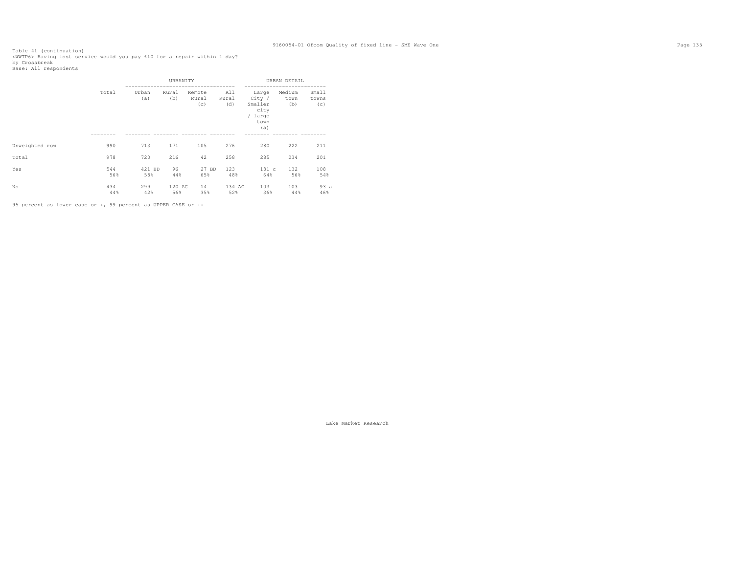Table 41 (continuation)
<WWTP6> Having lost service would you pay £10 for a repair within 1 day?
by Crossbreak
Base: All respondents

| | Total | URBANITY | | | | URBAN DETAIL | | |
|---|---|---|---|---|---|---|---|---|
| | | Urban (a) | Rural (b) | Remote Rural (c) | All Rural (d) | Large City / Smaller city / large town (a) | Medium town (b) | Small towns (c) |
| Unweighted row | 990 | 713 | 171 | 105 | 276 | 280 | 222 | 211 |
| Total | 978 | 720 | 216 | 42 | 258 | 285 | 234 | 201 |
| Yes | 544 | 421 BD | 96 | 27 BD | 123 | 181 c | 132 | 108 |
| | 56% | 58% | 44% | 65% | 48% | 64% | 56% | 54% |
| No | 434 | 299 | 120 AC | 14 | 134 AC | 103 | 103 | 93 a |
| | 44% | 42% | 56% | 35% | 52% | 36% | 44% | 46% |

95 percent as lower case or +, 99 percent as UPPER CASE or ++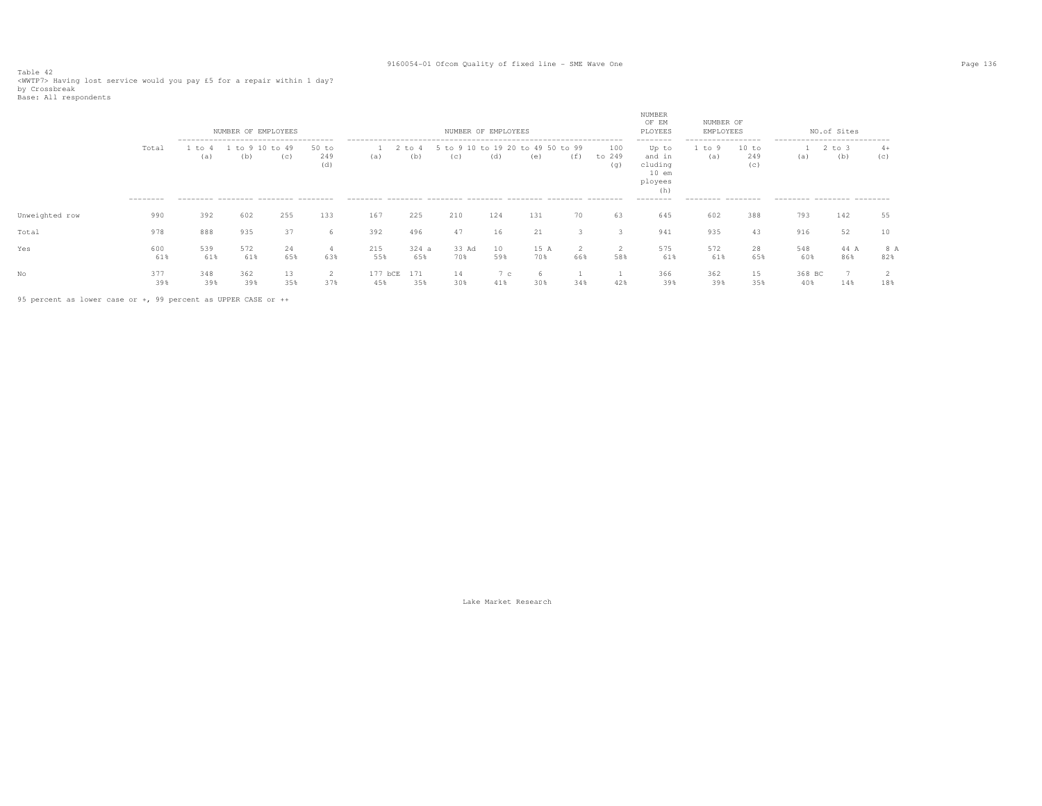Table 42
<WWTP7> Having lost service would you pay £5 for a repair within 1 day?
by Crossbreak
Base: All respondents

| | Total | NUMBER OF EMPLOYEES | | | | NUMBER OF EMPLOYEES | | | | | | | NUMBER OF EM PLOYEES | NUMBER OF EMPLOYEES | | NO.of Sites | | |
|---|---|---|---|---|---|---|---|---|---|---|---|---|---|---|---|---|---|---|
| | | 1 to 4 (a) | 1 to 9 (b) | 10 to 49 (c) | 50 to 249 (d) | 1 (a) | 2 to 4 (b) | 5 to 9 (c) | 10 to 19 (d) | 20 to 49 (e) | 50 to 99 (f) | 100 to 249 (g) | Up to and including 10 employees (h) | 1 to 9 (a) | 10 to 249 (c) | 1 (a) | 2 to 3 (b) | 4+ (c) |
| Unweighted row | 990 | 392 | 602 | 255 | 133 | 167 | 225 | 210 | 124 | 131 | 70 | 63 | 645 | 602 | 388 | 793 | 142 | 55 |
| Total | 978 | 888 | 935 | 37 | 6 | 392 | 496 | 47 | 16 | 21 | 3 | 3 | 941 | 935 | 43 | 916 | 52 | 10 |
| Yes | 600 | 539 | 572 | 24 | 4 | 215 | 324 a | 33 Ad | 10 | 15 A | 2 | 2 | 575 | 572 | 28 | 548 | 44 A | 8 A |
| | 61% | 61% | 61% | 65% | 63% | 55% | 65% | 70% | 59% | 70% | 66% | 58% | 61% | 61% | 65% | 60% | 86% | 82% |
| No | 377 | 348 | 362 | 13 | 2 | 177 bCE | 171 | 14 | 7 c | 6 | 1 | 1 | 366 | 362 | 15 | 368 BC | 7 | 2 |
| | 39% | 39% | 39% | 35% | 37% | 45% | 35% | 30% | 41% | 30% | 34% | 42% | 39% | 39% | 35% | 40% | 14% | 18% |

95 percent as lower case or +, 99 percent as UPPER CASE or ++

Lake Market Research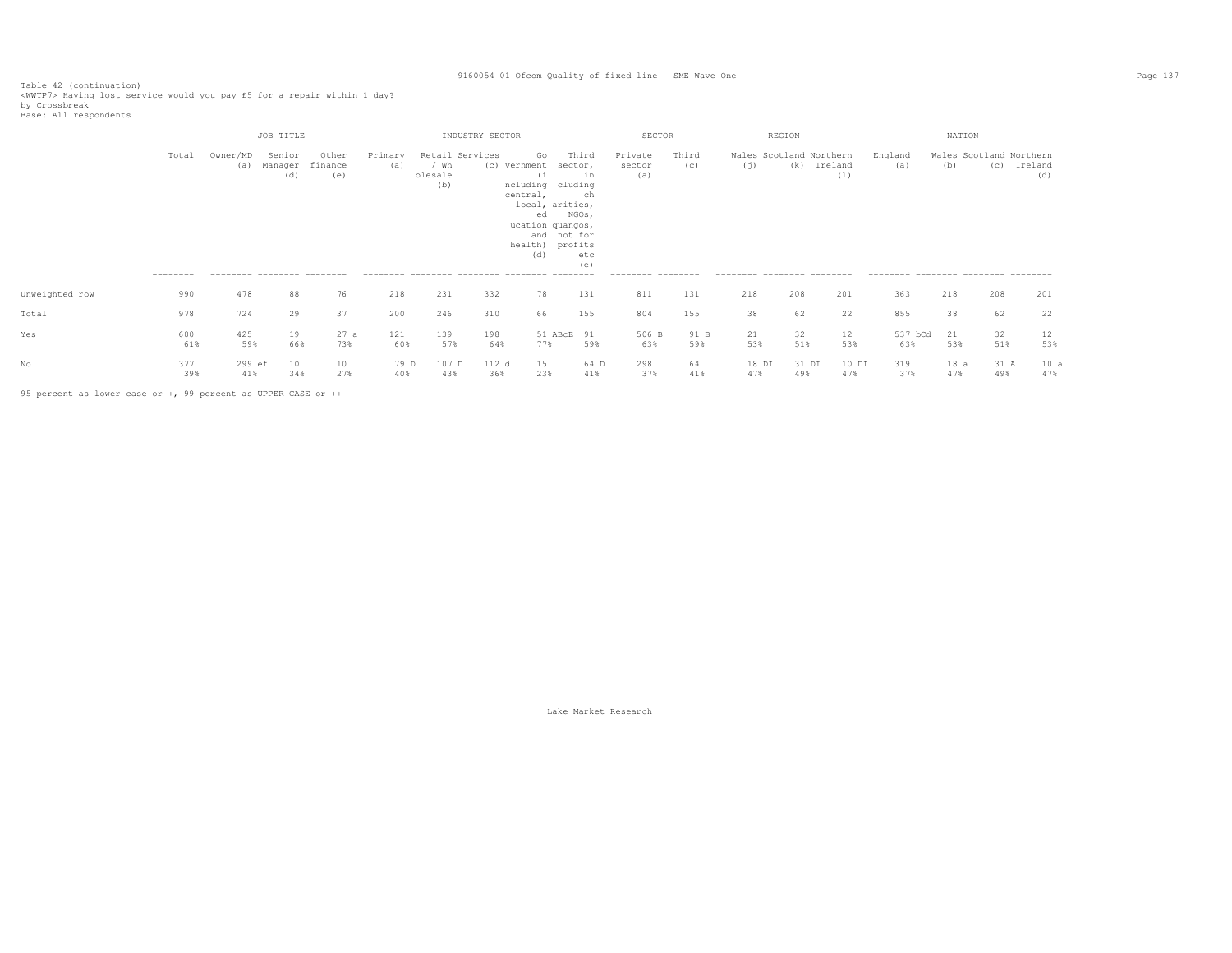Table 42 (continuation)
<WWTP7> Having lost service would you pay £5 for a repair within 1 day?
by Crossbreak
Base: All respondents

| | Total | JOB TITLE | | | INDUSTRY SECTOR | | | | | SECTOR | | REGION | | | NATION | | | |
|---|---|---|---|---|---|---|---|---|---|---|---|---|---|---|---|---|---|---|
| | | Owner/MD (a) | Senior Manager (d) | Other finance (e) | Primary (a) | Retail / Wholesale (b) | Services (c) | Government (including central, local, education and health) (d) | Third sector, including charities, NGOs, quangos, not for profits etc (e) | Private sector (a) | Third (c) | Wales (j) | Scotland (k) | Northern Ireland (l) | England (a) | Wales (b) | Scotland (c) | Northern Ireland (d) |
| Unweighted row | 990 | 478 | 88 | 76 | 218 | 231 | 332 | 78 | 131 | 811 | 131 | 218 | 208 | 201 | 363 | 218 | 208 | 201 |
| Total | 978 | 724 | 29 | 37 | 200 | 246 | 310 | 66 | 155 | 804 | 155 | 38 | 62 | 22 | 855 | 38 | 62 | 22 |
| Yes | 600 | 425 | 19 | 27 a | 121 | 139 | 198 | 51 ABcE | 91 | 506 B | 91 B | 21 | 32 | 12 | 537 bCd | 21 | 32 | 12 |
| | 61% | 59% | 66% | 73% | 60% | 57% | 64% | 77% | 59% | 63% | 59% | 53% | 51% | 53% | 63% | 53% | 51% | 53% |
| No | 377 | 299 ef | 10 | 10 | 79 D | 107 D | 112 d | 15 | 64 D | 298 | 64 | 18 DI | 31 DI | 10 DI | 319 | 18 a | 31 A | 10 a |
| | 39% | 41% | 34% | 27% | 40% | 43% | 36% | 23% | 41% | 37% | 41% | 47% | 49% | 47% | 37% | 47% | 49% | 47% |

95 percent as lower case or +, 99 percent as UPPER CASE or ++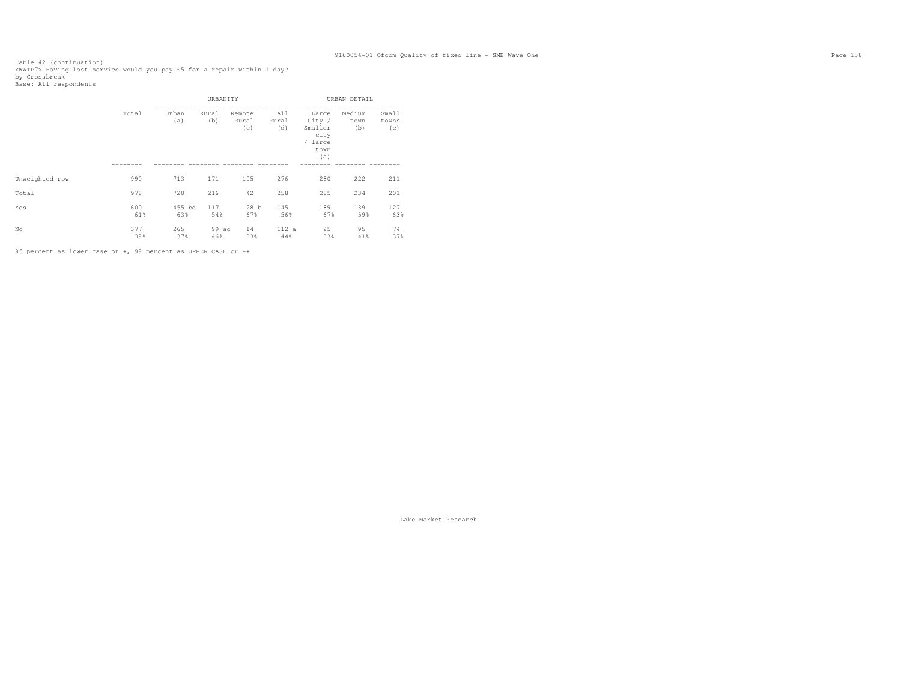Table 42 (continuation)
<WWTP7> Having lost service would you pay £5 for a repair within 1 day?
by Crossbreak
Base: All respondents

| | Total | URBANITY | | | | URBAN DETAIL | | |
|---|---|---|---|---|---|---|---|---|
| | | Urban (a) | Rural (b) | Remote Rural (c) | All Rural (d) | Large City / Smaller city / large town (a) | Medium town (b) | Small towns (c) |
| Unweighted row | 990 | 713 | 171 | 105 | 276 | 280 | 222 | 211 |
| Total | 978 | 720 | 216 | 42 | 258 | 285 | 234 | 201 |
| Yes | 600 | 455 bd | 117 | 28 b | 145 | 189 | 139 | 127 |
| | 61% | 63% | 54% | 67% | 56% | 67% | 59% | 63% |
| No | 377 | 265 | 99 ac | 14 | 112 a | 95 | 95 | 74 |
| | 39% | 37% | 46% | 33% | 44% | 33% | 41% | 37% |

95 percent as lower case or +, 99 percent as UPPER CASE or ++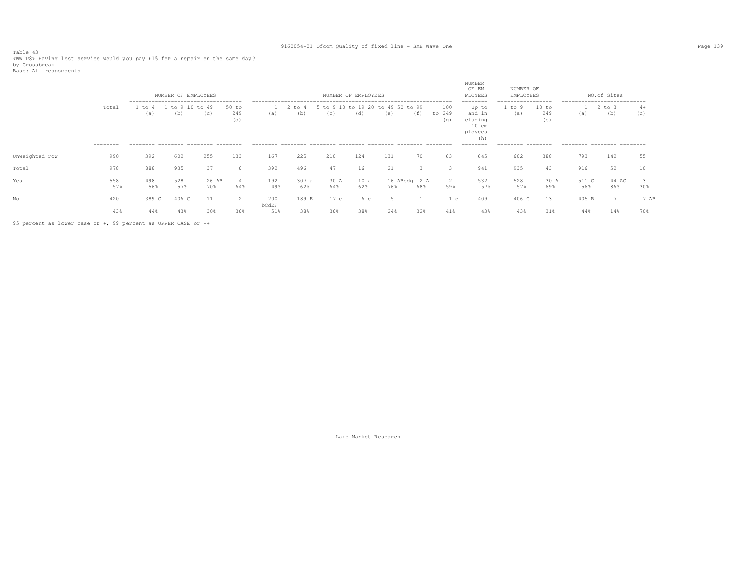Table 43
<WWTP8> Having lost service would you pay £15 for a repair on the same day?
by Crossbreak
Base: All respondents

| | Total | NUMBER OF EMPLOYEES | | | | NUMBER OF EMPLOYEES | | | | | | | NUMBER OF EMPLOYEES | NUMBER OF EMPLOYEES | | NO.of Sites | | |
|---|---|---|---|---|---|---|---|---|---|---|---|---|---|---|---|---|---|---|
| | | 1 to 4 (a) | 1 to 9 (b) | 10 to 49 (c) | 50 to 249 (d) | 1 (a) | 2 to 4 (b) | 5 to 9 (c) | 10 to 19 (d) | 20 to 49 (e) | 50 to 99 (f) | 100 to 249 (g) | Up to and including 10 employees (h) | 1 to 9 (a) | 10 to 249 (c) | 1 (a) | 2 to 3 (b) | 4+ (c) |
| Unweighted row | 990 | 392 | 602 | 255 | 133 | 167 | 225 | 210 | 124 | 131 | 70 | 63 | 645 | 602 | 388 | 793 | 142 | 55 |
| Total | 978 | 888 | 935 | 37 | 6 | 392 | 496 | 47 | 16 | 21 | 3 | 3 | 941 | 935 | 43 | 916 | 52 | 10 |
| Yes | 558 | 498 | 528 | 26 AB | 4 | 192 | 307 a | 30 A | 10 a | 16 ABcdg | 2 A | 2 | 532 | 528 | 30 A | 511 C | 44 AC | 3 |
| | 57% | 56% | 57% | 70% | 64% | 49% | 62% | 64% | 62% | 76% | 68% | 59% | 57% | 57% | 69% | 56% | 86% | 30% |
| No | 420 | 389 C | 406 C | 11 | 2 | 200 bCdEF | 189 E | 17 e | 6 e | 5 | 1 | 1 e | 409 | 406 C | 13 | 405 B | 7 | 7 AB |
| | 43% | 44% | 43% | 30% | 36% | 51% | 38% | 36% | 38% | 24% | 32% | 41% | 43% | 43% | 31% | 44% | 14% | 70% |

95 percent as lower case or +, 99 percent as UPPER CASE or ++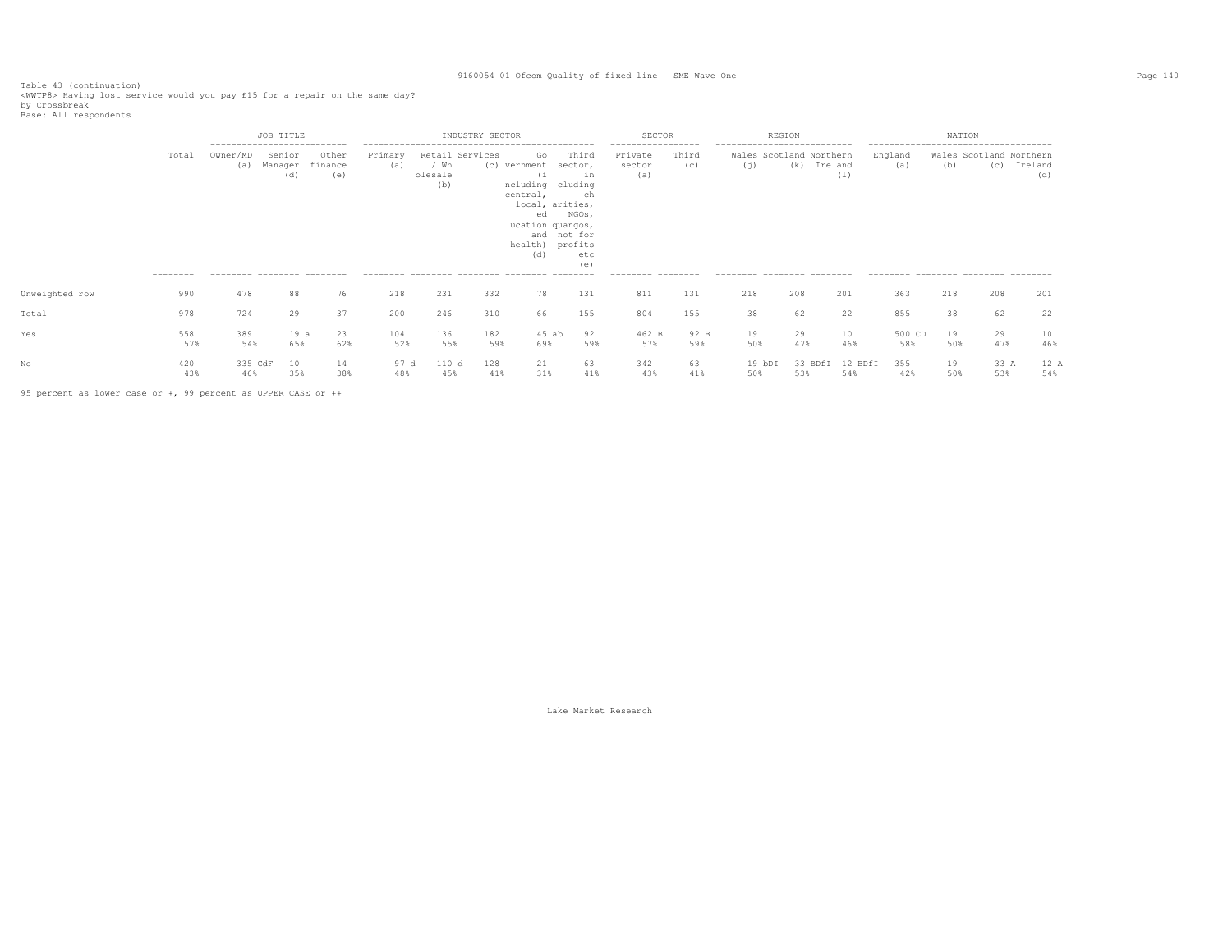Table 43 (continuation)
<WWTP8> Having lost service would you pay £15 for a repair on the same day?
by Crossbreak
Base: All respondents

| | Total | JOB TITLE | | | INDUSTRY SECTOR | | | | | SECTOR | | REGION | | | NATION | | | |
|---|---|---|---|---|---|---|---|---|---|---|---|---|---|---|---|---|---|---|
| | | Owner/MD (a) | Senior Manager (d) | Other finance (e) | Primary (a) | Retail / Wholesale (b) | Services (c) | Government (including central, local, education quangos, and health) (d) | Third sector, including charities, NGOs, not for profits etc (e) | Private sector (a) | Third (c) | Wales (j) | Scotland (k) | Northern Ireland (l) | England (a) | Wales (b) | Scotland (c) | Northern Ireland (d) |
| Unweighted row | 990 | 478 | 88 | 76 | 218 | 231 | 332 | 78 | 131 | 811 | 131 | 218 | 208 | 201 | 363 | 218 | 208 | 201 |
| Total | 978 | 724 | 29 | 37 | 200 | 246 | 310 | 66 | 155 | 804 | 155 | 38 | 62 | 22 | 855 | 38 | 62 | 22 |
| Yes | 558 | 389 | 19 a | 23 | 104 | 136 | 182 | 45 ab | 92 | 462 B | 92 B | 19 | 29 | 10 | 500 CD | 19 | 29 | 10 |
| | 57% | 54% | 65% | 62% | 52% | 55% | 59% | 69% | 59% | 57% | 59% | 50% | 47% | 46% | 58% | 50% | 47% | 46% |
| No | 420 | 335 CdF | 10 | 14 | 97 d | 110 d | 128 | 21 | 63 | 342 | 63 | 19 bDI | 33 BDfI | 12 BDfI | 355 | 19 | 33 A | 12 A |
| | 43% | 46% | 35% | 38% | 48% | 45% | 41% | 31% | 41% | 43% | 41% | 50% | 53% | 54% | 42% | 50% | 53% | 54% |

95 percent as lower case or +, 99 percent as UPPER CASE or ++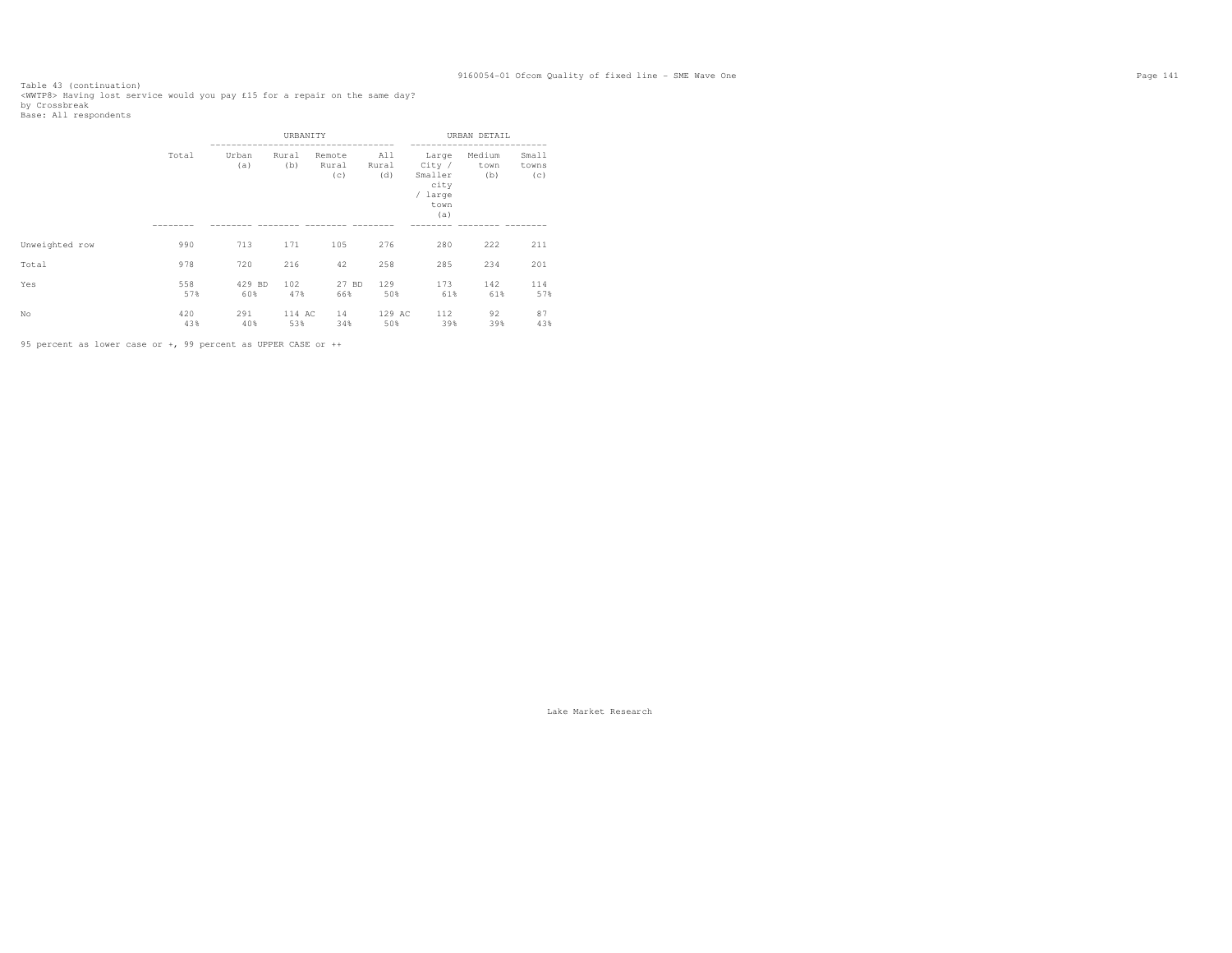Table 43 (continuation)
<WWTP8> Having lost service would you pay £15 for a repair on the same day?
by Crossbreak
Base: All respondents

| | Total | URBANITY | | | | URBAN DETAIL | | |
|---|---|---|---|---|---|---|---|---|
| | | Urban (a) | Rural (b) | Remote Rural (c) | All Rural (d) | Large City / Smaller city / large town (a) | Medium town (b) | Small towns (c) |
| Unweighted row | 990 | 713 | 171 | 105 | 276 | 280 | 222 | 211 |
| Total | 978 | 720 | 216 | 42 | 258 | 285 | 234 | 201 |
| Yes | 558<br>57% | 429 BD<br>60% | 102<br>47% | 27 BD<br>66% | 129<br>50% | 173<br>61% | 142<br>61% | 114<br>57% |
| No | 420<br>43% | 291<br>40% | 114 AC<br>53% | 14<br>34% | 129 AC<br>50% | 112<br>39% | 92<br>39% | 87<br>43% |

95 percent as lower case or +, 99 percent as UPPER CASE or ++

Lake Market Research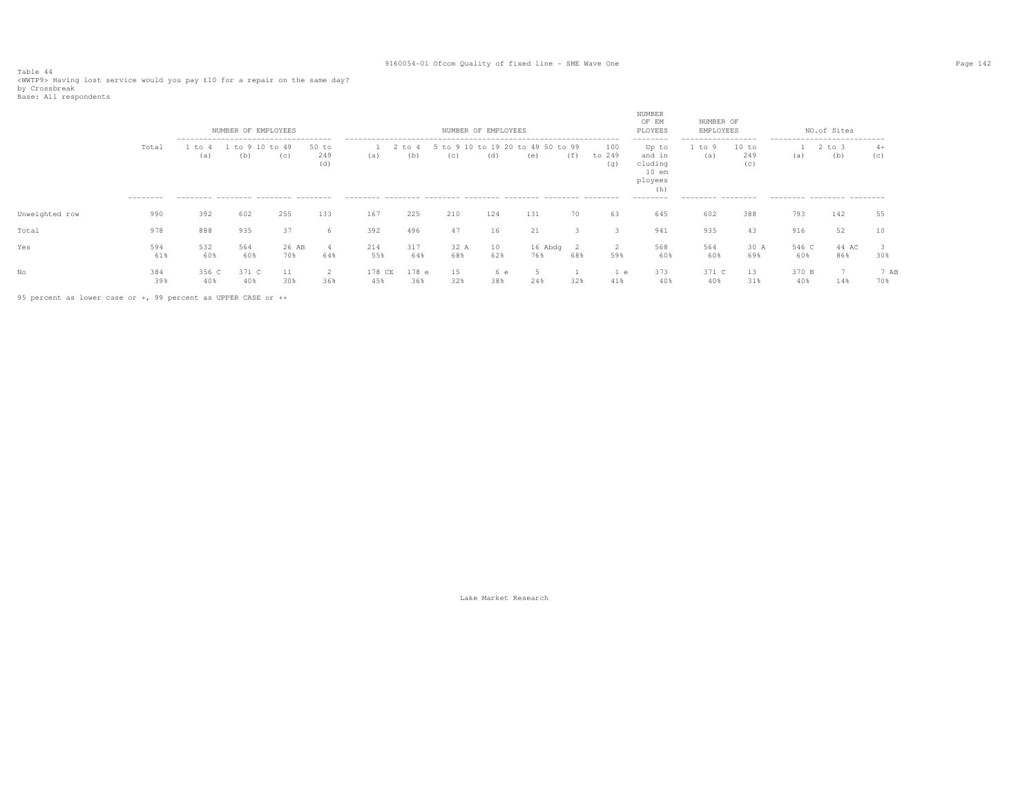Table 44
<WWTP9> Having lost service would you pay £10 for a repair on the same day?
by Crossbreak
Base: All respondents

| | Total | NUMBER OF EMPLOYEES 1 to 4 (a) | 1 to 9 (b) | 10 to 49 (c) | 50 to 249 (d) | NUMBER OF EMPLOYEES 1 (a) | 2 to 4 (b) | 5 to 9 (c) | 10 to 19 (d) | 20 to 49 (e) | 50 to 99 (f) | 100 to 249 (g) | NUMBER OF EMPLOYEES Up to and including 10 employees (h) | NUMBER OF EMPLOYEES 1 to 9 (a) | 10 to 249 (c) | NO.of Sites 1 (a) | 2 to 3 (b) | 4+ (c) |
|---|---|---|---|---|---|---|---|---|---|---|---|---|---|---|---|---|---|---|
| Unweighted row | 990 | 392 | 602 | 255 | 133 | 167 | 225 | 210 | 124 | 131 | 70 | 63 | 645 | 602 | 388 | 793 | 142 | 55 |
| Total | 978 | 888 | 935 | 37 | 6 | 392 | 496 | 47 | 16 | 21 | 3 | 3 | 941 | 935 | 43 | 916 | 52 | 10 |
| Yes | 594 | 532 | 564 | 26 AB | 4 | 214 | 317 | 32 A | 10 | 16 Abdg | 2 | 2 | 568 | 564 | 30 A | 546 C | 44 AC | 3 |
| | 61% | 60% | 60% | 70% | 64% | 55% | 64% | 68% | 62% | 76% | 68% | 59% | 60% | 60% | 69% | 60% | 86% | 30% |
| No | 384 | 356 C | 371 C | 11 | 2 | 178 CE | 178 e | 15 | 6 e | 5 | 1 | 1 e | 373 | 371 C | 13 | 370 B | 7 | 7 AB |
| | 39% | 40% | 40% | 30% | 36% | 45% | 36% | 32% | 38% | 24% | 32% | 41% | 40% | 40% | 31% | 40% | 14% | 70% |

95 percent as lower case or +, 99 percent as UPPER CASE or ++

Lake Market Research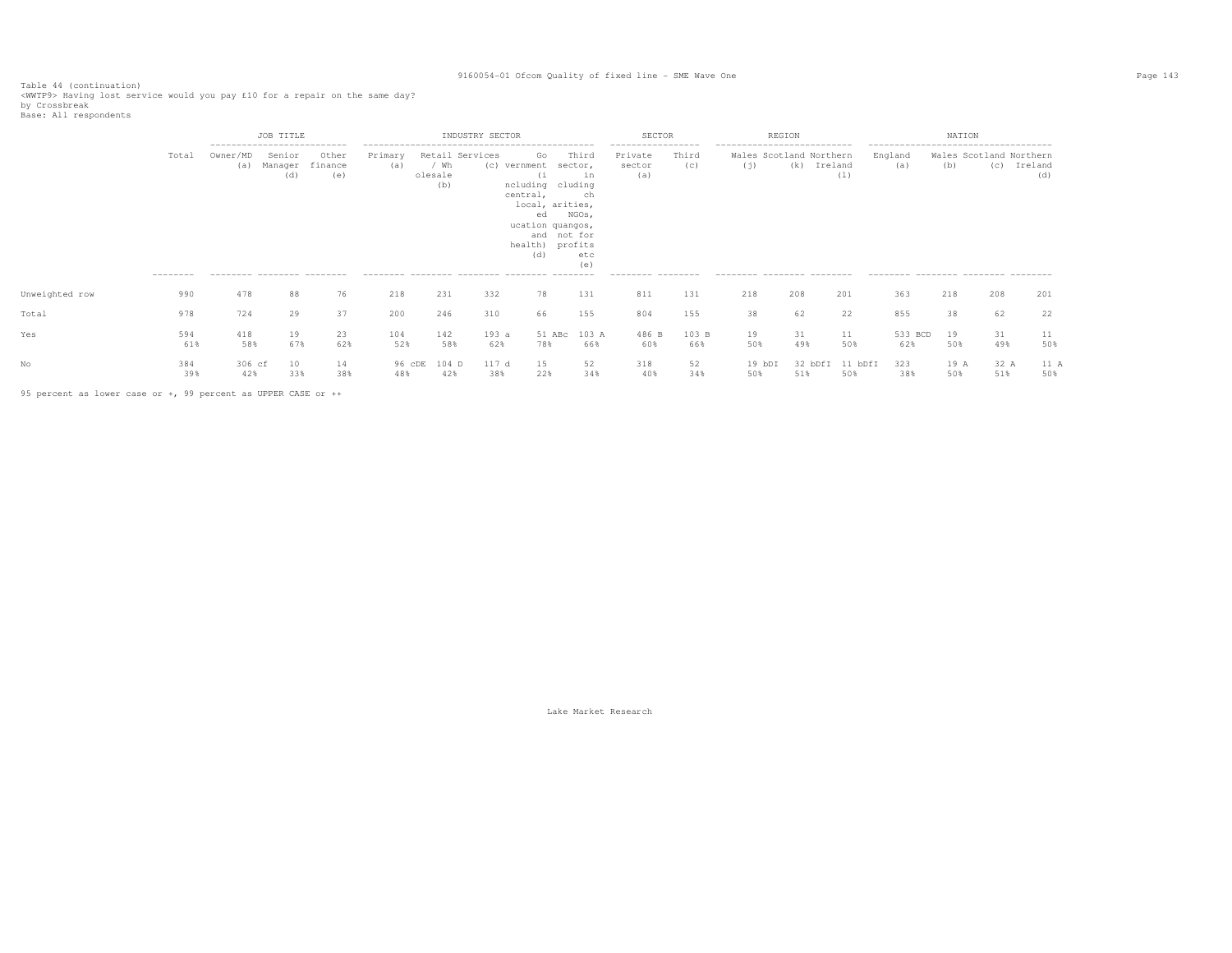Table 44 (continuation)
<WWTP9> Having lost service would you pay £10 for a repair on the same day?
by Crossbreak
Base: All respondents

| | Total | JOB TITLE | | | INDUSTRY SECTOR | | | | | SECTOR | | REGION | | | NATION | | | |
|---|---|---|---|---|---|---|---|---|---|---|---|---|---|---|---|---|---|---|
| | | Owner/MD (a) | Senior Manager (d) | Other finance (e) | Primary (a) | Retail / Wholesale (b) | Services (c) | Government (including central, local, education and health) (d) | Third sector, including charities, NGOs, quangos, not for profits etc (e) | Private sector (a) | Third (c) | Wales (j) | Scotland (k) | Northern Ireland (l) | England (a) | Wales (b) | Scotland (c) | Northern Ireland (d) |
| Unweighted row | 990 | 478 | 88 | 76 | 218 | 231 | 332 | 78 | 131 | 811 | 131 | 218 | 208 | 201 | 363 | 218 | 208 | 201 |
| Total | 978 | 724 | 29 | 37 | 200 | 246 | 310 | 66 | 155 | 804 | 155 | 38 | 62 | 22 | 855 | 38 | 62 | 22 |
| Yes | 594 | 418 | 19 | 23 | 104 | 142 | 193 a | 51 ABc | 103 A | 486 B | 103 B | 19 | 31 | 11 | 533 BCD | 19 | 31 | 11 |
| | 61% | 58% | 67% | 62% | 52% | 58% | 62% | 78% | 66% | 60% | 66% | 50% | 49% | 50% | 62% | 50% | 49% | 50% |
| No | 384 | 306 cf | 10 | 14 | 96 cDE | 104 D | 117 d | 15 | 52 | 318 | 52 | 19 bDI | 32 bDfI | 11 bDfI | 323 | 19 A | 32 A | 11 A |
| | 39% | 42% | 33% | 38% | 48% | 42% | 38% | 22% | 34% | 40% | 34% | 50% | 51% | 50% | 38% | 50% | 51% | 50% |

95 percent as lower case or +, 99 percent as UPPER CASE or ++

Lake Market Research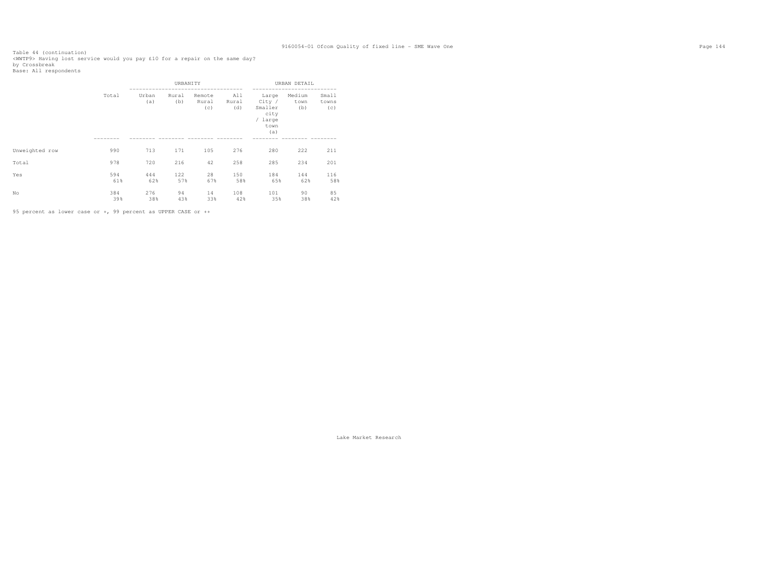Table 44 (continuation)
<WWTP9> Having lost service would you pay £10 for a repair on the same day?
by Crossbreak
Base: All respondents

| | Total | URBANITY | | | | URBAN DETAIL | | |
|---|---|---|---|---|---|---|---|---|
| | | Urban (a) | Rural (b) | Remote Rural (c) | All Rural (d) | Large City / Smaller city / large town (a) | Medium town (b) | Small towns (c) |
| Unweighted row | 990 | 713 | 171 | 105 | 276 | 280 | 222 | 211 |
| Total | 978 | 720 | 216 | 42 | 258 | 285 | 234 | 201 |
| Yes | 594 | 444 | 122 | 28 | 150 | 184 | 144 | 116 |
| | 61% | 62% | 57% | 67% | 58% | 65% | 62% | 58% |
| No | 384 | 276 | 94 | 14 | 108 | 101 | 90 | 85 |
| | 39% | 38% | 43% | 33% | 42% | 35% | 38% | 42% |

95 percent as lower case or +, 99 percent as UPPER CASE or ++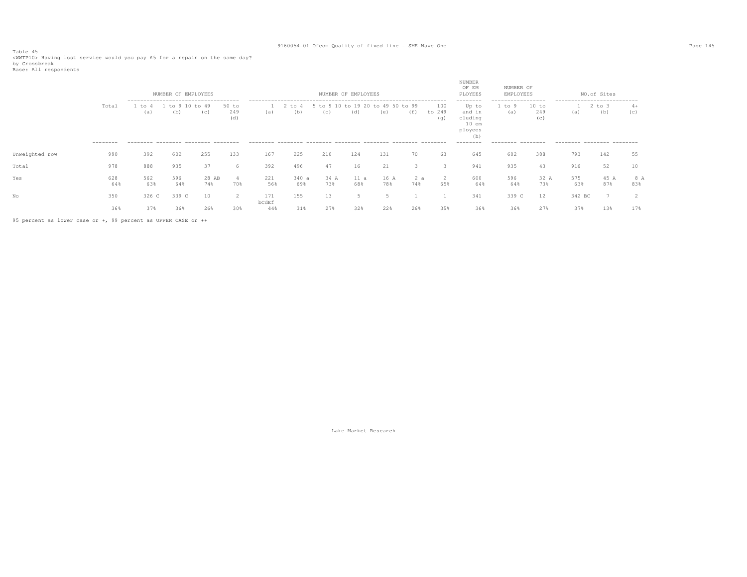Table 45
<WWTP10> Having lost service would you pay £5 for a repair on the same day?
by Crossbreak
Base: All respondents

| | Total | NUMBER OF EMPLOYEES | | | | NUMBER OF EMPLOYEES | | | | | | | NUMBER OF EMPLOYEES | NUMBER OF EMPLOYEES | | NO.of Sites | | |
|---|---|---|---|---|---|---|---|---|---|---|---|---|---|---|---|---|---|---|
| | | 1 to 4 (a) | 1 to 9 (b) | 10 to 49 (c) | 50 to 249 (d) | 1 (a) | 2 to 4 (b) | 5 to 9 (c) | 10 to 19 (d) | 20 to 49 (e) | 50 to 99 (f) | 100 to 249 (g) | Up to and including 10 employees (h) | 1 to 9 (a) | 10 to 249 (c) | 1 (a) | 2 to 3 (b) | 4+ (c) |
| Unweighted row | 990 | 392 | 602 | 255 | 133 | 167 | 225 | 210 | 124 | 131 | 70 | 63 | 645 | 602 | 388 | 793 | 142 | 55 |
| Total | 978 | 888 | 935 | 37 | 6 | 392 | 496 | 47 | 16 | 21 | 3 | 3 | 941 | 935 | 43 | 916 | 52 | 10 |
| Yes | 628 | 562 | 596 | 28 AB | 4 | 221 | 340 a | 34 A | 11 a | 16 A | 2 a | 2 | 600 | 596 | 32 A | 575 | 45 A | 8 A |
| | 64% | 63% | 64% | 74% | 70% | 56% | 69% | 73% | 68% | 78% | 74% | 65% | 64% | 64% | 73% | 63% | 87% | 83% |
| No | 350 | 326 C | 339 C | 10 | 2 | 171 bCdEf | 155 | 13 | 5 | 5 | 1 | 1 | 341 | 339 C | 12 | 342 BC | 7 | 2 |
| | 36% | 37% | 36% | 26% | 30% | 44% | 31% | 27% | 32% | 22% | 26% | 35% | 36% | 36% | 27% | 37% | 13% | 17% |

95 percent as lower case or +, 99 percent as UPPER CASE or ++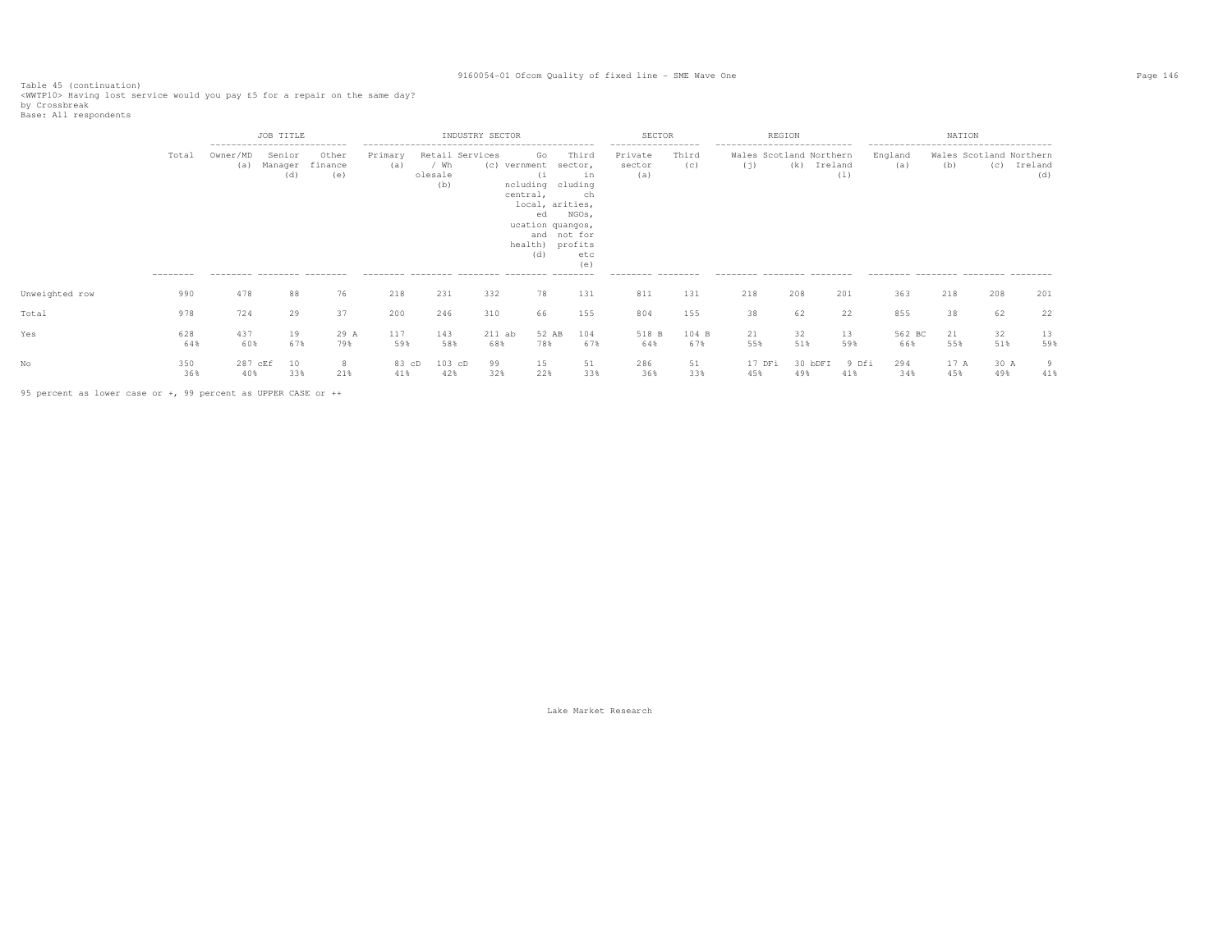Table 45 (continuation)
<WWTP10> Having lost service would you pay £5 for a repair on the same day?
by Crossbreak
Base: All respondents

| | Total | JOB TITLE | | | INDUSTRY SECTOR | | | | | SECTOR | | REGION | | | NATION | | | |
|---|---|---|---|---|---|---|---|---|---|---|---|---|---|---|---|---|---|---|
| | | Owner/MD (a) | Senior Manager (d) | Other finance (e) | Primary (a) | Retail / Wholesale (b) | Services (c) | Government (including central, local, education and health) (d) | Third sector, including charities, NGOs, quangos, not for profits etc (e) | Private sector (a) | Third (c) | Wales (j) | Scotland (k) | Northern Ireland (l) | England (a) | Wales (b) | Scotland (c) | Northern Ireland (d) |
| Unweighted row | 990 | 478 | 88 | 76 | 218 | 231 | 332 | 78 | 131 | 811 | 131 | 218 | 208 | 201 | 363 | 218 | 208 | 201 |
| Total | 978 | 724 | 29 | 37 | 200 | 246 | 310 | 66 | 155 | 804 | 155 | 38 | 62 | 22 | 855 | 38 | 62 | 22 |
| Yes | 628 | 437 | 19 | 29 A | 117 | 143 | 211 ab | 52 AB | 104 | 518 B | 104 B | 21 | 32 | 13 | 562 BC | 21 | 32 | 13 |
| | 64% | 60% | 67% | 79% | 59% | 58% | 68% | 78% | 67% | 64% | 67% | 55% | 51% | 59% | 66% | 55% | 51% | 59% |
| No | 350 | 287 cEf | 10 | 8 | 83 cD | 103 cD | 99 | 15 | 51 | 286 | 51 | 17 DFi | 30 bDFI | 9 Dfi | 294 | 17 A | 30 A | 9 |
| | 36% | 40% | 33% | 21% | 41% | 42% | 32% | 22% | 33% | 36% | 33% | 45% | 49% | 41% | 34% | 45% | 49% | 41% |

95 percent as lower case or +, 99 percent as UPPER CASE or ++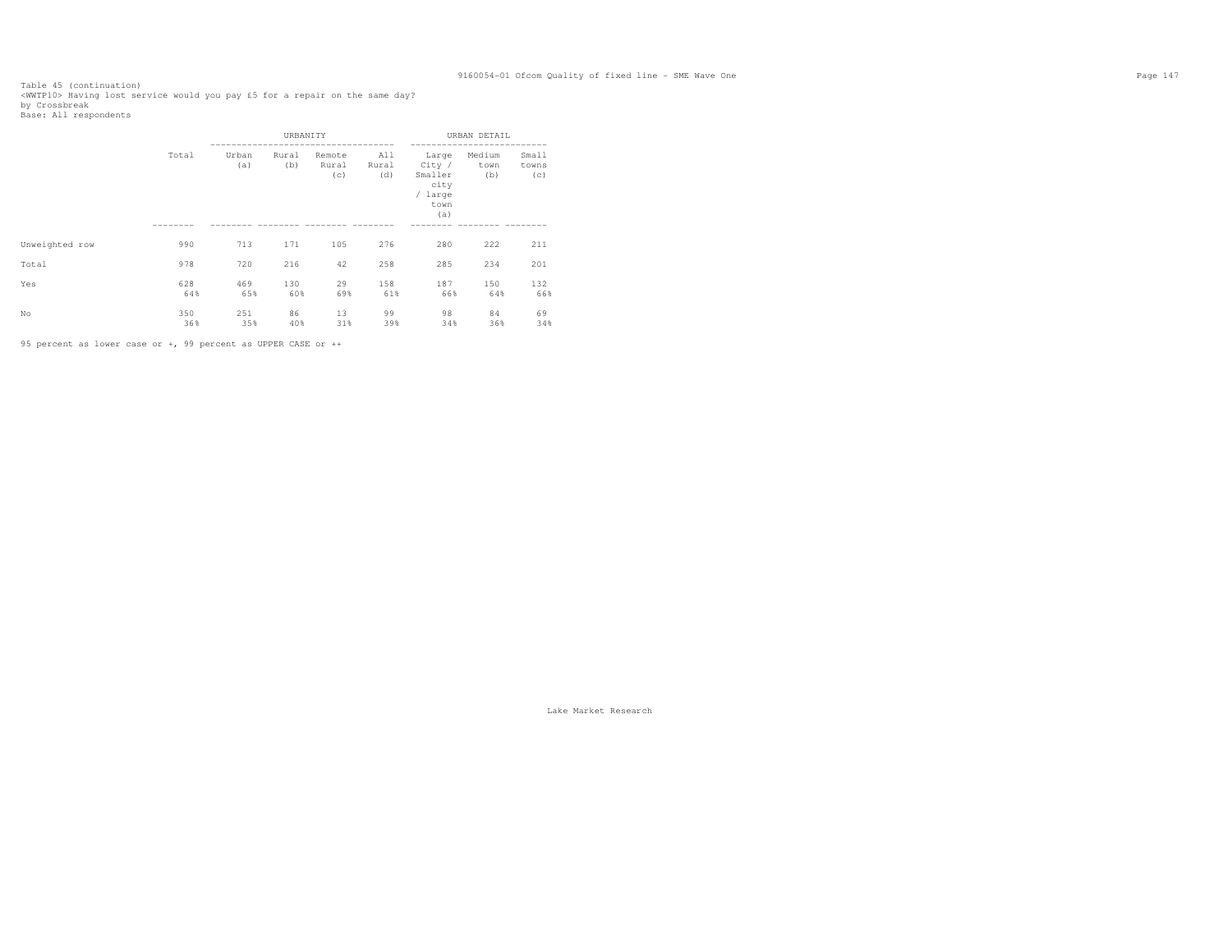Table 45 (continuation)
<WWTP10> Having lost service would you pay £5 for a repair on the same day?
by Crossbreak
Base: All respondents

| | Total | URBANITY | | | | URBAN DETAIL | | |
|---|---|---|---|---|---|---|---|---|
| | | Urban (a) | Rural (b) | Remote Rural (c) | All Rural (d) | Large City / Smaller city / large town (a) | Medium town (b) | Small towns (c) |
| Unweighted row | 990 | 713 | 171 | 105 | 276 | 280 | 222 | 211 |
| Total | 978 | 720 | 216 | 42 | 258 | 285 | 234 | 201 |
| Yes | 628 | 469 | 130 | 29 | 158 | 187 | 150 | 132 |
| | 64% | 65% | 60% | 69% | 61% | 66% | 64% | 66% |
| No | 350 | 251 | 86 | 13 | 99 | 98 | 84 | 69 |
| | 36% | 35% | 40% | 31% | 39% | 34% | 36% | 34% |

95 percent as lower case or +, 99 percent as UPPER CASE or ++

Lake Market Research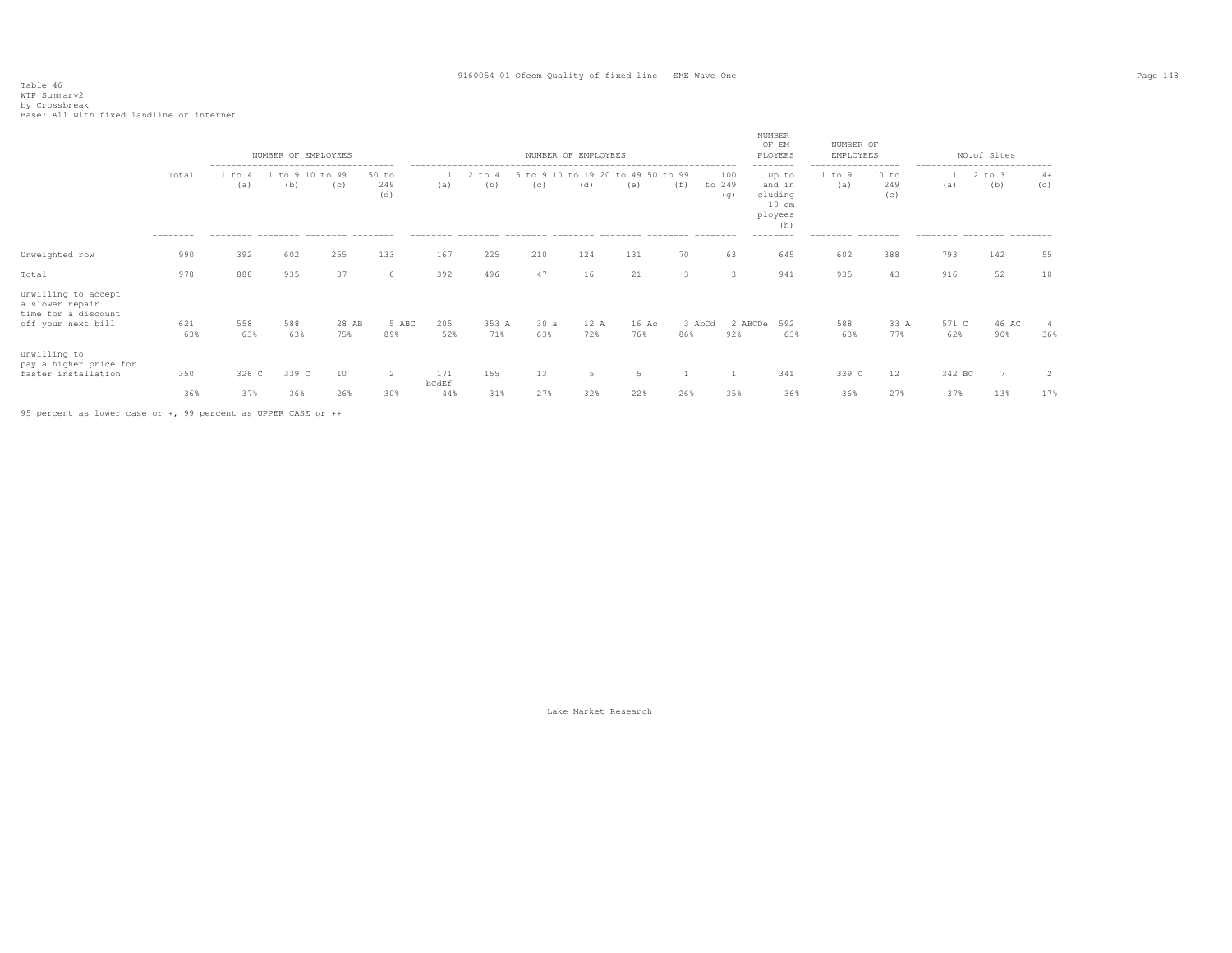Table 46
WTP Summary2
by Crossbreak
Base: All with fixed landline or internet

| | Total | NUMBER OF EMPLOYEES | | | | NUMBER OF EMPLOYEES | | | | | | | NUMBER OF EMPLOYEES | NUMBER OF EMPLOYEES | | NO.of Sites | | |
|---|---|---|---|---|---|---|---|---|---|---|---|---|---|---|---|---|---|---|
| | | 1 to 4 (a) | 1 to 9 (b) | 10 to 49 (c) | 50 to 249 (d) | 1 (a) | 2 to 4 (b) | 5 to 9 (c) | 10 to 19 (d) | 20 to 49 (e) | 50 to 99 (f) | 100 to 249 (g) | Up to and including 10 employees (h) | 1 to 9 (a) | 10 to 249 (c) | 1 (a) | 2 to 3 (b) | 4+ (c) |
| Unweighted row | 990 | 392 | 602 | 255 | 133 | 167 | 225 | 210 | 124 | 131 | 70 | 63 | 645 | 602 | 388 | 793 | 142 | 55 |
| Total | 978 | 888 | 935 | 37 | 6 | 392 | 496 | 47 | 16 | 21 | 3 | 3 | 941 | 935 | 43 | 916 | 52 | 10 |
| unwilling to accept a slower repair time for a discount off your next bill | 621 | 558 | 588 | 28 AB | 5 ABC | 205 | 353 A | 30 a | 12 A | 16 Ac | 3 AbCd | 2 ABCDe | 592 | 588 | 33 A | 571 C | 46 AC | 4 |
| | 63% | 63% | 63% | 75% | 89% | 52% | 71% | 63% | 72% | 76% | 86% | 92% | 63% | 63% | 77% | 62% | 90% | 36% |
| unwilling to pay a higher price for faster installation | 350 | 326 C | 339 C | 10 | 2 | 171 bCdEf | 155 | 13 | 5 | 5 | 1 | 1 | 341 | 339 C | 12 | 342 BC | 7 | 2 |
| | 36% | 37% | 36% | 26% | 30% | 44% | 31% | 27% | 32% | 22% | 26% | 35% | 36% | 36% | 27% | 37% | 13% | 17% |

95 percent as lower case or +, 99 percent as UPPER CASE or ++

Lake Market Research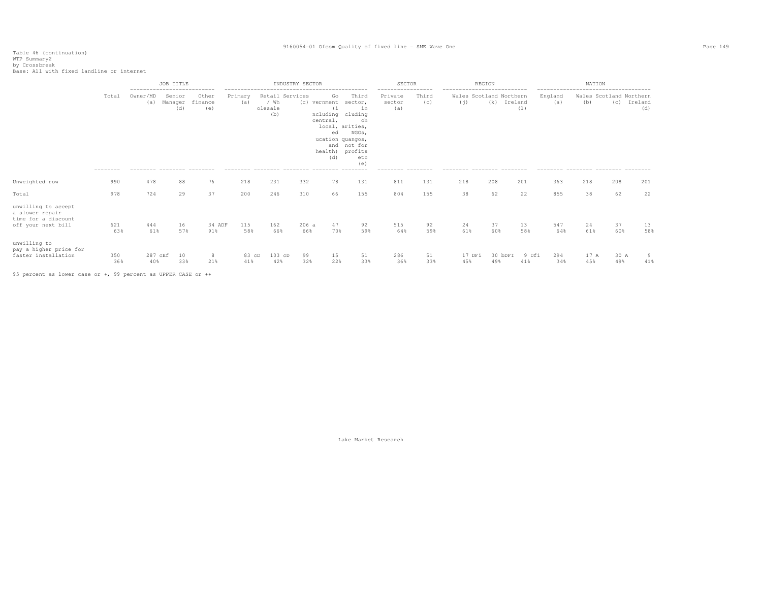Table 46 (continuation)
WTP Summary2
by Crossbreak
Base: All with fixed landline or internet

| | Total | JOB TITLE | | | INDUSTRY SECTOR | | | | | SECTOR | | REGION | | | NATION | | | |
|---|---|---|---|---|---|---|---|---|---|---|---|---|---|---|---|---|---|---|
| | | Owner/MD (a) | Senior Manager (d) | Other finance (e) | Primary (a) | Retail / Wholesale (b) | Services (c) | Government (including central, local, education and health) (d) | Third sector, including charities, NGOs, quangos, not for profits etc (e) | Private sector (a) | Third (c) | Wales (j) | Scotland (k) | Northern Ireland (l) | England (a) | Wales (b) | Scotland (c) | Northern Ireland (d) |
| Unweighted row | 990 | 478 | 88 | 76 | 218 | 231 | 332 | 78 | 131 | 811 | 131 | 218 | 208 | 201 | 363 | 218 | 208 | 201 |
| Total | 978 | 724 | 29 | 37 | 200 | 246 | 310 | 66 | 155 | 804 | 155 | 38 | 62 | 22 | 855 | 38 | 62 | 22 |
| unwilling to accept a slower repair time for a discount off your next bill | 621 | 444 | 16 | 34 ADF | 115 | 162 | 206 a | 47 | 92 | 515 | 92 | 24 | 37 | 13 | 547 | 24 | 37 | 13 |
| | 63% | 61% | 57% | 91% | 58% | 66% | 66% | 70% | 59% | 64% | 59% | 61% | 60% | 58% | 64% | 61% | 60% | 58% |
| unwilling to pay a higher price for faster installation | 350 | 287 cEf | 10 | 8 | 83 cD | 103 cD | 99 | 15 | 51 | 286 | 51 | 17 DFi | 30 bDFI | 9 Dfi | 294 | 17 A | 30 A | 9 |
| | 36% | 40% | 33% | 21% | 41% | 42% | 32% | 22% | 33% | 36% | 33% | 45% | 49% | 41% | 34% | 45% | 49% | 41% |

95 percent as lower case or +, 99 percent as UPPER CASE or ++

Lake Market Research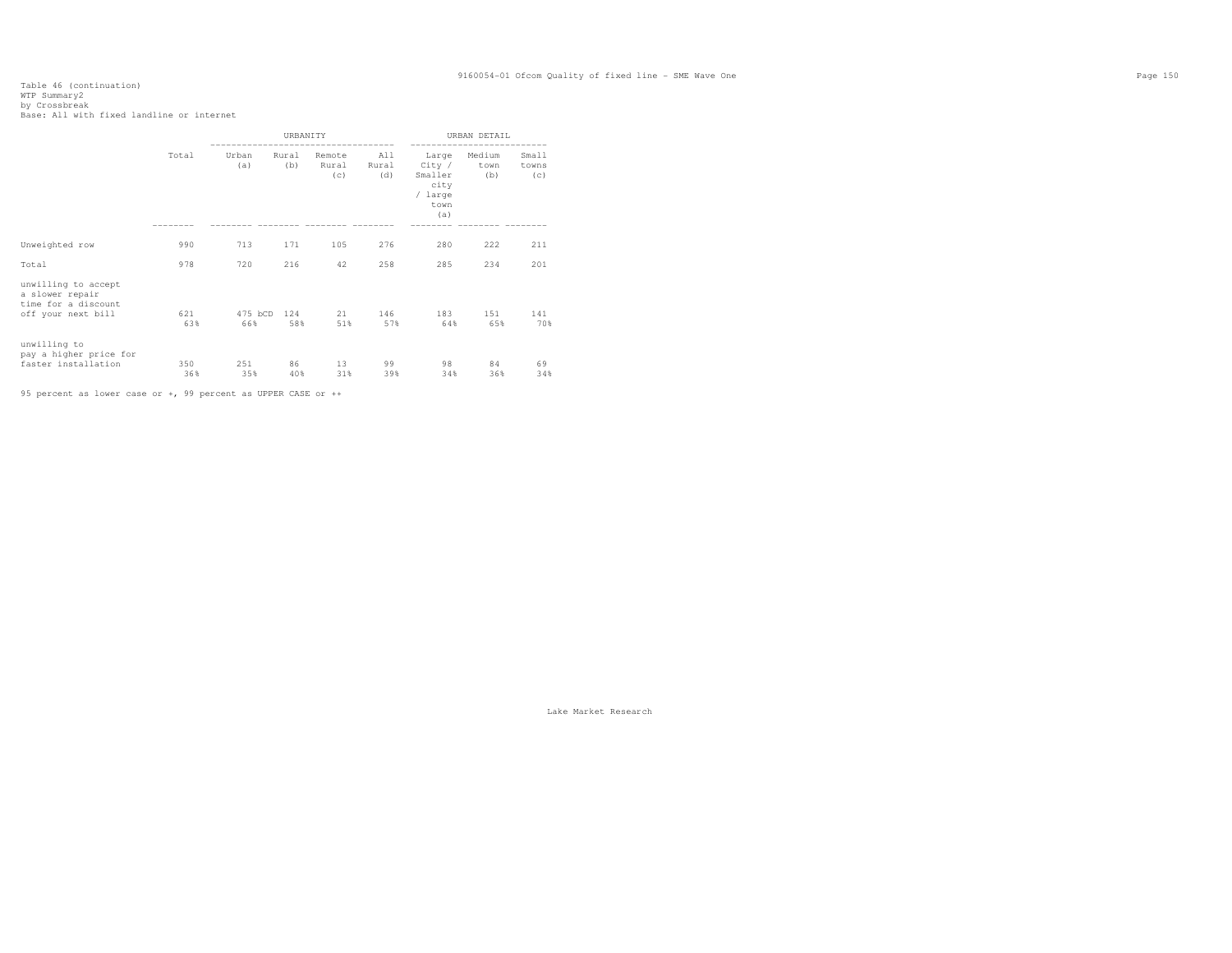Table 46 (continuation)
WTP Summary2
by Crossbreak
Base: All with fixed landline or internet

| | Total | URBANITY | | | | URBAN DETAIL | | |
|---|---|---|---|---|---|---|---|---|
| | | Urban (a) | Rural (b) | Remote Rural (c) | All Rural (d) | Large City / Smaller city / large town (a) | Medium town (b) | Small towns (c) |
| Unweighted row | 990 | 713 | 171 | 105 | 276 | 280 | 222 | 211 |
| Total | 978 | 720 | 216 | 42 | 258 | 285 | 234 | 201 |
| unwilling to accept a slower repair time for a discount off your next bill | 621 | 475 bCD | 124 | 21 | 146 | 183 | 151 | 141 |
| | 63% | 66% | 58% | 51% | 57% | 64% | 65% | 70% |
| unwilling to pay a higher price for faster installation | 350 | 251 | 86 | 13 | 99 | 98 | 84 | 69 |
| | 36% | 35% | 40% | 31% | 39% | 34% | 36% | 34% |

95 percent as lower case or +, 99 percent as UPPER CASE or ++

Lake Market Research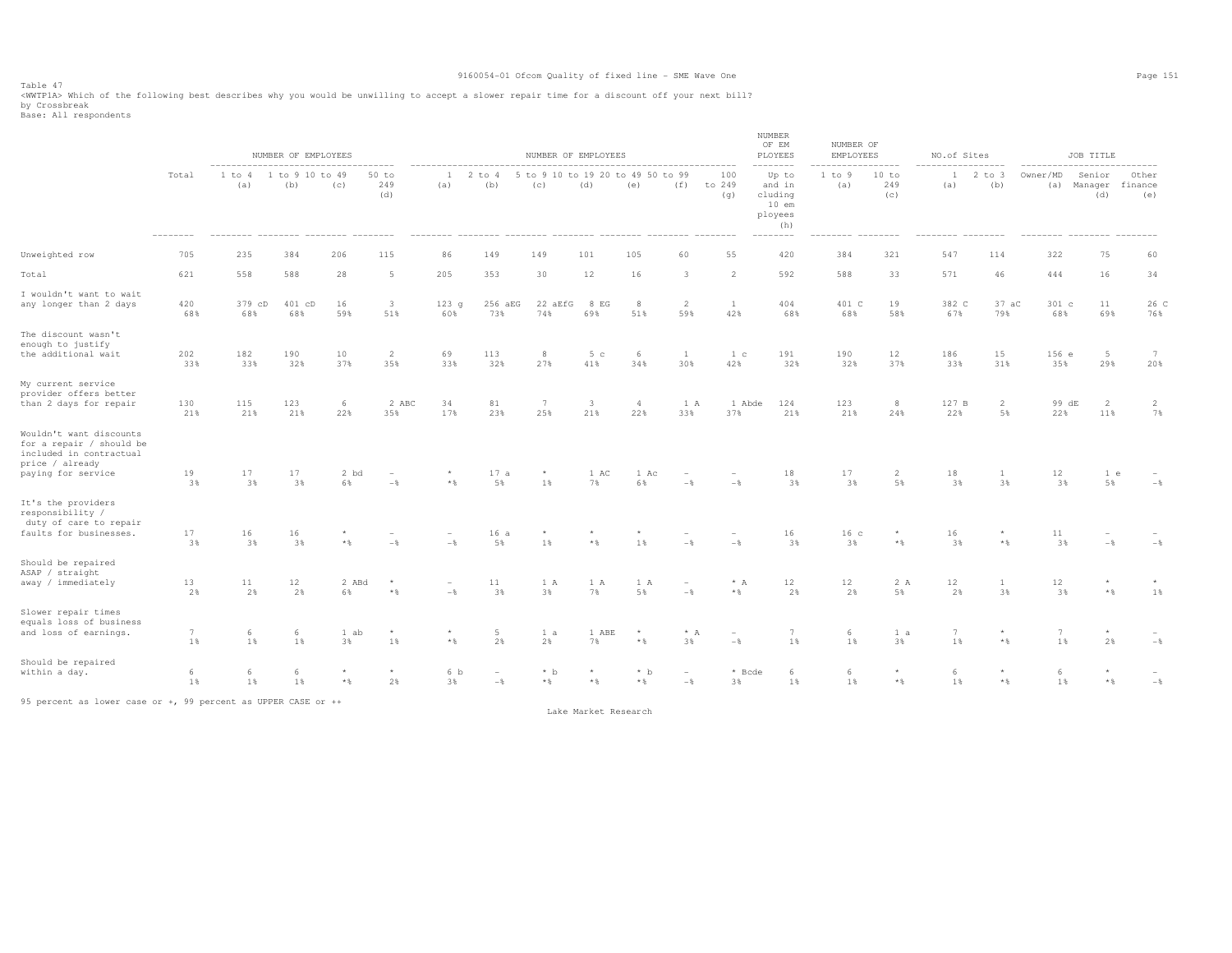Table 47

<WWTP1A> Which of the following best describes why you would be unwilling to accept a slower repair time for a discount off your next bill?

by Crossbreak

Base: All respondents

| | Total | NUMBER OF EMPLOYEES 1 to 4 (a) | 1 to 9 (b) | 10 to 49 (c) | 50 to 249 (d) | NUMBER OF EMPLOYEES 1 (a) | 2 to 4 (b) | 5 to 9 (c) | 10 to 19 (d) | 20 to 49 (e) | 50 to 99 (f) | 100 to 249 (g) | NUMBER OF EMPLOYEES Up to and including 10 employees (h) | NUMBER OF EMPLOYEES 1 to 9 (a) | 10 to 249 (c) | NO.of Sites 1 (a) | 2 to 3 (b) | JOB TITLE Owner/MD (a) | Senior Manager (d) | Other finance (e) |
|---|---|---|---|---|---|---|---|---|---|---|---|---|---|---|---|---|---|---|---|---|
| Unweighted row | 705 | 235 | 384 | 206 | 115 | 86 | 149 | 149 | 101 | 105 | 60 | 55 | 420 | 384 | 321 | 547 | 114 | 322 | 75 | 60 |
| Total | 621 | 558 | 588 | 28 | 5 | 205 | 353 | 30 | 12 | 16 | 3 | 2 | 592 | 588 | 33 | 571 | 46 | 444 | 16 | 34 |
| I wouldn't want to wait any longer than 2 days | 420 | 379 cD | 401 cD | 16 | 3 | 123 g | 256 aEG | 22 aEfG | 8 EG | 8 | 2 | 1 | 404 | 401 C | 19 | 382 C | 37 aC | 301 c | 11 | 26 C |
| | 68% | 68% | 68% | 59% | 51% | 60% | 73% | 74% | 69% | 51% | 59% | 42% | 68% | 68% | 58% | 67% | 79% | 68% | 69% | 76% |
| The discount wasn't enough to justify the additional wait | 202 | 182 | 190 | 10 | 2 | 69 | 113 | 8 | 5 c | 6 | 1 | 1 c | 191 | 190 | 12 | 186 | 15 | 156 e | 5 | 7 |
| | 33% | 33% | 32% | 37% | 35% | 33% | 32% | 27% | 41% | 34% | 30% | 42% | 32% | 32% | 37% | 33% | 31% | 35% | 29% | 20% |
| My current service provider offers better than 2 days for repair | 130 | 115 | 123 | 6 | 2 ABC | 34 | 81 | 7 | 3 | 4 | 1 A | 1 Abde | 124 | 123 | 8 | 127 B | 2 | 99 dE | 2 | 2 |
| | 21% | 21% | 21% | 22% | 35% | 17% | 23% | 25% | 21% | 22% | 33% | 37% | 21% | 21% | 24% | 22% | 5% | 22% | 11% | 7% |
| Wouldn't want discounts for a repair / should be included in contractual price / already paying for service | 19 | 17 | 17 | 2 bd | - | * | 17 a | * | 1 AC | 1 Ac | - | - | 18 | 17 | 2 | 18 | 1 | 12 | 1 e | - |
| | 3% | 3% | 3% | 6% | -% | *% | 5% | 1% | 7% | 6% | -% | -% | 3% | 3% | 5% | 3% | 3% | 3% | 5% | -% |
| It's the providers responsibility / duty of care to repair faults for businesses. | 17 | 16 | 16 | * | - | - | 16 a | * | * | * | - | - | 16 | 16 c | * | 16 | * | 11 | - | - |
| | 3% | 3% | 3% | *% | -% | -% | 5% | 1% | *% | 1% | -% | -% | 3% | 3% | *% | 3% | *% | 3% | -% | -% |
| Should be repaired ASAP / straight away / immediately | 13 | 11 | 12 | 2 ABd | * | - | 11 | 1 A | 1 A | 1 A | - | * A | 12 | 12 | 2 A | 12 | 1 | 12 | * | * |
| | 2% | 2% | 2% | 6% | *% | -% | 3% | 3% | 7% | 5% | -% | *% | 2% | 2% | 5% | 2% | 3% | 3% | *% | 1% |
| Slower repair times equals loss of business and loss of earnings. | 7 | 6 | 6 | 1 ab | * | * | 5 | 1 a | 1 ABE | * | * A | - | 7 | 6 | 1 a | 7 | * | 7 | * | - |
| | 1% | 1% | 1% | 3% | 1% | *% | 2% | 2% | 7% | *% | 3% | -% | 1% | 1% | 3% | 1% | *% | 1% | 2% | -% |
| Should be repaired within a day. | 6 | 6 | 6 | * | * | 6 b | - | * b | * | * b | - | * Bcde | 6 | 6 | * | 6 | * | 6 | * | - |
| | 1% | 1% | 1% | *% | 2% | 3% | -% | *% | *% | *% | -% | 3% | 1% | 1% | *% | 1% | *% | 1% | *% | -% |

95 percent as lower case or +, 99 percent as UPPER CASE or ++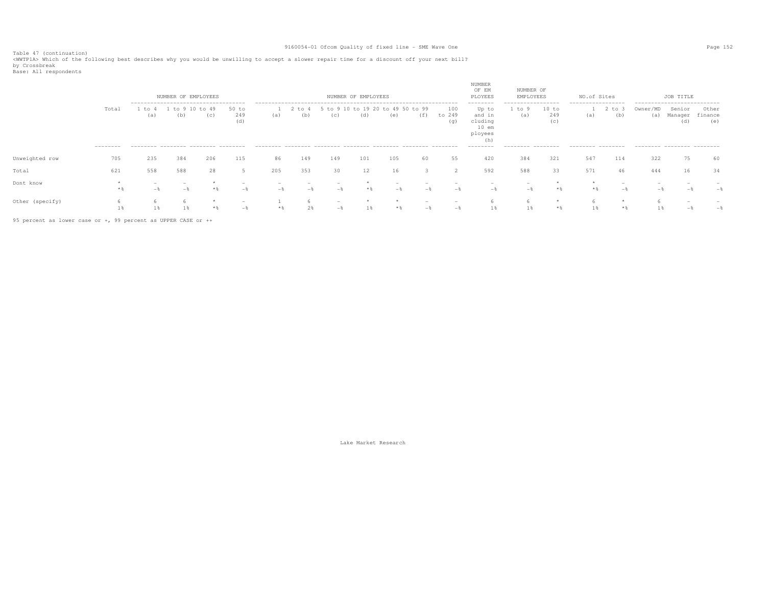Table 47 (continuation)
<WWTP1A> Which of the following best describes why you would be unwilling to accept a slower repair time for a discount off your next bill?
by Crossbreak
Base: All respondents

| | Total | NUMBER OF EMPLOYEES 1 to 4 (a) | 1 to 9 (b) | 10 to 49 (c) | 50 to 249 (d) | NUMBER OF EMPLOYEES 1 (a) | 2 to 4 (b) | 5 to 9 (c) | 10 to 19 (d) | 20 to 49 (e) | 50 to 99 (f) | 100 to 249 (g) | NUMBER OF EMPLOYEES Up to and including 10 employees (h) | NUMBER OF EMPLOYEES 1 to 9 (a) | 10 to 249 (c) | NO.of Sites 1 (a) | 2 to 3 (b) | JOB TITLE Owner/MD (a) | Senior Manager (d) | Other finance (e) |
|---|---|---|---|---|---|---|---|---|---|---|---|---|---|---|---|---|---|---|---|---|
| Unweighted row | 705 | 235 | 384 | 206 | 115 | 86 | 149 | 149 | 101 | 105 | 60 | 55 | 420 | 384 | 321 | 547 | 114 | 322 | 75 | 60 |
| Total | 621 | 558 | 588 | 28 | 5 | 205 | 353 | 30 | 12 | 16 | 3 | 2 | 592 | 588 | 33 | 571 | 46 | 444 | 16 | 34 |
| Dont know | * | - | - | * | - | - | - | - | * | - | - | - | - | - | * | * | - | - | - | - |
| | *% | -% | -% | *% | -% | -% | -% | -% | *% | -% | -% | -% | -% | -% | *% | *% | -% | -% | -% | -% |
| Other (specify) | 6 | 6 | 6 | * | - | 1 | 6 | - | * | * | - | - | 6 | 6 | * | 6 | * | 6 | - | - |
| | 1% | 1% | 1% | *% | -% | *% | 2% | -% | 1% | *% | -% | -% | 1% | 1% | *% | 1% | *% | 1% | -% | -% |

95 percent as lower case or +, 99 percent as UPPER CASE or ++

Lake Market Research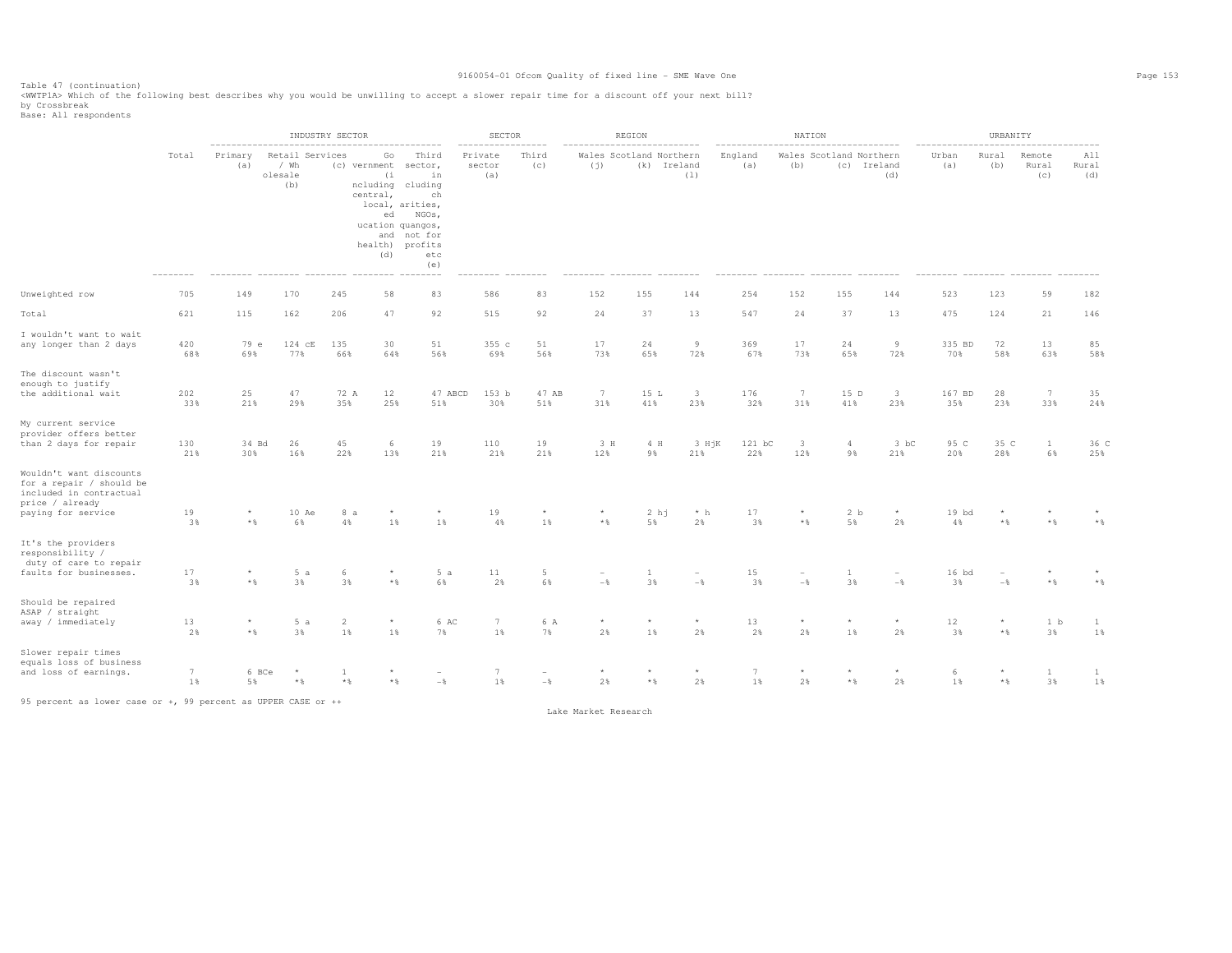Table 47 (continuation)
<WWTP1A> Which of the following best describes why you would be unwilling to accept a slower repair time for a discount off your next bill?
by Crossbreak
Base: All respondents

| | Total | INDUSTRY SECTOR | | | | | SECTOR | | REGION | | | NATION | | | | URBANITY | | | |
|---|---|---|---|---|---|---|---|---|---|---|---|---|---|---|---|---|---|---|---|
| | | Primary (a) | Retail / Wholesale (b) | Services (c) | Government (including central, local, education and health) (d) | Third sector, including charities, NGOs, quangos, not for profits etc (e) | Private sector (a) | Third (c) | Wales (j) | Scotland (k) | Northern Ireland (l) | England (a) | Wales (b) | Scotland (c) | Northern Ireland (d) | Urban (a) | Rural (b) | Remote Rural (c) | All Rural (d) |
| Unweighted row | 705 | 149 | 170 | 245 | 58 | 83 | 586 | 83 | 152 | 155 | 144 | 254 | 152 | 155 | 144 | 523 | 123 | 59 | 182 |
| Total | 621 | 115 | 162 | 206 | 47 | 92 | 515 | 92 | 24 | 37 | 13 | 547 | 24 | 37 | 13 | 475 | 124 | 21 | 146 |
| I wouldn't want to wait any longer than 2 days | 420 | 79 e | 124 cE | 135 | 30 | 51 | 355 c | 51 | 17 | 24 | 9 | 369 | 17 | 24 | 9 | 335 BD | 72 | 13 | 85 |
| | 68% | 69% | 77% | 66% | 64% | 56% | 69% | 56% | 73% | 65% | 72% | 67% | 73% | 65% | 72% | 70% | 58% | 63% | 58% |
| The discount wasn't enough to justify the additional wait | 202 | 25 | 47 | 72 A | 12 | 47 ABCD | 153 b | 47 AB | 7 | 15 L | 3 | 176 | 7 | 15 D | 3 | 167 BD | 28 | 7 | 35 |
| | 33% | 21% | 29% | 35% | 25% | 51% | 30% | 51% | 31% | 41% | 23% | 32% | 31% | 41% | 23% | 35% | 23% | 33% | 24% |
| My current service provider offers better than 2 days for repair | 130 | 34 Bd | 26 | 45 | 6 | 19 | 110 | 19 | 3 H | 4 H | 3 HjK | 121 bC | 3 | 4 | 3 bC | 95 C | 35 C | 1 | 36 C |
| | 21% | 30% | 16% | 22% | 13% | 21% | 21% | 21% | 12% | 9% | 21% | 22% | 12% | 9% | 21% | 20% | 28% | 6% | 25% |
| Wouldn't want discounts for a repair / should be included in contractual price / already paying for service | 19 | * | 10 Ae | 8 a | * | * | 19 | * | * | 2 hj | * h | 17 | * | 2 b | * | 19 bd | * | * | * |
| | 3% | *% | 6% | 4% | 1% | 1% | 4% | 1% | *% | 5% | 2% | 3% | *% | 5% | 2% | 4% | *% | *% | *% |
| It's the providers responsibility / duty of care to repair faults for businesses. | 17 | * | 5 a | 6 | * | 5 a | 11 | 5 | - | 1 | - | 15 | - | 1 | - | 16 bd | - | * | * |
| | 3% | *% | 3% | 3% | *% | 6% | 2% | 6% | -% | 3% | -% | 3% | -% | 3% | -% | 3% | -% | *% | *% |
| Should be repaired ASAP / straight away / immediately | 13 | * | 5 a | 2 | * | 6 AC | 7 | 6 A | * | * | * | 13 | * | * | * | 12 | * | 1 b | 1 |
| | 2% | *% | 3% | 1% | 1% | 7% | 1% | 7% | 2% | 1% | 2% | 2% | 2% | 1% | 2% | 3% | *% | 3% | 1% |
| Slower repair times equals loss of business and loss of earnings. | 7 | 6 BCe | * | 1 | * | - | 7 | - | * | * | * | 7 | * | * | * | 6 | * | 1 | 1 |
| | 1% | 5% | *% | *% | *% | -% | 1% | -% | 2% | *% | 2% | 1% | 2% | *% | 2% | 1% | *% | 3% | 1% |

95 percent as lower case or +, 99 percent as UPPER CASE or ++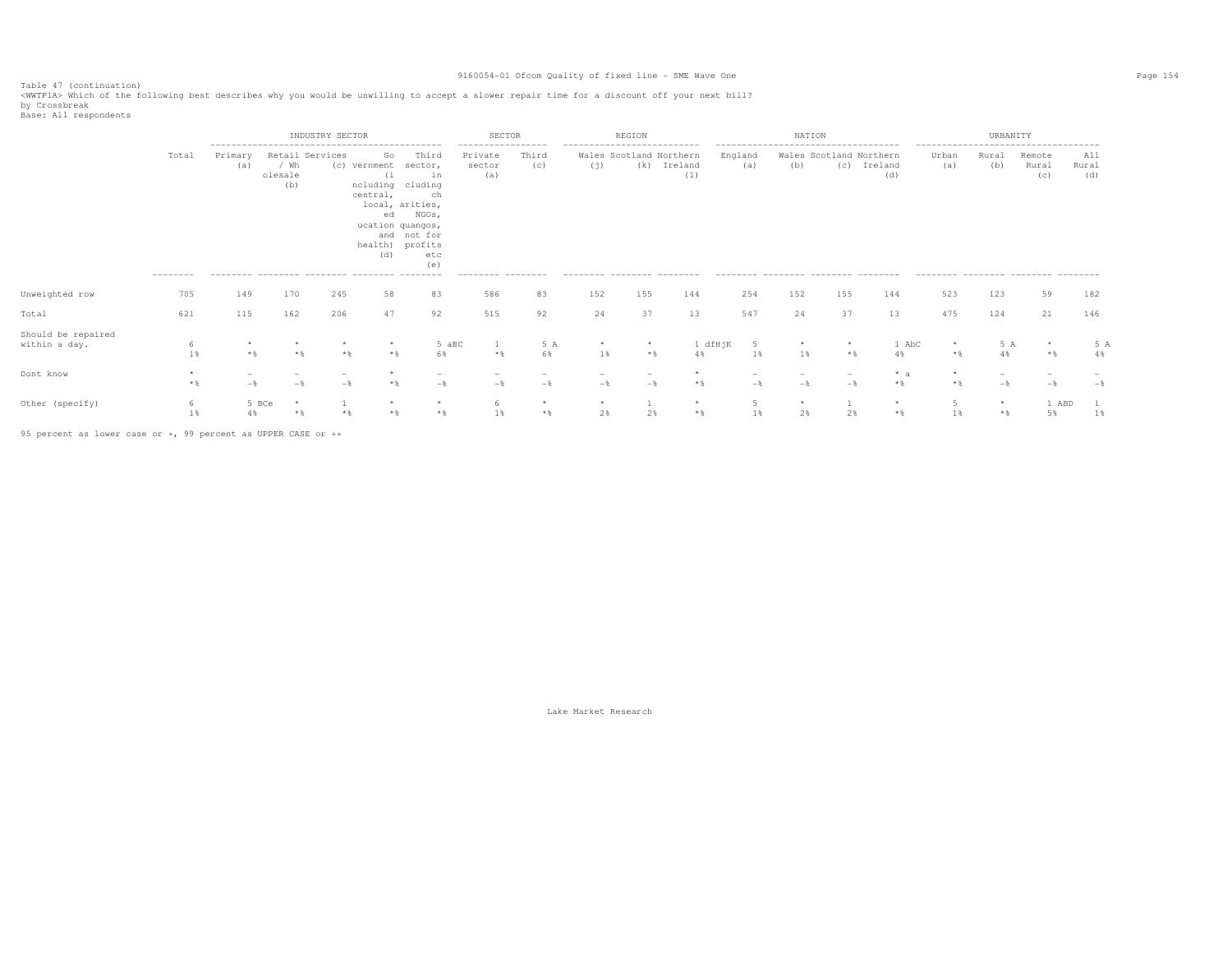Table 47 (continuation)
<WWTP1A> Which of the following best describes why you would be unwilling to accept a slower repair time for a discount off your next bill?
by Crossbreak
Base: All respondents

| | Total | INDUSTRY SECTOR | | | | | SECTOR | | REGION | | | NATION | | | | URBANITY | | | |
|---|---|---|---|---|---|---|---|---|---|---|---|---|---|---|---|---|---|---|---|
| | | Primary (a) | Retail / Wholesale (b) | Services (c) | Government (including central, local, education and health) (d) | Third sector, including charities, NGOs, quangos, not for profits etc (e) | Private sector (a) | Third (c) | Wales (j) | Scotland (k) | Northern Ireland (l) | England (a) | Wales (b) | Scotland (c) | Northern Ireland (d) | Urban (a) | Rural (b) | Remote Rural (c) | All Rural (d) |
| Unweighted row | 705 | 149 | 170 | 245 | 58 | 83 | 586 | 83 | 152 | 155 | 144 | 254 | 152 | 155 | 144 | 523 | 123 | 59 | 182 |
| Total | 621 | 115 | 162 | 206 | 47 | 92 | 515 | 92 | 24 | 37 | 13 | 547 | 24 | 37 | 13 | 475 | 124 | 21 | 146 |
| Should be repaired within a day. | 6 | * | * | * | * | 5 aBC | 1 | 5 A | * | * | 1 dfHjK | 5 | * | * | 1 AbC | * | 5 A | * | 5 A |
| | 1% | *% | *% | *% | *% | 6% | *% | 6% | 1% | *% | 4% | 1% | 1% | *% | 4% | *% | 4% | *% | 4% |
| Dont know | * | - | - | - | * | - | - | - | - | - | * | - | - | - | * a | * | - | - | - |
| | *% | -% | -% | -% | *% | -% | -% | -% | -% | -% | *% | -% | -% | -% | *% | *% | -% | -% | -% |
| Other (specify) | 6 | 5 BCe | * | 1 | * | * | 6 | * | * | 1 | * | 5 | * | 1 | * | 5 | * | 1 ABD | 1 |
| | 1% | 4% | *% | *% | *% | *% | 1% | *% | 2% | 2% | *% | 1% | 2% | 2% | *% | 1% | *% | 5% | 1% |

95 percent as lower case or +, 99 percent as UPPER CASE or ++

Lake Market Research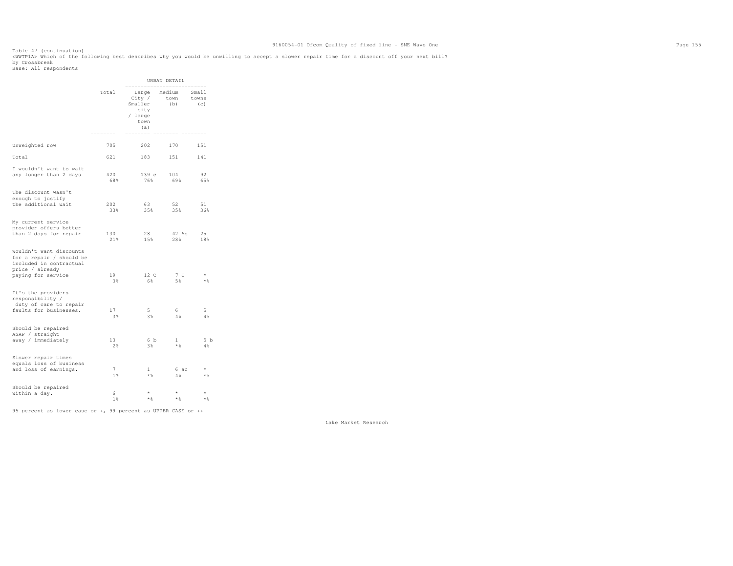Table 47 (continuation)
<WWTP1A> Which of the following best describes why you would be unwilling to accept a slower repair time for a discount off your next bill?
by Crossbreak
Base: All respondents

| | Total | URBAN DETAIL | | |
|---|---|---|---|---|
| | | Large City / Smaller city / large town (a) | Medium town (b) | Small towns (c) |
| Unweighted row | 705 | 202 | 170 | 151 |
| Total | 621 | 183 | 151 | 141 |
| I wouldn't want to wait any longer than 2 days | 420 | 139 c | 104 | 92 |
| | 68% | 76% | 69% | 65% |
| The discount wasn't enough to justify the additional wait | 202 | 63 | 52 | 51 |
| | 33% | 35% | 35% | 36% |
| My current service provider offers better than 2 days for repair | 130 | 28 | 42 Ac | 25 |
| | 21% | 15% | 28% | 18% |
| Wouldn't want discounts for a repair / should be included in contractual price / already paying for service | 19 | 12 C | 7 C | * |
| | 3% | 6% | 5% | *% |
| It's the providers responsibility / duty of care to repair faults for businesses. | 17 | 5 | 6 | 5 |
| | 3% | 3% | 4% | 4% |
| Should be repaired ASAP / straight away / immediately | 13 | 6 b | 1 | 5 b |
| | 2% | 3% | *% | 4% |
| Slower repair times equals loss of business and loss of earnings. | 7 | 1 | 6 ac | * |
| | 1% | *% | 4% | *% |
| Should be repaired within a day. | 6 | * | * | * |
| | 1% | *% | *% | *% |

95 percent as lower case or +, 99 percent as UPPER CASE or ++

Lake Market Research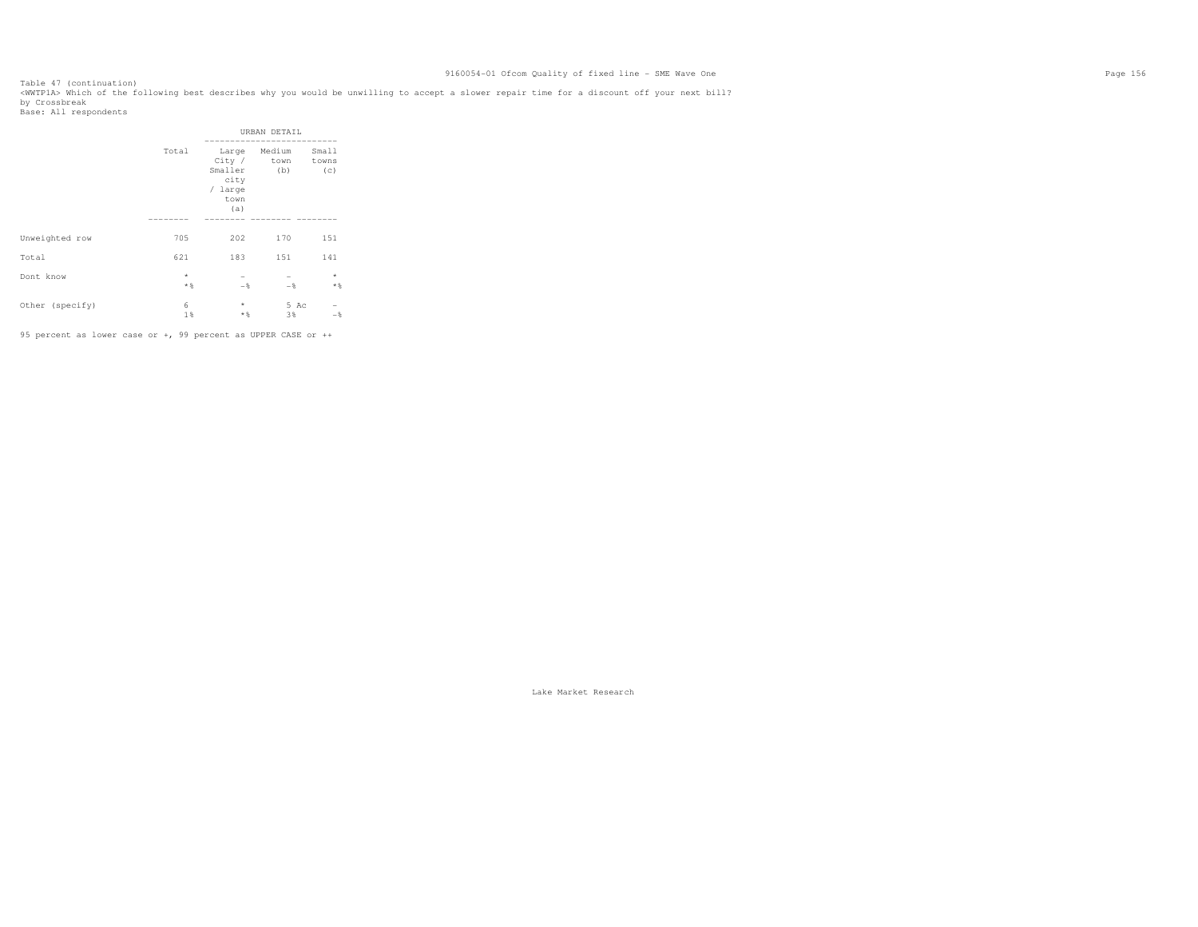Table 47 (continuation)
<WWTP1A> Which of the following best describes why you would be unwilling to accept a slower repair time for a discount off your next bill?
by Crossbreak
Base: All respondents

| | Total | URBAN DETAIL | | |
|---|---|---|---|---|
| | | Large City / Smaller city / large town (a) | Medium town (b) | Small towns (c) |
| Unweighted row | 705 | 202 | 170 | 151 |
| Total | 621 | 183 | 151 | 141 |
| Dont know | * | - | - | * |
| | *% | -% | -% | *% |
| Other (specify) | 6 | * | 5 Ac | - |
| | 1% | *% | 3% | -% |

95 percent as lower case or +, 99 percent as UPPER CASE or ++

Lake Market Research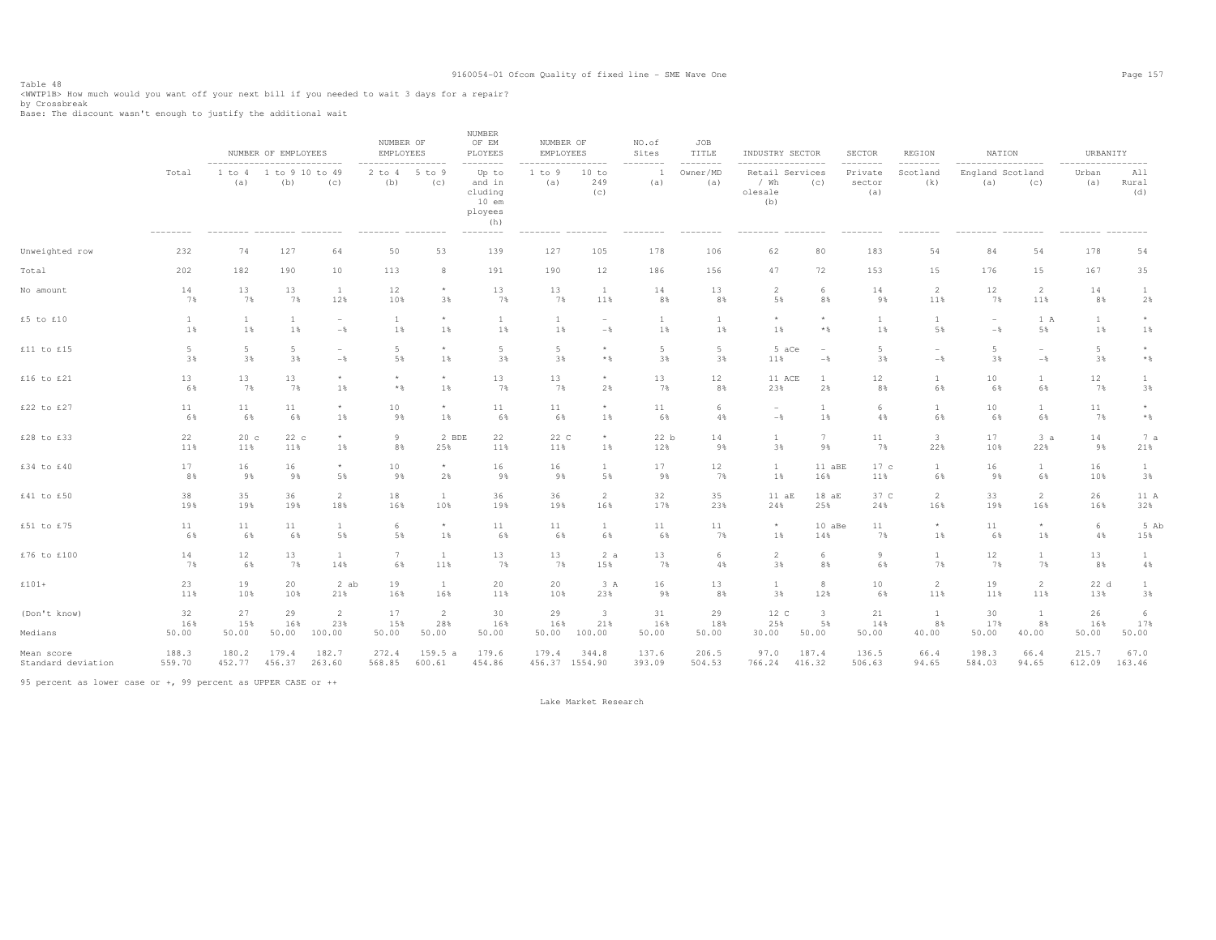Table 48
<WWTP1B> How much would you want off your next bill if you needed to wait 3 days for a repair?
by Crossbreak
Base: The discount wasn't enough to justify the additional wait

| | Total | NUMBER OF EMPLOYEES | | | NUMBER OF EMPLOYEES | | NUMBER OF EM PLOYEES | NUMBER OF EMPLOYEES | | NO.of Sites | JOB TITLE | INDUSTRY SECTOR | | SECTOR | REGION | NATION | | URBANITY | |
|---|---|---|---|---|---|---|---|---|---|---|---|---|---|---|---|---|---|---|---|
| | | 1 to 4 (a) | 1 to 9 (b) | 10 to 49 (c) | 2 to 4 (b) | 5 to 9 (c) | Up to and including 10 employees (h) | 1 to 9 (a) | 10 to 249 (c) | 1 (a) | Owner/MD (a) | Retail / Wholesale (b) | Services (c) | Private sector (a) | Scotland (k) | England (a) | Scotland (c) | Urban (a) | All Rural (d) |
| Unweighted row | 232 | 74 | 127 | 64 | 50 | 53 | 139 | 127 | 105 | 178 | 106 | 62 | 80 | 183 | 54 | 84 | 54 | 178 | 54 |
| Total | 202 | 182 | 190 | 10 | 113 | 8 | 191 | 190 | 12 | 186 | 156 | 47 | 72 | 153 | 15 | 176 | 15 | 167 | 35 |
| No amount | 14<br>7% | 13<br>7% | 13<br>7% | 1<br>12% | 12<br>10% | *<br>3% | 13<br>7% | 13<br>7% | 1<br>11% | 14<br>8% | 13<br>8% | 2<br>5% | 6<br>8% | 14<br>9% | 2<br>11% | 12<br>7% | 2<br>11% | 14<br>8% | 1<br>2% |
| £5 to £10 | 1<br>1% | 1<br>1% | 1<br>1% | -<br>-% | 1<br>1% | *<br>1% | 1<br>1% | 1<br>1% | -<br>-% | 1<br>1% | 1<br>1% | *<br>1% | *<br>*% | 1<br>1% | 1<br>5% | -<br>-% | 1 A<br>5% | 1<br>1% | *<br>1% |
| £11 to £15 | 5<br>3% | 5<br>3% | 5<br>3% | -<br>-% | 5<br>5% | *<br>1% | 5<br>3% | 5<br>3% | *<br>*% | 5<br>3% | 5<br>3% | 5 aCe<br>11% | -<br>-% | 5<br>3% | -<br>-% | 5<br>3% | -<br>-% | 5<br>3% | *<br>*% |
| £16 to £21 | 13<br>6% | 13<br>7% | 13<br>7% | *<br>1% | *<br>*% | *<br>1% | 13<br>7% | 13<br>7% | *<br>2% | 13<br>7% | 12<br>8% | 11 ACE<br>23% | 1<br>2% | 12<br>8% | 1<br>6% | 10<br>6% | 1<br>6% | 12<br>7% | 1<br>3% |
| £22 to £27 | 11<br>6% | 11<br>6% | 11<br>6% | *<br>1% | 10<br>9% | *<br>1% | 11<br>6% | 11<br>6% | *<br>1% | 11<br>6% | 6<br>4% | -<br>-% | 1<br>1% | 6<br>4% | 1<br>6% | 10<br>6% | 1<br>6% | 11<br>7% | *<br>*% |
| £28 to £33 | 22<br>11% | 20 c<br>11% | 22 c<br>11% | *<br>1% | 9<br>8% | 2 BDE<br>25% | 22<br>11% | 22 C<br>11% | *<br>1% | 22 b<br>12% | 14<br>9% | 1<br>3% | 7<br>9% | 11<br>7% | 3<br>22% | 17<br>10% | 3 a<br>22% | 14<br>9% | 7 a<br>21% |
| £34 to £40 | 17<br>8% | 16<br>9% | 16<br>9% | *<br>5% | 10<br>9% | *<br>2% | 16<br>9% | 16<br>9% | 1<br>5% | 17<br>9% | 12<br>7% | 1<br>1% | 11 aBE<br>16% | 17 c<br>11% | 1<br>6% | 16<br>9% | 1<br>6% | 16<br>10% | 1<br>3% |
| £41 to £50 | 38<br>19% | 35<br>19% | 36<br>19% | 2<br>18% | 18<br>16% | 1<br>10% | 36<br>19% | 36<br>19% | 2<br>16% | 32<br>17% | 35<br>23% | 11 aE<br>24% | 18 aE<br>25% | 37 C<br>24% | 2<br>16% | 33<br>19% | 2<br>16% | 26<br>16% | 11 A<br>32% |
| £51 to £75 | 11<br>6% | 11<br>6% | 11<br>6% | 1<br>5% | 6<br>5% | *<br>1% | 11<br>6% | 11<br>6% | 1<br>6% | 11<br>6% | 11<br>7% | *<br>1% | 10 aBe<br>14% | 11<br>7% | *<br>1% | 11<br>6% | *<br>1% | 6<br>4% | 5 Ab<br>15% |
| £76 to £100 | 14<br>7% | 12<br>6% | 13<br>7% | 1<br>14% | 7<br>6% | 1<br>11% | 13<br>7% | 13<br>7% | 2 a<br>15% | 13<br>7% | 6<br>4% | 2<br>3% | 6<br>8% | 9<br>6% | 1<br>7% | 12<br>7% | 1<br>7% | 13<br>8% | 1<br>4% |
| £101+ | 23<br>11% | 19<br>10% | 20<br>10% | 2 ab<br>21% | 19<br>16% | 1<br>16% | 20<br>11% | 20<br>10% | 3 A<br>23% | 16<br>9% | 13<br>8% | 1<br>3% | 8<br>12% | 10<br>6% | 2<br>11% | 19<br>11% | 2<br>11% | 22 d<br>13% | 1<br>3% |
| (Don't know) | 32<br>16% | 27<br>15% | 29<br>16% | 2<br>23% | 17<br>15% | 2<br>28% | 30<br>16% | 29<br>16% | 3<br>21% | 31<br>16% | 29<br>18% | 12 C<br>25% | 3<br>5% | 21<br>14% | 1<br>8% | 30<br>17% | 1<br>8% | 26<br>16% | 6<br>17% |
| Medians | 50.00 | 50.00 | 50.00 | 100.00 | 50.00 | 50.00 | 50.00 | 50.00 | 100.00 | 50.00 | 50.00 | 30.00 | 50.00 | 50.00 | 40.00 | 50.00 | 40.00 | 50.00 | 50.00 |
| Mean score | 188.3 | 180.2 | 179.4 | 182.7 | 272.4 | 159.5 a | 179.6 | 179.4 | 344.8 | 137.6 | 206.5 | 97.0 | 187.4 | 136.5 | 66.4 | 198.3 | 66.4 | 215.7 | 67.0 |
| Standard deviation | 559.70 | 452.77 | 456.37 | 263.60 | 568.85 | 600.61 | 454.86 | 456.37 | 1554.90 | 393.09 | 504.53 | 766.24 | 416.32 | 506.63 | 94.65 | 584.03 | 94.65 | 612.09 | 163.46 |

95 percent as lower case or +, 99 percent as UPPER CASE or ++

Lake Market Research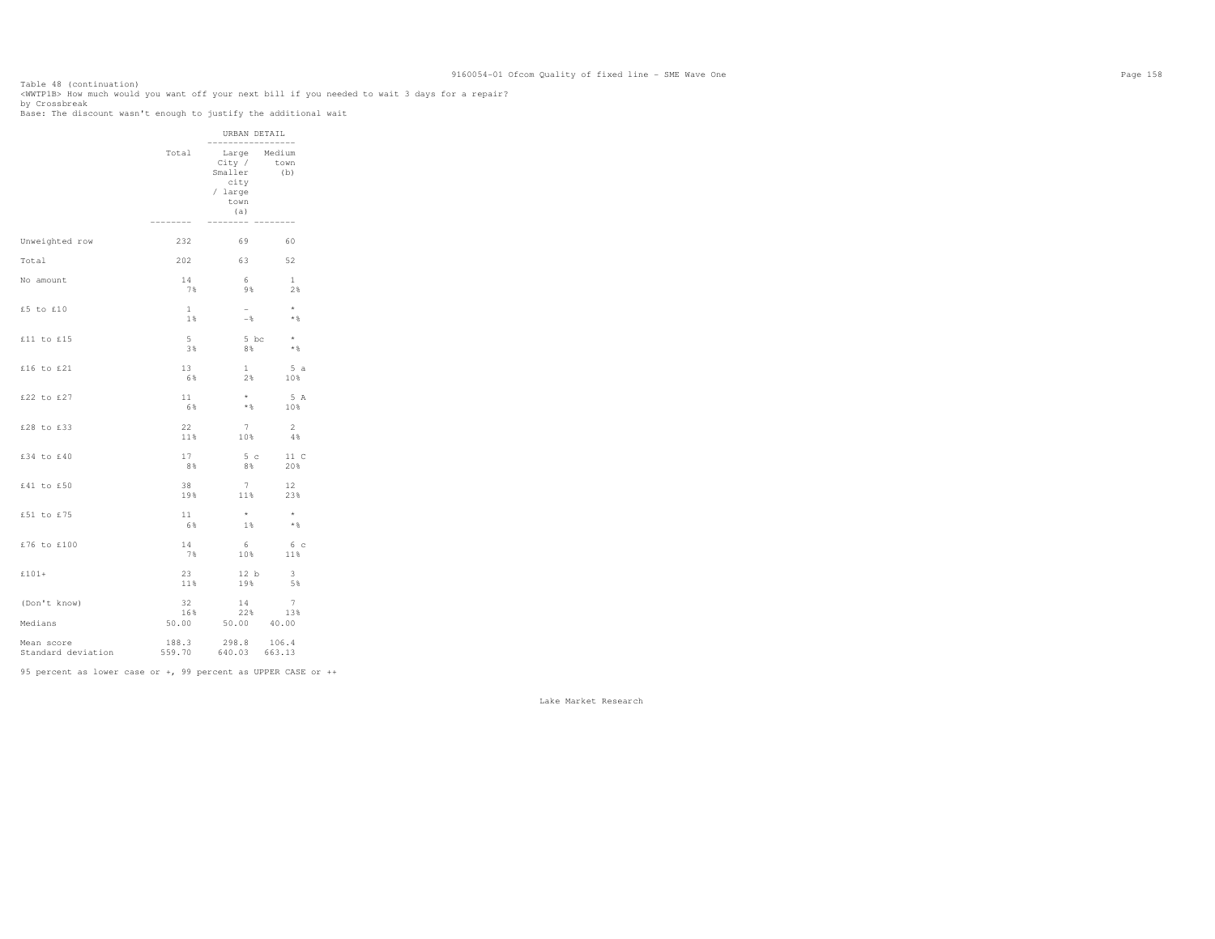Table 48 (continuation)

<WWTP1B> How much would you want off your next bill if you needed to wait 3 days for a repair?

by Crossbreak

Base: The discount wasn't enough to justify the additional wait

| | Total | URBAN DETAIL | |
|---|---|---|---|
| | | Large City / Smaller city / large town (a) | Medium town (b) |
| Unweighted row | 232 | 69 | 60 |
| Total | 202 | 63 | 52 |
| No amount | 14 | 6 | 1 |
| | 7% | 9% | 2% |
| £5 to £10 | 1 | - | * |
| | 1% | -% | *% |
| £11 to £15 | 5 | 5 bc | * |
| | 3% | 8% | *% |
| £16 to £21 | 13 | 1 | 5 a |
| | 6% | 2% | 10% |
| £22 to £27 | 11 | * | 5 A |
| | 6% | *% | 10% |
| £28 to £33 | 22 | 7 | 2 |
| | 11% | 10% | 4% |
| £34 to £40 | 17 | 5 c | 11 C |
| | 8% | 8% | 20% |
| £41 to £50 | 38 | 7 | 12 |
| | 19% | 11% | 23% |
| £51 to £75 | 11 | * | * |
| | 6% | 1% | *% |
| £76 to £100 | 14 | 6 | 6 c |
| | 7% | 10% | 11% |
| £101+ | 23 | 12 b | 3 |
| | 11% | 19% | 5% |
| (Don't know) | 32 | 14 | 7 |
| | 16% | 22% | 13% |
| Medians | 50.00 | 50.00 | 40.00 |
| Mean score | 188.3 | 298.8 | 106.4 |
| Standard deviation | 559.70 | 640.03 | 663.13 |

95 percent as lower case or +, 99 percent as UPPER CASE or ++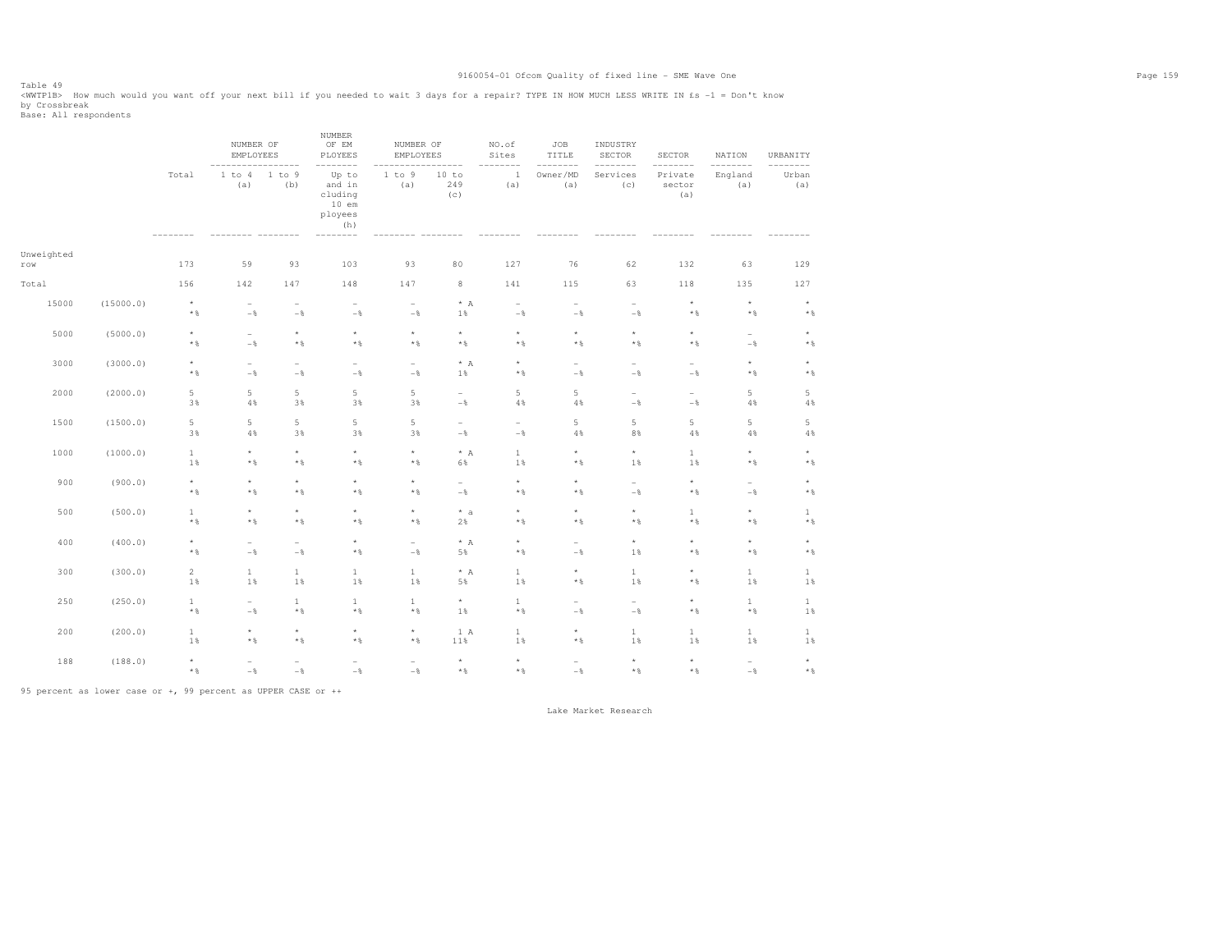Table 49

<WWTP1B> How much would you want off your next bill if you needed to wait 3 days for a repair? TYPE IN HOW MUCH LESS WRITE IN £s -1 = Don't know

by Crossbreak

Base: All respondents

| | | | NUMBER OF EMPLOYEES | | NUMBER OF EM PLOYEES | NUMBER OF EMPLOYEES | | NO.of Sites | JOB TITLE | INDUSTRY SECTOR | SECTOR | NATION | URBANITY |
|---|---|---|---|---|---|---|---|---|---|---|---|---|---|
| | | Total | 1 to 4 (a) | 1 to 9 (b) | Up to and in cluding 10 em ployees (h) | 1 to 9 (a) | 10 to 249 (c) | 1 (a) | Owner/MD (a) | Services (c) | Private sector (a) | England (a) | Urban (a) |
| Unweighted row | | 173 | 59 | 93 | 103 | 93 | 80 | 127 | 76 | 62 | 132 | 63 | 129 |
| Total | | 156 | 142 | 147 | 148 | 147 | 8 | 141 | 115 | 63 | 118 | 135 | 127 |
| 15000 | (15000.0) | * | - | - | - | - | * A | - | - | - | * | * | * |
| | | *% | -% | -% | -% | -% | 1% | -% | -% | -% | *% | *% | *% |
| 5000 | (5000.0) | * | - | * | * | * | * | * | * | * | * | - | * |
| | | *% | -% | *% | *% | *% | *% | *% | *% | *% | *% | -% | *% |
| 3000 | (3000.0) | * | - | - | - | - | * A | * | - | - | - | * | * |
| | | *% | -% | -% | -% | -% | 1% | *% | -% | -% | -% | *% | *% |
| 2000 | (2000.0) | 5 | 5 | 5 | 5 | 5 | - | 5 | 5 | - | - | 5 | 5 |
| | | 3% | 4% | 3% | 3% | 3% | -% | 4% | 4% | -% | -% | 4% | 4% |
| 1500 | (1500.0) | 5 | 5 | 5 | 5 | 5 | - | - | 5 | 5 | 5 | 5 | 5 |
| | | 3% | 4% | 3% | 3% | 3% | -% | -% | 4% | 8% | 4% | 4% | 4% |
| 1000 | (1000.0) | 1 | * | * | * | * | * A | 1 | * | * | 1 | * | * |
| | | 1% | *% | *% | *% | *% | 6% | 1% | *% | 1% | 1% | *% | *% |
| 900 | (900.0) | * | * | * | * | * | - | * | * | - | * | - | * |
| | | *% | *% | *% | *% | *% | -% | *% | *% | -% | *% | -% | *% |
| 500 | (500.0) | 1 | * | * | * | * | * a | * | * | * | 1 | * | 1 |
| | | *% | *% | *% | *% | *% | 2% | *% | *% | *% | *% | *% | *% |
| 400 | (400.0) | * | - | - | * | - | * A | * | - | * | * | * | * |
| | | *% | -% | -% | *% | -% | 5% | *% | -% | 1% | *% | *% | *% |
| 300 | (300.0) | 2 | 1 | 1 | 1 | 1 | * A | 1 | * | 1 | * | 1 | 1 |
| | | 1% | 1% | 1% | 1% | 1% | 5% | 1% | *% | 1% | *% | 1% | 1% |
| 250 | (250.0) | 1 | - | 1 | 1 | 1 | * | 1 | - | - | * | 1 | 1 |
| | | *% | -% | *% | *% | *% | 1% | *% | -% | -% | *% | *% | 1% |
| 200 | (200.0) | 1 | * | * | * | * | 1 A | 1 | * | 1 | 1 | 1 | 1 |
| | | 1% | *% | *% | *% | *% | 11% | 1% | *% | 1% | 1% | 1% | 1% |
| 188 | (188.0) | * | - | - | - | - | * | * | - | * | * | - | * |
| | | *% | -% | -% | -% | -% | *% | *% | -% | *% | *% | -% | *% |

95 percent as lower case or +, 99 percent as UPPER CASE or ++

Lake Market Research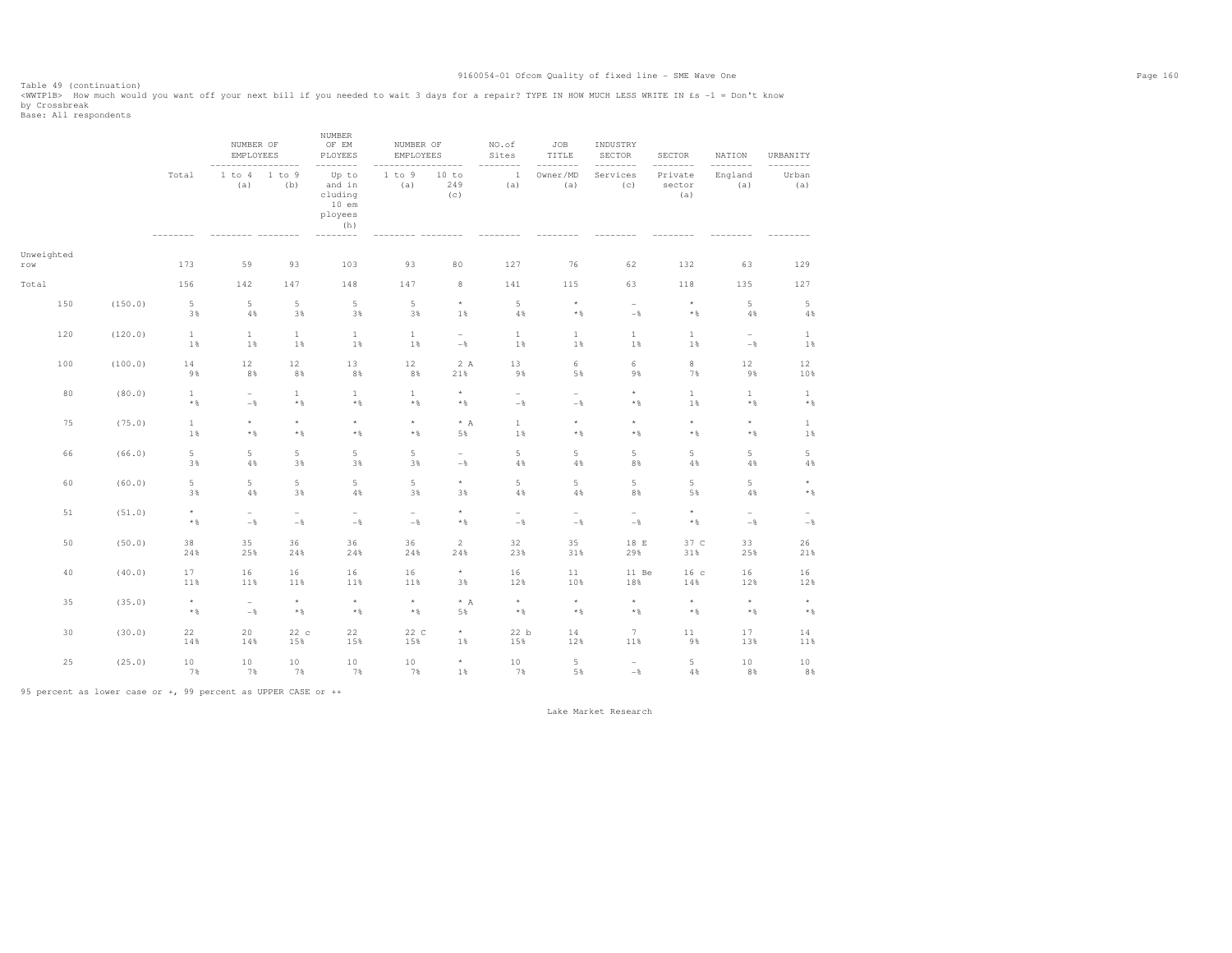Table 49 (continuation)
<WWTP1B> How much would you want off your next bill if you needed to wait 3 days for a repair? TYPE IN HOW MUCH LESS WRITE IN £s -1 = Don't know
by Crossbreak
Base: All respondents

| | | Total | NUMBER OF EMPLOYEES 1 to 4 (a) | 1 to 9 (b) | NUMBER OF EM PLOYEES Up to and including 10 employees (h) | NUMBER OF EMPLOYEES 1 to 9 (a) | 10 to 249 (c) | NO.of Sites 1 (a) | JOB TITLE Owner/MD (a) | INDUSTRY SECTOR Services (c) | SECTOR Private sector (a) | NATION England (a) | URBANITY Urban (a) |
|---|---|---|---|---|---|---|---|---|---|---|---|---|---|
| Unweighted row | | 173 | 59 | 93 | 103 | 93 | 80 | 127 | 76 | 62 | 132 | 63 | 129 |
| Total | | 156 | 142 | 147 | 148 | 147 | 8 | 141 | 115 | 63 | 118 | 135 | 127 |
| 150 | (150.0) | 5 | 5 | 5 | 5 | 5 | * | 5 | * | - | * | 5 | 5 |
| | | 3% | 4% | 3% | 3% | 3% | 1% | 4% | *% | -% | *% | 4% | 4% |
| 120 | (120.0) | 1 | 1 | 1 | 1 | 1 | - | 1 | 1 | 1 | 1 | - | 1 |
| | | 1% | 1% | 1% | 1% | 1% | -% | 1% | 1% | 1% | 1% | -% | 1% |
| 100 | (100.0) | 14 | 12 | 12 | 13 | 12 | 2 A | 13 | 6 | 6 | 8 | 12 | 12 |
| | | 9% | 8% | 8% | 8% | 8% | 21% | 9% | 5% | 9% | 7% | 9% | 10% |
| 80 | (80.0) | 1 | - | 1 | 1 | 1 | * | - | - | * | 1 | 1 | 1 |
| | | *% | -% | *% | *% | *% | *% | -% | -% | *% | 1% | *% | *% |
| 75 | (75.0) | 1 | * | * | * | * | * A | 1 | * | * | * | * | 1 |
| | | 1% | *% | *% | *% | *% | 5% | 1% | *% | *% | *% | *% | 1% |
| 66 | (66.0) | 5 | 5 | 5 | 5 | 5 | - | 5 | 5 | 5 | 5 | 5 | 5 |
| | | 3% | 4% | 3% | 3% | 3% | -% | 4% | 4% | 8% | 4% | 4% | 4% |
| 60 | (60.0) | 5 | 5 | 5 | 5 | 5 | * | 5 | 5 | 5 | 5 | 5 | * |
| | | 3% | 4% | 3% | 4% | 3% | 3% | 4% | 4% | 8% | 5% | 4% | *% |
| 51 | (51.0) | * | - | - | - | - | * | - | - | - | * | - | - |
| | | *% | -% | -% | -% | -% | *% | -% | -% | -% | *% | -% | -% |
| 50 | (50.0) | 38 | 35 | 36 | 36 | 36 | 2 | 32 | 35 | 18 E | 37 C | 33 | 26 |
| | | 24% | 25% | 24% | 24% | 24% | 24% | 23% | 31% | 29% | 31% | 25% | 21% |
| 40 | (40.0) | 17 | 16 | 16 | 16 | 16 | * | 16 | 11 | 11 Be | 16 c | 16 | 16 |
| | | 11% | 11% | 11% | 11% | 11% | 3% | 12% | 10% | 18% | 14% | 12% | 12% |
| 35 | (35.0) | * | - | * | * | * | * A | * | * | * | * | * | * |
| | | *% | -% | *% | *% | *% | 5% | *% | *% | *% | *% | *% | *% |
| 30 | (30.0) | 22 | 20 | 22 c | 22 | 22 C | * | 22 b | 14 | 7 | 11 | 17 | 14 |
| | | 14% | 14% | 15% | 15% | 15% | 1% | 15% | 12% | 11% | 9% | 13% | 11% |
| 25 | (25.0) | 10 | 10 | 10 | 10 | 10 | * | 10 | 5 | - | 5 | 10 | 10 |
| | | 7% | 7% | 7% | 7% | 7% | 1% | 7% | 5% | -% | 4% | 8% | 8% |

95 percent as lower case or +, 99 percent as UPPER CASE or ++

Lake Market Research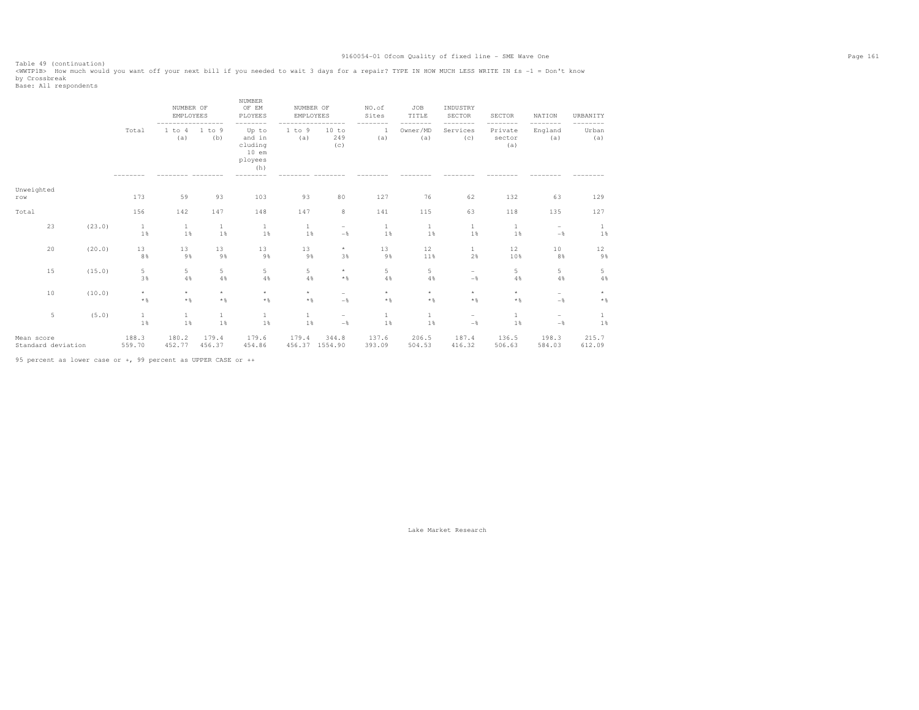Table 49 (continuation)
<WWTP1B> How much would you want off your next bill if you needed to wait 3 days for a repair? TYPE IN HOW MUCH LESS WRITE IN £s -1 = Don't know
by Crossbreak
Base: All respondents

| | | | NUMBER OF EMPLOYEES | | NUMBER OF EM PLOYEES | NUMBER OF EMPLOYEES | | NO.of Sites | JOB TITLE | INDUSTRY SECTOR | SECTOR | NATION | URBANITY |
|---|---|---|---|---|---|---|---|---|---|---|---|---|---|
| | | Total | 1 to 4 (a) | 1 to 9 (b) | Up to and including 10 employees (h) | 1 to 9 (a) | 10 to 249 (c) | 1 (a) | Owner/MD (a) | Services (c) | Private sector (a) | England (a) | Urban (a) |
| Unweighted row | | 173 | 59 | 93 | 103 | 93 | 80 | 127 | 76 | 62 | 132 | 63 | 129 |
| Total | | 156 | 142 | 147 | 148 | 147 | 8 | 141 | 115 | 63 | 118 | 135 | 127 |
| 23 | (23.0) | 1 | 1 | 1 | 1 | 1 | - | 1 | 1 | 1 | 1 | - | 1 |
| | | 1% | 1% | 1% | 1% | 1% | -% | 1% | 1% | 1% | 1% | -% | 1% |
| 20 | (20.0) | 13 | 13 | 13 | 13 | 13 | * | 13 | 12 | 1 | 12 | 10 | 12 |
| | | 8% | 9% | 9% | 9% | 9% | 3% | 9% | 11% | 2% | 10% | 8% | 9% |
| 15 | (15.0) | 5 | 5 | 5 | 5 | 5 | * | 5 | 5 | - | 5 | 5 | 5 |
| | | 3% | 4% | 4% | 4% | 4% | *% | 4% | 4% | -% | 4% | 4% | 4% |
| 10 | (10.0) | * | * | * | * | * | - | * | * | * | * | - | * |
| | | *% | *% | *% | *% | *% | -% | *% | *% | *% | *% | -% | *% |
| 5 | (5.0) | 1 | 1 | 1 | 1 | 1 | - | 1 | 1 | - | 1 | - | 1 |
| | | 1% | 1% | 1% | 1% | 1% | -% | 1% | 1% | -% | 1% | -% | 1% |
| Mean score | | 188.3 | 180.2 | 179.4 | 179.6 | 179.4 | 344.8 | 137.6 | 206.5 | 187.4 | 136.5 | 198.3 | 215.7 |
| Standard deviation | | 559.70 | 452.77 | 456.37 | 454.86 | 456.37 | 1554.90 | 393.09 | 504.53 | 416.32 | 506.63 | 584.03 | 612.09 |

95 percent as lower case or +, 99 percent as UPPER CASE or ++

Lake Market Research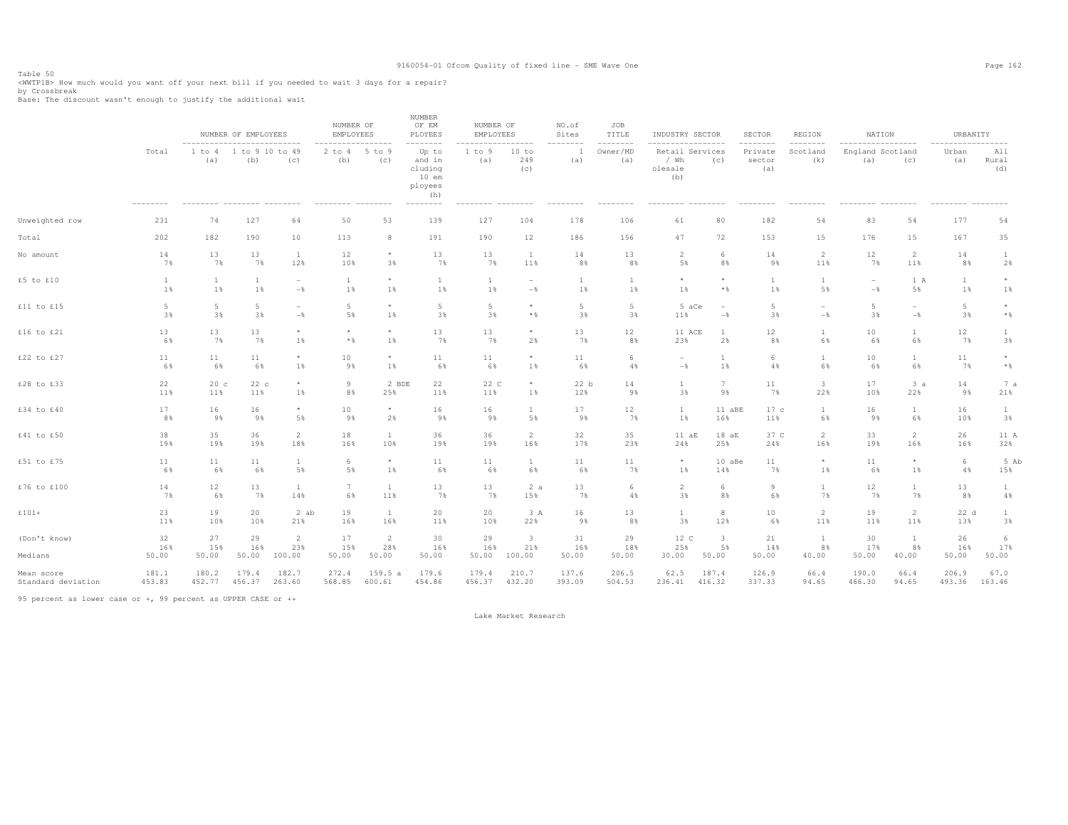Table 50

<WWTP1B> How much would you want off your next bill if you needed to wait 3 days for a repair?

by Crossbreak

Base: The discount wasn't enough to justify the additional wait

| | Total | NUMBER OF EMPLOYEES | | | NUMBER OF EMPLOYEES | | NUMBER OF EM PLOYEES | NUMBER OF EMPLOYEES | | NO.of Sites | JOB TITLE | INDUSTRY SECTOR | | SECTOR | REGION | NATION | | URBANITY | |
|---|---|---|---|---|---|---|---|---|---|---|---|---|---|---|---|---|---|---|---|
| | | 1 to 4 (a) | 1 to 9 (b) | 10 to 49 (c) | 2 to 4 (b) | 5 to 9 (c) | Up to and including 10 employees (h) | 1 to 9 (a) | 10 to 249 (c) | 1 (a) | Owner/MD (a) | Retail / Wholesale (b) | Services (c) | Private sector (a) | Scotland (k) | England (a) | Scotland (c) | Urban (a) | All Rural (d) |
| Unweighted row | 231 | 74 | 127 | 64 | 50 | 53 | 139 | 127 | 104 | 178 | 106 | 61 | 80 | 182 | 54 | 83 | 54 | 177 | 54 |
| Total | 202 | 182 | 190 | 10 | 113 | 8 | 191 | 190 | 12 | 186 | 156 | 47 | 72 | 153 | 15 | 176 | 15 | 167 | 35 |
| No amount | 14<br>7% | 13<br>7% | 13<br>7% | 1<br>12% | 12<br>10% | *<br>3% | 13<br>7% | 13<br>7% | 1<br>11% | 14<br>8% | 13<br>8% | 2<br>5% | 6<br>8% | 14<br>9% | 2<br>11% | 12<br>7% | 2<br>11% | 14<br>8% | 1<br>2% |
| £5 to £10 | 1<br>1% | 1<br>1% | 1<br>1% | -<br>-% | 1<br>1% | *<br>1% | 1<br>1% | 1<br>1% | -<br>-% | 1<br>1% | 1<br>1% | *<br>1% | *<br>*% | 1<br>1% | 1<br>5% | -<br>-% | 1 A<br>5% | 1<br>1% | *<br>1% |
| £11 to £15 | 5<br>3% | 5<br>3% | 5<br>3% | -<br>-% | 5<br>5% | *<br>1% | 5<br>3% | 5<br>3% | *<br>*% | 5<br>3% | 5<br>3% | 5 aCe<br>11% | -<br>-% | 5<br>3% | -<br>-% | 5<br>3% | -<br>-% | 5<br>3% | *<br>*% |
| £16 to £21 | 13<br>6% | 13<br>7% | 13<br>7% | *<br>1% | *<br>*% | *<br>1% | 13<br>7% | 13<br>7% | *<br>2% | 13<br>7% | 12<br>8% | 11 ACE<br>23% | 1<br>2% | 12<br>8% | 1<br>6% | 10<br>6% | 1<br>6% | 12<br>7% | 1<br>3% |
| £22 to £27 | 11<br>6% | 11<br>6% | 11<br>6% | *<br>1% | 10<br>9% | *<br>1% | 11<br>6% | 11<br>6% | *<br>1% | 11<br>6% | 6<br>4% | -<br>-% | 1<br>1% | 6<br>4% | 1<br>6% | 10<br>6% | 1<br>6% | 11<br>7% | *<br>*% |
| £28 to £33 | 22<br>11% | 20 c<br>11% | 22 c<br>11% | *<br>1% | 9<br>8% | 2 BDE<br>25% | 22<br>11% | 22 C<br>11% | *<br>1% | 22 b<br>12% | 14<br>9% | 1<br>3% | 7<br>9% | 11<br>7% | 3<br>22% | 17<br>10% | 3 a<br>22% | 14<br>9% | 7 a<br>21% |
| £34 to £40 | 17<br>8% | 16<br>9% | 16<br>9% | *<br>5% | 10<br>9% | *<br>2% | 16<br>9% | 16<br>9% | 1<br>5% | 17<br>9% | 12<br>7% | 1<br>1% | 11 aBE<br>16% | 17 c<br>11% | 1<br>6% | 16<br>9% | 1<br>6% | 16<br>10% | 1<br>3% |
| £41 to £50 | 38<br>19% | 35<br>19% | 36<br>19% | 2<br>18% | 18<br>16% | 1<br>10% | 36<br>19% | 36<br>19% | 2<br>16% | 32<br>17% | 35<br>23% | 11 aE<br>24% | 18 aE<br>25% | 37 C<br>24% | 2<br>16% | 33<br>19% | 2<br>16% | 26<br>16% | 11 A<br>32% |
| £51 to £75 | 11<br>6% | 11<br>6% | 11<br>6% | 1<br>5% | 6<br>5% | *<br>1% | 11<br>6% | 11<br>6% | 1<br>6% | 11<br>6% | 11<br>7% | *<br>1% | 10 aBe<br>14% | 11<br>7% | *<br>1% | 11<br>6% | *<br>1% | 6<br>4% | 5 Ab<br>15% |
| £76 to £100 | 14<br>7% | 12<br>6% | 13<br>7% | 1<br>14% | 7<br>6% | 1<br>11% | 13<br>7% | 13<br>7% | 2 a<br>15% | 13<br>7% | 6<br>4% | 2<br>3% | 6<br>8% | 9<br>6% | 1<br>7% | 12<br>7% | 1<br>7% | 13<br>8% | 1<br>4% |
| £101+ | 23<br>11% | 19<br>10% | 20<br>10% | 2 ab<br>21% | 19<br>16% | 1<br>16% | 20<br>11% | 20<br>10% | 3 A<br>22% | 16<br>9% | 13<br>8% | 1<br>3% | 8<br>12% | 10<br>6% | 2<br>11% | 19<br>11% | 2<br>11% | 22 d<br>13% | 1<br>3% |
| (Don't know) | 32<br>16% | 27<br>15% | 29<br>16% | 2<br>23% | 17<br>15% | 2<br>28% | 30<br>16% | 29<br>16% | 3<br>21% | 31<br>16% | 29<br>18% | 12 C<br>25% | 3<br>5% | 21<br>14% | 1<br>8% | 30<br>17% | 1<br>8% | 26<br>16% | 6<br>17% |
| Medians | 50.00 | 50.00 | 50.00 | 100.00 | 50.00 | 50.00 | 50.00 | 50.00 | 100.00 | 50.00 | 50.00 | 30.00 | 50.00 | 50.00 | 40.00 | 50.00 | 40.00 | 50.00 | 50.00 |
| Mean score | 181.1 | 180.2 | 179.4 | 182.7 | 272.4 | 159.5 a | 179.6 | 179.4 | 210.7 | 137.6 | 206.5 | 62.5 | 187.4 | 126.9 | 66.4 | 190.0 | 66.4 | 206.9 | 67.0 |
| Standard deviation | 453.83 | 452.77 | 456.37 | 263.60 | 568.85 | 600.61 | 454.86 | 456.37 | 432.20 | 393.09 | 504.53 | 236.41 | 416.32 | 337.33 | 94.65 | 466.30 | 94.65 | 493.36 | 163.46 |

95 percent as lower case or +, 99 percent as UPPER CASE or ++

Lake Market Research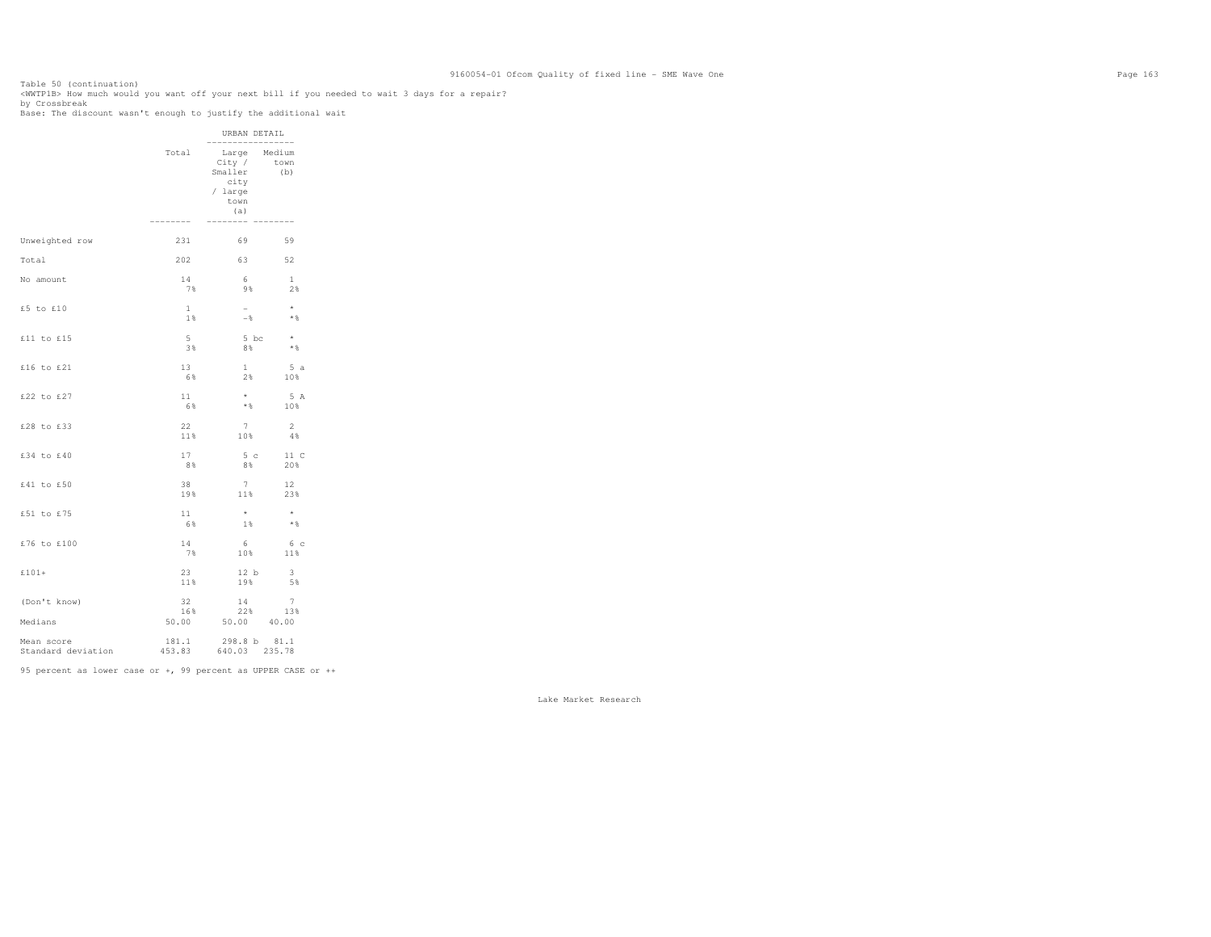Table 50 (continuation)
<WWTP1B> How much would you want off your next bill if you needed to wait 3 days for a repair?
by Crossbreak
Base: The discount wasn't enough to justify the additional wait

| | Total | URBAN DETAIL | |
|---|---|---|---|
| | | Large City / Smaller city / large town (a) | Medium town (b) |
| Unweighted row | 231 | 69 | 59 |
| Total | 202 | 63 | 52 |
| No amount | 14<br>7% | 6<br>9% | 1<br>2% |
| £5 to £10 | 1<br>1% | -<br>-% | *<br>*% |
| £11 to £15 | 5<br>3% | 5 bc<br>8% | *<br>*% |
| £16 to £21 | 13<br>6% | 1<br>2% | 5 a<br>10% |
| £22 to £27 | 11<br>6% | *<br>*% | 5 A<br>10% |
| £28 to £33 | 22<br>11% | 7<br>10% | 2<br>4% |
| £34 to £40 | 17<br>8% | 5 c<br>8% | 11 C<br>20% |
| £41 to £50 | 38<br>19% | 7<br>11% | 12<br>23% |
| £51 to £75 | 11<br>6% | *<br>1% | *<br>*% |
| £76 to £100 | 14<br>7% | 6<br>10% | 6 c<br>11% |
| £101+ | 23<br>11% | 12 b<br>19% | 3<br>5% |
| (Don't know) | 32<br>16% | 14<br>22% | 7<br>13% |
| Medians | 50.00 | 50.00 | 40.00 |
| Mean score | 181.1 | 298.8 b | 81.1 |
| Standard deviation | 453.83 | 640.03 | 235.78 |

95 percent as lower case or +, 99 percent as UPPER CASE or ++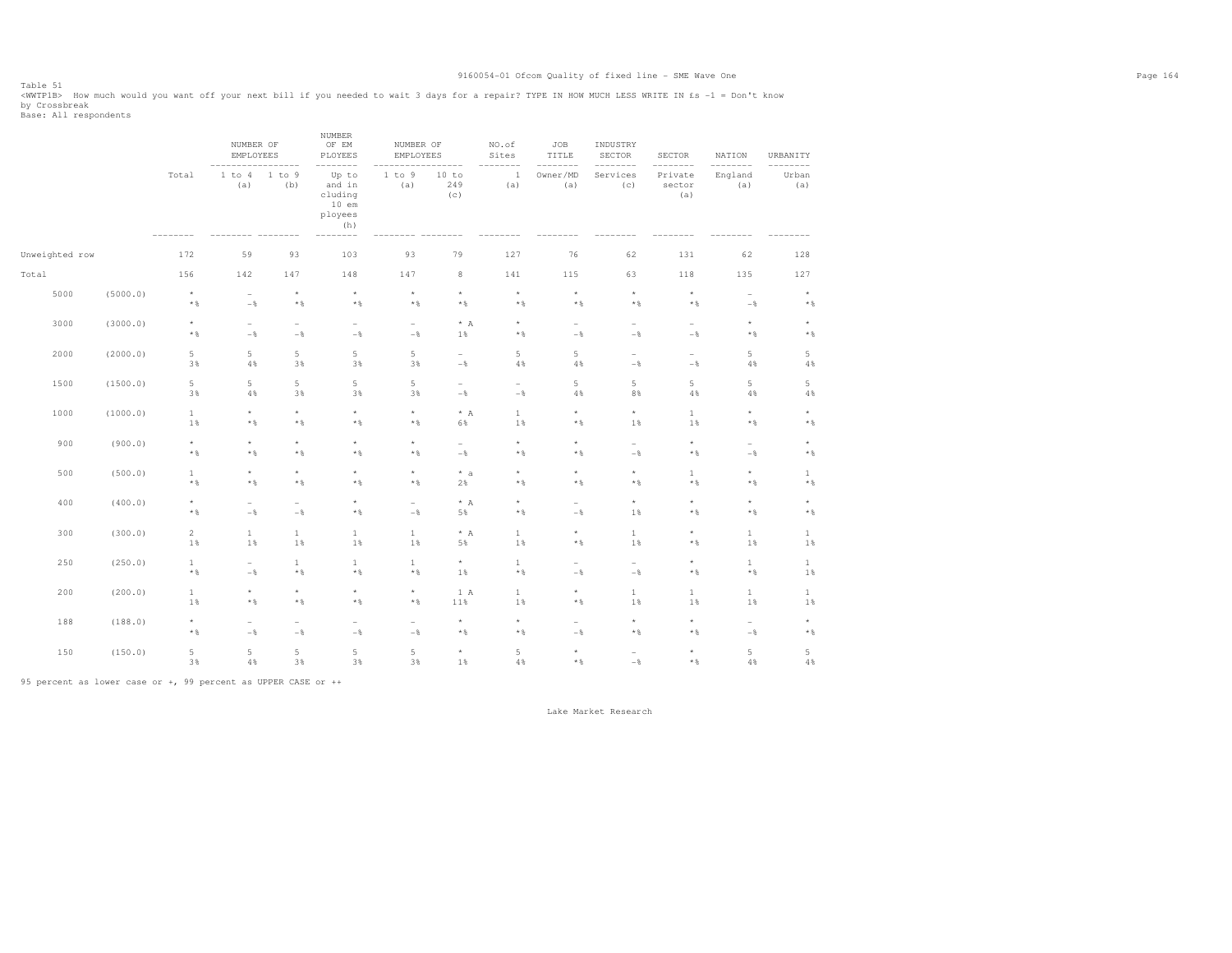Table 51

<WWTP1B> How much would you want off your next bill if you needed to wait 3 days for a repair? TYPE IN HOW MUCH LESS WRITE IN £s -1 = Don't know

by Crossbreak

Base: All respondents

| | | Total | NUMBER OF EMPLOYEES 1 to 4 (a) | 1 to 9 (b) | NUMBER OF EMPLOYEES Up to and including 10 employees (h) | NUMBER OF EMPLOYEES 1 to 9 (a) | 10 to 249 (c) | NO.of Sites 1 (a) | JOB TITLE Owner/MD (a) | INDUSTRY SECTOR Services (c) | SECTOR Private sector (a) | NATION England (a) | URBANITY Urban (a) |
|---|---|---|---|---|---|---|---|---|---|---|---|---|---|
| Unweighted row | | 172 | 59 | 93 | 103 | 93 | 79 | 127 | 76 | 62 | 131 | 62 | 128 |
| Total | | 156 | 142 | 147 | 148 | 147 | 8 | 141 | 115 | 63 | 118 | 135 | 127 |
| 5000 | (5000.0) | * | - | * | * | * | * | * | * | * | * | - | * |
| | | *% | -% | *% | *% | *% | *% | *% | *% | *% | *% | -% | *% |
| 3000 | (3000.0) | * | - | - | - | - | * A | * | - | - | - | * | * |
| | | *% | -% | -% | -% | -% | 1% | *% | -% | -% | -% | *% | *% |
| 2000 | (2000.0) | 5 | 5 | 5 | 5 | 5 | - | 5 | 5 | - | - | 5 | 5 |
| | | 3% | 4% | 3% | 3% | 3% | -% | 4% | 4% | -% | -% | 4% | 4% |
| 1500 | (1500.0) | 5 | 5 | 5 | 5 | 5 | - | - | 5 | 5 | 5 | 5 | 5 |
| | | 3% | 4% | 3% | 3% | 3% | -% | -% | 4% | 8% | 4% | 4% | 4% |
| 1000 | (1000.0) | 1 | * | * | * | * | * A | 1 | * | * | 1 | * | * |
| | | 1% | *% | *% | *% | *% | 6% | 1% | *% | 1% | 1% | *% | *% |
| 900 | (900.0) | * | * | * | * | * | - | * | * | - | * | - | * |
| | | *% | *% | *% | *% | *% | -% | *% | *% | -% | *% | -% | *% |
| 500 | (500.0) | 1 | * | * | * | * | * a | * | * | * | 1 | * | 1 |
| | | *% | *% | *% | *% | *% | 2% | *% | *% | *% | *% | *% | *% |
| 400 | (400.0) | * | - | - | * | - | * A | * | - | * | * | * | * |
| | | *% | -% | -% | *% | -% | 5% | *% | -% | 1% | *% | *% | *% |
| 300 | (300.0) | 2 | 1 | 1 | 1 | 1 | * A | 1 | * | 1 | * | 1 | 1 |
| | | 1% | 1% | 1% | 1% | 1% | 5% | 1% | *% | 1% | *% | 1% | 1% |
| 250 | (250.0) | 1 | - | 1 | 1 | 1 | * | 1 | - | - | * | 1 | 1 |
| | | *% | -% | *% | *% | *% | 1% | *% | -% | -% | *% | *% | 1% |
| 200 | (200.0) | 1 | * | * | * | * | 1 A | 1 | * | 1 | 1 | 1 | 1 |
| | | 1% | *% | *% | *% | *% | 11% | 1% | *% | 1% | 1% | 1% | 1% |
| 188 | (188.0) | * | - | - | - | - | * | * | - | * | * | - | * |
| | | *% | -% | -% | -% | -% | *% | *% | -% | *% | *% | -% | *% |
| 150 | (150.0) | 5 | 5 | 5 | 5 | 5 | * | 5 | * | - | * | 5 | 5 |
| | | 3% | 4% | 3% | 3% | 3% | 1% | 4% | *% | -% | *% | 4% | 4% |

95 percent as lower case or +, 99 percent as UPPER CASE or ++

Lake Market Research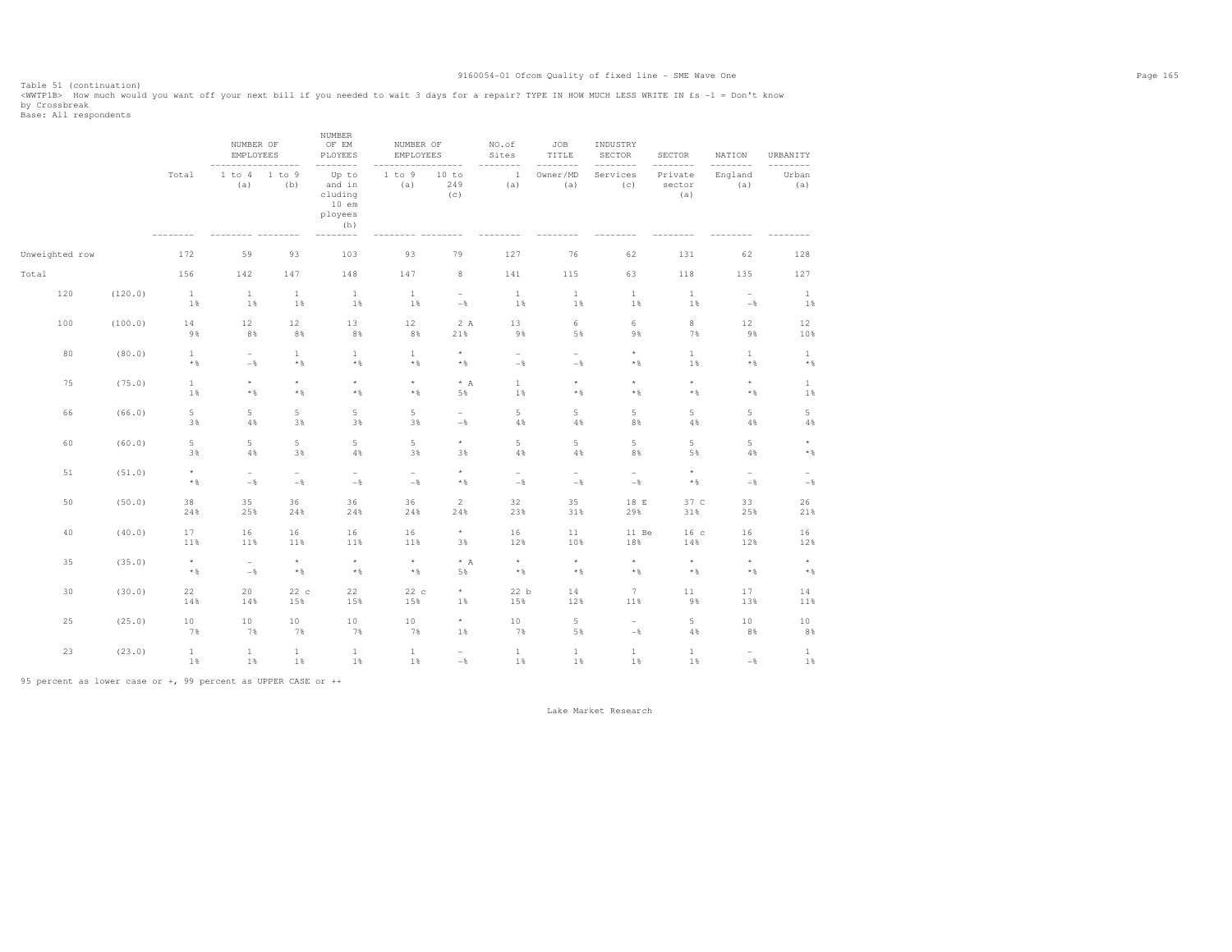Table 51 (continuation)
<WWTP1B> How much would you want off your next bill if you needed to wait 3 days for a repair? TYPE IN HOW MUCH LESS WRITE IN £s -1 = Don't know
by Crossbreak
Base: All respondents

| | | Total | NUMBER OF EMPLOYEES | | NUMBER OF EM PLOYEES | NUMBER OF EMPLOYEES | | NO.of Sites | JOB TITLE | INDUSTRY SECTOR | SECTOR | NATION | URBANITY |
|---|---|---|---|---|---|---|---|---|---|---|---|---|---|
| | | | 1 to 4 (a) | 1 to 9 (b) | Up to and in cluding 10 em ployees (h) | 1 to 9 (a) | 10 to 249 (c) | 1 (a) | Owner/MD (a) | Services (c) | Private sector (a) | England (a) | Urban (a) |
| Unweighted row | | 172 | 59 | 93 | 103 | 93 | 79 | 127 | 76 | 62 | 131 | 62 | 128 |
| Total | | 156 | 142 | 147 | 148 | 147 | 8 | 141 | 115 | 63 | 118 | 135 | 127 |
| 120 | (120.0) | 1 | 1 | 1 | 1 | 1 | - | 1 | 1 | 1 | 1 | - | 1 |
| | | 1% | 1% | 1% | 1% | 1% | -% | 1% | 1% | 1% | 1% | -% | 1% |
| 100 | (100.0) | 14 | 12 | 12 | 13 | 12 | 2 A | 13 | 6 | 6 | 8 | 12 | 12 |
| | | 9% | 8% | 8% | 8% | 8% | 21% | 9% | 5% | 9% | 7% | 9% | 10% |
| 80 | (80.0) | 1 | - | 1 | 1 | 1 | * | - | - | * | 1 | 1 | 1 |
| | | *% | -% | *% | *% | *% | *% | -% | -% | *% | 1% | *% | *% |
| 75 | (75.0) | 1 | * | * | * | * | * A | 1 | * | * | * | * | 1 |
| | | 1% | *% | *% | *% | *% | 5% | 1% | *% | *% | *% | *% | 1% |
| 66 | (66.0) | 5 | 5 | 5 | 5 | 5 | - | 5 | 5 | 5 | 5 | 5 | 5 |
| | | 3% | 4% | 3% | 3% | 3% | -% | 4% | 4% | 8% | 4% | 4% | 4% |
| 60 | (60.0) | 5 | 5 | 5 | 5 | 5 | * | 5 | 5 | 5 | 5 | 5 | * |
| | | 3% | 4% | 3% | 4% | 3% | 3% | 4% | 4% | 8% | 5% | 4% | *% |
| 51 | (51.0) | * | - | - | - | - | * | - | - | - | * | - | - |
| | | *% | -% | -% | -% | -% | *% | -% | -% | -% | *% | -% | -% |
| 50 | (50.0) | 38 | 35 | 36 | 36 | 36 | 2 | 32 | 35 | 18 E | 37 C | 33 | 26 |
| | | 24% | 25% | 24% | 24% | 24% | 24% | 23% | 31% | 29% | 31% | 25% | 21% |
| 40 | (40.0) | 17 | 16 | 16 | 16 | 16 | * | 16 | 11 | 11 Be | 16 c | 16 | 16 |
| | | 11% | 11% | 11% | 11% | 11% | 3% | 12% | 10% | 18% | 14% | 12% | 12% |
| 35 | (35.0) | * | - | * | * | * | * A | * | * | * | * | * | * |
| | | *% | -% | *% | *% | *% | 5% | *% | *% | *% | *% | *% | *% |
| 30 | (30.0) | 22 | 20 | 22 c | 22 | 22 c | * | 22 b | 14 | 7 | 11 | 17 | 14 |
| | | 14% | 14% | 15% | 15% | 15% | 1% | 15% | 12% | 11% | 9% | 13% | 11% |
| 25 | (25.0) | 10 | 10 | 10 | 10 | 10 | * | 10 | 5 | - | 5 | 10 | 10 |
| | | 7% | 7% | 7% | 7% | 7% | 1% | 7% | 5% | -% | 4% | 8% | 8% |
| 23 | (23.0) | 1 | 1 | 1 | 1 | 1 | - | 1 | 1 | 1 | 1 | - | 1 |
| | | 1% | 1% | 1% | 1% | 1% | -% | 1% | 1% | 1% | 1% | -% | 1% |

95 percent as lower case or +, 99 percent as UPPER CASE or ++

Lake Market Research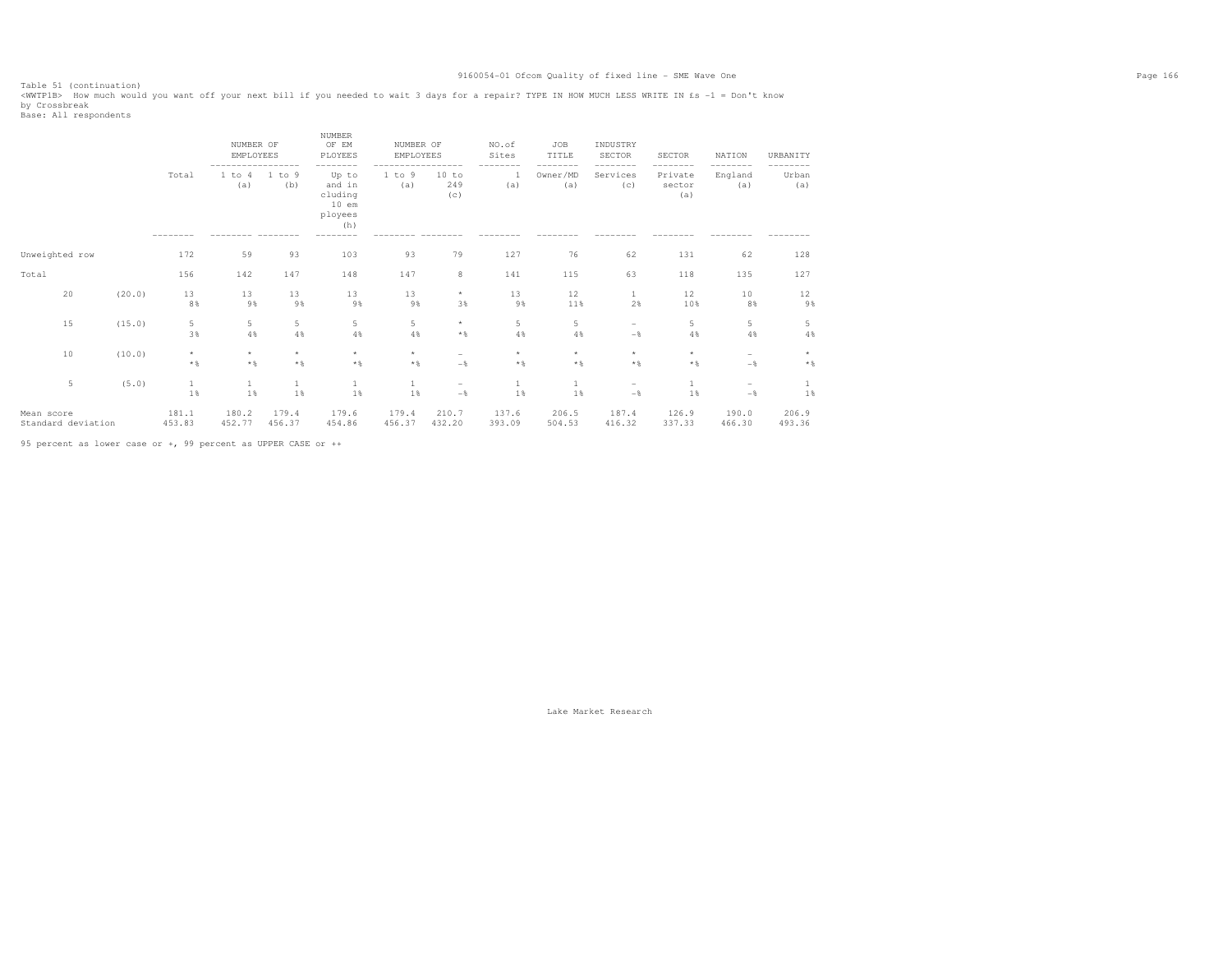Table 51 (continuation)
<WWTP1B> How much would you want off your next bill if you needed to wait 3 days for a repair? TYPE IN HOW MUCH LESS WRITE IN £s -1 = Don't know
by Crossbreak
Base: All respondents

| | | Total | NUMBER OF EMPLOYEES 1 to 4 (a) | NUMBER OF EMPLOYEES 1 to 9 (b) | NUMBER OF EMPLOYEES Up to and including 10 employees (h) | NUMBER OF EMPLOYEES 1 to 9 (a) | NUMBER OF EMPLOYEES 10 to 249 (c) | NO.of Sites 1 (a) | JOB TITLE Owner/MD (a) | INDUSTRY SECTOR Services (c) | SECTOR Private sector (a) | NATION England (a) | URBANITY Urban (a) |
|---|---|---|---|---|---|---|---|---|---|---|---|---|---|
| Unweighted row | | 172 | 59 | 93 | 103 | 93 | 79 | 127 | 76 | 62 | 131 | 62 | 128 |
| Total | | 156 | 142 | 147 | 148 | 147 | 8 | 141 | 115 | 63 | 118 | 135 | 127 |
| 20 | (20.0) | 13 | 13 | 13 | 13 | 13 | * | 13 | 12 | 1 | 12 | 10 | 12 |
| | | 8% | 9% | 9% | 9% | 9% | 3% | 9% | 11% | 2% | 10% | 8% | 9% |
| 15 | (15.0) | 5 | 5 | 5 | 5 | 5 | * | 5 | 5 | - | 5 | 5 | 5 |
| | | 3% | 4% | 4% | 4% | 4% | *% | 4% | 4% | -% | 4% | 4% | 4% |
| 10 | (10.0) | * | * | * | * | * | - | * | * | * | * | - | * |
| | | *% | *% | *% | *% | *% | -% | *% | *% | *% | *% | -% | *% |
| 5 | (5.0) | 1 | 1 | 1 | 1 | 1 | - | 1 | 1 | - | 1 | - | 1 |
| | | 1% | 1% | 1% | 1% | 1% | -% | 1% | 1% | -% | 1% | -% | 1% |
| Mean score | | 181.1 | 180.2 | 179.4 | 179.6 | 179.4 | 210.7 | 137.6 | 206.5 | 187.4 | 126.9 | 190.0 | 206.9 |
| Standard deviation | | 453.83 | 452.77 | 456.37 | 454.86 | 456.37 | 432.20 | 393.09 | 504.53 | 416.32 | 337.33 | 466.30 | 493.36 |

95 percent as lower case or +, 99 percent as UPPER CASE or ++

Lake Market Research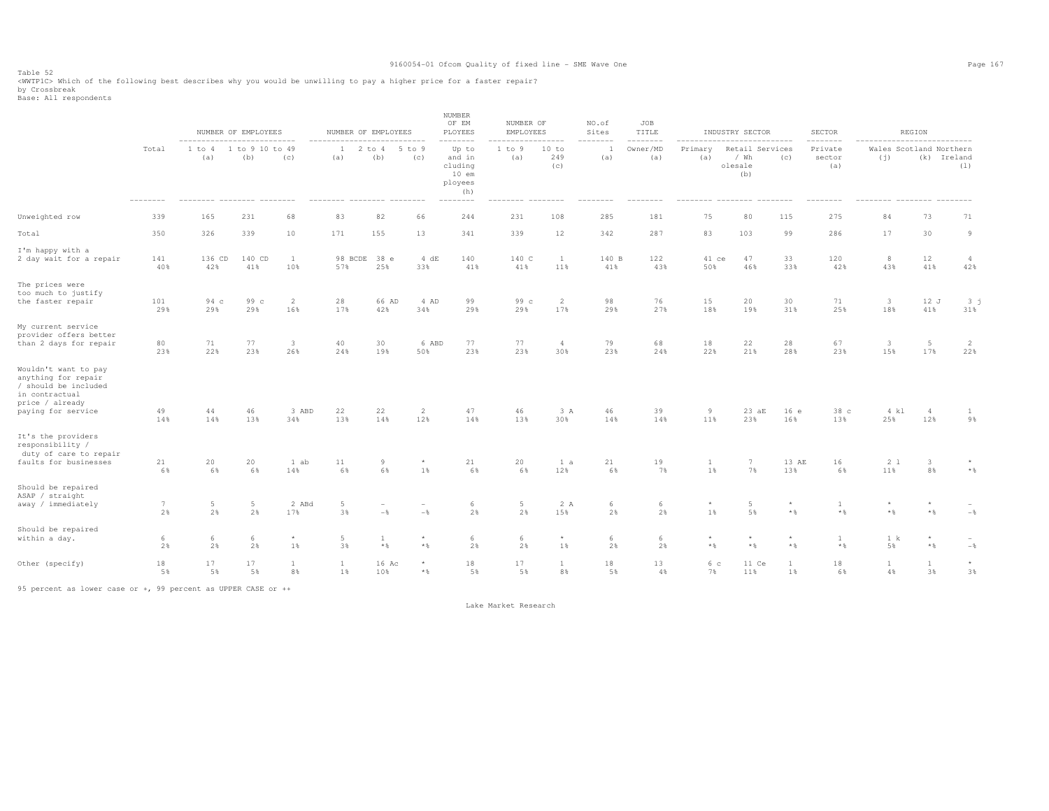Table 52
<WWTP1C> Which of the following best describes why you would be unwilling to pay a higher price for a faster repair?
by Crossbreak
Base: All respondents

| | Total | NUMBER OF EMPLOYEES | | | NUMBER OF EMPLOYEES | | | NUMBER OF EMPLOYEES | NUMBER OF EMPLOYEES | | NO.of Sites | JOB TITLE | INDUSTRY SECTOR | | | SECTOR | REGION | | |
|---|---|---|---|---|---|---|---|---|---|---|---|---|---|---|---|---|---|---|---|
| | | 1 to 4 (a) | 1 to 9 (b) | 10 to 49 (c) | 1 (a) | 2 to 4 (b) | 5 to 9 (c) | Up to and including 10 employees (h) | 1 to 9 (a) | 10 to 249 (c) | 1 (a) | Owner/MD (a) | Primary (a) | Retail / Wholesale (b) | Services (c) | Private sector (a) | Wales (j) | Scotland (k) | Northern Ireland (l) |
| Unweighted row | 339 | 165 | 231 | 68 | 83 | 82 | 66 | 244 | 231 | 108 | 285 | 181 | 75 | 80 | 115 | 275 | 84 | 73 | 71 |
| Total | 350 | 326 | 339 | 10 | 171 | 155 | 13 | 341 | 339 | 12 | 342 | 287 | 83 | 103 | 99 | 286 | 17 | 30 | 9 |
| I'm happy with a 2 day wait for a repair | 141 | 136 CD | 140 CD | 1 | 98 BCDE | 38 e | 4 dE | 140 | 140 C | 1 | 140 B | 122 | 41 ce | 47 | 33 | 120 | 8 | 12 | 4 |
| | 40% | 42% | 41% | 10% | 57% | 25% | 33% | 41% | 41% | 11% | 41% | 43% | 50% | 46% | 33% | 42% | 43% | 41% | 42% |
| The prices were too much to justify the faster repair | 101 | 94 c | 99 c | 2 | 28 | 66 AD | 4 AD | 99 | 99 c | 2 | 98 | 76 | 15 | 20 | 30 | 71 | 3 | 12 J | 3 j |
| | 29% | 29% | 29% | 16% | 17% | 42% | 34% | 29% | 29% | 17% | 29% | 27% | 18% | 19% | 31% | 25% | 18% | 41% | 31% |
| My current service provider offers better than 2 days for repair | 80 | 71 | 77 | 3 | 40 | 30 | 6 ABD | 77 | 77 | 4 | 79 | 68 | 18 | 22 | 28 | 67 | 3 | 5 | 2 |
| | 23% | 22% | 23% | 26% | 24% | 19% | 50% | 23% | 23% | 30% | 23% | 24% | 22% | 21% | 28% | 23% | 15% | 17% | 22% |
| Wouldn't want to pay anything for repair / should be included in contractual price / already paying for service | 49 | 44 | 46 | 3 ABD | 22 | 22 | 2 | 47 | 46 | 3 A | 46 | 39 | 9 | 23 aE | 16 e | 38 c | 4 kl | 4 | 1 |
| | 14% | 14% | 13% | 34% | 13% | 14% | 12% | 14% | 13% | 30% | 14% | 14% | 11% | 23% | 16% | 13% | 25% | 12% | 9% |
| It's the providers responsibility / duty of care to repair faults for businesses | 21 | 20 | 20 | 1 ab | 11 | 9 | * | 21 | 20 | 1 a | 21 | 19 | 1 | 7 | 13 AE | 16 | 2 l | 3 | * |
| | 6% | 6% | 6% | 14% | 6% | 6% | 1% | 6% | 6% | 12% | 6% | 7% | 1% | 7% | 13% | 6% | 11% | 8% | *% |
| Should be repaired ASAP / straight away / immediately | 7 | 5 | 5 | 2 ABd | 5 | - | - | 6 | 5 | 2 A | 6 | 6 | * | 5 | * | 1 | * | * | - |
| | 2% | 2% | 2% | 17% | 3% | -% | -% | 2% | 2% | 15% | 2% | 2% | 1% | 5% | *% | *% | *% | *% | -% |
| Should be repaired within a day. | 6 | 6 | 6 | * | 5 | 1 | * | 6 | 6 | * | 6 | 6 | * | * | * | 1 | 1 k | * | - |
| | 2% | 2% | 2% | 1% | 3% | *% | *% | 2% | 2% | 1% | 2% | 2% | *% | *% | *% | *% | 5% | *% | -% |
| Other (specify) | 18 | 17 | 17 | 1 | 1 | 16 Ac | * | 18 | 17 | 1 | 18 | 13 | 6 c | 11 Ce | 1 | 18 | 1 | 1 | * |
| | 5% | 5% | 5% | 8% | 1% | 10% | *% | 5% | 5% | 8% | 5% | 4% | 7% | 11% | 1% | 6% | 4% | 3% | 3% |

95 percent as lower case or +, 99 percent as UPPER CASE or ++

Lake Market Research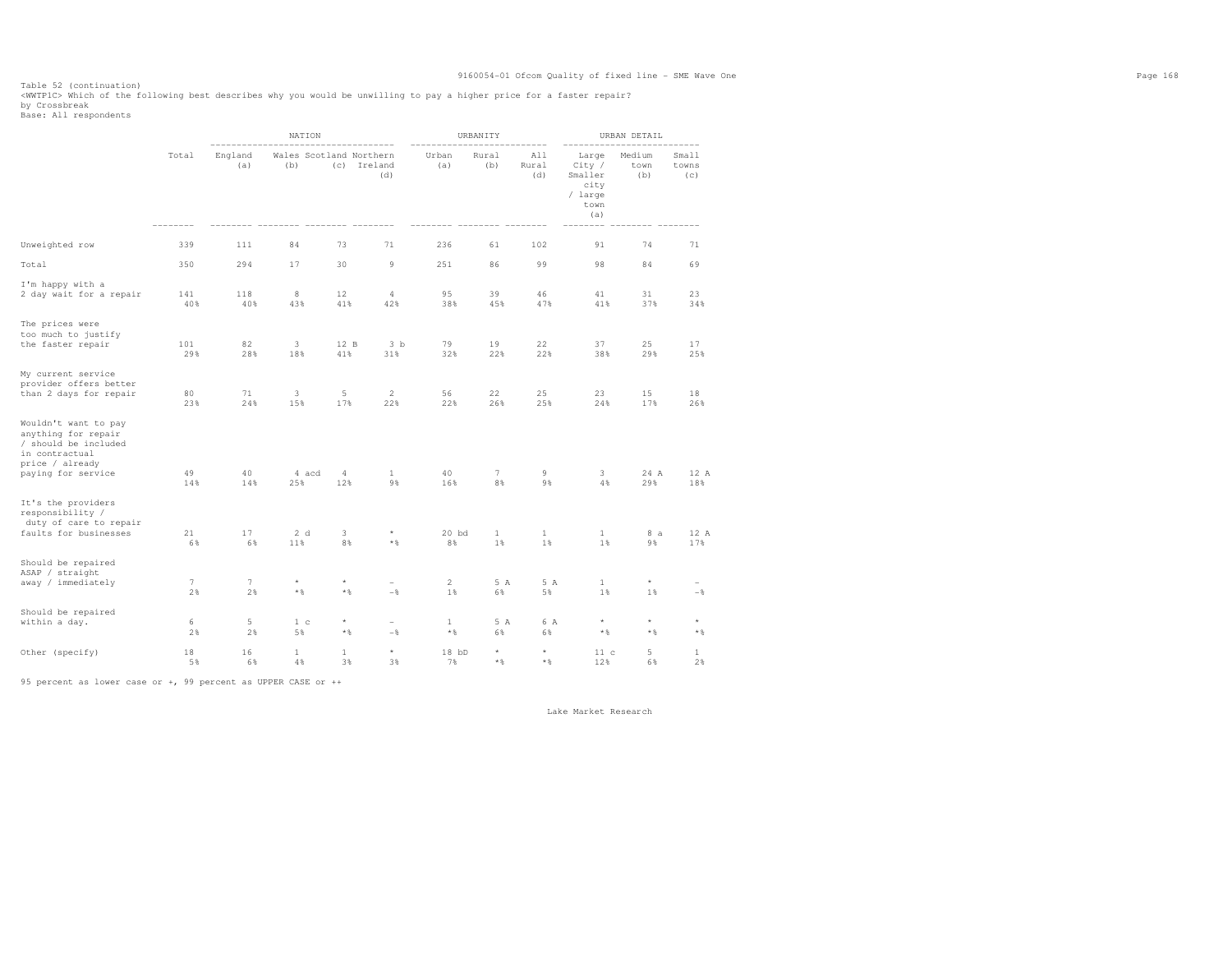Table 52 (continuation)
<WWTP1C> Which of the following best describes why you would be unwilling to pay a higher price for a faster repair?
by Crossbreak
Base: All respondents

| | Total | NATION | | | | URBANITY | | | URBAN DETAIL | | |
|---|---|---|---|---|---|---|---|---|---|---|---|
| | | England (a) | Wales (b) | Scotland (c) | Northern Ireland (d) | Urban (a) | Rural (b) | All Rural (d) | Large City / Smaller city / large town (a) | Medium town (b) | Small towns (c) |
| Unweighted row | 339 | 111 | 84 | 73 | 71 | 236 | 61 | 102 | 91 | 74 | 71 |
| Total | 350 | 294 | 17 | 30 | 9 | 251 | 86 | 99 | 98 | 84 | 69 |
| I'm happy with a 2 day wait for a repair | 141 | 118 | 8 | 12 | 4 | 95 | 39 | 46 | 41 | 31 | 23 |
| | 40% | 40% | 43% | 41% | 42% | 38% | 45% | 47% | 41% | 37% | 34% |
| The prices were too much to justify the faster repair | 101 | 82 | 3 | 12 B | 3 b | 79 | 19 | 22 | 37 | 25 | 17 |
| | 29% | 28% | 18% | 41% | 31% | 32% | 22% | 22% | 38% | 29% | 25% |
| My current service provider offers better than 2 days for repair | 80 | 71 | 3 | 5 | 2 | 56 | 22 | 25 | 23 | 15 | 18 |
| | 23% | 24% | 15% | 17% | 22% | 22% | 26% | 25% | 24% | 17% | 26% |
| Wouldn't want to pay anything for repair / should be included in contractual price / already paying for service | 49 | 40 | 4 acd | 4 | 1 | 40 | 7 | 9 | 3 | 24 A | 12 A |
| | 14% | 14% | 25% | 12% | 9% | 16% | 8% | 9% | 4% | 29% | 18% |
| It's the providers responsibility / duty of care to repair faults for businesses | 21 | 17 | 2 d | 3 | * | 20 bd | 1 | 1 | 1 | 8 a | 12 A |
| | 6% | 6% | 11% | 8% | *% | 8% | 1% | 1% | 1% | 9% | 17% |
| Should be repaired ASAP / straight away / immediately | 7 | 7 | * | * | - | 2 | 5 A | 5 A | 1 | * | - |
| | 2% | 2% | *% | *% | -% | 1% | 6% | 5% | 1% | 1% | -% |
| Should be repaired within a day. | 6 | 5 | 1 c | * | - | 1 | 5 A | 6 A | * | * | * |
| | 2% | 2% | 5% | *% | -% | *% | 6% | 6% | *% | *% | *% |
| Other (specify) | 18 | 16 | 1 | 1 | * | 18 bD | * | * | 11 c | 5 | 1 |
| | 5% | 6% | 4% | 3% | 3% | 7% | *% | *% | 12% | 6% | 2% |

95 percent as lower case or +, 99 percent as UPPER CASE or ++

Lake Market Research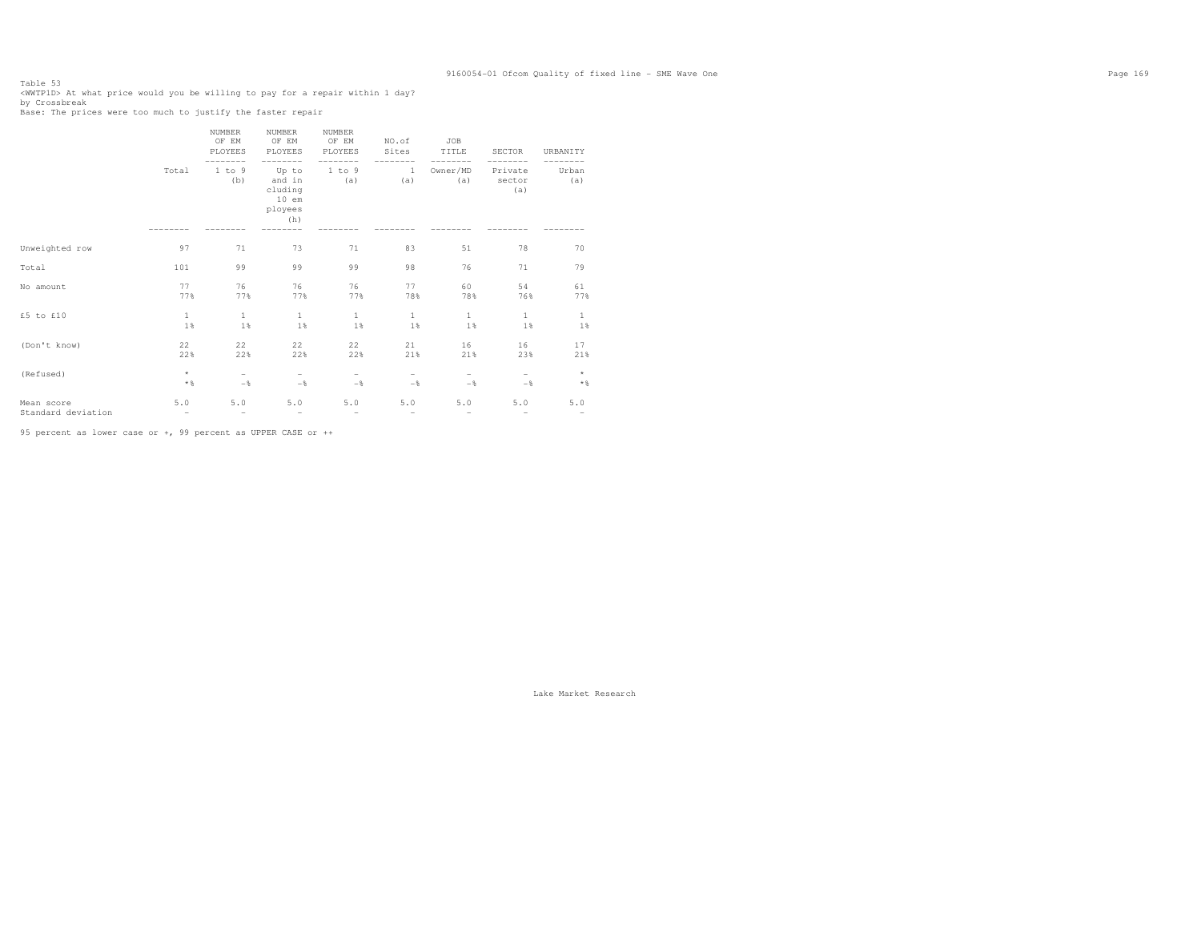Table 53
<WWTP1D> At what price would you be willing to pay for a repair within 1 day?
by Crossbreak
Base: The prices were too much to justify the faster repair

| | Total | NUMBER OF EM PLOYEES | NUMBER OF EM PLOYEES | NUMBER OF EM PLOYEES | NO.of Sites | JOB TITLE | SECTOR | URBANITY |
|---|---|---|---|---|---|---|---|---|
| | | 1 to 9 (b) | Up to and including 10 employees (h) | 1 to 9 (a) | 1 (a) | Owner/MD (a) | Private sector (a) | Urban (a) |
| Unweighted row | 97 | 71 | 73 | 71 | 83 | 51 | 78 | 70 |
| Total | 101 | 99 | 99 | 99 | 98 | 76 | 71 | 79 |
| No amount | 77 | 76 | 76 | 76 | 77 | 60 | 54 | 61 |
| | 77% | 77% | 77% | 77% | 78% | 78% | 76% | 77% |
| £5 to £10 | 1 | 1 | 1 | 1 | 1 | 1 | 1 | 1 |
| | 1% | 1% | 1% | 1% | 1% | 1% | 1% | 1% |
| (Don't know) | 22 | 22 | 22 | 22 | 21 | 16 | 16 | 17 |
| | 22% | 22% | 22% | 22% | 21% | 21% | 23% | 21% |
| (Refused) | * | - | - | - | - | - | - | * |
| | *% | -% | -% | -% | -% | -% | -% | *% |
| Mean score | 5.0 | 5.0 | 5.0 | 5.0 | 5.0 | 5.0 | 5.0 | 5.0 |
| Standard deviation | - | - | - | - | - | - | - | - |

95 percent as lower case or +, 99 percent as UPPER CASE or ++

Lake Market Research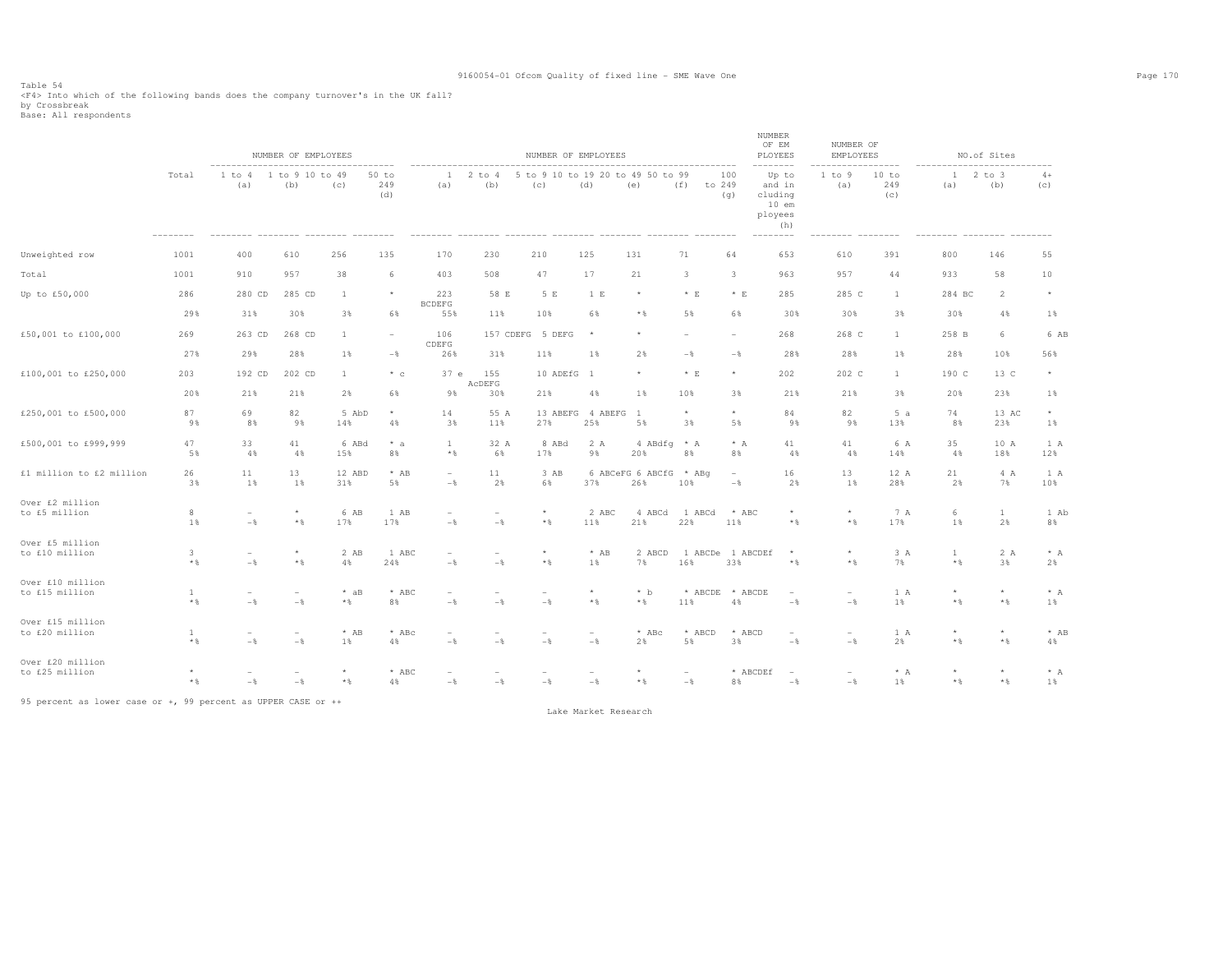Table 54
<F4> Into which of the following bands does the company turnover's in the UK fall?
by Crossbreak
Base: All respondents

| | Total | NUMBER OF EMPLOYEES 1 to 4 (a) | 1 to 9 (b) | 10 to 49 (c) | 50 to 249 (d) | NUMBER OF EMPLOYEES 1 (a) | 2 to 4 (b) | 5 to 9 (c) | 10 to 19 (d) | 20 to 49 (e) | 50 to 99 (f) | 100 to 249 (g) | NUMBER OF EMPLOYEES Up to and including 10 employees (h) | NUMBER OF EMPLOYEES 1 to 9 (a) | 10 to 249 (c) | NO.of Sites 1 (a) | 2 to 3 (b) | 4+ (c) |
|---|---|---|---|---|---|---|---|---|---|---|---|---|---|---|---|---|---|---|
| Unweighted row | 1001 | 400 | 610 | 256 | 135 | 170 | 230 | 210 | 125 | 131 | 71 | 64 | 653 | 610 | 391 | 800 | 146 | 55 |
| Total | 1001 | 910 | 957 | 38 | 6 | 403 | 508 | 47 | 17 | 21 | 3 | 3 | 963 | 957 | 44 | 933 | 58 | 10 |
| Up to £50,000 | 286 | 280 CD | 285 CD | 1 | * | 223 BCDEFG | 58 E | 5 E | 1 E | * | * E | * E | 285 | 285 C | 1 | 284 BC | 2 | * |
| | 29% | 31% | 30% | 3% | 6% | 55% | 11% | 10% | 6% | *% | 5% | 6% | 30% | 30% | 3% | 30% | 4% | 1% |
| £50,001 to £100,000 | 269 | 263 CD | 268 CD | 1 | - | 106 CDEFG | 157 CDEFG | 5 DEFG | * | * | - | - | 268 | 268 C | 1 | 258 B | 6 | 6 AB |
| | 27% | 29% | 28% | 1% | -% | 26% | 31% | 11% | 1% | 2% | -% | -% | 28% | 28% | 1% | 28% | 10% | 56% |
| £100,001 to £250,000 | 203 | 192 CD | 202 CD | 1 | * c | 37 e | 155 AcDEFG | 10 ADEfG | 1 | * | * E | * | 202 | 202 C | 1 | 190 C | 13 C | * |
| | 20% | 21% | 21% | 2% | 6% | 9% | 30% | 21% | 4% | 1% | 10% | 3% | 21% | 21% | 3% | 20% | 23% | 1% |
| £250,001 to £500,000 | 87 | 69 | 82 | 5 AbD | * | 14 | 55 A | 13 ABEFG | 4 ABEFG | 1 | * | * | 84 | 82 | 5 a | 74 | 13 AC | * |
| | 9% | 8% | 9% | 14% | 4% | 3% | 11% | 27% | 25% | 5% | 3% | 5% | 9% | 9% | 13% | 8% | 23% | 1% |
| £500,001 to £999,999 | 47 | 33 | 41 | 6 ABd | * a | 1 | 32 A | 8 ABd | 2 A | 4 ABdfg | * A | * A | 41 | 41 | 6 A | 35 | 10 A | 1 A |
| | 5% | 4% | 4% | 15% | 8% | *% | 6% | 17% | 9% | 20% | 8% | 8% | 4% | 4% | 14% | 4% | 18% | 12% |
| £1 million to £2 million | 26 | 11 | 13 | 12 ABD | * AB | - | 11 | 3 AB | 6 ABCeFG | 6 ABCfG | * ABg | - | 16 | 13 | 12 A | 21 | 4 A | 1 A |
| | 3% | 1% | 1% | 31% | 5% | -% | 2% | 6% | 37% | 26% | 10% | -% | 2% | 1% | 28% | 2% | 7% | 10% |
| Over £2 million to £5 million | 8 | - | * | 6 AB | 1 AB | - | - | * | 2 ABC | 4 ABCd | 1 ABCd | * ABC | * | * | 7 A | 6 | 1 | 1 Ab |
| | 1% | -% | *% | 17% | 17% | -% | -% | *% | 11% | 21% | 22% | 11% | *% | *% | 17% | 1% | 2% | 8% |
| Over £5 million to £10 million | 3 | - | * | 2 AB | 1 ABC | - | - | * | * AB | 2 ABCD | 1 ABCDe | 1 ABCDEf | * | * | 3 A | 1 | 2 A | * A |
| | *% | -% | *% | 4% | 24% | -% | -% | *% | 1% | 7% | 16% | 33% | *% | *% | 7% | *% | 3% | 2% |
| Over £10 million to £15 million | 1 | - | - | * aB | * ABC | - | - | - | * | * b | * ABCDE | * ABCDE | - | - | 1 A | * | * | * A |
| | *% | -% | -% | *% | 8% | -% | -% | -% | *% | *% | 11% | 4% | -% | -% | 1% | *% | *% | 1% |
| Over £15 million to £20 million | 1 | - | - | * AB | * ABc | - | - | - | - | * ABc | * ABCD | * ABCD | - | - | 1 A | * | * | * AB |
| | *% | -% | -% | 1% | 4% | -% | -% | -% | -% | 2% | 5% | 3% | -% | -% | 2% | *% | *% | 4% |
| Over £20 million to £25 million | * | - | - | * | * ABC | - | - | - | - | * | - | * ABCDEf | - | - | * A | * | * | * A |
| | *% | -% | -% | *% | 4% | -% | -% | -% | -% | *% | -% | 8% | -% | -% | 1% | *% | *% | 1% |

95 percent as lower case or +, 99 percent as UPPER CASE or ++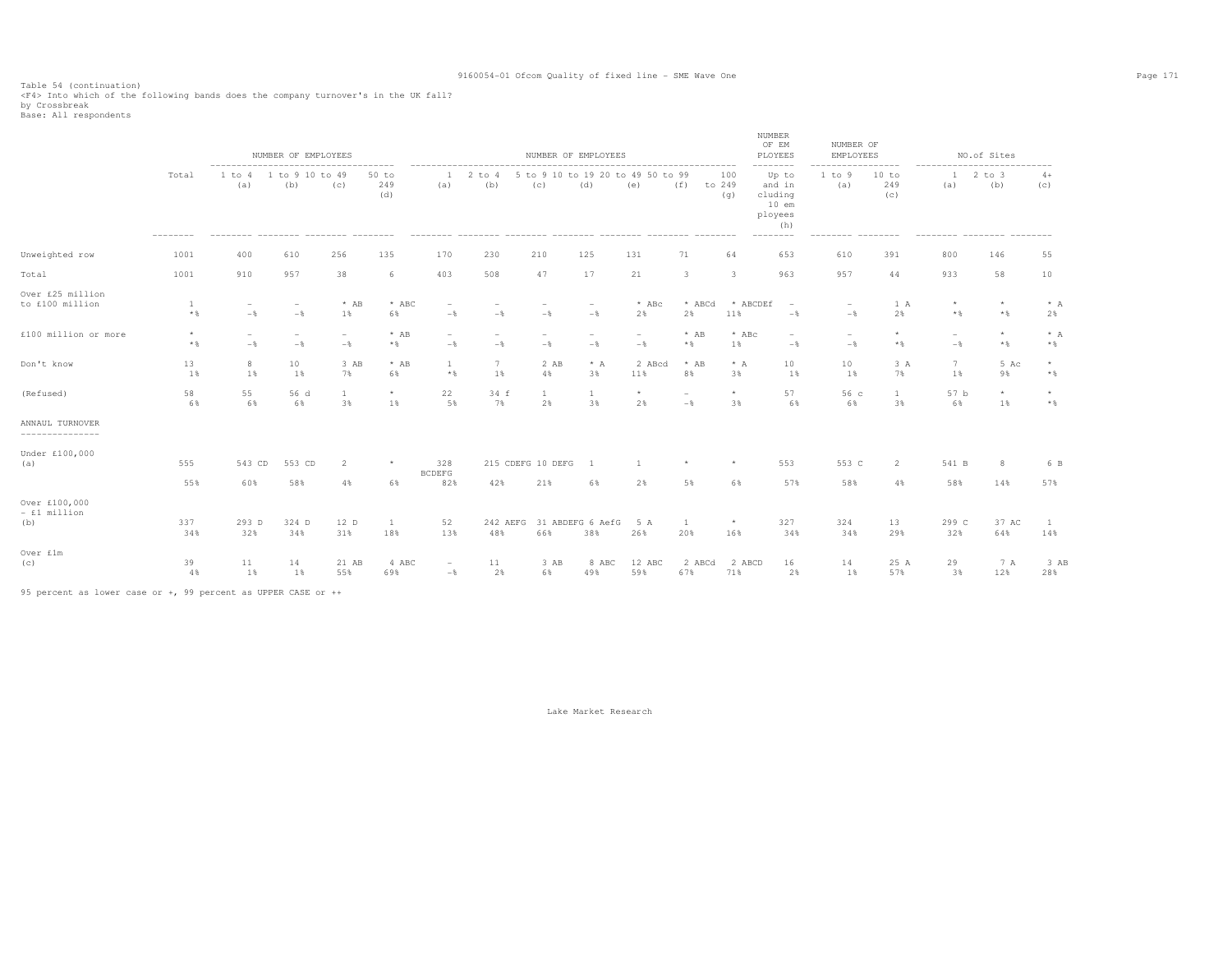Table 54 (continuation)
<F4> Into which of the following bands does the company turnover's in the UK fall?
by Crossbreak
Base: All respondents

| | Total | NUMBER OF EMPLOYEES 1 to 4 (a) | 1 to 9 (b) | 10 to 49 (c) | 50 to 249 (d) | NUMBER OF EMPLOYEES 1 (a) | 2 to 4 (b) | 5 to 9 (c) | 10 to 19 (d) | 20 to 49 (e) | 50 to 99 (f) | 100 to 249 (g) | NUMBER OF EMPLOYEES Up to and including 10 employees (h) | NUMBER OF EMPLOYEES 1 to 9 (a) | 10 to 249 (c) | NO.of Sites 1 (a) | 2 to 3 (b) | 4+ (c) |
|---|---|---|---|---|---|---|---|---|---|---|---|---|---|---|---|---|---|---|
| Unweighted row | 1001 | 400 | 610 | 256 | 135 | 170 | 230 | 210 | 125 | 131 | 71 | 64 | 653 | 610 | 391 | 800 | 146 | 55 |
| Total | 1001 | 910 | 957 | 38 | 6 | 403 | 508 | 47 | 17 | 21 | 3 | 3 | 963 | 957 | 44 | 933 | 58 | 10 |
| Over £25 million to £100 million | 1 | - | - | * AB | * ABC | - | - | - | - | * ABc | * ABCd | * ABCDEf | - | - | 1 A | * | * | * A |
| | *% | -% | -% | 1% | 6% | -% | -% | -% | -% | 2% | 2% | 11% | -% | -% | 2% | *% | *% | 2% |
| £100 million or more | * | - | - | - | * AB | - | - | - | - | - | * AB | * ABc | - | - | * | - | * | * A |
| | *% | -% | -% | -% | *% | -% | -% | -% | -% | -% | *% | 1% | -% | -% | *% | -% | *% | *% |
| Don't know | 13 | 8 | 10 | 3 AB | * AB | 1 | 7 | 2 AB | * A | 2 ABcd | * AB | * A | 10 | 10 | 3 A | 7 | 5 Ac | * |
| | 1% | 1% | 1% | 7% | 6% | *% | 1% | 4% | 3% | 11% | 8% | 3% | 1% | 1% | 7% | 1% | 9% | *% |
| (Refused) | 58 | 55 | 56 d | 1 | * | 22 | 34 f | 1 | 1 | * | - | * | 57 | 56 c | 1 | 57 b | * | * |
| | 6% | 6% | 6% | 3% | 1% | 5% | 7% | 2% | 3% | 2% | -% | 3% | 6% | 6% | 3% | 6% | 1% | *% |
| **ANNAUL TURNOVER** | | | | | | | | | | | | | | | | | | |
| Under £100,000 (a) | 555 | 543 CD | 553 CD | 2 | * | 328 BCDEFG | 215 CDEFG | 10 DEFG | 1 | 1 | * | * | 553 | 553 C | 2 | 541 B | 8 | 6 B |
| | 55% | 60% | 58% | 4% | 6% | 82% | 42% | 21% | 6% | 2% | 5% | 6% | 57% | 58% | 4% | 58% | 14% | 57% |
| Over £100,000 - £1 million (b) | 337 | 293 D | 324 D | 12 D | 1 | 52 | 242 AEFG | 31 ABDEFG | 6 AefG | 5 A | 1 | * | 327 | 324 | 13 | 299 C | 37 AC | 1 |
| | 34% | 32% | 34% | 31% | 18% | 13% | 48% | 66% | 38% | 26% | 20% | 16% | 34% | 34% | 29% | 32% | 64% | 14% |
| Over £1m (c) | 39 | 11 | 14 | 21 AB | 4 ABC | - | 11 | 3 AB | 8 ABC | 12 ABC | 2 ABCd | 2 ABCD | 16 | 14 | 25 A | 29 | 7 A | 3 AB |
| | 4% | 1% | 1% | 55% | 69% | -% | 2% | 6% | 49% | 59% | 67% | 71% | 2% | 1% | 57% | 3% | 12% | 28% |

95 percent as lower case or +, 99 percent as UPPER CASE or ++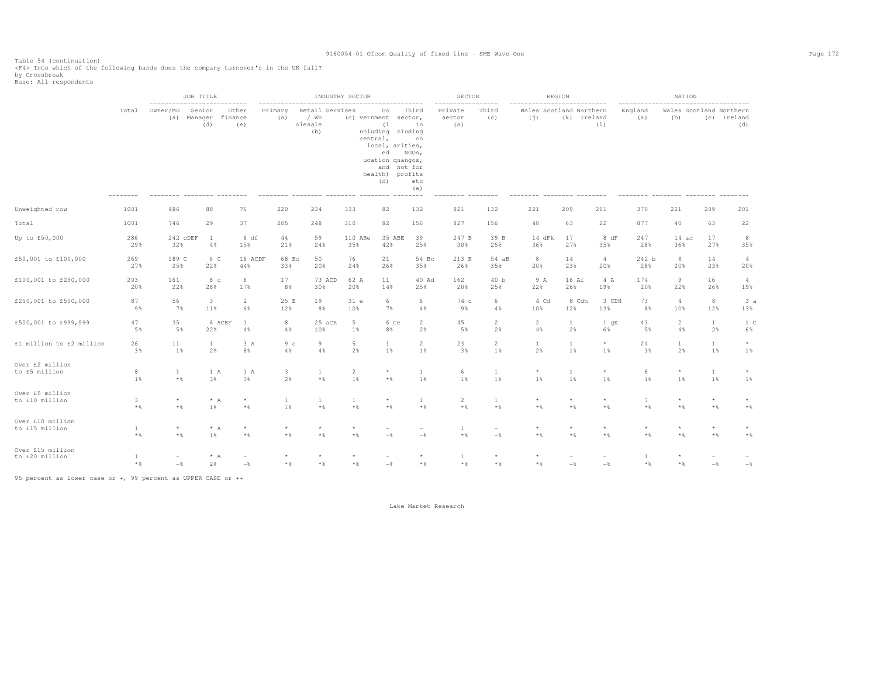Table 54 (continuation)
<F4> Into which of the following bands does the company turnover's in the UK fall?
by Crossbreak
Base: All respondents

| | Total | JOB TITLE | | | INDUSTRY SECTOR | | | | | SECTOR | | REGION | | | NATION | | | |
|---|---|---|---|---|---|---|---|---|---|---|---|---|---|---|---|---|---|---|
| | | Owner/MD (a) | Senior Manager (d) | Other finance (e) | Primary (a) | Retail / Wholesale (b) | Services (c) | Government (including central, local, education and health) (d) | Third sector, including charities, NGOs, quangos, not for profits etc (e) | Private sector (a) | Third (c) | Wales (j) | Scotland (k) | Northern Ireland (l) | England (a) | Wales (b) | Scotland (c) | Northern Ireland (d) |
| Unweighted row | 1001 | 486 | 88 | 76 | 220 | 234 | 333 | 82 | 132 | 821 | 132 | 221 | 209 | 201 | 370 | 221 | 209 | 201 |
| Total | 1001 | 746 | 29 | 37 | 205 | 248 | 310 | 82 | 156 | 827 | 156 | 40 | 63 | 22 | 877 | 40 | 63 | 22 |
| Up to £50,000 | 286 | 242 cDEF | 1 | 6 df | 44 | 59 | 110 ABe | 35 ABE | 39 | 247 B | 39 B | 14 dFk | 17 | 8 dF | 247 | 14 ac | 17 | 8 |
| | 29% | 32% | 4% | 15% | 21% | 24% | 35% | 42% | 25% | 30% | 25% | 36% | 27% | 35% | 28% | 36% | 27% | 35% |
| £50,001 to £100,000 | 269 | 189 C | 6 C | 16 ACDF | 68 Bc | 50 | 76 | 21 | 54 Bc | 213 B | 54 aB | 8 | 14 | 4 | 242 b | 8 | 14 | 4 |
| | 27% | 25% | 22% | 44% | 33% | 20% | 24% | 26% | 35% | 26% | 35% | 20% | 23% | 20% | 28% | 20% | 23% | 20% |
| £100,001 to £250,000 | 203 | 161 | 8 c | 6 | 17 | 73 ACD | 62 A | 11 | 40 Ad | 162 | 40 b | 9 A | 16 Af | 4 A | 174 | 9 | 16 | 4 |
| | 20% | 22% | 28% | 17% | 8% | 30% | 20% | 14% | 25% | 20% | 25% | 22% | 26% | 19% | 20% | 22% | 26% | 19% |
| £250,001 to £500,000 | 87 | 56 | 3 | 2 | 25 E | 19 | 31 e | 6 | 6 | 74 c | 6 | 4 Cd | 8 Cdh | 3 CDH | 73 | 4 | 8 | 3 a |
| | 9% | 7% | 11% | 6% | 12% | 8% | 10% | 7% | 4% | 9% | 4% | 10% | 12% | 13% | 8% | 10% | 12% | 13% |
| £500,001 to £999,999 | 47 | 35 | 6 ACEF | 1 | 8 | 25 aCE | 5 | 6 Ce | 2 | 45 | 2 | 2 | 1 | 1 gK | 43 | 2 | 1 | 1 C |
| | 5% | 5% | 22% | 4% | 4% | 10% | 1% | 8% | 2% | 5% | 2% | 4% | 2% | 6% | 5% | 4% | 2% | 6% |
| £1 million to £2 million | 26 | 11 | 1 | 3 A | 9 c | 9 | 5 | 1 | 2 | 23 | 2 | 1 | 1 | * | 24 | 1 | 1 | * |
| | 3% | 1% | 2% | 8% | 4% | 4% | 2% | 1% | 1% | 3% | 1% | 2% | 1% | 1% | 3% | 2% | 1% | 1% |
| Over £2 million to £5 million | 8 | 1 | 1 A | 1 A | 3 | 1 | 2 | * | 1 | 6 | 1 | * | 1 | * | 6 | * | 1 | * |
| | 1% | *% | 3% | 3% | 2% | *% | 1% | *% | 1% | 1% | 1% | 1% | 1% | 1% | 1% | 1% | 1% | 1% |
| Over £5 million to £10 million | 3 | * | * A | * | 1 | 1 | 1 | * | 1 | 2 | 1 | * | * | * | 3 | * | * | * |
| | *% | *% | 1% | *% | 1% | *% | *% | *% | *% | *% | *% | *% | *% | *% | *% | *% | *% | *% |
| Over £10 million to £15 million | 1 | * | * A | * | * | * | * | - | - | 1 | - | * | * | * | * | * | * | * |
| | *% | *% | 1% | *% | *% | *% | *% | -% | -% | *% | -% | *% | *% | *% | *% | *% | *% | *% |
| Over £15 million to £20 million | 1 | - | * A | - | * | * | * | - | * | 1 | * | * | - | - | 1 | * | - | - |
| | *% | -% | 2% | -% | *% | *% | *% | -% | *% | *% | *% | *% | -% | -% | *% | *% | -% | -% |

95 percent as lower case or +, 99 percent as UPPER CASE or ++

Lake Market Research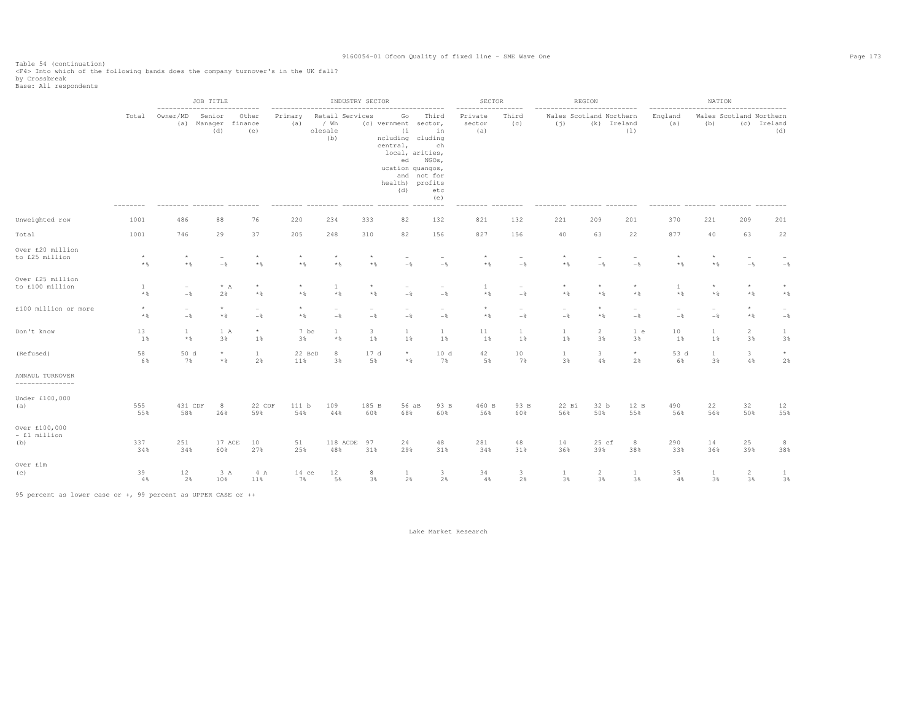Table 54 (continuation)
<F4> Into which of the following bands does the company turnover's in the UK fall?
by Crossbreak
Base: All respondents

| | Total | JOB TITLE | | | INDUSTRY SECTOR | | | | | SECTOR | | REGION | | | NATION | | | |
|---|---|---|---|---|---|---|---|---|---|---|---|---|---|---|---|---|---|---|
| | Total | Owner/MD (a) | Senior Manager (d) | Other finance (e) | Primary (a) | Retail / Wholesale (b) | Services (c) | Government (including central, local, education and health) (d) | Third sector, including charities, NGOs, quangos, not for profits etc (e) | Private sector (a) | Third (c) | Wales (j) | Scotland (k) | Northern Ireland (l) | England (a) | Wales (b) | Scotland (c) | Northern Ireland (d) |
| Unweighted row | 1001 | 486 | 88 | 76 | 220 | 234 | 333 | 82 | 132 | 821 | 132 | 221 | 209 | 201 | 370 | 221 | 209 | 201 |
| Total | 1001 | 746 | 29 | 37 | 205 | 248 | 310 | 82 | 156 | 827 | 156 | 40 | 63 | 22 | 877 | 40 | 63 | 22 |
| Over £20 million to £25 million | * | * | - | * | * | * | * | - | - | * | - | * | - | - | * | * | - | - |
| | *% | *% | -% | *% | *% | *% | *% | -% | -% | *% | -% | *% | -% | -% | *% | *% | -% | -% |
| Over £25 million to £100 million | 1 | - | * A | * | * | 1 | * | - | - | 1 | - | * | * | * | 1 | * | * | * |
| | *% | -% | 2% | *% | *% | *% | *% | -% | -% | *% | -% | *% | *% | *% | *% | *% | *% | *% |
| £100 million or more | * | - | * | - | * | - | - | - | - | * | - | - | * | - | - | - | * | - |
| | *% | -% | *% | -% | *% | -% | -% | -% | -% | *% | -% | -% | *% | -% | -% | -% | *% | -% |
| Don't know | 13 | 1 | 1 A | * | 7 bc | 1 | 3 | 1 | 1 | 11 | 1 | 1 | 2 | 1 e | 10 | 1 | 2 | 1 |
| | 1% | *% | 3% | 1% | 3% | *% | 1% | 1% | 1% | 1% | 1% | 1% | 3% | 3% | 1% | 1% | 3% | 3% |
| (Refused) | 58 | 50 d | * | 1 | 22 BcD | 8 | 17 d | * | 10 d | 42 | 10 | 1 | 3 | * | 53 d | 1 | 3 | * |
| | 6% | 7% | *% | 2% | 11% | 3% | 5% | *% | 7% | 5% | 7% | 3% | 4% | 2% | 6% | 3% | 4% | 2% |
| ANNAUL TURNOVER | | | | | | | | | | | | | | | | | | |
| Under £100,000 (a) | 555 | 431 CDF | 8 | 22 CDF | 111 b | 109 | 185 B | 56 aB | 93 B | 460 B | 93 B | 22 Bi | 32 b | 12 B | 490 | 22 | 32 | 12 |
| | 55% | 58% | 26% | 59% | 54% | 44% | 60% | 68% | 60% | 56% | 60% | 56% | 50% | 55% | 56% | 56% | 50% | 55% |
| Over £100,000 - £1 million (b) | 337 | 251 | 17 ACE | 10 | 51 | 118 ACDE | 97 | 24 | 48 | 281 | 48 | 14 | 25 cf | 8 | 290 | 14 | 25 | 8 |
| | 34% | 34% | 60% | 27% | 25% | 48% | 31% | 29% | 31% | 34% | 31% | 36% | 39% | 38% | 33% | 36% | 39% | 38% |
| Over £1m (c) | 39 | 12 | 3 A | 4 A | 14 ce | 12 | 8 | 1 | 3 | 34 | 3 | 1 | 2 | 1 | 35 | 1 | 2 | 1 |
| | 4% | 2% | 10% | 11% | 7% | 5% | 3% | 2% | 2% | 4% | 2% | 3% | 3% | 3% | 4% | 3% | 3% | 3% |

95 percent as lower case or +, 99 percent as UPPER CASE or ++

Lake Market Research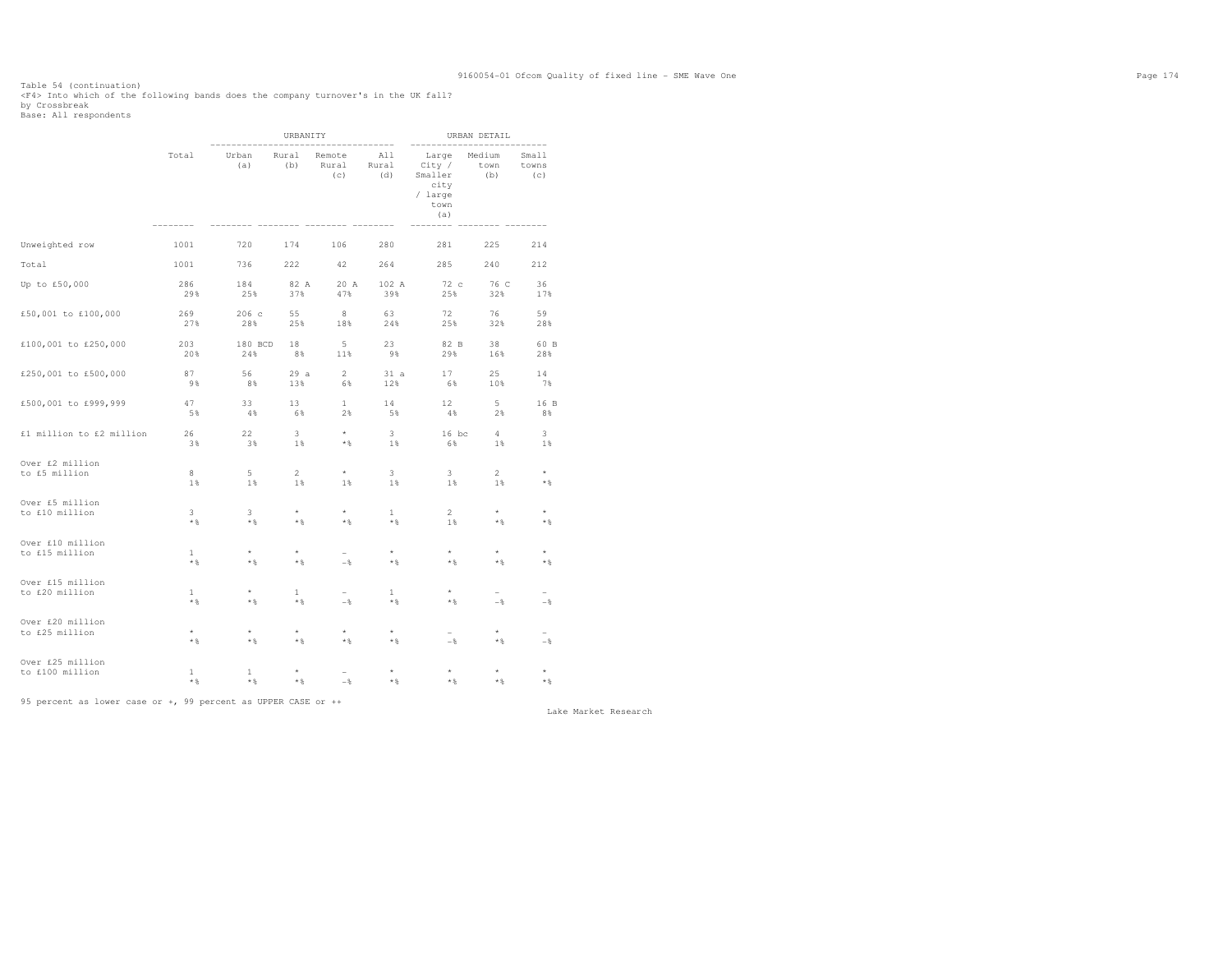Table 54 (continuation)
<F4> Into which of the following bands does the company turnover's in the UK fall?
by Crossbreak
Base: All respondents

| | Total | URBANITY | | | | URBAN DETAIL | | |
|---|---|---|---|---|---|---|---|---|
| | | Urban (a) | Rural (b) | Remote Rural (c) | All Rural (d) | Large City / Smaller city / large town (a) | Medium town (b) | Small towns (c) |
| Unweighted row | 1001 | 720 | 174 | 106 | 280 | 281 | 225 | 214 |
| Total | 1001 | 736 | 222 | 42 | 264 | 285 | 240 | 212 |
| Up to £50,000 | 286 | 184 | 82 A | 20 A | 102 A | 72 c | 76 C | 36 |
| | 29% | 25% | 37% | 47% | 39% | 25% | 32% | 17% |
| £50,001 to £100,000 | 269 | 206 c | 55 | 8 | 63 | 72 | 76 | 59 |
| | 27% | 28% | 25% | 18% | 24% | 25% | 32% | 28% |
| £100,001 to £250,000 | 203 | 180 BCD | 18 | 5 | 23 | 82 B | 38 | 60 B |
| | 20% | 24% | 8% | 11% | 9% | 29% | 16% | 28% |
| £250,001 to £500,000 | 87 | 56 | 29 a | 2 | 31 a | 17 | 25 | 14 |
| | 9% | 8% | 13% | 6% | 12% | 6% | 10% | 7% |
| £500,001 to £999,999 | 47 | 33 | 13 | 1 | 14 | 12 | 5 | 16 B |
| | 5% | 4% | 6% | 2% | 5% | 4% | 2% | 8% |
| £1 million to £2 million | 26 | 22 | 3 | * | 3 | 16 bc | 4 | 3 |
| | 3% | 3% | 1% | *% | 1% | 6% | 1% | 1% |
| Over £2 million to £5 million | 8 | 5 | 2 | * | 3 | 3 | 2 | * |
| | 1% | 1% | 1% | 1% | 1% | 1% | 1% | *% |
| Over £5 million to £10 million | 3 | 3 | * | * | 1 | 2 | * | * |
| | *% | *% | *% | *% | *% | 1% | *% | *% |
| Over £10 million to £15 million | 1 | * | * | - | * | * | * | * |
| | *% | *% | *% | -% | *% | *% | *% | *% |
| Over £15 million to £20 million | 1 | * | 1 | - | 1 | * | - | - |
| | *% | *% | *% | -% | *% | *% | -% | -% |
| Over £20 million to £25 million | * | * | * | * | * | - | * | - |
| | *% | *% | *% | *% | *% | -% | *% | -% |
| Over £25 million to £100 million | 1 | 1 | * | - | * | * | * | * |
| | *% | *% | *% | -% | *% | *% | *% | *% |

95 percent as lower case or +, 99 percent as UPPER CASE or ++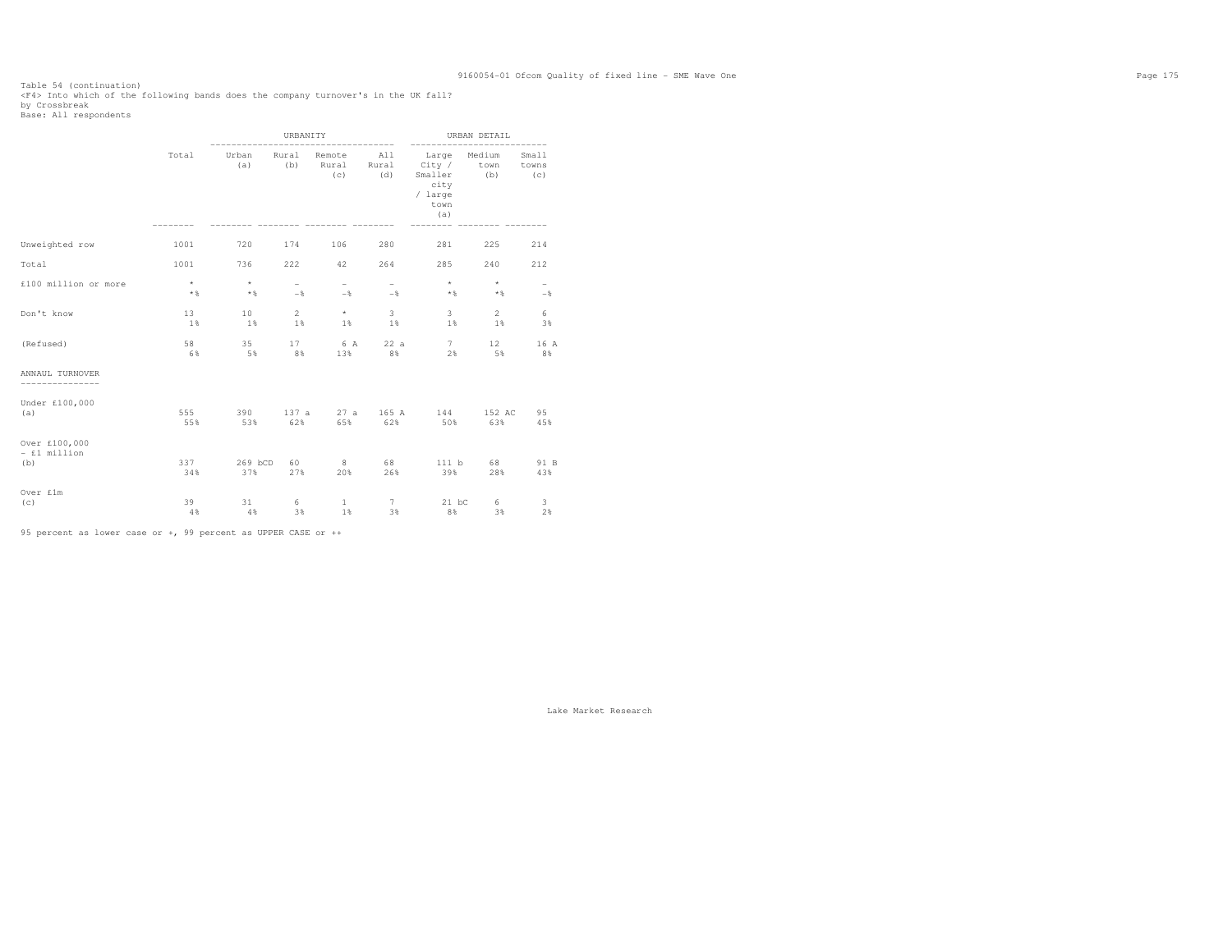Table 54 (continuation)
<F4> Into which of the following bands does the company turnover's in the UK fall?
by Crossbreak
Base: All respondents

| | Total | URBANITY | | | | URBAN DETAIL | | |
|---|---|---|---|---|---|---|---|---|
| | | Urban (a) | Rural (b) | Remote Rural (c) | All Rural (d) | Large City / Smaller city / large town (a) | Medium town (b) | Small towns (c) |
| Unweighted row | 1001 | 720 | 174 | 106 | 280 | 281 | 225 | 214 |
| Total | 1001 | 736 | 222 | 42 | 264 | 285 | 240 | 212 |
| £100 million or more | * | * | - | - | - | * | * | - |
| | *% | *% | -% | -% | -% | *% | *% | -% |
| Don't know | 13 | 10 | 2 | * | 3 | 3 | 2 | 6 |
| | 1% | 1% | 1% | 1% | 1% | 1% | 1% | 3% |
| (Refused) | 58 | 35 | 17 | 6 A | 22 a | 7 | 12 | 16 A |
| | 6% | 5% | 8% | 13% | 8% | 2% | 5% | 8% |
| ANNAUL TURNOVER | | | | | | | | |
| Under £100,000 (a) | 555 | 390 | 137 a | 27 a | 165 A | 144 | 152 AC | 95 |
| | 55% | 53% | 62% | 65% | 62% | 50% | 63% | 45% |
| Over £100,000 - £1 million (b) | 337 | 269 bCD | 60 | 8 | 68 | 111 b | 68 | 91 B |
| | 34% | 37% | 27% | 20% | 26% | 39% | 28% | 43% |
| Over £1m (c) | 39 | 31 | 6 | 1 | 7 | 21 bC | 6 | 3 |
| | 4% | 4% | 3% | 1% | 3% | 8% | 3% | 2% |

95 percent as lower case or +, 99 percent as UPPER CASE or ++